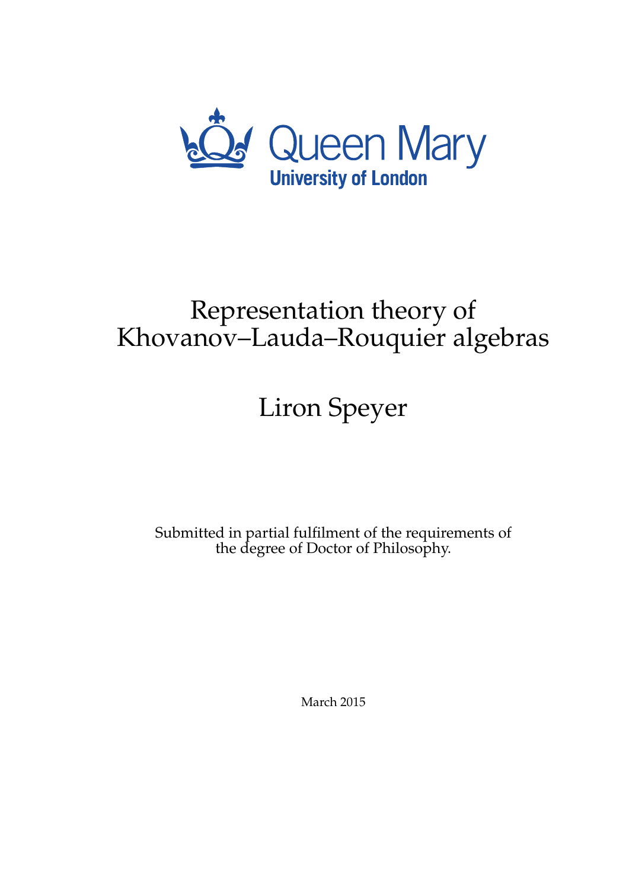Queen Mary
University of London

# Representation theory of Khovanov–Lauda–Rouquier algebras

## Liron Speyer

Submitted in partial fulfilment of the requirements of the degree of Doctor of Philosophy.

March 2015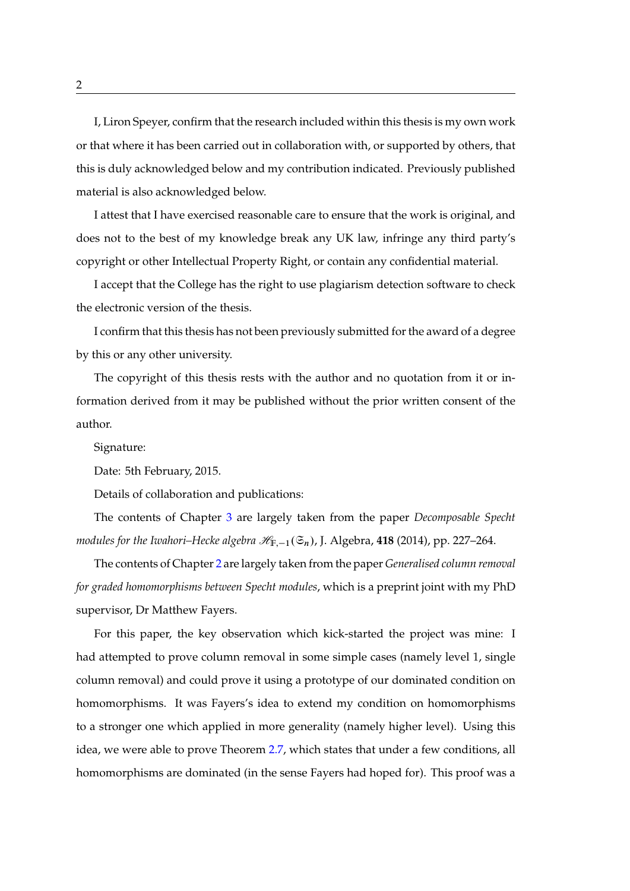I, Liron Speyer, confirm that the research included within this thesis is my own work or that where it has been carried out in collaboration with, or supported by others, that this is duly acknowledged below and my contribution indicated. Previously published material is also acknowledged below.

I attest that I have exercised reasonable care to ensure that the work is original, and does not to the best of my knowledge break any UK law, infringe any third party's copyright or other Intellectual Property Right, or contain any confidential material.

I accept that the College has the right to use plagiarism detection software to check the electronic version of the thesis.

I confirm that this thesis has not been previously submitted for the award of a degree by this or any other university.

The copyright of this thesis rests with the author and no quotation from it or information derived from it may be published without the prior written consent of the author.

Signature:

Date: 5th February, 2015.

Details of collaboration and publications:

The contents of Chapter 3 are largely taken from the paper *Decomposable Specht modules for the Iwahori–Hecke algebra* $\mathscr{H}_{\mathbb{F},-1}(\mathfrak{S}_n)$, J. Algebra, **418** (2014), pp. 227–264.

The contents of Chapter 2 are largely taken from the paper *Generalised column removal for graded homomorphisms between Specht modules*, which is a preprint joint with my PhD supervisor, Dr Matthew Fayers.

For this paper, the key observation which kick-started the project was mine: I had attempted to prove column removal in some simple cases (namely level 1, single column removal) and could prove it using a prototype of our dominated condition on homomorphisms. It was Fayers's idea to extend my condition on homomorphisms to a stronger one which applied in more generality (namely higher level). Using this idea, we were able to prove Theorem 2.7, which states that under a few conditions, all homomorphisms are dominated (in the sense Fayers had hoped for). This proof was a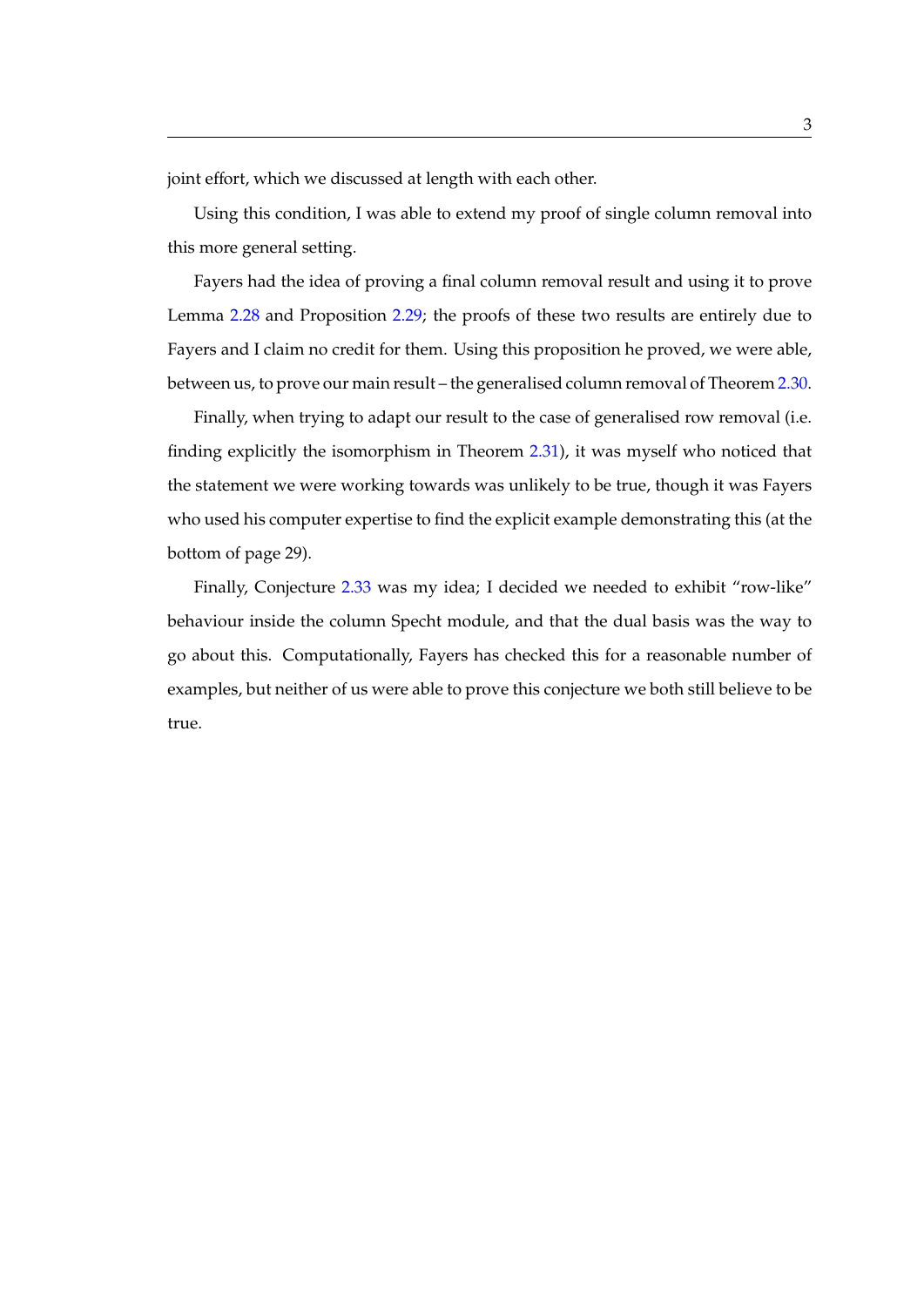joint effort, which we discussed at length with each other.

Using this condition, I was able to extend my proof of single column removal into this more general setting.

Fayers had the idea of proving a final column removal result and using it to prove Lemma 2.28 and Proposition 2.29; the proofs of these two results are entirely due to Fayers and I claim no credit for them. Using this proposition he proved, we were able, between us, to prove our main result – the generalised column removal of Theorem 2.30.

Finally, when trying to adapt our result to the case of generalised row removal (i.e. finding explicitly the isomorphism in Theorem 2.31), it was myself who noticed that the statement we were working towards was unlikely to be true, though it was Fayers who used his computer expertise to find the explicit example demonstrating this (at the bottom of page 29).

Finally, Conjecture 2.33 was my idea; I decided we needed to exhibit "row-like" behaviour inside the column Specht module, and that the dual basis was the way to go about this. Computationally, Fayers has checked this for a reasonable number of examples, but neither of us were able to prove this conjecture we both still believe to be true.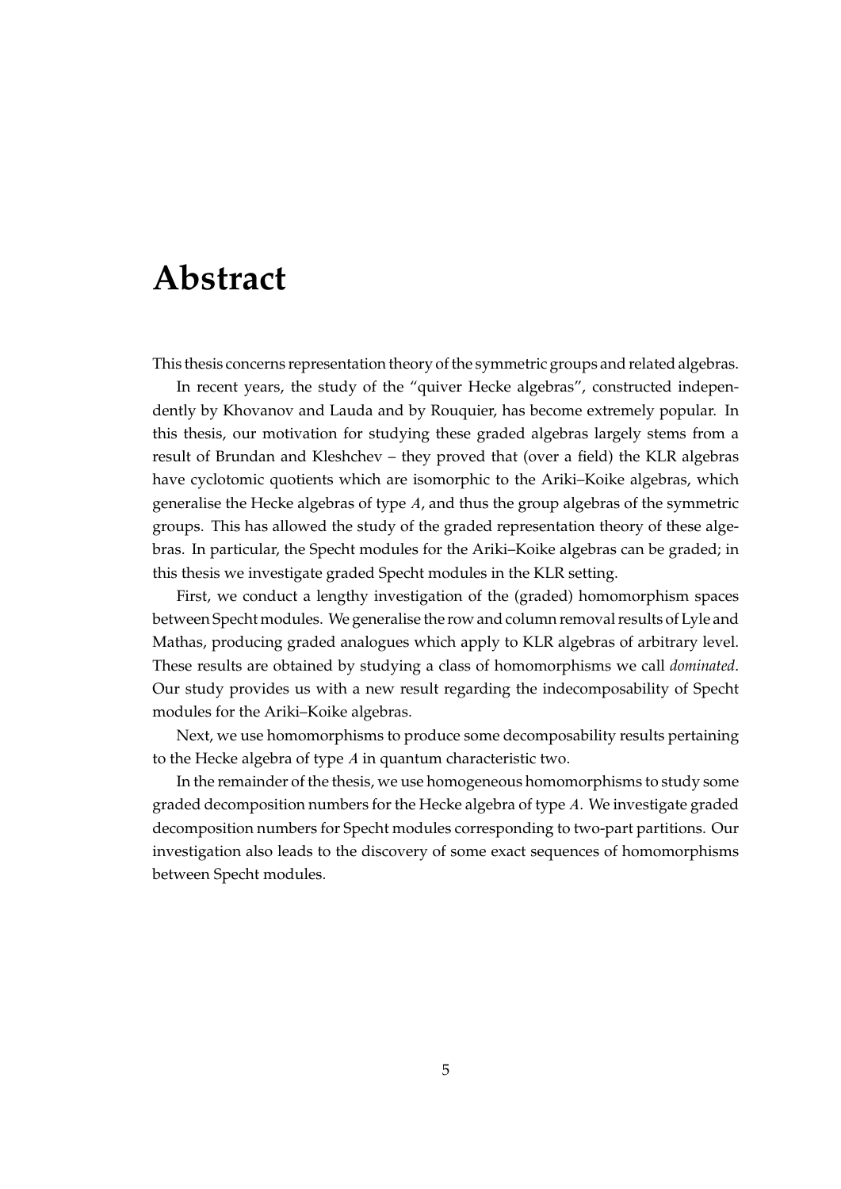# Abstract

This thesis concerns representation theory of the symmetric groups and related algebras.

In recent years, the study of the "quiver Hecke algebras", constructed independently by Khovanov and Lauda and by Rouquier, has become extremely popular. In this thesis, our motivation for studying these graded algebras largely stems from a result of Brundan and Kleshchev – they proved that (over a field) the KLR algebras have cyclotomic quotients which are isomorphic to the Ariki–Koike algebras, which generalise the Hecke algebras of type $A$, and thus the group algebras of the symmetric groups. This has allowed the study of the graded representation theory of these algebras. In particular, the Specht modules for the Ariki–Koike algebras can be graded; in this thesis we investigate graded Specht modules in the KLR setting.

First, we conduct a lengthy investigation of the (graded) homomorphism spaces between Specht modules. We generalise the row and column removal results of Lyle and Mathas, producing graded analogues which apply to KLR algebras of arbitrary level. These results are obtained by studying a class of homomorphisms we call *dominated*. Our study provides us with a new result regarding the indecomposability of Specht modules for the Ariki–Koike algebras.

Next, we use homomorphisms to produce some decomposability results pertaining to the Hecke algebra of type $A$ in quantum characteristic two.

In the remainder of the thesis, we use homogeneous homomorphisms to study some graded decomposition numbers for the Hecke algebra of type $A$. We investigate graded decomposition numbers for Specht modules corresponding to two-part partitions. Our investigation also leads to the discovery of some exact sequences of homomorphisms between Specht modules.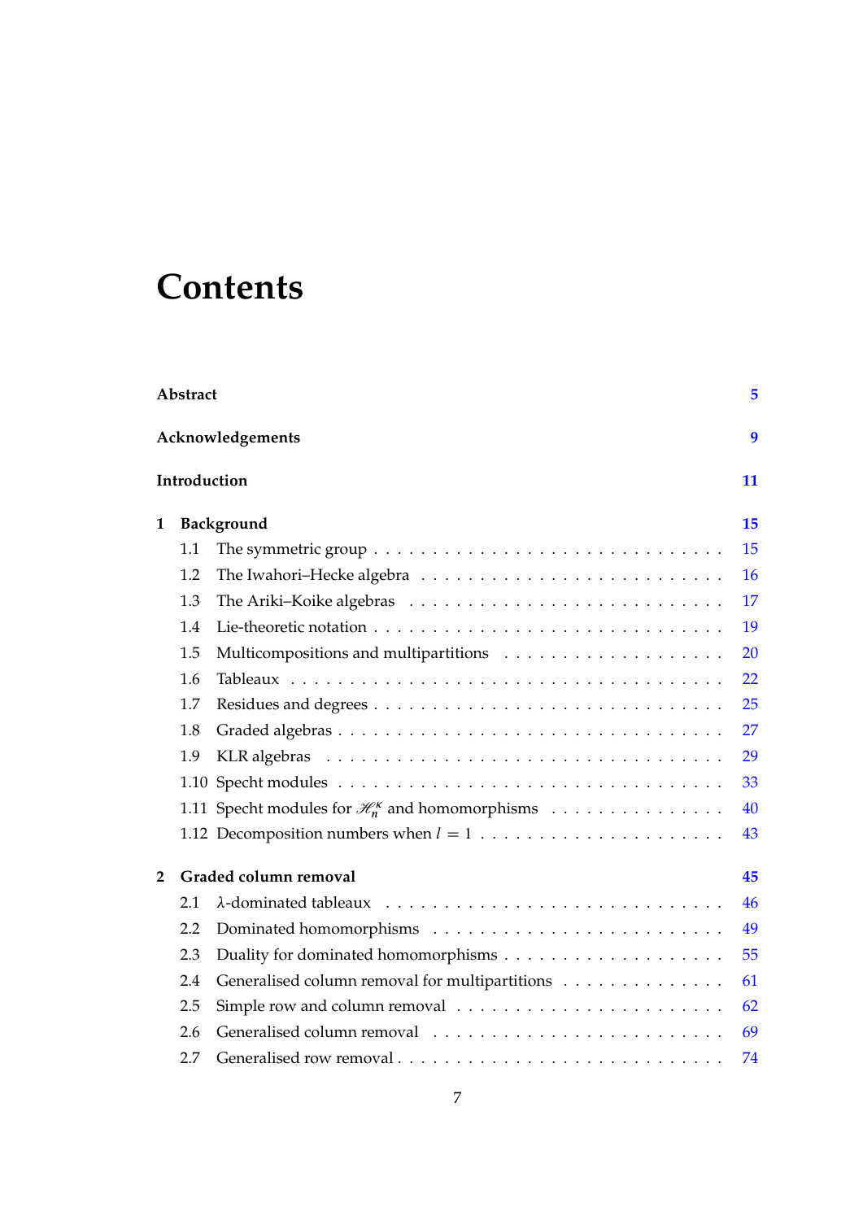# Contents

**Abstract** 5

**Acknowledgements** 9

**Introduction** 11

**1 Background** 15

- 1.1 The symmetric group 15
- 1.2 The Iwahori–Hecke algebra 16
- 1.3 The Ariki–Koike algebras 17
- 1.4 Lie-theoretic notation 19
- 1.5 Multicompositions and multipartitions 20
- 1.6 Tableaux 22
- 1.7 Residues and degrees 25
- 1.8 Graded algebras 27
- 1.9 KLR algebras 29
- 1.10 Specht modules 33
- 1.11 Specht modules for $\mathscr{H}_n^\kappa$ and homomorphisms 40
- 1.12 Decomposition numbers when $l = 1$ 43

**2 Graded column removal** 45

- 2.1 $\lambda$-dominated tableaux 46
- 2.2 Dominated homomorphisms 49
- 2.3 Duality for dominated homomorphisms 55
- 2.4 Generalised column removal for multipartitions 61
- 2.5 Simple row and column removal 62
- 2.6 Generalised column removal 69
- 2.7 Generalised row removal 74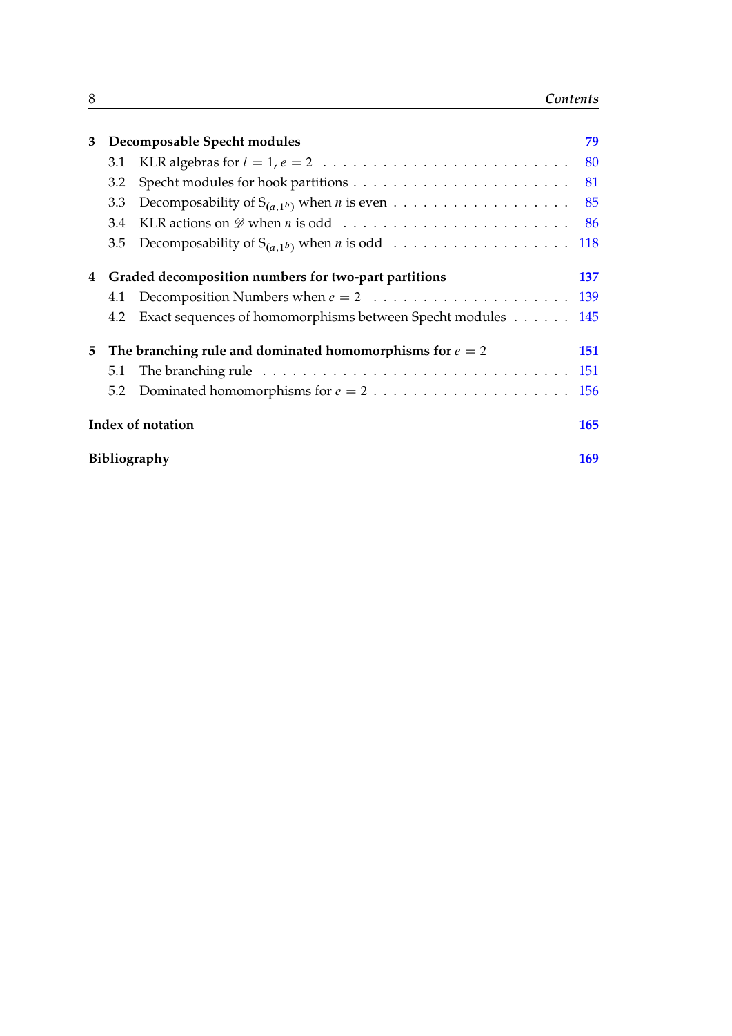**3 Decomposable Specht modules** **79**

3.1 KLR algebras for $l = 1$, $e = 2$ . . . . . . . . . . . . . . . . . . . . . . . . 80

3.2 Specht modules for hook partitions . . . . . . . . . . . . . . . . . . . . . . 81

3.3 Decomposability of $S_{(a,1^b)}$ when $n$ is even . . . . . . . . . . . . . . . . . . 85

3.4 KLR actions on $\mathscr{D}$ when $n$ is odd . . . . . . . . . . . . . . . . . . . . . . 86

3.5 Decomposability of $S_{(a,1^b)}$ when $n$ is odd . . . . . . . . . . . . . . . . . 118

**4 Graded decomposition numbers for two-part partitions** **137**

4.1 Decomposition Numbers when $e = 2$ . . . . . . . . . . . . . . . . . . . . 139

4.2 Exact sequences of homomorphisms between Specht modules . . . . . . 145

**5 The branching rule and dominated homomorphisms for $e = 2$** **151**

5.1 The branching rule . . . . . . . . . . . . . . . . . . . . . . . . . . . . . . 151

5.2 Dominated homomorphisms for $e = 2$ . . . . . . . . . . . . . . . . . . . . 156

**Index of notation** **165**

**Bibliography** **169**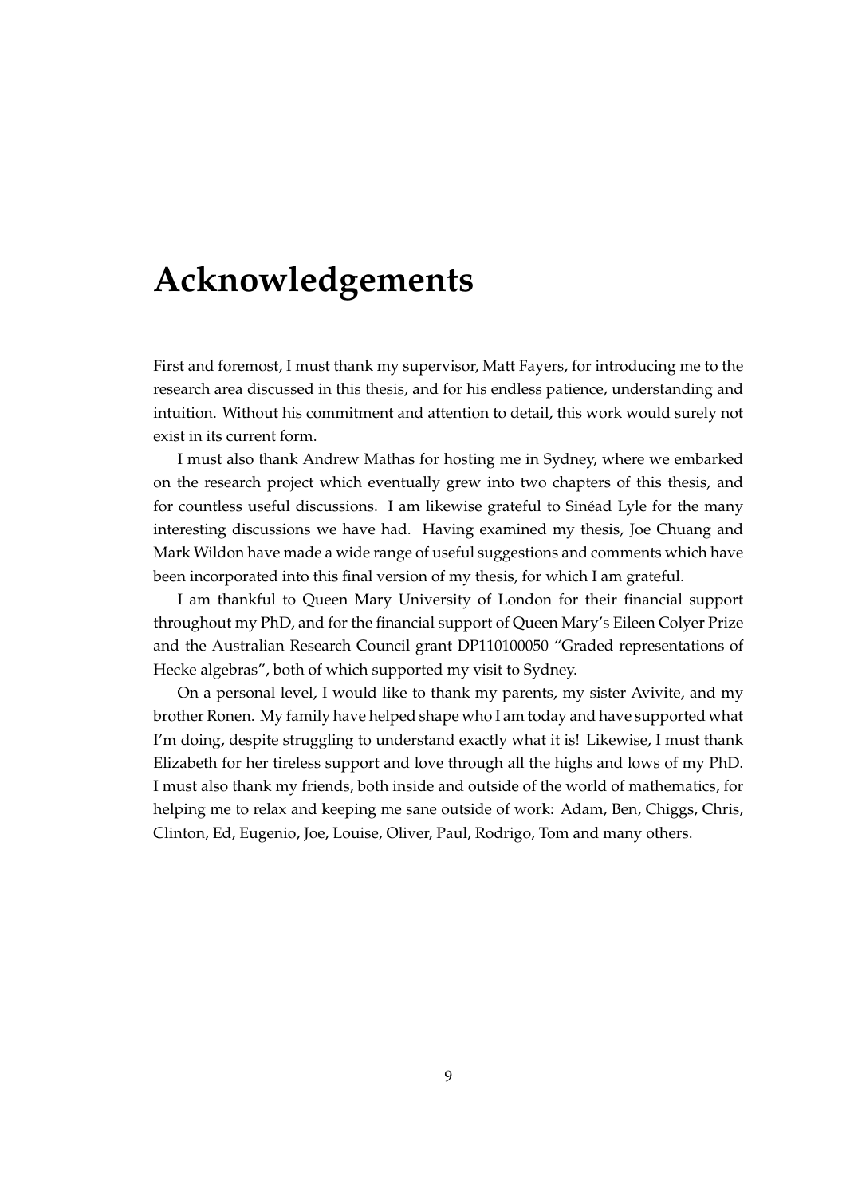# Acknowledgements

First and foremost, I must thank my supervisor, Matt Fayers, for introducing me to the research area discussed in this thesis, and for his endless patience, understanding and intuition. Without his commitment and attention to detail, this work would surely not exist in its current form.

I must also thank Andrew Mathas for hosting me in Sydney, where we embarked on the research project which eventually grew into two chapters of this thesis, and for countless useful discussions. I am likewise grateful to Sinéad Lyle for the many interesting discussions we have had. Having examined my thesis, Joe Chuang and Mark Wildon have made a wide range of useful suggestions and comments which have been incorporated into this final version of my thesis, for which I am grateful.

I am thankful to Queen Mary University of London for their financial support throughout my PhD, and for the financial support of Queen Mary's Eileen Colyer Prize and the Australian Research Council grant DP110100050 "Graded representations of Hecke algebras", both of which supported my visit to Sydney.

On a personal level, I would like to thank my parents, my sister Avivite, and my brother Ronen. My family have helped shape who I am today and have supported what I'm doing, despite struggling to understand exactly what it is! Likewise, I must thank Elizabeth for her tireless support and love through all the highs and lows of my PhD. I must also thank my friends, both inside and outside of the world of mathematics, for helping me to relax and keeping me sane outside of work: Adam, Ben, Chiggs, Chris, Clinton, Ed, Eugenio, Joe, Louise, Oliver, Paul, Rodrigo, Tom and many others.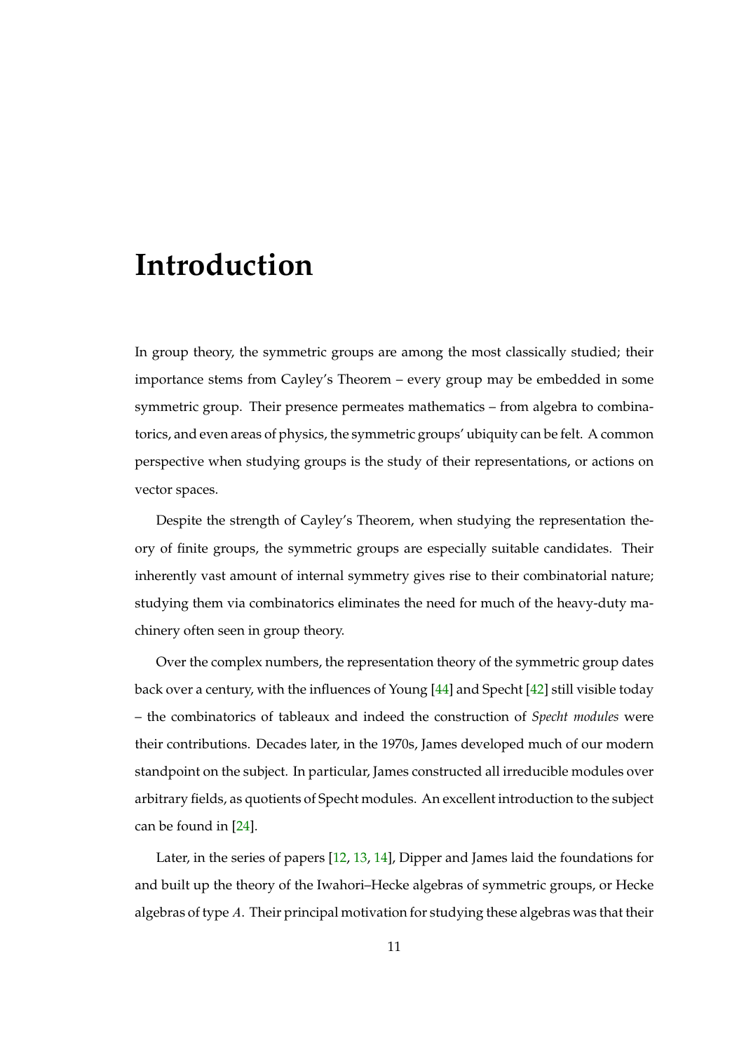# Introduction

In group theory, the symmetric groups are among the most classically studied; their importance stems from Cayley's Theorem – every group may be embedded in some symmetric group. Their presence permeates mathematics – from algebra to combinatorics, and even areas of physics, the symmetric groups' ubiquity can be felt. A common perspective when studying groups is the study of their representations, or actions on vector spaces.

Despite the strength of Cayley's Theorem, when studying the representation theory of finite groups, the symmetric groups are especially suitable candidates. Their inherently vast amount of internal symmetry gives rise to their combinatorial nature; studying them via combinatorics eliminates the need for much of the heavy-duty machinery often seen in group theory.

Over the complex numbers, the representation theory of the symmetric group dates back over a century, with the influences of Young [44] and Specht [42] still visible today – the combinatorics of tableaux and indeed the construction of *Specht modules* were their contributions. Decades later, in the 1970s, James developed much of our modern standpoint on the subject. In particular, James constructed all irreducible modules over arbitrary fields, as quotients of Specht modules. An excellent introduction to the subject can be found in [24].

Later, in the series of papers [12, 13, 14], Dipper and James laid the foundations for and built up the theory of the Iwahori–Hecke algebras of symmetric groups, or Hecke algebras of type $A$. Their principal motivation for studying these algebras was that their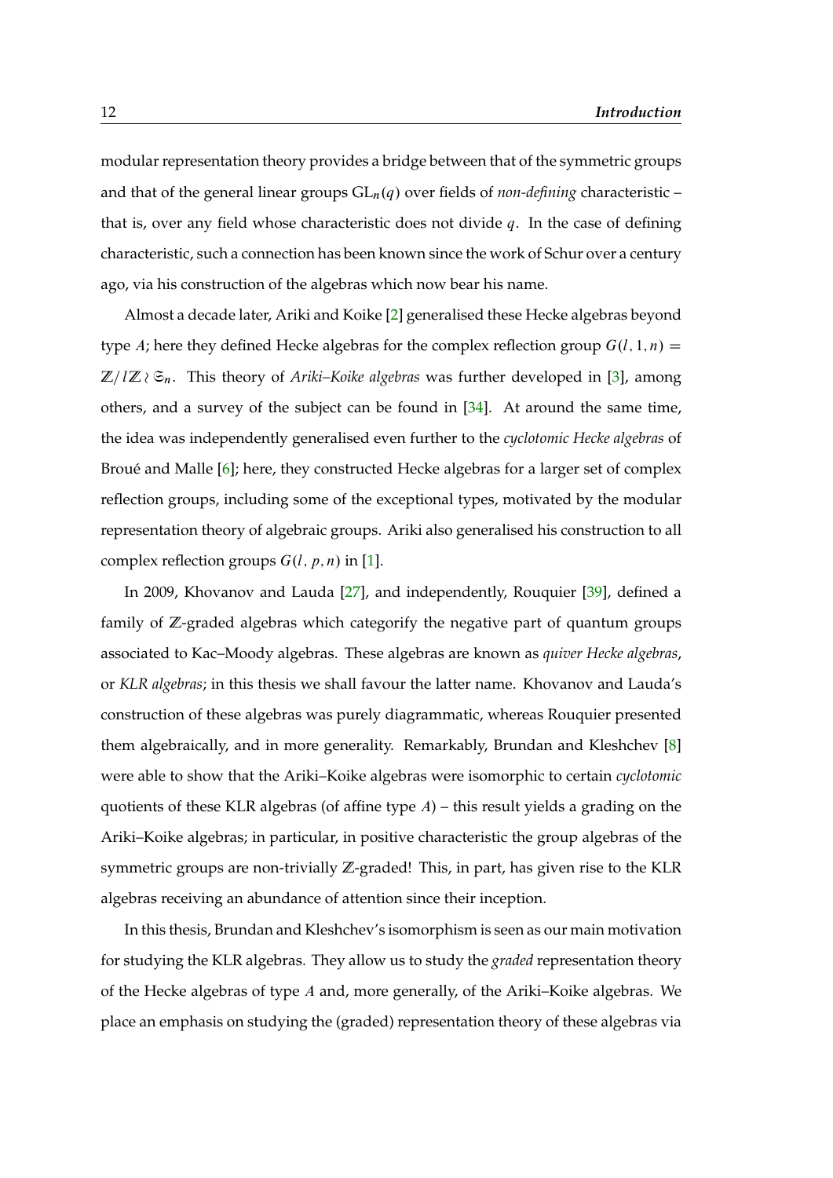modular representation theory provides a bridge between that of the symmetric groups and that of the general linear groups $\mathrm{GL}_n(q)$ over fields of *non-defining* characteristic – that is, over any field whose characteristic does not divide $q$. In the case of defining characteristic, such a connection has been known since the work of Schur over a century ago, via his construction of the algebras which now bear his name.

Almost a decade later, Ariki and Koike [2] generalised these Hecke algebras beyond type $A$; here they defined Hecke algebras for the complex reflection group $G(l,1,n) = \mathbb{Z}/l\mathbb{Z} \wr \mathfrak{S}_n$. This theory of *Ariki–Koike algebras* was further developed in [3], among others, and a survey of the subject can be found in [34]. At around the same time, the idea was independently generalised even further to the *cyclotomic Hecke algebras* of Broué and Malle [6]; here, they constructed Hecke algebras for a larger set of complex reflection groups, including some of the exceptional types, motivated by the modular representation theory of algebraic groups. Ariki also generalised his construction to all complex reflection groups $G(l,p,n)$ in [1].

In 2009, Khovanov and Lauda [27], and independently, Rouquier [39], defined a family of $\mathbb{Z}$-graded algebras which categorify the negative part of quantum groups associated to Kac–Moody algebras. These algebras are known as *quiver Hecke algebras*, or *KLR algebras*; in this thesis we shall favour the latter name. Khovanov and Lauda's construction of these algebras was purely diagrammatic, whereas Rouquier presented them algebraically, and in more generality. Remarkably, Brundan and Kleshchev [8] were able to show that the Ariki–Koike algebras were isomorphic to certain *cyclotomic* quotients of these KLR algebras (of affine type $A$) – this result yields a grading on the Ariki–Koike algebras; in particular, in positive characteristic the group algebras of the symmetric groups are non-trivially $\mathbb{Z}$-graded! This, in part, has given rise to the KLR algebras receiving an abundance of attention since their inception.

In this thesis, Brundan and Kleshchev's isomorphism is seen as our main motivation for studying the KLR algebras. They allow us to study the *graded* representation theory of the Hecke algebras of type $A$ and, more generally, of the Ariki–Koike algebras. We place an emphasis on studying the (graded) representation theory of these algebras via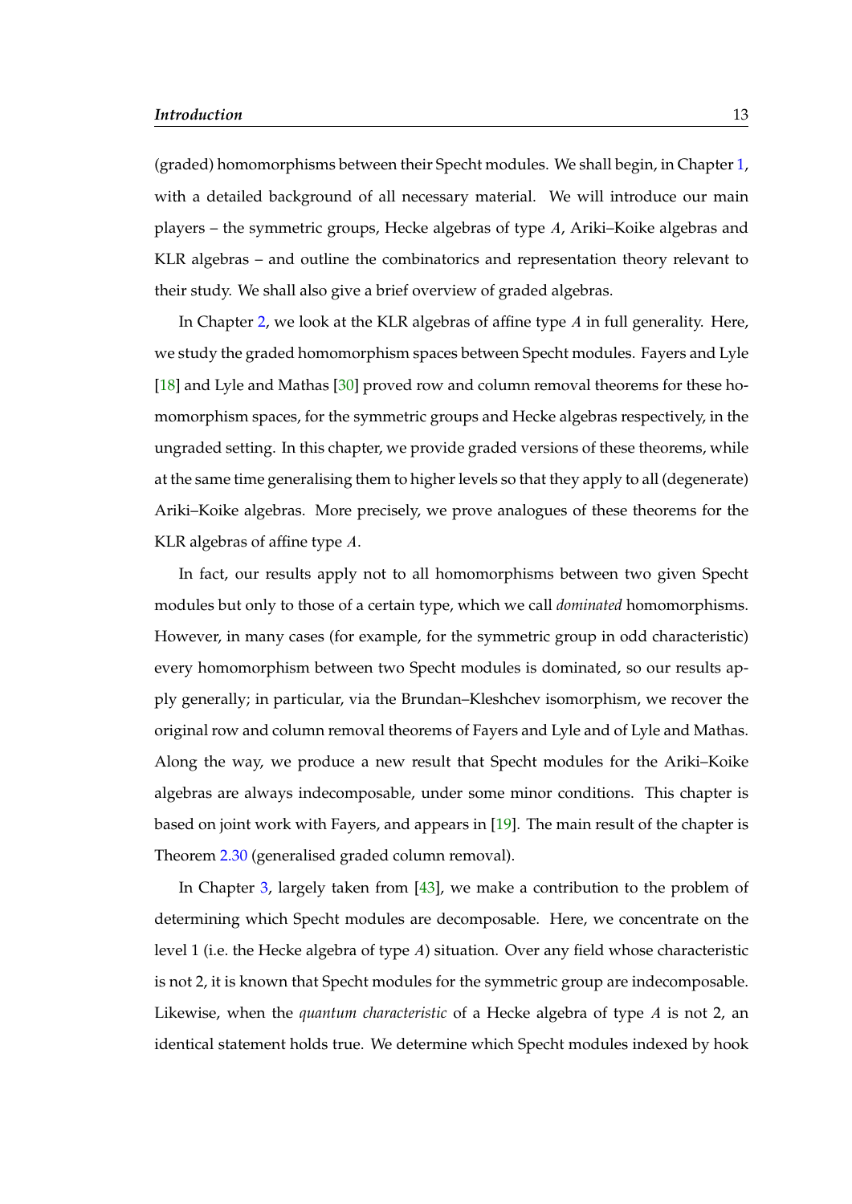(graded) homomorphisms between their Specht modules. We shall begin, in Chapter 1, with a detailed background of all necessary material. We will introduce our main players – the symmetric groups, Hecke algebras of type $A$, Ariki–Koike algebras and KLR algebras – and outline the combinatorics and representation theory relevant to their study. We shall also give a brief overview of graded algebras.

In Chapter 2, we look at the KLR algebras of affine type $A$ in full generality. Here, we study the graded homomorphism spaces between Specht modules. Fayers and Lyle [18] and Lyle and Mathas [30] proved row and column removal theorems for these homomorphism spaces, for the symmetric groups and Hecke algebras respectively, in the ungraded setting. In this chapter, we provide graded versions of these theorems, while at the same time generalising them to higher levels so that they apply to all (degenerate) Ariki–Koike algebras. More precisely, we prove analogues of these theorems for the KLR algebras of affine type $A$.

In fact, our results apply not to all homomorphisms between two given Specht modules but only to those of a certain type, which we call *dominated* homomorphisms. However, in many cases (for example, for the symmetric group in odd characteristic) every homomorphism between two Specht modules is dominated, so our results apply generally; in particular, via the Brundan–Kleshchev isomorphism, we recover the original row and column removal theorems of Fayers and Lyle and of Lyle and Mathas. Along the way, we produce a new result that Specht modules for the Ariki–Koike algebras are always indecomposable, under some minor conditions. This chapter is based on joint work with Fayers, and appears in [19]. The main result of the chapter is Theorem 2.30 (generalised graded column removal).

In Chapter 3, largely taken from [43], we make a contribution to the problem of determining which Specht modules are decomposable. Here, we concentrate on the level 1 (i.e. the Hecke algebra of type $A$) situation. Over any field whose characteristic is not 2, it is known that Specht modules for the symmetric group are indecomposable. Likewise, when the *quantum characteristic* of a Hecke algebra of type $A$ is not 2, an identical statement holds true. We determine which Specht modules indexed by hook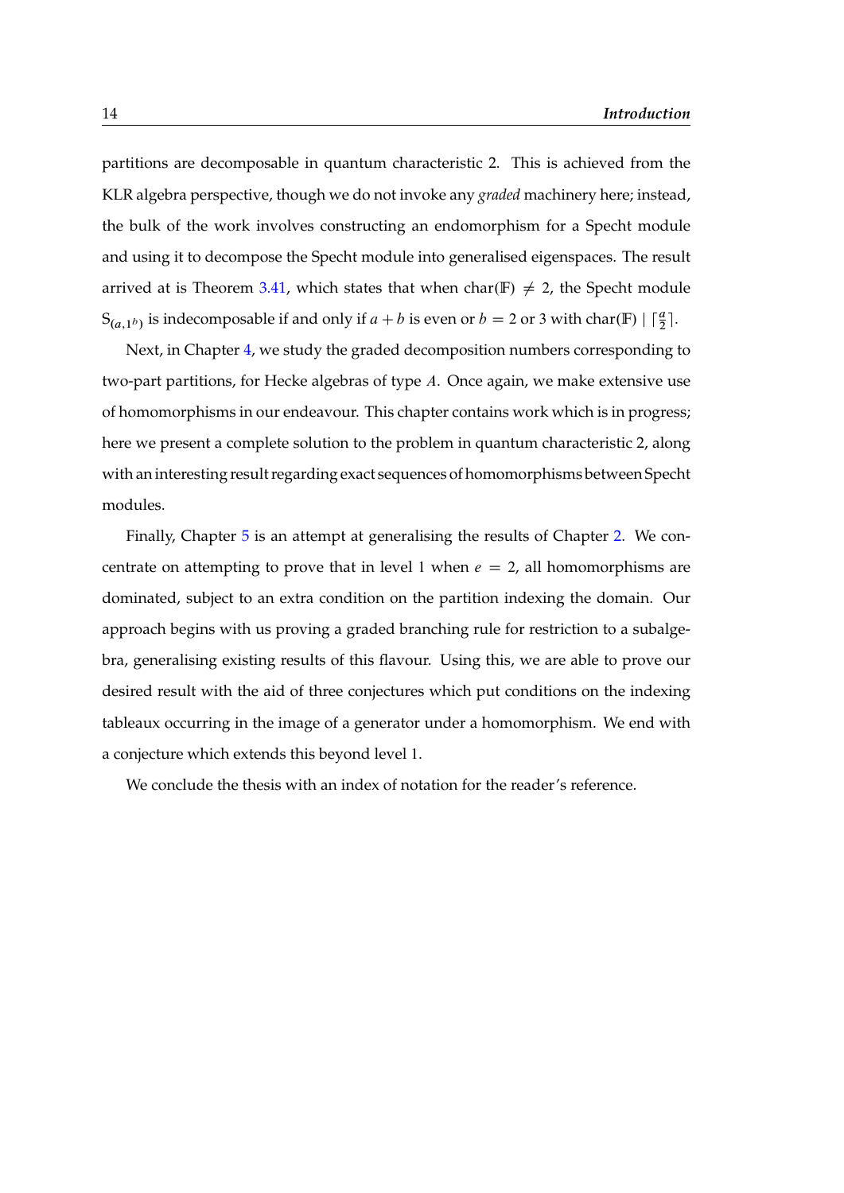partitions are decomposable in quantum characteristic 2. This is achieved from the KLR algebra perspective, though we do not invoke any *graded* machinery here; instead, the bulk of the work involves constructing an endomorphism for a Specht module and using it to decompose the Specht module into generalised eigenspaces. The result arrived at is Theorem 3.41, which states that when $\mathrm{char}(\mathbb{F}) \neq 2$, the Specht module $\mathrm{S}_{(a,1^b)}$ is indecomposable if and only if $a+b$ is even or $b = 2$ or 3 with $\mathrm{char}(\mathbb{F}) \mid \lceil \frac{a}{2} \rceil$.

Next, in Chapter 4, we study the graded decomposition numbers corresponding to two-part partitions, for Hecke algebras of type $A$. Once again, we make extensive use of homomorphisms in our endeavour. This chapter contains work which is in progress; here we present a complete solution to the problem in quantum characteristic 2, along with an interesting result regarding exact sequences of homomorphisms between Specht modules.

Finally, Chapter 5 is an attempt at generalising the results of Chapter 2. We concentrate on attempting to prove that in level 1 when $e = 2$, all homomorphisms are dominated, subject to an extra condition on the partition indexing the domain. Our approach begins with us proving a graded branching rule for restriction to a subalgebra, generalising existing results of this flavour. Using this, we are able to prove our desired result with the aid of three conjectures which put conditions on the indexing tableaux occurring in the image of a generator under a homomorphism. We end with a conjecture which extends this beyond level 1.

We conclude the thesis with an index of notation for the reader's reference.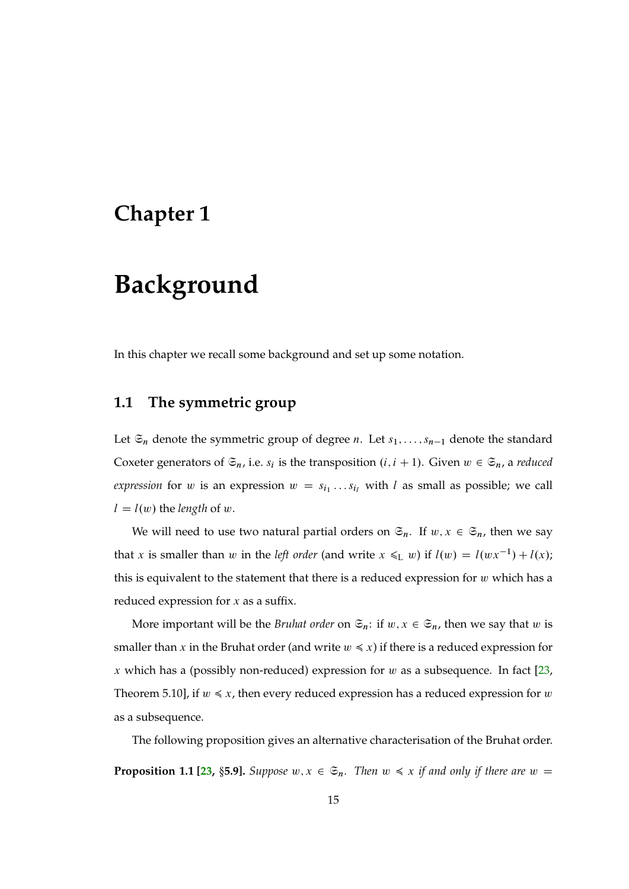# Chapter 1

# Background

In this chapter we recall some background and set up some notation.

## 1.1 The symmetric group

Let $\mathfrak{S}_n$ denote the symmetric group of degree $n$. Let $s_1, \dots, s_{n-1}$ denote the standard Coxeter generators of $\mathfrak{S}_n$, i.e. $s_i$ is the transposition $(i, i+1)$. Given $w \in \mathfrak{S}_n$, a *reduced expression* for $w$ is an expression $w = s_{i_1} \dots s_{i_l}$ with $l$ as small as possible; we call $l = l(w)$ the *length* of $w$.

We will need to use two natural partial orders on $\mathfrak{S}_n$. If $w, x \in \mathfrak{S}_n$, then we say that $x$ is smaller than $w$ in the *left order* (and write $x \leqslant_{\mathrm{L}} w$) if $l(w) = l(wx^{-1}) + l(x)$; this is equivalent to the statement that there is a reduced expression for $w$ which has a reduced expression for $x$ as a suffix.

More important will be the *Bruhat order* on $\mathfrak{S}_n$: if $w, x \in \mathfrak{S}_n$, then we say that $w$ is smaller than $x$ in the Bruhat order (and write $w \leqslant x$) if there is a reduced expression for $x$ which has a (possibly non-reduced) expression for $w$ as a subsequence. In fact [23, Theorem 5.10], if $w \leqslant x$, then every reduced expression has a reduced expression for $w$ as a subsequence.

The following proposition gives an alternative characterisation of the Bruhat order.

**Proposition 1.1 [23, §5.9].** *Suppose $w, x \in \mathfrak{S}_n$. Then $w \leqslant x$ if and only if there are $w =$*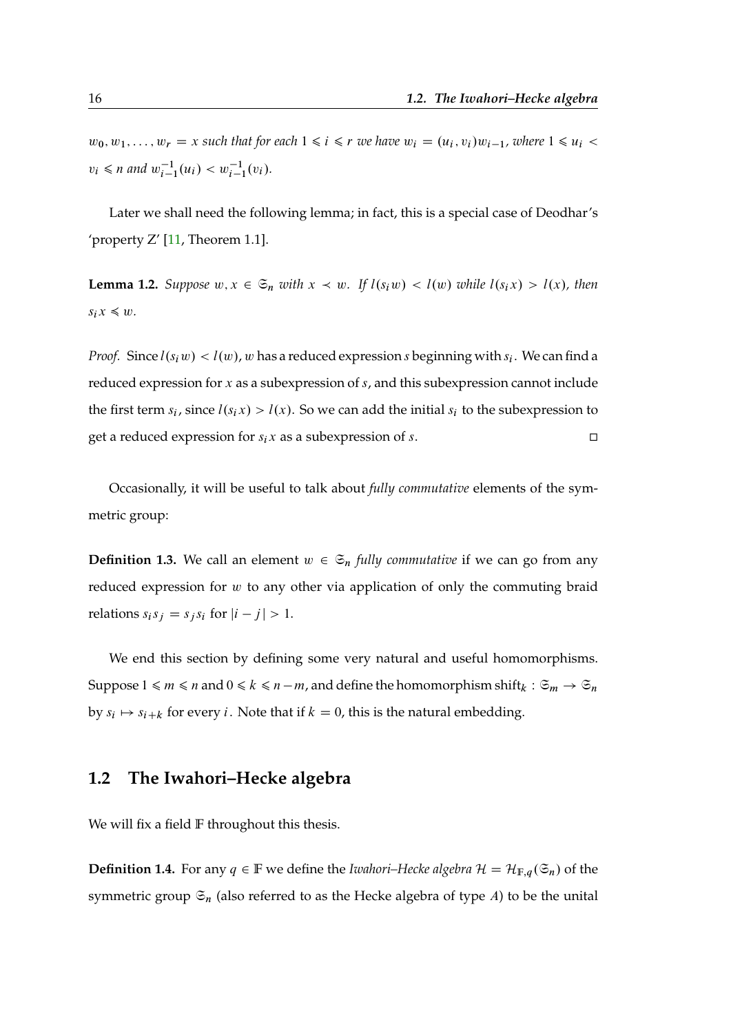*$w_0, w_1, \ldots, w_r = x$ such that for each $1 \leqslant i \leqslant r$ we have $w_i = (u_i, v_i)w_{i-1}$, where $1 \leqslant u_i < v_i \leqslant n$ and $w_{i-1}^{-1}(u_i) < w_{i-1}^{-1}(v_i)$.*

Later we shall need the following lemma; in fact, this is a special case of Deodhar's 'property Z' [11, Theorem 1.1].

**Lemma 1.2.** *Suppose $w, x \in \mathfrak{S}_n$ with $x \prec w$. If $l(s_i w) < l(w)$ while $l(s_i x) > l(x)$, then $s_i x \leqslant w$.*

*Proof.* Since $l(s_i w) < l(w)$, $w$ has a reduced expression $s$ beginning with $s_i$. We can find a reduced expression for $x$ as a subexpression of $s$, and this subexpression cannot include the first term $s_i$, since $l(s_i x) > l(x)$. So we can add the initial $s_i$ to the subexpression to get a reduced expression for $s_i x$ as a subexpression of $s$. □

Occasionally, it will be useful to talk about *fully commutative* elements of the symmetric group:

**Definition 1.3.** We call an element $w \in \mathfrak{S}_n$ *fully commutative* if we can go from any reduced expression for $w$ to any other via application of only the commuting braid relations $s_i s_j = s_j s_i$ for $|i - j| > 1$.

We end this section by defining some very natural and useful homomorphisms. Suppose $1 \leqslant m \leqslant n$ and $0 \leqslant k \leqslant n - m$, and define the homomorphism $\mathrm{shift}_k : \mathfrak{S}_m \to \mathfrak{S}_n$ by $s_i \mapsto s_{i+k}$ for every $i$. Note that if $k = 0$, this is the natural embedding.

## 1.2 The Iwahori–Hecke algebra

We will fix a field $\mathbb{F}$ throughout this thesis.

**Definition 1.4.** For any $q \in \mathbb{F}$ we define the *Iwahori–Hecke algebra* $\mathcal{H} = \mathcal{H}_{\mathbb{F},q}(\mathfrak{S}_n)$ of the symmetric group $\mathfrak{S}_n$ (also referred to as the Hecke algebra of type $A$) to be the unital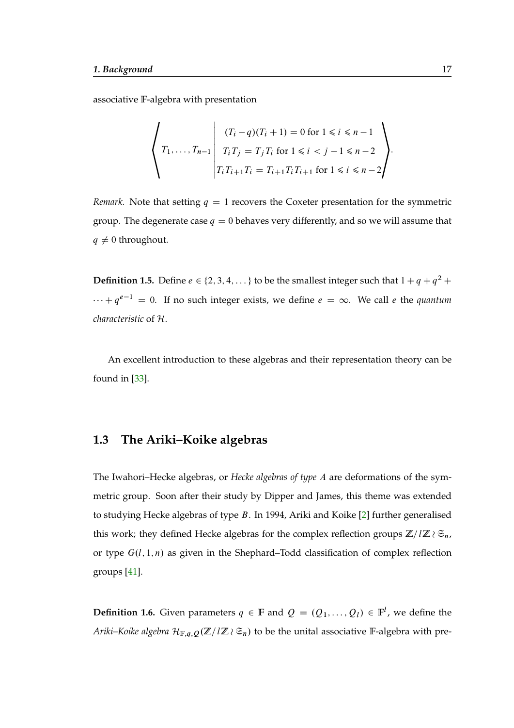associative $\mathbb{F}$-algebra with presentation

$$\left\langle T_1, \dots, T_{n-1} \;\middle|\; \begin{array}{c} (T_i - q)(T_i + 1) = 0 \text{ for } 1 \leqslant i \leqslant n-1 \\ T_i T_j = T_j T_i \text{ for } 1 \leqslant i < j - 1 \leqslant n-2 \\ T_i T_{i+1} T_i = T_{i+1} T_i T_{i+1} \text{ for } 1 \leqslant i \leqslant n-2 \end{array} \right\rangle.$$

*Remark.* Note that setting $q = 1$ recovers the Coxeter presentation for the symmetric group. The degenerate case $q = 0$ behaves very differently, and so we will assume that $q \neq 0$ throughout.

**Definition 1.5.** Define $e \in \{2, 3, 4, \dots\}$ to be the smallest integer such that $1 + q + q^2 + \cdots + q^{e-1} = 0$. If no such integer exists, we define $e = \infty$. We call $e$ the *quantum characteristic* of $\mathcal{H}$.

An excellent introduction to these algebras and their representation theory can be found in [33].

## 1.3 The Ariki–Koike algebras

The Iwahori–Hecke algebras, or *Hecke algebras of type A* are deformations of the symmetric group. Soon after their study by Dipper and James, this theme was extended to studying Hecke algebras of type $B$. In 1994, Ariki and Koike [2] further generalised this work; they defined Hecke algebras for the complex reflection groups $\mathbb{Z}/l\mathbb{Z} \wr \mathfrak{S}_n$, or type $G(l, 1, n)$ as given in the Shephard–Todd classification of complex reflection groups [41].

**Definition 1.6.** Given parameters $q \in \mathbb{F}$ and $Q = (Q_1, \dots, Q_l) \in \mathbb{F}^l$, we define the *Ariki–Koike algebra* $\mathcal{H}_{\mathbb{F},q,Q}(\mathbb{Z}/l\mathbb{Z} \wr \mathfrak{S}_n)$ to be the unital associative $\mathbb{F}$-algebra with pre-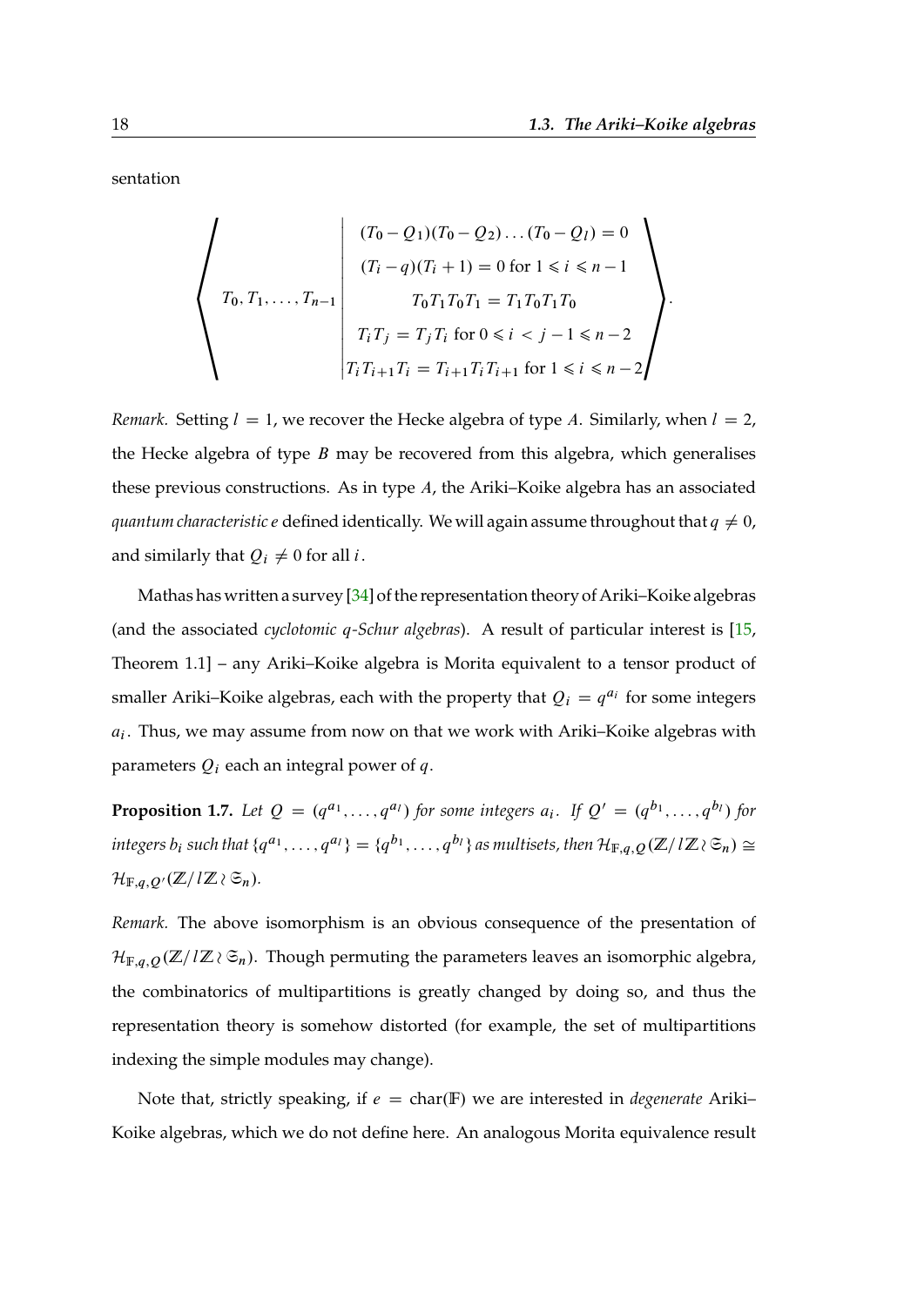sentation

$$\left\langle T_0, T_1, \ldots, T_{n-1} \;\middle|\; \begin{array}{c} (T_0 - Q_1)(T_0 - Q_2)\ldots(T_0 - Q_l) = 0 \\ (T_i - q)(T_i + 1) = 0 \text{ for } 1 \leqslant i \leqslant n-1 \\ T_0T_1T_0T_1 = T_1T_0T_1T_0 \\ T_iT_j = T_jT_i \text{ for } 0 \leqslant i < j-1 \leqslant n-2 \\ T_iT_{i+1}T_i = T_{i+1}T_iT_{i+1} \text{ for } 1 \leqslant i \leqslant n-2 \end{array} \right\rangle.$$

*Remark.* Setting $l = 1$, we recover the Hecke algebra of type $A$. Similarly, when $l = 2$, the Hecke algebra of type $B$ may be recovered from this algebra, which generalises these previous constructions. As in type $A$, the Ariki–Koike algebra has an associated *quantum characteristic* $e$ defined identically. We will again assume throughout that $q \neq 0$, and similarly that $Q_i \neq 0$ for all $i$.

Mathas has written a survey [34] of the representation theory of Ariki–Koike algebras (and the associated *cyclotomic q-Schur algebras*). A result of particular interest is [15, Theorem 1.1] – any Ariki–Koike algebra is Morita equivalent to a tensor product of smaller Ariki–Koike algebras, each with the property that $Q_i = q^{a_i}$ for some integers $a_i$. Thus, we may assume from now on that we work with Ariki–Koike algebras with parameters $Q_i$ each an integral power of $q$.

**Proposition 1.7.** *Let $Q = (q^{a_1}, \ldots, q^{a_l})$ for some integers $a_i$. If $Q' = (q^{b_1}, \ldots, q^{b_l})$ for integers $b_i$ such that $\{q^{a_1}, \ldots, q^{a_l}\} = \{q^{b_1}, \ldots, q^{b_l}\}$ as multisets, then $\mathcal{H}_{\mathbb{F},q,Q}(\mathbb{Z}/l\mathbb{Z} \wr \mathfrak{S}_n) \cong \mathcal{H}_{\mathbb{F},q,Q'}(\mathbb{Z}/l\mathbb{Z} \wr \mathfrak{S}_n)$.*

*Remark.* The above isomorphism is an obvious consequence of the presentation of $\mathcal{H}_{\mathbb{F},q,Q}(\mathbb{Z}/l\mathbb{Z} \wr \mathfrak{S}_n)$. Though permuting the parameters leaves an isomorphic algebra, the combinatorics of multipartitions is greatly changed by doing so, and thus the representation theory is somehow distorted (for example, the set of multipartitions indexing the simple modules may change).

Note that, strictly speaking, if $e = \text{char}(\mathbb{F})$ we are interested in *degenerate* Ariki–Koike algebras, which we do not define here. An analogous Morita equivalence result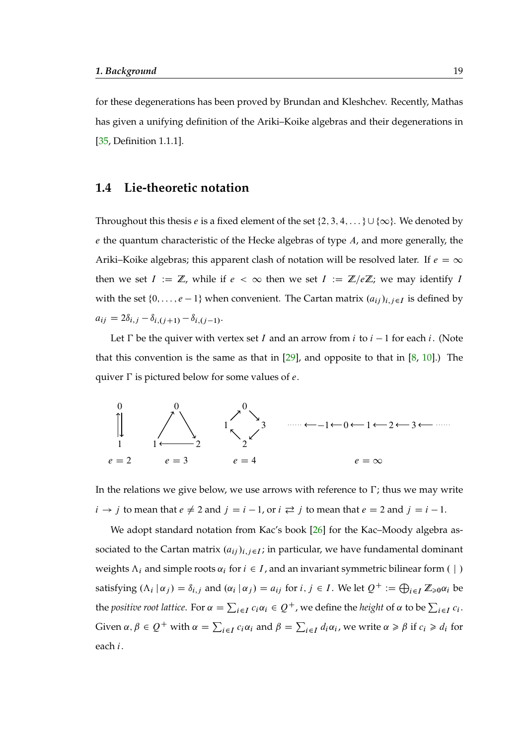for these degenerations has been proved by Brundan and Kleshchev. Recently, Mathas has given a unifying definition of the Ariki–Koike algebras and their degenerations in [35, Definition 1.1.1].

## 1.4 Lie-theoretic notation

Throughout this thesis $e$ is a fixed element of the set $\{2, 3, 4, \dots\} \cup \{\infty\}$. We denoted by $e$ the quantum characteristic of the Hecke algebras of type $A$, and more generally, the Ariki–Koike algebras; this apparent clash of notation will be resolved later. If $e = \infty$ then we set $I := \mathbb{Z}$, while if $e < \infty$ then we set $I := \mathbb{Z}/e\mathbb{Z}$; we may identify $I$ with the set $\{0, \dots, e-1\}$ when convenient. The Cartan matrix $(a_{ij})_{i,j \in I}$ is defined by $a_{ij} = 2\delta_{i,j} - \delta_{i,(j+1)} - \delta_{i,(j-1)}$.

Let $\Gamma$ be the quiver with vertex set $I$ and an arrow from $i$ to $i-1$ for each $i$. (Note that this convention is the same as that in [29], and opposite to that in [8, 10].) The quiver $\Gamma$ is pictured below for some values of $e$.

$e = 2$ $\qquad$ $e = 3$ $\qquad$ $e = 4$ $\qquad$ $\cdots \longleftarrow -1 \longleftarrow 0 \longleftarrow 1 \longleftarrow 2 \longleftarrow 3 \longleftarrow \cdots$ $\quad e = \infty$

In the relations we give below, we use arrows with reference to $\Gamma$; thus we may write $i \to j$ to mean that $e \neq 2$ and $j = i-1$, or $i \rightleftarrows j$ to mean that $e = 2$ and $j = i-1$.

We adopt standard notation from Kac's book [26] for the Kac–Moody algebra associated to the Cartan matrix $(a_{ij})_{i,j \in I}$; in particular, we have fundamental dominant weights $\Lambda_i$ and simple roots $\alpha_i$ for $i \in I$, and an invariant symmetric bilinear form $(\,|\,)$ satisfying $(\Lambda_i \,|\, \alpha_j) = \delta_{i,j}$ and $(\alpha_i \,|\, \alpha_j) = a_{ij}$ for $i, j \in I$. We let $Q^+ := \bigoplus_{i \in I} \mathbb{Z}_{\geqslant 0} \alpha_i$ be the *positive root lattice*. For $\alpha = \sum_{i \in I} c_i \alpha_i \in Q^+$, we define the *height* of $\alpha$ to be $\sum_{i \in I} c_i$. Given $\alpha, \beta \in Q^+$ with $\alpha = \sum_{i \in I} c_i \alpha_i$ and $\beta = \sum_{i \in I} d_i \alpha_i$, we write $\alpha \geqslant \beta$ if $c_i \geqslant d_i$ for each $i$.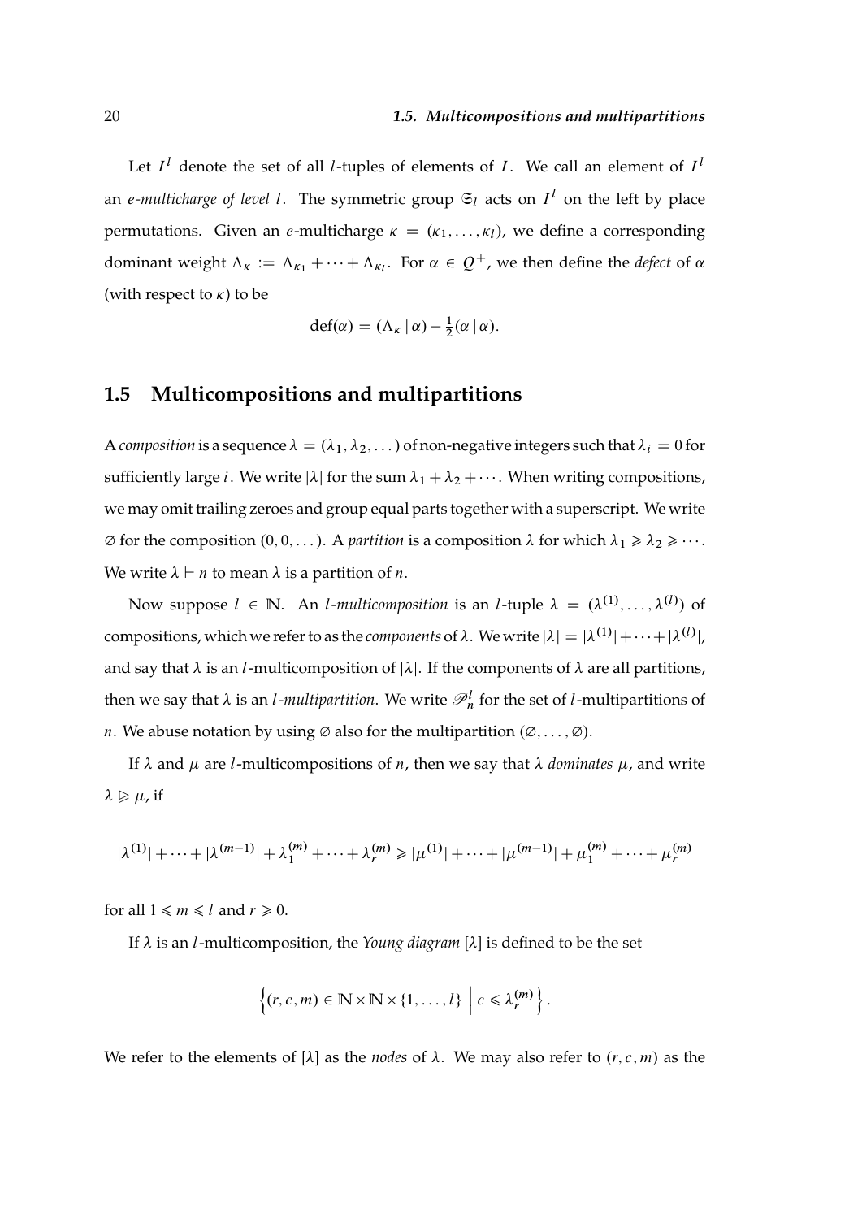Let $I^l$ denote the set of all $l$-tuples of elements of $I$. We call an element of $I^l$ an *e-multicharge of level l*. The symmetric group $\mathfrak{S}_l$ acts on $I^l$ on the left by place permutations. Given an $e$-multicharge $\kappa = (\kappa_1, \dots, \kappa_l)$, we define a corresponding dominant weight $\Lambda_\kappa := \Lambda_{\kappa_1} + \cdots + \Lambda_{\kappa_l}$. For $\alpha \in Q^+$, we then define the *defect* of $\alpha$ (with respect to $\kappa$) to be

$$\operatorname{def}(\alpha) = (\Lambda_\kappa \,|\, \alpha) - \tfrac{1}{2}(\alpha \,|\, \alpha).$$

## 1.5 Multicompositions and multipartitions

A *composition* is a sequence $\lambda = (\lambda_1, \lambda_2, \dots)$ of non-negative integers such that $\lambda_i = 0$ for sufficiently large $i$. We write $|\lambda|$ for the sum $\lambda_1 + \lambda_2 + \cdots$. When writing compositions, we may omit trailing zeroes and group equal parts together with a superscript. We write $\varnothing$ for the composition $(0, 0, \dots)$. A *partition* is a composition $\lambda$ for which $\lambda_1 \geqslant \lambda_2 \geqslant \cdots$. We write $\lambda \vdash n$ to mean $\lambda$ is a partition of $n$.

Now suppose $l \in \mathbb{N}$. An *l-multicomposition* is an $l$-tuple $\lambda = (\lambda^{(1)}, \dots, \lambda^{(l)})$ of compositions, which we refer to as the *components* of $\lambda$. We write $|\lambda| = |\lambda^{(1)}| + \cdots + |\lambda^{(l)}|$, and say that $\lambda$ is an $l$-multicomposition of $|\lambda|$. If the components of $\lambda$ are all partitions, then we say that $\lambda$ is an *l-multipartition*. We write $\mathscr{P}^l_n$ for the set of $l$-multipartitions of $n$. We abuse notation by using $\varnothing$ also for the multipartition $(\varnothing, \dots, \varnothing)$.

If $\lambda$ and $\mu$ are $l$-multicompositions of $n$, then we say that $\lambda$ *dominates* $\mu$, and write $\lambda \trianglerighteq \mu$, if

$$|\lambda^{(1)}| + \cdots + |\lambda^{(m-1)}| + \lambda^{(m)}_1 + \cdots + \lambda^{(m)}_r \geqslant |\mu^{(1)}| + \cdots + |\mu^{(m-1)}| + \mu^{(m)}_1 + \cdots + \mu^{(m)}_r$$

for all $1 \leqslant m \leqslant l$ and $r \geqslant 0$.

If $\lambda$ is an $l$-multicomposition, the *Young diagram* $[\lambda]$ is defined to be the set

$$\left\{ (r, c, m) \in \mathbb{N} \times \mathbb{N} \times \{1, \dots, l\} \;\middle|\; c \leqslant \lambda^{(m)}_r \right\}.$$

We refer to the elements of $[\lambda]$ as the *nodes* of $\lambda$. We may also refer to $(r, c, m)$ as the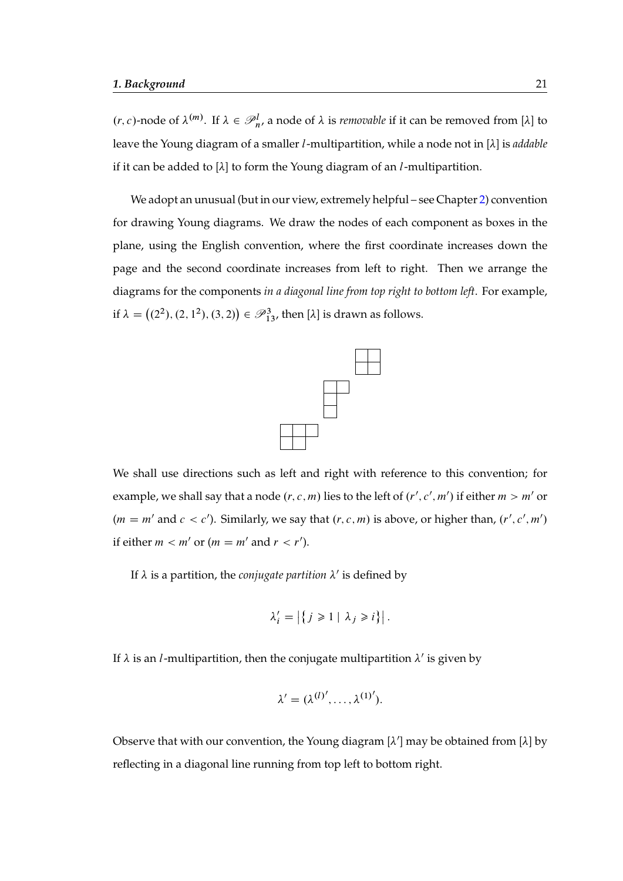$(r, c)$-node of $\lambda^{(m)}$. If $\lambda \in \mathscr{P}^l_n$, a node of $\lambda$ is *removable* if it can be removed from $[\lambda]$ to leave the Young diagram of a smaller $l$-multipartition, while a node not in $[\lambda]$ is *addable* if it can be added to $[\lambda]$ to form the Young diagram of an $l$-multipartition.

We adopt an unusual (but in our view, extremely helpful – see Chapter 2) convention for drawing Young diagrams. We draw the nodes of each component as boxes in the plane, using the English convention, where the first coordinate increases down the page and the second coordinate increases from left to right. Then we arrange the diagrams for the components *in a diagonal line from top right to bottom left*. For example, if $\lambda = \big((2^2), (2, 1^2), (3, 2)\big) \in \mathscr{P}^3_{13}$, then $[\lambda]$ is drawn as follows.

We shall use directions such as left and right with reference to this convention; for example, we shall say that a node $(r, c, m)$ lies to the left of $(r', c', m')$ if either $m > m'$ or $(m = m'$ and $c < c')$. Similarly, we say that $(r, c, m)$ is above, or higher than, $(r', c', m')$ if either $m < m'$ or $(m = m'$ and $r < r')$.

If $\lambda$ is a partition, the *conjugate partition* $\lambda'$ is defined by

$$\lambda'_i = \left|\left\{\, j \geqslant 1 \mid \lambda_j \geqslant i \right\}\right|.$$

If $\lambda$ is an $l$-multipartition, then the conjugate multipartition $\lambda'$ is given by

$$\lambda' = (\lambda^{(l)'}, \ldots, \lambda^{(1)'}).$$

Observe that with our convention, the Young diagram $[\lambda']$ may be obtained from $[\lambda]$ by reflecting in a diagonal line running from top left to bottom right.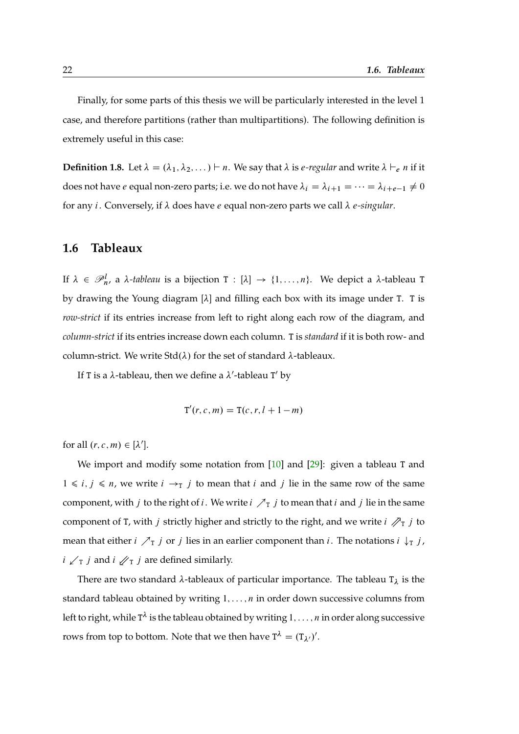Finally, for some parts of this thesis we will be particularly interested in the level 1 case, and therefore partitions (rather than multipartitions). The following definition is extremely useful in this case:

**Definition 1.8.** Let $\lambda = (\lambda_1, \lambda_2, \dots) \vdash n$. We say that $\lambda$ is *e-regular* and write $\lambda \vdash_e n$ if it does not have $e$ equal non-zero parts; i.e. we do not have $\lambda_i = \lambda_{i+1} = \cdots = \lambda_{i+e-1} \neq 0$ for any $i$. Conversely, if $\lambda$ does have $e$ equal non-zero parts we call $\lambda$ *e-singular*.

## 1.6 Tableaux

If $\lambda \in \mathscr{P}^l_n$, a *$\lambda$-tableau* is a bijection $\mathtt{T} : [\lambda] \to \{1, \dots, n\}$. We depict a $\lambda$-tableau $\mathtt{T}$ by drawing the Young diagram $[\lambda]$ and filling each box with its image under $\mathtt{T}$. $\mathtt{T}$ is *row-strict* if its entries increase from left to right along each row of the diagram, and *column-strict* if its entries increase down each column. $\mathtt{T}$ is *standard* if it is both row- and column-strict. We write $\mathrm{Std}(\lambda)$ for the set of standard $\lambda$-tableaux.

If $\mathtt{T}$ is a $\lambda$-tableau, then we define a $\lambda'$-tableau $\mathtt{T}'$ by

$$\mathtt{T}'(r, c, m) = \mathtt{T}(c, r, l + 1 - m)$$

for all $(r, c, m) \in [\lambda']$.

We import and modify some notation from [10] and [29]: given a tableau $\mathtt{T}$ and $1 \leqslant i, j \leqslant n$, we write $i \to_{\mathtt{T}} j$ to mean that $i$ and $j$ lie in the same row of the same component, with $j$ to the right of $i$. We write $i \nearrow_{\mathtt{T}} j$ to mean that $i$ and $j$ lie in the same component of $\mathtt{T}$, with $j$ strictly higher and strictly to the right, and we write $i \mathrel{\nearrow\!\!\!\nearrow}_{\mathtt{T}} j$ to mean that either $i \nearrow_{\mathtt{T}} j$ or $j$ lies in an earlier component than $i$. The notations $i \downarrow_{\mathtt{T}} j$, $i \swarrow_{\mathtt{T}} j$ and $i \mathrel{\swarrow\!\!\!\swarrow}_{\mathtt{T}} j$ are defined similarly.

There are two standard $\lambda$-tableaux of particular importance. The tableau $\mathtt{T}_\lambda$ is the standard tableau obtained by writing $1, \dots, n$ in order down successive columns from left to right, while $\mathtt{T}^\lambda$ is the tableau obtained by writing $1, \dots, n$ in order along successive rows from top to bottom. Note that we then have $\mathtt{T}^\lambda = (\mathtt{T}_{\lambda'})'$.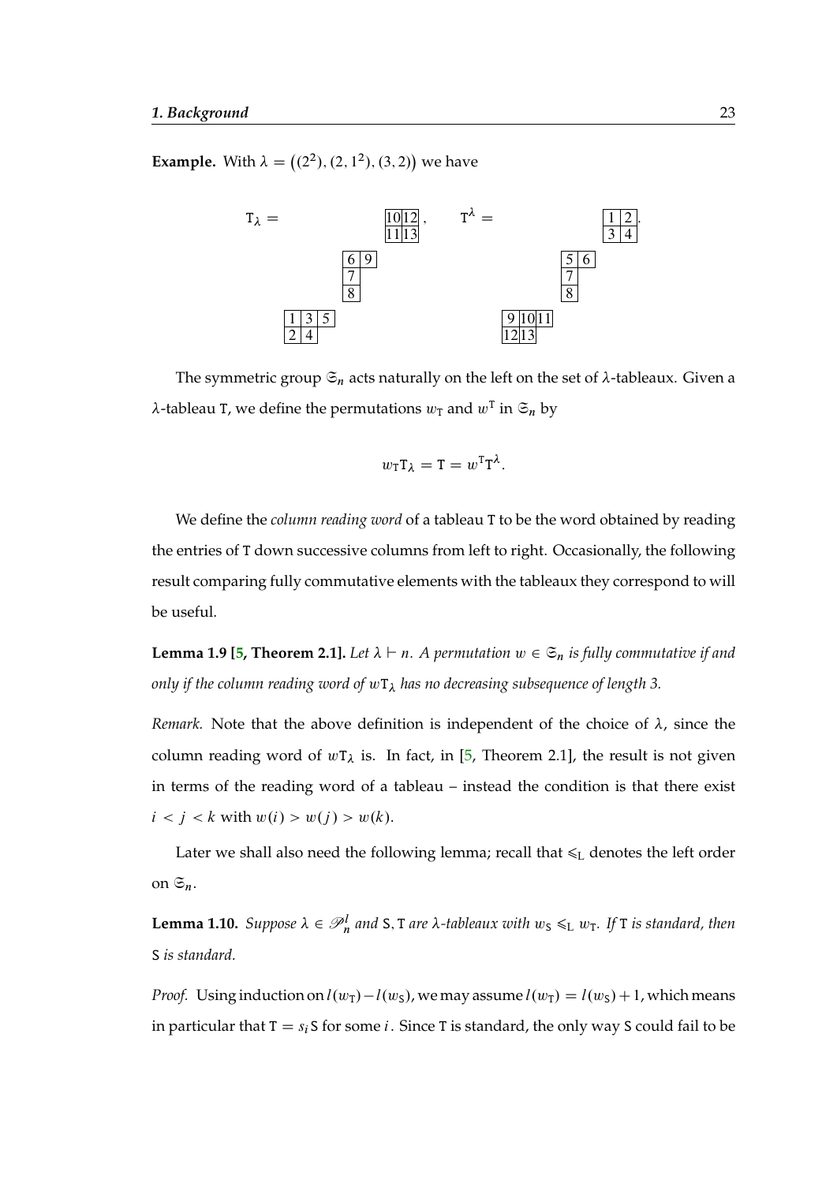**Example.** With $\lambda = \big((2^2), (2, 1^2), (3, 2)\big)$ we have

$$
\mathtt{T}_\lambda = \quad
\begin{array}{l}
\qquad\qquad\begin{array}{|c|c|}\hline 10 & 12 \\ \hline 11 & 13 \\ \hline \end{array}\, , \\
\qquad \begin{array}{|c|c|}\hline 6 & 9 \\ \hline 7 \\ \cline{1-1} 8 \\ \cline{1-1} \end{array} \\
\begin{array}{|c|c|c|}\hline 1 & 3 & 5 \\ \hline 2 & 4 \\ \cline{1-2} \end{array}
\end{array}
\qquad
\mathtt{T}^\lambda = \quad
\begin{array}{l}
\qquad\qquad\begin{array}{|c|c|}\hline 1 & 2 \\ \hline 3 & 4 \\ \hline \end{array}\, . \\
\qquad \begin{array}{|c|c|}\hline 5 & 6 \\ \hline 7 \\ \cline{1-1} 8 \\ \cline{1-1} \end{array} \\
\begin{array}{|c|c|c|}\hline 9 & 10 & 11 \\ \hline 12 & 13 \\ \cline{1-2} \end{array}
\end{array}
$$

The symmetric group $\mathfrak{S}_n$ acts naturally on the left on the set of $\lambda$-tableaux. Given a $\lambda$-tableau $\mathtt{T}$, we define the permutations $w_{\mathtt{T}}$ and $w^{\mathtt{T}}$ in $\mathfrak{S}_n$ by

$$w_{\mathtt{T}}\mathtt{T}_\lambda = \mathtt{T} = w^{\mathtt{T}}\mathtt{T}^\lambda.$$

We define the *column reading word* of a tableau $\mathtt{T}$ to be the word obtained by reading the entries of $\mathtt{T}$ down successive columns from left to right. Occasionally, the following result comparing fully commutative elements with the tableaux they correspond to will be useful.

**Lemma 1.9 [5, Theorem 2.1].** *Let $\lambda \vdash n$. A permutation $w \in \mathfrak{S}_n$ is fully commutative if and only if the column reading word of $w\mathtt{T}_\lambda$ has no decreasing subsequence of length 3.*

*Remark.* Note that the above definition is independent of the choice of $\lambda$, since the column reading word of $w\mathtt{T}_\lambda$ is. In fact, in [5, Theorem 2.1], the result is not given in terms of the reading word of a tableau – instead the condition is that there exist $i < j < k$ with $w(i) > w(j) > w(k)$.

Later we shall also need the following lemma; recall that $\leqslant_{\mathrm{L}}$ denotes the left order on $\mathfrak{S}_n$.

**Lemma 1.10.** *Suppose $\lambda \in \mathscr{P}_n^l$ and $\mathtt{S}, \mathtt{T}$ are $\lambda$-tableaux with $w_{\mathtt{S}} \leqslant_{\mathrm{L}} w_{\mathtt{T}}$. If $\mathtt{T}$ is standard, then $\mathtt{S}$ is standard.*

*Proof.* Using induction on $l(w_{\mathtt{T}}) - l(w_{\mathtt{S}})$, we may assume $l(w_{\mathtt{T}}) = l(w_{\mathtt{S}}) + 1$, which means in particular that $\mathtt{T} = s_i\mathtt{S}$ for some $i$. Since $\mathtt{T}$ is standard, the only way $\mathtt{S}$ could fail to be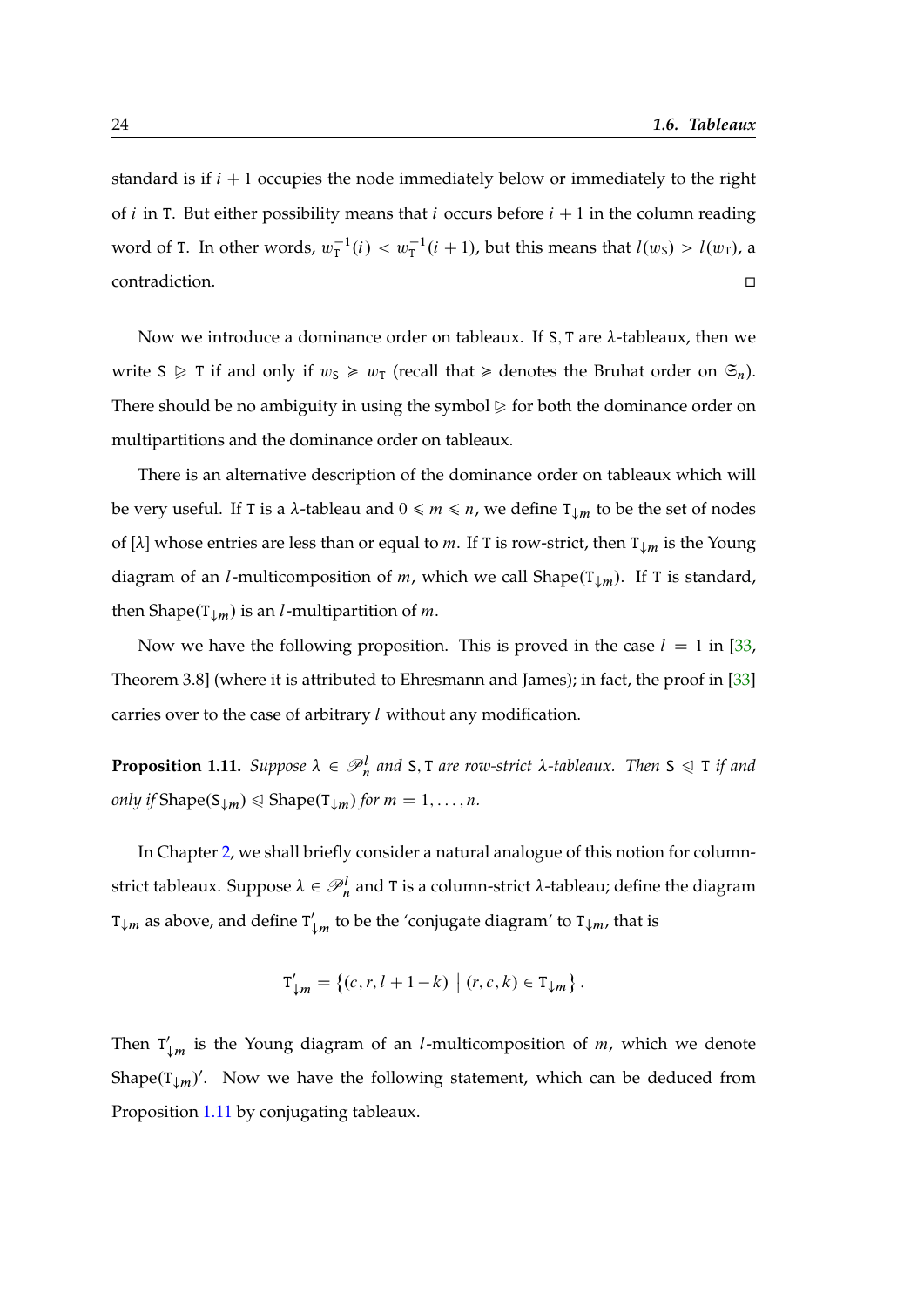standard is if $i+1$ occupies the node immediately below or immediately to the right of $i$ in $\mathtt{T}$. But either possibility means that $i$ occurs before $i+1$ in the column reading word of $\mathtt{T}$. In other words, $w_{\mathtt{T}}^{-1}(i) < w_{\mathtt{T}}^{-1}(i+1)$, but this means that $l(w_{\mathtt{S}}) > l(w_{\mathtt{T}})$, a contradiction. □

Now we introduce a dominance order on tableaux. If $\mathtt{S}, \mathtt{T}$ are $\lambda$-tableaux, then we write $\mathtt{S} \trianglerighteq \mathtt{T}$ if and only if $w_{\mathtt{S}} \geqslant w_{\mathtt{T}}$ (recall that $\geqslant$ denotes the Bruhat order on $\mathfrak{S}_n$). There should be no ambiguity in using the symbol $\trianglerighteq$ for both the dominance order on multipartitions and the dominance order on tableaux.

There is an alternative description of the dominance order on tableaux which will be very useful. If $\mathtt{T}$ is a $\lambda$-tableau and $0 \leqslant m \leqslant n$, we define $\mathtt{T}_{\downarrow m}$ to be the set of nodes of $[\lambda]$ whose entries are less than or equal to $m$. If $\mathtt{T}$ is row-strict, then $\mathtt{T}_{\downarrow m}$ is the Young diagram of an $l$-multicomposition of $m$, which we call $\mathrm{Shape}(\mathtt{T}_{\downarrow m})$. If $\mathtt{T}$ is standard, then $\mathrm{Shape}(\mathtt{T}_{\downarrow m})$ is an $l$-multipartition of $m$.

Now we have the following proposition. This is proved in the case $l = 1$ in [33, Theorem 3.8] (where it is attributed to Ehresmann and James); in fact, the proof in [33] carries over to the case of arbitrary $l$ without any modification.

**Proposition 1.11.** *Suppose $\lambda \in \mathscr{P}_n^l$ and $\mathtt{S}, \mathtt{T}$ are row-strict $\lambda$-tableaux. Then $\mathtt{S} \trianglelefteq \mathtt{T}$ if and only if $\mathrm{Shape}(\mathtt{S}_{\downarrow m}) \trianglelefteq \mathrm{Shape}(\mathtt{T}_{\downarrow m})$ for $m = 1, \ldots, n$.*

In Chapter 2, we shall briefly consider a natural analogue of this notion for column-strict tableaux. Suppose $\lambda \in \mathscr{P}_n^l$ and $\mathtt{T}$ is a column-strict $\lambda$-tableau; define the diagram $\mathtt{T}_{\downarrow m}$ as above, and define $\mathtt{T}'_{\downarrow m}$ to be the 'conjugate diagram' to $\mathtt{T}_{\downarrow m}$, that is

$$\mathtt{T}'_{\downarrow m} = \left\{ (c, r, l+1-k) \;\middle|\; (r, c, k) \in \mathtt{T}_{\downarrow m} \right\}.$$

Then $\mathtt{T}'_{\downarrow m}$ is the Young diagram of an $l$-multicomposition of $m$, which we denote $\mathrm{Shape}(\mathtt{T}_{\downarrow m})'$. Now we have the following statement, which can be deduced from Proposition 1.11 by conjugating tableaux.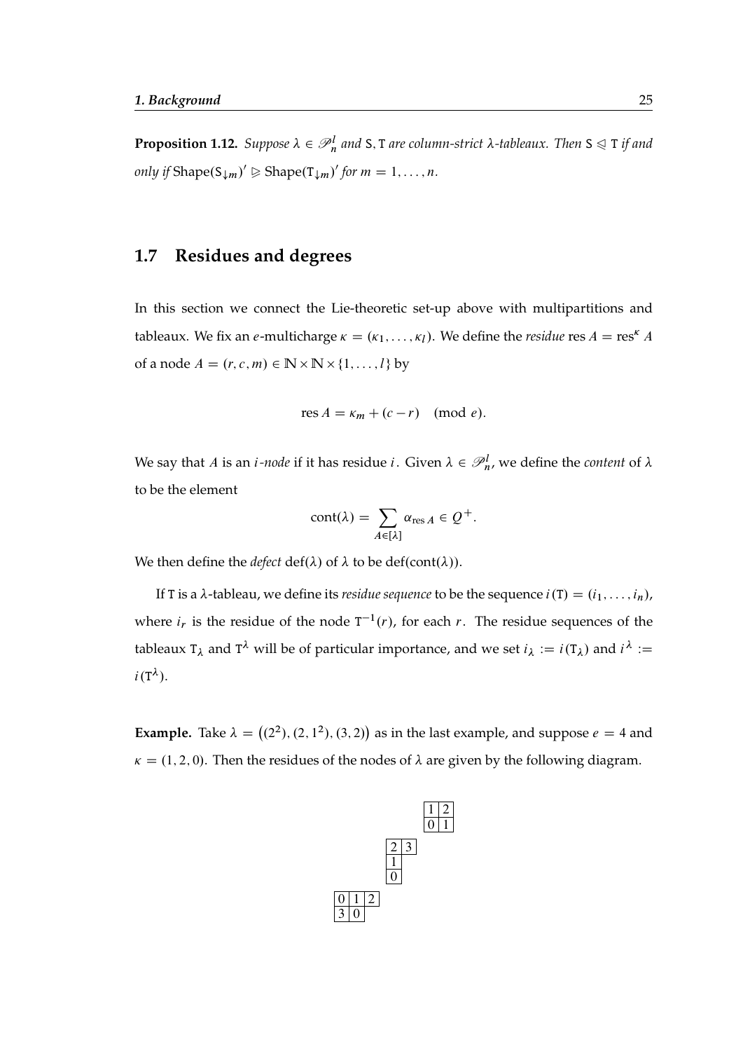**Proposition 1.12.** *Suppose $\lambda \in \mathscr{P}^l_n$ and $\mathtt{S}, \mathtt{T}$ are column-strict $\lambda$-tableaux. Then $\mathtt{S} \trianglelefteqslant \mathtt{T}$ if and only if* $\mathrm{Shape}(\mathtt{S}_{\downarrow m})' \trianglerighteqslant \mathrm{Shape}(\mathtt{T}_{\downarrow m})'$ *for $m = 1, \dots, n$.*

## 1.7 Residues and degrees

In this section we connect the Lie-theoretic set-up above with multipartitions and tableaux. We fix an $e$-multicharge $\kappa = (\kappa_1, \dots, \kappa_l)$. We define the *residue* $\mathrm{res}\, A = \mathrm{res}^\kappa A$ of a node $A = (r, c, m) \in \mathbb{N} \times \mathbb{N} \times \{1, \dots, l\}$ by

$$\mathrm{res}\, A = \kappa_m + (c - r) \pmod{e}.$$

We say that $A$ is an *$i$-node* if it has residue $i$. Given $\lambda \in \mathscr{P}^l_n$, we define the *content* of $\lambda$ to be the element

$$\mathrm{cont}(\lambda) = \sum_{A \in [\lambda]} \alpha_{\mathrm{res}\, A} \in Q^+.$$

We then define the *defect* $\mathrm{def}(\lambda)$ of $\lambda$ to be $\mathrm{def}(\mathrm{cont}(\lambda))$.

If $\mathtt{T}$ is a $\lambda$-tableau, we define its *residue sequence* to be the sequence $i(\mathtt{T}) = (i_1, \dots, i_n)$, where $i_r$ is the residue of the node $\mathtt{T}^{-1}(r)$, for each $r$. The residue sequences of the tableaux $\mathtt{T}_\lambda$ and $\mathtt{T}^\lambda$ will be of particular importance, and we set $i_\lambda := i(\mathtt{T}_\lambda)$ and $i^\lambda := i(\mathtt{T}^\lambda)$.

**Example.** Take $\lambda = \big((2^2), (2, 1^2), (3, 2)\big)$ as in the last example, and suppose $e = 4$ and $\kappa = (1, 2, 0)$. Then the residues of the nodes of $\lambda$ are given by the following diagram.

| 1 | 2 |
|---|---|
| 0 | 1 |

| 2 | 3 |
|---|---|
| 1 | |
| 0 | |

| 0 | 1 | 2 |
|---|---|---|
| 3 | 0 | |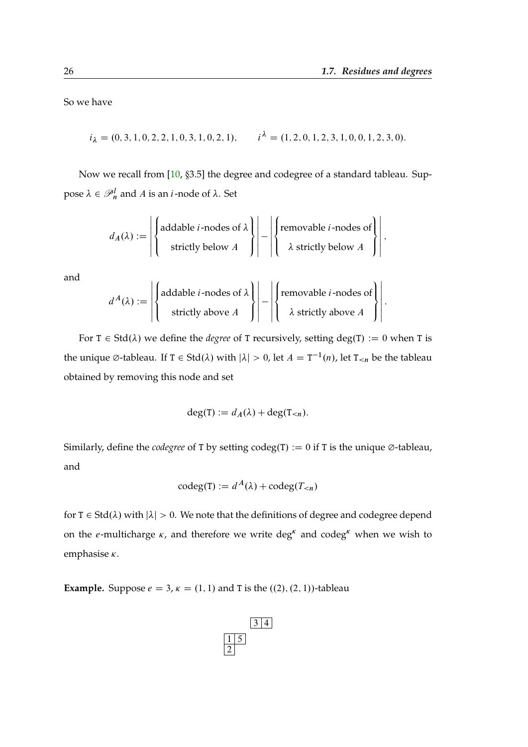So we have

$$i_\lambda = (0, 3, 1, 0, 2, 2, 1, 0, 3, 1, 0, 2, 1), \qquad i^\lambda = (1, 2, 0, 1, 2, 3, 1, 0, 0, 1, 2, 3, 0).$$

Now we recall from [10, §3.5] the degree and codegree of a standard tableau. Suppose $\lambda \in \mathscr{P}_n^l$ and $A$ is an $i$-node of $\lambda$. Set

$$d_A(\lambda) := \left| \left\{ \begin{matrix} \text{addable } i\text{-nodes of } \lambda \\ \text{strictly below } A \end{matrix} \right\} \right| - \left| \left\{ \begin{matrix} \text{removable } i\text{-nodes of} \\ \lambda \text{ strictly below } A \end{matrix} \right\} \right|,$$

and

$$d^A(\lambda) := \left| \left\{ \begin{matrix} \text{addable } i\text{-nodes of } \lambda \\ \text{strictly above } A \end{matrix} \right\} \right| - \left| \left\{ \begin{matrix} \text{removable } i\text{-nodes of} \\ \lambda \text{ strictly above } A \end{matrix} \right\} \right|.$$

For $\mathtt{T} \in \mathrm{Std}(\lambda)$ we define the *degree* of $\mathtt{T}$ recursively, setting $\deg(\mathtt{T}) := 0$ when $\mathtt{T}$ is the unique $\varnothing$-tableau. If $\mathtt{T} \in \mathrm{Std}(\lambda)$ with $|\lambda| > 0$, let $A = \mathtt{T}^{-1}(n)$, let $\mathtt{T}_{<n}$ be the tableau obtained by removing this node and set

$$\deg(\mathtt{T}) := d_A(\lambda) + \deg(\mathtt{T}_{<n}).$$

Similarly, define the *codegree* of $\mathtt{T}$ by setting $\mathrm{codeg}(\mathtt{T}) := 0$ if $\mathtt{T}$ is the unique $\varnothing$-tableau, and

$$\mathrm{codeg}(\mathtt{T}) := d^A(\lambda) + \mathrm{codeg}(T_{<n})$$

for $\mathtt{T} \in \mathrm{Std}(\lambda)$ with $|\lambda| > 0$. We note that the definitions of degree and codegree depend on the $e$-multicharge $\kappa$, and therefore we write $\deg^\kappa$ and $\mathrm{codeg}^\kappa$ when we wish to emphasise $\kappa$.

**Example.** Suppose $e = 3$, $\kappa = (1, 1)$ and $\mathtt{T}$ is the $((2), (2, 1))$-tableau

$$\begin{array}{ll} & \begin{array}{|c|c|}\hline 3 & 4 \\ \hline\end{array} \\ \begin{array}{|c|c|}\hline 1 & 5 \\ \hline 2 & \\ \cline{1-1}\end{array} & \end{array}$$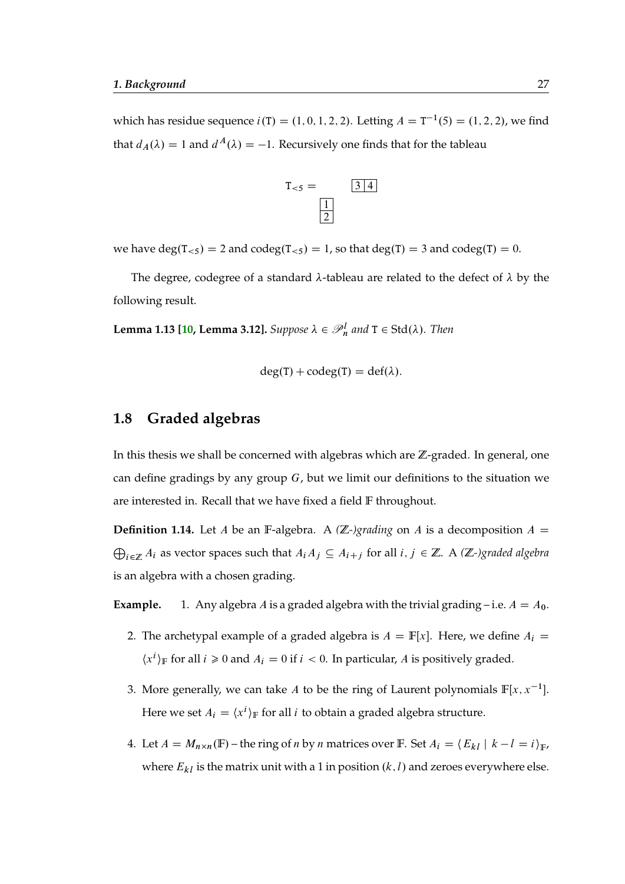which has residue sequence $i(\mathtt{T}) = (1, 0, 1, 2, 2)$. Letting $A = \mathtt{T}^{-1}(5) = (1, 2, 2)$, we find that $d_A(\lambda) = 1$ and $d^A(\lambda) = -1$. Recursively one finds that for the tableau

$$\mathtt{T}_{<5} = \left( \begin{array}{|c|}\hline 1 \\ \hline 2 \\ \hline \end{array}\ ,\ \begin{array}{|c|c|}\hline 3 & 4 \\ \hline \end{array} \right)$$

we have $\deg(\mathtt{T}_{<5}) = 2$ and $\operatorname{codeg}(\mathtt{T}_{<5}) = 1$, so that $\deg(\mathtt{T}) = 3$ and $\operatorname{codeg}(\mathtt{T}) = 0$.

The degree, codegree of a standard $\lambda$-tableau are related to the defect of $\lambda$ by the following result.

**Lemma 1.13 [10, Lemma 3.12].** *Suppose $\lambda \in \mathscr{P}_n^l$ and $\mathtt{T} \in \operatorname{Std}(\lambda)$. Then*

$$\deg(\mathtt{T}) + \operatorname{codeg}(\mathtt{T}) = \operatorname{def}(\lambda).$$

## 1.8 Graded algebras

In this thesis we shall be concerned with algebras which are $\mathbb{Z}$-graded. In general, one can define gradings by any group $G$, but we limit our definitions to the situation we are interested in. Recall that we have fixed a field $\mathbb{F}$ throughout.

**Definition 1.14.** Let $A$ be an $\mathbb{F}$-algebra. A *($\mathbb{Z}$-)grading* on $A$ is a decomposition $A = \bigoplus_{i \in \mathbb{Z}} A_i$ as vector spaces such that $A_i A_j \subseteq A_{i+j}$ for all $i, j \in \mathbb{Z}$. A *($\mathbb{Z}$-)graded algebra* is an algebra with a chosen grading.

**Example.**

1. Any algebra $A$ is a graded algebra with the trivial grading – i.e. $A = A_0$.
2. The archetypal example of a graded algebra is $A = \mathbb{F}[x]$. Here, we define $A_i = \langle x^i \rangle_{\mathbb{F}}$ for all $i \geqslant 0$ and $A_i = 0$ if $i < 0$. In particular, $A$ is positively graded.
3. More generally, we can take $A$ to be the ring of Laurent polynomials $\mathbb{F}[x, x^{-1}]$. Here we set $A_i = \langle x^i \rangle_{\mathbb{F}}$ for all $i$ to obtain a graded algebra structure.
4. Let $A = M_{n \times n}(\mathbb{F})$ – the ring of $n$ by $n$ matrices over $\mathbb{F}$. Set $A_i = \langle E_{kl} \mid k - l = i \rangle_{\mathbb{F}}$, where $E_{kl}$ is the matrix unit with a 1 in position $(k, l)$ and zeroes everywhere else.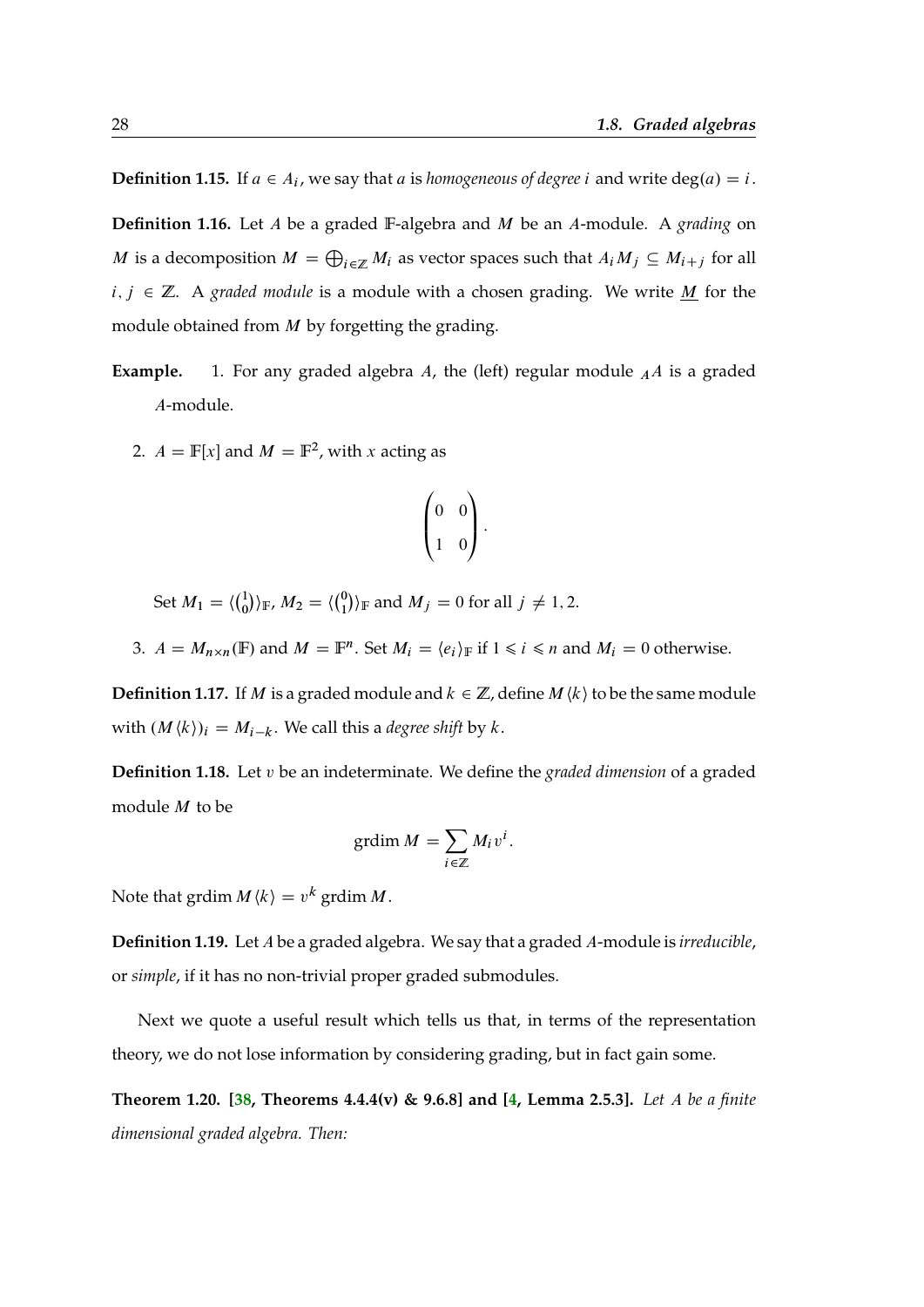**Definition 1.15.** If $a \in A_i$, we say that $a$ is *homogeneous of degree* $i$ and write $\deg(a) = i$.

**Definition 1.16.** Let $A$ be a graded $\mathbb{F}$-algebra and $M$ be an $A$-module. A *grading* on $M$ is a decomposition $M = \bigoplus_{i \in \mathbb{Z}} M_i$ as vector spaces such that $A_i M_j \subseteq M_{i+j}$ for all $i, j \in \mathbb{Z}$. A *graded module* is a module with a chosen grading. We write $\underline{M}$ for the module obtained from $M$ by forgetting the grading.

**Example.**

1. For any graded algebra $A$, the (left) regular module ${}_A A$ is a graded $A$-module.
2. $A = \mathbb{F}[x]$ and $M = \mathbb{F}^2$, with $x$ acting as

$$\begin{pmatrix} 0 & 0 \\ 1 & 0 \end{pmatrix}.$$

   Set $M_1 = \langle \binom{1}{0} \rangle_{\mathbb{F}}$, $M_2 = \langle \binom{0}{1} \rangle_{\mathbb{F}}$ and $M_j = 0$ for all $j \neq 1, 2$.

3. $A = M_{n \times n}(\mathbb{F})$ and $M = \mathbb{F}^n$. Set $M_i = \langle e_i \rangle_{\mathbb{F}}$ if $1 \leqslant i \leqslant n$ and $M_i = 0$ otherwise.

**Definition 1.17.** If $M$ is a graded module and $k \in \mathbb{Z}$, define $M\langle k \rangle$ to be the same module with $(M\langle k \rangle)_i = M_{i-k}$. We call this a *degree shift* by $k$.

**Definition 1.18.** Let $v$ be an indeterminate. We define the *graded dimension* of a graded module $M$ to be

$$\operatorname{grdim} M = \sum_{i \in \mathbb{Z}} M_i v^i.$$

Note that $\operatorname{grdim} M\langle k \rangle = v^k \operatorname{grdim} M$.

**Definition 1.19.** Let $A$ be a graded algebra. We say that a graded $A$-module is *irreducible*, or *simple*, if it has no non-trivial proper graded submodules.

Next we quote a useful result which tells us that, in terms of the representation theory, we do not lose information by considering grading, but in fact gain some.

**Theorem 1.20. [38, Theorems 4.4.4(v) & 9.6.8] and [4, Lemma 2.5.3].** *Let $A$ be a finite dimensional graded algebra. Then:*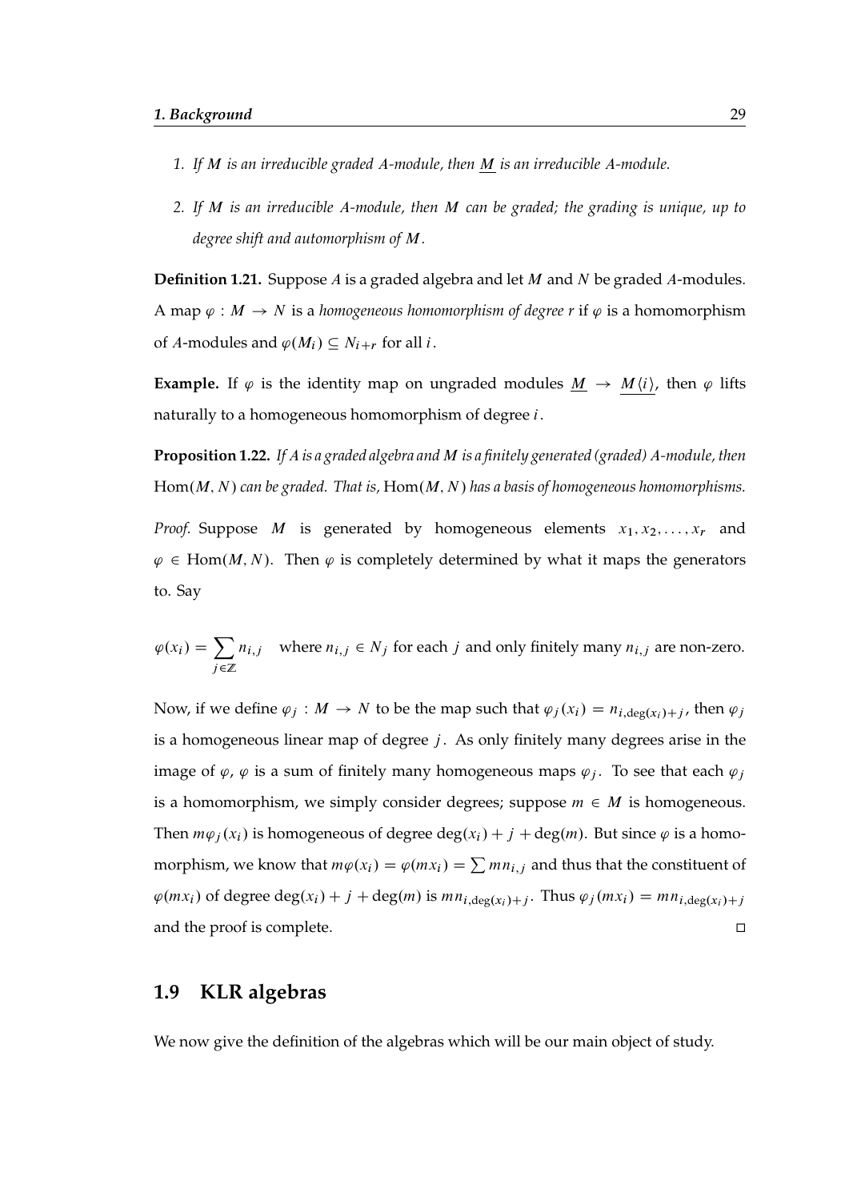1. *If $M$ is an irreducible graded $A$-module, then $\underline{M}$ is an irreducible $A$-module.*

2. *If $M$ is an irreducible $A$-module, then $M$ can be graded; the grading is unique, up to degree shift and automorphism of $M$.*

**Definition 1.21.** Suppose $A$ is a graded algebra and let $M$ and $N$ be graded $A$-modules. A map $\varphi : M \to N$ is a *homogeneous homomorphism of degree $r$* if $\varphi$ is a homomorphism of $A$-modules and $\varphi(M_i) \subseteq N_{i+r}$ for all $i$.

**Example.** If $\varphi$ is the identity map on ungraded modules $\underline{M} \to \underline{M\langle i \rangle}$, then $\varphi$ lifts naturally to a homogeneous homomorphism of degree $i$.

**Proposition 1.22.** *If $A$ is a graded algebra and $M$ is a finitely generated (graded) $A$-module, then* $\mathrm{Hom}(M, N)$ *can be graded. That is,* $\mathrm{Hom}(M, N)$ *has a basis of homogeneous homomorphisms.*

*Proof.* Suppose $M$ is generated by homogeneous elements $x_1, x_2, \ldots, x_r$ and $\varphi \in \mathrm{Hom}(M, N)$. Then $\varphi$ is completely determined by what it maps the generators to. Say

$$\varphi(x_i) = \sum_{j \in \mathbb{Z}} n_{i,j} \quad \text{where } n_{i,j} \in N_j \text{ for each } j \text{ and only finitely many } n_{i,j} \text{ are non-zero.}$$

Now, if we define $\varphi_j : M \to N$ to be the map such that $\varphi_j(x_i) = n_{i,\deg(x_i)+j}$, then $\varphi_j$ is a homogeneous linear map of degree $j$. As only finitely many degrees arise in the image of $\varphi$, $\varphi$ is a sum of finitely many homogeneous maps $\varphi_j$. To see that each $\varphi_j$ is a homomorphism, we simply consider degrees; suppose $m \in M$ is homogeneous. Then $m\varphi_j(x_i)$ is homogeneous of degree $\deg(x_i) + j + \deg(m)$. But since $\varphi$ is a homomorphism, we know that $m\varphi(x_i) = \varphi(mx_i) = \sum mn_{i,j}$ and thus that the constituent of $\varphi(mx_i)$ of degree $\deg(x_i) + j + \deg(m)$ is $mn_{i,\deg(x_i)+j}$. Thus $\varphi_j(mx_i) = mn_{i,\deg(x_i)+j}$ and the proof is complete. □

## 1.9 KLR algebras

We now give the definition of the algebras which will be our main object of study.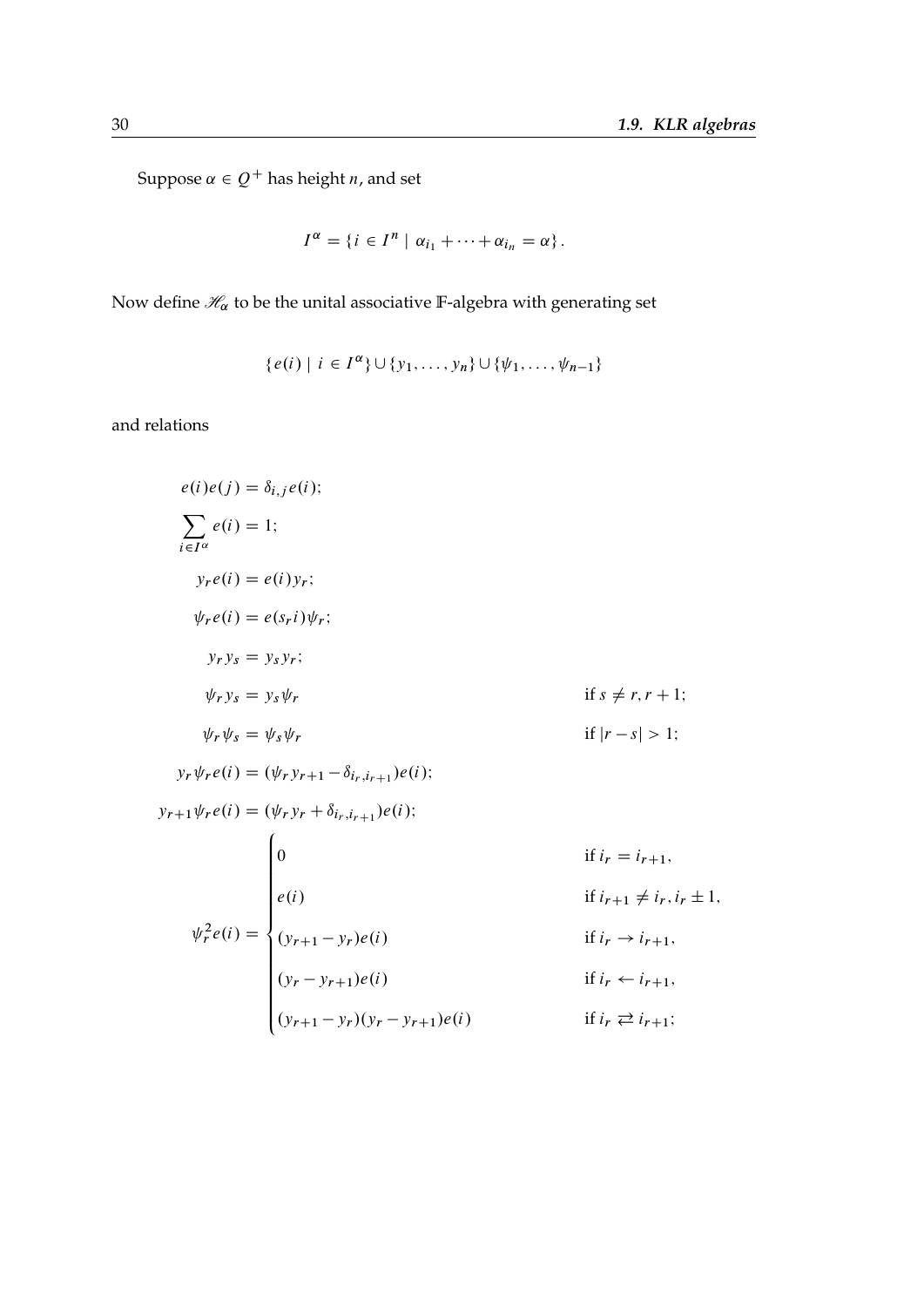Suppose $\alpha \in Q^+$ has height $n$, and set

$$I^\alpha = \{ i \in I^n \mid \alpha_{i_1} + \cdots + \alpha_{i_n} = \alpha \}.$$

Now define $\mathscr{H}_\alpha$ to be the unital associative $\mathbb{F}$-algebra with generating set

$$\{ e(i) \mid i \in I^\alpha \} \cup \{ y_1, \ldots, y_n \} \cup \{ \psi_1, \ldots, \psi_{n-1} \}$$

and relations

$$\begin{aligned}
e(i)e(j) &= \delta_{i,j} e(i); \\
\sum_{i \in I^\alpha} e(i) &= 1; \\
y_r e(i) &= e(i) y_r; \\
\psi_r e(i) &= e(s_r i) \psi_r; \\
y_r y_s &= y_s y_r; \\
\psi_r y_s &= y_s \psi_r && \text{if } s \neq r, r+1; \\
\psi_r \psi_s &= \psi_s \psi_r && \text{if } |r - s| > 1; \\
y_r \psi_r e(i) &= (\psi_r y_{r+1} - \delta_{i_r, i_{r+1}}) e(i); \\
y_{r+1} \psi_r e(i) &= (\psi_r y_r + \delta_{i_r, i_{r+1}}) e(i); \\
\psi_r^2 e(i) &= \begin{cases} 0 & \text{if } i_r = i_{r+1}, \\ e(i) & \text{if } i_{r+1} \neq i_r, i_r \pm 1, \\ (y_{r+1} - y_r) e(i) & \text{if } i_r \to i_{r+1}, \\ (y_r - y_{r+1}) e(i) & \text{if } i_r \leftarrow i_{r+1}, \\ (y_{r+1} - y_r)(y_r - y_{r+1}) e(i) & \text{if } i_r \rightleftarrows i_{r+1}; \end{cases}
\end{aligned}$$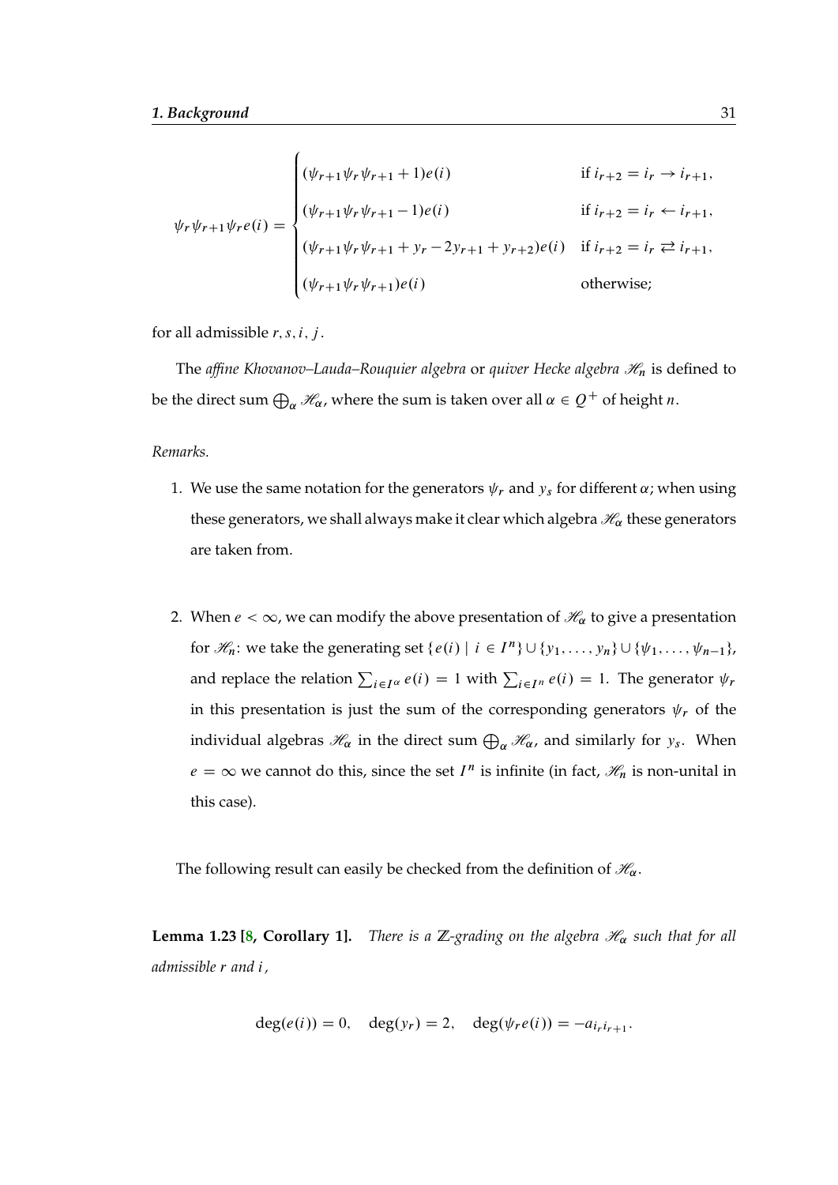$$
\psi_r\psi_{r+1}\psi_r e(i) = \begin{cases} (\psi_{r+1}\psi_r\psi_{r+1}+1)e(i) & \text{if } i_{r+2}=i_r \to i_{r+1}, \\ (\psi_{r+1}\psi_r\psi_{r+1}-1)e(i) & \text{if } i_{r+2}=i_r \leftarrow i_{r+1}, \\ (\psi_{r+1}\psi_r\psi_{r+1}+y_r-2y_{r+1}+y_{r+2})e(i) & \text{if } i_{r+2}=i_r \rightleftarrows i_{r+1}, \\ (\psi_{r+1}\psi_r\psi_{r+1})e(i) & \text{otherwise;} \end{cases}
$$

for all admissible $r, s, i, j$.

The *affine Khovanov–Lauda–Rouquier algebra* or *quiver Hecke algebra* $\mathscr{H}_n$ is defined to be the direct sum $\bigoplus_\alpha \mathscr{H}_\alpha$, where the sum is taken over all $\alpha \in Q^+$ of height $n$.

*Remarks.*

1. We use the same notation for the generators $\psi_r$ and $y_s$ for different $\alpha$; when using these generators, we shall always make it clear which algebra $\mathscr{H}_\alpha$ these generators are taken from.

2. When $e < \infty$, we can modify the above presentation of $\mathscr{H}_\alpha$ to give a presentation for $\mathscr{H}_n$: we take the generating set $\{e(i) \mid i \in I^n\} \cup \{y_1, \dots, y_n\} \cup \{\psi_1, \dots, \psi_{n-1}\}$, and replace the relation $\sum_{i \in I^\alpha} e(i) = 1$ with $\sum_{i \in I^n} e(i) = 1$. The generator $\psi_r$ in this presentation is just the sum of the corresponding generators $\psi_r$ of the individual algebras $\mathscr{H}_\alpha$ in the direct sum $\bigoplus_\alpha \mathscr{H}_\alpha$, and similarly for $y_s$. When $e = \infty$ we cannot do this, since the set $I^n$ is infinite (in fact, $\mathscr{H}_n$ is non-unital in this case).

The following result can easily be checked from the definition of $\mathscr{H}_\alpha$.

**Lemma 1.23 [8, Corollary 1].** *There is a $\mathbb{Z}$-grading on the algebra $\mathscr{H}_\alpha$ such that for all admissible $r$ and $i$,*

$$
\deg(e(i)) = 0, \quad \deg(y_r) = 2, \quad \deg(\psi_r e(i)) = -a_{i_r i_{r+1}}.
$$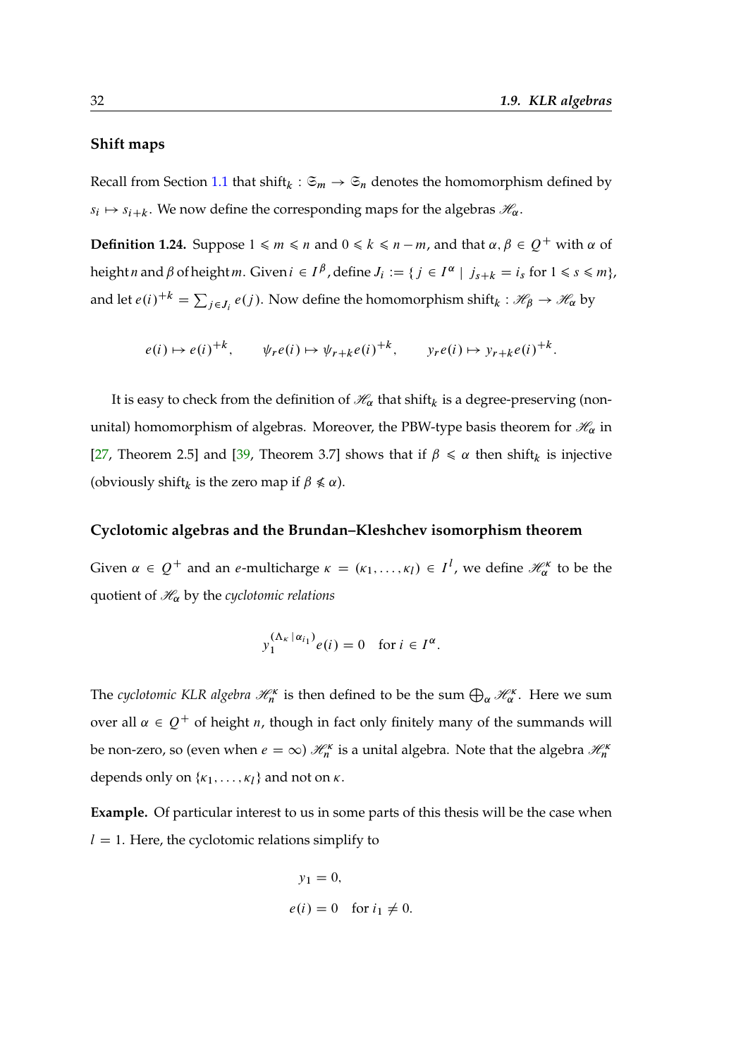### Shift maps

Recall from Section 1.1 that $\mathrm{shift}_k : \mathfrak{S}_m \to \mathfrak{S}_n$ denotes the homomorphism defined by $s_i \mapsto s_{i+k}$. We now define the corresponding maps for the algebras $\mathscr{H}_\alpha$.

**Definition 1.24.** Suppose $1 \leqslant m \leqslant n$ and $0 \leqslant k \leqslant n-m$, and that $\alpha, \beta \in Q^+$ with $\alpha$ of height $n$ and $\beta$ of height $m$. Given $i \in I^\beta$, define $J_i := \{\, j \in I^\alpha \mid j_{s+k} = i_s \text{ for } 1 \leqslant s \leqslant m\}$, and let $e(i)^{+k} = \sum_{j \in J_i} e(j)$. Now define the homomorphism $\mathrm{shift}_k : \mathscr{H}_\beta \to \mathscr{H}_\alpha$ by

$$e(i) \mapsto e(i)^{+k}, \qquad \psi_r e(i) \mapsto \psi_{r+k} e(i)^{+k}, \qquad y_r e(i) \mapsto y_{r+k} e(i)^{+k}.$$

It is easy to check from the definition of $\mathscr{H}_\alpha$ that $\mathrm{shift}_k$ is a degree-preserving (non-unital) homomorphism of algebras. Moreover, the PBW-type basis theorem for $\mathscr{H}_\alpha$ in [27, Theorem 2.5] and [39, Theorem 3.7] shows that if $\beta \leqslant \alpha$ then $\mathrm{shift}_k$ is injective (obviously $\mathrm{shift}_k$ is the zero map if $\beta \nleqslant \alpha$).

### Cyclotomic algebras and the Brundan–Kleshchev isomorphism theorem

Given $\alpha \in Q^+$ and an $e$-multicharge $\kappa = (\kappa_1, \dots, \kappa_l) \in I^l$, we define $\mathscr{H}^\kappa_\alpha$ to be the quotient of $\mathscr{H}_\alpha$ by the *cyclotomic relations*

$$y_1^{(\Lambda_\kappa \mid \alpha_{i_1})} e(i) = 0 \quad \text{for } i \in I^\alpha.$$

The *cyclotomic KLR algebra* $\mathscr{H}^\kappa_n$ is then defined to be the sum $\bigoplus_\alpha \mathscr{H}^\kappa_\alpha$. Here we sum over all $\alpha \in Q^+$ of height $n$, though in fact only finitely many of the summands will be non-zero, so (even when $e = \infty$) $\mathscr{H}^\kappa_n$ is a unital algebra. Note that the algebra $\mathscr{H}^\kappa_n$ depends only on $\{\kappa_1, \dots, \kappa_l\}$ and not on $\kappa$.

**Example.** Of particular interest to us in some parts of this thesis will be the case when $l = 1$. Here, the cyclotomic relations simplify to

$$y_1 = 0,$$

$$e(i) = 0 \quad \text{for } i_1 \neq 0.$$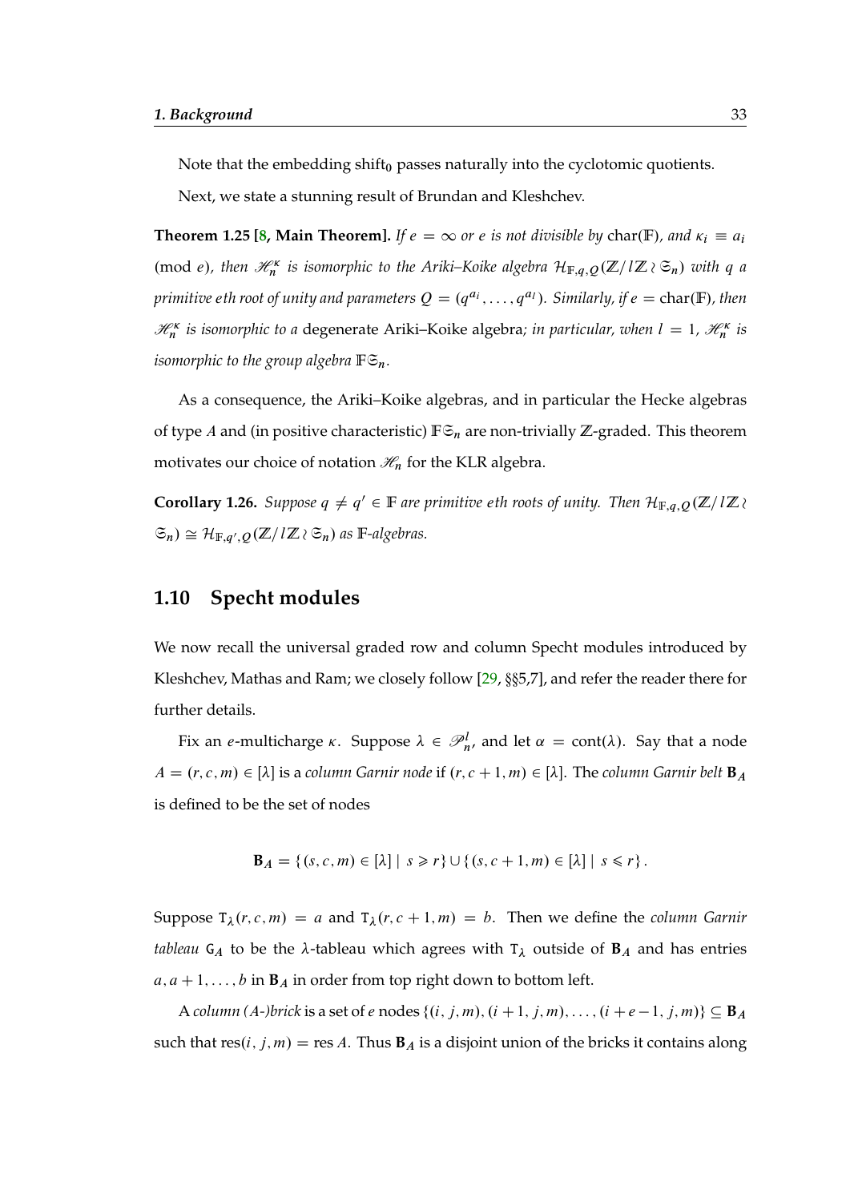Note that the embedding $\mathrm{shift}_\mathbf{0}$ passes naturally into the cyclotomic quotients.

Next, we state a stunning result of Brundan and Kleshchev.

**Theorem 1.25 [8, Main Theorem].** *If $e = \infty$ or $e$ is not divisible by* $\mathrm{char}(\mathbb{F})$*, and $\kappa_i \equiv a_i$ (mod $e$), then $\mathscr{H}_n^\kappa$ is isomorphic to the Ariki–Koike algebra $\mathcal{H}_{\mathbb{F},q,Q}(\mathbb{Z}/l\mathbb{Z} \wr \mathfrak{S}_n)$ with $q$ a primitive $e$th root of unity and parameters $Q = (q^{a_i}, \dots, q^{a_l})$. Similarly, if $e = \mathrm{char}(\mathbb{F})$, then $\mathscr{H}_n^\kappa$ is isomorphic to a* degenerate Ariki–Koike algebra*; in particular, when $l = 1$, $\mathscr{H}_n^\kappa$ is isomorphic to the group algebra $\mathbb{F}\mathfrak{S}_n$.*

As a consequence, the Ariki–Koike algebras, and in particular the Hecke algebras of type $A$ and (in positive characteristic) $\mathbb{F}\mathfrak{S}_n$ are non-trivially $\mathbb{Z}$-graded. This theorem motivates our choice of notation $\mathscr{H}_n$ for the KLR algebra.

**Corollary 1.26.** *Suppose $q \neq q' \in \mathbb{F}$ are primitive $e$th roots of unity. Then $\mathcal{H}_{\mathbb{F},q,Q}(\mathbb{Z}/l\mathbb{Z} \wr \mathfrak{S}_n) \cong \mathcal{H}_{\mathbb{F},q',Q}(\mathbb{Z}/l\mathbb{Z} \wr \mathfrak{S}_n)$ as $\mathbb{F}$-algebras.*

## 1.10 Specht modules

We now recall the universal graded row and column Specht modules introduced by Kleshchev, Mathas and Ram; we closely follow [29, §§5,7], and refer the reader there for further details.

Fix an $e$-multicharge $\kappa$. Suppose $\lambda \in \mathscr{P}_n^l$, and let $\alpha = \mathrm{cont}(\lambda)$. Say that a node $A = (r, c, m) \in [\lambda]$ is a *column Garnir node* if $(r, c+1, m) \in [\lambda]$. The *column Garnir belt* $\mathbf{B}_A$ is defined to be the set of nodes

$$\mathbf{B}_A = \{ (s, c, m) \in [\lambda] \mid s \geqslant r \} \cup \{ (s, c+1, m) \in [\lambda] \mid s \leqslant r \}.$$

Suppose $\mathtt{T}_\lambda(r, c, m) = a$ and $\mathtt{T}_\lambda(r, c+1, m) = b$. Then we define the *column Garnir tableau* $\mathtt{G}_A$ to be the $\lambda$-tableau which agrees with $\mathtt{T}_\lambda$ outside of $\mathbf{B}_A$ and has entries $a, a+1, \dots, b$ in $\mathbf{B}_A$ in order from top right down to bottom left.

A *column (A-)brick* is a set of $e$ nodes $\{(i, j, m), (i+1, j, m), \dots, (i+e-1, j, m)\} \subseteq \mathbf{B}_A$ such that $\mathrm{res}(i, j, m) = \mathrm{res}\, A$. Thus $\mathbf{B}_A$ is a disjoint union of the bricks it contains along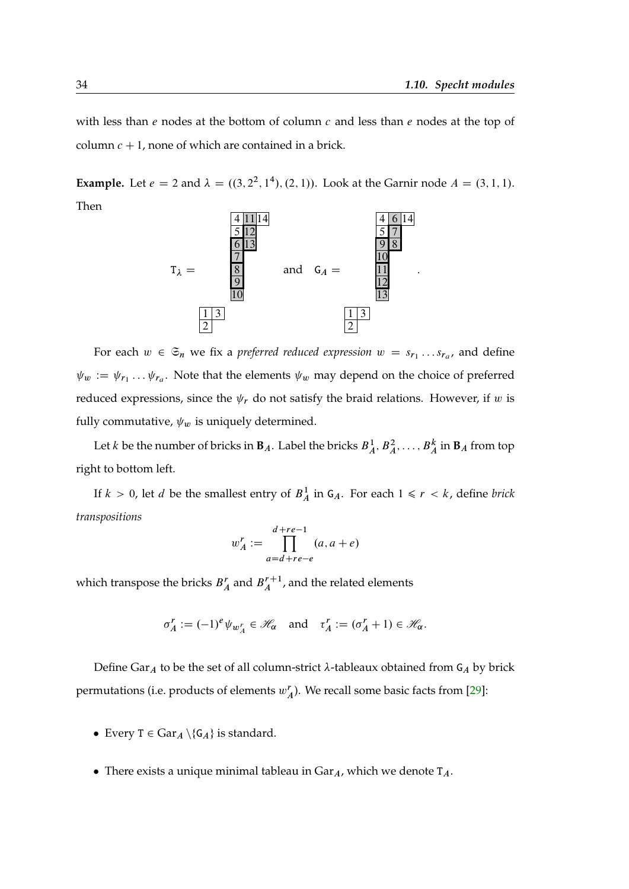with less than $e$ nodes at the bottom of column $c$ and less than $e$ nodes at the top of column $c+1$, none of which are contained in a brick.

**Example.** Let $e = 2$ and $\lambda = ((3, 2^2, 1^4), (2, 1))$. Look at the Garnir node $A = (3, 1, 1)$. Then

$$\mathtt{T}_\lambda = \begin{array}{l} \begin{array}{|c|c|c|}\hline 4 & 11 & 14 \\ \hline 5 & 12 \\ \cline{1-2} 6 & 13 \\ \cline{1-2} 7 \\ \cline{1-1} 8 \\ \cline{1-1} 9 \\ \cline{1-1} 10 \\ \cline{1-1} \end{array} \\ \begin{array}{|c|c|}\hline 1 & 3 \\ \hline 2 \\ \cline{1-1} \end{array} \end{array} \quad \text{and} \quad \mathtt{G}_A = \begin{array}{l} \begin{array}{|c|c|c|}\hline 4 & 6 & 14 \\ \hline 5 & 7 \\ \cline{1-2} 9 & 8 \\ \cline{1-2} 10 \\ \cline{1-1} 11 \\ \cline{1-1} 12 \\ \cline{1-1} 13 \\ \cline{1-1} \end{array} \\ \begin{array}{|c|c|}\hline 1 & 3 \\ \hline 2 \\ \cline{1-1} \end{array} \end{array}.$$

For each $w \in \mathfrak{S}_n$ we fix a *preferred reduced expression* $w = s_{r_1} \dots s_{r_a}$, and define $\psi_w := \psi_{r_1} \dots \psi_{r_a}$. Note that the elements $\psi_w$ may depend on the choice of preferred reduced expressions, since the $\psi_r$ do not satisfy the braid relations. However, if $w$ is fully commutative, $\psi_w$ is uniquely determined.

Let $k$ be the number of bricks in $\mathbf{B}_A$. Label the bricks $B_A^1, B_A^2, \dots, B_A^k$ in $\mathbf{B}_A$ from top right to bottom left.

If $k > 0$, let $d$ be the smallest entry of $B_A^1$ in $\mathtt{G}_A$. For each $1 \leqslant r < k$, define *brick transpositions*

$$w_A^r := \prod_{a=d+re-e}^{d+re-1} (a, a+e)$$

which transpose the bricks $B_A^r$ and $B_A^{r+1}$, and the related elements

$$\sigma_A^r := (-1)^e \psi_{w_A^r} \in \mathscr{H}_\alpha \quad \text{and} \quad \tau_A^r := (\sigma_A^r + 1) \in \mathscr{H}_\alpha.$$

Define $\mathrm{Gar}_A$ to be the set of all column-strict $\lambda$-tableaux obtained from $\mathtt{G}_A$ by brick permutations (i.e. products of elements $w_A^r$). We recall some basic facts from [29]:

- Every $\mathtt{T} \in \mathrm{Gar}_A \setminus \{\mathtt{G}_A\}$ is standard.
- There exists a unique minimal tableau in $\mathrm{Gar}_A$, which we denote $\mathtt{T}_A$.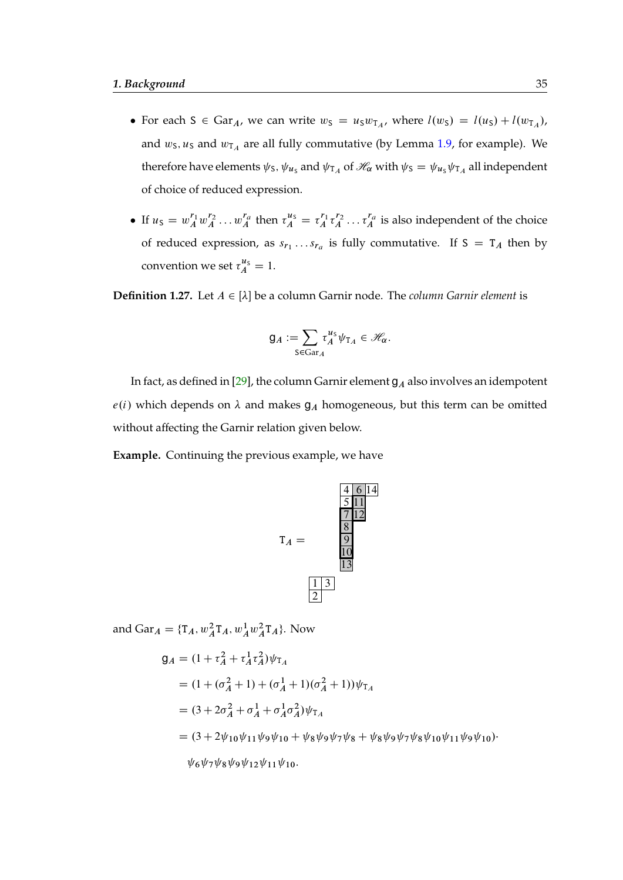- For each $\mathtt{S} \in \mathrm{Gar}_A$, we can write $w_\mathtt{S} = u_\mathtt{S} w_{\mathtt{T}_A}$, where $l(w_\mathtt{S}) = l(u_\mathtt{S}) + l(w_{\mathtt{T}_A})$, and $w_\mathtt{S}, u_\mathtt{S}$ and $w_{\mathtt{T}_A}$ are all fully commutative (by Lemma 1.9, for example). We therefore have elements $\psi_\mathtt{S}$, $\psi_{u_\mathtt{S}}$ and $\psi_{\mathtt{T}_A}$ of $\mathscr{H}_\alpha$ with $\psi_\mathtt{S} = \psi_{u_\mathtt{S}} \psi_{\mathtt{T}_A}$ all independent of choice of reduced expression.

- If $u_\mathtt{S} = w_A^{r_1} w_A^{r_2} \dots w_A^{r_a}$ then $\tau_A^{u_\mathtt{S}} = \tau_A^{r_1} \tau_A^{r_2} \dots \tau_A^{r_a}$ is also independent of the choice of reduced expression, as $s_{r_1} \dots s_{r_a}$ is fully commutative. If $\mathtt{S} = \mathtt{T}_A$ then by convention we set $\tau_A^{u_\mathtt{S}} = 1$.

**Definition 1.27.** Let $A \in [\lambda]$ be a column Garnir node. The *column Garnir element* is

$$\mathtt{g}_A := \sum_{\mathtt{S} \in \mathrm{Gar}_A} \tau_A^{u_\mathtt{S}} \psi_{\mathtt{T}_A} \in \mathscr{H}_\alpha.$$

In fact, as defined in [29], the column Garnir element $\mathtt{g}_A$ also involves an idempotent $e(i)$ which depends on $\lambda$ and makes $\mathtt{g}_A$ homogeneous, but this term can be omitted without affecting the Garnir relation given below.

**Example.** Continuing the previous example, we have

$$\mathtt{T}_A = \begin{array}{l} \quad\; \begin{array}{|c|c|c|} \hline 4 & 6 & 14 \\ \hline 5 & 11 \\ \cline{1-2} 7 & 12 \\ \cline{1-2} 8 \\ \cline{1-1} 9 \\ \cline{1-1} 10 \\ \cline{1-1} 13 \\ \cline{1-1} \end{array} \\ \begin{array}{|c|c|} \hline 1 & 3 \\ \hline 2 \\ \cline{1-1} \end{array} \end{array}$$

and $\mathrm{Gar}_A = \{\mathtt{T}_A, w_A^2 \mathtt{T}_A, w_A^1 w_A^2 \mathtt{T}_A\}$. Now

$$\begin{aligned} \mathtt{g}_A &= (1 + \tau_A^2 + \tau_A^1 \tau_A^2) \psi_{\mathtt{T}_A} \\ &= (1 + (\sigma_A^2 + 1) + (\sigma_A^1 + 1)(\sigma_A^2 + 1)) \psi_{\mathtt{T}_A} \\ &= (3 + 2\sigma_A^2 + \sigma_A^1 + \sigma_A^1 \sigma_A^2) \psi_{\mathtt{T}_A} \\ &= (3 + 2\psi_{10}\psi_{11}\psi_9\psi_{10} + \psi_8\psi_9\psi_7\psi_8 + \psi_8\psi_9\psi_7\psi_8\psi_{10}\psi_{11}\psi_9\psi_{10}) \cdot \\ &\quad \psi_6\psi_7\psi_8\psi_9\psi_{12}\psi_{11}\psi_{10}. \end{aligned}$$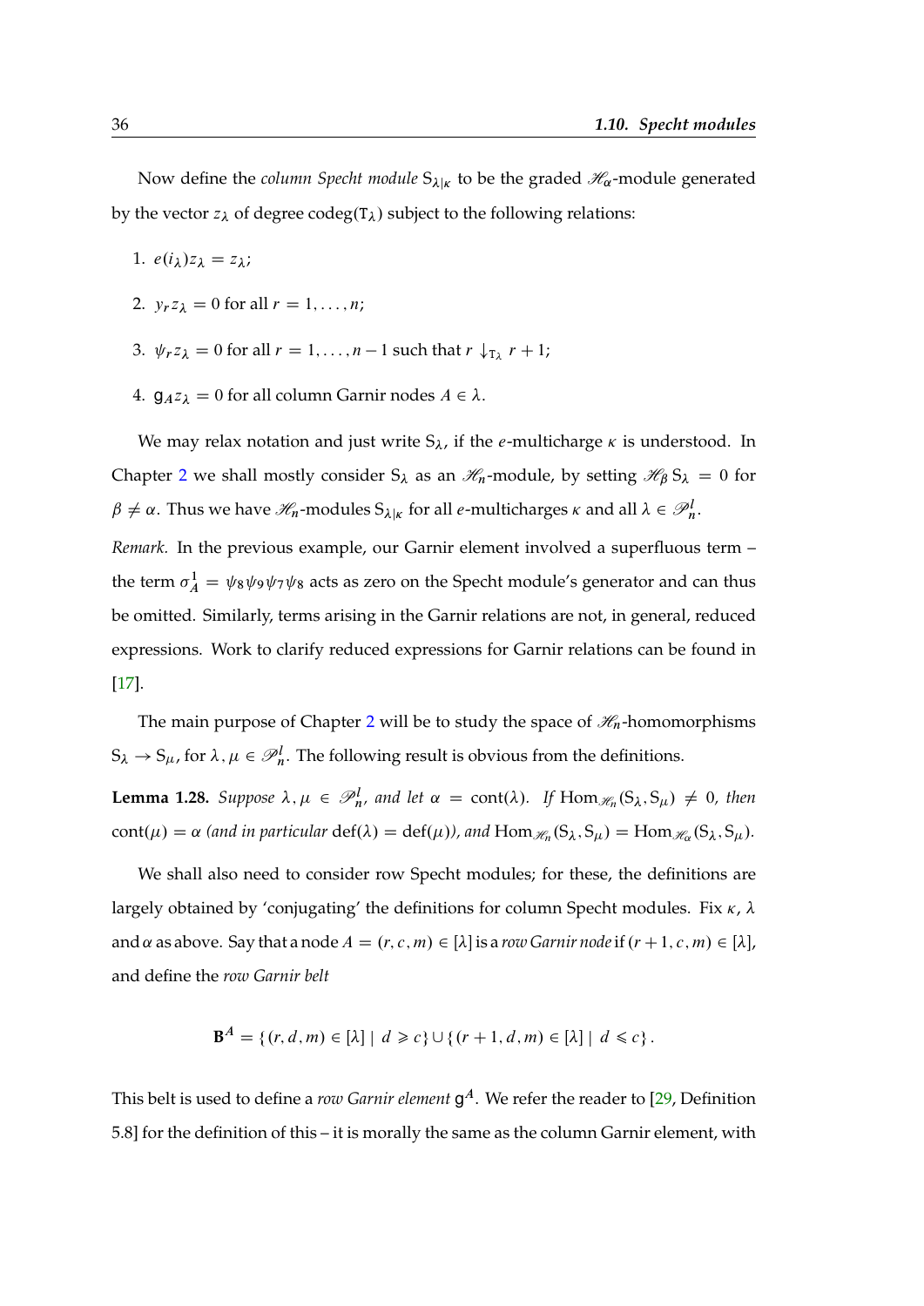Now define the *column Specht module* $\mathrm{S}_{\lambda|\kappa}$ to be the graded $\mathscr{H}_\alpha$-module generated by the vector $z_\lambda$ of degree $\operatorname{codeg}(\mathtt{T}_\lambda)$ subject to the following relations:

1. $e(i_\lambda)z_\lambda = z_\lambda$;
2. $y_r z_\lambda = 0$ for all $r = 1, \dots, n$;
3. $\psi_r z_\lambda = 0$ for all $r = 1, \dots, n-1$ such that $r \downarrow_{\mathtt{T}_\lambda} r+1$;
4. $\mathsf{g}_A z_\lambda = 0$ for all column Garnir nodes $A \in \lambda$.

We may relax notation and just write $\mathrm{S}_\lambda$, if the $e$-multicharge $\kappa$ is understood. In Chapter 2 we shall mostly consider $\mathrm{S}_\lambda$ as an $\mathscr{H}_n$-module, by setting $\mathscr{H}_\beta\,\mathrm{S}_\lambda = 0$ for $\beta \neq \alpha$. Thus we have $\mathscr{H}_n$-modules $\mathrm{S}_{\lambda|\kappa}$ for all $e$-multicharges $\kappa$ and all $\lambda \in \mathscr{P}^l_n$.

*Remark.* In the previous example, our Garnir element involved a superfluous term – the term $\sigma^1_A = \psi_8\psi_9\psi_7\psi_8$ acts as zero on the Specht module's generator and can thus be omitted. Similarly, terms arising in the Garnir relations are not, in general, reduced expressions. Work to clarify reduced expressions for Garnir relations can be found in [17].

The main purpose of Chapter 2 will be to study the space of $\mathscr{H}_n$-homomorphisms $\mathrm{S}_\lambda \to \mathrm{S}_\mu$, for $\lambda, \mu \in \mathscr{P}^l_n$. The following result is obvious from the definitions.

**Lemma 1.28.** *Suppose $\lambda, \mu \in \mathscr{P}^l_n$, and let $\alpha = \operatorname{cont}(\lambda)$. If $\operatorname{Hom}_{\mathscr{H}_n}(\mathrm{S}_\lambda, \mathrm{S}_\mu) \neq 0$, then $\operatorname{cont}(\mu) = \alpha$ (and in particular $\operatorname{def}(\lambda) = \operatorname{def}(\mu)$), and $\operatorname{Hom}_{\mathscr{H}_n}(\mathrm{S}_\lambda, \mathrm{S}_\mu) = \operatorname{Hom}_{\mathscr{H}_\alpha}(\mathrm{S}_\lambda, \mathrm{S}_\mu)$.*

We shall also need to consider row Specht modules; for these, the definitions are largely obtained by 'conjugating' the definitions for column Specht modules. Fix $\kappa$, $\lambda$ and $\alpha$ as above. Say that a node $A = (r, c, m) \in [\lambda]$ is a *row Garnir node* if $(r+1, c, m) \in [\lambda]$, and define the *row Garnir belt*

$$\mathbf{B}^A = \{(r, d, m) \in [\lambda] \mid d \geqslant c\} \cup \{(r+1, d, m) \in [\lambda] \mid d \leqslant c\}.$$

This belt is used to define a *row Garnir element* $\mathsf{g}^A$. We refer the reader to [29, Definition 5.8] for the definition of this – it is morally the same as the column Garnir element, with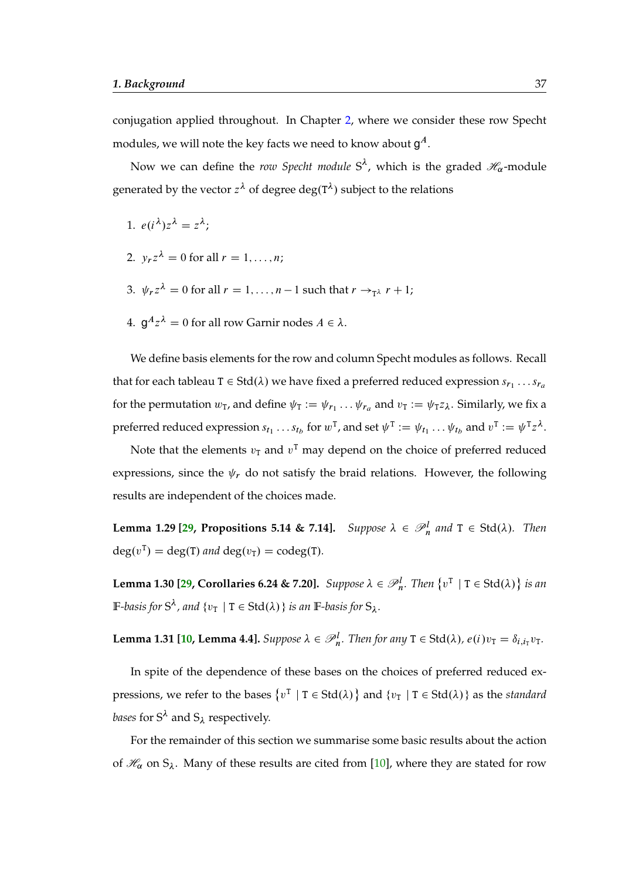conjugation applied throughout. In Chapter 2, where we consider these row Specht modules, we will note the key facts we need to know about $\mathsf{g}^A$.

Now we can define the *row Specht module* $\mathrm{S}^\lambda$, which is the graded $\mathscr{H}_\alpha$-module generated by the vector $z^\lambda$ of degree $\deg(\mathtt{T}^\lambda)$ subject to the relations

1. $e(i^\lambda)z^\lambda = z^\lambda$;
2. $y_r z^\lambda = 0$ for all $r = 1, \dots, n$;
3. $\psi_r z^\lambda = 0$ for all $r = 1, \dots, n-1$ such that $r \rightarrow_{\mathtt{T}^\lambda} r+1$;
4. $\mathsf{g}^A z^\lambda = 0$ for all row Garnir nodes $A \in \lambda$.

We define basis elements for the row and column Specht modules as follows. Recall that for each tableau $\mathtt{T} \in \mathrm{Std}(\lambda)$ we have fixed a preferred reduced expression $s_{r_1} \dots s_{r_a}$ for the permutation $w_\mathtt{T}$, and define $\psi_\mathtt{T} := \psi_{r_1} \dots \psi_{r_a}$ and $v_\mathtt{T} := \psi_\mathtt{T} z_\lambda$. Similarly, we fix a preferred reduced expression $s_{t_1} \dots s_{t_b}$ for $w^\mathtt{T}$, and set $\psi^\mathtt{T} := \psi_{t_1} \dots \psi_{t_b}$ and $v^\mathtt{T} := \psi^\mathtt{T} z^\lambda$.

Note that the elements $v_\mathtt{T}$ and $v^\mathtt{T}$ may depend on the choice of preferred reduced expressions, since the $\psi_r$ do not satisfy the braid relations. However, the following results are independent of the choices made.

**Lemma 1.29 [29, Propositions 5.14 & 7.14].** *Suppose $\lambda \in \mathscr{P}^l_n$ and $\mathtt{T} \in \mathrm{Std}(\lambda)$. Then $\deg(v^\mathtt{T}) = \deg(\mathtt{T})$ and $\deg(v_\mathtt{T}) = \mathrm{codeg}(\mathtt{T})$.*

**Lemma 1.30 [29, Corollaries 6.24 & 7.20].** *Suppose $\lambda \in \mathscr{P}^l_n$. Then $\{v^\mathtt{T} \mid \mathtt{T} \in \mathrm{Std}(\lambda)\}$ is an $\mathbb{F}$-basis for $\mathrm{S}^\lambda$, and $\{v_\mathtt{T} \mid \mathtt{T} \in \mathrm{Std}(\lambda)\}$ is an $\mathbb{F}$-basis for $\mathrm{S}_\lambda$.*

**Lemma 1.31 [10, Lemma 4.4].** *Suppose $\lambda \in \mathscr{P}^l_n$. Then for any $\mathtt{T} \in \mathrm{Std}(\lambda)$, $e(i)v_\mathtt{T} = \delta_{i,i_\mathtt{T}} v_\mathtt{T}$.*

In spite of the dependence of these bases on the choices of preferred reduced expressions, we refer to the bases $\{v^\mathtt{T} \mid \mathtt{T} \in \mathrm{Std}(\lambda)\}$ and $\{v_\mathtt{T} \mid \mathtt{T} \in \mathrm{Std}(\lambda)\}$ as the *standard bases* for $\mathrm{S}^\lambda$ and $\mathrm{S}_\lambda$ respectively.

For the remainder of this section we summarise some basic results about the action of $\mathscr{H}_\alpha$ on $\mathrm{S}_\lambda$. Many of these results are cited from [10], where they are stated for row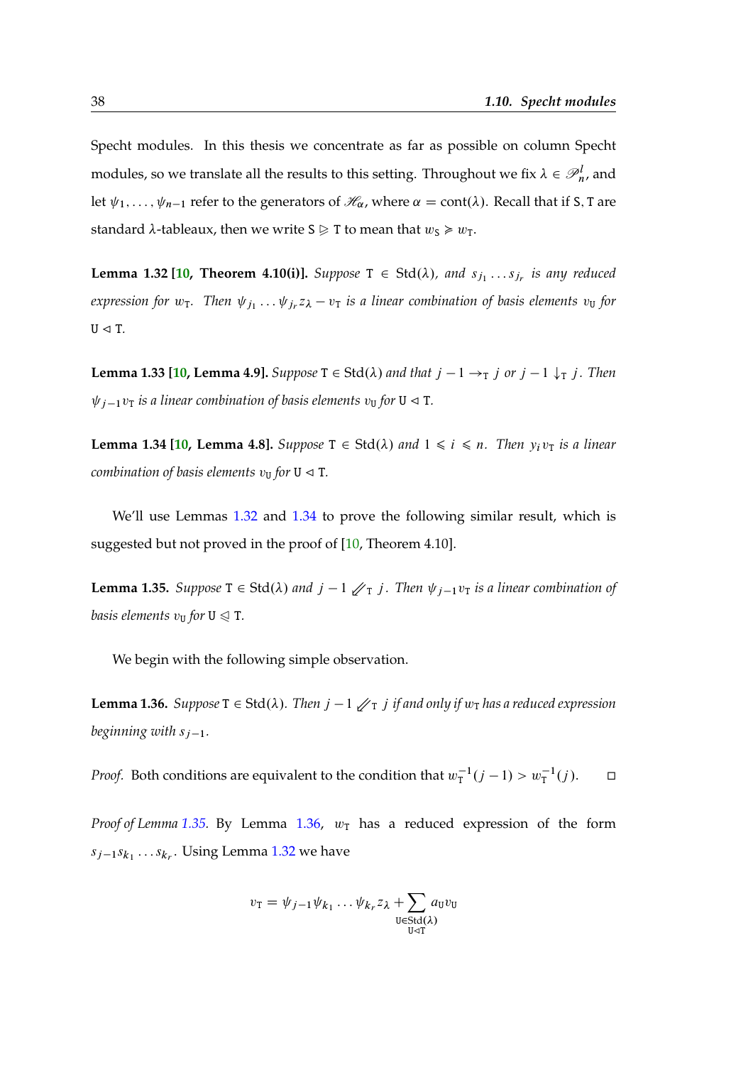Specht modules. In this thesis we concentrate as far as possible on column Specht modules, so we translate all the results to this setting. Throughout we fix $\lambda \in \mathscr{P}^l_n$, and let $\psi_1, \ldots, \psi_{n-1}$ refer to the generators of $\mathscr{H}_\alpha$, where $\alpha = \mathrm{cont}(\lambda)$. Recall that if $\mathtt{S}, \mathtt{T}$ are standard $\lambda$-tableaux, then we write $\mathtt{S} \trianglerighteq \mathtt{T}$ to mean that $w_\mathtt{S} \geqslant w_\mathtt{T}$.

**Lemma 1.32 [10, Theorem 4.10(i)].** *Suppose $\mathtt{T} \in \mathrm{Std}(\lambda)$, and $s_{j_1} \ldots s_{j_r}$ is any reduced expression for $w_\mathtt{T}$. Then $\psi_{j_1} \ldots \psi_{j_r} z_\lambda - v_\mathtt{T}$ is a linear combination of basis elements $v_\mathtt{U}$ for $\mathtt{U} \vartriangleleft \mathtt{T}$.*

**Lemma 1.33 [10, Lemma 4.9].** *Suppose $\mathtt{T} \in \mathrm{Std}(\lambda)$ and that $j-1 \rightarrow_\mathtt{T} j$ or $j-1 \downarrow_\mathtt{T} j$. Then $\psi_{j-1} v_\mathtt{T}$ is a linear combination of basis elements $v_\mathtt{U}$ for $\mathtt{U} \vartriangleleft \mathtt{T}$.*

**Lemma 1.34 [10, Lemma 4.8].** *Suppose $\mathtt{T} \in \mathrm{Std}(\lambda)$ and $1 \leqslant i \leqslant n$. Then $y_i v_\mathtt{T}$ is a linear combination of basis elements $v_\mathtt{U}$ for $\mathtt{U} \vartriangleleft \mathtt{T}$.*

We'll use Lemmas 1.32 and 1.34 to prove the following similar result, which is suggested but not proved in the proof of [10, Theorem 4.10].

**Lemma 1.35.** *Suppose $\mathtt{T} \in \mathrm{Std}(\lambda)$ and $j-1 \not\swarrow_\mathtt{T} j$. Then $\psi_{j-1} v_\mathtt{T}$ is a linear combination of basis elements $v_\mathtt{U}$ for $\mathtt{U} \trianglelefteq \mathtt{T}$.*

We begin with the following simple observation.

**Lemma 1.36.** *Suppose $\mathtt{T} \in \mathrm{Std}(\lambda)$. Then $j-1 \not\swarrow_\mathtt{T} j$ if and only if $w_\mathtt{T}$ has a reduced expression beginning with $s_{j-1}$.*

*Proof.* Both conditions are equivalent to the condition that $w_\mathtt{T}^{-1}(j-1) > w_\mathtt{T}^{-1}(j)$. □

*Proof of Lemma 1.35.* By Lemma 1.36, $w_\mathtt{T}$ has a reduced expression of the form $s_{j-1} s_{k_1} \ldots s_{k_r}$. Using Lemma 1.32 we have

$$v_\mathtt{T} = \psi_{j-1}\psi_{k_1} \ldots \psi_{k_r} z_\lambda + \sum_{\substack{\mathtt{U} \in \mathrm{Std}(\lambda) \\ \mathtt{U} \vartriangleleft \mathtt{T}}} a_\mathtt{U} v_\mathtt{U}$$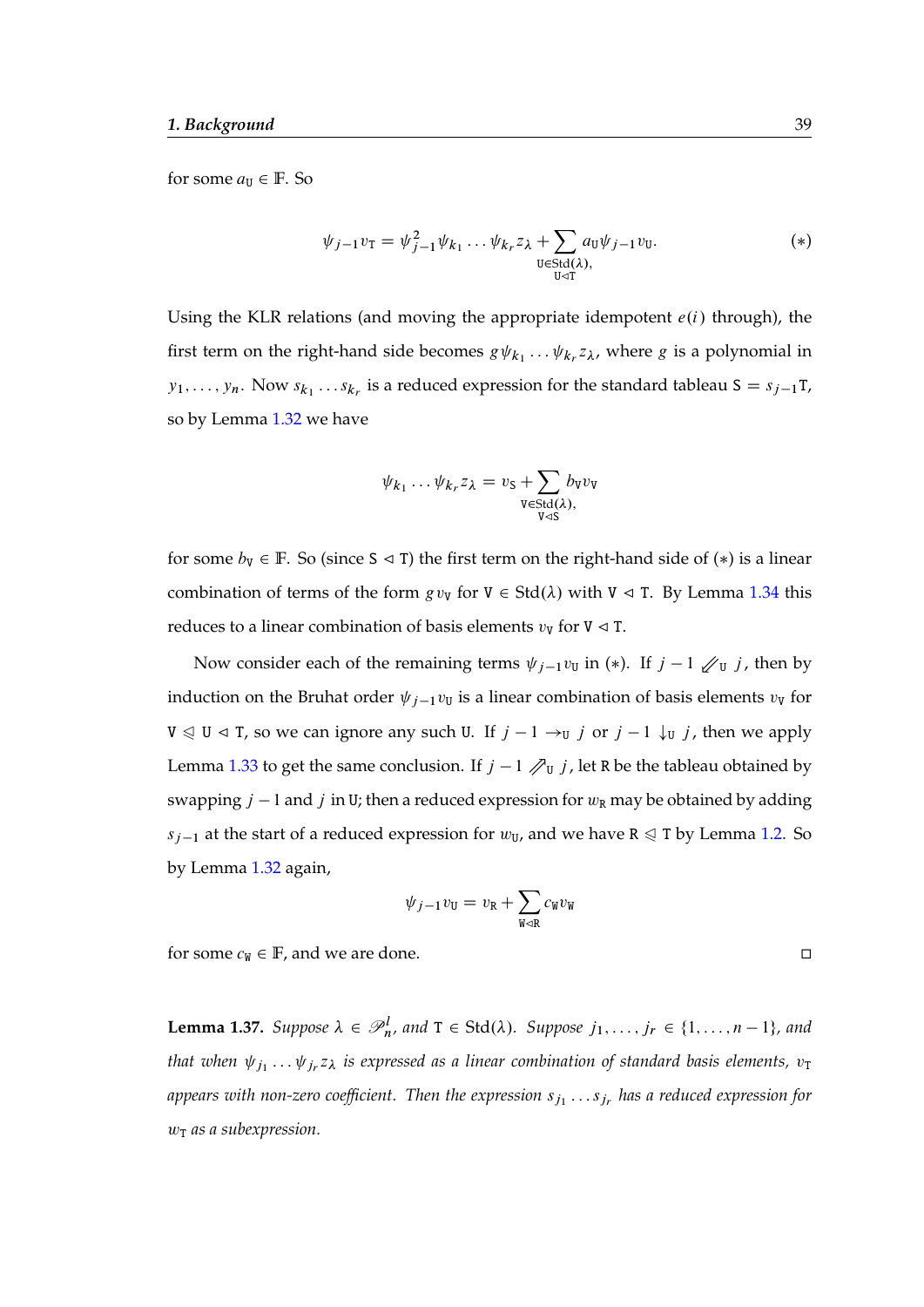for some $a_{\mathtt{U}} \in \mathbb{F}$. So

$$\psi_{j-1} v_{\mathtt{T}} = \psi_{j-1}^2 \psi_{k_1} \dots \psi_{k_r} z_\lambda + \sum_{\substack{\mathtt{U} \in \mathrm{Std}(\lambda),\\ \mathtt{U} \lhd \mathtt{T}}} a_{\mathtt{U}} \psi_{j-1} v_{\mathtt{U}}. \tag{$*$}$$

Using the KLR relations (and moving the appropriate idempotent $e(i)$ through), the first term on the right-hand side becomes $g\psi_{k_1} \dots \psi_{k_r} z_\lambda$, where $g$ is a polynomial in $y_1, \dots, y_n$. Now $s_{k_1} \dots s_{k_r}$ is a reduced expression for the standard tableau $\mathtt{S} = s_{j-1}\mathtt{T}$, so by Lemma 1.32 we have

$$\psi_{k_1} \dots \psi_{k_r} z_\lambda = v_{\mathtt{S}} + \sum_{\substack{\mathtt{V} \in \mathrm{Std}(\lambda),\\ \mathtt{V} \lhd \mathtt{S}}} b_{\mathtt{V}} v_{\mathtt{V}}$$

for some $b_{\mathtt{V}} \in \mathbb{F}$. So (since $\mathtt{S} \lhd \mathtt{T}$) the first term on the right-hand side of $(*)$ is a linear combination of terms of the form $g v_{\mathtt{V}}$ for $\mathtt{V} \in \mathrm{Std}(\lambda)$ with $\mathtt{V} \lhd \mathtt{T}$. By Lemma 1.34 this reduces to a linear combination of basis elements $v_{\mathtt{V}}$ for $\mathtt{V} \lhd \mathtt{T}$.

Now consider each of the remaining terms $\psi_{j-1} v_{\mathtt{U}}$ in $(*)$. If $j-1 \swarrow\!\!\swarrow_{\mathtt{U}} j$, then by induction on the Bruhat order $\psi_{j-1} v_{\mathtt{U}}$ is a linear combination of basis elements $v_{\mathtt{V}}$ for $\mathtt{V} \trianglelefteq \mathtt{U} \lhd \mathtt{T}$, so we can ignore any such $\mathtt{U}$. If $j-1 \rightarrow_{\mathtt{U}} j$ or $j-1 \downarrow_{\mathtt{U}} j$, then we apply Lemma 1.33 to get the same conclusion. If $j-1 \nearrow\!\!\nearrow_{\mathtt{U}} j$, let $\mathtt{R}$ be the tableau obtained by swapping $j-1$ and $j$ in $\mathtt{U}$; then a reduced expression for $w_{\mathtt{R}}$ may be obtained by adding $s_{j-1}$ at the start of a reduced expression for $w_{\mathtt{U}}$, and we have $\mathtt{R} \trianglelefteq \mathtt{T}$ by Lemma 1.2. So by Lemma 1.32 again,

$$\psi_{j-1} v_{\mathtt{U}} = v_{\mathtt{R}} + \sum_{\mathtt{W} \lhd \mathtt{R}} c_{\mathtt{W}} v_{\mathtt{W}}$$

for some $c_{\mathtt{W}} \in \mathbb{F}$, and we are done. □

**Lemma 1.37.** *Suppose $\lambda \in \mathscr{P}_n^l$, and $\mathtt{T} \in \mathrm{Std}(\lambda)$. Suppose $j_1, \dots, j_r \in \{1, \dots, n-1\}$, and that when $\psi_{j_1} \dots \psi_{j_r} z_\lambda$ is expressed as a linear combination of standard basis elements, $v_{\mathtt{T}}$ appears with non-zero coefficient. Then the expression $s_{j_1} \dots s_{j_r}$ has a reduced expression for $w_{\mathtt{T}}$ as a subexpression.*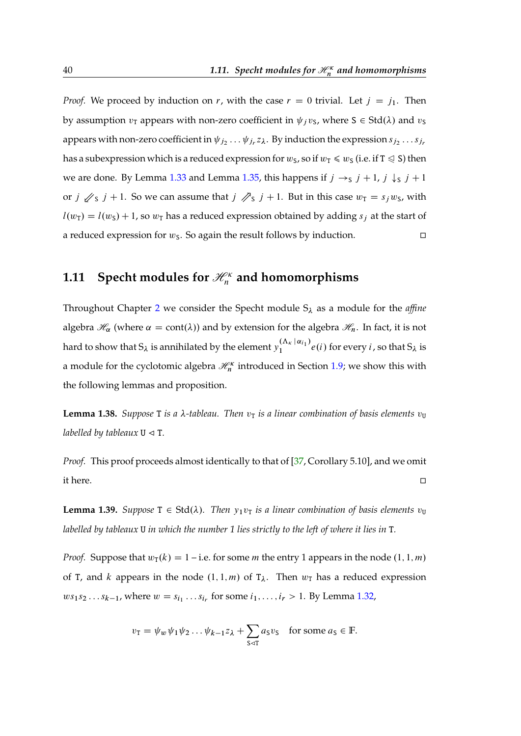*Proof.* We proceed by induction on $r$, with the case $r = 0$ trivial. Let $j = j_1$. Then by assumption $v_{\mathtt{T}}$ appears with non-zero coefficient in $\psi_j v_{\mathtt{S}}$, where $\mathtt{S} \in \operatorname{Std}(\lambda)$ and $v_{\mathtt{S}}$ appears with non-zero coefficient in $\psi_{j_2} \dots \psi_{j_r} z_\lambda$. By induction the expression $s_{j_2} \dots s_{j_r}$ has a subexpression which is a reduced expression for $w_{\mathtt{S}}$, so if $w_{\mathtt{T}} \leqslant w_{\mathtt{S}}$ (i.e. if $\mathtt{T} \trianglelefteq \mathtt{S}$) then we are done. By Lemma 1.33 and Lemma 1.35, this happens if $j \rightarrow_{\mathtt{S}} j+1$, $j \downarrow_{\mathtt{S}} j+1$ or $j \not\swarrow_{\mathtt{S}} j+1$. So we can assume that $j \not\nearrow_{\mathtt{S}} j+1$. But in this case $w_{\mathtt{T}} = s_j w_{\mathtt{S}}$, with $l(w_{\mathtt{T}}) = l(w_{\mathtt{S}}) + 1$, so $w_{\mathtt{T}}$ has a reduced expression obtained by adding $s_j$ at the start of a reduced expression for $w_{\mathtt{S}}$. So again the result follows by induction. $\square$

## 1.11 Specht modules for $\mathscr{H}_n^\kappa$ and homomorphisms

Throughout Chapter 2 we consider the Specht module $\mathrm{S}_\lambda$ as a module for the *affine* algebra $\mathscr{H}_\alpha$ (where $\alpha = \operatorname{cont}(\lambda)$) and by extension for the algebra $\mathscr{H}_n$. In fact, it is not hard to show that $\mathrm{S}_\lambda$ is annihilated by the element $y_1^{(\Lambda_\kappa \mid \alpha_{i_1})} e(i)$ for every $i$, so that $\mathrm{S}_\lambda$ is a module for the cyclotomic algebra $\mathscr{H}_n^\kappa$ introduced in Section 1.9; we show this with the following lemmas and proposition.

**Lemma 1.38.** *Suppose $\mathtt{T}$ is a $\lambda$-tableau. Then $v_{\mathtt{T}}$ is a linear combination of basis elements $v_{\mathtt{U}}$ labelled by tableaux $\mathtt{U} \triangleleft \mathtt{T}$.*

*Proof.* This proof proceeds almost identically to that of [37, Corollary 5.10], and we omit it here. $\square$

**Lemma 1.39.** *Suppose $\mathtt{T} \in \operatorname{Std}(\lambda)$. Then $y_1 v_{\mathtt{T}}$ is a linear combination of basis elements $v_{\mathtt{U}}$ labelled by tableaux $\mathtt{U}$ in which the number 1 lies strictly to the left of where it lies in $\mathtt{T}$.*

*Proof.* Suppose that $w_{\mathtt{T}}(k) = 1$ – i.e. for some $m$ the entry 1 appears in the node $(1, 1, m)$ of $\mathtt{T}$, and $k$ appears in the node $(1, 1, m)$ of $\mathtt{T}_\lambda$. Then $w_{\mathtt{T}}$ has a reduced expression $w s_1 s_2 \dots s_{k-1}$, where $w = s_{i_1} \dots s_{i_r}$ for some $i_1, \dots, i_r > 1$. By Lemma 1.32,

$$v_{\mathtt{T}} = \psi_w \psi_1 \psi_2 \dots \psi_{k-1} z_\lambda + \sum_{\mathtt{S} \triangleleft \mathtt{T}} a_{\mathtt{S}} v_{\mathtt{S}} \quad \text{for some } a_{\mathtt{S}} \in \mathbb{F}.$$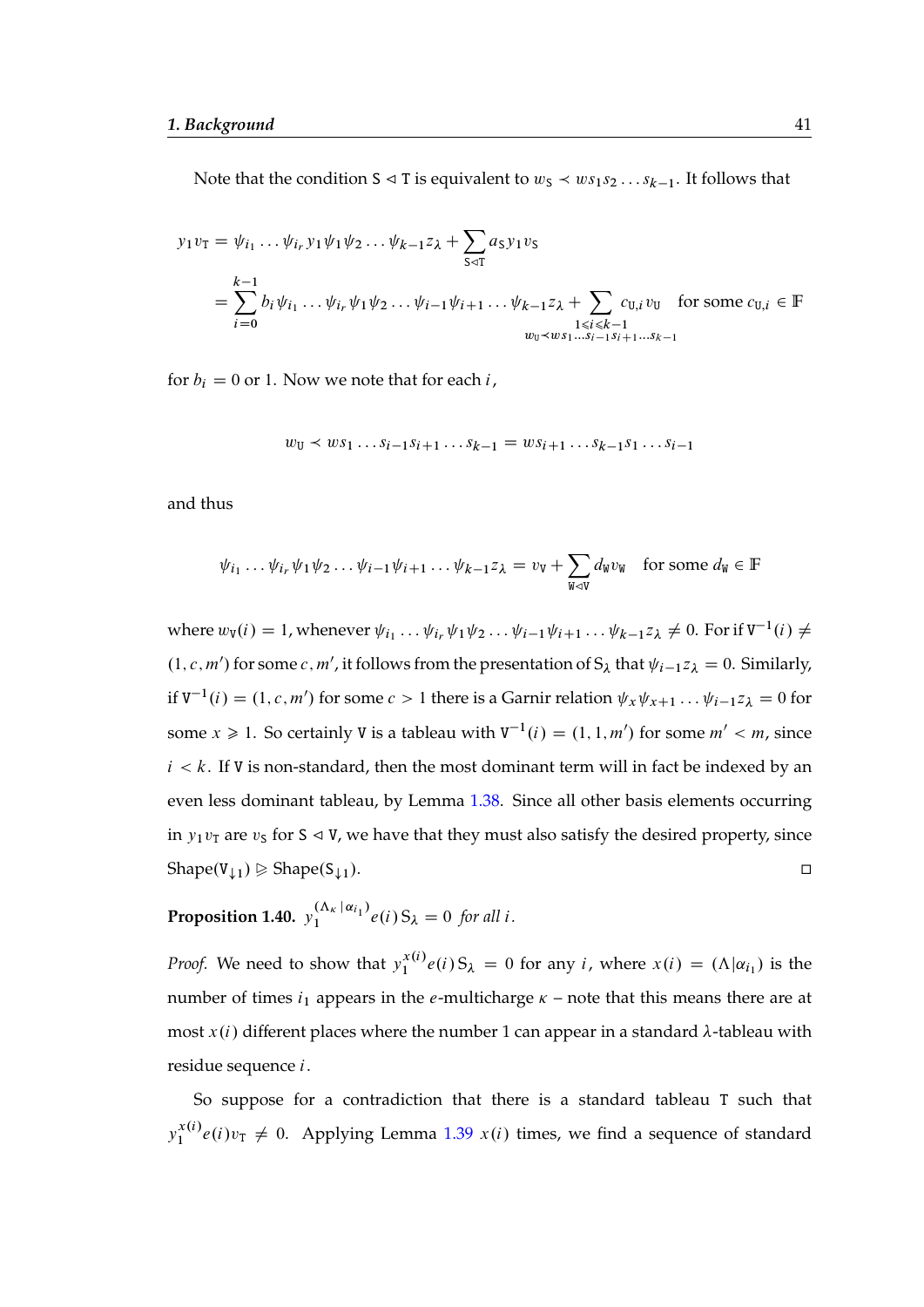Note that the condition $\mathtt{S} \lhd \mathtt{T}$ is equivalent to $w_{\mathtt{S}} \prec ws_1s_2\dots s_{k-1}$. It follows that

$$
\begin{aligned}
y_1 v_{\mathtt{T}} &= \psi_{i_1}\dots\psi_{i_r} y_1 \psi_1\psi_2\dots\psi_{k-1} z_\lambda + \sum_{\mathtt{S}\lhd\mathtt{T}} a_{\mathtt{S}} y_1 v_{\mathtt{S}} \\
&= \sum_{i=0}^{k-1} b_i \psi_{i_1}\dots\psi_{i_r}\psi_1\psi_2\dots\psi_{i-1}\psi_{i+1}\dots\psi_{k-1}z_\lambda + \sum_{\substack{1\leqslant i\leqslant k-1 \\ w_{\mathtt{U}}\prec ws_1\dots s_{i-1}s_{i+1}\dots s_{k-1}}} c_{\mathtt{U},i} v_{\mathtt{U}} \quad \text{for some } c_{\mathtt{U},i}\in\mathbb{F}
\end{aligned}
$$

for $b_i = 0$ or $1$. Now we note that for each $i$,

$$
w_{\mathtt{U}} \prec ws_1\dots s_{i-1}s_{i+1}\dots s_{k-1} = ws_{i+1}\dots s_{k-1}s_1\dots s_{i-1}
$$

and thus

$$
\psi_{i_1}\dots\psi_{i_r}\psi_1\psi_2\dots\psi_{i-1}\psi_{i+1}\dots\psi_{k-1}z_\lambda = v_{\mathtt{V}} + \sum_{\mathtt{W}\lhd\mathtt{V}} d_{\mathtt{W}} v_{\mathtt{W}} \quad \text{for some } d_{\mathtt{W}}\in\mathbb{F}
$$

where $w_{\mathtt{V}}(i) = 1$, whenever $\psi_{i_1}\dots\psi_{i_r}\psi_1\psi_2\dots\psi_{i-1}\psi_{i+1}\dots\psi_{k-1}z_\lambda \neq 0$. For if $\mathtt{V}^{-1}(i) \neq (1,c,m')$ for some $c, m'$, it follows from the presentation of $\mathrm{S}_\lambda$ that $\psi_{i-1}z_\lambda = 0$. Similarly, if $\mathtt{V}^{-1}(i) = (1,c,m')$ for some $c > 1$ there is a Garnir relation $\psi_x\psi_{x+1}\dots\psi_{i-1}z_\lambda = 0$ for some $x \geqslant 1$. So certainly $\mathtt{V}$ is a tableau with $\mathtt{V}^{-1}(i) = (1,1,m')$ for some $m' < m$, since $i < k$. If $\mathtt{V}$ is non-standard, then the most dominant term will in fact be indexed by an even less dominant tableau, by Lemma 1.38. Since all other basis elements occurring in $y_1v_{\mathtt{T}}$ are $v_{\mathtt{S}}$ for $\mathtt{S} \lhd \mathtt{V}$, we have that they must also satisfy the desired property, since $\mathrm{Shape}(\mathtt{V}_{\downarrow 1}) \trianglerighteq \mathrm{Shape}(\mathtt{S}_{\downarrow 1})$. □

**Proposition 1.40.** *$y_1^{(\Lambda_\kappa|\alpha_{i_1})} e(i)\,\mathrm{S}_\lambda = 0$ for all $i$.*

*Proof.* We need to show that $y_1^{x(i)}e(i)\,\mathrm{S}_\lambda = 0$ for any $i$, where $x(i) = (\Lambda|\alpha_{i_1})$ is the number of times $i_1$ appears in the $e$-multicharge $\kappa$ – note that this means there are at most $x(i)$ different places where the number 1 can appear in a standard $\lambda$-tableau with residue sequence $i$.

So suppose for a contradiction that there is a standard tableau $\mathtt{T}$ such that $y_1^{x(i)}e(i)v_{\mathtt{T}} \neq 0$. Applying Lemma 1.39 $x(i)$ times, we find a sequence of standard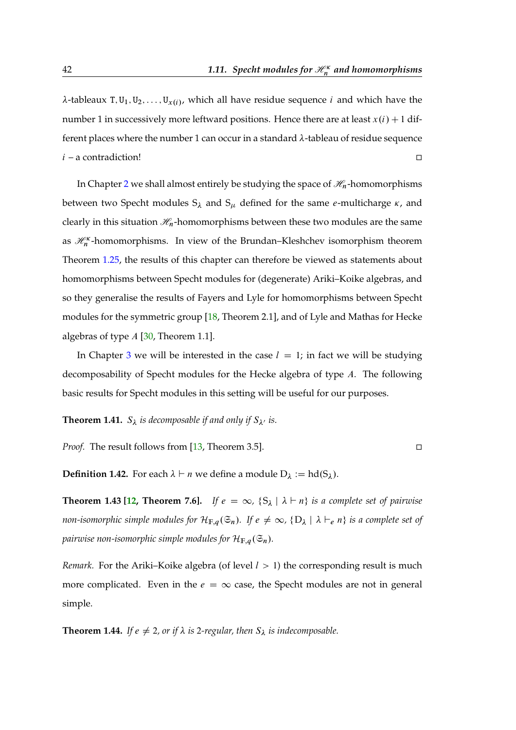$\lambda$-tableaux $\mathtt{T}, \mathtt{U}_1, \mathtt{U}_2, \ldots, \mathtt{U}_{x(i)}$, which all have residue sequence $i$ and which have the number 1 in successively more leftward positions. Hence there are at least $x(i)+1$ different places where the number 1 can occur in a standard $\lambda$-tableau of residue sequence $i$ – a contradiction! □

In Chapter 2 we shall almost entirely be studying the space of $\mathscr{H}_n$-homomorphisms between two Specht modules $\mathrm{S}_\lambda$ and $\mathrm{S}_\mu$ defined for the same $e$-multicharge $\kappa$, and clearly in this situation $\mathscr{H}_n$-homomorphisms between these two modules are the same as $\mathscr{H}_n^\kappa$-homomorphisms. In view of the Brundan–Kleshchev isomorphism theorem Theorem 1.25, the results of this chapter can therefore be viewed as statements about homomorphisms between Specht modules for (degenerate) Ariki–Koike algebras, and so they generalise the results of Fayers and Lyle for homomorphisms between Specht modules for the symmetric group [18, Theorem 2.1], and of Lyle and Mathas for Hecke algebras of type $A$ [30, Theorem 1.1].

In Chapter 3 we will be interested in the case $l = 1$; in fact we will be studying decomposability of Specht modules for the Hecke algebra of type $A$. The following basic results for Specht modules in this setting will be useful for our purposes.

**Theorem 1.41.** *$S_\lambda$ is decomposable if and only if $S_{\lambda'}$ is.*

*Proof.* The result follows from [13, Theorem 3.5]. □

**Definition 1.42.** For each $\lambda \vdash n$ we define a module $\mathrm{D}_\lambda := \mathrm{hd}(\mathrm{S}_\lambda)$.

**Theorem 1.43 [12, Theorem 7.6].** *If $e = \infty$, $\{\mathrm{S}_\lambda \mid \lambda \vdash n\}$ is a complete set of pairwise non-isomorphic simple modules for $\mathcal{H}_{\mathbb{F},q}(\mathfrak{S}_n)$. If $e \neq \infty$, $\{\mathrm{D}_\lambda \mid \lambda \vdash_e n\}$ is a complete set of pairwise non-isomorphic simple modules for $\mathcal{H}_{\mathbb{F},q}(\mathfrak{S}_n)$.*

*Remark.* For the Ariki–Koike algebra (of level $l > 1$) the corresponding result is much more complicated. Even in the $e = \infty$ case, the Specht modules are not in general simple.

**Theorem 1.44.** *If $e \neq 2$, or if $\lambda$ is 2-regular, then $S_\lambda$ is indecomposable.*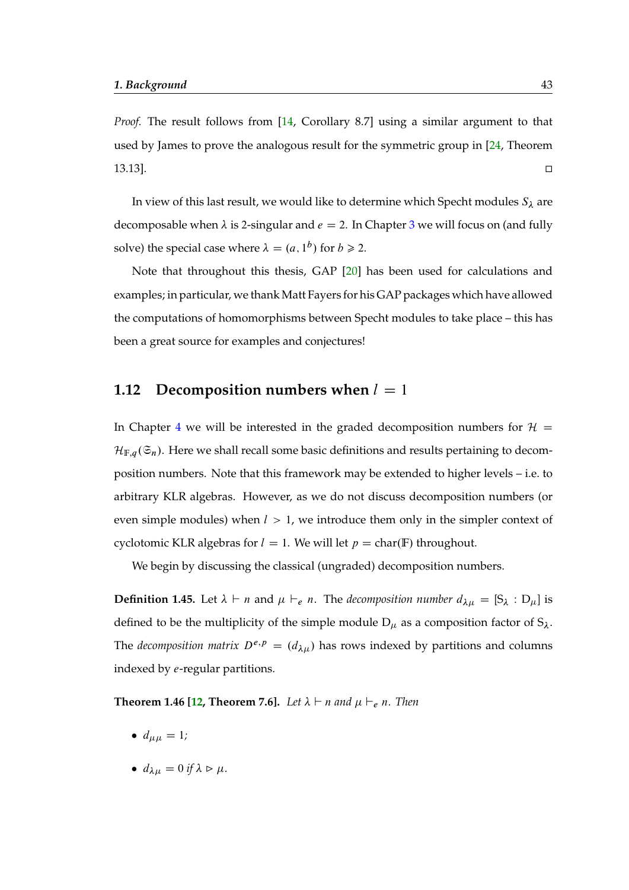*Proof.* The result follows from [14, Corollary 8.7] using a similar argument to that used by James to prove the analogous result for the symmetric group in [24, Theorem 13.13]. ◻

In view of this last result, we would like to determine which Specht modules $S_\lambda$ are decomposable when $\lambda$ is 2-singular and $e = 2$. In Chapter 3 we will focus on (and fully solve) the special case where $\lambda = (a, 1^b)$ for $b \geqslant 2$.

Note that throughout this thesis, GAP [20] has been used for calculations and examples; in particular, we thank Matt Fayers for his GAP packages which have allowed the computations of homomorphisms between Specht modules to take place – this has been a great source for examples and conjectures!

## 1.12 Decomposition numbers when $l = 1$

In Chapter 4 we will be interested in the graded decomposition numbers for $\mathcal{H} = \mathcal{H}_{\mathbb{F},q}(\mathfrak{S}_n)$. Here we shall recall some basic definitions and results pertaining to decomposition numbers. Note that this framework may be extended to higher levels – i.e. to arbitrary KLR algebras. However, as we do not discuss decomposition numbers (or even simple modules) when $l > 1$, we introduce them only in the simpler context of cyclotomic KLR algebras for $l = 1$. We will let $p = \mathrm{char}(\mathbb{F})$ throughout.

We begin by discussing the classical (ungraded) decomposition numbers.

**Definition 1.45.** Let $\lambda \vdash n$ and $\mu \vdash_e n$. The *decomposition number* $d_{\lambda\mu} = [\mathrm{S}_\lambda : \mathrm{D}_\mu]$ is defined to be the multiplicity of the simple module $\mathrm{D}_\mu$ as a composition factor of $\mathrm{S}_\lambda$. The *decomposition matrix* $D^{e,p} = (d_{\lambda\mu})$ has rows indexed by partitions and columns indexed by $e$-regular partitions.

**Theorem 1.46 [12, Theorem 7.6].** *Let $\lambda \vdash n$ and $\mu \vdash_e n$. Then*

- $d_{\mu\mu} = 1$*;*
- $d_{\lambda\mu} = 0$ *if* $\lambda \rhd \mu$*.*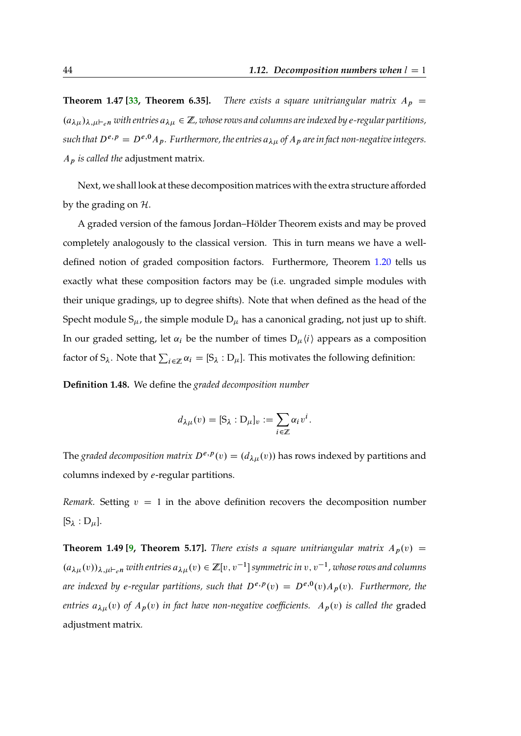**Theorem 1.47 [33, Theorem 6.35].** *There exists a square unitriangular matrix $A_p = (a_{\lambda\mu})_{\lambda,\mu\vdash_e n}$ with entries $a_{\lambda\mu} \in \mathbb{Z}$, whose rows and columns are indexed by e-regular partitions, such that $D^{e,p} = D^{e,0}A_p$. Furthermore, the entries $a_{\lambda\mu}$ of $A_p$ are in fact non-negative integers. $A_p$ is called the* adjustment matrix*.*

Next, we shall look at these decomposition matrices with the extra structure afforded by the grading on $\mathcal{H}$.

A graded version of the famous Jordan–Hölder Theorem exists and may be proved completely analogously to the classical version. This in turn means we have a well-defined notion of graded composition factors. Furthermore, Theorem 1.20 tells us exactly what these composition factors may be (i.e. ungraded simple modules with their unique gradings, up to degree shifts). Note that when defined as the head of the Specht module $\mathrm{S}_\mu$, the simple module $\mathrm{D}_\mu$ has a canonical grading, not just up to shift. In our graded setting, let $\alpha_i$ be the number of times $\mathrm{D}_\mu\langle i\rangle$ appears as a composition factor of $\mathrm{S}_\lambda$. Note that $\sum_{i\in\mathbb{Z}} \alpha_i = [\mathrm{S}_\lambda : \mathrm{D}_\mu]$. This motivates the following definition:

**Definition 1.48.** We define the *graded decomposition number*

$$d_{\lambda\mu}(v) = [\mathrm{S}_\lambda : \mathrm{D}_\mu]_v := \sum_{i\in\mathbb{Z}} \alpha_i v^i.$$

The *graded decomposition matrix* $D^{e,p}(v) = (d_{\lambda\mu}(v))$ has rows indexed by partitions and columns indexed by $e$-regular partitions.

*Remark.* Setting $v = 1$ in the above definition recovers the decomposition number $[\mathrm{S}_\lambda : \mathrm{D}_\mu]$.

**Theorem 1.49 [9, Theorem 5.17].** *There exists a square unitriangular matrix $A_p(v) = (a_{\lambda\mu}(v))_{\lambda,\mu\vdash_e n}$ with entries $a_{\lambda\mu}(v) \in \mathbb{Z}[v, v^{-1}]$ symmetric in $v, v^{-1}$, whose rows and columns are indexed by e-regular partitions, such that $D^{e,p}(v) = D^{e,0}(v)A_p(v)$. Furthermore, the entries $a_{\lambda\mu}(v)$ of $A_p(v)$ in fact have non-negative coefficients. $A_p(v)$ is called the* graded adjustment matrix*.*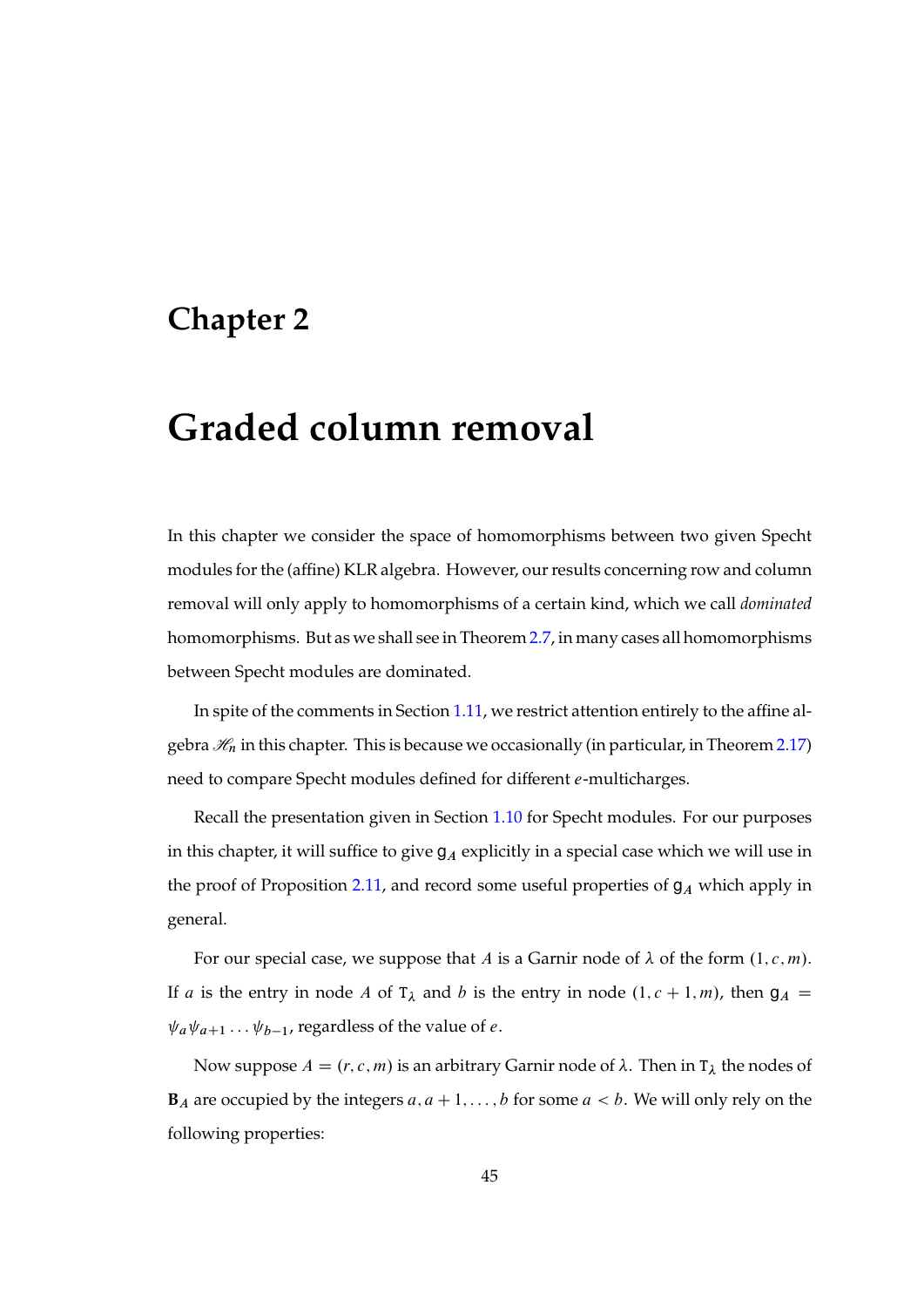# Chapter 2

# Graded column removal

In this chapter we consider the space of homomorphisms between two given Specht modules for the (affine) KLR algebra. However, our results concerning row and column removal will only apply to homomorphisms of a certain kind, which we call *dominated* homomorphisms. But as we shall see in Theorem 2.7, in many cases all homomorphisms between Specht modules are dominated.

In spite of the comments in Section 1.11, we restrict attention entirely to the affine algebra $\mathscr{H}_n$ in this chapter. This is because we occasionally (in particular, in Theorem 2.17) need to compare Specht modules defined for different $e$-multicharges.

Recall the presentation given in Section 1.10 for Specht modules. For our purposes in this chapter, it will suffice to give $\mathtt{g}_A$ explicitly in a special case which we will use in the proof of Proposition 2.11, and record some useful properties of $\mathtt{g}_A$ which apply in general.

For our special case, we suppose that $A$ is a Garnir node of $\lambda$ of the form $(1, c, m)$. If $a$ is the entry in node $A$ of $\mathtt{T}_\lambda$ and $b$ is the entry in node $(1, c+1, m)$, then $\mathtt{g}_A = \psi_a \psi_{a+1} \dots \psi_{b-1}$, regardless of the value of $e$.

Now suppose $A = (r, c, m)$ is an arbitrary Garnir node of $\lambda$. Then in $\mathtt{T}_\lambda$ the nodes of $\mathbf{B}_A$ are occupied by the integers $a, a+1, \dots, b$ for some $a < b$. We will only rely on the following properties: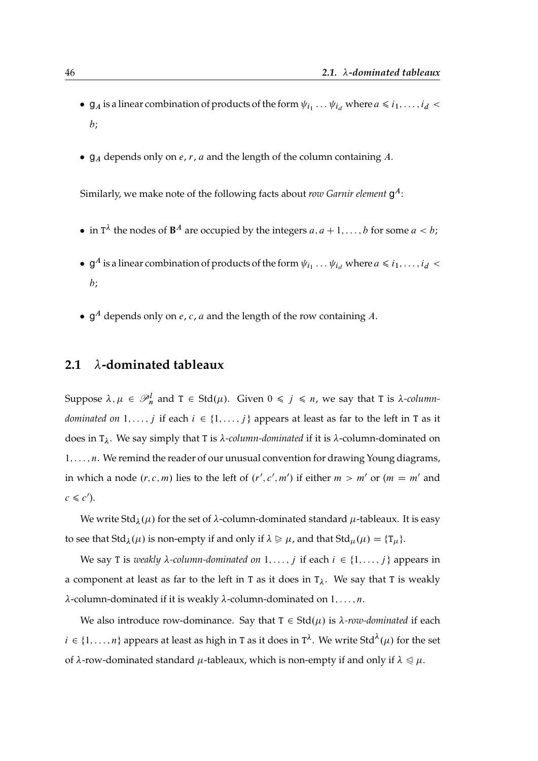- $\mathsf{g}_A$ is a linear combination of products of the form $\psi_{i_1} \dots \psi_{i_d}$ where $a \leqslant i_1, \dots, i_d < b$;
- $\mathsf{g}_A$ depends only on $e$, $r$, $a$ and the length of the column containing $A$.

Similarly, we make note of the following facts about *row Garnir element* $\mathsf{g}^A$:

- in $\mathtt{T}^\lambda$ the nodes of $\mathbf{B}^A$ are occupied by the integers $a, a+1, \dots, b$ for some $a < b$;
- $\mathsf{g}^A$ is a linear combination of products of the form $\psi_{i_1} \dots \psi_{i_d}$ where $a \leqslant i_1, \dots, i_d < b$;
- $\mathsf{g}^A$ depends only on $e$, $c$, $a$ and the length of the row containing $A$.

## 2.1 $\lambda$-dominated tableaux

Suppose $\lambda, \mu \in \mathscr{P}_n^l$ and $\mathtt{T} \in \mathrm{Std}(\mu)$. Given $0 \leqslant j \leqslant n$, we say that $\mathtt{T}$ is *$\lambda$-column-dominated on* $1, \dots, j$ if each $i \in \{1, \dots, j\}$ appears at least as far to the left in $\mathtt{T}$ as it does in $\mathtt{T}_\lambda$. We say simply that $\mathtt{T}$ is *$\lambda$-column-dominated* if it is $\lambda$-column-dominated on $1, \dots, n$. We remind the reader of our unusual convention for drawing Young diagrams, in which a node $(r, c, m)$ lies to the left of $(r', c', m')$ if either $m > m'$ or ($m = m'$ and $c \leqslant c'$).

We write $\mathrm{Std}_\lambda(\mu)$ for the set of $\lambda$-column-dominated standard $\mu$-tableaux. It is easy to see that $\mathrm{Std}_\lambda(\mu)$ is non-empty if and only if $\lambda \trianglerighteq \mu$, and that $\mathrm{Std}_\mu(\mu) = \{\mathtt{T}_\mu\}$.

We say $\mathtt{T}$ is *weakly $\lambda$-column-dominated on* $1, \dots, j$ if each $i \in \{1, \dots, j\}$ appears in a component at least as far to the left in $\mathtt{T}$ as it does in $\mathtt{T}_\lambda$. We say that $\mathtt{T}$ is weakly $\lambda$-column-dominated if it is weakly $\lambda$-column-dominated on $1, \dots, n$.

We also introduce row-dominance. Say that $\mathtt{T} \in \mathrm{Std}(\mu)$ is *$\lambda$-row-dominated* if each $i \in \{1, \dots, n\}$ appears at least as high in $\mathtt{T}$ as it does in $\mathtt{T}^\lambda$. We write $\mathrm{Std}^\lambda(\mu)$ for the set of $\lambda$-row-dominated standard $\mu$-tableaux, which is non-empty if and only if $\lambda \trianglelefteq \mu$.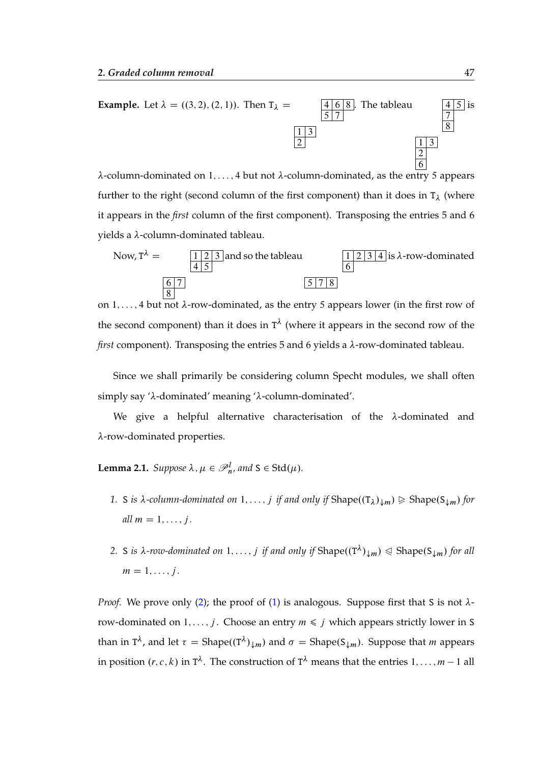**Example.** Let $\lambda = ((3,2),(2,1))$. Then $\mathtt{T}_\lambda = \left(\begin{array}{|c|c|}\hline 1 & 3 \\ \hline 2 \\ \cline{1-1}\end{array}, \begin{array}{|c|c|c|}\hline 4 & 6 & 8 \\ \hline 5 & 7 \\ \cline{1-2}\end{array}\right)$. The tableau $\left(\begin{array}{|c|c|}\hline 1 & 3 \\ \hline 2 \\ \cline{1-1} 6 \\ \cline{1-1}\end{array}, \begin{array}{|c|c|}\hline 4 & 5 \\ \hline 7 \\ \cline{1-1} 8 \\ \cline{1-1}\end{array}\right)$ is $\lambda$-column-dominated on $1, \ldots, 4$ but not $\lambda$-column-dominated, as the entry 5 appears further to the right (second column of the first component) than it does in $\mathtt{T}_\lambda$ (where it appears in the *first* column of the first component). Transposing the entries 5 and 6 yields a $\lambda$-column-dominated tableau.

Now, $\mathtt{T}^\lambda = \left(\begin{array}{|c|c|}\hline 6 & 7 \\ \hline 8 \\ \cline{1-1}\end{array}, \begin{array}{|c|c|c|}\hline 1 & 2 & 3 \\ \hline 4 & 5 \\ \cline{1-2}\end{array}\right)$ and so the tableau $\left(\begin{array}{|c|c|c|}\hline 5 & 7 & 8 \\ \hline\end{array}, \begin{array}{|c|c|c|c|}\hline 1 & 2 & 3 & 4 \\ \hline 6 \\ \cline{1-1}\end{array}\right)$ is $\lambda$-row-dominated on $1, \ldots, 4$ but not $\lambda$-row-dominated, as the entry 5 appears lower (in the first row of the second component) than it does in $\mathtt{T}^\lambda$ (where it appears in the second row of the *first* component). Transposing the entries 5 and 6 yields a $\lambda$-row-dominated tableau.

Since we shall primarily be considering column Specht modules, we shall often simply say '$\lambda$-dominated' meaning '$\lambda$-column-dominated'.

We give a helpful alternative characterisation of the $\lambda$-dominated and $\lambda$-row-dominated properties.

**Lemma 2.1.** *Suppose $\lambda, \mu \in \mathscr{P}^l_n$, and $\mathtt{S} \in \operatorname{Std}(\mu)$.*

1. *$\mathtt{S}$ is $\lambda$-column-dominated on $1, \ldots, j$ if and only if $\operatorname{Shape}((\mathtt{T}_\lambda)_{\downarrow m}) \trianglerighteq \operatorname{Shape}(\mathtt{S}_{\downarrow m})$ for all $m = 1, \ldots, j$.*

2. *$\mathtt{S}$ is $\lambda$-row-dominated on $1, \ldots, j$ if and only if $\operatorname{Shape}((\mathtt{T}^\lambda)_{\downarrow m}) \trianglelefteq \operatorname{Shape}(\mathtt{S}_{\downarrow m})$ for all $m = 1, \ldots, j$.*

*Proof.* We prove only (2); the proof of (1) is analogous. Suppose first that $\mathtt{S}$ is not $\lambda$-row-dominated on $1, \ldots, j$. Choose an entry $m \leqslant j$ which appears strictly lower in $\mathtt{S}$ than in $\mathtt{T}^\lambda$, and let $\tau = \operatorname{Shape}((\mathtt{T}^\lambda)_{\downarrow m})$ and $\sigma = \operatorname{Shape}(\mathtt{S}_{\downarrow m})$. Suppose that $m$ appears in position $(r, c, k)$ in $\mathtt{T}^\lambda$. The construction of $\mathtt{T}^\lambda$ means that the entries $1, \ldots, m-1$ all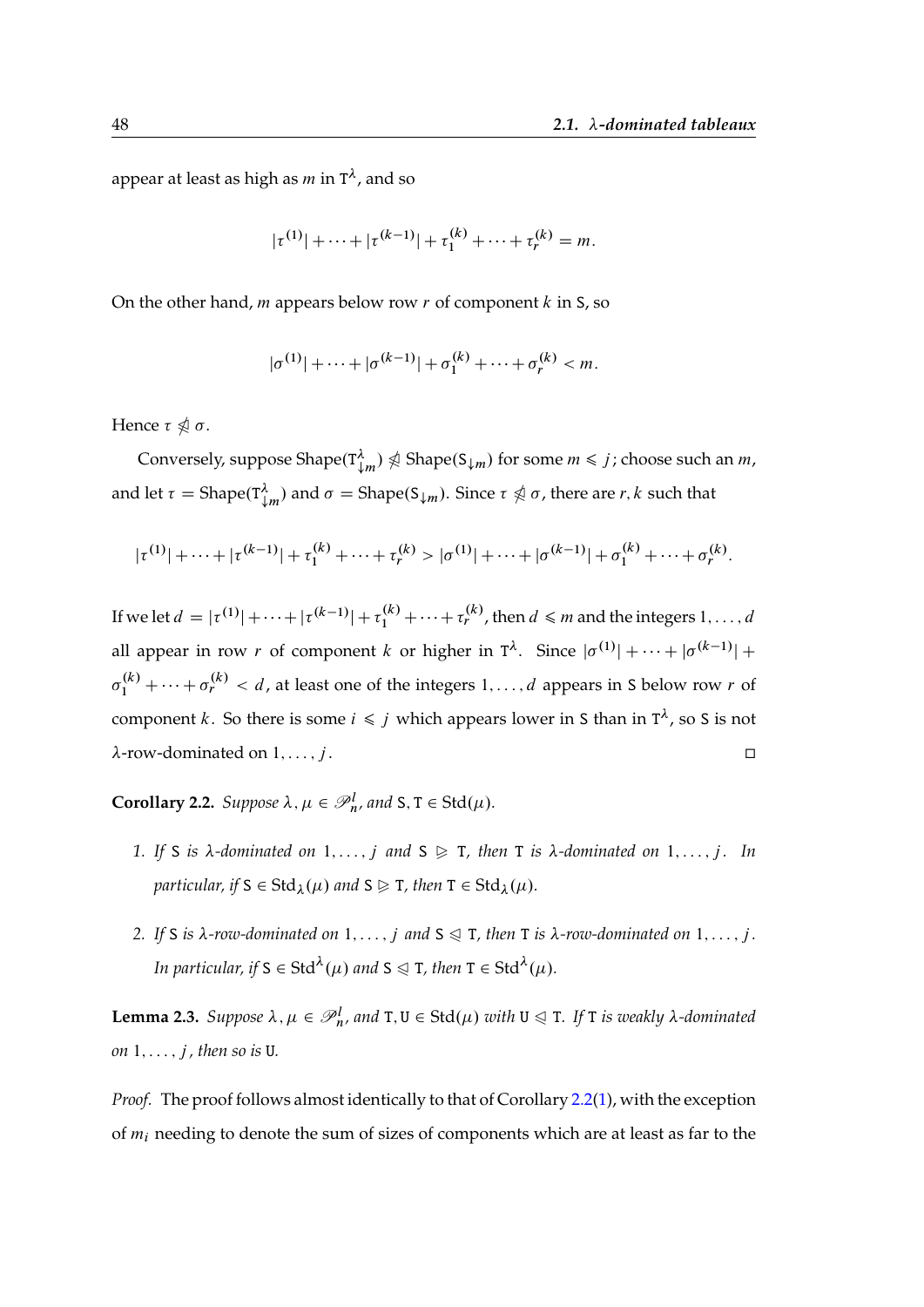appear at least as high as $m$ in $\mathtt{T}^\lambda$, and so

$$|\tau^{(1)}| + \cdots + |\tau^{(k-1)}| + \tau_1^{(k)} + \cdots + \tau_r^{(k)} = m.$$

On the other hand, $m$ appears below row $r$ of component $k$ in $\mathtt{S}$, so

$$|\sigma^{(1)}| + \cdots + |\sigma^{(k-1)}| + \sigma_1^{(k)} + \cdots + \sigma_r^{(k)} < m.$$

Hence $\tau \ntrianglelefteq \sigma$.

Conversely, suppose $\mathrm{Shape}(\mathtt{T}^\lambda_{\downarrow m}) \ntrianglelefteq \mathrm{Shape}(\mathtt{S}_{\downarrow m})$ for some $m \leqslant j$; choose such an $m$, and let $\tau = \mathrm{Shape}(\mathtt{T}^\lambda_{\downarrow m})$ and $\sigma = \mathrm{Shape}(\mathtt{S}_{\downarrow m})$. Since $\tau \ntrianglelefteq \sigma$, there are $r, k$ such that

$$|\tau^{(1)}| + \cdots + |\tau^{(k-1)}| + \tau_1^{(k)} + \cdots + \tau_r^{(k)} > |\sigma^{(1)}| + \cdots + |\sigma^{(k-1)}| + \sigma_1^{(k)} + \cdots + \sigma_r^{(k)}.$$

If we let $d = |\tau^{(1)}| + \cdots + |\tau^{(k-1)}| + \tau_1^{(k)} + \cdots + \tau_r^{(k)}$, then $d \leqslant m$ and the integers $1, \ldots, d$ all appear in row $r$ of component $k$ or higher in $\mathtt{T}^\lambda$. Since $|\sigma^{(1)}| + \cdots + |\sigma^{(k-1)}| + \sigma_1^{(k)} + \cdots + \sigma_r^{(k)} < d$, at least one of the integers $1, \ldots, d$ appears in $\mathtt{S}$ below row $r$ of component $k$. So there is some $i \leqslant j$ which appears lower in $\mathtt{S}$ than in $\mathtt{T}^\lambda$, so $\mathtt{S}$ is not $\lambda$-row-dominated on $1, \ldots, j$. □

**Corollary 2.2.** *Suppose $\lambda, \mu \in \mathscr{P}^l_n$, and $\mathtt{S}, \mathtt{T} \in \mathrm{Std}(\mu)$.*

1. *If $\mathtt{S}$ is $\lambda$-dominated on $1, \ldots, j$ and $\mathtt{S} \trianglerighteq \mathtt{T}$, then $\mathtt{T}$ is $\lambda$-dominated on $1, \ldots, j$. In particular, if $\mathtt{S} \in \mathrm{Std}_\lambda(\mu)$ and $\mathtt{S} \trianglerighteq \mathtt{T}$, then $\mathtt{T} \in \mathrm{Std}_\lambda(\mu)$.*
2. *If $\mathtt{S}$ is $\lambda$-row-dominated on $1, \ldots, j$ and $\mathtt{S} \trianglelefteq \mathtt{T}$, then $\mathtt{T}$ is $\lambda$-row-dominated on $1, \ldots, j$. In particular, if $\mathtt{S} \in \mathrm{Std}^\lambda(\mu)$ and $\mathtt{S} \trianglelefteq \mathtt{T}$, then $\mathtt{T} \in \mathrm{Std}^\lambda(\mu)$.*

**Lemma 2.3.** *Suppose $\lambda, \mu \in \mathscr{P}^l_n$, and $\mathtt{T}, \mathtt{U} \in \mathrm{Std}(\mu)$ with $\mathtt{U} \trianglelefteq \mathtt{T}$. If $\mathtt{T}$ is weakly $\lambda$-dominated on $1, \ldots, j$, then so is $\mathtt{U}$.*

*Proof.* The proof follows almost identically to that of Corollary 2.2(1), with the exception of $m_i$ needing to denote the sum of sizes of components which are at least as far to the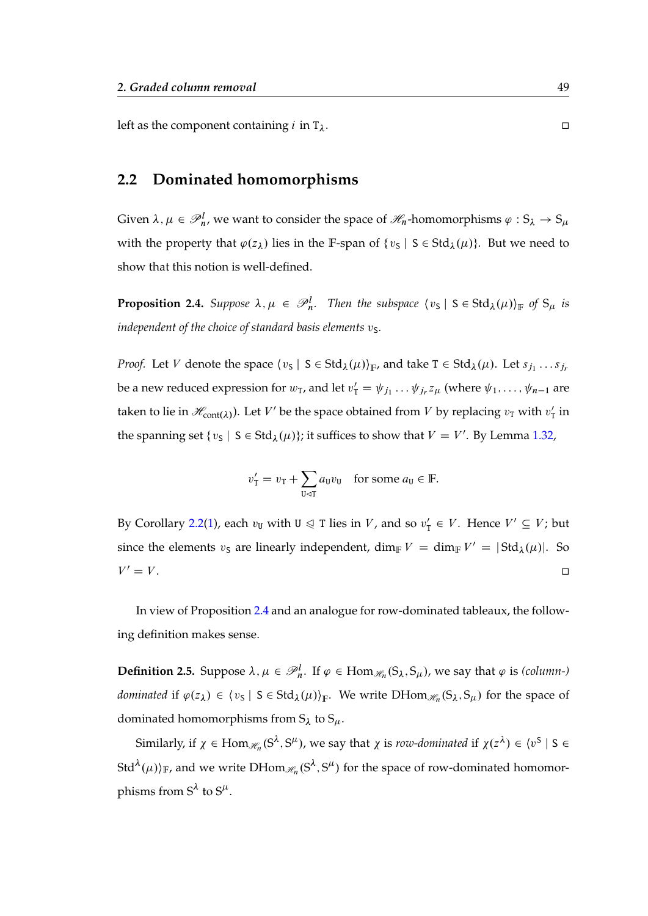left as the component containing $i$ in $\mathtt{T}_\lambda$. □

## 2.2 Dominated homomorphisms

Given $\lambda, \mu \in \mathscr{P}_n^l$, we want to consider the space of $\mathscr{H}_n$-homomorphisms $\varphi : \mathrm{S}_\lambda \to \mathrm{S}_\mu$ with the property that $\varphi(z_\lambda)$ lies in the $\mathbb{F}$-span of $\{ v_\mathtt{S} \mid \mathtt{S} \in \mathrm{Std}_\lambda(\mu)\}$. But we need to show that this notion is well-defined.

**Proposition 2.4.** *Suppose $\lambda, \mu \in \mathscr{P}_n^l$. Then the subspace $\langle v_\mathtt{S} \mid \mathtt{S} \in \mathrm{Std}_\lambda(\mu)\rangle_\mathbb{F}$ of $\mathrm{S}_\mu$ is independent of the choice of standard basis elements $v_\mathtt{S}$.*

*Proof.* Let $V$ denote the space $\langle v_\mathtt{S} \mid \mathtt{S} \in \mathrm{Std}_\lambda(\mu)\rangle_\mathbb{F}$, and take $\mathtt{T} \in \mathrm{Std}_\lambda(\mu)$. Let $s_{j_1} \dots s_{j_r}$ be a new reduced expression for $w_\mathtt{T}$, and let $v'_\mathtt{T} = \psi_{j_1} \dots \psi_{j_r} z_\mu$ (where $\psi_1, \dots, \psi_{n-1}$ are taken to lie in $\mathscr{H}_{\mathrm{cont}(\lambda)}$). Let $V'$ be the space obtained from $V$ by replacing $v_\mathtt{T}$ with $v'_\mathtt{T}$ in the spanning set $\{ v_\mathtt{S} \mid \mathtt{S} \in \mathrm{Std}_\lambda(\mu)\}$; it suffices to show that $V = V'$. By Lemma 1.32,

$$v'_\mathtt{T} = v_\mathtt{T} + \sum_{\mathtt{U} \lhd \mathtt{T}} a_\mathtt{U} v_\mathtt{U} \quad \text{for some } a_\mathtt{U} \in \mathbb{F}.$$

By Corollary 2.2(1), each $v_\mathtt{U}$ with $\mathtt{U} \trianglelefteqslant \mathtt{T}$ lies in $V$, and so $v'_\mathtt{T} \in V$. Hence $V' \subseteq V$; but since the elements $v_\mathtt{S}$ are linearly independent, $\dim_\mathbb{F} V = \dim_\mathbb{F} V' = |\mathrm{Std}_\lambda(\mu)|$. So $V' = V$. □

In view of Proposition 2.4 and an analogue for row-dominated tableaux, the following definition makes sense.

**Definition 2.5.** Suppose $\lambda, \mu \in \mathscr{P}_n^l$. If $\varphi \in \mathrm{Hom}_{\mathscr{H}_n}(\mathrm{S}_\lambda, \mathrm{S}_\mu)$, we say that $\varphi$ is *(column-) dominated* if $\varphi(z_\lambda) \in \langle v_\mathtt{S} \mid \mathtt{S} \in \mathrm{Std}_\lambda(\mu)\rangle_\mathbb{F}$. We write $\mathrm{DHom}_{\mathscr{H}_n}(\mathrm{S}_\lambda, \mathrm{S}_\mu)$ for the space of dominated homomorphisms from $\mathrm{S}_\lambda$ to $\mathrm{S}_\mu$.

Similarly, if $\chi \in \mathrm{Hom}_{\mathscr{H}_n}(\mathrm{S}^\lambda, \mathrm{S}^\mu)$, we say that $\chi$ is *row-dominated* if $\chi(z^\lambda) \in \langle v^\mathtt{S} \mid \mathtt{S} \in \mathrm{Std}^\lambda(\mu)\rangle_\mathbb{F}$, and we write $\mathrm{DHom}_{\mathscr{H}_n}(\mathrm{S}^\lambda, \mathrm{S}^\mu)$ for the space of row-dominated homomorphisms from $\mathrm{S}^\lambda$ to $\mathrm{S}^\mu$.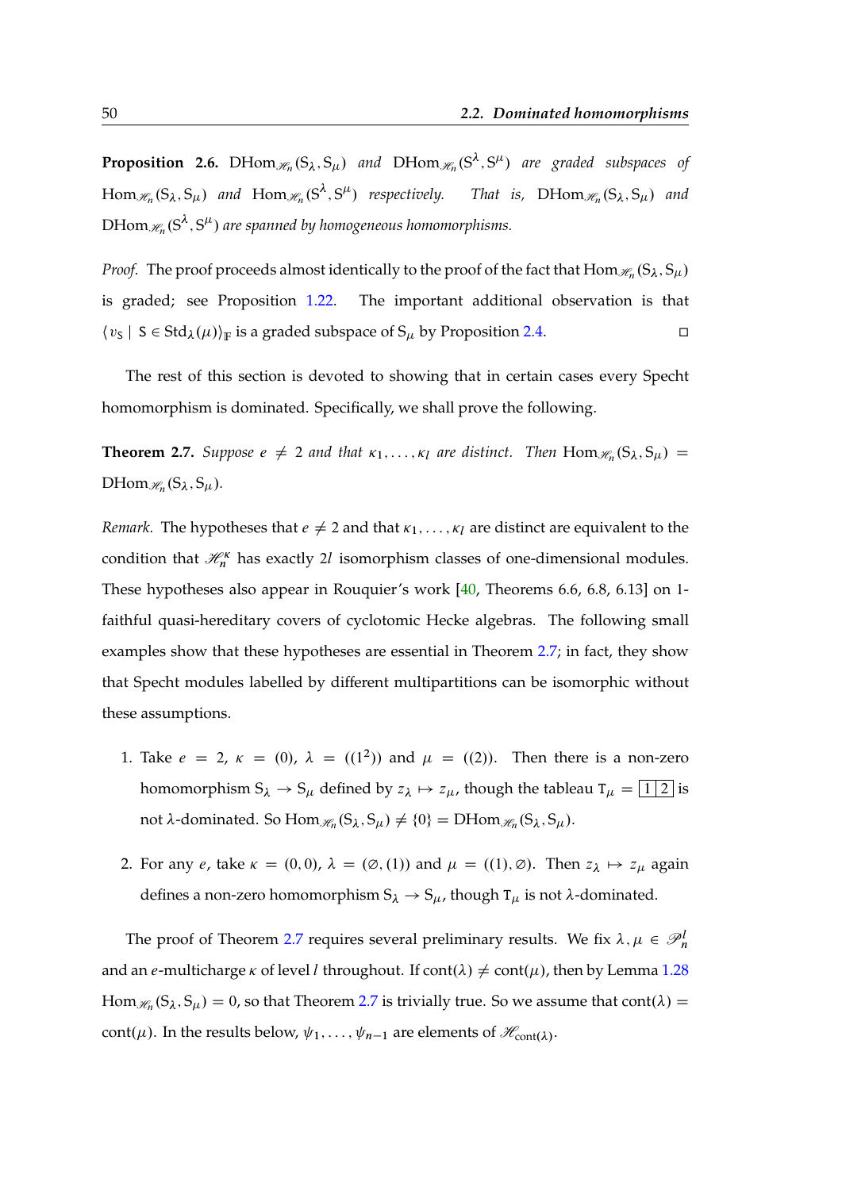**Proposition 2.6.** *$\mathrm{DHom}_{\mathscr{H}_n}(\mathrm{S}_\lambda, \mathrm{S}_\mu)$ and $\mathrm{DHom}_{\mathscr{H}_n}(\mathrm{S}^\lambda, \mathrm{S}^\mu)$ are graded subspaces of $\mathrm{Hom}_{\mathscr{H}_n}(\mathrm{S}_\lambda, \mathrm{S}_\mu)$ and $\mathrm{Hom}_{\mathscr{H}_n}(\mathrm{S}^\lambda, \mathrm{S}^\mu)$ respectively. That is, $\mathrm{DHom}_{\mathscr{H}_n}(\mathrm{S}_\lambda, \mathrm{S}_\mu)$ and $\mathrm{DHom}_{\mathscr{H}_n}(\mathrm{S}^\lambda, \mathrm{S}^\mu)$ are spanned by homogeneous homomorphisms.*

*Proof.* The proof proceeds almost identically to the proof of the fact that $\mathrm{Hom}_{\mathscr{H}_n}(\mathrm{S}_\lambda, \mathrm{S}_\mu)$ is graded; see Proposition 1.22. The important additional observation is that $\langle v_{\mathsf{S}} \mid \mathsf{S} \in \mathrm{Std}_\lambda(\mu)\rangle_{\mathbb{F}}$ is a graded subspace of $\mathrm{S}_\mu$ by Proposition 2.4. □

The rest of this section is devoted to showing that in certain cases every Specht homomorphism is dominated. Specifically, we shall prove the following.

**Theorem 2.7.** *Suppose $e \neq 2$ and that $\kappa_1, \dots, \kappa_l$ are distinct. Then $\mathrm{Hom}_{\mathscr{H}_n}(\mathrm{S}_\lambda, \mathrm{S}_\mu) = \mathrm{DHom}_{\mathscr{H}_n}(\mathrm{S}_\lambda, \mathrm{S}_\mu)$.*

*Remark.* The hypotheses that $e \neq 2$ and that $\kappa_1, \dots, \kappa_l$ are distinct are equivalent to the condition that $\mathscr{H}_n^\kappa$ has exactly $2l$ isomorphism classes of one-dimensional modules. These hypotheses also appear in Rouquier's work [40, Theorems 6.6, 6.8, 6.13] on 1-faithful quasi-hereditary covers of cyclotomic Hecke algebras. The following small examples show that these hypotheses are essential in Theorem 2.7; in fact, they show that Specht modules labelled by different multipartitions can be isomorphic without these assumptions.

1. Take $e = 2$, $\kappa = (0)$, $\lambda = ((1^2))$ and $\mu = ((2))$. Then there is a non-zero homomorphism $\mathrm{S}_\lambda \to \mathrm{S}_\mu$ defined by $z_\lambda \mapsto z_\mu$, though the tableau $\mathsf{T}_\mu = \boxed{1\,|\,2}$ is not $\lambda$-dominated. So $\mathrm{Hom}_{\mathscr{H}_n}(\mathrm{S}_\lambda, \mathrm{S}_\mu) \neq \{0\} = \mathrm{DHom}_{\mathscr{H}_n}(\mathrm{S}_\lambda, \mathrm{S}_\mu)$.

2. For any $e$, take $\kappa = (0, 0)$, $\lambda = (\varnothing, (1))$ and $\mu = ((1), \varnothing)$. Then $z_\lambda \mapsto z_\mu$ again defines a non-zero homomorphism $\mathrm{S}_\lambda \to \mathrm{S}_\mu$, though $\mathsf{T}_\mu$ is not $\lambda$-dominated.

The proof of Theorem 2.7 requires several preliminary results. We fix $\lambda, \mu \in \mathscr{P}_n^l$ and an $e$-multicharge $\kappa$ of level $l$ throughout. If $\mathrm{cont}(\lambda) \neq \mathrm{cont}(\mu)$, then by Lemma 1.28 $\mathrm{Hom}_{\mathscr{H}_n}(\mathrm{S}_\lambda, \mathrm{S}_\mu) = 0$, so that Theorem 2.7 is trivially true. So we assume that $\mathrm{cont}(\lambda) = \mathrm{cont}(\mu)$. In the results below, $\psi_1, \dots, \psi_{n-1}$ are elements of $\mathscr{H}_{\mathrm{cont}(\lambda)}$.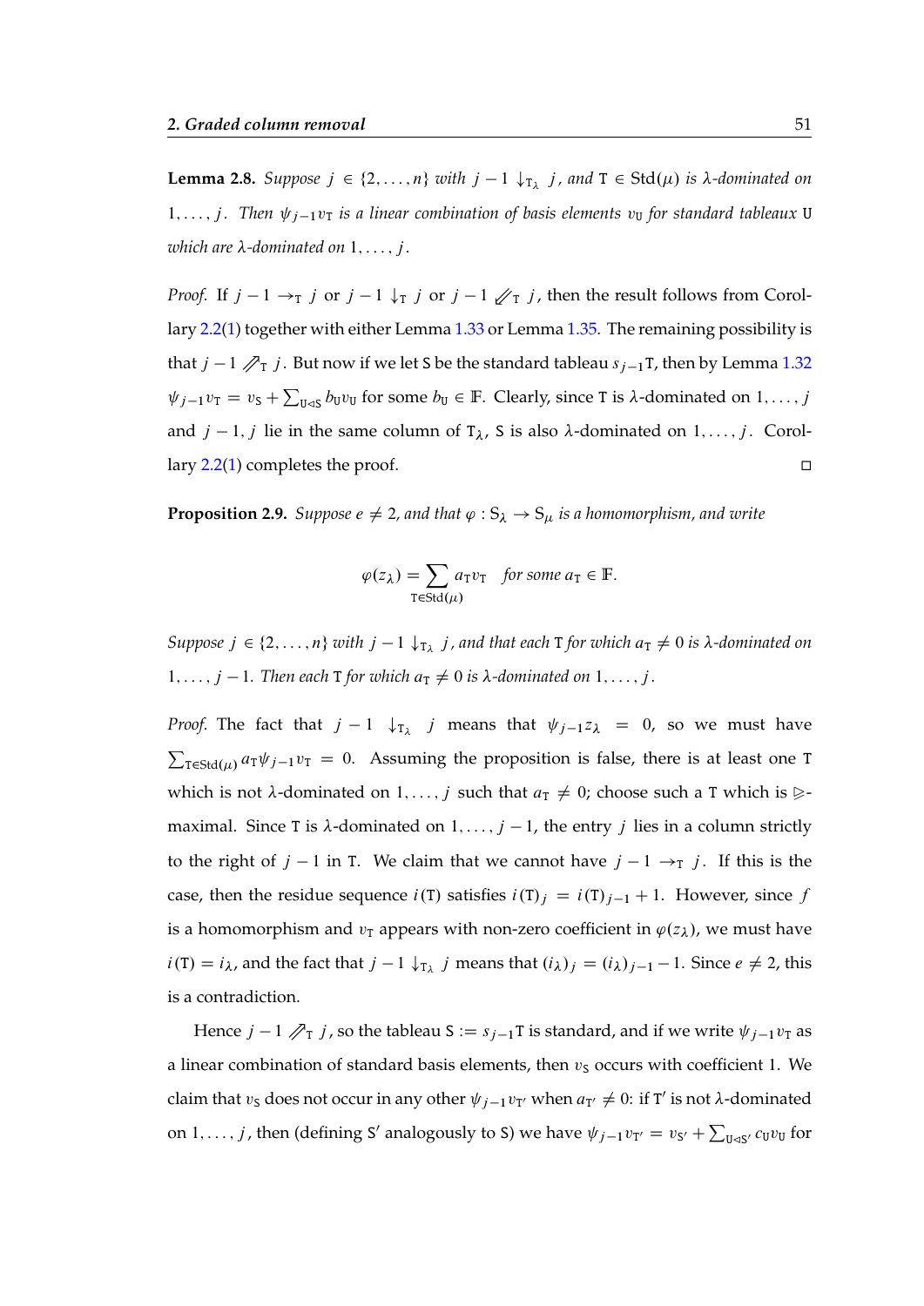**Lemma 2.8.** *Suppose $j \in \{2,\dots,n\}$ with $j-1 \downarrow_{\mathtt{T}_\lambda} j$, and $\mathtt{T} \in \mathrm{Std}(\mu)$ is $\lambda$-dominated on $1,\dots,j$. Then $\psi_{j-1}v_{\mathtt{T}}$ is a linear combination of basis elements $v_{\mathtt{U}}$ for standard tableaux $\mathtt{U}$ which are $\lambda$-dominated on $1,\dots,j$.*

*Proof.* If $j-1 \rightarrow_{\mathtt{T}} j$ or $j-1 \downarrow_{\mathtt{T}} j$ or $j-1 \swarrow_{\mathtt{T}} j$, then the result follows from Corollary 2.2(1) together with either Lemma 1.33 or Lemma 1.35. The remaining possibility is that $j-1 \nearrow_{\mathtt{T}} j$. But now if we let $\mathtt{S}$ be the standard tableau $s_{j-1}\mathtt{T}$, then by Lemma 1.32 $\psi_{j-1}v_{\mathtt{T}} = v_{\mathtt{S}} + \sum_{\mathtt{U} \lhd \mathtt{S}} b_{\mathtt{U}} v_{\mathtt{U}}$ for some $b_{\mathtt{U}} \in \mathbb{F}$. Clearly, since $\mathtt{T}$ is $\lambda$-dominated on $1,\dots,j$ and $j-1, j$ lie in the same column of $\mathtt{T}_\lambda$, $\mathtt{S}$ is also $\lambda$-dominated on $1,\dots,j$. Corollary 2.2(1) completes the proof. □

**Proposition 2.9.** *Suppose $e \neq 2$, and that $\varphi : \mathrm{S}_\lambda \to \mathrm{S}_\mu$ is a homomorphism, and write*

$$\varphi(z_\lambda) = \sum_{\mathtt{T} \in \mathrm{Std}(\mu)} a_{\mathtt{T}} v_{\mathtt{T}} \quad \text{for some } a_{\mathtt{T}} \in \mathbb{F}.$$

*Suppose $j \in \{2,\dots,n\}$ with $j-1 \downarrow_{\mathtt{T}_\lambda} j$, and that each $\mathtt{T}$ for which $a_{\mathtt{T}} \neq 0$ is $\lambda$-dominated on $1,\dots,j-1$. Then each $\mathtt{T}$ for which $a_{\mathtt{T}} \neq 0$ is $\lambda$-dominated on $1,\dots,j$.*

*Proof.* The fact that $j-1 \downarrow_{\mathtt{T}_\lambda} j$ means that $\psi_{j-1}z_\lambda = 0$, so we must have $\sum_{\mathtt{T} \in \mathrm{Std}(\mu)} a_{\mathtt{T}}\psi_{j-1}v_{\mathtt{T}} = 0$. Assuming the proposition is false, there is at least one $\mathtt{T}$ which is not $\lambda$-dominated on $1,\dots,j$ such that $a_{\mathtt{T}} \neq 0$; choose such a $\mathtt{T}$ which is $\trianglerighteq$-maximal. Since $\mathtt{T}$ is $\lambda$-dominated on $1,\dots,j-1$, the entry $j$ lies in a column strictly to the right of $j-1$ in $\mathtt{T}$. We claim that we cannot have $j-1 \rightarrow_{\mathtt{T}} j$. If this is the case, then the residue sequence $i(\mathtt{T})$ satisfies $i(\mathtt{T})_j = i(\mathtt{T})_{j-1}+1$. However, since $f$ is a homomorphism and $v_{\mathtt{T}}$ appears with non-zero coefficient in $\varphi(z_\lambda)$, we must have $i(\mathtt{T}) = i_\lambda$, and the fact that $j-1 \downarrow_{\mathtt{T}_\lambda} j$ means that $(i_\lambda)_j = (i_\lambda)_{j-1}-1$. Since $e \neq 2$, this is a contradiction.

Hence $j-1 \nearrow_{\mathtt{T}} j$, so the tableau $\mathtt{S} := s_{j-1}\mathtt{T}$ is standard, and if we write $\psi_{j-1}v_{\mathtt{T}}$ as a linear combination of standard basis elements, then $v_{\mathtt{S}}$ occurs with coefficient 1. We claim that $v_{\mathtt{S}}$ does not occur in any other $\psi_{j-1}v_{\mathtt{T}'}$ when $a_{\mathtt{T}'} \neq 0$: if $\mathtt{T}'$ is not $\lambda$-dominated on $1,\dots,j$, then (defining $\mathtt{S}'$ analogously to $\mathtt{S}$) we have $\psi_{j-1}v_{\mathtt{T}'} = v_{\mathtt{S}'} + \sum_{\mathtt{U} \lhd \mathtt{S}'} c_{\mathtt{U}} v_{\mathtt{U}}$ for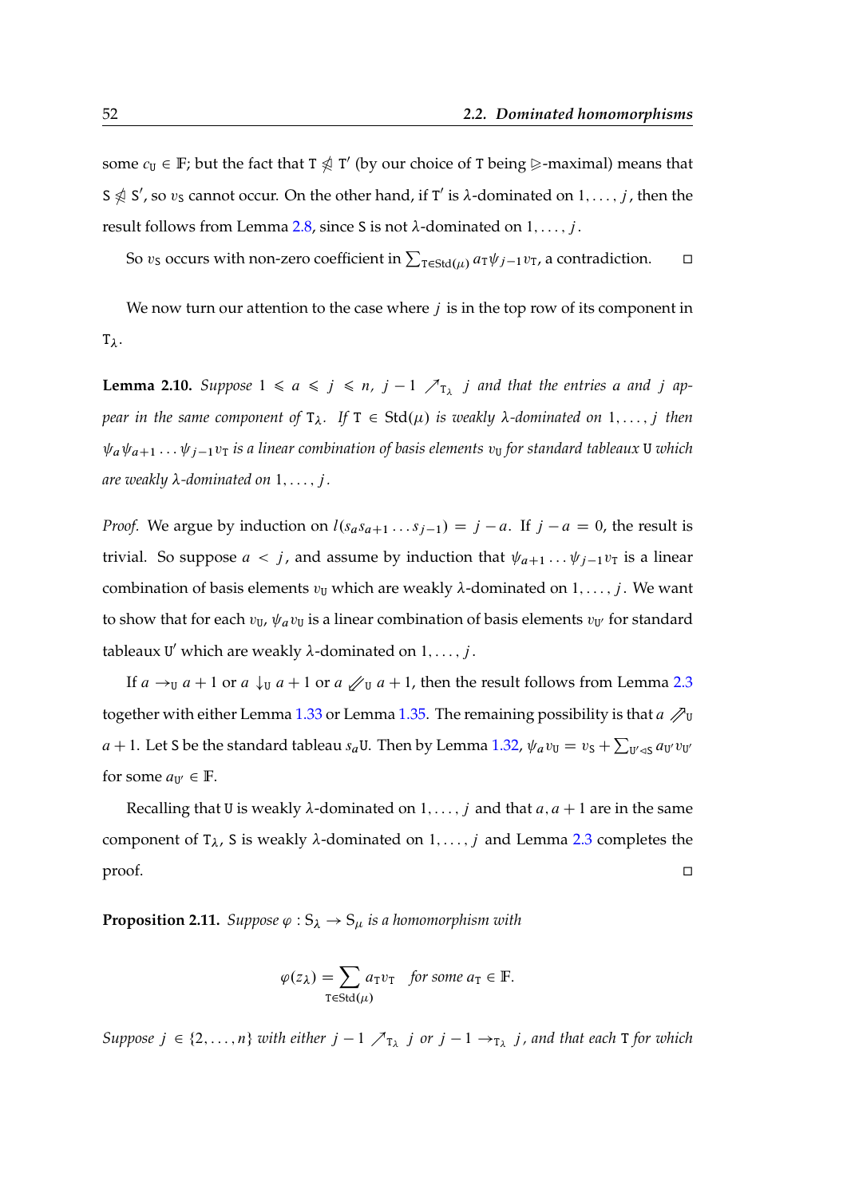some $c_{\mathtt{U}} \in \mathbb{F}$; but the fact that $\mathtt{T} \ntrianglelefteq \mathtt{T}'$ (by our choice of $\mathtt{T}$ being $\trianglerighteq$-maximal) means that $\mathtt{S} \ntrianglelefteq \mathtt{S}'$, so $v_{\mathtt{S}}$ cannot occur. On the other hand, if $\mathtt{T}'$ is $\lambda$-dominated on $1, \dots, j$, then the result follows from Lemma 2.8, since $\mathtt{S}$ is not $\lambda$-dominated on $1, \dots, j$.

So $v_{\mathtt{S}}$ occurs with non-zero coefficient in $\sum_{\mathtt{T} \in \mathrm{Std}(\mu)} a_{\mathtt{T}} \psi_{j-1} v_{\mathtt{T}}$, a contradiction. □

We now turn our attention to the case where $j$ is in the top row of its component in $\mathtt{T}_\lambda$.

**Lemma 2.10.** *Suppose $1 \leqslant a \leqslant j \leqslant n$, $j-1 \nearrow_{\mathtt{T}_\lambda} j$ and that the entries $a$ and $j$ appear in the same component of $\mathtt{T}_\lambda$. If $\mathtt{T} \in \mathrm{Std}(\mu)$ is weakly $\lambda$-dominated on $1, \dots, j$ then $\psi_a \psi_{a+1} \dots \psi_{j-1} v_{\mathtt{T}}$ is a linear combination of basis elements $v_{\mathtt{U}}$ for standard tableaux $\mathtt{U}$ which are weakly $\lambda$-dominated on $1, \dots, j$.*

*Proof.* We argue by induction on $l(s_a s_{a+1} \dots s_{j-1}) = j - a$. If $j - a = 0$, the result is trivial. So suppose $a < j$, and assume by induction that $\psi_{a+1} \dots \psi_{j-1} v_{\mathtt{T}}$ is a linear combination of basis elements $v_{\mathtt{U}}$ which are weakly $\lambda$-dominated on $1, \dots, j$. We want to show that for each $v_{\mathtt{U}}$, $\psi_a v_{\mathtt{U}}$ is a linear combination of basis elements $v_{\mathtt{U}'}$ for standard tableaux $\mathtt{U}'$ which are weakly $\lambda$-dominated on $1, \dots, j$.

If $a \to_{\mathtt{U}} a+1$ or $a \downarrow_{\mathtt{U}} a+1$ or $a \swarrow\!\!\!\swarrow_{\mathtt{U}} a+1$, then the result follows from Lemma 2.3 together with either Lemma 1.33 or Lemma 1.35. The remaining possibility is that $a \nearrow\!\!\!\nearrow_{\mathtt{U}} a+1$. Let $\mathtt{S}$ be the standard tableau $s_a \mathtt{U}$. Then by Lemma 1.32, $\psi_a v_{\mathtt{U}} = v_{\mathtt{S}} + \sum_{\mathtt{U}' \triangleleft \mathtt{S}} a_{\mathtt{U}'} v_{\mathtt{U}'}$ for some $a_{\mathtt{U}'} \in \mathbb{F}$.

Recalling that $\mathtt{U}$ is weakly $\lambda$-dominated on $1, \dots, j$ and that $a, a+1$ are in the same component of $\mathtt{T}_\lambda$, $\mathtt{S}$ is weakly $\lambda$-dominated on $1, \dots, j$ and Lemma 2.3 completes the proof. □

**Proposition 2.11.** *Suppose $\varphi : \mathrm{S}_\lambda \to \mathrm{S}_\mu$ is a homomorphism with*

$$\varphi(z_\lambda) = \sum_{\mathtt{T} \in \mathrm{Std}(\mu)} a_{\mathtt{T}} v_{\mathtt{T}} \quad \textit{for some } a_{\mathtt{T}} \in \mathbb{F}.$$

*Suppose $j \in \{2, \dots, n\}$ with either $j-1 \nearrow_{\mathtt{T}_\lambda} j$ or $j-1 \to_{\mathtt{T}_\lambda} j$, and that each $\mathtt{T}$ for which*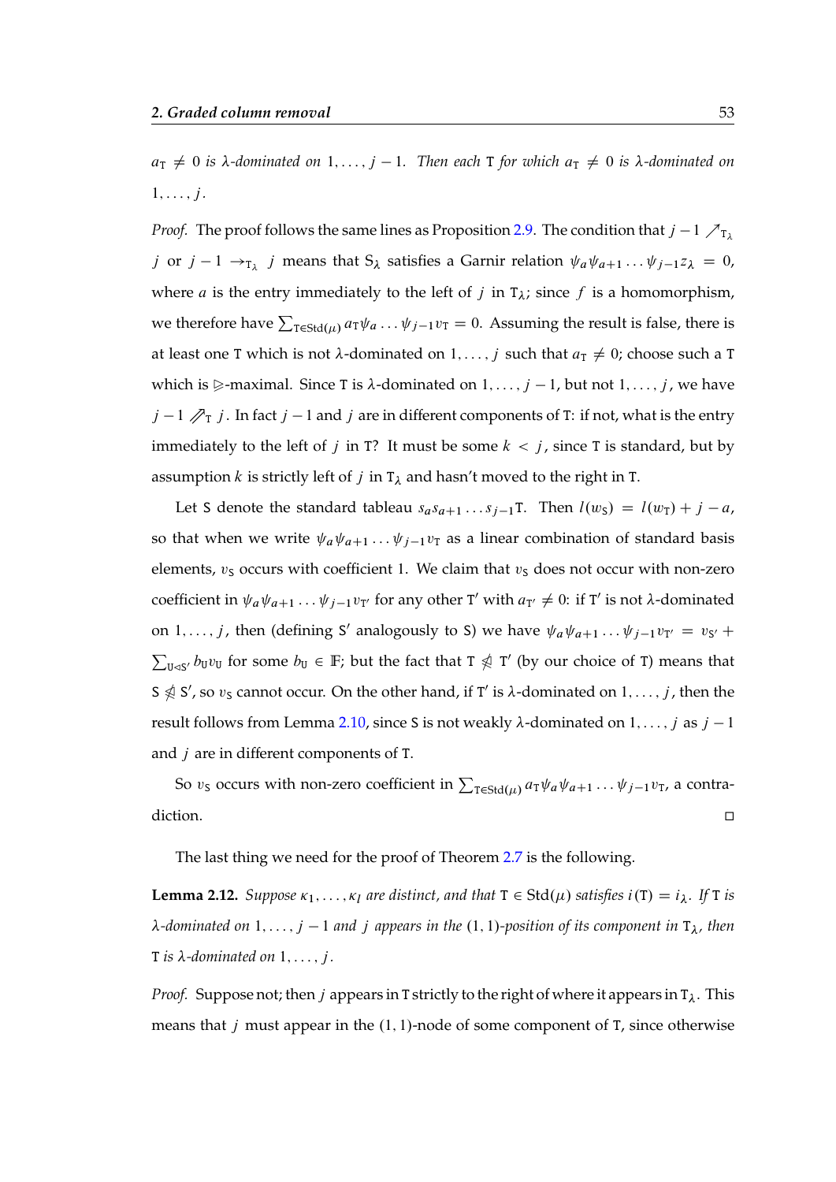$a_{\mathtt{T}} \neq 0$ *is* $\lambda$*-dominated on* $1, \dots, j-1$*. Then each* $\mathtt{T}$ *for which* $a_{\mathtt{T}} \neq 0$ *is* $\lambda$*-dominated on* $1, \dots, j$*.*

*Proof.* The proof follows the same lines as Proposition 2.9. The condition that $j-1 \nearrow_{\mathtt{T}_\lambda} j$ or $j-1 \rightarrow_{\mathtt{T}_\lambda} j$ means that $\mathtt{S}_\lambda$ satisfies a Garnir relation $\psi_a\psi_{a+1}\dots\psi_{j-1}z_\lambda = 0$, where $a$ is the entry immediately to the left of $j$ in $\mathtt{T}_\lambda$; since $f$ is a homomorphism, we therefore have $\sum_{\mathtt{T}\in\mathrm{Std}(\mu)} a_{\mathtt{T}}\psi_a \dots \psi_{j-1}v_{\mathtt{T}} = 0$. Assuming the result is false, there is at least one $\mathtt{T}$ which is not $\lambda$-dominated on $1, \dots, j$ such that $a_{\mathtt{T}} \neq 0$; choose such a $\mathtt{T}$ which is $\trianglerighteq$-maximal. Since $\mathtt{T}$ is $\lambda$-dominated on $1, \dots, j-1$, but not $1, \dots, j$, we have $j-1 \not\nearrow_{\mathtt{T}} j$. In fact $j-1$ and $j$ are in different components of $\mathtt{T}$: if not, what is the entry immediately to the left of $j$ in $\mathtt{T}$? It must be some $k < j$, since $\mathtt{T}$ is standard, but by assumption $k$ is strictly left of $j$ in $\mathtt{T}_\lambda$ and hasn't moved to the right in $\mathtt{T}$.

Let $\mathtt{S}$ denote the standard tableau $s_a s_{a+1}\dots s_{j-1}\mathtt{T}$. Then $l(w_{\mathtt{S}}) = l(w_{\mathtt{T}}) + j - a$, so that when we write $\psi_a\psi_{a+1}\dots\psi_{j-1}v_{\mathtt{T}}$ as a linear combination of standard basis elements, $v_{\mathtt{S}}$ occurs with coefficient 1. We claim that $v_{\mathtt{S}}$ does not occur with non-zero coefficient in $\psi_a\psi_{a+1}\dots\psi_{j-1}v_{\mathtt{T}'}$ for any other $\mathtt{T}'$ with $a_{\mathtt{T}'} \neq 0$: if $\mathtt{T}'$ is not $\lambda$-dominated on $1, \dots, j$, then (defining $\mathtt{S}'$ analogously to $\mathtt{S}$) we have $\psi_a\psi_{a+1}\dots\psi_{j-1}v_{\mathtt{T}'} = v_{\mathtt{S}'} + \sum_{\mathtt{U}\triangleleft\mathtt{S}'} b_{\mathtt{U}}v_{\mathtt{U}}$ for some $b_{\mathtt{U}} \in \mathbb{F}$; but the fact that $\mathtt{T} \not\trianglelefteq \mathtt{T}'$ (by our choice of $\mathtt{T}$) means that $\mathtt{S} \not\trianglelefteq \mathtt{S}'$, so $v_{\mathtt{S}}$ cannot occur. On the other hand, if $\mathtt{T}'$ is $\lambda$-dominated on $1, \dots, j$, then the result follows from Lemma 2.10, since $\mathtt{S}$ is not weakly $\lambda$-dominated on $1, \dots, j$ as $j-1$ and $j$ are in different components of $\mathtt{T}$.

So $v_{\mathtt{S}}$ occurs with non-zero coefficient in $\sum_{\mathtt{T}\in\mathrm{Std}(\mu)} a_{\mathtt{T}}\psi_a\psi_{a+1}\dots\psi_{j-1}v_{\mathtt{T}}$, a contradiction. □

The last thing we need for the proof of Theorem 2.7 is the following.

**Lemma 2.12.** *Suppose* $\kappa_1, \dots, \kappa_l$ *are distinct, and that* $\mathtt{T} \in \mathrm{Std}(\mu)$ *satisfies* $i(\mathtt{T}) = i_\lambda$*. If* $\mathtt{T}$ *is* $\lambda$*-dominated on* $1, \dots, j-1$ *and* $j$ *appears in the* $(1,1)$*-position of its component in* $\mathtt{T}_\lambda$*, then* $\mathtt{T}$ *is* $\lambda$*-dominated on* $1, \dots, j$*.*

*Proof.* Suppose not; then $j$ appears in $\mathtt{T}$ strictly to the right of where it appears in $\mathtt{T}_\lambda$. This means that $j$ must appear in the $(1,1)$-node of some component of $\mathtt{T}$, since otherwise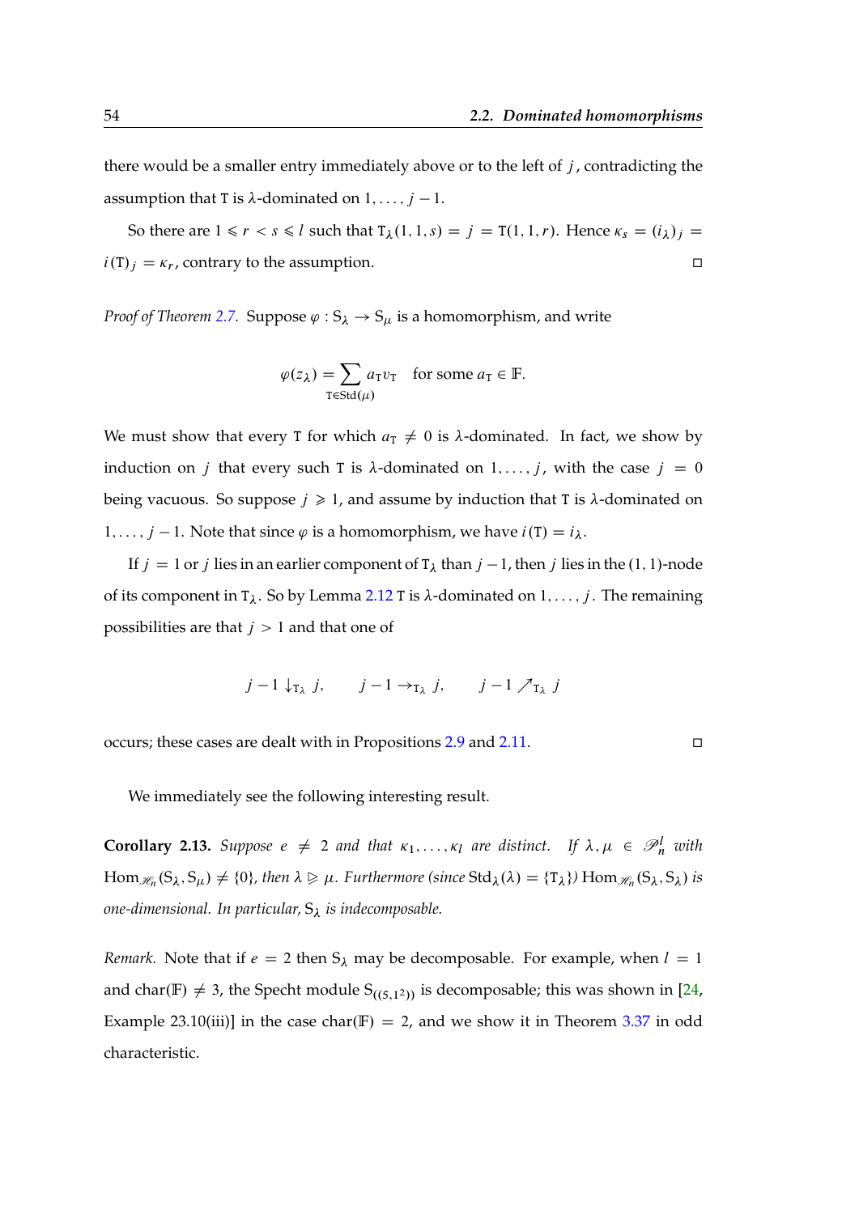there would be a smaller entry immediately above or to the left of $j$, contradicting the assumption that $\mathtt{T}$ is $\lambda$-dominated on $1, \dots, j-1$.

So there are $1 \leqslant r < s \leqslant l$ such that $\mathtt{T}_\lambda(1,1,s) = j = \mathtt{T}(1,1,r)$. Hence $\kappa_s = (i_\lambda)_j = i(\mathtt{T})_j = \kappa_r$, contrary to the assumption. □

*Proof of Theorem 2.7.* Suppose $\varphi : \mathrm{S}_\lambda \to \mathrm{S}_\mu$ is a homomorphism, and write

$$\varphi(z_\lambda) = \sum_{\mathtt{T} \in \mathrm{Std}(\mu)} a_\mathtt{T} v_\mathtt{T} \quad \text{for some } a_\mathtt{T} \in \mathbb{F}.$$

We must show that every $\mathtt{T}$ for which $a_\mathtt{T} \neq 0$ is $\lambda$-dominated. In fact, we show by induction on $j$ that every such $\mathtt{T}$ is $\lambda$-dominated on $1, \dots, j$, with the case $j = 0$ being vacuous. So suppose $j \geqslant 1$, and assume by induction that $\mathtt{T}$ is $\lambda$-dominated on $1, \dots, j-1$. Note that since $\varphi$ is a homomorphism, we have $i(\mathtt{T}) = i_\lambda$.

If $j = 1$ or $j$ lies in an earlier component of $\mathtt{T}_\lambda$ than $j-1$, then $j$ lies in the $(1,1)$-node of its component in $\mathtt{T}_\lambda$. So by Lemma 2.12 $\mathtt{T}$ is $\lambda$-dominated on $1, \dots, j$. The remaining possibilities are that $j > 1$ and that one of

$$j-1 \downarrow_{\mathtt{T}_\lambda} j, \qquad j-1 \rightarrow_{\mathtt{T}_\lambda} j, \qquad j-1 \nearrow_{\mathtt{T}_\lambda} j$$

occurs; these cases are dealt with in Propositions 2.9 and 2.11. □

We immediately see the following interesting result.

**Corollary 2.13.** *Suppose $e \neq 2$ and that $\kappa_1, \dots, \kappa_l$ are distinct. If $\lambda, \mu \in \mathscr{P}_n^l$ with $\mathrm{Hom}_{\mathscr{H}_n}(\mathrm{S}_\lambda, \mathrm{S}_\mu) \neq \{0\}$, then $\lambda \trianglerighteq \mu$. Furthermore (since $\mathrm{Std}_\lambda(\lambda) = \{\mathtt{T}_\lambda\}$) $\mathrm{Hom}_{\mathscr{H}_n}(\mathrm{S}_\lambda, \mathrm{S}_\lambda)$ is one-dimensional. In particular, $\mathrm{S}_\lambda$ is indecomposable.*

*Remark.* Note that if $e = 2$ then $\mathrm{S}_\lambda$ may be decomposable. For example, when $l = 1$ and $\mathrm{char}(\mathbb{F}) \neq 3$, the Specht module $\mathrm{S}_{((5,1^2))}$ is decomposable; this was shown in [24, Example 23.10(iii)] in the case $\mathrm{char}(\mathbb{F}) = 2$, and we show it in Theorem 3.37 in odd characteristic.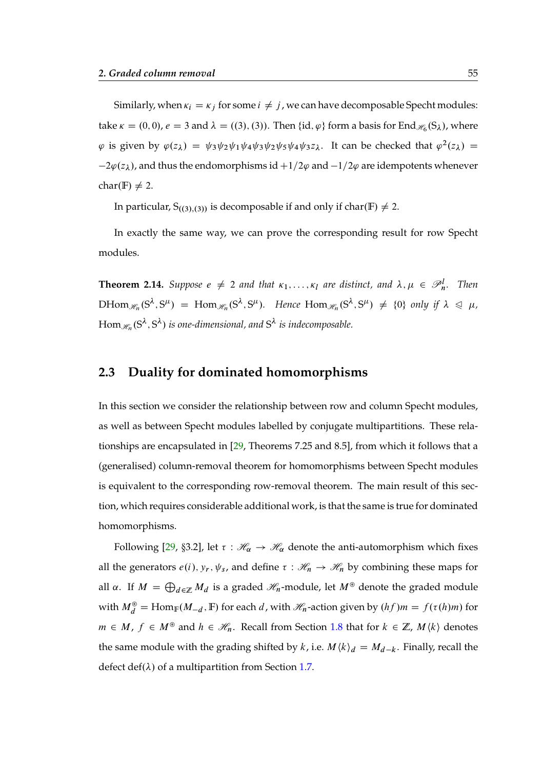Similarly, when $\kappa_i = \kappa_j$ for some $i \neq j$, we can have decomposable Specht modules: take $\kappa = (0, 0)$, $e = 3$ and $\lambda = ((3), (3))$. Then $\{\mathrm{id}, \varphi\}$ form a basis for $\mathrm{End}_{\mathscr{H}_6}(\mathrm{S}_\lambda)$, where $\varphi$ is given by $\varphi(z_\lambda) = \psi_3\psi_2\psi_1\psi_4\psi_3\psi_2\psi_5\psi_4\psi_3 z_\lambda$. It can be checked that $\varphi^2(z_\lambda) = -2\varphi(z_\lambda)$, and thus the endomorphisms $\mathrm{id} + 1/2\varphi$ and $-1/2\varphi$ are idempotents whenever $\mathrm{char}(\mathbb{F}) \neq 2$.

In particular, $\mathrm{S}_{((3),(3))}$ is decomposable if and only if $\mathrm{char}(\mathbb{F}) \neq 2$.

In exactly the same way, we can prove the corresponding result for row Specht modules.

**Theorem 2.14.** *Suppose $e \neq 2$ and that $\kappa_1, \ldots, \kappa_l$ are distinct, and $\lambda, \mu \in \mathscr{P}_n^l$. Then $\mathrm{DHom}_{\mathscr{H}_n}(\mathrm{S}^\lambda, \mathrm{S}^\mu) = \mathrm{Hom}_{\mathscr{H}_n}(\mathrm{S}^\lambda, \mathrm{S}^\mu)$. Hence $\mathrm{Hom}_{\mathscr{H}_n}(\mathrm{S}^\lambda, \mathrm{S}^\mu) \neq \{0\}$ only if $\lambda \trianglelefteq \mu$, $\mathrm{Hom}_{\mathscr{H}_n}(\mathrm{S}^\lambda, \mathrm{S}^\lambda)$ is one-dimensional, and $\mathrm{S}^\lambda$ is indecomposable.*

## 2.3 Duality for dominated homomorphisms

In this section we consider the relationship between row and column Specht modules, as well as between Specht modules labelled by conjugate multipartitions. These relationships are encapsulated in [29, Theorems 7.25 and 8.5], from which it follows that a (generalised) column-removal theorem for homomorphisms between Specht modules is equivalent to the corresponding row-removal theorem. The main result of this section, which requires considerable additional work, is that the same is true for dominated homomorphisms.

Following [29, §3.2], let $\tau : \mathscr{H}_\alpha \to \mathscr{H}_\alpha$ denote the anti-automorphism which fixes all the generators $e(i)$, $y_r$, $\psi_s$, and define $\tau : \mathscr{H}_n \to \mathscr{H}_n$ by combining these maps for all $\alpha$. If $M = \bigoplus_{d \in \mathbb{Z}} M_d$ is a graded $\mathscr{H}_n$-module, let $M^\circledast$ denote the graded module with $M^\circledast_d = \mathrm{Hom}_\mathbb{F}(M_{-d}, \mathbb{F})$ for each $d$, with $\mathscr{H}_n$-action given by $(hf)m = f(\tau(h)m)$ for $m \in M$, $f \in M^\circledast$ and $h \in \mathscr{H}_n$. Recall from Section 1.8 that for $k \in \mathbb{Z}$, $M\langle k \rangle$ denotes the same module with the grading shifted by $k$, i.e. $M\langle k \rangle_d = M_{d-k}$. Finally, recall the defect $\mathrm{def}(\lambda)$ of a multipartition from Section 1.7.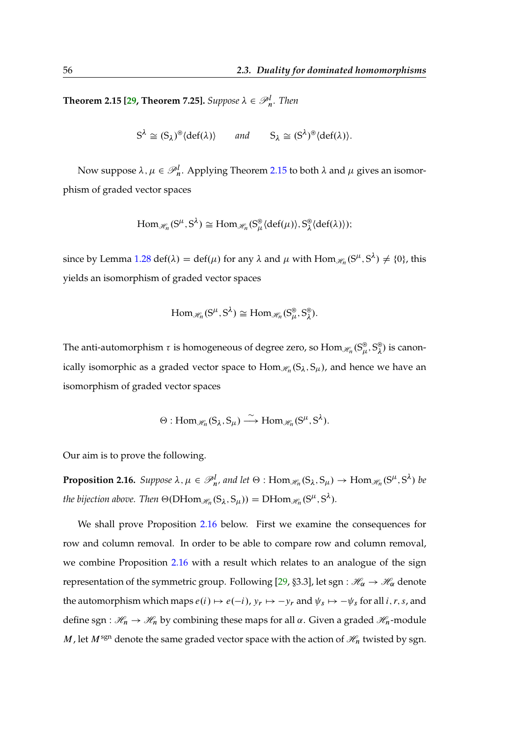**Theorem 2.15 [29, Theorem 7.25].** *Suppose* $\lambda \in \mathscr{P}^l_n$. *Then*

$$\mathrm{S}^\lambda \cong (\mathrm{S}_\lambda)^{\circledast}\langle \operatorname{def}(\lambda)\rangle \qquad \textit{and} \qquad \mathrm{S}_\lambda \cong (\mathrm{S}^\lambda)^{\circledast}\langle \operatorname{def}(\lambda)\rangle.$$

Now suppose $\lambda, \mu \in \mathscr{P}^l_n$. Applying Theorem 2.15 to both $\lambda$ and $\mu$ gives an isomorphism of graded vector spaces

$$\operatorname{Hom}_{\mathscr{H}_n}(\mathrm{S}^\mu, \mathrm{S}^\lambda) \cong \operatorname{Hom}_{\mathscr{H}_n}(\mathrm{S}^{\circledast}_\mu\langle \operatorname{def}(\mu)\rangle, \mathrm{S}^{\circledast}_\lambda\langle \operatorname{def}(\lambda)\rangle);$$

since by Lemma 1.28 $\operatorname{def}(\lambda) = \operatorname{def}(\mu)$ for any $\lambda$ and $\mu$ with $\operatorname{Hom}_{\mathscr{H}_n}(\mathrm{S}^\mu, \mathrm{S}^\lambda) \neq \{0\}$, this yields an isomorphism of graded vector spaces

$$\operatorname{Hom}_{\mathscr{H}_n}(\mathrm{S}^\mu, \mathrm{S}^\lambda) \cong \operatorname{Hom}_{\mathscr{H}_n}(\mathrm{S}^{\circledast}_\mu, \mathrm{S}^{\circledast}_\lambda).$$

The anti-automorphism $\tau$ is homogeneous of degree zero, so $\operatorname{Hom}_{\mathscr{H}_n}(\mathrm{S}^{\circledast}_\mu, \mathrm{S}^{\circledast}_\lambda)$ is canonically isomorphic as a graded vector space to $\operatorname{Hom}_{\mathscr{H}_n}(\mathrm{S}_\lambda, \mathrm{S}_\mu)$, and hence we have an isomorphism of graded vector spaces

$$\Theta : \operatorname{Hom}_{\mathscr{H}_n}(\mathrm{S}_\lambda, \mathrm{S}_\mu) \xrightarrow{\ \sim\ } \operatorname{Hom}_{\mathscr{H}_n}(\mathrm{S}^\mu, \mathrm{S}^\lambda).$$

Our aim is to prove the following.

**Proposition 2.16.** *Suppose* $\lambda, \mu \in \mathscr{P}^l_n$, *and let* $\Theta : \operatorname{Hom}_{\mathscr{H}_n}(\mathrm{S}_\lambda, \mathrm{S}_\mu) \to \operatorname{Hom}_{\mathscr{H}_n}(\mathrm{S}^\mu, \mathrm{S}^\lambda)$ *be the bijection above. Then* $\Theta(\operatorname{DHom}_{\mathscr{H}_n}(\mathrm{S}_\lambda, \mathrm{S}_\mu)) = \operatorname{DHom}_{\mathscr{H}_n}(\mathrm{S}^\mu, \mathrm{S}^\lambda)$.

We shall prove Proposition 2.16 below. First we examine the consequences for row and column removal. In order to be able to compare row and column removal, we combine Proposition 2.16 with a result which relates to an analogue of the sign representation of the symmetric group. Following [29, §3.3], let $\operatorname{sgn} : \mathscr{H}_\alpha \to \mathscr{H}_\alpha$ denote the automorphism which maps $e(i) \mapsto e(-i)$, $y_r \mapsto -y_r$ and $\psi_s \mapsto -\psi_s$ for all $i, r, s$, and define $\operatorname{sgn} : \mathscr{H}_n \to \mathscr{H}_n$ by combining these maps for all $\alpha$. Given a graded $\mathscr{H}_n$-module $M$, let $M^{\operatorname{sgn}}$ denote the same graded vector space with the action of $\mathscr{H}_n$ twisted by sgn.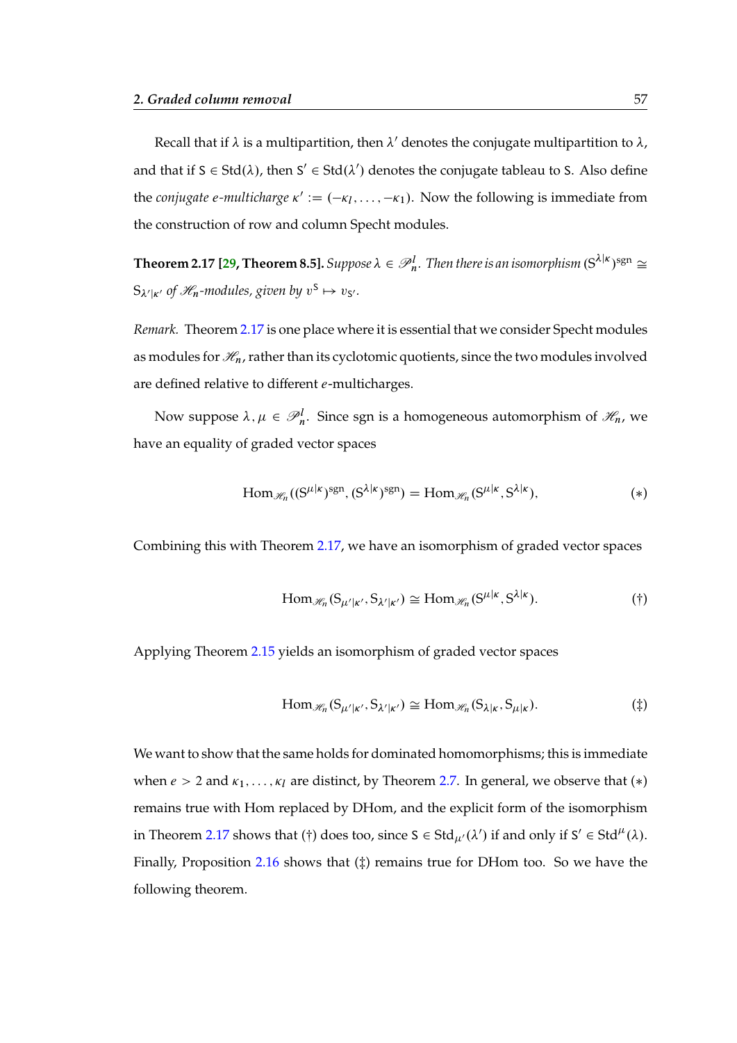Recall that if $\lambda$ is a multipartition, then $\lambda'$ denotes the conjugate multipartition to $\lambda$, and that if $\mathsf{S} \in \mathrm{Std}(\lambda)$, then $\mathsf{S}' \in \mathrm{Std}(\lambda')$ denotes the conjugate tableau to $\mathsf{S}$. Also define the *conjugate e-multicharge* $\kappa' := (-\kappa_l, \dots, -\kappa_1)$. Now the following is immediate from the construction of row and column Specht modules.

**Theorem 2.17 [29, Theorem 8.5].** *Suppose $\lambda \in \mathscr{P}^l_n$. Then there is an isomorphism $(\mathrm{S}^{\lambda|\kappa})^{\mathrm{sgn}} \cong \mathrm{S}_{\lambda'|\kappa'}$ of $\mathscr{H}_n$-modules, given by $v^{\mathsf{S}} \mapsto v_{\mathsf{S}'}$.*

*Remark.* Theorem 2.17 is one place where it is essential that we consider Specht modules as modules for $\mathscr{H}_n$, rather than its cyclotomic quotients, since the two modules involved are defined relative to different $e$-multicharges.

Now suppose $\lambda, \mu \in \mathscr{P}^l_n$. Since sgn is a homogeneous automorphism of $\mathscr{H}_n$, we have an equality of graded vector spaces

$$\mathrm{Hom}_{\mathscr{H}_n}((\mathrm{S}^{\mu|\kappa})^{\mathrm{sgn}}, (\mathrm{S}^{\lambda|\kappa})^{\mathrm{sgn}}) = \mathrm{Hom}_{\mathscr{H}_n}(\mathrm{S}^{\mu|\kappa}, \mathrm{S}^{\lambda|\kappa}), \tag{$*$}$$

Combining this with Theorem 2.17, we have an isomorphism of graded vector spaces

$$\mathrm{Hom}_{\mathscr{H}_n}(\mathrm{S}_{\mu'|\kappa'}, \mathrm{S}_{\lambda'|\kappa'}) \cong \mathrm{Hom}_{\mathscr{H}_n}(\mathrm{S}^{\mu|\kappa}, \mathrm{S}^{\lambda|\kappa}). \tag{$\dagger$}$$

Applying Theorem 2.15 yields an isomorphism of graded vector spaces

$$\mathrm{Hom}_{\mathscr{H}_n}(\mathrm{S}_{\mu'|\kappa'}, \mathrm{S}_{\lambda'|\kappa'}) \cong \mathrm{Hom}_{\mathscr{H}_n}(\mathrm{S}_{\lambda|\kappa}, \mathrm{S}_{\mu|\kappa}). \tag{$\ddagger$}$$

We want to show that the same holds for dominated homomorphisms; this is immediate when $e > 2$ and $\kappa_1, \dots, \kappa_l$ are distinct, by Theorem 2.7. In general, we observe that ($*$) remains true with Hom replaced by DHom, and the explicit form of the isomorphism in Theorem 2.17 shows that ($\dagger$) does too, since $\mathsf{S} \in \mathrm{Std}_{\mu'}(\lambda')$ if and only if $\mathsf{S}' \in \mathrm{Std}^{\mu}(\lambda)$. Finally, Proposition 2.16 shows that ($\ddagger$) remains true for DHom too. So we have the following theorem.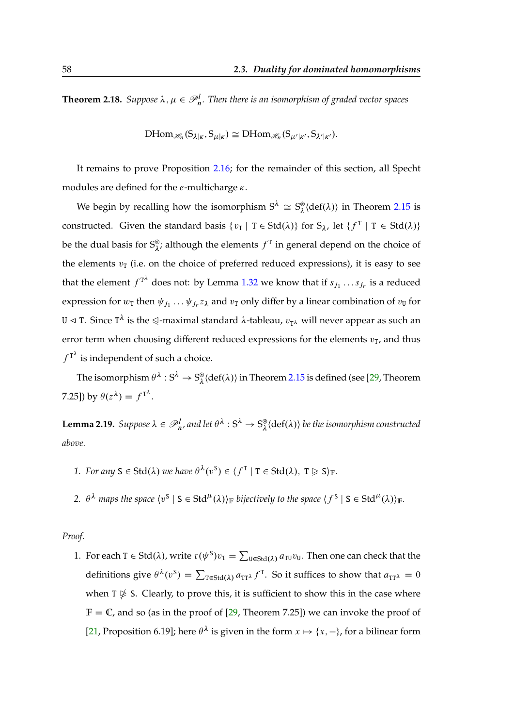**Theorem 2.18.** *Suppose $\lambda, \mu \in \mathscr{P}^l_n$. Then there is an isomorphism of graded vector spaces*

$$\mathrm{DHom}_{\mathscr{H}_n}(\mathrm{S}_{\lambda|\kappa}, \mathrm{S}_{\mu|\kappa}) \cong \mathrm{DHom}_{\mathscr{H}_n}(\mathrm{S}_{\mu'|\kappa'}, \mathrm{S}_{\lambda'|\kappa'}).$$

It remains to prove Proposition 2.16; for the remainder of this section, all Specht modules are defined for the $e$-multicharge $\kappa$.

We begin by recalling how the isomorphism $\mathrm{S}^\lambda \cong \mathrm{S}^{\circledast}_\lambda\langle \mathrm{def}(\lambda)\rangle$ in Theorem 2.15 is constructed. Given the standard basis $\{v_\mathtt{T} \mid \mathtt{T} \in \mathrm{Std}(\lambda)\}$ for $\mathrm{S}_\lambda$, let $\{f^\mathtt{T} \mid \mathtt{T} \in \mathrm{Std}(\lambda)\}$ be the dual basis for $\mathrm{S}^{\circledast}_\lambda$; although the elements $f^\mathtt{T}$ in general depend on the choice of the elements $v_\mathtt{T}$ (i.e. on the choice of preferred reduced expressions), it is easy to see that the element $f^{\mathtt{T}^\lambda}$ does not: by Lemma 1.32 we know that if $s_{j_1} \dots s_{j_r}$ is a reduced expression for $w_\mathtt{T}$ then $\psi_{j_1} \dots \psi_{j_r} z_\lambda$ and $v_\mathtt{T}$ only differ by a linear combination of $v_\mathtt{U}$ for $\mathtt{U} \lhd \mathtt{T}$. Since $\mathtt{T}^\lambda$ is the $\trianglelefteq$-maximal standard $\lambda$-tableau, $v_{\mathtt{T}^\lambda}$ will never appear as such an error term when choosing different reduced expressions for the elements $v_\mathtt{T}$, and thus $f^{\mathtt{T}^\lambda}$ is independent of such a choice.

The isomorphism $\theta^\lambda : \mathrm{S}^\lambda \to \mathrm{S}^{\circledast}_\lambda\langle \mathrm{def}(\lambda)\rangle$ in Theorem 2.15 is defined (see [29, Theorem 7.25]) by $\theta(z^\lambda) = f^{\mathtt{T}^\lambda}$.

**Lemma 2.19.** *Suppose $\lambda \in \mathscr{P}^l_n$, and let $\theta^\lambda : \mathrm{S}^\lambda \to \mathrm{S}^{\circledast}_\lambda\langle \mathrm{def}(\lambda)\rangle$ be the isomorphism constructed above.*

1. *For any $\mathtt{S} \in \mathrm{Std}(\lambda)$ we have $\theta^\lambda(v^\mathtt{S}) \in \langle f^\mathtt{T} \mid \mathtt{T} \in \mathrm{Std}(\lambda),\ \mathtt{T} \trianglerighteq \mathtt{S}\rangle_\mathbb{F}$.*
2. *$\theta^\lambda$ maps the space $\langle v^\mathtt{S} \mid \mathtt{S} \in \mathrm{Std}^\mu(\lambda)\rangle_\mathbb{F}$ bijectively to the space $\langle f^\mathtt{S} \mid \mathtt{S} \in \mathrm{Std}^\mu(\lambda)\rangle_\mathbb{F}$.*

*Proof.*

1. For each $\mathtt{T} \in \mathrm{Std}(\lambda)$, write $\tau(\psi^\mathtt{S})v_\mathtt{T} = \sum_{\mathtt{U}\in\mathrm{Std}(\lambda)} a_{\mathtt{TU}} v_\mathtt{U}$. Then one can check that the definitions give $\theta^\lambda(v^\mathtt{S}) = \sum_{\mathtt{T}\in\mathrm{Std}(\lambda)} a_{\mathtt{TT}^\lambda} f^\mathtt{T}$. So it suffices to show that $a_{\mathtt{TT}^\lambda} = 0$ when $\mathtt{T} \ntrianglerighteq \mathtt{S}$. Clearly, to prove this, it is sufficient to show this in the case where $\mathbb{F} = \mathbb{C}$, and so (as in the proof of [29, Theorem 7.25]) we can invoke the proof of [21, Proposition 6.19]; here $\theta^\lambda$ is given in the form $x \mapsto \{x, -\}$, for a bilinear form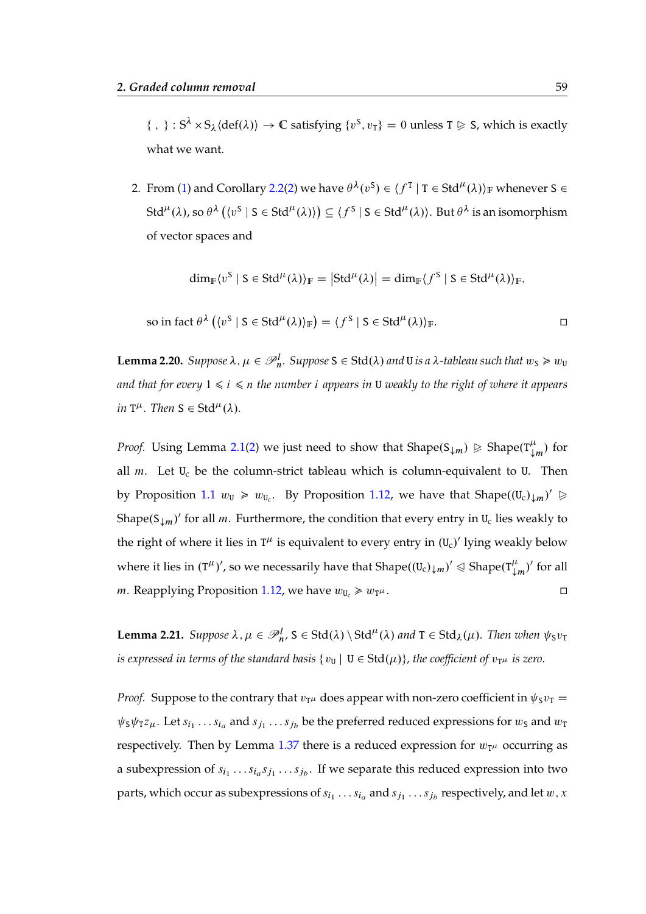$\{\ ,\ \} : S^\lambda \times S_\lambda\langle \mathrm{def}(\lambda)\rangle \to \mathbb{C}$ satisfying $\{v^{\mathtt{S}}, v_{\mathtt{T}}\} = 0$ unless $\mathtt{T} \trianglerighteq \mathtt{S}$, which is exactly what we want.

2. From (1) and Corollary 2.2(2) we have $\theta^\lambda(v^{\mathtt{S}}) \in \langle f^{\mathtt{T}} \mid \mathtt{T} \in \mathrm{Std}^\mu(\lambda)\rangle_{\mathbb{F}}$ whenever $\mathtt{S} \in \mathrm{Std}^\mu(\lambda)$, so $\theta^\lambda\left(\langle v^{\mathtt{S}} \mid \mathtt{S} \in \mathrm{Std}^\mu(\lambda)\rangle\right) \subseteq \langle f^{\mathtt{S}} \mid \mathtt{S} \in \mathrm{Std}^\mu(\lambda)\rangle$. But $\theta^\lambda$ is an isomorphism of vector spaces and

$$\dim_{\mathbb{F}}\langle v^{\mathtt{S}} \mid \mathtt{S} \in \mathrm{Std}^\mu(\lambda)\rangle_{\mathbb{F}} = \left|\mathrm{Std}^\mu(\lambda)\right| = \dim_{\mathbb{F}}\langle f^{\mathtt{S}} \mid \mathtt{S} \in \mathrm{Std}^\mu(\lambda)\rangle_{\mathbb{F}},$$

so in fact $\theta^\lambda\left(\langle v^{\mathtt{S}} \mid \mathtt{S} \in \mathrm{Std}^\mu(\lambda)\rangle_{\mathbb{F}}\right) = \langle f^{\mathtt{S}} \mid \mathtt{S} \in \mathrm{Std}^\mu(\lambda)\rangle_{\mathbb{F}}$. ◻

**Lemma 2.20.** *Suppose $\lambda, \mu \in \mathscr{P}_n^l$. Suppose $\mathtt{S} \in \mathrm{Std}(\lambda)$ and $\mathtt{U}$ is a $\lambda$-tableau such that $w_{\mathtt{S}} \geqslant w_{\mathtt{U}}$ and that for every $1 \leqslant i \leqslant n$ the number $i$ appears in $\mathtt{U}$ weakly to the right of where it appears in $\mathtt{T}^\mu$. Then $\mathtt{S} \in \mathrm{Std}^\mu(\lambda)$.*

*Proof.* Using Lemma 2.1(2) we just need to show that $\mathrm{Shape}(\mathtt{S}_{\downarrow m}) \trianglerighteq \mathrm{Shape}(\mathtt{T}^\mu_{\downarrow m})$ for all $m$. Let $\mathtt{U}_c$ be the column-strict tableau which is column-equivalent to $\mathtt{U}$. Then by Proposition 1.1 $w_{\mathtt{U}} \geqslant w_{\mathtt{U}_c}$. By Proposition 1.12, we have that $\mathrm{Shape}((\mathtt{U}_c)_{\downarrow m})' \trianglerighteq \mathrm{Shape}(\mathtt{S}_{\downarrow m})'$ for all $m$. Furthermore, the condition that every entry in $\mathtt{U}_c$ lies weakly to the right of where it lies in $\mathtt{T}^\mu$ is equivalent to every entry in $(\mathtt{U}_c)'$ lying weakly below where it lies in $(\mathtt{T}^\mu)'$, so we necessarily have that $\mathrm{Shape}((\mathtt{U}_c)_{\downarrow m})' \trianglelefteq \mathrm{Shape}(\mathtt{T}^\mu_{\downarrow m})'$ for all $m$. Reapplying Proposition 1.12, we have $w_{\mathtt{U}_c} \geqslant w_{\mathtt{T}^\mu}$. ◻

**Lemma 2.21.** *Suppose $\lambda, \mu \in \mathscr{P}_n^l$, $\mathtt{S} \in \mathrm{Std}(\lambda) \setminus \mathrm{Std}^\mu(\lambda)$ and $\mathtt{T} \in \mathrm{Std}_\lambda(\mu)$. Then when $\psi_{\mathtt{S}} v_{\mathtt{T}}$ is expressed in terms of the standard basis $\{v_{\mathtt{U}} \mid \mathtt{U} \in \mathrm{Std}(\mu)\}$, the coefficient of $v_{\mathtt{T}^\mu}$ is zero.*

*Proof.* Suppose to the contrary that $v_{\mathtt{T}^\mu}$ does appear with non-zero coefficient in $\psi_{\mathtt{S}} v_{\mathtt{T}} = \psi_{\mathtt{S}} \psi_{\mathtt{T}} z_\mu$. Let $s_{i_1} \dots s_{i_a}$ and $s_{j_1} \dots s_{j_b}$ be the preferred reduced expressions for $w_{\mathtt{S}}$ and $w_{\mathtt{T}}$ respectively. Then by Lemma 1.37 there is a reduced expression for $w_{\mathtt{T}^\mu}$ occurring as a subexpression of $s_{i_1} \dots s_{i_a} s_{j_1} \dots s_{j_b}$. If we separate this reduced expression into two parts, which occur as subexpressions of $s_{i_1} \dots s_{i_a}$ and $s_{j_1} \dots s_{j_b}$ respectively, and let $w, x$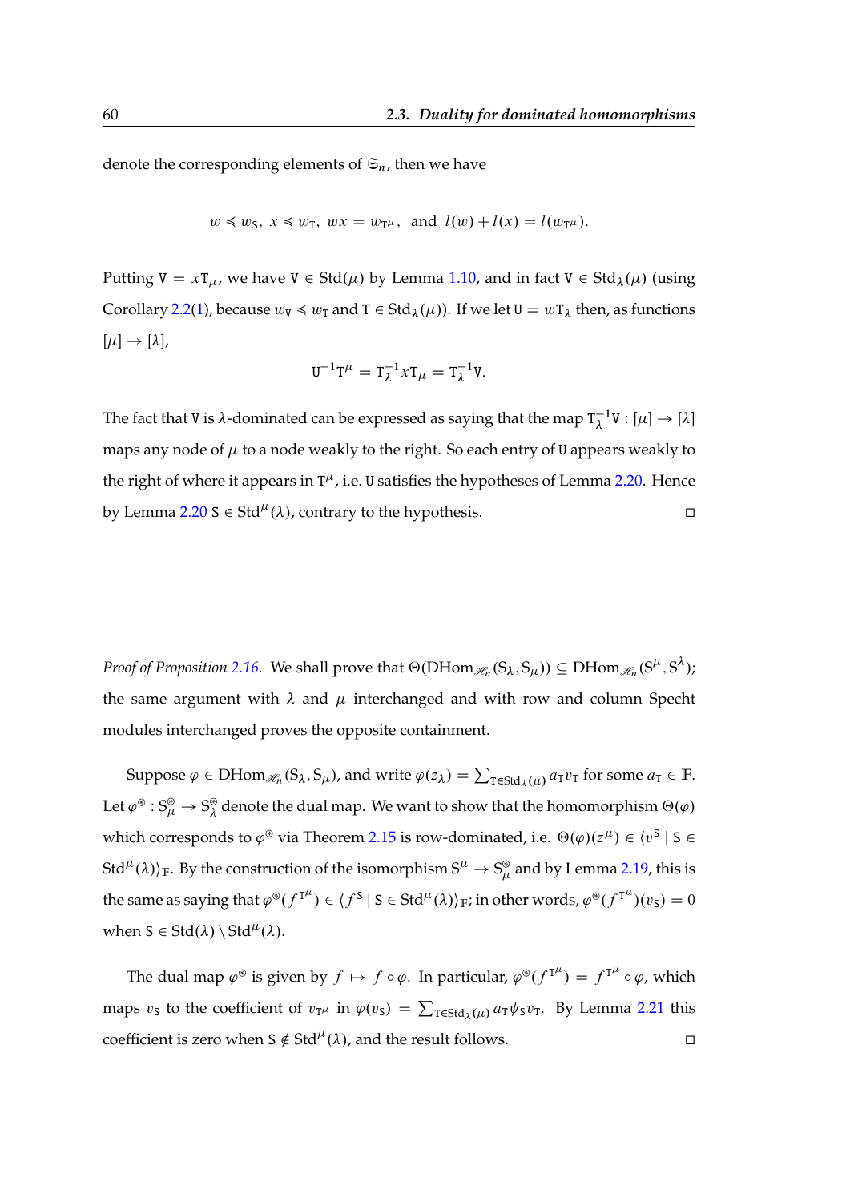denote the corresponding elements of $\mathfrak{S}_n$, then we have

$$w \preccurlyeq w_{\mathtt{S}},\ x \preccurlyeq w_{\mathtt{T}},\ wx = w_{\mathtt{T}^\mu},\ \text{ and }\ l(w) + l(x) = l(w_{\mathtt{T}^\mu}).$$

Putting $\mathtt{V} = x\mathtt{T}_\mu$, we have $\mathtt{V} \in \mathrm{Std}(\mu)$ by Lemma 1.10, and in fact $\mathtt{V} \in \mathrm{Std}_\lambda(\mu)$ (using Corollary 2.2(1), because $w_{\mathtt{V}} \preccurlyeq w_{\mathtt{T}}$ and $\mathtt{T} \in \mathrm{Std}_\lambda(\mu)$). If we let $\mathtt{U} = w\mathtt{T}_\lambda$ then, as functions $[\mu] \to [\lambda]$,

$$\mathtt{U}^{-1}\mathtt{T}^\mu = \mathtt{T}_\lambda^{-1} x \mathtt{T}_\mu = \mathtt{T}_\lambda^{-1}\mathtt{V}.$$

The fact that $\mathtt{V}$ is $\lambda$-dominated can be expressed as saying that the map $\mathtt{T}_\lambda^{-1}\mathtt{V} : [\mu] \to [\lambda]$ maps any node of $\mu$ to a node weakly to the right. So each entry of $\mathtt{U}$ appears weakly to the right of where it appears in $\mathtt{T}^\mu$, i.e. $\mathtt{U}$ satisfies the hypotheses of Lemma 2.20. Hence by Lemma 2.20 $\mathtt{S} \in \mathrm{Std}^\mu(\lambda)$, contrary to the hypothesis. □

*Proof of Proposition 2.16.* We shall prove that $\Theta(\mathrm{DHom}_{\mathscr{H}_n}(\mathrm{S}_\lambda, \mathrm{S}_\mu)) \subseteq \mathrm{DHom}_{\mathscr{H}_n}(\mathrm{S}^\mu, \mathrm{S}^\lambda)$; the same argument with $\lambda$ and $\mu$ interchanged and with row and column Specht modules interchanged proves the opposite containment.

Suppose $\varphi \in \mathrm{DHom}_{\mathscr{H}_n}(\mathrm{S}_\lambda, \mathrm{S}_\mu)$, and write $\varphi(z_\lambda) = \sum_{\mathtt{T} \in \mathrm{Std}_\lambda(\mu)} a_{\mathtt{T}} v_{\mathtt{T}}$ for some $a_{\mathtt{T}} \in \mathbb{F}$. Let $\varphi^\circledast : \mathrm{S}_\mu^\circledast \to \mathrm{S}_\lambda^\circledast$ denote the dual map. We want to show that the homomorphism $\Theta(\varphi)$ which corresponds to $\varphi^\circledast$ via Theorem 2.15 is row-dominated, i.e. $\Theta(\varphi)(z^\mu) \in \langle v^{\mathtt{S}} \mid \mathtt{S} \in \mathrm{Std}^\mu(\lambda)\rangle_{\mathbb{F}}$. By the construction of the isomorphism $\mathrm{S}^\mu \to \mathrm{S}_\mu^\circledast$ and by Lemma 2.19, this is the same as saying that $\varphi^\circledast(f^{\mathtt{T}^\mu}) \in \langle f^{\mathtt{S}} \mid \mathtt{S} \in \mathrm{Std}^\mu(\lambda)\rangle_{\mathbb{F}}$; in other words, $\varphi^\circledast(f^{\mathtt{T}^\mu})(v_{\mathtt{S}}) = 0$ when $\mathtt{S} \in \mathrm{Std}(\lambda) \setminus \mathrm{Std}^\mu(\lambda)$.

The dual map $\varphi^\circledast$ is given by $f \mapsto f \circ \varphi$. In particular, $\varphi^\circledast(f^{\mathtt{T}^\mu}) = f^{\mathtt{T}^\mu} \circ \varphi$, which maps $v_{\mathtt{S}}$ to the coefficient of $v_{\mathtt{T}^\mu}$ in $\varphi(v_{\mathtt{S}}) = \sum_{\mathtt{T} \in \mathrm{Std}_\lambda(\mu)} a_{\mathtt{T}} \psi_{\mathtt{S}} v_{\mathtt{T}}$. By Lemma 2.21 this coefficient is zero when $\mathtt{S} \notin \mathrm{Std}^\mu(\lambda)$, and the result follows. □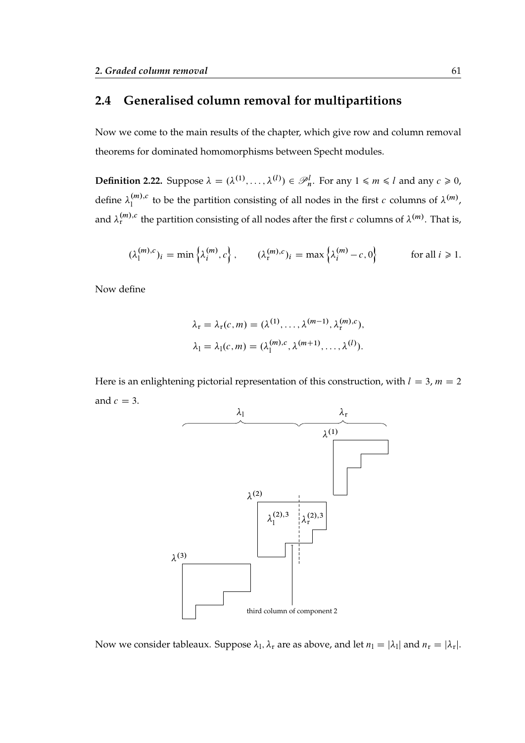## 2.4 Generalised column removal for multipartitions

Now we come to the main results of the chapter, which give row and column removal theorems for dominated homomorphisms between Specht modules.

**Definition 2.22.** Suppose $\lambda = (\lambda^{(1)}, \ldots, \lambda^{(l)}) \in \mathscr{P}_n^l$. For any $1 \leqslant m \leqslant l$ and any $c \geqslant 0$, define $\lambda_{\mathrm{l}}^{(m),c}$ to be the partition consisting of all nodes in the first $c$ columns of $\lambda^{(m)}$, and $\lambda_{\mathrm{r}}^{(m),c}$ the partition consisting of all nodes after the first $c$ columns of $\lambda^{(m)}$. That is,

$$(\lambda_{\mathrm{l}}^{(m),c})_i = \min\left\{\lambda_i^{(m)}, c\right\}, \qquad (\lambda_{\mathrm{r}}^{(m),c})_i = \max\left\{\lambda_i^{(m)} - c, 0\right\} \qquad \text{for all } i \geqslant 1.$$

Now define

$$\lambda_{\mathrm{r}} = \lambda_{\mathrm{r}}(c, m) = (\lambda^{(1)}, \ldots, \lambda^{(m-1)}, \lambda_{\mathrm{r}}^{(m),c}),$$
$$\lambda_{\mathrm{l}} = \lambda_{\mathrm{l}}(c, m) = (\lambda_{\mathrm{l}}^{(m),c}, \lambda^{(m+1)}, \ldots, \lambda^{(l)}).$$

Here is an enlightening pictorial representation of this construction, with $l = 3$, $m = 2$ and $c = 3$.

Now we consider tableaux. Suppose $\lambda_{\mathrm{l}}, \lambda_{\mathrm{r}}$ are as above, and let $n_{\mathrm{l}} = |\lambda_{\mathrm{l}}|$ and $n_{\mathrm{r}} = |\lambda_{\mathrm{r}}|$.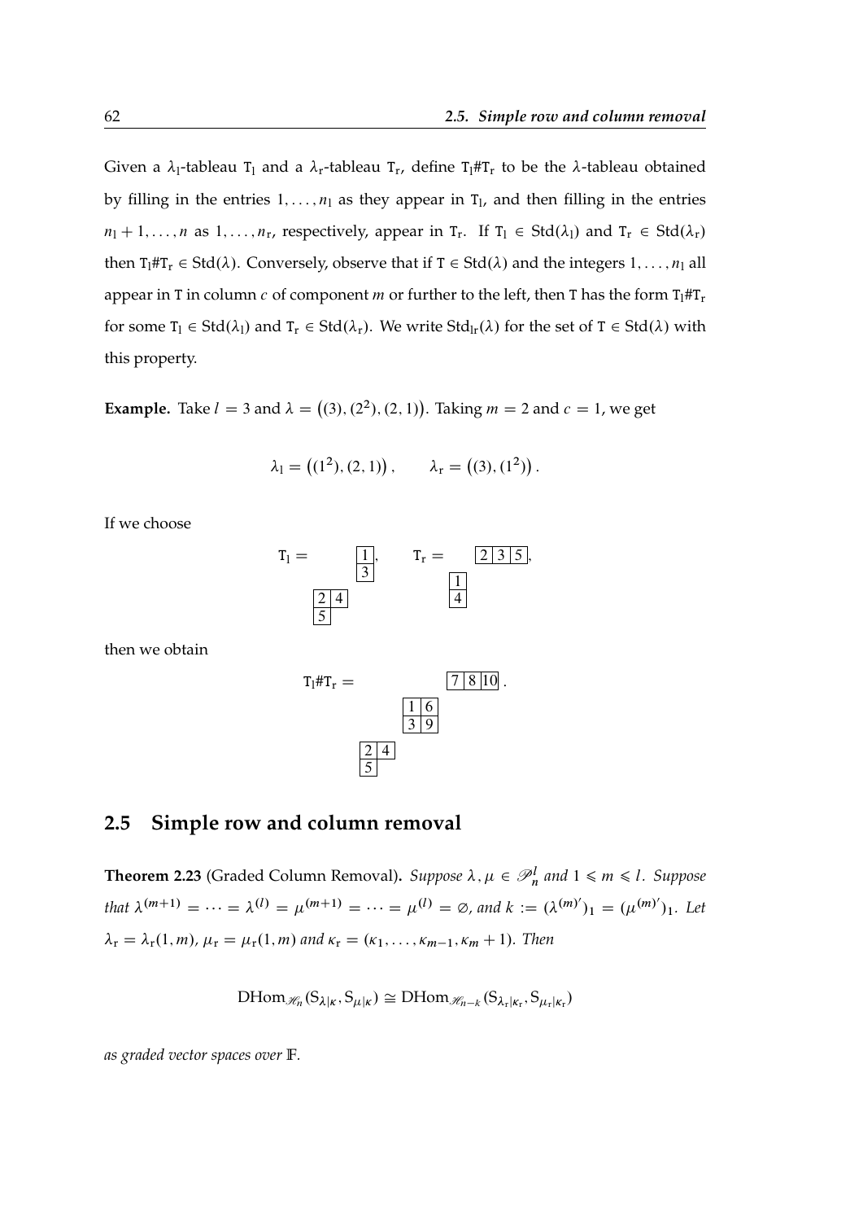Given a $\lambda_{\mathrm{l}}$-tableau $\mathtt{T}_{\mathrm{l}}$ and a $\lambda_{\mathrm{r}}$-tableau $\mathtt{T}_{\mathrm{r}}$, define $\mathtt{T}_{\mathrm{l}}\#\mathtt{T}_{\mathrm{r}}$ to be the $\lambda$-tableau obtained by filling in the entries $1, \ldots, n_{\mathrm{l}}$ as they appear in $\mathtt{T}_{\mathrm{l}}$, and then filling in the entries $n_{\mathrm{l}}+1, \ldots, n$ as $1, \ldots, n_{\mathrm{r}}$, respectively, appear in $\mathtt{T}_{\mathrm{r}}$. If $\mathtt{T}_{\mathrm{l}} \in \mathrm{Std}(\lambda_{\mathrm{l}})$ and $\mathtt{T}_{\mathrm{r}} \in \mathrm{Std}(\lambda_{\mathrm{r}})$ then $\mathtt{T}_{\mathrm{l}}\#\mathtt{T}_{\mathrm{r}} \in \mathrm{Std}(\lambda)$. Conversely, observe that if $\mathtt{T} \in \mathrm{Std}(\lambda)$ and the integers $1, \ldots, n_{\mathrm{l}}$ all appear in $\mathtt{T}$ in column $c$ of component $m$ or further to the left, then $\mathtt{T}$ has the form $\mathtt{T}_{\mathrm{l}}\#\mathtt{T}_{\mathrm{r}}$ for some $\mathtt{T}_{\mathrm{l}} \in \mathrm{Std}(\lambda_{\mathrm{l}})$ and $\mathtt{T}_{\mathrm{r}} \in \mathrm{Std}(\lambda_{\mathrm{r}})$. We write $\mathrm{Std}_{\mathrm{lr}}(\lambda)$ for the set of $\mathtt{T} \in \mathrm{Std}(\lambda)$ with this property.

**Example.** Take $l = 3$ and $\lambda = \big((3), (2^2), (2,1)\big)$. Taking $m = 2$ and $c = 1$, we get

$$\lambda_{\mathrm{l}} = \big((1^2), (2,1)\big), \qquad \lambda_{\mathrm{r}} = \big((3), (1^2)\big).$$

If we choose

$$\mathtt{T}_{\mathrm{l}} = \left( \begin{array}{|c|}\hline 1 \\ \hline 3 \\ \hline \end{array}\,,\ \begin{array}{|c|c|}\hline 2 & 4 \\ \hline 5 \\ \cline{1-1} \end{array} \right), \qquad \mathtt{T}_{\mathrm{r}} = \left( \begin{array}{|c|c|c|}\hline 2 & 3 & 5 \\ \hline \end{array}\,,\ \begin{array}{|c|}\hline 1 \\ \hline 4 \\ \hline \end{array} \right),$$

then we obtain

$$\mathtt{T}_{\mathrm{l}}\#\mathtt{T}_{\mathrm{r}} = \left( \begin{array}{|c|c|c|}\hline 7 & 8 & 10 \\ \hline \end{array}\,,\ \begin{array}{|c|c|}\hline 1 & 6 \\ \hline 3 & 9 \\ \hline \end{array}\,,\ \begin{array}{|c|c|}\hline 2 & 4 \\ \hline 5 \\ \cline{1-1} \end{array} \right).$$

## 2.5 Simple row and column removal

**Theorem 2.23** (Graded Column Removal). *Suppose $\lambda, \mu \in \mathscr{P}^l_n$ and $1 \leqslant m \leqslant l$. Suppose that $\lambda^{(m+1)} = \cdots = \lambda^{(l)} = \mu^{(m+1)} = \cdots = \mu^{(l)} = \varnothing$, and $k := (\lambda^{(m)\prime})_1 = (\mu^{(m)\prime})_1$. Let $\lambda_{\mathrm{r}} = \lambda_{\mathrm{r}}(1,m)$, $\mu_{\mathrm{r}} = \mu_{\mathrm{r}}(1,m)$ and $\kappa_{\mathrm{r}} = (\kappa_1, \ldots, \kappa_{m-1}, \kappa_m + 1)$. Then*

$$\mathrm{DHom}_{\mathscr{H}_n}(\mathrm{S}_{\lambda|\kappa}, \mathrm{S}_{\mu|\kappa}) \cong \mathrm{DHom}_{\mathscr{H}_{n-k}}(\mathrm{S}_{\lambda_{\mathrm{r}}|\kappa_{\mathrm{r}}}, \mathrm{S}_{\mu_{\mathrm{r}}|\kappa_{\mathrm{r}}})$$

*as graded vector spaces over $\mathbb{F}$.*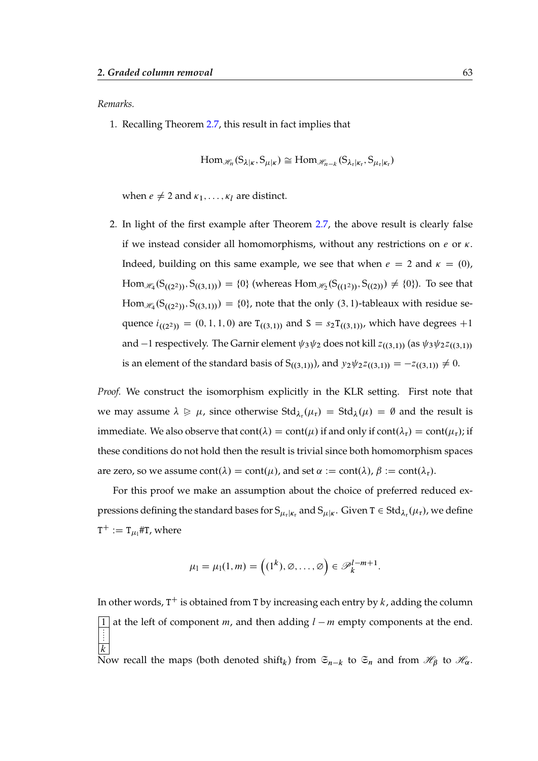*Remarks.*

1. Recalling Theorem 2.7, this result in fact implies that

$$\mathrm{Hom}_{\mathscr{H}_n}(\mathrm{S}_{\lambda|\kappa}, \mathrm{S}_{\mu|\kappa}) \cong \mathrm{Hom}_{\mathscr{H}_{n-k}}(\mathrm{S}_{\lambda_r|\kappa_r}, \mathrm{S}_{\mu_r|\kappa_r})$$

when $e \neq 2$ and $\kappa_1, \ldots, \kappa_l$ are distinct.

2. In light of the first example after Theorem 2.7, the above result is clearly false if we instead consider all homomorphisms, without any restrictions on $e$ or $\kappa$. Indeed, building on this same example, we see that when $e = 2$ and $\kappa = (0)$, $\mathrm{Hom}_{\mathscr{H}_4}(\mathrm{S}_{((2^2))}, \mathrm{S}_{((3,1))}) = \{0\}$ (whereas $\mathrm{Hom}_{\mathscr{H}_2}(\mathrm{S}_{((1^2))}, \mathrm{S}_{((2))}) \neq \{0\}$). To see that $\mathrm{Hom}_{\mathscr{H}_4}(\mathrm{S}_{((2^2))}, \mathrm{S}_{((3,1))}) = \{0\}$, note that the only $(3,1)$-tableaux with residue sequence $i_{((2^2))} = (0,1,1,0)$ are $\mathtt{T}_{((3,1))}$ and $\mathtt{S} = s_2\mathtt{T}_{((3,1))}$, which have degrees $+1$ and $-1$ respectively. The Garnir element $\psi_3\psi_2$ does not kill $z_{((3,1))}$ (as $\psi_3\psi_2 z_{((3,1))}$ is an element of the standard basis of $\mathrm{S}_{((3,1))}$), and $y_2\psi_2 z_{((3,1))} = -z_{((3,1))} \neq 0$.

*Proof.* We construct the isomorphism explicitly in the KLR setting. First note that we may assume $\lambda \trianglerighteq \mu$, since otherwise $\mathrm{Std}_{\lambda_r}(\mu_r) = \mathrm{Std}_{\lambda}(\mu) = \emptyset$ and the result is immediate. We also observe that $\mathrm{cont}(\lambda) = \mathrm{cont}(\mu)$ if and only if $\mathrm{cont}(\lambda_r) = \mathrm{cont}(\mu_r)$; if these conditions do not hold then the result is trivial since both homomorphism spaces are zero, so we assume $\mathrm{cont}(\lambda) = \mathrm{cont}(\mu)$, and set $\alpha := \mathrm{cont}(\lambda)$, $\beta := \mathrm{cont}(\lambda_r)$.

For this proof we make an assumption about the choice of preferred reduced expressions defining the standard bases for $\mathrm{S}_{\mu_r|\kappa_r}$ and $\mathrm{S}_{\mu|\kappa}$. Given $\mathtt{T} \in \mathrm{Std}_{\lambda_r}(\mu_r)$, we define $\mathtt{T}^+ := \mathtt{T}_{\mu_l}\#\mathtt{T}$, where

$$\mu_l = \mu_l(1,m) = \left((1^k), \varnothing, \ldots, \varnothing\right) \in \mathscr{P}_k^{l-m+1}.$$

In other words, $\mathtt{T}^+$ is obtained from $\mathtt{T}$ by increasing each entry by $k$, adding the column $\begin{array}{|c|}\hline 1 \\ \vdots \\ k \\ \hline\end{array}$ at the left of component $m$, and then adding $l-m$ empty components at the end. Now recall the maps (both denoted $\mathrm{shift}_k$) from $\mathfrak{S}_{n-k}$ to $\mathfrak{S}_n$ and from $\mathscr{H}_\beta$ to $\mathscr{H}_\alpha$.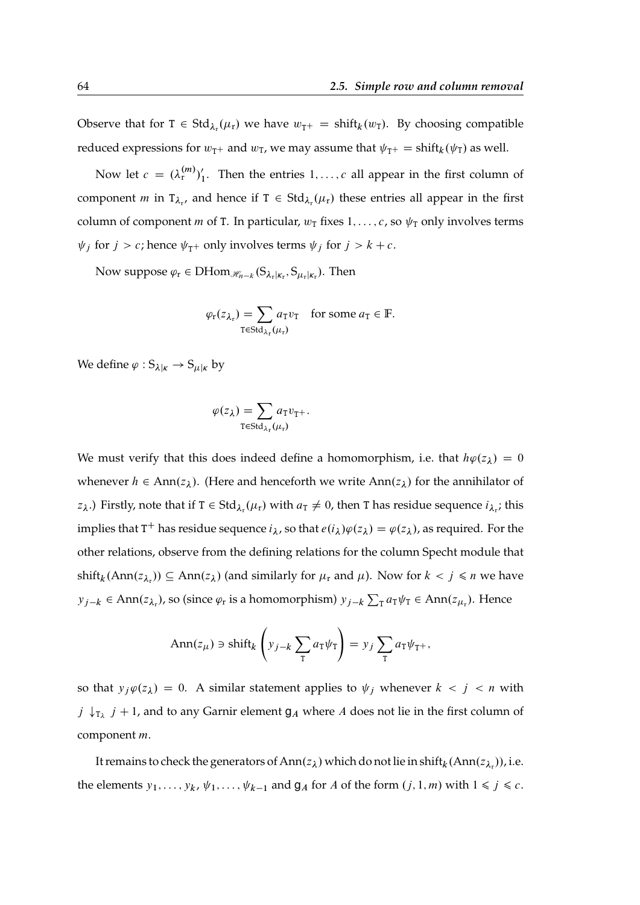Observe that for $\mathtt{T} \in \mathrm{Std}_{\lambda_r}(\mu_r)$ we have $w_{\mathtt{T}^+} = \mathrm{shift}_k(w_{\mathtt{T}})$. By choosing compatible reduced expressions for $w_{\mathtt{T}^+}$ and $w_{\mathtt{T}}$, we may assume that $\psi_{\mathtt{T}^+} = \mathrm{shift}_k(\psi_{\mathtt{T}})$ as well.

Now let $c = (\lambda_r^{(m)})'_1$. Then the entries $1, \dots, c$ all appear in the first column of component $m$ in $\mathtt{T}_{\lambda_r}$, and hence if $\mathtt{T} \in \mathrm{Std}_{\lambda_r}(\mu_r)$ these entries all appear in the first column of component $m$ of $\mathtt{T}$. In particular, $w_{\mathtt{T}}$ fixes $1, \dots, c$, so $\psi_{\mathtt{T}}$ only involves terms $\psi_j$ for $j > c$; hence $\psi_{\mathtt{T}^+}$ only involves terms $\psi_j$ for $j > k + c$.

Now suppose $\varphi_r \in \mathrm{DHom}_{\mathscr{H}_{n-k}}(\mathrm{S}_{\lambda_r|\kappa_r}, \mathrm{S}_{\mu_r|\kappa_r})$. Then

$$\varphi_r(z_{\lambda_r}) = \sum_{\mathtt{T} \in \mathrm{Std}_{\lambda_r}(\mu_r)} a_{\mathtt{T}} v_{\mathtt{T}} \quad \text{for some } a_{\mathtt{T}} \in \mathbb{F}.$$

We define $\varphi : \mathrm{S}_{\lambda|\kappa} \to \mathrm{S}_{\mu|\kappa}$ by

$$\varphi(z_\lambda) = \sum_{\mathtt{T} \in \mathrm{Std}_{\lambda_r}(\mu_r)} a_{\mathtt{T}} v_{\mathtt{T}^+}.$$

We must verify that this does indeed define a homomorphism, i.e. that $h\varphi(z_\lambda) = 0$ whenever $h \in \mathrm{Ann}(z_\lambda)$. (Here and henceforth we write $\mathrm{Ann}(z_\lambda)$ for the annihilator of $z_\lambda$.) Firstly, note that if $\mathtt{T} \in \mathrm{Std}_{\lambda_r}(\mu_r)$ with $a_{\mathtt{T}} \neq 0$, then $\mathtt{T}$ has residue sequence $i_{\lambda_r}$; this implies that $\mathtt{T}^+$ has residue sequence $i_\lambda$, so that $e(i_\lambda)\varphi(z_\lambda) = \varphi(z_\lambda)$, as required. For the other relations, observe from the defining relations for the column Specht module that $\mathrm{shift}_k(\mathrm{Ann}(z_{\lambda_r})) \subseteq \mathrm{Ann}(z_\lambda)$ (and similarly for $\mu_r$ and $\mu$). Now for $k < j \leqslant n$ we have $y_{j-k} \in \mathrm{Ann}(z_{\lambda_r})$, so (since $\varphi_r$ is a homomorphism) $y_{j-k} \sum_{\mathtt{T}} a_{\mathtt{T}} \psi_{\mathtt{T}} \in \mathrm{Ann}(z_{\mu_r})$. Hence

$$\mathrm{Ann}(z_\mu) \ni \mathrm{shift}_k\left( y_{j-k} \sum_{\mathtt{T}} a_{\mathtt{T}} \psi_{\mathtt{T}} \right) = y_j \sum_{\mathtt{T}} a_{\mathtt{T}} \psi_{\mathtt{T}^+},$$

so that $y_j \varphi(z_\lambda) = 0$. A similar statement applies to $\psi_j$ whenever $k < j < n$ with $j \downarrow_{\mathtt{T}_\lambda} j+1$, and to any Garnir element $\mathtt{g}_A$ where $A$ does not lie in the first column of component $m$.

It remains to check the generators of $\mathrm{Ann}(z_\lambda)$ which do not lie in $\mathrm{shift}_k(\mathrm{Ann}(z_{\lambda_r}))$, i.e. the elements $y_1, \dots, y_k$, $\psi_1, \dots, \psi_{k-1}$ and $\mathtt{g}_A$ for $A$ of the form $(j, 1, m)$ with $1 \leqslant j \leqslant c$.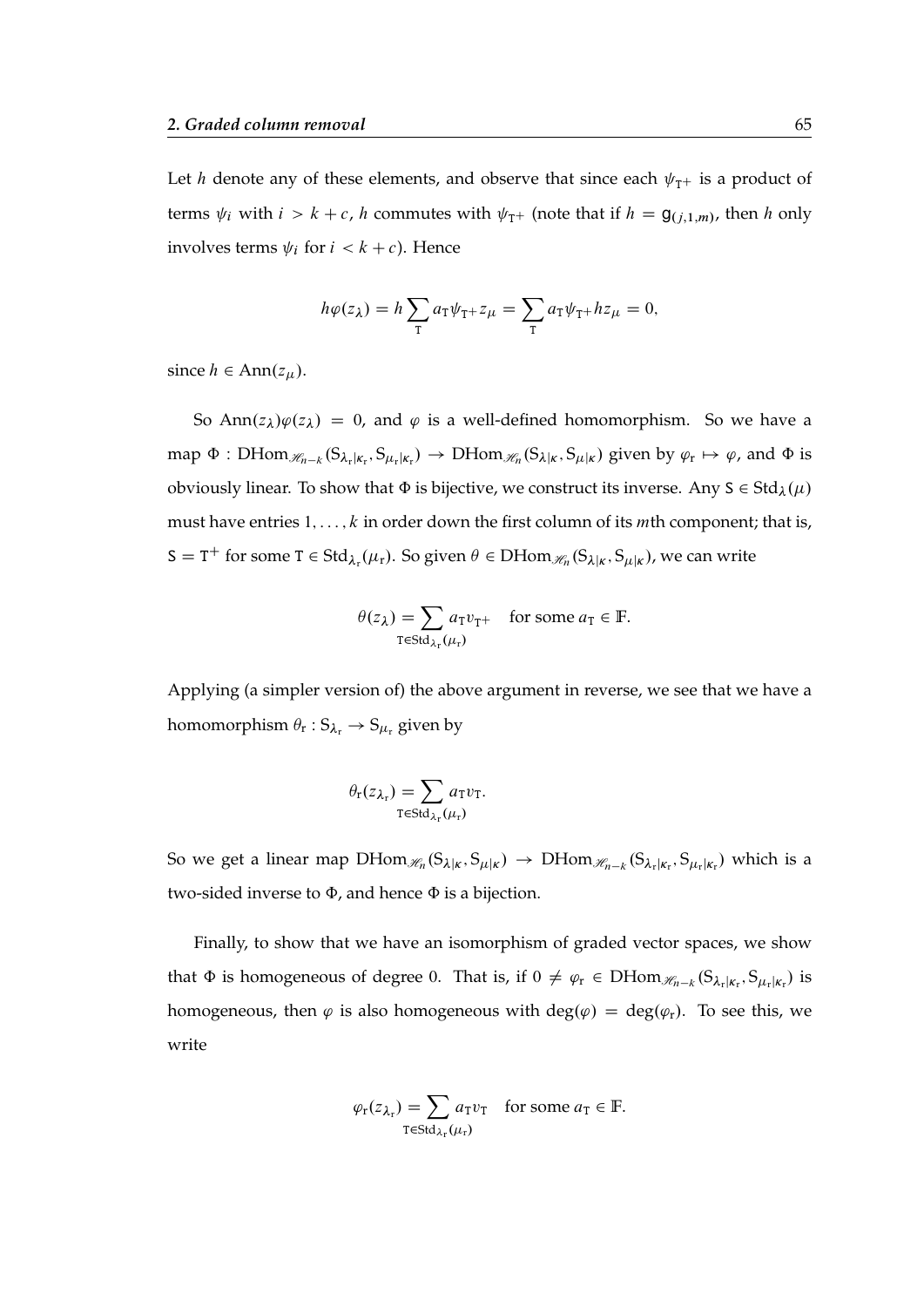Let $h$ denote any of these elements, and observe that since each $\psi_{\mathtt{T}^+}$ is a product of terms $\psi_i$ with $i > k + c$, $h$ commutes with $\psi_{\mathtt{T}^+}$ (note that if $h = \mathsf{g}_{(j,1,m)}$, then $h$ only involves terms $\psi_i$ for $i < k + c$). Hence

$$h\varphi(z_\lambda) = h \sum_{\mathtt{T}} a_{\mathtt{T}} \psi_{\mathtt{T}^+} z_\mu = \sum_{\mathtt{T}} a_{\mathtt{T}} \psi_{\mathtt{T}^+} h z_\mu = 0,$$

since $h \in \operatorname{Ann}(z_\mu)$.

So $\operatorname{Ann}(z_\lambda)\varphi(z_\lambda) = 0$, and $\varphi$ is a well-defined homomorphism. So we have a map $\Phi : \operatorname{DHom}_{\mathscr{H}_{n-k}}(\mathrm{S}_{\lambda_{\mathrm{r}}|\kappa_{\mathrm{r}}}, \mathrm{S}_{\mu_{\mathrm{r}}|\kappa_{\mathrm{r}}}) \to \operatorname{DHom}_{\mathscr{H}_n}(\mathrm{S}_{\lambda|\kappa}, \mathrm{S}_{\mu|\kappa})$ given by $\varphi_{\mathrm{r}} \mapsto \varphi$, and $\Phi$ is obviously linear. To show that $\Phi$ is bijective, we construct its inverse. Any $\mathtt{S} \in \operatorname{Std}_\lambda(\mu)$ must have entries $1, \ldots, k$ in order down the first column of its $m$th component; that is, $\mathtt{S} = \mathtt{T}^+$ for some $\mathtt{T} \in \operatorname{Std}_{\lambda_{\mathrm{r}}}(\mu_{\mathrm{r}})$. So given $\theta \in \operatorname{DHom}_{\mathscr{H}_n}(\mathrm{S}_{\lambda|\kappa}, \mathrm{S}_{\mu|\kappa})$, we can write

$$\theta(z_\lambda) = \sum_{\mathtt{T} \in \operatorname{Std}_{\lambda_{\mathrm{r}}}(\mu_{\mathrm{r}})} a_{\mathtt{T}} v_{\mathtt{T}^+} \quad \text{for some } a_{\mathtt{T}} \in \mathbb{F}.$$

Applying (a simpler version of) the above argument in reverse, we see that we have a homomorphism $\theta_{\mathrm{r}} : \mathrm{S}_{\lambda_{\mathrm{r}}} \to \mathrm{S}_{\mu_{\mathrm{r}}}$ given by

$$\theta_{\mathrm{r}}(z_{\lambda_{\mathrm{r}}}) = \sum_{\mathtt{T} \in \operatorname{Std}_{\lambda_{\mathrm{r}}}(\mu_{\mathrm{r}})} a_{\mathtt{T}} v_{\mathtt{T}}.$$

So we get a linear map $\operatorname{DHom}_{\mathscr{H}_n}(\mathrm{S}_{\lambda|\kappa}, \mathrm{S}_{\mu|\kappa}) \to \operatorname{DHom}_{\mathscr{H}_{n-k}}(\mathrm{S}_{\lambda_{\mathrm{r}}|\kappa_{\mathrm{r}}}, \mathrm{S}_{\mu_{\mathrm{r}}|\kappa_{\mathrm{r}}})$ which is a two-sided inverse to $\Phi$, and hence $\Phi$ is a bijection.

Finally, to show that we have an isomorphism of graded vector spaces, we show that $\Phi$ is homogeneous of degree 0. That is, if $0 \neq \varphi_{\mathrm{r}} \in \operatorname{DHom}_{\mathscr{H}_{n-k}}(\mathrm{S}_{\lambda_{\mathrm{r}}|\kappa_{\mathrm{r}}}, \mathrm{S}_{\mu_{\mathrm{r}}|\kappa_{\mathrm{r}}})$ is homogeneous, then $\varphi$ is also homogeneous with $\deg(\varphi) = \deg(\varphi_{\mathrm{r}})$. To see this, we write

$$\varphi_{\mathrm{r}}(z_{\lambda_{\mathrm{r}}}) = \sum_{\mathtt{T} \in \operatorname{Std}_{\lambda_{\mathrm{r}}}(\mu_{\mathrm{r}})} a_{\mathtt{T}} v_{\mathtt{T}} \quad \text{for some } a_{\mathtt{T}} \in \mathbb{F}.$$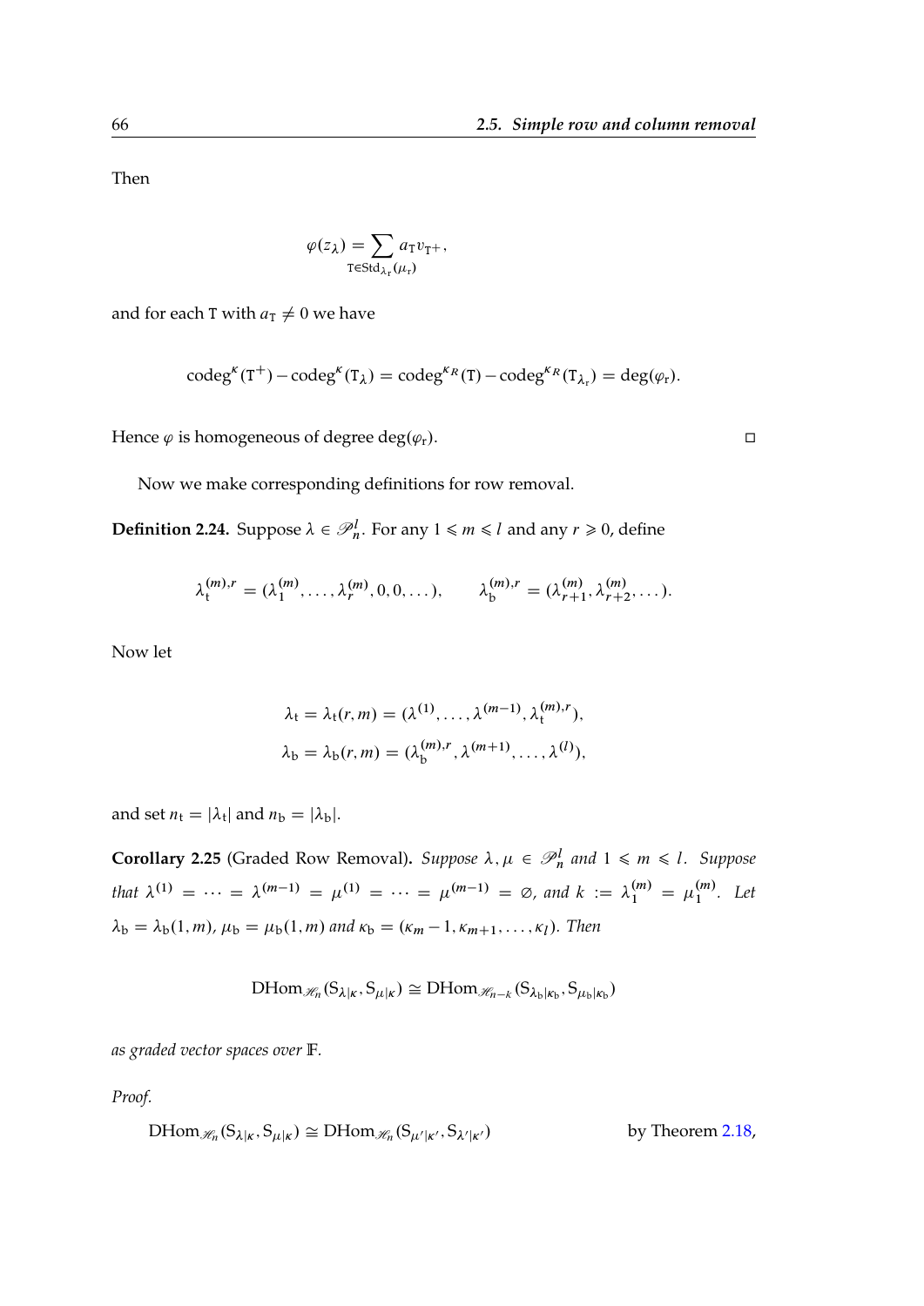Then

$$\varphi(z_\lambda) = \sum_{\mathtt{T} \in \mathrm{Std}_{\lambda_\mathrm{r}}(\mu_\mathrm{r})} a_\mathtt{T} v_{\mathtt{T}^+},$$

and for each $\mathtt{T}$ with $a_\mathtt{T} \neq 0$ we have

$$\operatorname{codeg}^\kappa(\mathtt{T}^+) - \operatorname{codeg}^\kappa(\mathtt{T}_\lambda) = \operatorname{codeg}^{\kappa_R}(\mathtt{T}) - \operatorname{codeg}^{\kappa_R}(\mathtt{T}_{\lambda_\mathrm{r}}) = \deg(\varphi_\mathrm{r}).$$

Hence $\varphi$ is homogeneous of degree $\deg(\varphi_\mathrm{r})$. □

Now we make corresponding definitions for row removal.

**Definition 2.24.** Suppose $\lambda \in \mathscr{P}_n^l$. For any $1 \leqslant m \leqslant l$ and any $r \geqslant 0$, define

$$\lambda_\mathrm{t}^{(m),r} = (\lambda_1^{(m)}, \dots, \lambda_r^{(m)}, 0, 0, \dots), \qquad \lambda_\mathrm{b}^{(m),r} = (\lambda_{r+1}^{(m)}, \lambda_{r+2}^{(m)}, \dots).$$

Now let

$$\lambda_\mathrm{t} = \lambda_\mathrm{t}(r, m) = (\lambda^{(1)}, \dots, \lambda^{(m-1)}, \lambda_\mathrm{t}^{(m),r}),$$
$$\lambda_\mathrm{b} = \lambda_\mathrm{b}(r, m) = (\lambda_\mathrm{b}^{(m),r}, \lambda^{(m+1)}, \dots, \lambda^{(l)}),$$

and set $n_\mathrm{t} = |\lambda_\mathrm{t}|$ and $n_\mathrm{b} = |\lambda_\mathrm{b}|$.

**Corollary 2.25** (Graded Row Removal)**.** *Suppose $\lambda, \mu \in \mathscr{P}_n^l$ and $1 \leqslant m \leqslant l$. Suppose that $\lambda^{(1)} = \cdots = \lambda^{(m-1)} = \mu^{(1)} = \cdots = \mu^{(m-1)} = \varnothing$, and $k := \lambda_1^{(m)} = \mu_1^{(m)}$. Let $\lambda_\mathrm{b} = \lambda_\mathrm{b}(1, m)$, $\mu_\mathrm{b} = \mu_\mathrm{b}(1, m)$ and $\kappa_\mathrm{b} = (\kappa_m - 1, \kappa_{m+1}, \dots, \kappa_l)$. Then*

$$\mathrm{DHom}_{\mathscr{H}_n}(\mathrm{S}_{\lambda|\kappa}, \mathrm{S}_{\mu|\kappa}) \cong \mathrm{DHom}_{\mathscr{H}_{n-k}}(\mathrm{S}_{\lambda_\mathrm{b}|\kappa_\mathrm{b}}, \mathrm{S}_{\mu_\mathrm{b}|\kappa_\mathrm{b}})$$

*as graded vector spaces over $\mathbb{F}$.*

*Proof.*

$$\mathrm{DHom}_{\mathscr{H}_n}(\mathrm{S}_{\lambda|\kappa}, \mathrm{S}_{\mu|\kappa}) \cong \mathrm{DHom}_{\mathscr{H}_n}(\mathrm{S}_{\mu'|\kappa'}, \mathrm{S}_{\lambda'|\kappa'}) \qquad \text{by Theorem 2.18,}$$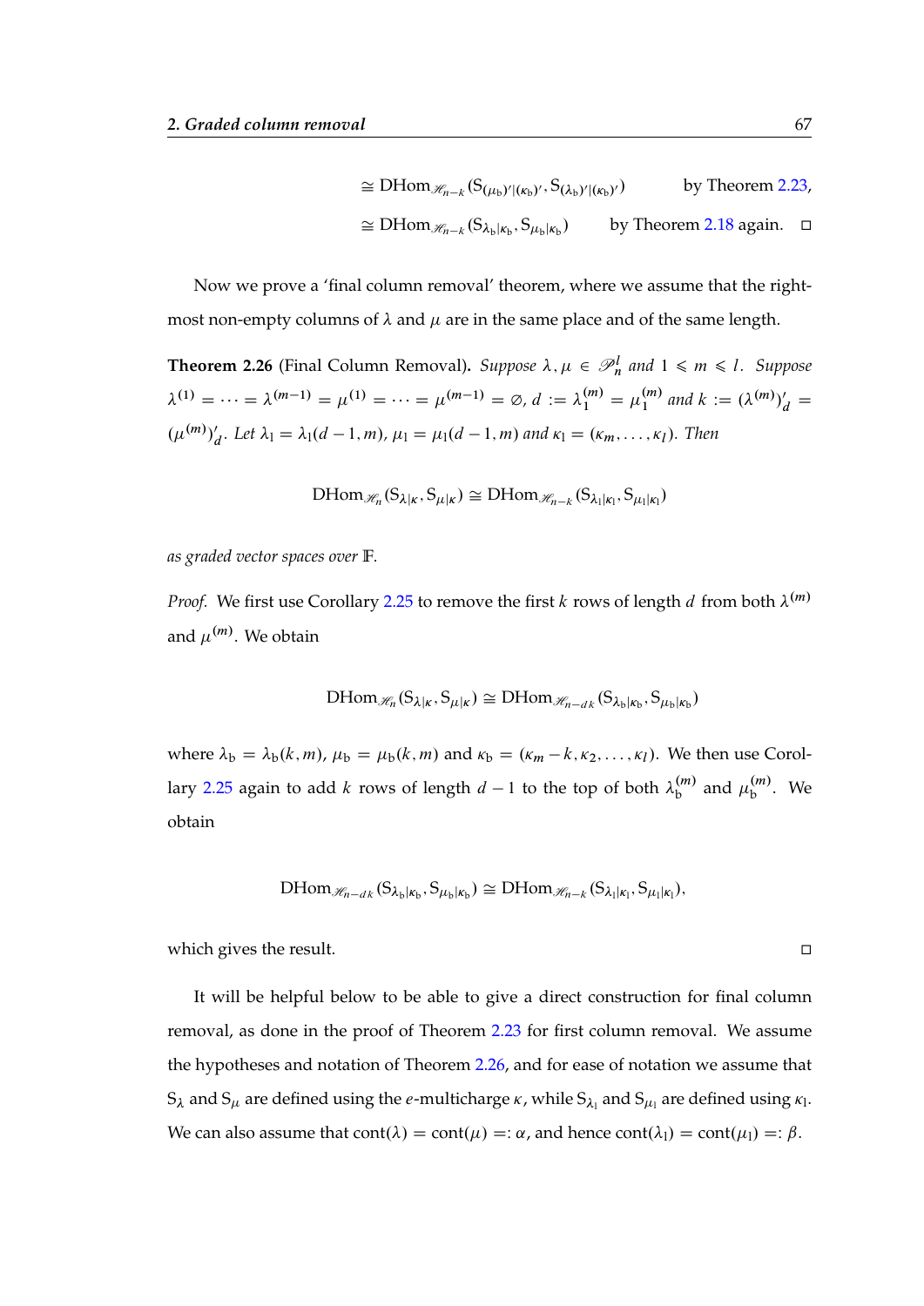$$\cong \mathrm{DHom}_{\mathscr{H}_{n-k}}(\mathrm{S}_{(\mu_{\mathrm{b}})'|(\kappa_{\mathrm{b}})'}, \mathrm{S}_{(\lambda_{\mathrm{b}})'|(\kappa_{\mathrm{b}})'}) \qquad \text{by Theorem 2.23},$$

$$\cong \mathrm{DHom}_{\mathscr{H}_{n-k}}(\mathrm{S}_{\lambda_{\mathrm{b}}|\kappa_{\mathrm{b}}}, \mathrm{S}_{\mu_{\mathrm{b}}|\kappa_{\mathrm{b}}}) \qquad \text{by Theorem 2.18 again.} \quad \square$$

Now we prove a 'final column removal' theorem, where we assume that the rightmost non-empty columns of $\lambda$ and $\mu$ are in the same place and of the same length.

**Theorem 2.26** (Final Column Removal). *Suppose $\lambda, \mu \in \mathscr{P}_n^l$ and $1 \leqslant m \leqslant l$. Suppose $\lambda^{(1)} = \cdots = \lambda^{(m-1)} = \mu^{(1)} = \cdots = \mu^{(m-1)} = \varnothing$, $d := \lambda_1^{(m)} = \mu_1^{(m)}$ and $k := (\lambda^{(m)})'_d = (\mu^{(m)})'_d$. Let $\lambda_{\mathrm{l}} = \lambda_{\mathrm{l}}(d-1,m)$, $\mu_{\mathrm{l}} = \mu_{\mathrm{l}}(d-1,m)$ and $\kappa_{\mathrm{l}} = (\kappa_m, \dots, \kappa_l)$. Then*

$$\mathrm{DHom}_{\mathscr{H}_n}(\mathrm{S}_{\lambda|\kappa}, \mathrm{S}_{\mu|\kappa}) \cong \mathrm{DHom}_{\mathscr{H}_{n-k}}(\mathrm{S}_{\lambda_{\mathrm{l}}|\kappa_{\mathrm{l}}}, \mathrm{S}_{\mu_{\mathrm{l}}|\kappa_{\mathrm{l}}})$$

*as graded vector spaces over $\mathbb{F}$.*

*Proof.* We first use Corollary 2.25 to remove the first $k$ rows of length $d$ from both $\lambda^{(m)}$ and $\mu^{(m)}$. We obtain

$$\mathrm{DHom}_{\mathscr{H}_n}(\mathrm{S}_{\lambda|\kappa}, \mathrm{S}_{\mu|\kappa}) \cong \mathrm{DHom}_{\mathscr{H}_{n-dk}}(\mathrm{S}_{\lambda_{\mathrm{b}}|\kappa_{\mathrm{b}}}, \mathrm{S}_{\mu_{\mathrm{b}}|\kappa_{\mathrm{b}}})$$

where $\lambda_{\mathrm{b}} = \lambda_{\mathrm{b}}(k,m)$, $\mu_{\mathrm{b}} = \mu_{\mathrm{b}}(k,m)$ and $\kappa_{\mathrm{b}} = (\kappa_m - k, \kappa_2, \dots, \kappa_l)$. We then use Corollary 2.25 again to add $k$ rows of length $d-1$ to the top of both $\lambda_{\mathrm{b}}^{(m)}$ and $\mu_{\mathrm{b}}^{(m)}$. We obtain

$$\mathrm{DHom}_{\mathscr{H}_{n-dk}}(\mathrm{S}_{\lambda_{\mathrm{b}}|\kappa_{\mathrm{b}}}, \mathrm{S}_{\mu_{\mathrm{b}}|\kappa_{\mathrm{b}}}) \cong \mathrm{DHom}_{\mathscr{H}_{n-k}}(\mathrm{S}_{\lambda_{\mathrm{l}}|\kappa_{\mathrm{l}}}, \mathrm{S}_{\mu_{\mathrm{l}}|\kappa_{\mathrm{l}}}),$$

which gives the result. $\square$

It will be helpful below to be able to give a direct construction for final column removal, as done in the proof of Theorem 2.23 for first column removal. We assume the hypotheses and notation of Theorem 2.26, and for ease of notation we assume that $\mathrm{S}_\lambda$ and $\mathrm{S}_\mu$ are defined using the $e$-multicharge $\kappa$, while $\mathrm{S}_{\lambda_{\mathrm{l}}}$ and $\mathrm{S}_{\mu_{\mathrm{l}}}$ are defined using $\kappa_{\mathrm{l}}$. We can also assume that $\mathrm{cont}(\lambda) = \mathrm{cont}(\mu) =: \alpha$, and hence $\mathrm{cont}(\lambda_{\mathrm{l}}) = \mathrm{cont}(\mu_{\mathrm{l}}) =: \beta$.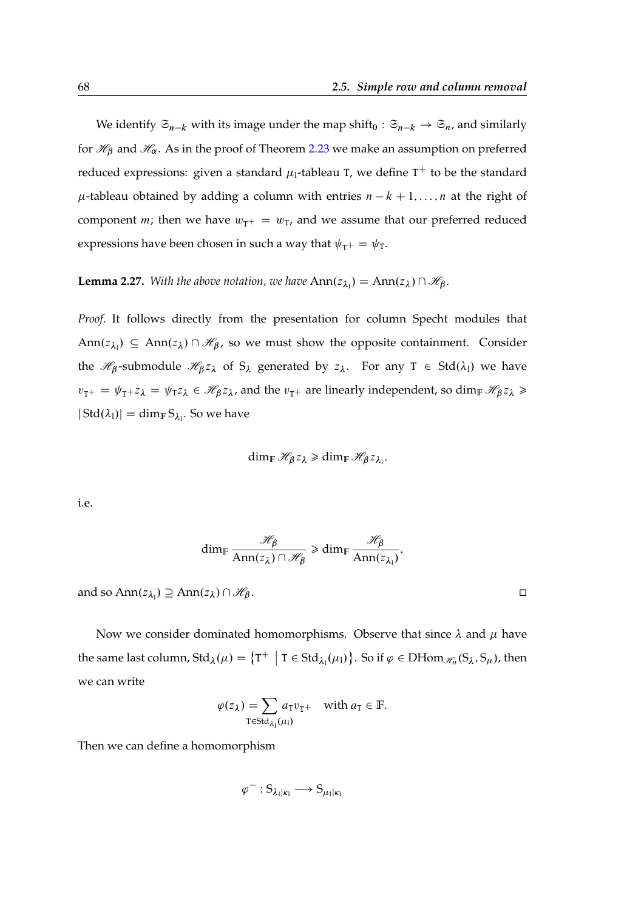We identify $\mathfrak{S}_{n-k}$ with its image under the map $\mathrm{shift}_0 : \mathfrak{S}_{n-k} \to \mathfrak{S}_n$, and similarly for $\mathscr{H}_\beta$ and $\mathscr{H}_\alpha$. As in the proof of Theorem 2.23 we make an assumption on preferred reduced expressions: given a standard $\mu_1$-tableau $\mathtt{T}$, we define $\mathtt{T}^+$ to be the standard $\mu$-tableau obtained by adding a column with entries $n-k+1, \dots, n$ at the right of component $m$; then we have $w_{\mathtt{T}^+} = w_{\mathtt{T}}$, and we assume that our preferred reduced expressions have been chosen in such a way that $\psi_{\mathtt{T}^+} = \psi_{\mathtt{T}}$.

**Lemma 2.27.** *With the above notation, we have* $\mathrm{Ann}(z_{\lambda_1}) = \mathrm{Ann}(z_\lambda) \cap \mathscr{H}_\beta$.

*Proof.* It follows directly from the presentation for column Specht modules that $\mathrm{Ann}(z_{\lambda_1}) \subseteq \mathrm{Ann}(z_\lambda) \cap \mathscr{H}_\beta$, so we must show the opposite containment. Consider the $\mathscr{H}_\beta$-submodule $\mathscr{H}_\beta z_\lambda$ of $\mathrm{S}_\lambda$ generated by $z_\lambda$. For any $\mathtt{T} \in \mathrm{Std}(\lambda_1)$ we have $v_{\mathtt{T}^+} = \psi_{\mathtt{T}^+} z_\lambda = \psi_{\mathtt{T}} z_\lambda \in \mathscr{H}_\beta z_\lambda$, and the $v_{\mathtt{T}^+}$ are linearly independent, so $\dim_{\mathbb{F}} \mathscr{H}_\beta z_\lambda \geqslant |\mathrm{Std}(\lambda_1)| = \dim_{\mathbb{F}} \mathrm{S}_{\lambda_1}$. So we have

$$\dim_{\mathbb{F}} \mathscr{H}_\beta z_\lambda \geqslant \dim_{\mathbb{F}} \mathscr{H}_\beta z_{\lambda_1},$$

i.e.

$$\dim_{\mathbb{F}} \frac{\mathscr{H}_\beta}{\mathrm{Ann}(z_\lambda) \cap \mathscr{H}_\beta} \geqslant \dim_{\mathbb{F}} \frac{\mathscr{H}_\beta}{\mathrm{Ann}(z_{\lambda_1})},$$

and so $\mathrm{Ann}(z_{\lambda_1}) \supseteq \mathrm{Ann}(z_\lambda) \cap \mathscr{H}_\beta$. $\square$

Now we consider dominated homomorphisms. Observe that since $\lambda$ and $\mu$ have the same last column, $\mathrm{Std}_\lambda(\mu) = \left\{ \mathtt{T}^+ \;\middle|\; \mathtt{T} \in \mathrm{Std}_{\lambda_1}(\mu_1) \right\}$. So if $\varphi \in \mathrm{DHom}_{\mathscr{H}_n}(\mathrm{S}_\lambda, \mathrm{S}_\mu)$, then we can write

$$\varphi(z_\lambda) = \sum_{\mathtt{T} \in \mathrm{Std}_{\lambda_1}(\mu_1)} a_{\mathtt{T}} v_{\mathtt{T}^+} \quad \text{with } a_{\mathtt{T}} \in \mathbb{F}.$$

Then we can define a homomorphism

$$\varphi^- : \mathrm{S}_{\lambda_1|\kappa_1} \longrightarrow \mathrm{S}_{\mu_1|\kappa_1}$$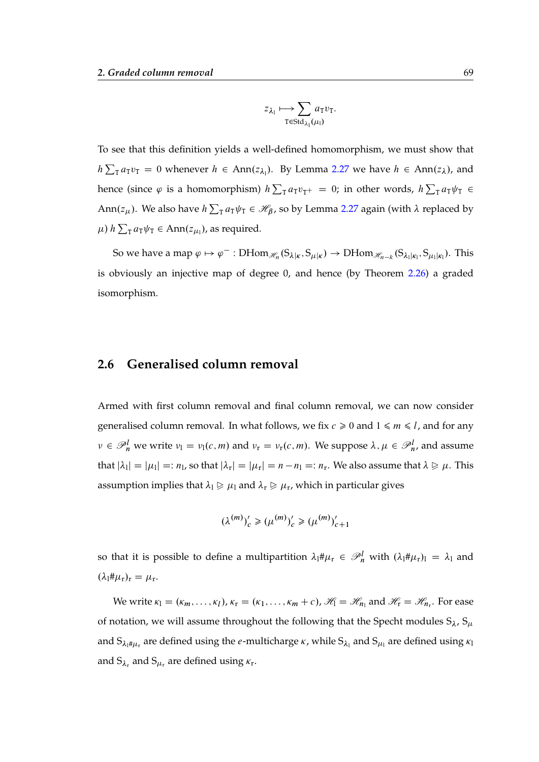$$z_{\lambda_{\mathrm{l}}} \longmapsto \sum_{\mathrm{T}\in\mathrm{Std}_{\lambda_{\mathrm{l}}}(\mu_{\mathrm{l}})} a_{\mathrm{T}} v_{\mathrm{T}}.$$

To see that this definition yields a well-defined homomorphism, we must show that $h\sum_{\mathrm{T}} a_{\mathrm{T}} v_{\mathrm{T}} = 0$ whenever $h \in \mathrm{Ann}(z_{\lambda_{\mathrm{l}}})$. By Lemma 2.27 we have $h \in \mathrm{Ann}(z_{\lambda})$, and hence (since $\varphi$ is a homomorphism) $h\sum_{\mathrm{T}} a_{\mathrm{T}} v_{\mathrm{T}^+} = 0$; in other words, $h\sum_{\mathrm{T}} a_{\mathrm{T}} \psi_{\mathrm{T}} \in \mathrm{Ann}(z_{\mu})$. We also have $h\sum_{\mathrm{T}} a_{\mathrm{T}} \psi_{\mathrm{T}} \in \mathscr{H}_{\beta}$, so by Lemma 2.27 again (with $\lambda$ replaced by $\mu$) $h\sum_{\mathrm{T}} a_{\mathrm{T}} \psi_{\mathrm{T}} \in \mathrm{Ann}(z_{\mu_{\mathrm{l}}})$, as required.

So we have a map $\varphi \mapsto \varphi^- : \mathrm{DHom}_{\mathscr{H}_n}(\mathrm{S}_{\lambda|\kappa}, \mathrm{S}_{\mu|\kappa}) \to \mathrm{DHom}_{\mathscr{H}_{n-k}}(\mathrm{S}_{\lambda_{\mathrm{l}}|\kappa_{\mathrm{l}}}, \mathrm{S}_{\mu_{\mathrm{l}}|\kappa_{\mathrm{l}}})$. This is obviously an injective map of degree 0, and hence (by Theorem 2.26) a graded isomorphism.

## 2.6 Generalised column removal

Armed with first column removal and final column removal, we can now consider generalised column removal. In what follows, we fix $c \geqslant 0$ and $1 \leqslant m \leqslant l$, and for any $\nu \in \mathscr{P}_n^l$ we write $\nu_{\mathrm{l}} = \nu_{\mathrm{l}}(c, m)$ and $\nu_{\mathrm{r}} = \nu_{\mathrm{r}}(c, m)$. We suppose $\lambda, \mu \in \mathscr{P}_n^l$, and assume that $|\lambda_{\mathrm{l}}| = |\mu_{\mathrm{l}}| =: n_{\mathrm{l}}$, so that $|\lambda_{\mathrm{r}}| = |\mu_{\mathrm{r}}| = n - n_{\mathrm{l}} =: n_{\mathrm{r}}$. We also assume that $\lambda \trianglerighteq \mu$. This assumption implies that $\lambda_{\mathrm{l}} \trianglerighteq \mu_{\mathrm{l}}$ and $\lambda_{\mathrm{r}} \trianglerighteq \mu_{\mathrm{r}}$, which in particular gives

$$(\lambda^{(m)})'_c \geqslant (\mu^{(m)})'_c \geqslant (\mu^{(m)})'_{c+1}$$

so that it is possible to define a multipartition $\lambda_{\mathrm{l}}\#\mu_{\mathrm{r}} \in \mathscr{P}_n^l$ with $(\lambda_{\mathrm{l}}\#\mu_{\mathrm{r}})_{\mathrm{l}} = \lambda_{\mathrm{l}}$ and $(\lambda_{\mathrm{l}}\#\mu_{\mathrm{r}})_{\mathrm{r}} = \mu_{\mathrm{r}}$.

We write $\kappa_{\mathrm{l}} = (\kappa_m, \dots, \kappa_l)$, $\kappa_{\mathrm{r}} = (\kappa_1, \dots, \kappa_m + c)$, $\mathscr{H}_{\mathrm{l}} = \mathscr{H}_{n_{\mathrm{l}}}$ and $\mathscr{H}_{\mathrm{r}} = \mathscr{H}_{n_{\mathrm{r}}}$. For ease of notation, we will assume throughout the following that the Specht modules $\mathrm{S}_{\lambda}$, $\mathrm{S}_{\mu}$ and $\mathrm{S}_{\lambda_{\mathrm{l}}\#\mu_{\mathrm{r}}}$ are defined using the $e$-multicharge $\kappa$, while $\mathrm{S}_{\lambda_{\mathrm{l}}}$ and $\mathrm{S}_{\mu_{\mathrm{l}}}$ are defined using $\kappa_{\mathrm{l}}$ and $\mathrm{S}_{\lambda_{\mathrm{r}}}$ and $\mathrm{S}_{\mu_{\mathrm{r}}}$ are defined using $\kappa_{\mathrm{r}}$.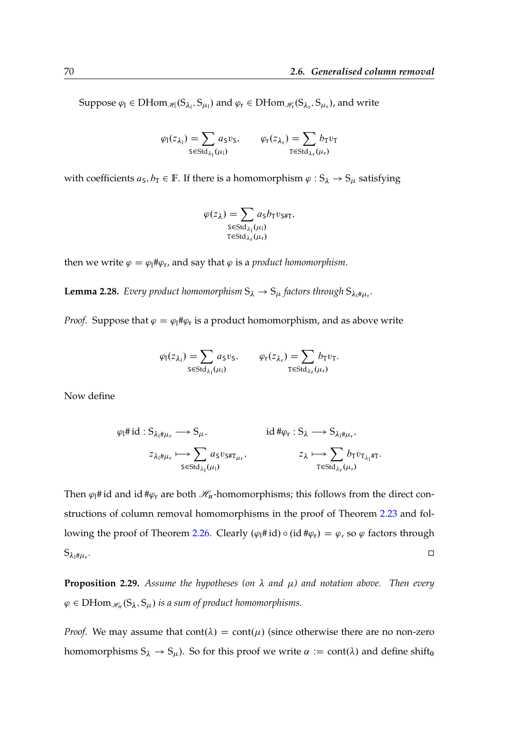Suppose $\varphi_{\mathrm{l}} \in \mathrm{DHom}_{\mathscr{H}_{\mathrm{l}}}(\mathrm{S}_{\lambda_{\mathrm{l}}}, \mathrm{S}_{\mu_{\mathrm{l}}})$ and $\varphi_{\mathrm{r}} \in \mathrm{DHom}_{\mathscr{H}_{\mathrm{r}}}(\mathrm{S}_{\lambda_{\mathrm{r}}}, \mathrm{S}_{\mu_{\mathrm{r}}})$, and write

$$\varphi_{\mathrm{l}}(z_{\lambda_{\mathrm{l}}}) = \sum_{\mathrm{S} \in \mathrm{Std}_{\lambda_{\mathrm{l}}}(\mu_{\mathrm{l}})} a_{\mathrm{S}} v_{\mathrm{S}}, \qquad \varphi_{\mathrm{r}}(z_{\lambda_{\mathrm{r}}}) = \sum_{\mathrm{T} \in \mathrm{Std}_{\lambda_{\mathrm{r}}}(\mu_{\mathrm{r}})} b_{\mathrm{T}} v_{\mathrm{T}}$$

with coefficients $a_{\mathrm{S}}, b_{\mathrm{T}} \in \mathbb{F}$. If there is a homomorphism $\varphi : \mathrm{S}_\lambda \to \mathrm{S}_\mu$ satisfying

$$\varphi(z_\lambda) = \sum_{\substack{\mathrm{S} \in \mathrm{Std}_{\lambda_{\mathrm{l}}}(\mu_{\mathrm{l}}) \\ \mathrm{T} \in \mathrm{Std}_{\lambda_{\mathrm{r}}}(\mu_{\mathrm{r}})}} a_{\mathrm{S}} b_{\mathrm{T}} v_{\mathrm{S}\#\mathrm{T}},$$

then we write $\varphi = \varphi_{\mathrm{l}} \# \varphi_{\mathrm{r}}$, and say that $\varphi$ is a *product homomorphism*.

**Lemma 2.28.** *Every product homomorphism $\mathrm{S}_\lambda \to \mathrm{S}_\mu$ factors through $\mathrm{S}_{\lambda_{\mathrm{l}}\#\mu_{\mathrm{r}}}$.*

*Proof.* Suppose that $\varphi = \varphi_{\mathrm{l}} \# \varphi_{\mathrm{r}}$ is a product homomorphism, and as above write

$$\varphi_{\mathrm{l}}(z_{\lambda_{\mathrm{l}}}) = \sum_{\mathrm{S} \in \mathrm{Std}_{\lambda_{\mathrm{l}}}(\mu_{\mathrm{l}})} a_{\mathrm{S}} v_{\mathrm{S}}, \qquad \varphi_{\mathrm{r}}(z_{\lambda_{\mathrm{r}}}) = \sum_{\mathrm{T} \in \mathrm{Std}_{\lambda_{\mathrm{r}}}(\mu_{\mathrm{r}})} b_{\mathrm{T}} v_{\mathrm{T}}.$$

Now define

$$\begin{aligned} \varphi_{\mathrm{l}} \# \mathrm{id} : \mathrm{S}_{\lambda_{\mathrm{l}}\#\mu_{\mathrm{r}}} &\longrightarrow \mathrm{S}_\mu, & \mathrm{id}\, \# \varphi_{\mathrm{r}} : \mathrm{S}_\lambda &\longrightarrow \mathrm{S}_{\lambda_{\mathrm{l}}\#\mu_{\mathrm{r}}}, \\ z_{\lambda_{\mathrm{l}}\#\mu_{\mathrm{r}}} &\longmapsto \sum_{\mathrm{S} \in \mathrm{Std}_{\lambda_{\mathrm{l}}}(\mu_{\mathrm{l}})} a_{\mathrm{S}} v_{\mathrm{S}\#\mathrm{T}_{\mu_{\mathrm{r}}}}, & z_\lambda &\longmapsto \sum_{\mathrm{T} \in \mathrm{Std}_{\lambda_{\mathrm{r}}}(\mu_{\mathrm{r}})} b_{\mathrm{T}} v_{\mathrm{T}_{\lambda_{\mathrm{l}}}\#\mathrm{T}}. \end{aligned}$$

Then $\varphi_{\mathrm{l}} \# \mathrm{id}$ and $\mathrm{id}\, \# \varphi_{\mathrm{r}}$ are both $\mathscr{H}_n$-homomorphisms; this follows from the direct constructions of column removal homomorphisms in the proof of Theorem 2.23 and following the proof of Theorem 2.26. Clearly $(\varphi_{\mathrm{l}} \# \mathrm{id}) \circ (\mathrm{id}\, \# \varphi_{\mathrm{r}}) = \varphi$, so $\varphi$ factors through $\mathrm{S}_{\lambda_{\mathrm{l}}\#\mu_{\mathrm{r}}}$. ◻

**Proposition 2.29.** *Assume the hypotheses (on $\lambda$ and $\mu$) and notation above. Then every $\varphi \in \mathrm{DHom}_{\mathscr{H}_n}(\mathrm{S}_\lambda, \mathrm{S}_\mu)$ is a sum of product homomorphisms.*

*Proof.* We may assume that $\mathrm{cont}(\lambda) = \mathrm{cont}(\mu)$ (since otherwise there are no non-zero homomorphisms $\mathrm{S}_\lambda \to \mathrm{S}_\mu$). So for this proof we write $\alpha := \mathrm{cont}(\lambda)$ and define $\mathrm{shift}_0$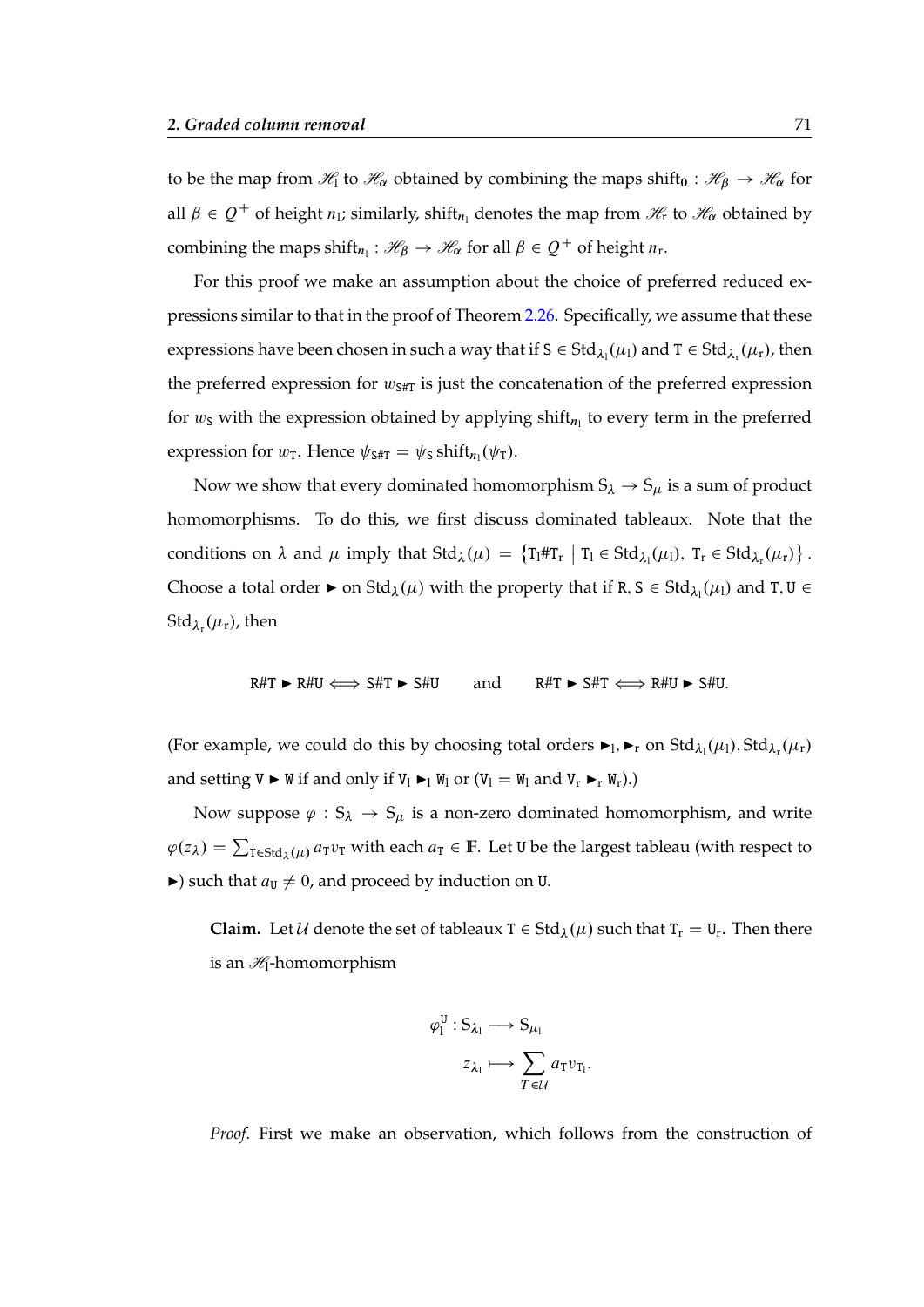to be the map from $\mathscr{H}_\mathrm{l}$ to $\mathscr{H}_\alpha$ obtained by combining the maps $\mathrm{shift}_0 : \mathscr{H}_\beta \to \mathscr{H}_\alpha$ for all $\beta \in Q^+$ of height $n_\mathrm{l}$; similarly, $\mathrm{shift}_{n_\mathrm{l}}$ denotes the map from $\mathscr{H}_\mathrm{r}$ to $\mathscr{H}_\alpha$ obtained by combining the maps $\mathrm{shift}_{n_\mathrm{l}} : \mathscr{H}_\beta \to \mathscr{H}_\alpha$ for all $\beta \in Q^+$ of height $n_\mathrm{r}$.

For this proof we make an assumption about the choice of preferred reduced expressions similar to that in the proof of Theorem 2.26. Specifically, we assume that these expressions have been chosen in such a way that if $\mathtt{S} \in \mathrm{Std}_{\lambda_\mathrm{l}}(\mu_\mathrm{l})$ and $\mathtt{T} \in \mathrm{Std}_{\lambda_\mathrm{r}}(\mu_\mathrm{r})$, then the preferred expression for $w_{\mathtt{S\#T}}$ is just the concatenation of the preferred expression for $w_\mathtt{S}$ with the expression obtained by applying $\mathrm{shift}_{n_\mathrm{l}}$ to every term in the preferred expression for $w_\mathtt{T}$. Hence $\psi_{\mathtt{S\#T}} = \psi_\mathtt{S}\,\mathrm{shift}_{n_\mathrm{l}}(\psi_\mathtt{T})$.

Now we show that every dominated homomorphism $\mathrm{S}_\lambda \to \mathrm{S}_\mu$ is a sum of product homomorphisms. To do this, we first discuss dominated tableaux. Note that the conditions on $\lambda$ and $\mu$ imply that $\mathrm{Std}_\lambda(\mu) = \left\{\mathtt{T}_\mathrm{l}\#\mathtt{T}_\mathrm{r} \;\middle|\; \mathtt{T}_\mathrm{l} \in \mathrm{Std}_{\lambda_\mathrm{l}}(\mu_\mathrm{l}),\ \mathtt{T}_\mathrm{r} \in \mathrm{Std}_{\lambda_\mathrm{r}}(\mu_\mathrm{r})\right\}$. Choose a total order $\blacktriangleright$ on $\mathrm{Std}_\lambda(\mu)$ with the property that if $\mathtt{R}, \mathtt{S} \in \mathrm{Std}_{\lambda_\mathrm{l}}(\mu_\mathrm{l})$ and $\mathtt{T}, \mathtt{U} \in \mathrm{Std}_{\lambda_\mathrm{r}}(\mu_\mathrm{r})$, then

$$\mathtt{R\#T} \blacktriangleright \mathtt{R\#U} \iff \mathtt{S\#T} \blacktriangleright \mathtt{S\#U} \qquad \text{and} \qquad \mathtt{R\#T} \blacktriangleright \mathtt{S\#T} \iff \mathtt{R\#U} \blacktriangleright \mathtt{S\#U}.$$

(For example, we could do this by choosing total orders $\blacktriangleright_\mathrm{l}, \blacktriangleright_\mathrm{r}$ on $\mathrm{Std}_{\lambda_\mathrm{l}}(\mu_\mathrm{l}), \mathrm{Std}_{\lambda_\mathrm{r}}(\mu_\mathrm{r})$ and setting $\mathtt{V} \blacktriangleright \mathtt{W}$ if and only if $\mathtt{V}_\mathrm{l} \blacktriangleright_\mathrm{l} \mathtt{W}_\mathrm{l}$ or ($\mathtt{V}_\mathrm{l} = \mathtt{W}_\mathrm{l}$ and $\mathtt{V}_\mathrm{r} \blacktriangleright_\mathrm{r} \mathtt{W}_\mathrm{r}$).)

Now suppose $\varphi : \mathrm{S}_\lambda \to \mathrm{S}_\mu$ is a non-zero dominated homomorphism, and write $\varphi(z_\lambda) = \sum_{\mathtt{T} \in \mathrm{Std}_\lambda(\mu)} a_\mathtt{T} v_\mathtt{T}$ with each $a_\mathtt{T} \in \mathbb{F}$. Let $\mathtt{U}$ be the largest tableau (with respect to $\blacktriangleright$) such that $a_\mathtt{U} \neq 0$, and proceed by induction on $\mathtt{U}$.

> **Claim.** Let $\mathcal{U}$ denote the set of tableaux $\mathtt{T} \in \mathrm{Std}_\lambda(\mu)$ such that $\mathtt{T}_\mathrm{r} = \mathtt{U}_\mathrm{r}$. Then there is an $\mathscr{H}_\mathrm{l}$-homomorphism
>
> $$\varphi_\mathrm{l}^\mathtt{U} : \mathrm{S}_{\lambda_\mathrm{l}} \longrightarrow \mathrm{S}_{\mu_\mathrm{l}}$$
> $$z_{\lambda_\mathrm{l}} \longmapsto \sum_{T \in \mathcal{U}} a_\mathtt{T} v_{\mathtt{T}_\mathrm{l}}.$$
>
> *Proof.* First we make an observation, which follows from the construction of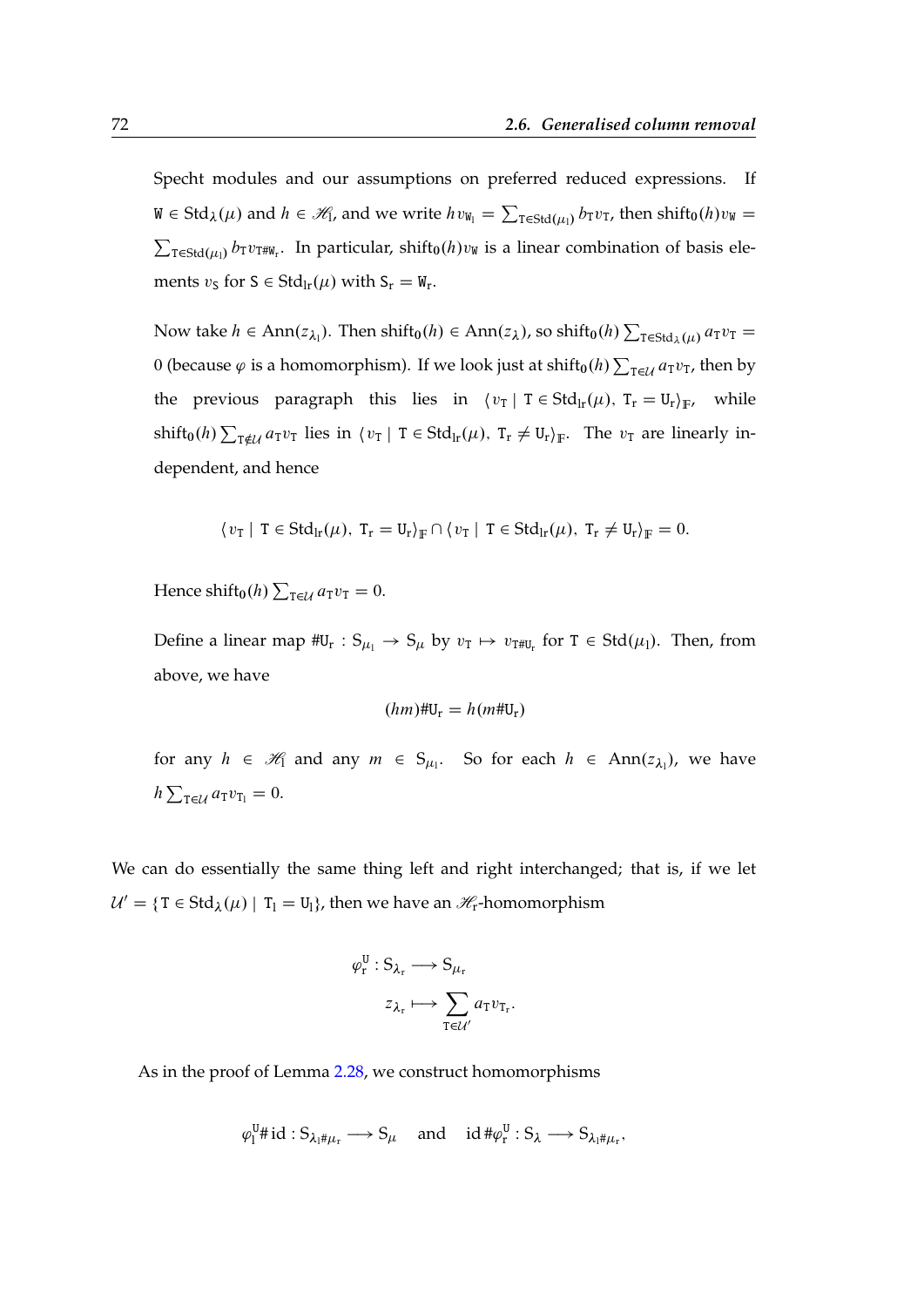Specht modules and our assumptions on preferred reduced expressions. If $\mathtt{W} \in \mathrm{Std}_\lambda(\mu)$ and $h \in \mathscr{H}_\mathrm{l}$, and we write $hv_{\mathtt{W}_\mathrm{l}} = \sum_{\mathtt{T}\in\mathrm{Std}(\mu_\mathrm{l})} b_\mathtt{T} v_\mathtt{T}$, then $\mathrm{shift}_0(h)v_\mathtt{W} = \sum_{\mathtt{T}\in\mathrm{Std}(\mu_\mathrm{l})} b_\mathtt{T} v_{\mathtt{T}\#\mathtt{W}_\mathrm{r}}$. In particular, $\mathrm{shift}_0(h)v_\mathtt{W}$ is a linear combination of basis elements $v_\mathtt{S}$ for $\mathtt{S} \in \mathrm{Std}_\mathrm{lr}(\mu)$ with $\mathtt{S}_\mathrm{r} = \mathtt{W}_\mathrm{r}$.

Now take $h \in \mathrm{Ann}(z_{\lambda_\mathrm{l}})$. Then $\mathrm{shift}_0(h) \in \mathrm{Ann}(z_\lambda)$, so $\mathrm{shift}_0(h)\sum_{\mathtt{T}\in\mathrm{Std}_\lambda(\mu)} a_\mathtt{T} v_\mathtt{T} = 0$ (because $\varphi$ is a homomorphism). If we look just at $\mathrm{shift}_0(h)\sum_{\mathtt{T}\in\mathcal{U}} a_\mathtt{T} v_\mathtt{T}$, then by the previous paragraph this lies in $\langle v_\mathtt{T} \mid \mathtt{T} \in \mathrm{Std}_\mathrm{lr}(\mu),\ \mathtt{T}_\mathrm{r} = \mathtt{U}_\mathrm{r}\rangle_\mathbb{F}$, while $\mathrm{shift}_0(h)\sum_{\mathtt{T}\notin\mathcal{U}} a_\mathtt{T} v_\mathtt{T}$ lies in $\langle v_\mathtt{T} \mid \mathtt{T} \in \mathrm{Std}_\mathrm{lr}(\mu),\ \mathtt{T}_\mathrm{r} \neq \mathtt{U}_\mathrm{r}\rangle_\mathbb{F}$. The $v_\mathtt{T}$ are linearly independent, and hence

$$\langle v_\mathtt{T} \mid \mathtt{T} \in \mathrm{Std}_\mathrm{lr}(\mu),\ \mathtt{T}_\mathrm{r} = \mathtt{U}_\mathrm{r}\rangle_\mathbb{F} \cap \langle v_\mathtt{T} \mid \mathtt{T} \in \mathrm{Std}_\mathrm{lr}(\mu),\ \mathtt{T}_\mathrm{r} \neq \mathtt{U}_\mathrm{r}\rangle_\mathbb{F} = 0.$$

Hence $\mathrm{shift}_0(h)\sum_{\mathtt{T}\in\mathcal{U}} a_\mathtt{T} v_\mathtt{T} = 0$.

Define a linear map $\#\mathtt{U}_\mathrm{r} : \mathrm{S}_{\mu_\mathrm{l}} \to \mathrm{S}_\mu$ by $v_\mathtt{T} \mapsto v_{\mathtt{T}\#\mathtt{U}_\mathrm{r}}$ for $\mathtt{T} \in \mathrm{Std}(\mu_\mathrm{l})$. Then, from above, we have

$$(hm)\#\mathtt{U}_\mathrm{r} = h(m\#\mathtt{U}_\mathrm{r})$$

for any $h \in \mathscr{H}_\mathrm{l}$ and any $m \in \mathrm{S}_{\mu_\mathrm{l}}$. So for each $h \in \mathrm{Ann}(z_{\lambda_\mathrm{l}})$, we have $h\sum_{\mathtt{T}\in\mathcal{U}} a_\mathtt{T} v_{\mathtt{T}_\mathrm{l}} = 0$.

We can do essentially the same thing left and right interchanged; that is, if we let $\mathcal{U}' = \{\mathtt{T} \in \mathrm{Std}_\lambda(\mu) \mid \mathtt{T}_\mathrm{l} = \mathtt{U}_\mathrm{l}\}$, then we have an $\mathscr{H}_\mathrm{r}$-homomorphism

$$\begin{aligned}\varphi_\mathrm{r}^\mathtt{U} : \mathrm{S}_{\lambda_\mathrm{r}} &\longrightarrow \mathrm{S}_{\mu_\mathrm{r}}\\ z_{\lambda_\mathrm{r}} &\longmapsto \sum_{\mathtt{T}\in\mathcal{U}'} a_\mathtt{T} v_{\mathtt{T}_\mathrm{r}}.\end{aligned}$$

As in the proof of Lemma 2.28, we construct homomorphisms

$$\varphi_\mathrm{l}^\mathtt{U}\#\mathrm{id} : \mathrm{S}_{\lambda_\mathrm{l}\#\mu_\mathrm{r}} \longrightarrow \mathrm{S}_\mu \quad \text{and} \quad \mathrm{id}\#\varphi_\mathrm{r}^\mathtt{U} : \mathrm{S}_\lambda \longrightarrow \mathrm{S}_{\lambda_\mathrm{l}\#\mu_\mathrm{r}},$$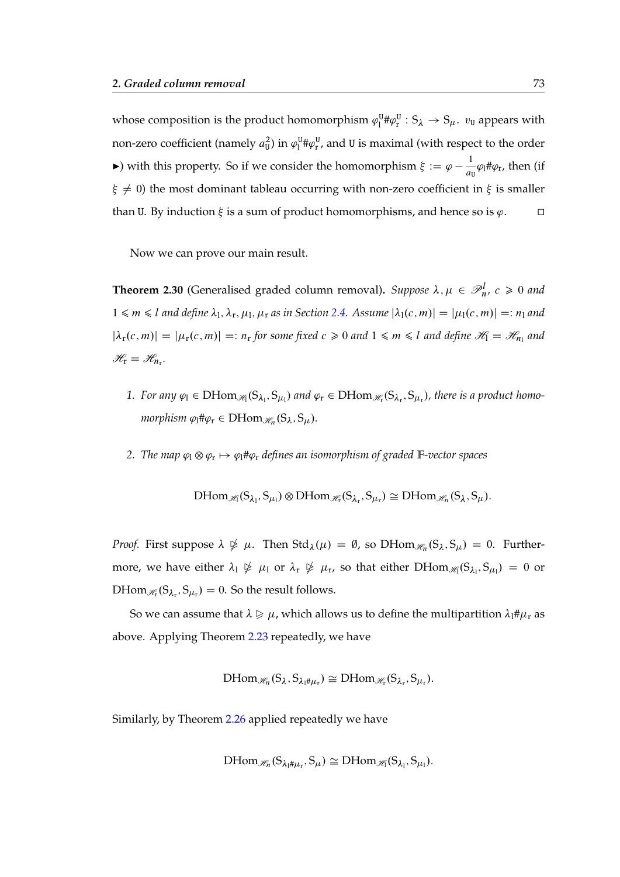whose composition is the product homomorphism $\varphi_{\mathrm{l}}^{\mathtt{U}}\#\varphi_{\mathrm{r}}^{\mathtt{U}} : \mathrm{S}_\lambda \to \mathrm{S}_\mu$. $v_{\mathtt{U}}$ appears with non-zero coefficient (namely $a_{\mathtt{U}}^2$) in $\varphi_{\mathrm{l}}^{\mathtt{U}}\#\varphi_{\mathrm{r}}^{\mathtt{U}}$, and $\mathtt{U}$ is maximal (with respect to the order $\blacktriangleright$) with this property. So if we consider the homomorphism $\xi := \varphi - \frac{1}{a_{\mathtt{U}}}\varphi_{\mathrm{l}}\#\varphi_{\mathrm{r}}$, then (if $\xi \neq 0$) the most dominant tableau occurring with non-zero coefficient in $\xi$ is smaller than $\mathtt{U}$. By induction $\xi$ is a sum of product homomorphisms, and hence so is $\varphi$. □

Now we can prove our main result.

**Theorem 2.30** (Generalised graded column removal). *Suppose $\lambda, \mu \in \mathscr{P}_n^l$, $c \geqslant 0$ and $1 \leqslant m \leqslant l$ and define $\lambda_{\mathrm{l}}, \lambda_{\mathrm{r}}, \mu_{\mathrm{l}}, \mu_{\mathrm{r}}$ as in Section 2.4. Assume $|\lambda_{\mathrm{l}}(c,m)| = |\mu_{\mathrm{l}}(c,m)| =: n_{\mathrm{l}}$ and $|\lambda_{\mathrm{r}}(c,m)| = |\mu_{\mathrm{r}}(c,m)| =: n_{\mathrm{r}}$ for some fixed $c \geqslant 0$ and $1 \leqslant m \leqslant l$ and define $\mathscr{H}_{\mathrm{l}} = \mathscr{H}_{n_{\mathrm{l}}}$ and $\mathscr{H}_{\mathrm{r}} = \mathscr{H}_{n_{\mathrm{r}}}$.*

1. *For any $\varphi_{\mathrm{l}} \in \mathrm{DHom}_{\mathscr{H}_{\mathrm{l}}}(\mathrm{S}_{\lambda_{\mathrm{l}}}, \mathrm{S}_{\mu_{\mathrm{l}}})$ and $\varphi_{\mathrm{r}} \in \mathrm{DHom}_{\mathscr{H}_{\mathrm{r}}}(\mathrm{S}_{\lambda_{\mathrm{r}}}, \mathrm{S}_{\mu_{\mathrm{r}}})$, there is a product homomorphism $\varphi_{\mathrm{l}}\#\varphi_{\mathrm{r}} \in \mathrm{DHom}_{\mathscr{H}_n}(\mathrm{S}_\lambda, \mathrm{S}_\mu)$.*

2. *The map $\varphi_{\mathrm{l}} \otimes \varphi_{\mathrm{r}} \mapsto \varphi_{\mathrm{l}}\#\varphi_{\mathrm{r}}$ defines an isomorphism of graded $\mathbb{F}$-vector spaces*

$$\mathrm{DHom}_{\mathscr{H}_{\mathrm{l}}}(\mathrm{S}_{\lambda_{\mathrm{l}}}, \mathrm{S}_{\mu_{\mathrm{l}}}) \otimes \mathrm{DHom}_{\mathscr{H}_{\mathrm{r}}}(\mathrm{S}_{\lambda_{\mathrm{r}}}, \mathrm{S}_{\mu_{\mathrm{r}}}) \cong \mathrm{DHom}_{\mathscr{H}_n}(\mathrm{S}_\lambda, \mathrm{S}_\mu).$$

*Proof.* First suppose $\lambda \ntrianglerighteq \mu$. Then $\mathrm{Std}_\lambda(\mu) = \emptyset$, so $\mathrm{DHom}_{\mathscr{H}_n}(\mathrm{S}_\lambda, \mathrm{S}_\mu) = 0$. Furthermore, we have either $\lambda_{\mathrm{l}} \ntrianglerighteq \mu_{\mathrm{l}}$ or $\lambda_{\mathrm{r}} \ntrianglerighteq \mu_{\mathrm{r}}$, so that either $\mathrm{DHom}_{\mathscr{H}_{\mathrm{l}}}(\mathrm{S}_{\lambda_{\mathrm{l}}}, \mathrm{S}_{\mu_{\mathrm{l}}}) = 0$ or $\mathrm{DHom}_{\mathscr{H}_{\mathrm{r}}}(\mathrm{S}_{\lambda_{\mathrm{r}}}, \mathrm{S}_{\mu_{\mathrm{r}}}) = 0$. So the result follows.

So we can assume that $\lambda \trianglerighteq \mu$, which allows us to define the multipartition $\lambda_{\mathrm{l}}\#\mu_{\mathrm{r}}$ as above. Applying Theorem 2.23 repeatedly, we have

$$\mathrm{DHom}_{\mathscr{H}_n}(\mathrm{S}_\lambda, \mathrm{S}_{\lambda_{\mathrm{l}}\#\mu_{\mathrm{r}}}) \cong \mathrm{DHom}_{\mathscr{H}_{\mathrm{r}}}(\mathrm{S}_{\lambda_{\mathrm{r}}}, \mathrm{S}_{\mu_{\mathrm{r}}}).$$

Similarly, by Theorem 2.26 applied repeatedly we have

$$\mathrm{DHom}_{\mathscr{H}_n}(\mathrm{S}_{\lambda_{\mathrm{l}}\#\mu_{\mathrm{r}}}, \mathrm{S}_\mu) \cong \mathrm{DHom}_{\mathscr{H}_{\mathrm{l}}}(\mathrm{S}_{\lambda_{\mathrm{l}}}, \mathrm{S}_{\mu_{\mathrm{l}}}).$$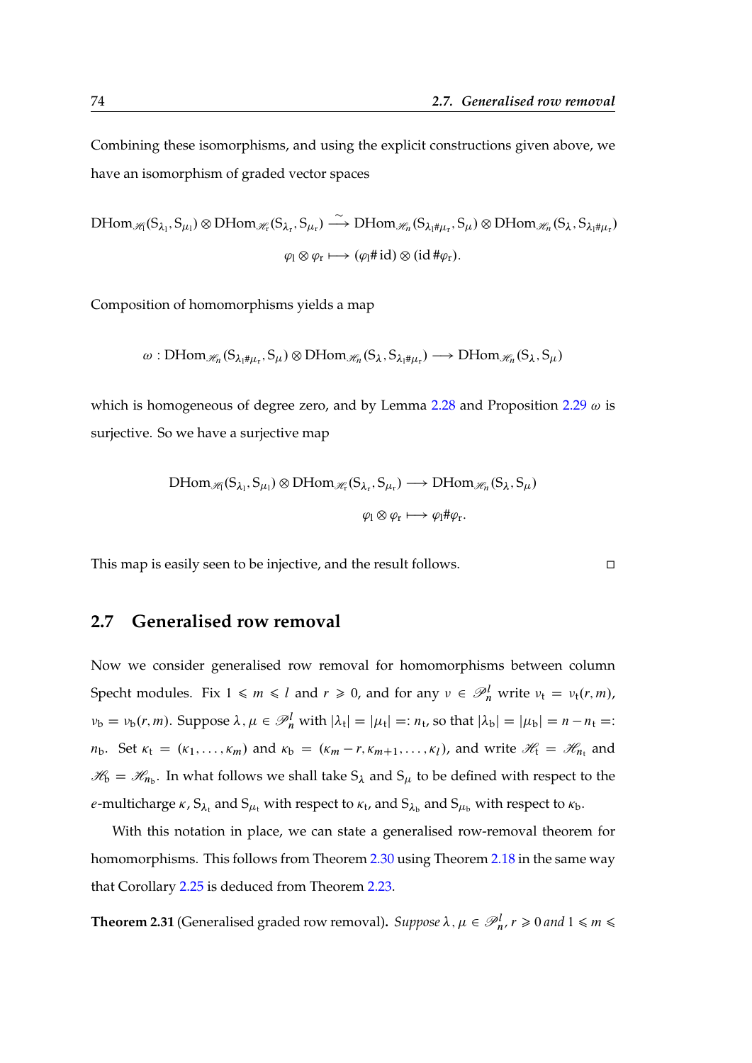Combining these isomorphisms, and using the explicit constructions given above, we have an isomorphism of graded vector spaces

$$\mathrm{DHom}_{\mathscr{H}_\mathrm{l}}(\mathrm{S}_{\lambda_\mathrm{l}}, \mathrm{S}_{\mu_\mathrm{l}}) \otimes \mathrm{DHom}_{\mathscr{H}_\mathrm{r}}(\mathrm{S}_{\lambda_\mathrm{r}}, \mathrm{S}_{\mu_\mathrm{r}}) \xrightarrow{\sim} \mathrm{DHom}_{\mathscr{H}_n}(\mathrm{S}_{\lambda_\mathrm{l}\#\mu_\mathrm{r}}, \mathrm{S}_{\mu}) \otimes \mathrm{DHom}_{\mathscr{H}_n}(\mathrm{S}_{\lambda}, \mathrm{S}_{\lambda_\mathrm{l}\#\mu_\mathrm{r}})$$
$$\varphi_\mathrm{l} \otimes \varphi_\mathrm{r} \longmapsto (\varphi_\mathrm{l}\#\,\mathrm{id}) \otimes (\mathrm{id}\,\#\varphi_\mathrm{r}).$$

Composition of homomorphisms yields a map

$$\omega : \mathrm{DHom}_{\mathscr{H}_n}(\mathrm{S}_{\lambda_\mathrm{l}\#\mu_\mathrm{r}}, \mathrm{S}_{\mu}) \otimes \mathrm{DHom}_{\mathscr{H}_n}(\mathrm{S}_{\lambda}, \mathrm{S}_{\lambda_\mathrm{l}\#\mu_\mathrm{r}}) \longrightarrow \mathrm{DHom}_{\mathscr{H}_n}(\mathrm{S}_{\lambda}, \mathrm{S}_{\mu})$$

which is homogeneous of degree zero, and by Lemma 2.28 and Proposition 2.29 $\omega$ is surjective. So we have a surjective map

$$\mathrm{DHom}_{\mathscr{H}_\mathrm{l}}(\mathrm{S}_{\lambda_\mathrm{l}}, \mathrm{S}_{\mu_\mathrm{l}}) \otimes \mathrm{DHom}_{\mathscr{H}_\mathrm{r}}(\mathrm{S}_{\lambda_\mathrm{r}}, \mathrm{S}_{\mu_\mathrm{r}}) \longrightarrow \mathrm{DHom}_{\mathscr{H}_n}(\mathrm{S}_{\lambda}, \mathrm{S}_{\mu})$$
$$\varphi_\mathrm{l} \otimes \varphi_\mathrm{r} \longmapsto \varphi_\mathrm{l}\#\varphi_\mathrm{r}.$$

This map is easily seen to be injective, and the result follows. □

## 2.7 Generalised row removal

Now we consider generalised row removal for homomorphisms between column Specht modules. Fix $1 \leqslant m \leqslant l$ and $r \geqslant 0$, and for any $\nu \in \mathscr{P}_n^l$ write $\nu_\mathrm{t} = \nu_\mathrm{t}(r, m)$, $\nu_\mathrm{b} = \nu_\mathrm{b}(r, m)$. Suppose $\lambda, \mu \in \mathscr{P}_n^l$ with $|\lambda_\mathrm{t}| = |\mu_\mathrm{t}| =: n_\mathrm{t}$, so that $|\lambda_\mathrm{b}| = |\mu_\mathrm{b}| = n - n_\mathrm{t} =: n_\mathrm{b}$. Set $\kappa_\mathrm{t} = (\kappa_1, \dots, \kappa_m)$ and $\kappa_\mathrm{b} = (\kappa_m - r, \kappa_{m+1}, \dots, \kappa_l)$, and write $\mathscr{H}_\mathrm{t} = \mathscr{H}_{n_\mathrm{t}}$ and $\mathscr{H}_\mathrm{b} = \mathscr{H}_{n_\mathrm{b}}$. In what follows we shall take $\mathrm{S}_\lambda$ and $\mathrm{S}_\mu$ to be defined with respect to the $e$-multicharge $\kappa$, $\mathrm{S}_{\lambda_\mathrm{t}}$ and $\mathrm{S}_{\mu_\mathrm{t}}$ with respect to $\kappa_\mathrm{t}$, and $\mathrm{S}_{\lambda_\mathrm{b}}$ and $\mathrm{S}_{\mu_\mathrm{b}}$ with respect to $\kappa_\mathrm{b}$.

With this notation in place, we can state a generalised row-removal theorem for homomorphisms. This follows from Theorem 2.30 using Theorem 2.18 in the same way that Corollary 2.25 is deduced from Theorem 2.23.

**Theorem 2.31** (Generalised graded row removal)**.** *Suppose $\lambda, \mu \in \mathscr{P}_n^l$, $r \geqslant 0$ and $1 \leqslant m \leqslant$*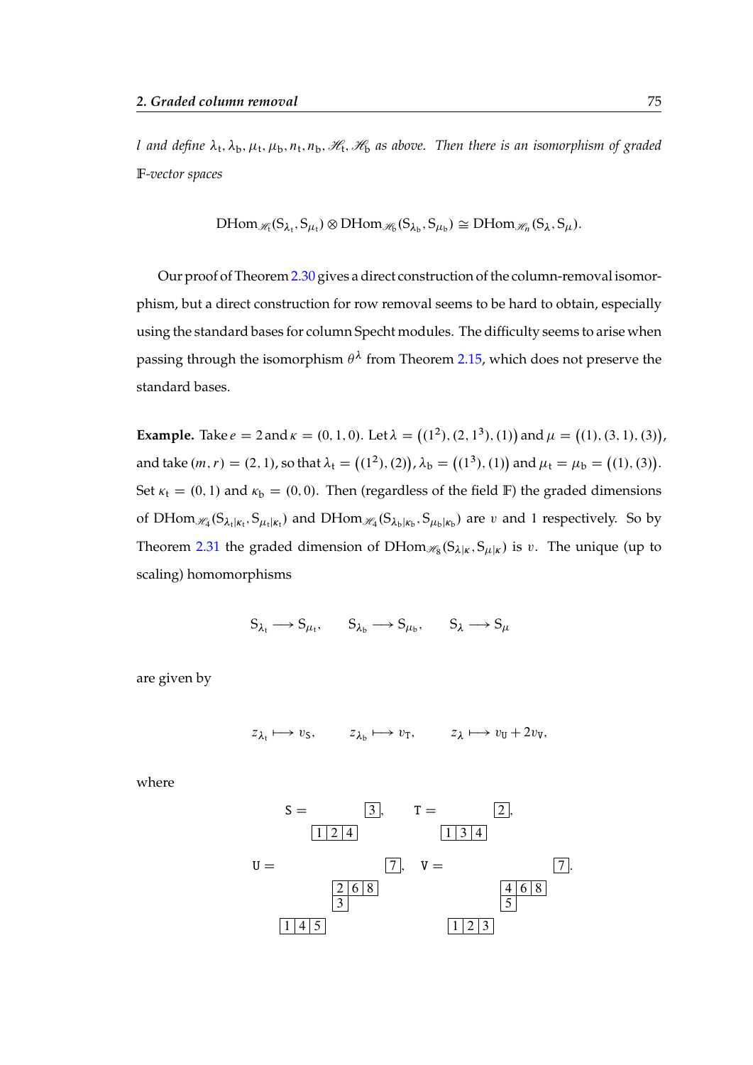*l and define $\lambda_t, \lambda_b, \mu_t, \mu_b, n_t, n_b, \mathscr{H}_t, \mathscr{H}_b$ as above. Then there is an isomorphism of graded $\mathbb{F}$-vector spaces*

$$\mathrm{DHom}_{\mathscr{H}_t}(\mathrm{S}_{\lambda_t}, \mathrm{S}_{\mu_t}) \otimes \mathrm{DHom}_{\mathscr{H}_b}(\mathrm{S}_{\lambda_b}, \mathrm{S}_{\mu_b}) \cong \mathrm{DHom}_{\mathscr{H}_n}(\mathrm{S}_{\lambda}, \mathrm{S}_{\mu}).$$

Our proof of Theorem 2.30 gives a direct construction of the column-removal isomorphism, but a direct construction for row removal seems to be hard to obtain, especially using the standard bases for column Specht modules. The difficulty seems to arise when passing through the isomorphism $\theta^\lambda$ from Theorem 2.15, which does not preserve the standard bases.

**Example.** Take $e = 2$ and $\kappa = (0, 1, 0)$. Let $\lambda = \big((1^2), (2, 1^3), (1)\big)$ and $\mu = \big((1), (3, 1), (3)\big)$, and take $(m, r) = (2, 1)$, so that $\lambda_t = \big((1^2), (2)\big)$, $\lambda_b = \big((1^3), (1)\big)$ and $\mu_t = \mu_b = \big((1), (3)\big)$. Set $\kappa_t = (0, 1)$ and $\kappa_b = (0, 0)$. Then (regardless of the field $\mathbb{F}$) the graded dimensions of $\mathrm{DHom}_{\mathscr{H}_4}(\mathrm{S}_{\lambda_t|\kappa_t}, \mathrm{S}_{\mu_t|\kappa_t})$ and $\mathrm{DHom}_{\mathscr{H}_4}(\mathrm{S}_{\lambda_b|\kappa_b}, \mathrm{S}_{\mu_b|\kappa_b})$ are $v$ and $1$ respectively. So by Theorem 2.31 the graded dimension of $\mathrm{DHom}_{\mathscr{H}_8}(\mathrm{S}_{\lambda|\kappa}, \mathrm{S}_{\mu|\kappa})$ is $v$. The unique (up to scaling) homomorphisms

$$\mathrm{S}_{\lambda_t} \longrightarrow \mathrm{S}_{\mu_t}, \qquad \mathrm{S}_{\lambda_b} \longrightarrow \mathrm{S}_{\mu_b}, \qquad \mathrm{S}_{\lambda} \longrightarrow \mathrm{S}_{\mu}$$

are given by

$$z_{\lambda_t} \longmapsto v_{\mathtt{S}}, \qquad z_{\lambda_b} \longmapsto v_{\mathtt{T}}, \qquad z_{\lambda} \longmapsto v_{\mathtt{U}} + 2v_{\mathtt{V}},$$

where

$$\mathtt{S} = \begin{array}{l} \qquad\qquad \boxed{3} \\ \boxed{1}\boxed{2}\boxed{4} \end{array}, \qquad \mathtt{T} = \begin{array}{l} \qquad\qquad \boxed{2} \\ \boxed{1}\boxed{3}\boxed{4} \end{array},$$

$$\mathtt{U} = \begin{array}{l} \qquad\qquad\qquad\qquad \boxed{7} \\ \qquad\quad \boxed{2}\boxed{6}\boxed{8} \\ \qquad\quad \boxed{3} \\ \boxed{1}\boxed{4}\boxed{5} \end{array}, \qquad \mathtt{V} = \begin{array}{l} \qquad\qquad\qquad\qquad \boxed{7} \\ \qquad\quad \boxed{4}\boxed{6}\boxed{8} \\ \qquad\quad \boxed{5} \\ \boxed{1}\boxed{2}\boxed{3} \end{array}.$$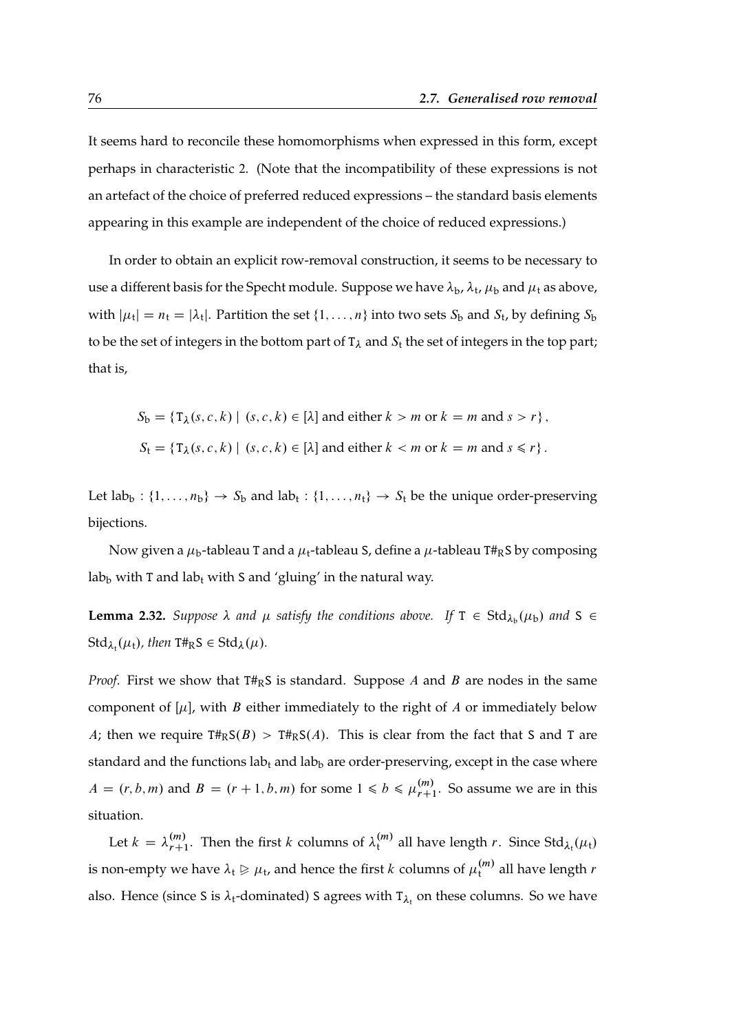It seems hard to reconcile these homomorphisms when expressed in this form, except perhaps in characteristic 2. (Note that the incompatibility of these expressions is not an artefact of the choice of preferred reduced expressions – the standard basis elements appearing in this example are independent of the choice of reduced expressions.)

In order to obtain an explicit row-removal construction, it seems to be necessary to use a different basis for the Specht module. Suppose we have $\lambda_{\mathrm{b}}$, $\lambda_{\mathrm{t}}$, $\mu_{\mathrm{b}}$ and $\mu_{\mathrm{t}}$ as above, with $|\mu_{\mathrm{t}}| = n_{\mathrm{t}} = |\lambda_{\mathrm{t}}|$. Partition the set $\{1, \ldots, n\}$ into two sets $S_{\mathrm{b}}$ and $S_{\mathrm{t}}$, by defining $S_{\mathrm{b}}$ to be the set of integers in the bottom part of $\mathtt{T}_\lambda$ and $S_{\mathrm{t}}$ the set of integers in the top part; that is,

$$S_{\mathrm{b}} = \{\mathtt{T}_\lambda(s, c, k) \mid (s, c, k) \in [\lambda] \text{ and either } k > m \text{ or } k = m \text{ and } s > r\},$$

$$S_{\mathrm{t}} = \{\mathtt{T}_\lambda(s, c, k) \mid (s, c, k) \in [\lambda] \text{ and either } k < m \text{ or } k = m \text{ and } s \leqslant r\}.$$

Let $\mathrm{lab}_{\mathrm{b}} : \{1, \ldots, n_{\mathrm{b}}\} \to S_{\mathrm{b}}$ and $\mathrm{lab}_{\mathrm{t}} : \{1, \ldots, n_{\mathrm{t}}\} \to S_{\mathrm{t}}$ be the unique order-preserving bijections.

Now given a $\mu_{\mathrm{b}}$-tableau $\mathtt{T}$ and a $\mu_{\mathrm{t}}$-tableau $\mathtt{S}$, define a $\mu$-tableau $\mathtt{T}\#_{\mathrm{R}}\mathtt{S}$ by composing $\mathrm{lab}_{\mathrm{b}}$ with $\mathtt{T}$ and $\mathrm{lab}_{\mathrm{t}}$ with $\mathtt{S}$ and 'gluing' in the natural way.

**Lemma 2.32.** *Suppose $\lambda$ and $\mu$ satisfy the conditions above. If $\mathtt{T} \in \mathrm{Std}_{\lambda_{\mathrm{b}}}(\mu_{\mathrm{b}})$ and $\mathtt{S} \in \mathrm{Std}_{\lambda_{\mathrm{t}}}(\mu_{\mathrm{t}})$, then $\mathtt{T}\#_{\mathrm{R}}\mathtt{S} \in \mathrm{Std}_\lambda(\mu)$.*

*Proof.* First we show that $\mathtt{T}\#_{\mathrm{R}}\mathtt{S}$ is standard. Suppose $A$ and $B$ are nodes in the same component of $[\mu]$, with $B$ either immediately to the right of $A$ or immediately below $A$; then we require $\mathtt{T}\#_{\mathrm{R}}\mathtt{S}(B) > \mathtt{T}\#_{\mathrm{R}}\mathtt{S}(A)$. This is clear from the fact that $\mathtt{S}$ and $\mathtt{T}$ are standard and the functions $\mathrm{lab}_{\mathrm{t}}$ and $\mathrm{lab}_{\mathrm{b}}$ are order-preserving, except in the case where $A = (r, b, m)$ and $B = (r+1, b, m)$ for some $1 \leqslant b \leqslant \mu^{(m)}_{r+1}$. So assume we are in this situation.

Let $k = \lambda^{(m)}_{r+1}$. Then the first $k$ columns of $\lambda^{(m)}_{\mathrm{t}}$ all have length $r$. Since $\mathrm{Std}_{\lambda_{\mathrm{t}}}(\mu_{\mathrm{t}})$ is non-empty we have $\lambda_{\mathrm{t}} \trianglerighteq \mu_{\mathrm{t}}$, and hence the first $k$ columns of $\mu^{(m)}_{\mathrm{t}}$ all have length $r$ also. Hence (since $\mathtt{S}$ is $\lambda_{\mathrm{t}}$-dominated) $\mathtt{S}$ agrees with $\mathtt{T}_{\lambda_{\mathrm{t}}}$ on these columns. So we have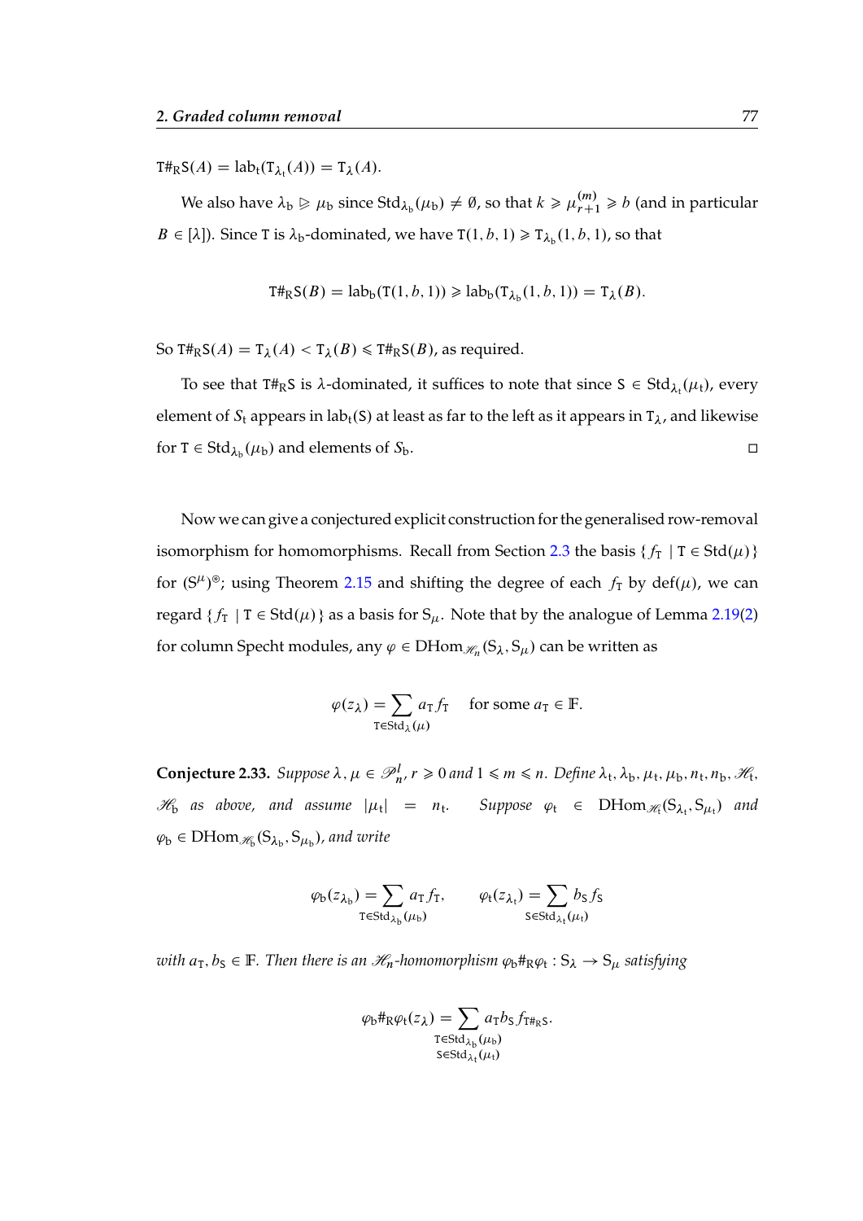$\mathtt{T}\#_{\mathrm{R}}\mathtt{S}(A) = \mathrm{lab}_{\mathrm{t}}(\mathtt{T}_{\lambda_{\mathrm{t}}}(A)) = \mathtt{T}_{\lambda}(A)$.

We also have $\lambda_{\mathrm{b}} \trianglerighteq \mu_{\mathrm{b}}$ since $\mathrm{Std}_{\lambda_{\mathrm{b}}}(\mu_{\mathrm{b}}) \neq \emptyset$, so that $k \geqslant \mu^{(m)}_{r+1} \geqslant b$ (and in particular $B \in [\lambda]$). Since $\mathtt{T}$ is $\lambda_{\mathrm{b}}$-dominated, we have $\mathtt{T}(1,b,1) \geqslant \mathtt{T}_{\lambda_{\mathrm{b}}}(1,b,1)$, so that

$$\mathtt{T}\#_{\mathrm{R}}\mathtt{S}(B) = \mathrm{lab}_{\mathrm{b}}(\mathtt{T}(1,b,1)) \geqslant \mathrm{lab}_{\mathrm{b}}(\mathtt{T}_{\lambda_{\mathrm{b}}}(1,b,1)) = \mathtt{T}_{\lambda}(B).$$

So $\mathtt{T}\#_{\mathrm{R}}\mathtt{S}(A) = \mathtt{T}_{\lambda}(A) < \mathtt{T}_{\lambda}(B) \leqslant \mathtt{T}\#_{\mathrm{R}}\mathtt{S}(B)$, as required.

To see that $\mathtt{T}\#_{\mathrm{R}}\mathtt{S}$ is $\lambda$-dominated, it suffices to note that since $\mathtt{S} \in \mathrm{Std}_{\lambda_{\mathrm{t}}}(\mu_{\mathrm{t}})$, every element of $S_{\mathrm{t}}$ appears in $\mathrm{lab}_{\mathrm{t}}(\mathtt{S})$ at least as far to the left as it appears in $\mathtt{T}_{\lambda}$, and likewise for $\mathtt{T} \in \mathrm{Std}_{\lambda_{\mathrm{b}}}(\mu_{\mathrm{b}})$ and elements of $S_{\mathrm{b}}$. □

Now we can give a conjectured explicit construction for the generalised row-removal isomorphism for homomorphisms. Recall from Section 2.3 the basis $\{\, f_{\mathtt{T}} \mid \mathtt{T} \in \mathrm{Std}(\mu)\,\}$ for $(\mathrm{S}^{\mu})^{\circledast}$; using Theorem 2.15 and shifting the degree of each $f_{\mathtt{T}}$ by $\mathrm{def}(\mu)$, we can regard $\{\, f_{\mathtt{T}} \mid \mathtt{T} \in \mathrm{Std}(\mu)\,\}$ as a basis for $\mathrm{S}_{\mu}$. Note that by the analogue of Lemma 2.19(2) for column Specht modules, any $\varphi \in \mathrm{DHom}_{\mathscr{H}_n}(\mathrm{S}_{\lambda}, \mathrm{S}_{\mu})$ can be written as

$$\varphi(z_{\lambda}) = \sum_{\mathtt{T} \in \mathrm{Std}_{\lambda}(\mu)} a_{\mathtt{T}} f_{\mathtt{T}} \quad \text{for some } a_{\mathtt{T}} \in \mathbb{F}.$$

**Conjecture 2.33.** *Suppose $\lambda, \mu \in \mathscr{P}^{l}_{n}$, $r \geqslant 0$ and $1 \leqslant m \leqslant n$. Define $\lambda_{\mathrm{t}}, \lambda_{\mathrm{b}}, \mu_{\mathrm{t}}, \mu_{\mathrm{b}}, n_{\mathrm{t}}, n_{\mathrm{b}}, \mathscr{H}_{\mathrm{t}}$, $\mathscr{H}_{\mathrm{b}}$ as above, and assume $|\mu_{\mathrm{t}}| = n_{\mathrm{t}}$. Suppose $\varphi_{\mathrm{t}} \in \mathrm{DHom}_{\mathscr{H}_{\mathrm{t}}}(\mathrm{S}_{\lambda_{\mathrm{t}}}, \mathrm{S}_{\mu_{\mathrm{t}}})$ and $\varphi_{\mathrm{b}} \in \mathrm{DHom}_{\mathscr{H}_{\mathrm{b}}}(\mathrm{S}_{\lambda_{\mathrm{b}}}, \mathrm{S}_{\mu_{\mathrm{b}}})$, and write*

$$\varphi_{\mathrm{b}}(z_{\lambda_{\mathrm{b}}}) = \sum_{\mathtt{T} \in \mathrm{Std}_{\lambda_{\mathrm{b}}}(\mu_{\mathrm{b}})} a_{\mathtt{T}} f_{\mathtt{T}}, \qquad \varphi_{\mathrm{t}}(z_{\lambda_{\mathrm{t}}}) = \sum_{\mathtt{S} \in \mathrm{Std}_{\lambda_{\mathrm{t}}}(\mu_{\mathrm{t}})} b_{\mathtt{S}} f_{\mathtt{S}}$$

*with $a_{\mathtt{T}}, b_{\mathtt{S}} \in \mathbb{F}$. Then there is an $\mathscr{H}_n$-homomorphism $\varphi_{\mathrm{b}}\#_{\mathrm{R}}\varphi_{\mathrm{t}} : \mathrm{S}_{\lambda} \to \mathrm{S}_{\mu}$ satisfying*

$$\varphi_{\mathrm{b}}\#_{\mathrm{R}}\varphi_{\mathrm{t}}(z_{\lambda}) = \sum_{\substack{\mathtt{T} \in \mathrm{Std}_{\lambda_{\mathrm{b}}}(\mu_{\mathrm{b}}) \\ \mathtt{S} \in \mathrm{Std}_{\lambda_{\mathrm{t}}}(\mu_{\mathrm{t}})}} a_{\mathtt{T}} b_{\mathtt{S}} f_{\mathtt{T}\#_{\mathrm{R}}\mathtt{S}}.$$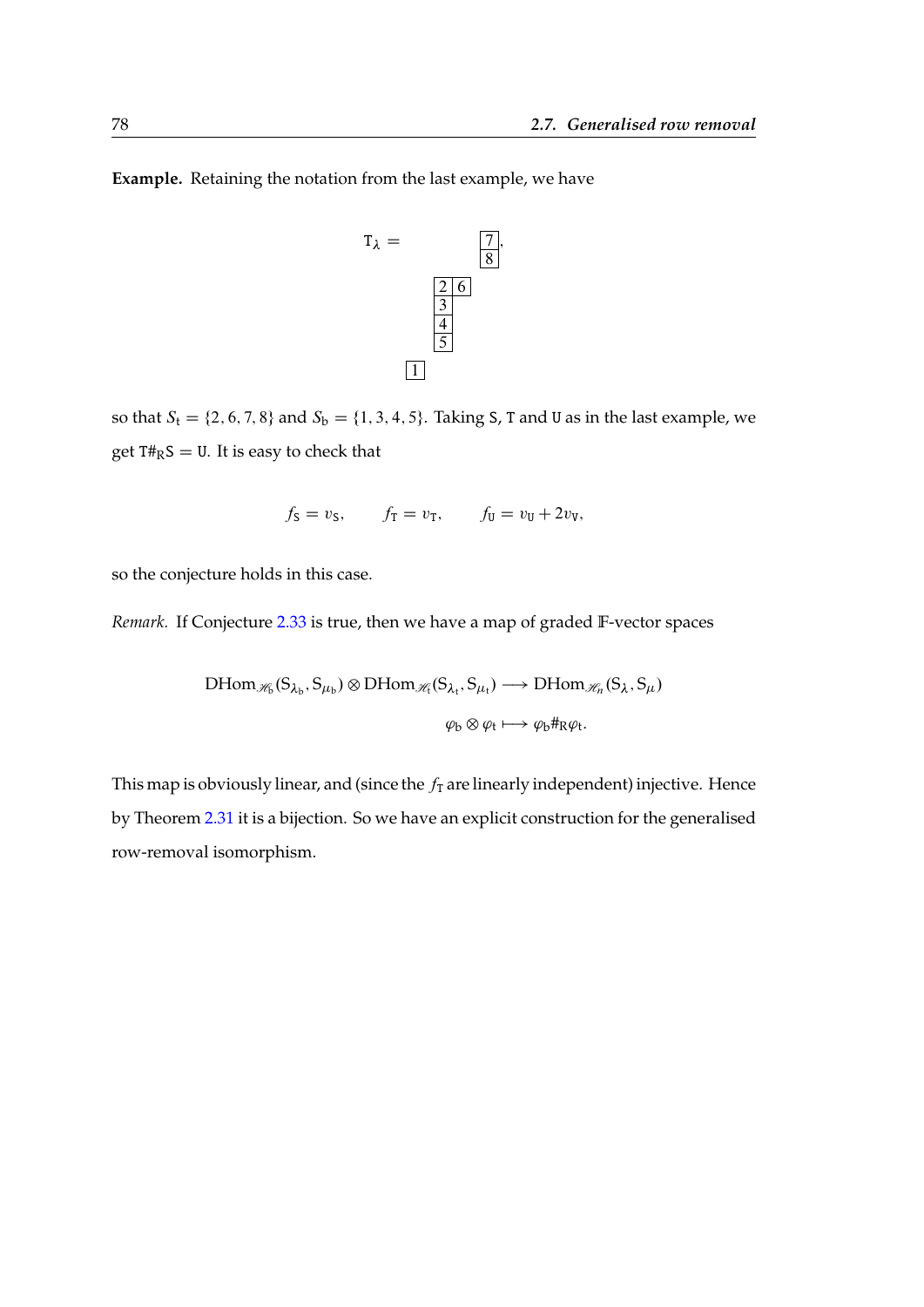**Example.** Retaining the notation from the last example, we have

$$\mathtt{T}_\lambda = \begin{array}{ccc} & & \begin{array}{|c|}\hline 7\\\hline 8\\\hline\end{array}, \\ & \begin{array}{|c|c|}\hline 2&6\\\hline \multicolumn{1}{|c|}{3}\\ \cline{1-1} \multicolumn{1}{|c|}{4} \\ \cline{1-1} \multicolumn{1}{|c|}{5}\\ \cline{1-1}\end{array} & \\ \begin{array}{|c|}\hline 1\\\hline\end{array} & & \end{array}$$

so that $S_\mathrm{t} = \{2, 6, 7, 8\}$ and $S_\mathrm{b} = \{1, 3, 4, 5\}$. Taking $\mathtt{S}$, $\mathtt{T}$ and $\mathtt{U}$ as in the last example, we get $\mathtt{T}\#_\mathrm{R}\mathtt{S} = \mathtt{U}$. It is easy to check that

$$f_\mathtt{S} = v_\mathtt{S}, \qquad f_\mathtt{T} = v_\mathtt{T}, \qquad f_\mathtt{U} = v_\mathtt{U} + 2v_\mathtt{V},$$

so the conjecture holds in this case.

*Remark.* If Conjecture 2.33 is true, then we have a map of graded $\mathbb{F}$-vector spaces

$$\begin{aligned} \mathrm{DHom}_{\mathscr{H}_\mathrm{b}}(\mathrm{S}_{\lambda_\mathrm{b}}, \mathrm{S}_{\mu_\mathrm{b}}) \otimes \mathrm{DHom}_{\mathscr{H}_\mathrm{t}}(\mathrm{S}_{\lambda_\mathrm{t}}, \mathrm{S}_{\mu_\mathrm{t}}) &\longrightarrow \mathrm{DHom}_{\mathscr{H}_n}(\mathrm{S}_\lambda, \mathrm{S}_\mu) \\ \varphi_\mathrm{b} \otimes \varphi_\mathrm{t} &\longmapsto \varphi_\mathrm{b}\#_\mathrm{R}\varphi_\mathrm{t}. \end{aligned}$$

This map is obviously linear, and (since the $f_\mathtt{T}$ are linearly independent) injective. Hence by Theorem 2.31 it is a bijection. So we have an explicit construction for the generalised row-removal isomorphism.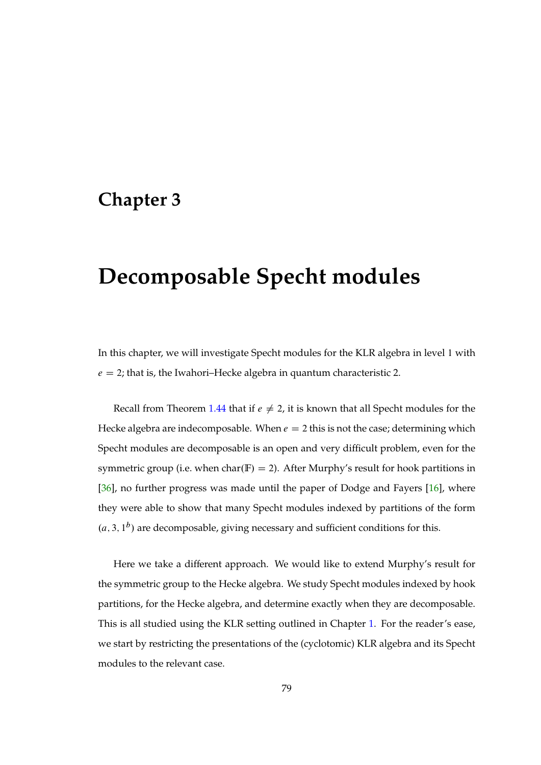# Chapter 3

# Decomposable Specht modules

In this chapter, we will investigate Specht modules for the KLR algebra in level 1 with $e = 2$; that is, the Iwahori–Hecke algebra in quantum characteristic 2.

Recall from Theorem 1.44 that if $e \neq 2$, it is known that all Specht modules for the Hecke algebra are indecomposable. When $e = 2$ this is not the case; determining which Specht modules are decomposable is an open and very difficult problem, even for the symmetric group (i.e. when $\mathrm{char}(\mathbb{F}) = 2$). After Murphy's result for hook partitions in [36], no further progress was made until the paper of Dodge and Fayers [16], where they were able to show that many Specht modules indexed by partitions of the form $(a, 3, 1^b)$ are decomposable, giving necessary and sufficient conditions for this.

Here we take a different approach. We would like to extend Murphy's result for the symmetric group to the Hecke algebra. We study Specht modules indexed by hook partitions, for the Hecke algebra, and determine exactly when they are decomposable. This is all studied using the KLR setting outlined in Chapter 1. For the reader's ease, we start by restricting the presentations of the (cyclotomic) KLR algebra and its Specht modules to the relevant case.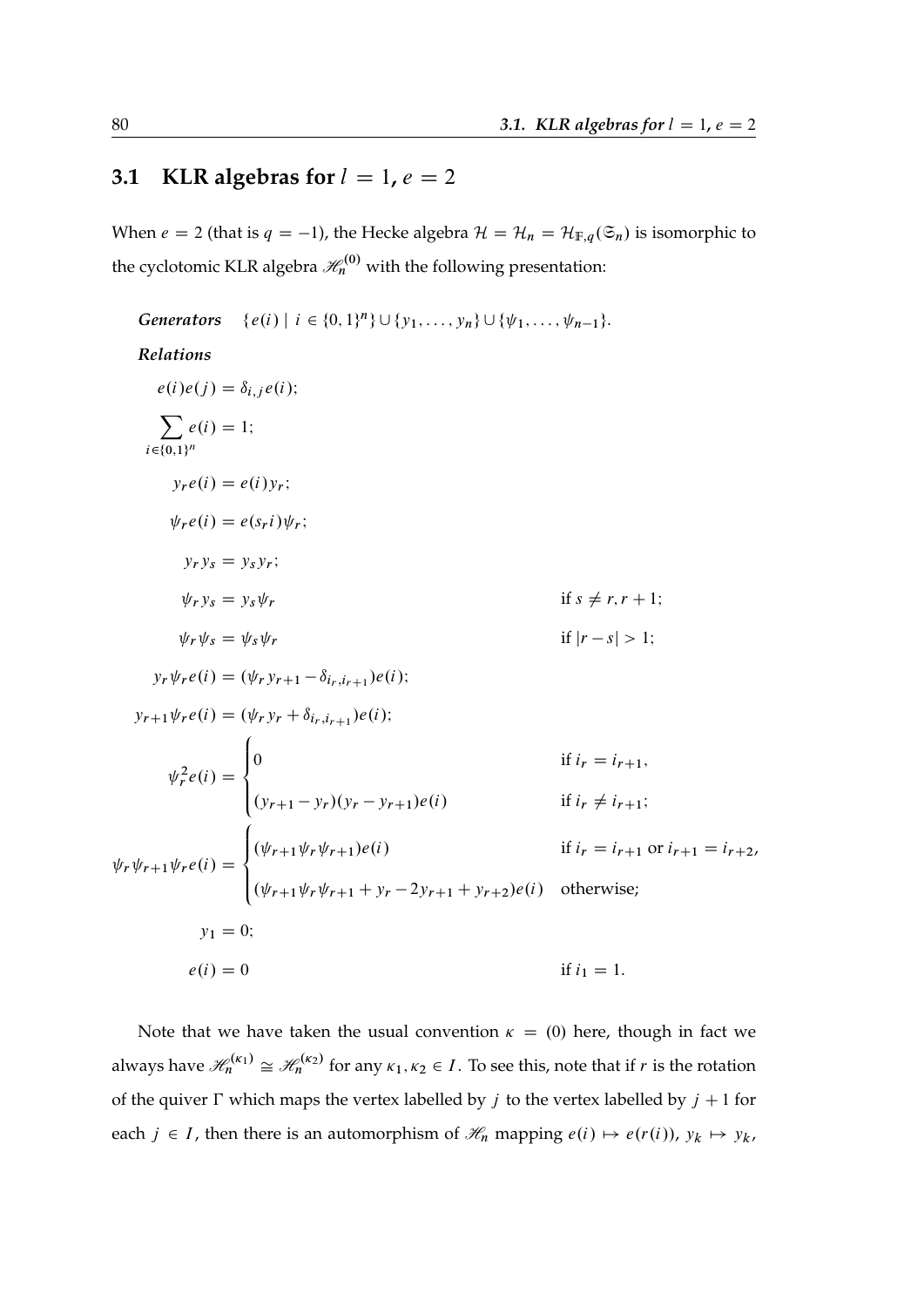## 3.1 KLR algebras for $l = 1$, $e = 2$

When $e = 2$ (that is $q = -1$), the Hecke algebra $\mathcal{H} = \mathcal{H}_n = \mathcal{H}_{\mathbb{F},q}(\mathfrak{S}_n)$ is isomorphic to the cyclotomic KLR algebra $\mathscr{H}_n^{(0)}$ with the following presentation:

***Generators*** $\{e(i) \mid i \in \{0,1\}^n\} \cup \{y_1, \ldots, y_n\} \cup \{\psi_1, \ldots, \psi_{n-1}\}$.

***Relations***

$$e(i)e(j) = \delta_{i,j}e(i);$$

$$\sum_{i \in \{0,1\}^n} e(i) = 1;$$

$$y_r e(i) = e(i) y_r;$$

$$\psi_r e(i) = e(s_r i)\psi_r;$$

$$y_r y_s = y_s y_r;$$

$$\psi_r y_s = y_s \psi_r \qquad \text{if } s \neq r, r+1;$$

$$\psi_r \psi_s = \psi_s \psi_r \qquad \text{if } |r-s| > 1;$$

$$y_r \psi_r e(i) = (\psi_r y_{r+1} - \delta_{i_r, i_{r+1}})e(i);$$

$$y_{r+1}\psi_r e(i) = (\psi_r y_r + \delta_{i_r, i_{r+1}})e(i);$$

$$\psi_r^2 e(i) = \begin{cases} 0 & \text{if } i_r = i_{r+1}, \\ (y_{r+1} - y_r)(y_r - y_{r+1})e(i) & \text{if } i_r \neq i_{r+1}; \end{cases}$$

$$\psi_r \psi_{r+1} \psi_r e(i) = \begin{cases} (\psi_{r+1}\psi_r\psi_{r+1})e(i) & \text{if } i_r = i_{r+1} \text{ or } i_{r+1} = i_{r+2}, \\ (\psi_{r+1}\psi_r\psi_{r+1} + y_r - 2y_{r+1} + y_{r+2})e(i) & \text{otherwise;} \end{cases}$$

$$y_1 = 0;$$

$$e(i) = 0 \qquad \text{if } i_1 = 1.$$

Note that we have taken the usual convention $\kappa = (0)$ here, though in fact we always have $\mathscr{H}_n^{(\kappa_1)} \cong \mathscr{H}_n^{(\kappa_2)}$ for any $\kappa_1, \kappa_2 \in I$. To see this, note that if $r$ is the rotation of the quiver $\Gamma$ which maps the vertex labelled by $j$ to the vertex labelled by $j+1$ for each $j \in I$, then there is an automorphism of $\mathscr{H}_n$ mapping $e(i) \mapsto e(r(i))$, $y_k \mapsto y_k$,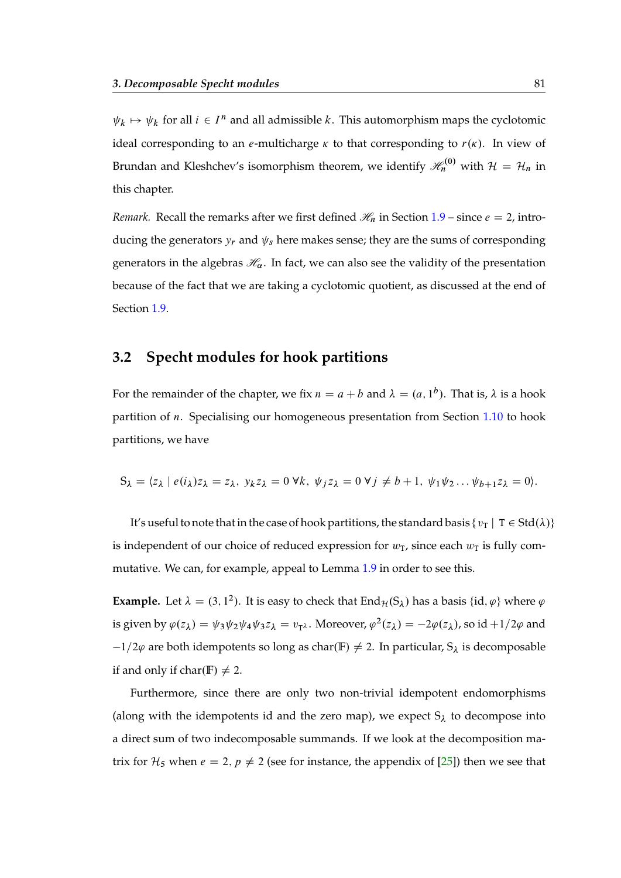$\psi_k \mapsto \psi_k$ for all $i \in I^n$ and all admissible $k$. This automorphism maps the cyclotomic ideal corresponding to an $e$-multicharge $\kappa$ to that corresponding to $r(\kappa)$. In view of Brundan and Kleshchev's isomorphism theorem, we identify $\mathscr{H}_n^{(0)}$ with $\mathcal{H} = \mathcal{H}_n$ in this chapter.

*Remark.* Recall the remarks after we first defined $\mathscr{H}_n$ in Section 1.9 – since $e = 2$, introducing the generators $y_r$ and $\psi_s$ here makes sense; they are the sums of corresponding generators in the algebras $\mathscr{H}_\alpha$. In fact, we can also see the validity of the presentation because of the fact that we are taking a cyclotomic quotient, as discussed at the end of Section 1.9.

## 3.2 Specht modules for hook partitions

For the remainder of the chapter, we fix $n = a + b$ and $\lambda = (a, 1^b)$. That is, $\lambda$ is a hook partition of $n$. Specialising our homogeneous presentation from Section 1.10 to hook partitions, we have

$$\mathrm{S}_\lambda = \langle z_\lambda \mid e(i_\lambda)z_\lambda = z_\lambda,\ y_k z_\lambda = 0\ \forall k,\ \psi_j z_\lambda = 0\ \forall\, j \neq b+1,\ \psi_1\psi_2\ldots\psi_{b+1}z_\lambda = 0\rangle.$$

It's useful to note that in the case of hook partitions, the standard basis $\{v_\mathtt{T} \mid \mathtt{T} \in \mathrm{Std}(\lambda)\}$ is independent of our choice of reduced expression for $w_\mathtt{T}$, since each $w_\mathtt{T}$ is fully commutative. We can, for example, appeal to Lemma 1.9 in order to see this.

**Example.** Let $\lambda = (3, 1^2)$. It is easy to check that $\mathrm{End}_\mathcal{H}(\mathrm{S}_\lambda)$ has a basis $\{\mathrm{id}, \varphi\}$ where $\varphi$ is given by $\varphi(z_\lambda) = \psi_3\psi_2\psi_4\psi_3 z_\lambda = v_{\mathtt{T}^\lambda}$. Moreover, $\varphi^2(z_\lambda) = -2\varphi(z_\lambda)$, so $\mathrm{id} + 1/2\varphi$ and $-1/2\varphi$ are both idempotents so long as $\mathrm{char}(\mathbb{F}) \neq 2$. In particular, $\mathrm{S}_\lambda$ is decomposable if and only if $\mathrm{char}(\mathbb{F}) \neq 2$.

Furthermore, since there are only two non-trivial idempotent endomorphisms (along with the idempotents id and the zero map), we expect $\mathrm{S}_\lambda$ to decompose into a direct sum of two indecomposable summands. If we look at the decomposition matrix for $\mathcal{H}_5$ when $e = 2$, $p \neq 2$ (see for instance, the appendix of [25]) then we see that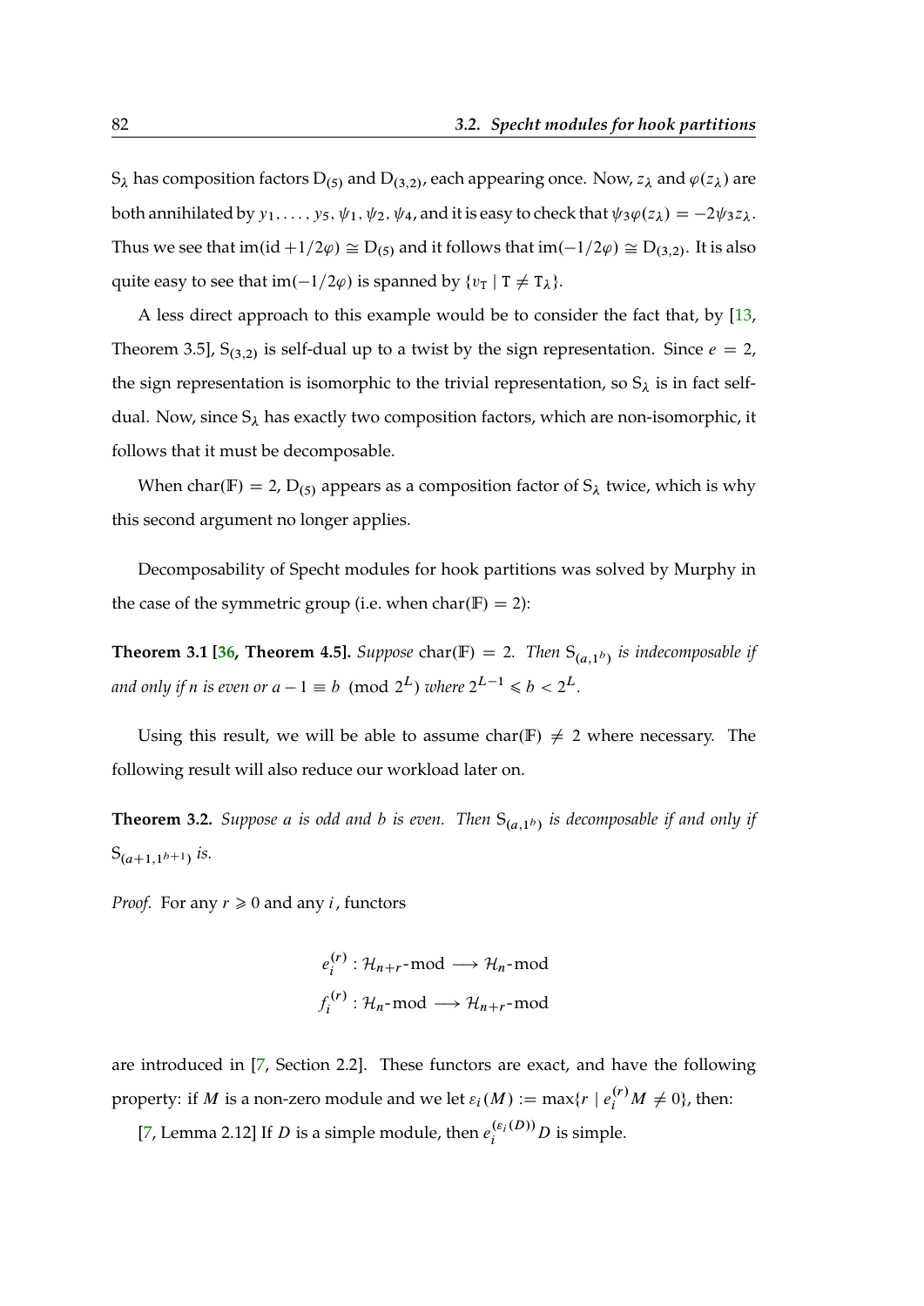$\mathrm{S}_\lambda$ has composition factors $\mathrm{D}_{(5)}$ and $\mathrm{D}_{(3,2)}$, each appearing once. Now, $z_\lambda$ and $\varphi(z_\lambda)$ are both annihilated by $y_1, \dots, y_5, \psi_1, \psi_2, \psi_4$, and it is easy to check that $\psi_3\varphi(z_\lambda) = -2\psi_3 z_\lambda$. Thus we see that $\operatorname{im}(\mathrm{id} + 1/2\varphi) \cong \mathrm{D}_{(5)}$ and it follows that $\operatorname{im}(-1/2\varphi) \cong \mathrm{D}_{(3,2)}$. It is also quite easy to see that $\operatorname{im}(-1/2\varphi)$ is spanned by $\{v_{\mathtt{T}} \mid \mathtt{T} \neq \mathtt{T}_\lambda\}$.

A less direct approach to this example would be to consider the fact that, by [13, Theorem 3.5], $\mathrm{S}_{(3,2)}$ is self-dual up to a twist by the sign representation. Since $e = 2$, the sign representation is isomorphic to the trivial representation, so $\mathrm{S}_\lambda$ is in fact self-dual. Now, since $\mathrm{S}_\lambda$ has exactly two composition factors, which are non-isomorphic, it follows that it must be decomposable.

When $\operatorname{char}(\mathbb{F}) = 2$, $\mathrm{D}_{(5)}$ appears as a composition factor of $\mathrm{S}_\lambda$ twice, which is why this second argument no longer applies.

Decomposability of Specht modules for hook partitions was solved by Murphy in the case of the symmetric group (i.e. when $\operatorname{char}(\mathbb{F}) = 2$):

**Theorem 3.1 [36, Theorem 4.5].** *Suppose* $\operatorname{char}(\mathbb{F}) = 2$. *Then* $\mathrm{S}_{(a,1^b)}$ *is indecomposable if and only if $n$ is even or* $a - 1 \equiv b \pmod{2^L}$ *where* $2^{L-1} \leqslant b < 2^L$.

Using this result, we will be able to assume $\operatorname{char}(\mathbb{F}) \neq 2$ where necessary. The following result will also reduce our workload later on.

**Theorem 3.2.** *Suppose $a$ is odd and $b$ is even. Then* $\mathrm{S}_{(a,1^b)}$ *is decomposable if and only if* $\mathrm{S}_{(a+1,1^{b+1})}$ *is.*

*Proof.* For any $r \geqslant 0$ and any $i$, functors

$$e_i^{(r)} : \mathcal{H}_{n+r}\text{-mod} \longrightarrow \mathcal{H}_n\text{-mod}$$
$$f_i^{(r)} : \mathcal{H}_n\text{-mod} \longrightarrow \mathcal{H}_{n+r}\text{-mod}$$

are introduced in [7, Section 2.2]. These functors are exact, and have the following property: if $M$ is a non-zero module and we let $\varepsilon_i(M) := \max\{r \mid e_i^{(r)} M \neq 0\}$, then:

[7, Lemma 2.12] If $D$ is a simple module, then $e_i^{(\varepsilon_i(D))} D$ is simple.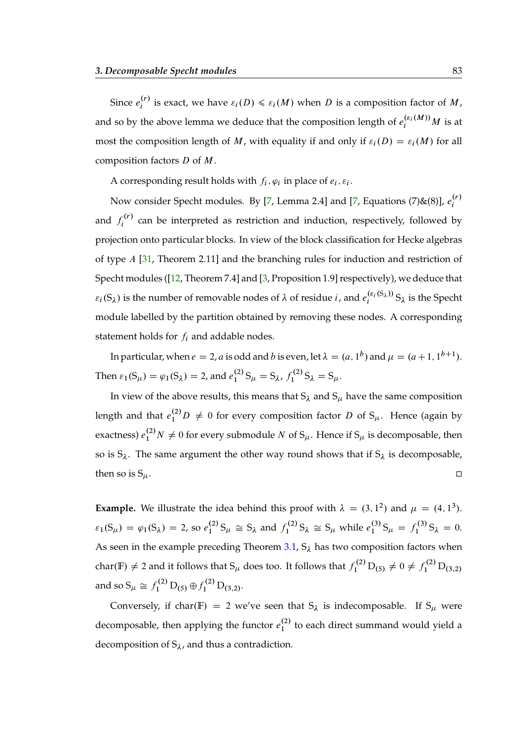Since $e_i^{(r)}$ is exact, we have $\varepsilon_i(D) \leqslant \varepsilon_i(M)$ when $D$ is a composition factor of $M$, and so by the above lemma we deduce that the composition length of $e_i^{(\varepsilon_i(M))}M$ is at most the composition length of $M$, with equality if and only if $\varepsilon_i(D) = \varepsilon_i(M)$ for all composition factors $D$ of $M$.

A corresponding result holds with $f_i, \varphi_i$ in place of $e_i, \varepsilon_i$.

Now consider Specht modules. By [7, Lemma 2.4] and [7, Equations (7)&(8)], $e_i^{(r)}$ and $f_i^{(r)}$ can be interpreted as restriction and induction, respectively, followed by projection onto particular blocks. In view of the block classification for Hecke algebras of type $A$ [31, Theorem 2.11] and the branching rules for induction and restriction of Specht modules ([12, Theorem 7.4] and [3, Proposition 1.9] respectively), we deduce that $\varepsilon_i(\mathrm{S}_\lambda)$ is the number of removable nodes of $\lambda$ of residue $i$, and $e_i^{(\varepsilon_i(\mathrm{S}_\lambda))}\mathrm{S}_\lambda$ is the Specht module labelled by the partition obtained by removing these nodes. A corresponding statement holds for $f_i$ and addable nodes.

In particular, when $e = 2$, $a$ is odd and $b$ is even, let $\lambda = (a, 1^b)$ and $\mu = (a+1, 1^{b+1})$. Then $\varepsilon_1(\mathrm{S}_\mu) = \varphi_1(\mathrm{S}_\lambda) = 2$, and $e_1^{(2)}\mathrm{S}_\mu = \mathrm{S}_\lambda$, $f_1^{(2)}\mathrm{S}_\lambda = \mathrm{S}_\mu$.

In view of the above results, this means that $\mathrm{S}_\lambda$ and $\mathrm{S}_\mu$ have the same composition length and that $e_1^{(2)}D \neq 0$ for every composition factor $D$ of $\mathrm{S}_\mu$. Hence (again by exactness) $e_1^{(2)}N \neq 0$ for every submodule $N$ of $\mathrm{S}_\mu$. Hence if $\mathrm{S}_\mu$ is decomposable, then so is $\mathrm{S}_\lambda$. The same argument the other way round shows that if $\mathrm{S}_\lambda$ is decomposable, then so is $\mathrm{S}_\mu$. ◻

**Example.** We illustrate the idea behind this proof with $\lambda = (3, 1^2)$ and $\mu = (4, 1^3)$. $\varepsilon_1(\mathrm{S}_\mu) = \varphi_1(\mathrm{S}_\lambda) = 2$, so $e_1^{(2)}\mathrm{S}_\mu \cong \mathrm{S}_\lambda$ and $f_1^{(2)}\mathrm{S}_\lambda \cong \mathrm{S}_\mu$ while $e_1^{(3)}\mathrm{S}_\mu = f_1^{(3)}\mathrm{S}_\lambda = 0$. As seen in the example preceding Theorem 3.1, $\mathrm{S}_\lambda$ has two composition factors when $\mathrm{char}(\mathbb{F}) \neq 2$ and it follows that $\mathrm{S}_\mu$ does too. It follows that $f_1^{(2)}\mathrm{D}_{(5)} \neq 0 \neq f_1^{(2)}\mathrm{D}_{(3,2)}$ and so $\mathrm{S}_\mu \cong f_1^{(2)}\mathrm{D}_{(5)} \oplus f_1^{(2)}\mathrm{D}_{(3,2)}$.

Conversely, if $\mathrm{char}(\mathbb{F}) = 2$ we've seen that $\mathrm{S}_\lambda$ is indecomposable. If $\mathrm{S}_\mu$ were decomposable, then applying the functor $e_1^{(2)}$ to each direct summand would yield a decomposition of $\mathrm{S}_\lambda$, and thus a contradiction.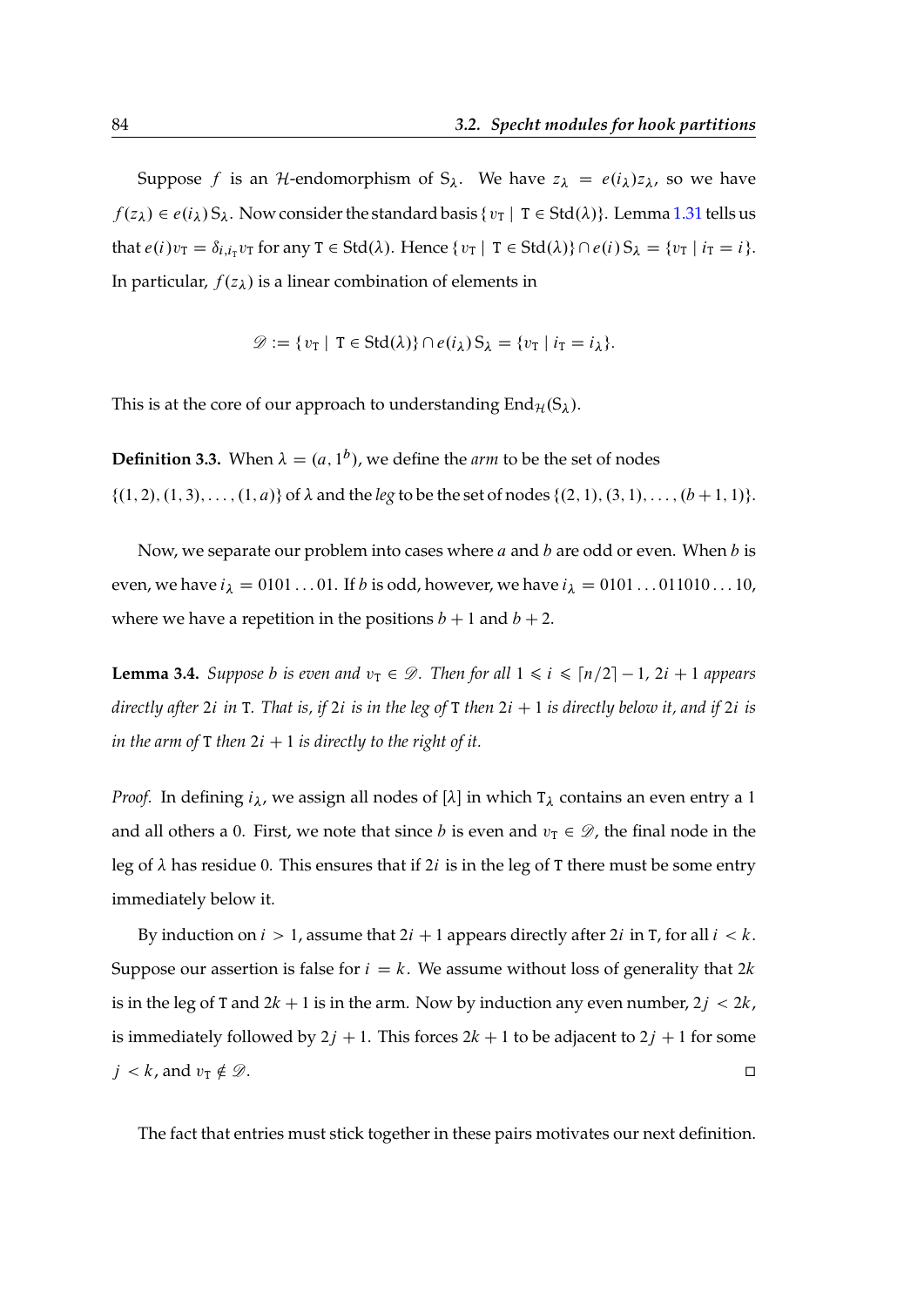Suppose $f$ is an $\mathcal{H}$-endomorphism of $\mathrm{S}_\lambda$. We have $z_\lambda = e(i_\lambda)z_\lambda$, so we have $f(z_\lambda) \in e(i_\lambda)\,\mathrm{S}_\lambda$. Now consider the standard basis $\{\, v_{\mathtt{T}} \mid \mathtt{T} \in \mathrm{Std}(\lambda)\}$. Lemma 1.31 tells us that $e(i)v_{\mathtt{T}} = \delta_{i,i_{\mathtt{T}}}v_{\mathtt{T}}$ for any $\mathtt{T} \in \mathrm{Std}(\lambda)$. Hence $\{\, v_{\mathtt{T}} \mid \mathtt{T} \in \mathrm{Std}(\lambda)\} \cap e(i)\,\mathrm{S}_\lambda = \{v_{\mathtt{T}} \mid i_{\mathtt{T}} = i\}$. In particular, $f(z_\lambda)$ is a linear combination of elements in

$$\mathscr{D} := \{\, v_{\mathtt{T}} \mid \mathtt{T} \in \mathrm{Std}(\lambda)\} \cap e(i_\lambda)\,\mathrm{S}_\lambda = \{v_{\mathtt{T}} \mid i_{\mathtt{T}} = i_\lambda\}.$$

This is at the core of our approach to understanding $\mathrm{End}_{\mathcal{H}}(\mathrm{S}_\lambda)$.

**Definition 3.3.** When $\lambda = (a, 1^b)$, we define the *arm* to be the set of nodes $\{(1,2), (1,3), \ldots, (1,a)\}$ of $\lambda$ and the *leg* to be the set of nodes $\{(2,1), (3,1), \ldots, (b+1,1)\}$.

Now, we separate our problem into cases where $a$ and $b$ are odd or even. When $b$ is even, we have $i_\lambda = 0101\ldots01$. If $b$ is odd, however, we have $i_\lambda = 0101\ldots011010\ldots10$, where we have a repetition in the positions $b+1$ and $b+2$.

**Lemma 3.4.** *Suppose $b$ is even and $v_{\mathtt{T}} \in \mathscr{D}$. Then for all $1 \leqslant i \leqslant \lceil n/2 \rceil - 1$, $2i+1$ appears directly after $2i$ in $\mathtt{T}$. That is, if $2i$ is in the leg of $\mathtt{T}$ then $2i+1$ is directly below it, and if $2i$ is in the arm of $\mathtt{T}$ then $2i+1$ is directly to the right of it.*

*Proof.* In defining $i_\lambda$, we assign all nodes of $[\lambda]$ in which $\mathtt{T}_\lambda$ contains an even entry a 1 and all others a 0. First, we note that since $b$ is even and $v_{\mathtt{T}} \in \mathscr{D}$, the final node in the leg of $\lambda$ has residue 0. This ensures that if $2i$ is in the leg of $\mathtt{T}$ there must be some entry immediately below it.

By induction on $i > 1$, assume that $2i+1$ appears directly after $2i$ in $\mathtt{T}$, for all $i < k$. Suppose our assertion is false for $i = k$. We assume without loss of generality that $2k$ is in the leg of $\mathtt{T}$ and $2k+1$ is in the arm. Now by induction any even number, $2j < 2k$, is immediately followed by $2j+1$. This forces $2k+1$ to be adjacent to $2j+1$ for some $j < k$, and $v_{\mathtt{T}} \notin \mathscr{D}$. $\square$

The fact that entries must stick together in these pairs motivates our next definition.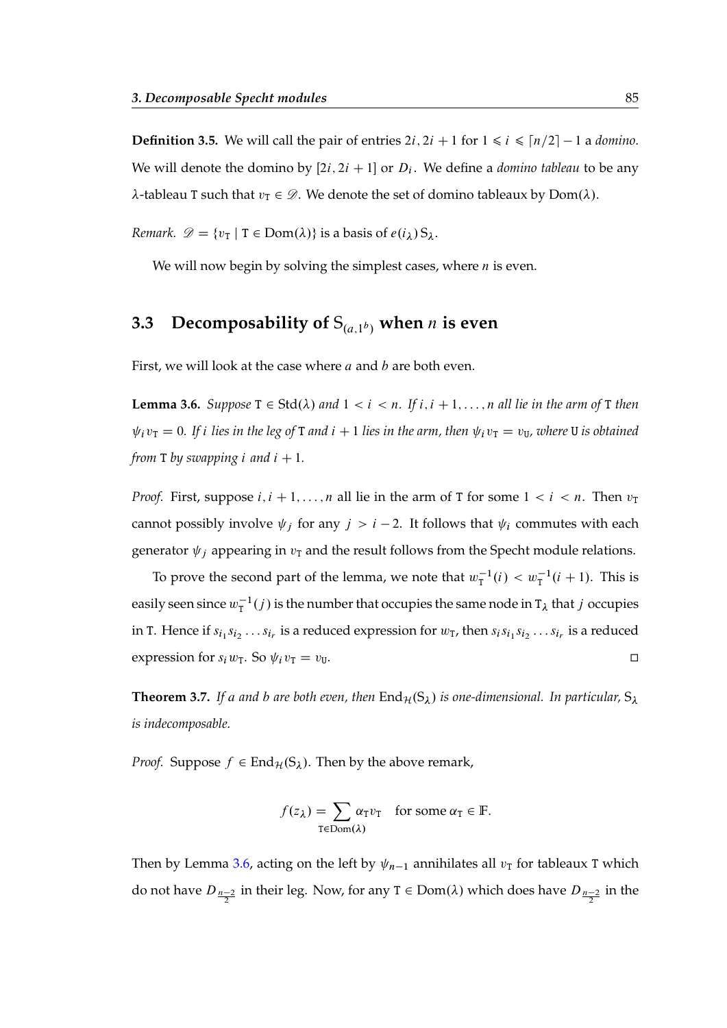**Definition 3.5.** We will call the pair of entries $2i, 2i+1$ for $1 \leqslant i \leqslant \lceil n/2 \rceil - 1$ a *domino*. We will denote the domino by $[2i, 2i+1]$ or $D_i$. We define a *domino tableau* to be any $\lambda$-tableau $\mathtt{T}$ such that $v_{\mathtt{T}} \in \mathscr{D}$. We denote the set of domino tableaux by $\mathrm{Dom}(\lambda)$.

*Remark.* $\mathscr{D} = \{v_{\mathtt{T}} \mid \mathtt{T} \in \mathrm{Dom}(\lambda)\}$ is a basis of $e(i_\lambda)\,\mathrm{S}_\lambda$.

We will now begin by solving the simplest cases, where $n$ is even.

## 3.3 Decomposability of $\mathrm{S}_{(a,1^b)}$ when $n$ is even

First, we will look at the case where $a$ and $b$ are both even.

**Lemma 3.6.** *Suppose $\mathtt{T} \in \mathrm{Std}(\lambda)$ and $1 < i < n$. If $i, i+1, \ldots, n$ all lie in the arm of $\mathtt{T}$ then $\psi_i v_{\mathtt{T}} = 0$. If $i$ lies in the leg of $\mathtt{T}$ and $i+1$ lies in the arm, then $\psi_i v_{\mathtt{T}} = v_{\mathtt{U}}$, where $\mathtt{U}$ is obtained from $\mathtt{T}$ by swapping $i$ and $i+1$.*

*Proof.* First, suppose $i, i+1, \ldots, n$ all lie in the arm of $\mathtt{T}$ for some $1 < i < n$. Then $v_{\mathtt{T}}$ cannot possibly involve $\psi_j$ for any $j > i-2$. It follows that $\psi_i$ commutes with each generator $\psi_j$ appearing in $v_{\mathtt{T}}$ and the result follows from the Specht module relations.

To prove the second part of the lemma, we note that $w_{\mathtt{T}}^{-1}(i) < w_{\mathtt{T}}^{-1}(i+1)$. This is easily seen since $w_{\mathtt{T}}^{-1}(j)$ is the number that occupies the same node in $\mathtt{T}_\lambda$ that $j$ occupies in $\mathtt{T}$. Hence if $s_{i_1}s_{i_2}\ldots s_{i_r}$ is a reduced expression for $w_{\mathtt{T}}$, then $s_i s_{i_1}s_{i_2}\ldots s_{i_r}$ is a reduced expression for $s_i w_{\mathtt{T}}$. So $\psi_i v_{\mathtt{T}} = v_{\mathtt{U}}$. □

**Theorem 3.7.** *If $a$ and $b$ are both even, then $\mathrm{End}_{\mathcal{H}}(\mathrm{S}_\lambda)$ is one-dimensional. In particular, $\mathrm{S}_\lambda$ is indecomposable.*

*Proof.* Suppose $f \in \mathrm{End}_{\mathcal{H}}(\mathrm{S}_\lambda)$. Then by the above remark,

$$f(z_\lambda) = \sum_{\mathtt{T} \in \mathrm{Dom}(\lambda)} \alpha_{\mathtt{T}} v_{\mathtt{T}} \quad \text{for some } \alpha_{\mathtt{T}} \in \mathbb{F}.$$

Then by Lemma 3.6, acting on the left by $\psi_{n-1}$ annihilates all $v_{\mathtt{T}}$ for tableaux $\mathtt{T}$ which do not have $D_{\frac{n-2}{2}}$ in their leg. Now, for any $\mathtt{T} \in \mathrm{Dom}(\lambda)$ which does have $D_{\frac{n-2}{2}}$ in the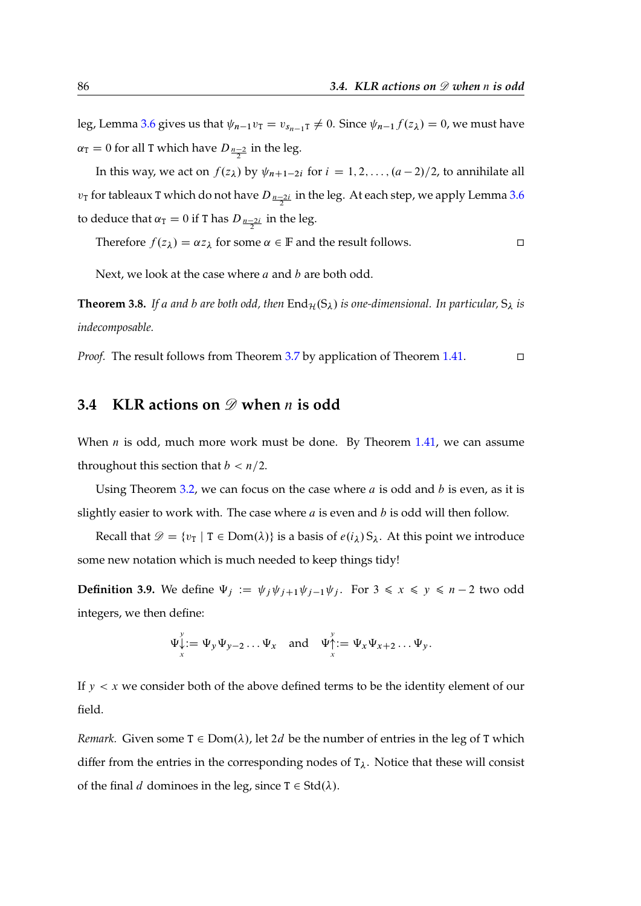leg, Lemma 3.6 gives us that $\psi_{n-1}v_{\mathtt{T}} = v_{s_{n-1}\mathtt{T}} \neq 0$. Since $\psi_{n-1}f(z_\lambda) = 0$, we must have $\alpha_{\mathtt{T}} = 0$ for all $\mathtt{T}$ which have $D_{\frac{n-2}{2}}$ in the leg.

In this way, we act on $f(z_\lambda)$ by $\psi_{n+1-2i}$ for $i = 1, 2, \ldots, (a-2)/2$, to annihilate all $v_{\mathtt{T}}$ for tableaux $\mathtt{T}$ which do not have $D_{\frac{n-2i}{2}}$ in the leg. At each step, we apply Lemma 3.6 to deduce that $\alpha_{\mathtt{T}} = 0$ if $\mathtt{T}$ has $D_{\frac{n-2i}{2}}$ in the leg.

Therefore $f(z_\lambda) = \alpha z_\lambda$ for some $\alpha \in \mathbb{F}$ and the result follows. □

Next, we look at the case where $a$ and $b$ are both odd.

**Theorem 3.8.** *If $a$ and $b$ are both odd, then $\operatorname{End}_{\mathcal{H}}(\mathrm{S}_\lambda)$ is one-dimensional. In particular, $\mathrm{S}_\lambda$ is indecomposable.*

*Proof.* The result follows from Theorem 3.7 by application of Theorem 1.41. □

## 3.4 KLR actions on $\mathscr{D}$ when $n$ is odd

When $n$ is odd, much more work must be done. By Theorem 1.41, we can assume throughout this section that $b < n/2$.

Using Theorem 3.2, we can focus on the case where $a$ is odd and $b$ is even, as it is slightly easier to work with. The case where $a$ is even and $b$ is odd will then follow.

Recall that $\mathscr{D} = \{v_{\mathtt{T}} \mid \mathtt{T} \in \operatorname{Dom}(\lambda)\}$ is a basis of $e(i_\lambda)\mathrm{S}_\lambda$. At this point we introduce some new notation which is much needed to keep things tidy!

**Definition 3.9.** We define $\Psi_j := \psi_j\psi_{j+1}\psi_{j-1}\psi_j$. For $3 \leqslant x \leqslant y \leqslant n-2$ two odd integers, we then define:

$$\Psi\!\underset{x}{\overset{y}{\downarrow}} := \Psi_y\Psi_{y-2}\ldots\Psi_x \quad \text{and} \quad \Psi\!\underset{x}{\overset{y}{\uparrow}} := \Psi_x\Psi_{x+2}\ldots\Psi_y.$$

If $y < x$ we consider both of the above defined terms to be the identity element of our field.

*Remark.* Given some $\mathtt{T} \in \operatorname{Dom}(\lambda)$, let $2d$ be the number of entries in the leg of $\mathtt{T}$ which differ from the entries in the corresponding nodes of $\mathtt{T}_\lambda$. Notice that these will consist of the final $d$ dominoes in the leg, since $\mathtt{T} \in \operatorname{Std}(\lambda)$.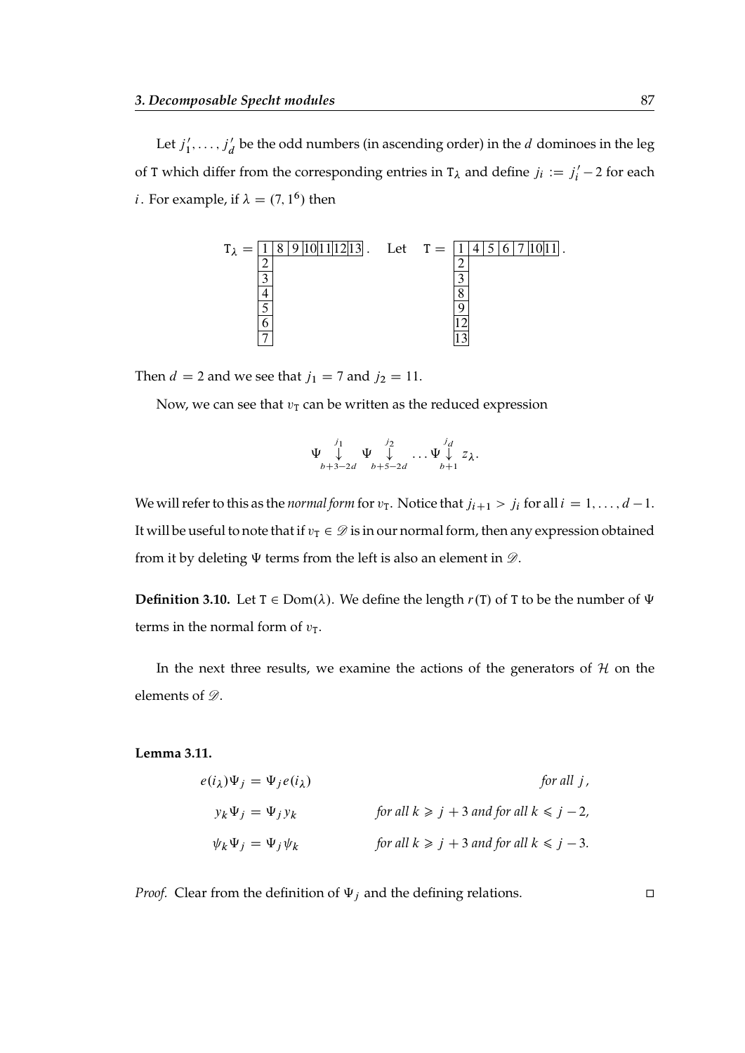Let $j'_1, \dots, j'_d$ be the odd numbers (in ascending order) in the $d$ dominoes in the leg of $\mathtt{T}$ which differ from the corresponding entries in $\mathtt{T}_\lambda$ and define $j_i := j'_i - 2$ for each $i$. For example, if $\lambda = (7, 1^6)$ then

$$\mathtt{T}_\lambda = \begin{array}{|c|c|c|c|c|c|c|} \hline 1 & 8 & 9 & 10 & 11 & 12 & 13 \\ \hline 2 \\ \cline{1-1} 3 \\ \cline{1-1} 4 \\ \cline{1-1} 5 \\ \cline{1-1} 6 \\ \cline{1-1} 7 \\ \cline{1-1} \end{array}. \quad \text{Let} \quad \mathtt{T} = \begin{array}{|c|c|c|c|c|c|c|} \hline 1 & 4 & 5 & 6 & 7 & 10 & 11 \\ \hline 2 \\ \cline{1-1} 3 \\ \cline{1-1} 8 \\ \cline{1-1} 9 \\ \cline{1-1} 12 \\ \cline{1-1} 13 \\ \cline{1-1} \end{array}.$$

Then $d = 2$ and we see that $j_1 = 7$ and $j_2 = 11$.

Now, we can see that $v_\mathtt{T}$ can be written as the reduced expression

$$\Psi \overset{j_1}{\underset{b+3-2d}{\downarrow}} \Psi \overset{j_2}{\underset{b+5-2d}{\downarrow}} \dots \Psi \overset{j_d}{\underset{b+1}{\downarrow}} z_\lambda.$$

We will refer to this as the *normal form* for $v_\mathtt{T}$. Notice that $j_{i+1} > j_i$ for all $i = 1, \dots, d-1$. It will be useful to note that if $v_\mathtt{T} \in \mathscr{D}$ is in our normal form, then any expression obtained from it by deleting $\Psi$ terms from the left is also an element in $\mathscr{D}$.

**Definition 3.10.** Let $\mathtt{T} \in \mathrm{Dom}(\lambda)$. We define the length $r(\mathtt{T})$ of $\mathtt{T}$ to be the number of $\Psi$ terms in the normal form of $v_\mathtt{T}$.

In the next three results, we examine the actions of the generators of $\mathcal{H}$ on the elements of $\mathscr{D}$.

**Lemma 3.11.**

$$\begin{aligned} e(i_\lambda)\Psi_j &= \Psi_j e(i_\lambda) && \textit{for all } j, \\ y_k \Psi_j &= \Psi_j y_k && \textit{for all } k \geqslant j+3 \textit{ and for all } k \leqslant j-2, \\ \psi_k \Psi_j &= \Psi_j \psi_k && \textit{for all } k \geqslant j+3 \textit{ and for all } k \leqslant j-3. \end{aligned}$$

*Proof.* Clear from the definition of $\Psi_j$ and the defining relations. □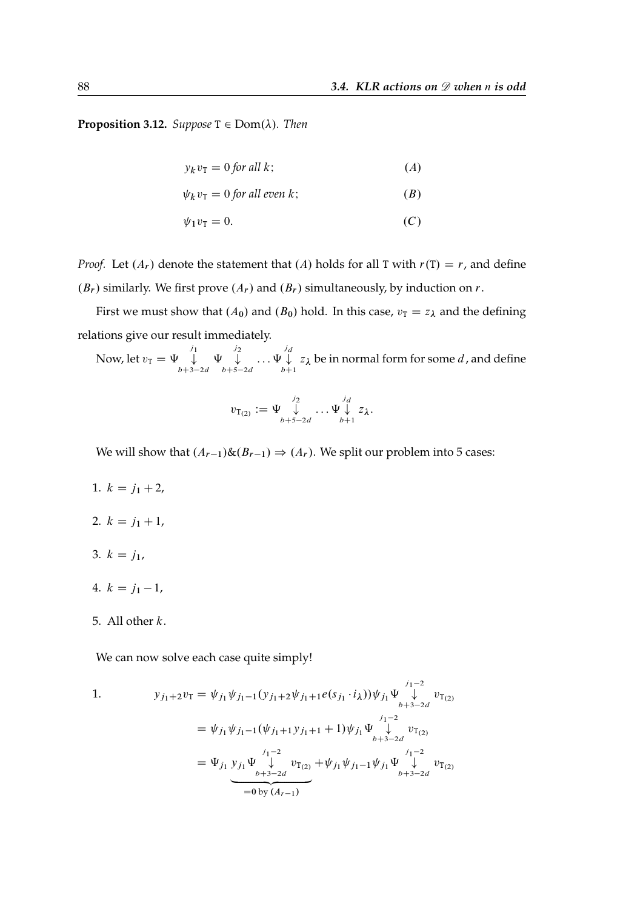**Proposition 3.12.** *Suppose* $\mathtt{T} \in \mathrm{Dom}(\lambda)$. *Then*

$$y_k v_{\mathtt{T}} = 0 \text{ for all } k; \qquad (A)$$

$$\psi_k v_{\mathtt{T}} = 0 \text{ for all even } k; \qquad (B)$$

$$\psi_1 v_{\mathtt{T}} = 0. \qquad (C)$$

*Proof.* Let $(A_r)$ denote the statement that $(A)$ holds for all $\mathtt{T}$ with $r(\mathtt{T}) = r$, and define $(B_r)$ similarly. We first prove $(A_r)$ and $(B_r)$ simultaneously, by induction on $r$.

First we must show that $(A_0)$ and $(B_0)$ hold. In this case, $v_{\mathtt{T}} = z_\lambda$ and the defining relations give our result immediately.

Now, let $v_{\mathtt{T}} = \Psi \overset{j_1}{\underset{b+3-2d}{\downarrow}} \Psi \overset{j_2}{\underset{b+5-2d}{\downarrow}} \dots \Psi \overset{j_d}{\underset{b+1}{\downarrow}} z_\lambda$ be in normal form for some $d$, and define

$$v_{\mathtt{T}_{(2)}} := \Psi \overset{j_2}{\underset{b+5-2d}{\downarrow}} \dots \Psi \overset{j_d}{\underset{b+1}{\downarrow}} z_\lambda.$$

We will show that $(A_{r-1})\&(B_{r-1}) \Rightarrow (A_r)$. We split our problem into 5 cases:

1. $k = j_1 + 2$,
2. $k = j_1 + 1$,
3. $k = j_1$,
4. $k = j_1 - 1$,
5. All other $k$.

We can now solve each case quite simply!

1.
$$\begin{aligned}
y_{j_1+2} v_{\mathtt{T}} &= \psi_{j_1}\psi_{j_1-1}(y_{j_1+2}\psi_{j_1+1} e(s_{j_1}\cdot i_\lambda))\psi_{j_1} \Psi \overset{j_1-2}{\underset{b+3-2d}{\downarrow}} v_{\mathtt{T}_{(2)}} \\
&= \psi_{j_1}\psi_{j_1-1}(\psi_{j_1+1} y_{j_1+1} + 1)\psi_{j_1} \Psi \overset{j_1-2}{\underset{b+3-2d}{\downarrow}} v_{\mathtt{T}_{(2)}} \\
&= \Psi_{j_1} \underbrace{y_{j_1} \Psi \overset{j_1-2}{\underset{b+3-2d}{\downarrow}} v_{\mathtt{T}_{(2)}}}_{=0 \text{ by } (A_{r-1})} + \psi_{j_1}\psi_{j_1-1}\psi_{j_1} \Psi \overset{j_1-2}{\underset{b+3-2d}{\downarrow}} v_{\mathtt{T}_{(2)}}
\end{aligned}$$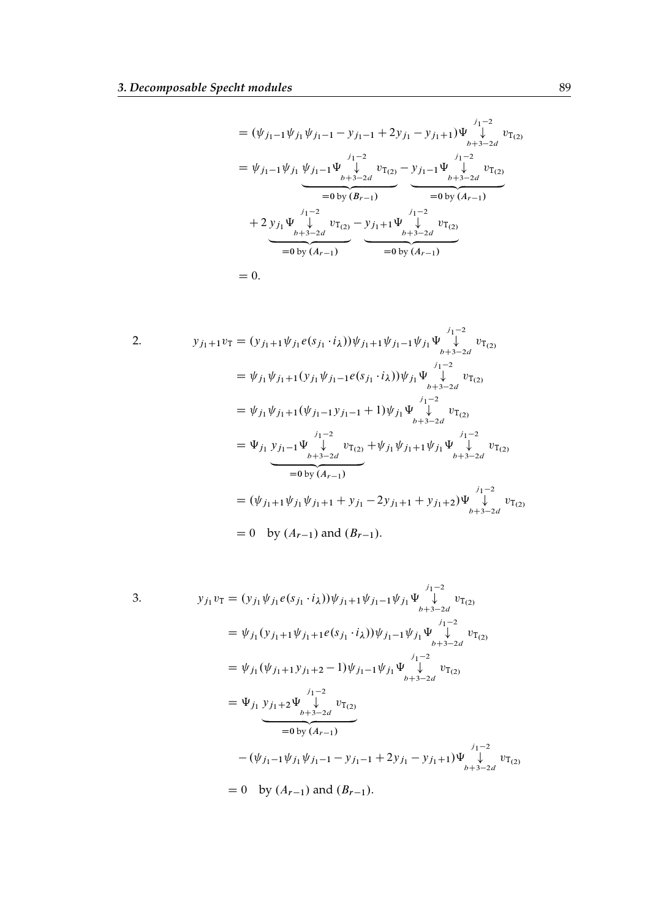$$
\begin{aligned}
&= (\psi_{j_1-1}\psi_{j_1}\psi_{j_1-1} - y_{j_1-1} + 2y_{j_1} - y_{j_1+1})\Psi \overset{j_1-2}{\underset{b+3-2d}{\downarrow}} v_{\mathtt{T}_{(2)}} \\
&= \psi_{j_1-1}\psi_{j_1} \underbrace{\psi_{j_1-1}\Psi \overset{j_1-2}{\underset{b+3-2d}{\downarrow}} v_{\mathtt{T}_{(2)}}}_{=0 \text{ by } (B_{r-1})} - \underbrace{y_{j_1-1}\Psi \overset{j_1-2}{\underset{b+3-2d}{\downarrow}} v_{\mathtt{T}_{(2)}}}_{=0 \text{ by } (A_{r-1})} \\
&\quad + 2\underbrace{y_{j_1}\Psi \overset{j_1-2}{\underset{b+3-2d}{\downarrow}} v_{\mathtt{T}_{(2)}}}_{=0 \text{ by } (A_{r-1})} - \underbrace{y_{j_1+1}\Psi \overset{j_1-2}{\underset{b+3-2d}{\downarrow}} v_{\mathtt{T}_{(2)}}}_{=0 \text{ by } (A_{r-1})} \\
&= 0.
\end{aligned}
$$

2.

$$
\begin{aligned}
y_{j_1+1}v_{\mathtt{T}} &= (y_{j_1+1}\psi_{j_1}e(s_{j_1}\cdot i_\lambda))\psi_{j_1+1}\psi_{j_1-1}\psi_{j_1}\Psi \overset{j_1-2}{\underset{b+3-2d}{\downarrow}} v_{\mathtt{T}_{(2)}} \\
&= \psi_{j_1}\psi_{j_1+1}(y_{j_1}\psi_{j_1-1}e(s_{j_1}\cdot i_\lambda))\psi_{j_1}\Psi \overset{j_1-2}{\underset{b+3-2d}{\downarrow}} v_{\mathtt{T}_{(2)}} \\
&= \psi_{j_1}\psi_{j_1+1}(\psi_{j_1-1}y_{j_1-1} + 1)\psi_{j_1}\Psi \overset{j_1-2}{\underset{b+3-2d}{\downarrow}} v_{\mathtt{T}_{(2)}} \\
&= \Psi_{j_1} \underbrace{y_{j_1-1}\Psi \overset{j_1-2}{\underset{b+3-2d}{\downarrow}} v_{\mathtt{T}_{(2)}}}_{=0 \text{ by } (A_{r-1})} + \psi_{j_1}\psi_{j_1+1}\psi_{j_1}\Psi \overset{j_1-2}{\underset{b+3-2d}{\downarrow}} v_{\mathtt{T}_{(2)}} \\
&= (\psi_{j_1+1}\psi_{j_1}\psi_{j_1+1} + y_{j_1} - 2y_{j_1+1} + y_{j_1+2})\Psi \overset{j_1-2}{\underset{b+3-2d}{\downarrow}} v_{\mathtt{T}_{(2)}} \\
&= 0 \quad \text{by } (A_{r-1}) \text{ and } (B_{r-1}).
\end{aligned}
$$

3.

$$
\begin{aligned}
y_{j_1}v_{\mathtt{T}} &= (y_{j_1}\psi_{j_1}e(s_{j_1}\cdot i_\lambda))\psi_{j_1+1}\psi_{j_1-1}\psi_{j_1}\Psi \overset{j_1-2}{\underset{b+3-2d}{\downarrow}} v_{\mathtt{T}_{(2)}} \\
&= \psi_{j_1}(y_{j_1+1}\psi_{j_1+1}e(s_{j_1}\cdot i_\lambda))\psi_{j_1-1}\psi_{j_1}\Psi \overset{j_1-2}{\underset{b+3-2d}{\downarrow}} v_{\mathtt{T}_{(2)}} \\
&= \psi_{j_1}(\psi_{j_1+1}y_{j_1+2} - 1)\psi_{j_1-1}\psi_{j_1}\Psi \overset{j_1-2}{\underset{b+3-2d}{\downarrow}} v_{\mathtt{T}_{(2)}} \\
&= \Psi_{j_1} \underbrace{y_{j_1+2}\Psi \overset{j_1-2}{\underset{b+3-2d}{\downarrow}} v_{\mathtt{T}_{(2)}}}_{=0 \text{ by } (A_{r-1})} \\
&\quad - (\psi_{j_1-1}\psi_{j_1}\psi_{j_1-1} - y_{j_1-1} + 2y_{j_1} - y_{j_1+1})\Psi \overset{j_1-2}{\underset{b+3-2d}{\downarrow}} v_{\mathtt{T}_{(2)}} \\
&= 0 \quad \text{by } (A_{r-1}) \text{ and } (B_{r-1}).
\end{aligned}
$$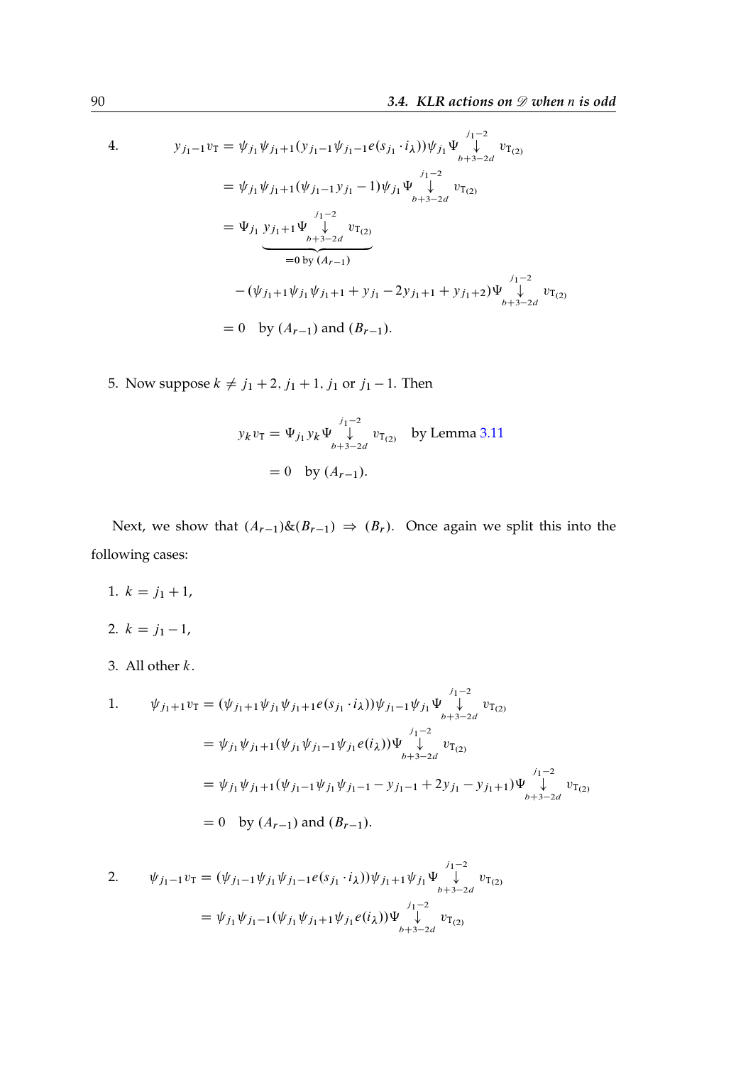4. 
$$
\begin{aligned}
y_{j_1-1}v_{\mathrm{T}} &= \psi_{j_1}\psi_{j_1+1}(y_{j_1-1}\psi_{j_1-1}e(s_{j_1}\cdot i_\lambda))\psi_{j_1}\Psi\overset{j_1-2}{\underset{b+3-2d}{\downarrow}} v_{\mathrm{T}(2)}\\
&= \psi_{j_1}\psi_{j_1+1}(\psi_{j_1-1}y_{j_1}-1)\psi_{j_1}\Psi\overset{j_1-2}{\underset{b+3-2d}{\downarrow}} v_{\mathrm{T}(2)}\\
&= \Psi_{j_1}\underbrace{y_{j_1+1}\Psi\overset{j_1-2}{\underset{b+3-2d}{\downarrow}} v_{\mathrm{T}(2)}}_{=0 \text{ by } (A_{r-1})}\\
&\quad -(\psi_{j_1+1}\psi_{j_1}\psi_{j_1+1}+y_{j_1}-2y_{j_1+1}+y_{j_1+2})\Psi\overset{j_1-2}{\underset{b+3-2d}{\downarrow}} v_{\mathrm{T}(2)}\\
&= 0 \quad \text{by } (A_{r-1}) \text{ and } (B_{r-1}).
\end{aligned}
$$

5. Now suppose $k \neq j_1+2, j_1+1, j_1$ or $j_1-1$. Then

$$
\begin{aligned}
y_k v_{\mathrm{T}} &= \Psi_{j_1} y_k \Psi\overset{j_1-2}{\underset{b+3-2d}{\downarrow}} v_{\mathrm{T}(2)} \quad \text{by Lemma 3.11}\\
&= 0 \quad \text{by } (A_{r-1}).
\end{aligned}
$$

Next, we show that $(A_{r-1})\&(B_{r-1}) \Rightarrow (B_r)$. Once again we split this into the following cases:

1. $k = j_1+1$,
2. $k = j_1-1$,
3. All other $k$.

1. 
$$
\begin{aligned}
\psi_{j_1+1}v_{\mathrm{T}} &= (\psi_{j_1+1}\psi_{j_1}\psi_{j_1+1}e(s_{j_1}\cdot i_\lambda))\psi_{j_1-1}\psi_{j_1}\Psi\overset{j_1-2}{\underset{b+3-2d}{\downarrow}} v_{\mathrm{T}(2)}\\
&= \psi_{j_1}\psi_{j_1+1}(\psi_{j_1}\psi_{j_1-1}\psi_{j_1}e(i_\lambda))\Psi\overset{j_1-2}{\underset{b+3-2d}{\downarrow}} v_{\mathrm{T}(2)}\\
&= \psi_{j_1}\psi_{j_1+1}(\psi_{j_1-1}\psi_{j_1}\psi_{j_1-1}-y_{j_1-1}+2y_{j_1}-y_{j_1+1})\Psi\overset{j_1-2}{\underset{b+3-2d}{\downarrow}} v_{\mathrm{T}(2)}\\
&= 0 \quad \text{by } (A_{r-1}) \text{ and } (B_{r-1}).
\end{aligned}
$$

2. 
$$
\begin{aligned}
\psi_{j_1-1}v_{\mathrm{T}} &= (\psi_{j_1-1}\psi_{j_1}\psi_{j_1-1}e(s_{j_1}\cdot i_\lambda))\psi_{j_1+1}\psi_{j_1}\Psi\overset{j_1-2}{\underset{b+3-2d}{\downarrow}} v_{\mathrm{T}(2)}\\
&= \psi_{j_1}\psi_{j_1-1}(\psi_{j_1}\psi_{j_1+1}\psi_{j_1}e(i_\lambda))\Psi\overset{j_1-2}{\underset{b+3-2d}{\downarrow}} v_{\mathrm{T}(2)}
\end{aligned}
$$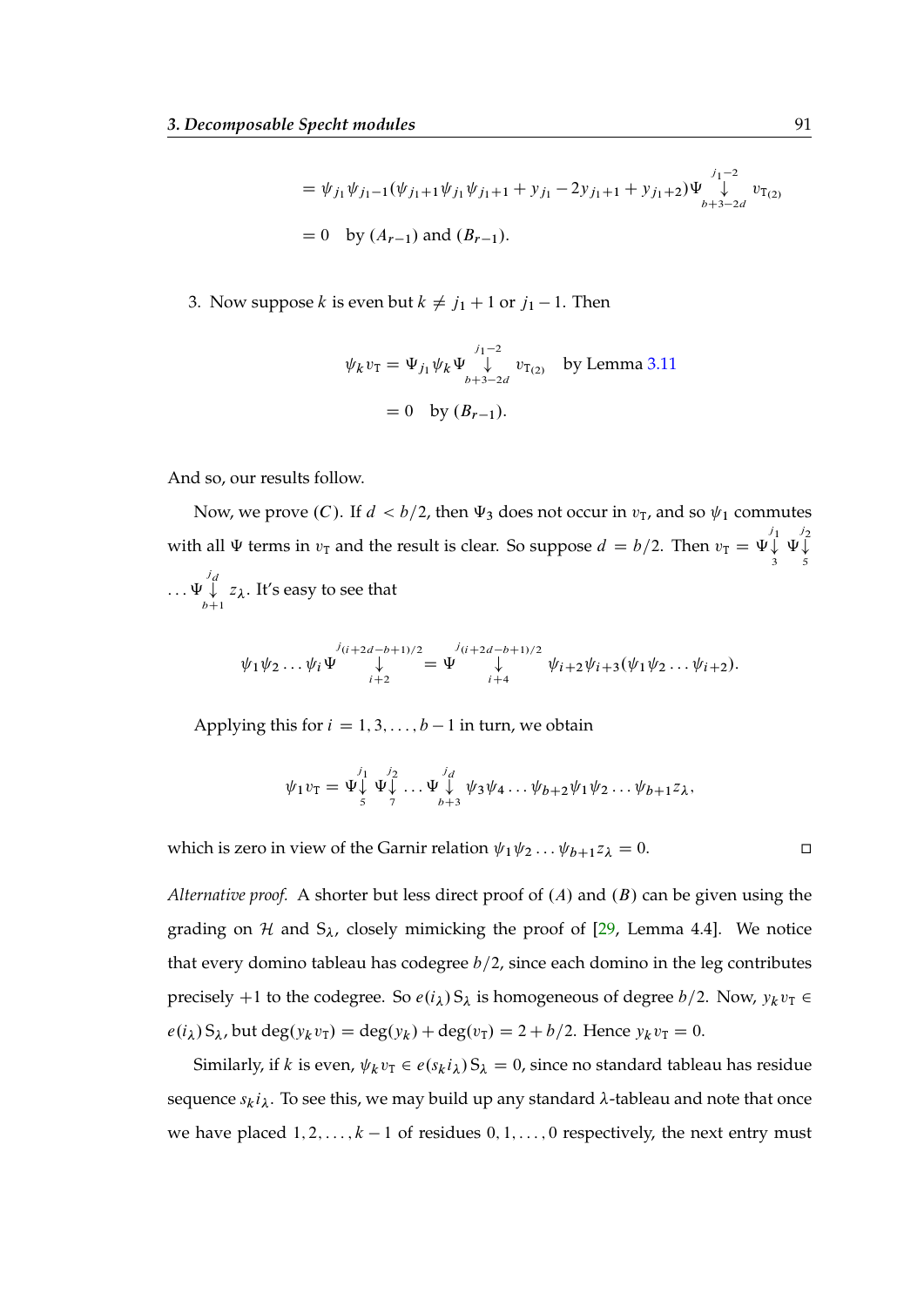$$= \psi_{j_1}\psi_{j_1-1}(\psi_{j_1+1}\psi_{j_1}\psi_{j_1+1} + y_{j_1} - 2y_{j_1+1} + y_{j_1+2})\Psi \underset{b+3-2d}{\overset{j_1-2}{\downarrow}} v_{\mathrm{T}_{(2)}}$$

$$= 0 \quad \text{by } (A_{r-1}) \text{ and } (B_{r-1}).$$

3. Now suppose $k$ is even but $k \neq j_1+1$ or $j_1-1$. Then

$$\psi_k v_{\mathrm{T}} = \Psi_{j_1}\psi_k \Psi \underset{b+3-2d}{\overset{j_1-2}{\downarrow}} v_{\mathrm{T}_{(2)}} \quad \text{by Lemma 3.11}$$

$$= 0 \quad \text{by } (B_{r-1}).$$

And so, our results follow.

Now, we prove $(C)$. If $d < b/2$, then $\Psi_3$ does not occur in $v_{\mathrm{T}}$, and so $\psi_1$ commutes with all $\Psi$ terms in $v_{\mathrm{T}}$ and the result is clear. So suppose $d = b/2$. Then $v_{\mathrm{T}} = \Psi\underset{3}{\overset{j_1}{\downarrow}}\ \Psi\underset{5}{\overset{j_2}{\downarrow}} \dots \Psi\underset{b+1}{\overset{j_d}{\downarrow}}\ z_\lambda$. It's easy to see that

$$\psi_1\psi_2\dots\psi_i \Psi \underset{i+2}{\overset{j_{(i+2d-b+1)/2}}{\downarrow}} = \Psi \underset{i+4}{\overset{j_{(i+2d-b+1)/2}}{\downarrow}} \psi_{i+2}\psi_{i+3}(\psi_1\psi_2\dots\psi_{i+2}).$$

Applying this for $i = 1, 3, \dots, b-1$ in turn, we obtain

$$\psi_1 v_{\mathrm{T}} = \Psi\underset{5}{\overset{j_1}{\downarrow}}\ \Psi\underset{7}{\overset{j_2}{\downarrow}} \dots \Psi\underset{b+3}{\overset{j_d}{\downarrow}}\ \psi_3\psi_4\dots\psi_{b+2}\psi_1\psi_2\dots\psi_{b+1}z_\lambda,$$

which is zero in view of the Garnir relation $\psi_1\psi_2\dots\psi_{b+1}z_\lambda = 0$. $\square$

*Alternative proof.* A shorter but less direct proof of $(A)$ and $(B)$ can be given using the grading on $\mathcal{H}$ and $\mathrm{S}_\lambda$, closely mimicking the proof of [29, Lemma 4.4]. We notice that every domino tableau has codegree $b/2$, since each domino in the leg contributes precisely $+1$ to the codegree. So $e(i_\lambda)\,\mathrm{S}_\lambda$ is homogeneous of degree $b/2$. Now, $y_k v_{\mathrm{T}} \in e(i_\lambda)\,\mathrm{S}_\lambda$, but $\deg(y_k v_{\mathrm{T}}) = \deg(y_k) + \deg(v_{\mathrm{T}}) = 2 + b/2$. Hence $y_k v_{\mathrm{T}} = 0$.

Similarly, if $k$ is even, $\psi_k v_{\mathrm{T}} \in e(s_k i_\lambda)\,\mathrm{S}_\lambda = 0$, since no standard tableau has residue sequence $s_k i_\lambda$. To see this, we may build up any standard $\lambda$-tableau and note that once we have placed $1, 2, \dots, k-1$ of residues $0, 1, \dots, 0$ respectively, the next entry must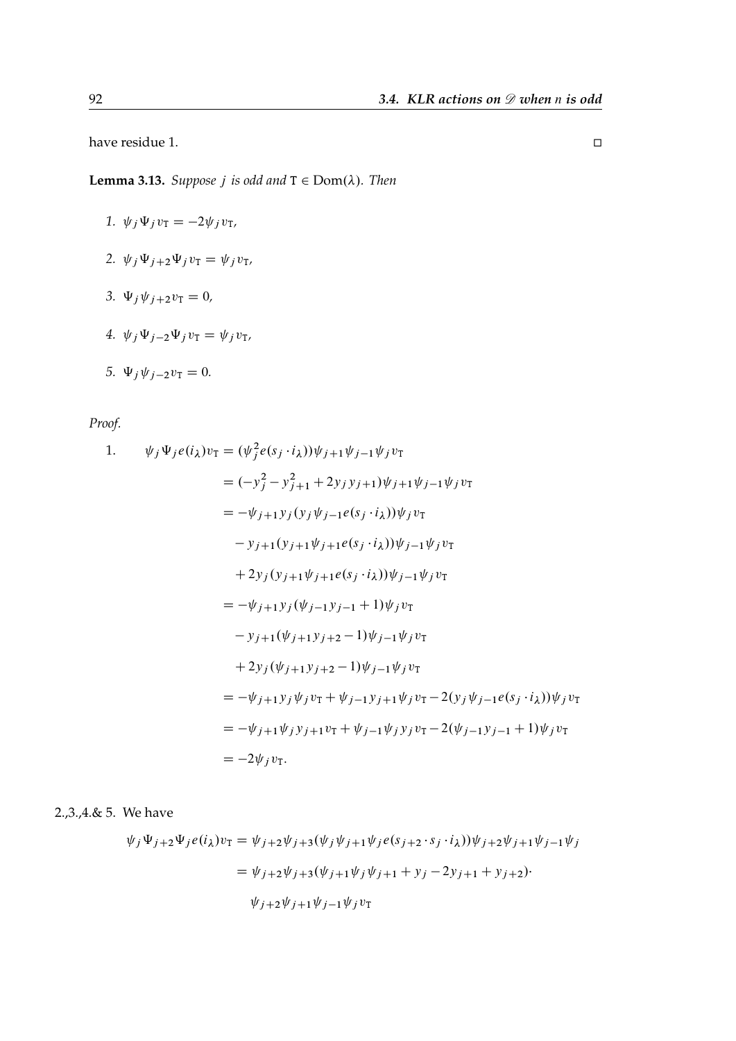have residue 1. ◻

**Lemma 3.13.** *Suppose $j$ is odd and $\mathtt{T} \in \mathrm{Dom}(\lambda)$. Then*

1. $\psi_j \Psi_j v_{\mathtt{T}} = -2\psi_j v_{\mathtt{T}}$,
2. $\psi_j \Psi_{j+2} \Psi_j v_{\mathtt{T}} = \psi_j v_{\mathtt{T}}$,
3. $\Psi_j \psi_{j+2} v_{\mathtt{T}} = 0$,
4. $\psi_j \Psi_{j-2} \Psi_j v_{\mathtt{T}} = \psi_j v_{\mathtt{T}}$,
5. $\Psi_j \psi_{j-2} v_{\mathtt{T}} = 0$.

*Proof.*

1.
$$
\begin{aligned}
\psi_j \Psi_j e(i_\lambda) v_{\mathtt{T}} &= (\psi_j^2 e(s_j \cdot i_\lambda))\psi_{j+1}\psi_{j-1}\psi_j v_{\mathtt{T}} \\
&= (-y_j^2 - y_{j+1}^2 + 2y_j y_{j+1})\psi_{j+1}\psi_{j-1}\psi_j v_{\mathtt{T}} \\
&= -\psi_{j+1} y_j (y_j \psi_{j-1} e(s_j \cdot i_\lambda))\psi_j v_{\mathtt{T}} \\
&\quad - y_{j+1}(y_{j+1}\psi_{j+1} e(s_j \cdot i_\lambda))\psi_{j-1}\psi_j v_{\mathtt{T}} \\
&\quad + 2y_j (y_{j+1}\psi_{j+1} e(s_j \cdot i_\lambda))\psi_{j-1}\psi_j v_{\mathtt{T}} \\
&= -\psi_{j+1} y_j (\psi_{j-1} y_{j-1} + 1)\psi_j v_{\mathtt{T}} \\
&\quad - y_{j+1}(\psi_{j+1} y_{j+2} - 1)\psi_{j-1}\psi_j v_{\mathtt{T}} \\
&\quad + 2y_j (\psi_{j+1} y_{j+2} - 1)\psi_{j-1}\psi_j v_{\mathtt{T}} \\
&= -\psi_{j+1} y_j \psi_j v_{\mathtt{T}} + \psi_{j-1} y_{j+1} \psi_j v_{\mathtt{T}} - 2(y_j \psi_{j-1} e(s_j \cdot i_\lambda))\psi_j v_{\mathtt{T}} \\
&= -\psi_{j+1}\psi_j y_{j+1} v_{\mathtt{T}} + \psi_{j-1}\psi_j y_j v_{\mathtt{T}} - 2(\psi_{j-1} y_{j-1} + 1)\psi_j v_{\mathtt{T}} \\
&= -2\psi_j v_{\mathtt{T}}.
\end{aligned}
$$

2.,3.,4.& 5. We have

$$
\begin{aligned}
\psi_j \Psi_{j+2} \Psi_j e(i_\lambda) v_{\mathtt{T}} &= \psi_{j+2}\psi_{j+3}(\psi_j \psi_{j+1}\psi_j e(s_{j+2} \cdot s_j \cdot i_\lambda))\psi_{j+2}\psi_{j+1}\psi_{j-1}\psi_j \\
&= \psi_{j+2}\psi_{j+3}(\psi_{j+1}\psi_j\psi_{j+1} + y_j - 2y_{j+1} + y_{j+2}) \cdot \\
&\quad \psi_{j+2}\psi_{j+1}\psi_{j-1}\psi_j v_{\mathtt{T}}
\end{aligned}
$$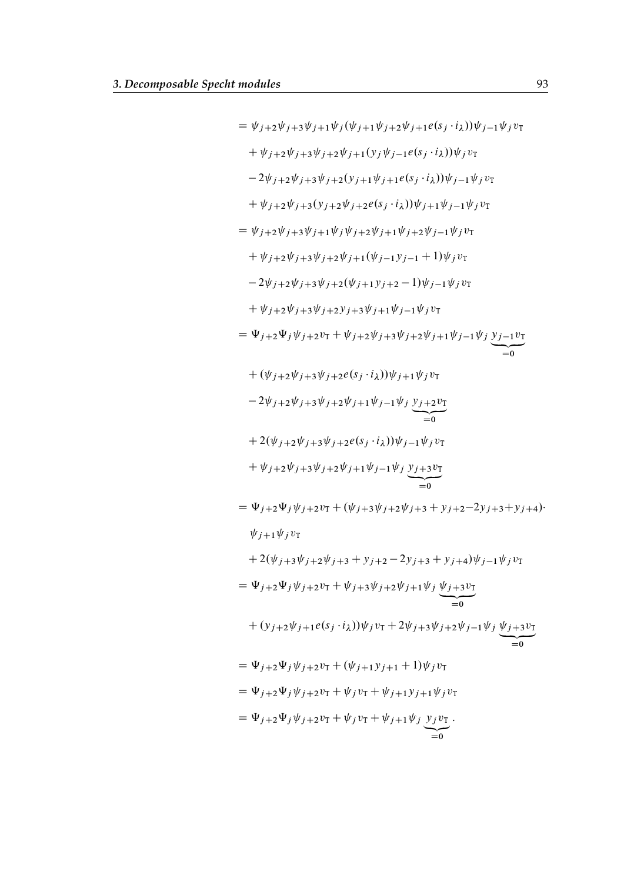$$
\begin{aligned}
&= \psi_{j+2}\psi_{j+3}\psi_{j+1}\psi_j(\psi_{j+1}\psi_{j+2}\psi_{j+1}e(s_j\cdot i_\lambda))\psi_{j-1}\psi_j v_{\mathrm{T}}\\
&\quad + \psi_{j+2}\psi_{j+3}\psi_{j+2}\psi_{j+1}(y_j\psi_{j-1}e(s_j\cdot i_\lambda))\psi_j v_{\mathrm{T}}\\
&\quad - 2\psi_{j+2}\psi_{j+3}\psi_{j+2}(y_{j+1}\psi_{j+1}e(s_j\cdot i_\lambda))\psi_{j-1}\psi_j v_{\mathrm{T}}\\
&\quad + \psi_{j+2}\psi_{j+3}(y_{j+2}\psi_{j+2}e(s_j\cdot i_\lambda))\psi_{j+1}\psi_{j-1}\psi_j v_{\mathrm{T}}\\
&= \psi_{j+2}\psi_{j+3}\psi_{j+1}\psi_j\psi_{j+2}\psi_{j+1}\psi_{j+2}\psi_{j-1}\psi_j v_{\mathrm{T}}\\
&\quad + \psi_{j+2}\psi_{j+3}\psi_{j+2}\psi_{j+1}(\psi_{j-1}y_{j-1}+1)\psi_j v_{\mathrm{T}}\\
&\quad - 2\psi_{j+2}\psi_{j+3}\psi_{j+2}(\psi_{j+1}y_{j+2}-1)\psi_{j-1}\psi_j v_{\mathrm{T}}\\
&\quad + \psi_{j+2}\psi_{j+3}\psi_{j+2}y_{j+3}\psi_{j+1}\psi_{j-1}\psi_j v_{\mathrm{T}}\\
&= \Psi_{j+2}\Psi_j\psi_{j+2}v_{\mathrm{T}} + \psi_{j+2}\psi_{j+3}\psi_{j+2}\psi_{j+1}\psi_{j-1}\psi_j \underbrace{y_{j-1}v_{\mathrm{T}}}_{=0}\\
&\quad + (\psi_{j+2}\psi_{j+3}\psi_{j+2}e(s_j\cdot i_\lambda))\psi_{j+1}\psi_j v_{\mathrm{T}}\\
&\quad - 2\psi_{j+2}\psi_{j+3}\psi_{j+2}\psi_{j+1}\psi_{j-1}\psi_j \underbrace{y_{j+2}v_{\mathrm{T}}}_{=0}\\
&\quad + 2(\psi_{j+2}\psi_{j+3}\psi_{j+2}e(s_j\cdot i_\lambda))\psi_{j-1}\psi_j v_{\mathrm{T}}\\
&\quad + \psi_{j+2}\psi_{j+3}\psi_{j+2}\psi_{j+1}\psi_{j-1}\psi_j \underbrace{y_{j+3}v_{\mathrm{T}}}_{=0}\\
&= \Psi_{j+2}\Psi_j\psi_{j+2}v_{\mathrm{T}} + (\psi_{j+3}\psi_{j+2}\psi_{j+3} + y_{j+2} - 2y_{j+3} + y_{j+4})\cdot\\
&\quad \psi_{j+1}\psi_j v_{\mathrm{T}}\\
&\quad + 2(\psi_{j+3}\psi_{j+2}\psi_{j+3} + y_{j+2} - 2y_{j+3} + y_{j+4})\psi_{j-1}\psi_j v_{\mathrm{T}}\\
&= \Psi_{j+2}\Psi_j\psi_{j+2}v_{\mathrm{T}} + \psi_{j+3}\psi_{j+2}\psi_{j+1}\psi_j \underbrace{\psi_{j+3}v_{\mathrm{T}}}_{=0}\\
&\quad + (y_{j+2}\psi_{j+1}e(s_j\cdot i_\lambda))\psi_j v_{\mathrm{T}} + 2\psi_{j+3}\psi_{j+2}\psi_{j-1}\psi_j \underbrace{\psi_{j+3}v_{\mathrm{T}}}_{=0}\\
&= \Psi_{j+2}\Psi_j\psi_{j+2}v_{\mathrm{T}} + (\psi_{j+1}y_{j+1}+1)\psi_j v_{\mathrm{T}}\\
&= \Psi_{j+2}\Psi_j\psi_{j+2}v_{\mathrm{T}} + \psi_j v_{\mathrm{T}} + \psi_{j+1}y_{j+1}\psi_j v_{\mathrm{T}}\\
&= \Psi_{j+2}\Psi_j\psi_{j+2}v_{\mathrm{T}} + \psi_j v_{\mathrm{T}} + \psi_{j+1}\psi_j \underbrace{y_j v_{\mathrm{T}}}_{=0}.
\end{aligned}
$$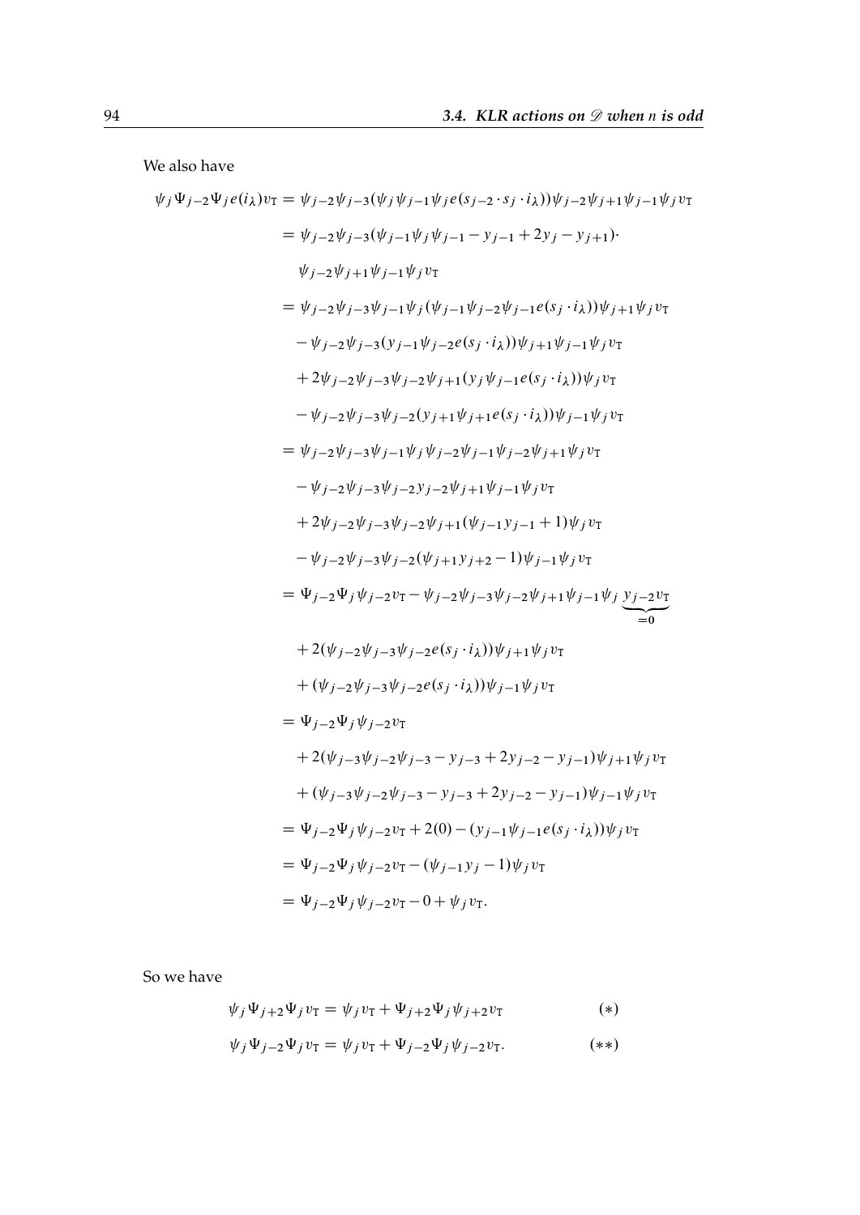We also have

$$
\begin{aligned}
\psi_j \Psi_{j-2} \Psi_j e(i_\lambda) v_{\mathrm{T}} &= \psi_{j-2}\psi_{j-3}(\psi_j\psi_{j-1}\psi_j e(s_{j-2}\cdot s_j \cdot i_\lambda))\psi_{j-2}\psi_{j+1}\psi_{j-1}\psi_j v_{\mathrm{T}} \\
&= \psi_{j-2}\psi_{j-3}(\psi_{j-1}\psi_j\psi_{j-1} - y_{j-1} + 2y_j - y_{j+1})\cdot \\
&\quad\ \psi_{j-2}\psi_{j+1}\psi_{j-1}\psi_j v_{\mathrm{T}} \\
&= \psi_{j-2}\psi_{j-3}\psi_{j-1}\psi_j(\psi_{j-1}\psi_{j-2}\psi_{j-1} e(s_j \cdot i_\lambda))\psi_{j+1}\psi_j v_{\mathrm{T}} \\
&\quad - \psi_{j-2}\psi_{j-3}(y_{j-1}\psi_{j-2} e(s_j \cdot i_\lambda))\psi_{j+1}\psi_{j-1}\psi_j v_{\mathrm{T}} \\
&\quad + 2\psi_{j-2}\psi_{j-3}\psi_{j-2}\psi_{j+1}(y_j\psi_{j-1} e(s_j \cdot i_\lambda))\psi_j v_{\mathrm{T}} \\
&\quad - \psi_{j-2}\psi_{j-3}\psi_{j-2}(y_{j+1}\psi_{j+1} e(s_j \cdot i_\lambda))\psi_{j-1}\psi_j v_{\mathrm{T}} \\
&= \psi_{j-2}\psi_{j-3}\psi_{j-1}\psi_j\psi_{j-2}\psi_{j-1}\psi_{j-2}\psi_{j+1}\psi_j v_{\mathrm{T}} \\
&\quad - \psi_{j-2}\psi_{j-3}\psi_{j-2} y_{j-2}\psi_{j+1}\psi_{j-1}\psi_j v_{\mathrm{T}} \\
&\quad + 2\psi_{j-2}\psi_{j-3}\psi_{j-2}\psi_{j+1}(\psi_{j-1} y_{j-1} + 1)\psi_j v_{\mathrm{T}} \\
&\quad - \psi_{j-2}\psi_{j-3}\psi_{j-2}(\psi_{j+1} y_{j+2} - 1)\psi_{j-1}\psi_j v_{\mathrm{T}} \\
&= \Psi_{j-2}\Psi_j\psi_{j-2} v_{\mathrm{T}} - \psi_{j-2}\psi_{j-3}\psi_{j-2}\psi_{j+1}\psi_{j-1}\psi_j \underbrace{y_{j-2} v_{\mathrm{T}}}_{=0} \\
&\quad + 2(\psi_{j-2}\psi_{j-3}\psi_{j-2} e(s_j \cdot i_\lambda))\psi_{j+1}\psi_j v_{\mathrm{T}} \\
&\quad + (\psi_{j-2}\psi_{j-3}\psi_{j-2} e(s_j \cdot i_\lambda))\psi_{j-1}\psi_j v_{\mathrm{T}} \\
&= \Psi_{j-2}\Psi_j\psi_{j-2} v_{\mathrm{T}} \\
&\quad + 2(\psi_{j-3}\psi_{j-2}\psi_{j-3} - y_{j-3} + 2y_{j-2} - y_{j-1})\psi_{j+1}\psi_j v_{\mathrm{T}} \\
&\quad + (\psi_{j-3}\psi_{j-2}\psi_{j-3} - y_{j-3} + 2y_{j-2} - y_{j-1})\psi_{j-1}\psi_j v_{\mathrm{T}} \\
&= \Psi_{j-2}\Psi_j\psi_{j-2} v_{\mathrm{T}} + 2(0) - (y_{j-1}\psi_{j-1} e(s_j \cdot i_\lambda))\psi_j v_{\mathrm{T}} \\
&= \Psi_{j-2}\Psi_j\psi_{j-2} v_{\mathrm{T}} - (\psi_{j-1} y_j - 1)\psi_j v_{\mathrm{T}} \\
&= \Psi_{j-2}\Psi_j\psi_{j-2} v_{\mathrm{T}} - 0 + \psi_j v_{\mathrm{T}}.
\end{aligned}
$$

So we have

$$
\psi_j \Psi_{j+2} \Psi_j v_{\mathrm{T}} = \psi_j v_{\mathrm{T}} + \Psi_{j+2}\Psi_j\psi_{j+2} v_{\mathrm{T}} \qquad (*)
$$

$$
\psi_j \Psi_{j-2} \Psi_j v_{\mathrm{T}} = \psi_j v_{\mathrm{T}} + \Psi_{j-2}\Psi_j\psi_{j-2} v_{\mathrm{T}}. \qquad (**)
$$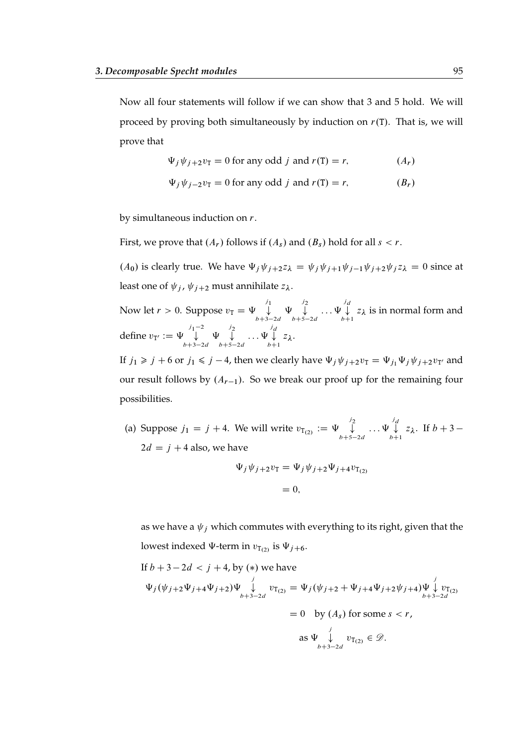Now all four statements will follow if we can show that 3 and 5 hold. We will proceed by proving both simultaneously by induction on $r(\mathtt{T})$. That is, we will prove that

$$\Psi_j \psi_{j+2} v_{\mathtt{T}} = 0 \text{ for any odd } j \text{ and } r(\mathtt{T}) = r, \qquad (A_r)$$

$$\Psi_j \psi_{j-2} v_{\mathtt{T}} = 0 \text{ for any odd } j \text{ and } r(\mathtt{T}) = r, \qquad (B_r)$$

by simultaneous induction on $r$.

First, we prove that $(A_r)$ follows if $(A_s)$ and $(B_s)$ hold for all $s < r$.

$(A_0)$ is clearly true. We have $\Psi_j \psi_{j+2} z_\lambda = \psi_j \psi_{j+1} \psi_{j-1} \psi_{j+2} \psi_j z_\lambda = 0$ since at least one of $\psi_j$, $\psi_{j+2}$ must annihilate $z_\lambda$.

Now let $r > 0$. Suppose $v_{\mathtt{T}} = \Psi \overset{j_1}{\underset{b+3-2d}{\downarrow}} \Psi \overset{j_2}{\underset{b+5-2d}{\downarrow}} \dots \Psi \overset{j_d}{\underset{b+1}{\downarrow}} z_\lambda$ is in normal form and define $v_{\mathtt{T}'} := \Psi \overset{j_1-2}{\underset{b+3-2d}{\downarrow}} \Psi \overset{j_2}{\underset{b+5-2d}{\downarrow}} \dots \Psi \overset{j_d}{\underset{b+1}{\downarrow}} z_\lambda$.

If $j_1 \geqslant j+6$ or $j_1 \leqslant j-4$, then we clearly have $\Psi_j \psi_{j+2} v_{\mathtt{T}} = \Psi_{j_1} \Psi_j \psi_{j+2} v_{\mathtt{T}'}$ and our result follows by $(A_{r-1})$. So we break our proof up for the remaining four possibilities.

(a) Suppose $j_1 = j+4$. We will write $v_{\mathtt{T}_{(2)}} := \Psi \overset{j_2}{\underset{b+5-2d}{\downarrow}} \dots \Psi \overset{j_d}{\underset{b+1}{\downarrow}} z_\lambda$. If $b+3-2d = j+4$ also, we have

$$\begin{aligned}
\Psi_j \psi_{j+2} v_{\mathtt{T}} &= \Psi_j \psi_{j+2} \Psi_{j+4} v_{\mathtt{T}_{(2)}} \\
&= 0,
\end{aligned}$$

as we have a $\psi_j$ which commutes with everything to its right, given that the lowest indexed $\Psi$-term in $v_{\mathtt{T}_{(2)}}$ is $\Psi_{j+6}$.

If $b+3-2d < j+4$, by $(*)$ we have

$$\begin{aligned}
\Psi_j (\psi_{j+2} \Psi_{j+4} \Psi_{j+2}) \Psi \overset{j}{\underset{b+3-2d}{\downarrow}} v_{\mathtt{T}_{(2)}} &= \Psi_j (\psi_{j+2} + \Psi_{j+4} \Psi_{j+2} \psi_{j+4}) \Psi \overset{j}{\underset{b+3-2d}{\downarrow}} v_{\mathtt{T}_{(2)}} \\
&= 0 \quad \text{by } (A_s) \text{ for some } s < r, \\
&\quad \text{as } \Psi \overset{j}{\underset{b+3-2d}{\downarrow}} v_{\mathtt{T}_{(2)}} \in \mathscr{D}.
\end{aligned}$$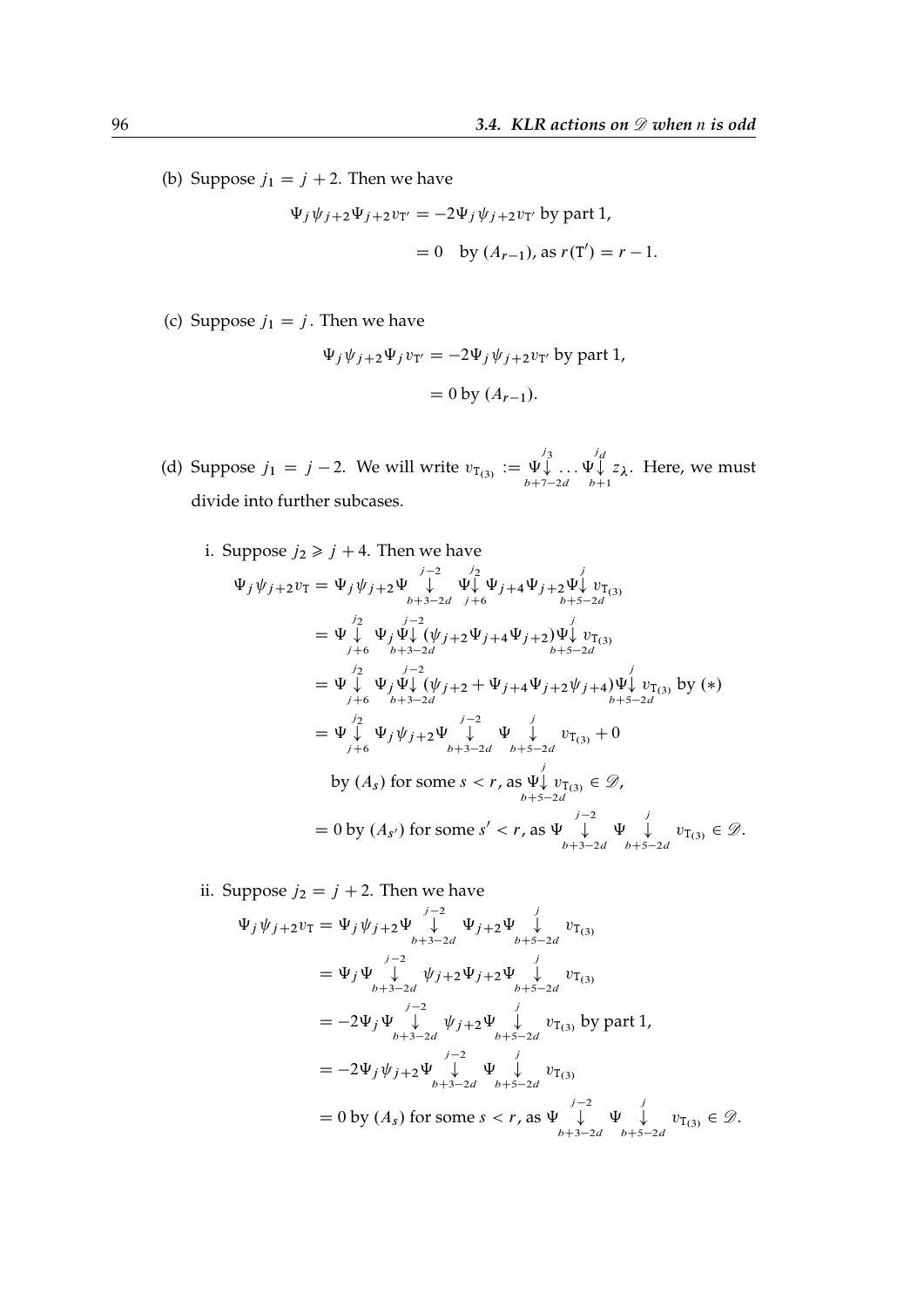(b) Suppose $j_1 = j+2$. Then we have

$$\begin{aligned}
\Psi_j \psi_{j+2} \Psi_{j+2} v_{\mathtt{T}'} &= -2\Psi_j \psi_{j+2} v_{\mathtt{T}'} \text{ by part 1,} \\
&= 0 \quad \text{by } (A_{r-1}), \text{ as } r(\mathtt{T}') = r-1.
\end{aligned}$$

(c) Suppose $j_1 = j$. Then we have

$$\begin{aligned}
\Psi_j \psi_{j+2} \Psi_j v_{\mathtt{T}'} &= -2\Psi_j \psi_{j+2} v_{\mathtt{T}'} \text{ by part 1,} \\
&= 0 \text{ by } (A_{r-1}).
\end{aligned}$$

(d) Suppose $j_1 = j-2$. We will write $v_{\mathtt{T}_{(3)}} := \Psi\overset{j_3}{\underset{b+7-2d}{\downarrow}} \dots \Psi\overset{j_d}{\underset{b+1}{\downarrow}} z_\lambda$. Here, we must divide into further subcases.

i. Suppose $j_2 \geqslant j+4$. Then we have

$$\begin{aligned}
\Psi_j \psi_{j+2} v_{\mathtt{T}} &= \Psi_j \psi_{j+2} \Psi\overset{j-2}{\underset{b+3-2d}{\downarrow}} \Psi\overset{j_2}{\underset{j+6}{\downarrow}} \Psi_{j+4} \Psi_{j+2} \Psi\overset{j}{\underset{b+5-2d}{\downarrow}} v_{\mathtt{T}_{(3)}} \\
&= \Psi\overset{j_2}{\underset{j+6}{\downarrow}} \Psi_j \Psi\overset{j-2}{\underset{b+3-2d}{\downarrow}} (\psi_{j+2} \Psi_{j+4} \Psi_{j+2}) \Psi\overset{j}{\underset{b+5-2d}{\downarrow}} v_{\mathtt{T}_{(3)}} \\
&= \Psi\overset{j_2}{\underset{j+6}{\downarrow}} \Psi_j \Psi\overset{j-2}{\underset{b+3-2d}{\downarrow}} (\psi_{j+2} + \Psi_{j+4} \Psi_{j+2} \psi_{j+4}) \Psi\overset{j}{\underset{b+5-2d}{\downarrow}} v_{\mathtt{T}_{(3)}} \text{ by } (*) \\
&= \Psi\overset{j_2}{\underset{j+6}{\downarrow}} \Psi_j \psi_{j+2} \Psi\overset{j-2}{\underset{b+3-2d}{\downarrow}} \Psi\overset{j}{\underset{b+5-2d}{\downarrow}} v_{\mathtt{T}_{(3)}} + 0 \\
&\qquad \text{by } (A_s) \text{ for some } s < r, \text{ as } \Psi\overset{j}{\underset{b+5-2d}{\downarrow}} v_{\mathtt{T}_{(3)}} \in \mathscr{D}, \\
&= 0 \text{ by } (A_{s'}) \text{ for some } s' < r, \text{ as } \Psi\overset{j-2}{\underset{b+3-2d}{\downarrow}} \Psi\overset{j}{\underset{b+5-2d}{\downarrow}} v_{\mathtt{T}_{(3)}} \in \mathscr{D}.
\end{aligned}$$

ii. Suppose $j_2 = j+2$. Then we have

$$\begin{aligned}
\Psi_j \psi_{j+2} v_{\mathtt{T}} &= \Psi_j \psi_{j+2} \Psi\overset{j-2}{\underset{b+3-2d}{\downarrow}} \Psi_{j+2} \Psi\overset{j}{\underset{b+5-2d}{\downarrow}} v_{\mathtt{T}_{(3)}} \\
&= \Psi_j \Psi\overset{j-2}{\underset{b+3-2d}{\downarrow}} \psi_{j+2} \Psi_{j+2} \Psi\overset{j}{\underset{b+5-2d}{\downarrow}} v_{\mathtt{T}_{(3)}} \\
&= -2\Psi_j \Psi\overset{j-2}{\underset{b+3-2d}{\downarrow}} \psi_{j+2} \Psi\overset{j}{\underset{b+5-2d}{\downarrow}} v_{\mathtt{T}_{(3)}} \text{ by part 1,} \\
&= -2\Psi_j \psi_{j+2} \Psi\overset{j-2}{\underset{b+3-2d}{\downarrow}} \Psi\overset{j}{\underset{b+5-2d}{\downarrow}} v_{\mathtt{T}_{(3)}} \\
&= 0 \text{ by } (A_s) \text{ for some } s < r, \text{ as } \Psi\overset{j-2}{\underset{b+3-2d}{\downarrow}} \Psi\overset{j}{\underset{b+5-2d}{\downarrow}} v_{\mathtt{T}_{(3)}} \in \mathscr{D}.
\end{aligned}$$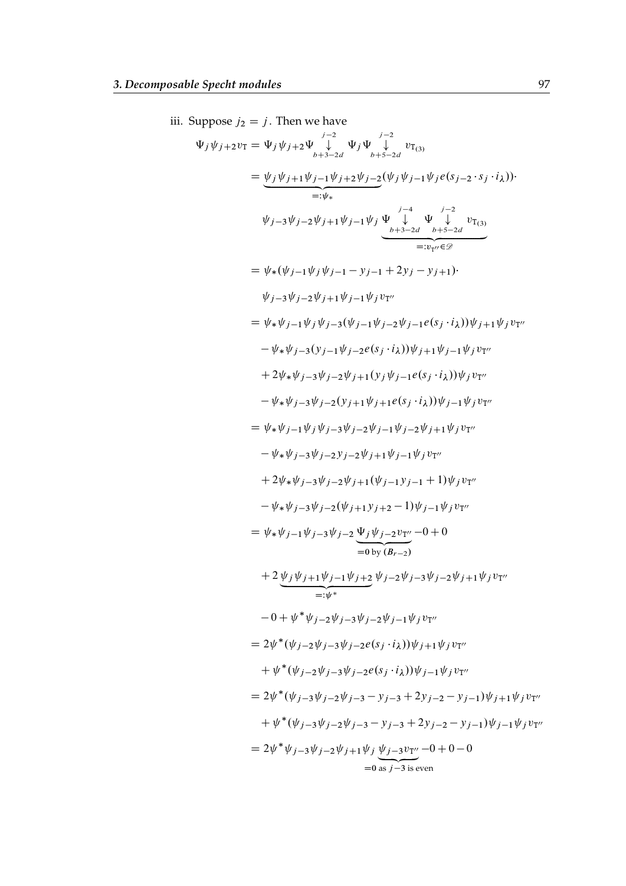iii. Suppose $j_2 = j$. Then we have

$$
\begin{aligned}
\Psi_j \psi_{j+2} v_{\mathrm{T}} &= \Psi_j \psi_{j+2} \Psi \overset{j-2}{\underset{b+3-2d}{\downarrow}} \Psi_j \Psi \overset{j-2}{\underset{b+5-2d}{\downarrow}} v_{\mathrm{T}_{(3)}} \\
&= \underbrace{\psi_j \psi_{j+1} \psi_{j-1} \psi_{j+2} \psi_{j-2}}_{=:\psi_*} (\psi_j \psi_{j-1} \psi_j e(s_{j-2} \cdot s_j \cdot i_\lambda)) \cdot \\
&\quad \psi_{j-3} \psi_{j-2} \psi_{j+1} \psi_{j-1} \psi_j \underbrace{\Psi \overset{j-4}{\underset{b+3-2d}{\downarrow}} \Psi \overset{j-2}{\underset{b+5-2d}{\downarrow}} v_{\mathrm{T}_{(3)}}}_{=:v_{\mathrm{T}''} \in \mathscr{D}} \\
&= \psi_* (\psi_{j-1} \psi_j \psi_{j-1} - y_{j-1} + 2y_j - y_{j+1}) \cdot \\
&\quad \psi_{j-3} \psi_{j-2} \psi_{j+1} \psi_{j-1} \psi_j v_{\mathrm{T}''} \\
&= \psi_* \psi_{j-1} \psi_j \psi_{j-3} (\psi_{j-1} \psi_{j-2} \psi_{j-1} e(s_j \cdot i_\lambda)) \psi_{j+1} \psi_j v_{\mathrm{T}''} \\
&\quad - \psi_* \psi_{j-3} (y_{j-1} \psi_{j-2} e(s_j \cdot i_\lambda)) \psi_{j+1} \psi_{j-1} \psi_j v_{\mathrm{T}''} \\
&\quad + 2\psi_* \psi_{j-3} \psi_{j-2} \psi_{j+1} (y_j \psi_{j-1} e(s_j \cdot i_\lambda)) \psi_j v_{\mathrm{T}''} \\
&\quad - \psi_* \psi_{j-3} \psi_{j-2} (y_{j+1} \psi_{j+1} e(s_j \cdot i_\lambda)) \psi_{j-1} \psi_j v_{\mathrm{T}''} \\
&= \psi_* \psi_{j-1} \psi_j \psi_{j-3} \psi_{j-2} \psi_{j-1} \psi_{j-2} \psi_{j+1} \psi_j v_{\mathrm{T}''} \\
&\quad - \psi_* \psi_{j-3} \psi_{j-2} y_{j-2} \psi_{j+1} \psi_{j-1} \psi_j v_{\mathrm{T}''} \\
&\quad + 2\psi_* \psi_{j-3} \psi_{j-2} \psi_{j+1} (\psi_{j-1} y_{j-1} + 1) \psi_j v_{\mathrm{T}''} \\
&\quad - \psi_* \psi_{j-3} \psi_{j-2} (\psi_{j+1} y_{j+2} - 1) \psi_{j-1} \psi_j v_{\mathrm{T}''} \\
&= \psi_* \psi_{j-1} \psi_{j-3} \psi_{j-2} \underbrace{\Psi_j \psi_{j-2} v_{\mathrm{T}''}}_{=0 \text{ by } (\boldsymbol{B}_{r-2})} - 0 + 0 \\
&\quad + 2 \underbrace{\psi_j \psi_{j+1} \psi_{j-1} \psi_{j+2}}_{=:\psi^*} \psi_{j-2} \psi_{j-3} \psi_{j-2} \psi_{j+1} \psi_j v_{\mathrm{T}''} \\
&\quad - 0 + \psi^* \psi_{j-2} \psi_{j-3} \psi_{j-2} \psi_{j-1} \psi_j v_{\mathrm{T}''} \\
&= 2\psi^* (\psi_{j-2} \psi_{j-3} \psi_{j-2} e(s_j \cdot i_\lambda)) \psi_{j+1} \psi_j v_{\mathrm{T}''} \\
&\quad + \psi^* (\psi_{j-2} \psi_{j-3} \psi_{j-2} e(s_j \cdot i_\lambda)) \psi_{j-1} \psi_j v_{\mathrm{T}''} \\
&= 2\psi^* (\psi_{j-3} \psi_{j-2} \psi_{j-3} - y_{j-3} + 2y_{j-2} - y_{j-1}) \psi_{j+1} \psi_j v_{\mathrm{T}''} \\
&\quad + \psi^* (\psi_{j-3} \psi_{j-2} \psi_{j-3} - y_{j-3} + 2y_{j-2} - y_{j-1}) \psi_{j-1} \psi_j v_{\mathrm{T}''} \\
&= 2\psi^* \psi_{j-3} \psi_{j-2} \psi_{j+1} \psi_j \underbrace{\psi_{j-3} v_{\mathrm{T}''}}_{=0 \text{ as } j-3 \text{ is even}} - 0 + 0 - 0
\end{aligned}
$$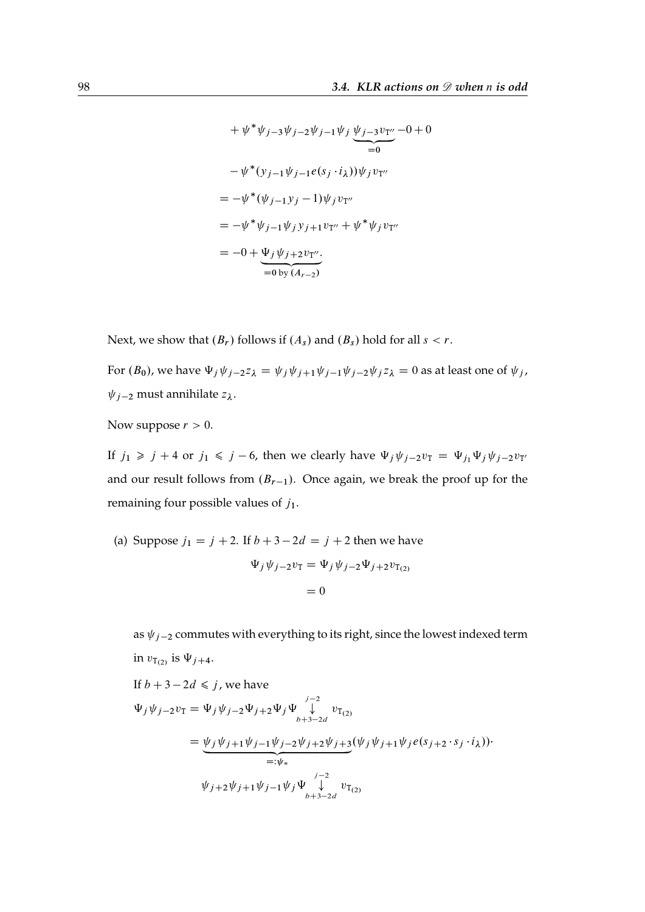$$
\begin{aligned}
&+\psi^*\psi_{j-3}\psi_{j-2}\psi_{j-1}\psi_j \underbrace{\psi_{j-3}v_{\mathrm{T}''}}_{=0} -0+0 \\
&-\psi^*(y_{j-1}\psi_{j-1}e(s_j\cdot i_\lambda))\psi_j v_{\mathrm{T}''} \\
&= -\psi^*(\psi_{j-1}y_j - 1)\psi_j v_{\mathrm{T}''} \\
&= -\psi^*\psi_{j-1}\psi_j y_{j+1} v_{\mathrm{T}''} + \psi^*\psi_j v_{\mathrm{T}''} \\
&= -0 + \underbrace{\Psi_j \psi_{j+2} v_{\mathrm{T}''}}_{=0 \text{ by } (A_{r-2})}.
\end{aligned}
$$

Next, we show that $(B_r)$ follows if $(A_s)$ and $(B_s)$ hold for all $s < r$.

For $(B_0)$, we have $\Psi_j\psi_{j-2}z_\lambda = \psi_j\psi_{j+1}\psi_{j-1}\psi_{j-2}\psi_j z_\lambda = 0$ as at least one of $\psi_j$, $\psi_{j-2}$ must annihilate $z_\lambda$.

Now suppose $r > 0$.

If $j_1 \geqslant j+4$ or $j_1 \leqslant j-6$, then we clearly have $\Psi_j\psi_{j-2}v_{\mathrm{T}} = \Psi_{j_1}\Psi_j\psi_{j-2}v_{\mathrm{T}'}$ and our result follows from $(B_{r-1})$. Once again, we break the proof up for the remaining four possible values of $j_1$.

(a) Suppose $j_1 = j+2$. If $b+3-2d = j+2$ then we have

$$
\begin{aligned}
\Psi_j\psi_{j-2}v_{\mathrm{T}} &= \Psi_j\psi_{j-2}\Psi_{j+2}v_{\mathrm{T}_{(2)}} \\
&= 0
\end{aligned}
$$

as $\psi_{j-2}$ commutes with everything to its right, since the lowest indexed term in $v_{\mathrm{T}_{(2)}}$ is $\Psi_{j+4}$.

If $b+3-2d \leqslant j$, we have

$$
\begin{aligned}
\Psi_j\psi_{j-2}v_{\mathrm{T}} &= \Psi_j\psi_{j-2}\Psi_{j+2}\Psi_j \Psi\overset{j-2}{\underset{b+3-2d}{\downarrow}} v_{\mathrm{T}_{(2)}} \\
&= \underbrace{\psi_j\psi_{j+1}\psi_{j-1}\psi_{j-2}\psi_{j+2}\psi_{j+3}}_{=:\psi_*}(\psi_j\psi_{j+1}\psi_j e(s_{j+2}\cdot s_j\cdot i_\lambda))\cdot \\
&\quad \psi_{j+2}\psi_{j+1}\psi_{j-1}\psi_j \Psi\overset{j-2}{\underset{b+3-2d}{\downarrow}} v_{\mathrm{T}_{(2)}}
\end{aligned}
$$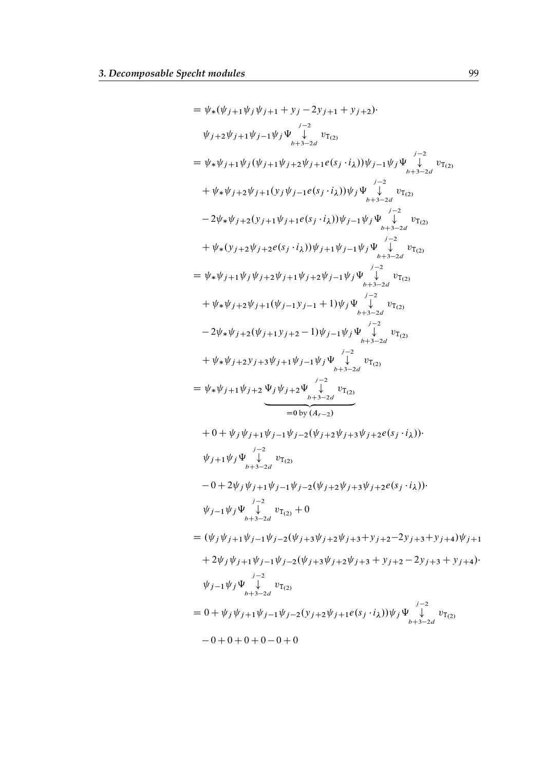$$
\begin{aligned}
&= \psi_*(\psi_{j+1}\psi_j\psi_{j+1} + y_j - 2y_{j+1} + y_{j+2})\cdot \\
&\quad \psi_{j+2}\psi_{j+1}\psi_{j-1}\psi_j \Psi \overset{j-2}{\underset{b+3-2d}{\downarrow}} v_{\mathrm{T}_{(2)}} \\
&= \psi_*\psi_{j+1}\psi_j(\psi_{j+1}\psi_{j+2}\psi_{j+1}e(s_j \cdot i_\lambda))\psi_{j-1}\psi_j \Psi \overset{j-2}{\underset{b+3-2d}{\downarrow}} v_{\mathrm{T}_{(2)}} \\
&\quad + \psi_*\psi_{j+2}\psi_{j+1}(y_j\psi_{j-1}e(s_j \cdot i_\lambda))\psi_j \Psi \overset{j-2}{\underset{b+3-2d}{\downarrow}} v_{\mathrm{T}_{(2)}} \\
&\quad - 2\psi_*\psi_{j+2}(y_{j+1}\psi_{j+1}e(s_j \cdot i_\lambda))\psi_{j-1}\psi_j \Psi \overset{j-2}{\underset{b+3-2d}{\downarrow}} v_{\mathrm{T}_{(2)}} \\
&\quad + \psi_*(y_{j+2}\psi_{j+2}e(s_j \cdot i_\lambda))\psi_{j+1}\psi_{j-1}\psi_j \Psi \overset{j-2}{\underset{b+3-2d}{\downarrow}} v_{\mathrm{T}_{(2)}} \\
&= \psi_*\psi_{j+1}\psi_j\psi_{j+2}\psi_{j+1}\psi_{j+2}\psi_{j-1}\psi_j \Psi \overset{j-2}{\underset{b+3-2d}{\downarrow}} v_{\mathrm{T}_{(2)}} \\
&\quad + \psi_*\psi_{j+2}\psi_{j+1}(\psi_{j-1}y_{j-1} + 1)\psi_j \Psi \overset{j-2}{\underset{b+3-2d}{\downarrow}} v_{\mathrm{T}_{(2)}} \\
&\quad - 2\psi_*\psi_{j+2}(\psi_{j+1}y_{j+2} - 1)\psi_{j-1}\psi_j \Psi \overset{j-2}{\underset{b+3-2d}{\downarrow}} v_{\mathrm{T}_{(2)}} \\
&\quad + \psi_*\psi_{j+2}y_{j+3}\psi_{j+1}\psi_{j-1}\psi_j \Psi \overset{j-2}{\underset{b+3-2d}{\downarrow}} v_{\mathrm{T}_{(2)}} \\
&= \psi_*\psi_{j+1}\psi_{j+2} \underbrace{\Psi_j\psi_{j+2}\Psi \overset{j-2}{\underset{b+3-2d}{\downarrow}} v_{\mathrm{T}_{(2)}}}_{=\mathbf{0} \text{ by } (A_{r-2})} \\
&\quad + 0 + \psi_j\psi_{j+1}\psi_{j-1}\psi_{j-2}(\psi_{j+2}\psi_{j+3}\psi_{j+2}e(s_j \cdot i_\lambda))\cdot \\
&\quad \psi_{j+1}\psi_j \Psi \overset{j-2}{\underset{b+3-2d}{\downarrow}} v_{\mathrm{T}_{(2)}} \\
&\quad - 0 + 2\psi_j\psi_{j+1}\psi_{j-1}\psi_{j-2}(\psi_{j+2}\psi_{j+3}\psi_{j+2}e(s_j \cdot i_\lambda))\cdot \\
&\quad \psi_{j-1}\psi_j \Psi \overset{j-2}{\underset{b+3-2d}{\downarrow}} v_{\mathrm{T}_{(2)}} + 0 \\
&= (\psi_j\psi_{j+1}\psi_{j-1}\psi_{j-2}(\psi_{j+3}\psi_{j+2}\psi_{j+3} + y_{j+2} - 2y_{j+3} + y_{j+4})\psi_{j+1} \\
&\quad + 2\psi_j\psi_{j+1}\psi_{j-1}\psi_{j-2}(\psi_{j+3}\psi_{j+2}\psi_{j+3} + y_{j+2} - 2y_{j+3} + y_{j+4})\cdot \\
&\quad \psi_{j-1}\psi_j \Psi \overset{j-2}{\underset{b+3-2d}{\downarrow}} v_{\mathrm{T}_{(2)}} \\
&= 0 + \psi_j\psi_{j+1}\psi_{j-1}\psi_{j-2}(y_{j+2}\psi_{j+1}e(s_j \cdot i_\lambda))\psi_j \Psi \overset{j-2}{\underset{b+3-2d}{\downarrow}} v_{\mathrm{T}_{(2)}} \\
&\quad - 0 + 0 + 0 + 0 - 0 + 0
\end{aligned}
$$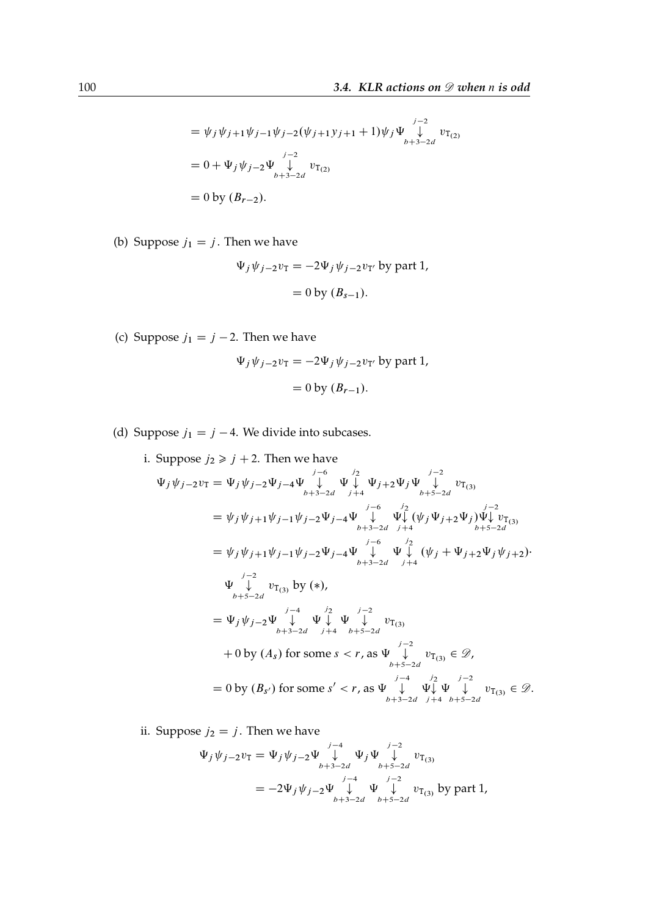$$= \psi_j \psi_{j+1} \psi_{j-1} \psi_{j-2} (\psi_{j+1} y_{j+1} + 1) \psi_j \Psi \overset{j-2}{\underset{b+3-2d}{\downarrow}} v_{\mathrm{T}_{(2)}}$$

$$= 0 + \Psi_j \psi_{j-2} \Psi \overset{j-2}{\underset{b+3-2d}{\downarrow}} v_{\mathrm{T}_{(2)}}$$

$$= 0 \text{ by } (B_{r-2}).$$

(b) Suppose $j_1 = j$. Then we have

$$\Psi_j \psi_{j-2} v_{\mathrm{T}} = -2\Psi_j \psi_{j-2} v_{\mathrm{T}'} \text{ by part 1,}$$

$$= 0 \text{ by } (B_{s-1}).$$

(c) Suppose $j_1 = j - 2$. Then we have

$$\Psi_j \psi_{j-2} v_{\mathrm{T}} = -2\Psi_j \psi_{j-2} v_{\mathrm{T}'} \text{ by part 1,}$$

$$= 0 \text{ by } (B_{r-1}).$$

(d) Suppose $j_1 = j - 4$. We divide into subcases.

i. Suppose $j_2 \geqslant j + 2$. Then we have

$$\Psi_j \psi_{j-2} v_{\mathrm{T}} = \Psi_j \psi_{j-2} \Psi_{j-4} \Psi \overset{j-6}{\underset{b+3-2d}{\downarrow}} \Psi \overset{j_2}{\underset{j+4}{\downarrow}} \Psi_{j+2} \Psi_j \Psi \overset{j-2}{\underset{b+5-2d}{\downarrow}} v_{\mathrm{T}_{(3)}}$$

$$= \psi_j \psi_{j+1} \psi_{j-1} \psi_{j-2} \Psi_{j-4} \Psi \overset{j-6}{\underset{b+3-2d}{\downarrow}} \Psi \overset{j_2}{\underset{j+4}{\downarrow}} (\psi_j \Psi_{j+2} \Psi_j) \Psi \overset{j-2}{\underset{b+5-2d}{\downarrow}} v_{\mathrm{T}_{(3)}}$$

$$= \psi_j \psi_{j+1} \psi_{j-1} \psi_{j-2} \Psi_{j-4} \Psi \overset{j-6}{\underset{b+3-2d}{\downarrow}} \Psi \overset{j_2}{\underset{j+4}{\downarrow}} (\psi_j + \Psi_{j+2} \Psi_j \psi_{j+2}) \cdot$$

$$\Psi \overset{j-2}{\underset{b+5-2d}{\downarrow}} v_{\mathrm{T}_{(3)}} \text{ by } (*),$$

$$= \Psi_j \psi_{j-2} \Psi \overset{j-4}{\underset{b+3-2d}{\downarrow}} \Psi \overset{j_2}{\underset{j+4}{\downarrow}} \Psi \overset{j-2}{\underset{b+5-2d}{\downarrow}} v_{\mathrm{T}_{(3)}}$$

$$+ 0 \text{ by } (A_s) \text{ for some } s < r, \text{ as } \Psi \overset{j-2}{\underset{b+5-2d}{\downarrow}} v_{\mathrm{T}_{(3)}} \in \mathscr{D},$$

$$= 0 \text{ by } (B_{s'}) \text{ for some } s' < r, \text{ as } \Psi \overset{j-4}{\underset{b+3-2d}{\downarrow}} \Psi \overset{j_2}{\underset{j+4}{\downarrow}} \Psi \overset{j-2}{\underset{b+5-2d}{\downarrow}} v_{\mathrm{T}_{(3)}} \in \mathscr{D}.$$

ii. Suppose $j_2 = j$. Then we have

$$\Psi_j \psi_{j-2} v_{\mathrm{T}} = \Psi_j \psi_{j-2} \Psi \overset{j-4}{\underset{b+3-2d}{\downarrow}} \Psi_j \Psi \overset{j-2}{\underset{b+5-2d}{\downarrow}} v_{\mathrm{T}_{(3)}}$$

$$= -2\Psi_j \psi_{j-2} \Psi \overset{j-4}{\underset{b+3-2d}{\downarrow}} \Psi \overset{j-2}{\underset{b+5-2d}{\downarrow}} v_{\mathrm{T}_{(3)}} \text{ by part 1,}$$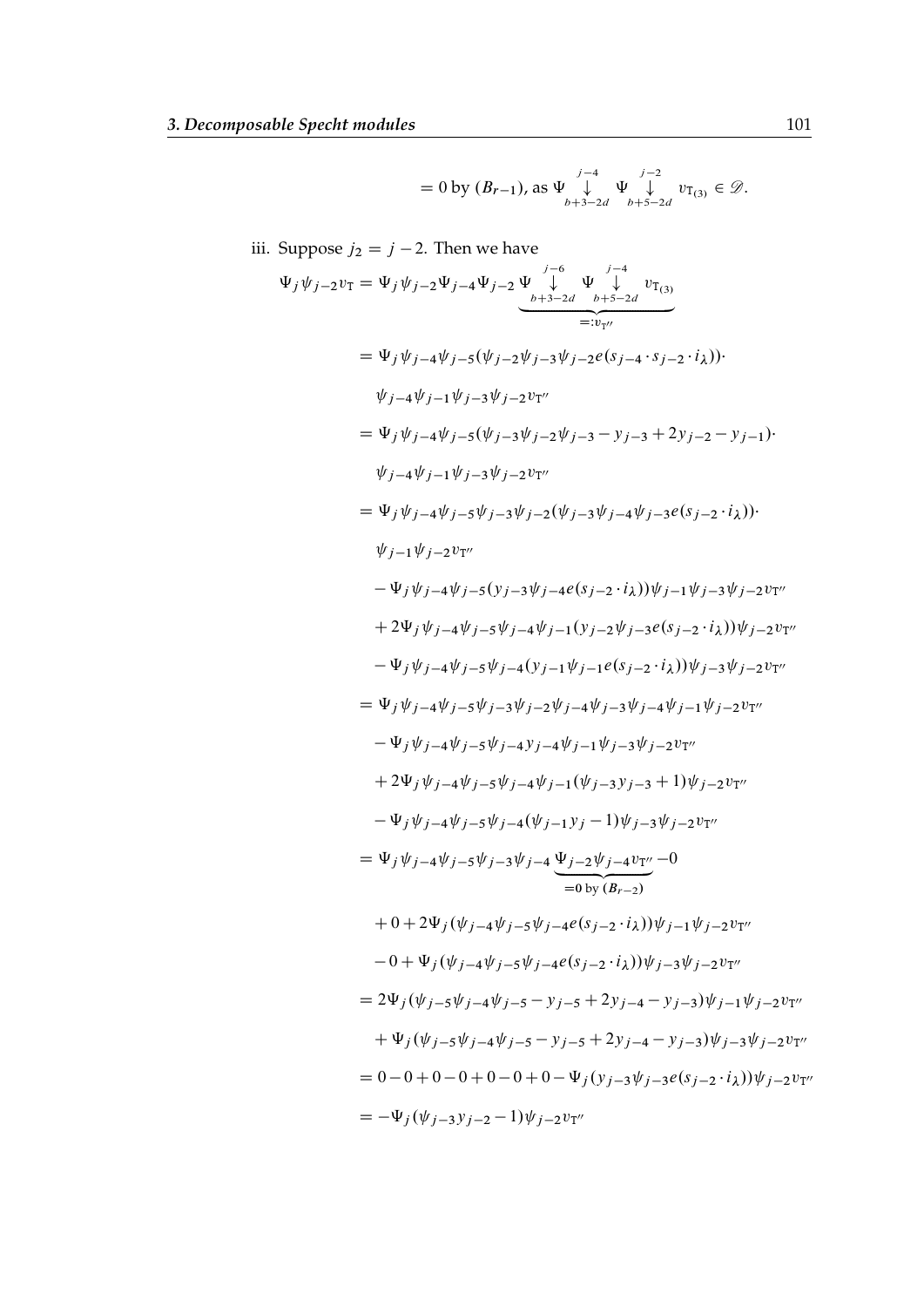$$= 0 \text{ by } (B_{r-1}), \text{ as } \Psi \overset{j-4}{\underset{b+3-2d}{\downarrow}} \Psi \overset{j-2}{\underset{b+5-2d}{\downarrow}} v_{\mathrm{T}_{(3)}} \in \mathscr{D}.$$

iii. Suppose $j_2 = j - 2$. Then we have

$$\begin{aligned}
\Psi_j \psi_{j-2} v_{\mathrm{T}} &= \Psi_j \psi_{j-2} \Psi_{j-4} \Psi_{j-2} \underbrace{\Psi \overset{j-6}{\underset{b+3-2d}{\downarrow}} \Psi \overset{j-4}{\underset{b+5-2d}{\downarrow}} v_{\mathrm{T}_{(3)}}}_{=:v_{\mathrm{T}''}} \\
&= \Psi_j \psi_{j-4} \psi_{j-5} (\psi_{j-2} \psi_{j-3} \psi_{j-2} e(s_{j-4} \cdot s_{j-2} \cdot i_\lambda)) \cdot \\
&\quad \psi_{j-4} \psi_{j-1} \psi_{j-3} \psi_{j-2} v_{\mathrm{T}''} \\
&= \Psi_j \psi_{j-4} \psi_{j-5} (\psi_{j-3} \psi_{j-2} \psi_{j-3} - y_{j-3} + 2y_{j-2} - y_{j-1}) \cdot \\
&\quad \psi_{j-4} \psi_{j-1} \psi_{j-3} \psi_{j-2} v_{\mathrm{T}''} \\
&= \Psi_j \psi_{j-4} \psi_{j-5} \psi_{j-3} \psi_{j-2} (\psi_{j-3} \psi_{j-4} \psi_{j-3} e(s_{j-2} \cdot i_\lambda)) \cdot \\
&\quad \psi_{j-1} \psi_{j-2} v_{\mathrm{T}''} \\
&\quad - \Psi_j \psi_{j-4} \psi_{j-5} (y_{j-3} \psi_{j-4} e(s_{j-2} \cdot i_\lambda)) \psi_{j-1} \psi_{j-3} \psi_{j-2} v_{\mathrm{T}''} \\
&\quad + 2\Psi_j \psi_{j-4} \psi_{j-5} \psi_{j-4} \psi_{j-1} (y_{j-2} \psi_{j-3} e(s_{j-2} \cdot i_\lambda)) \psi_{j-2} v_{\mathrm{T}''} \\
&\quad - \Psi_j \psi_{j-4} \psi_{j-5} \psi_{j-4} (y_{j-1} \psi_{j-1} e(s_{j-2} \cdot i_\lambda)) \psi_{j-3} \psi_{j-2} v_{\mathrm{T}''} \\
&= \Psi_j \psi_{j-4} \psi_{j-5} \psi_{j-3} \psi_{j-2} \psi_{j-4} \psi_{j-3} \psi_{j-4} \psi_{j-1} \psi_{j-2} v_{\mathrm{T}''} \\
&\quad - \Psi_j \psi_{j-4} \psi_{j-5} \psi_{j-4} y_{j-4} \psi_{j-1} \psi_{j-3} \psi_{j-2} v_{\mathrm{T}''} \\
&\quad + 2\Psi_j \psi_{j-4} \psi_{j-5} \psi_{j-4} \psi_{j-1} (\psi_{j-3} y_{j-3} + 1) \psi_{j-2} v_{\mathrm{T}''} \\
&\quad - \Psi_j \psi_{j-4} \psi_{j-5} \psi_{j-4} (\psi_{j-1} y_j - 1) \psi_{j-3} \psi_{j-2} v_{\mathrm{T}''} \\
&= \Psi_j \psi_{j-4} \psi_{j-5} \psi_{j-3} \psi_{j-4} \underbrace{\Psi_{j-2} \psi_{j-4} v_{\mathrm{T}''}}_{=0 \text{ by } (B_{r-2})} - 0 \\
&\quad + 0 + 2\Psi_j (\psi_{j-4} \psi_{j-5} \psi_{j-4} e(s_{j-2} \cdot i_\lambda)) \psi_{j-1} \psi_{j-2} v_{\mathrm{T}''} \\
&\quad - 0 + \Psi_j (\psi_{j-4} \psi_{j-5} \psi_{j-4} e(s_{j-2} \cdot i_\lambda)) \psi_{j-3} \psi_{j-2} v_{\mathrm{T}''} \\
&= 2\Psi_j (\psi_{j-5} \psi_{j-4} \psi_{j-5} - y_{j-5} + 2y_{j-4} - y_{j-3}) \psi_{j-1} \psi_{j-2} v_{\mathrm{T}''} \\
&\quad + \Psi_j (\psi_{j-5} \psi_{j-4} \psi_{j-5} - y_{j-5} + 2y_{j-4} - y_{j-3}) \psi_{j-3} \psi_{j-2} v_{\mathrm{T}''} \\
&= 0 - 0 + 0 - 0 + 0 - 0 + 0 - \Psi_j (y_{j-3} \psi_{j-3} e(s_{j-2} \cdot i_\lambda)) \psi_{j-2} v_{\mathrm{T}''} \\
&= -\Psi_j (\psi_{j-3} y_{j-2} - 1) \psi_{j-2} v_{\mathrm{T}''}
\end{aligned}$$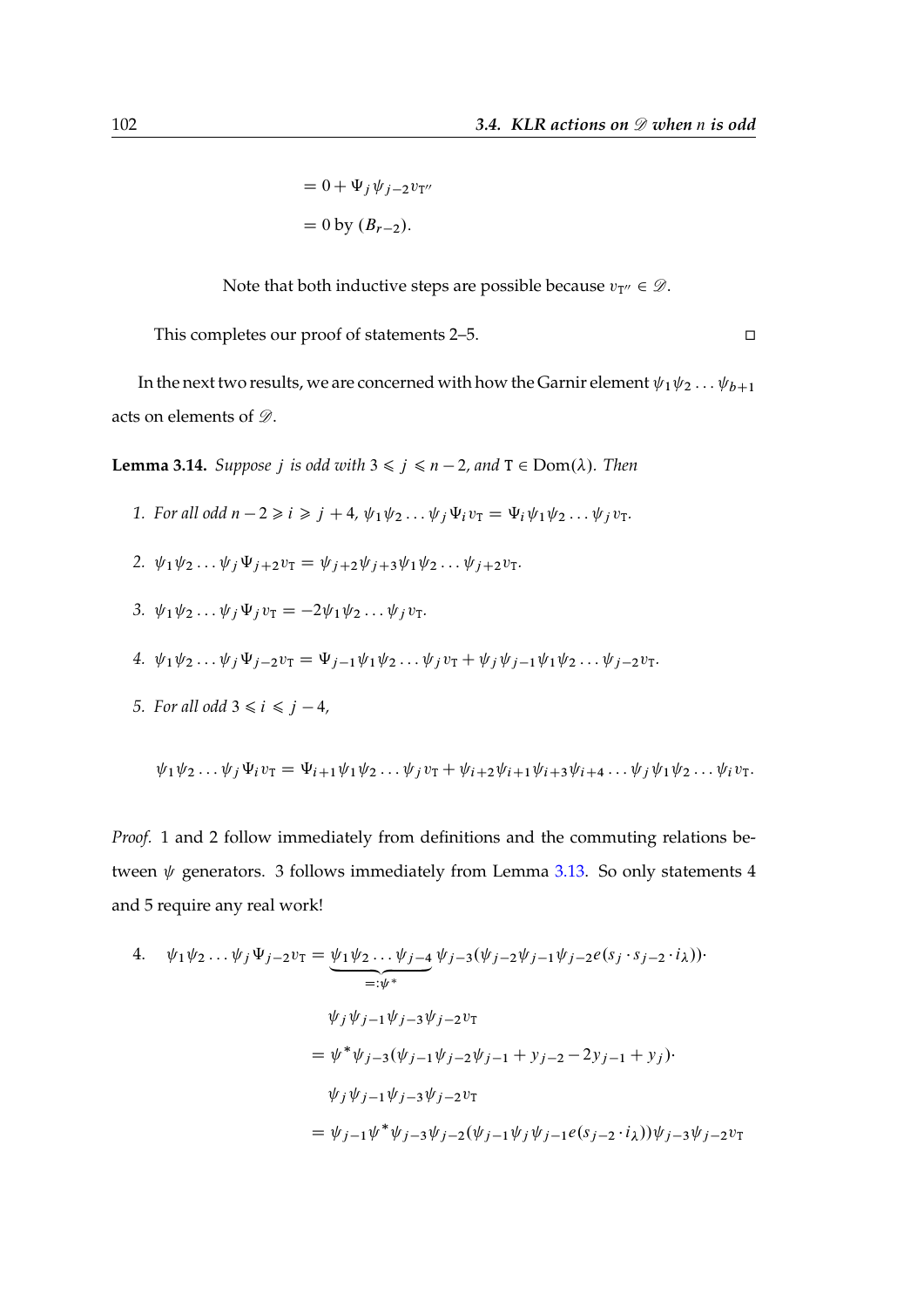$$= 0 + \Psi_j \psi_{j-2} v_{\mathtt{T}''}$$

$$= 0 \text{ by } (B_{r-2}).$$

Note that both inductive steps are possible because $v_{\mathtt{T}''} \in \mathscr{D}$.

This completes our proof of statements 2–5. $\square$

In the next two results, we are concerned with how the Garnir element $\psi_1\psi_2 \ldots \psi_{b+1}$ acts on elements of $\mathscr{D}$.

**Lemma 3.14.** *Suppose $j$ is odd with $3 \leqslant j \leqslant n-2$, and $\mathtt{T} \in \mathrm{Dom}(\lambda)$. Then*

1. *For all odd $n-2 \geqslant i \geqslant j+4$, $\psi_1\psi_2 \ldots \psi_j \Psi_i v_{\mathtt{T}} = \Psi_i \psi_1\psi_2 \ldots \psi_j v_{\mathtt{T}}$.*
2. *$\psi_1\psi_2 \ldots \psi_j \Psi_{j+2} v_{\mathtt{T}} = \psi_{j+2}\psi_{j+3}\psi_1\psi_2 \ldots \psi_{j+2} v_{\mathtt{T}}$.*
3. *$\psi_1\psi_2 \ldots \psi_j \Psi_j v_{\mathtt{T}} = -2\psi_1\psi_2 \ldots \psi_j v_{\mathtt{T}}$.*
4. *$\psi_1\psi_2 \ldots \psi_j \Psi_{j-2} v_{\mathtt{T}} = \Psi_{j-1}\psi_1\psi_2 \ldots \psi_j v_{\mathtt{T}} + \psi_j\psi_{j-1}\psi_1\psi_2 \ldots \psi_{j-2} v_{\mathtt{T}}$.*
5. *For all odd $3 \leqslant i \leqslant j-4$,*

$$\psi_1\psi_2 \ldots \psi_j \Psi_i v_{\mathtt{T}} = \Psi_{i+1}\psi_1\psi_2 \ldots \psi_j v_{\mathtt{T}} + \psi_{i+2}\psi_{i+1}\psi_{i+3}\psi_{i+4} \ldots \psi_j \psi_1\psi_2 \ldots \psi_i v_{\mathtt{T}}.$$

*Proof.* 1 and 2 follow immediately from definitions and the commuting relations between $\psi$ generators. 3 follows immediately from Lemma 3.13. So only statements 4 and 5 require any real work!

4.
$$\begin{aligned}
\psi_1\psi_2 \ldots \psi_j \Psi_{j-2} v_{\mathtt{T}} &= \underbrace{\psi_1\psi_2 \ldots \psi_{j-4}}_{=:\psi^*} \psi_{j-3}(\psi_{j-2}\psi_{j-1}\psi_{j-2} e(s_j \cdot s_{j-2} \cdot i_\lambda)) \cdot \\
&\quad \psi_j\psi_{j-1}\psi_{j-3}\psi_{j-2} v_{\mathtt{T}} \\
&= \psi^* \psi_{j-3}(\psi_{j-1}\psi_{j-2}\psi_{j-1} + y_{j-2} - 2y_{j-1} + y_j) \cdot \\
&\quad \psi_j\psi_{j-1}\psi_{j-3}\psi_{j-2} v_{\mathtt{T}} \\
&= \psi_{j-1}\psi^*\psi_{j-3}\psi_{j-2}(\psi_{j-1}\psi_j\psi_{j-1} e(s_{j-2} \cdot i_\lambda))\psi_{j-3}\psi_{j-2} v_{\mathtt{T}}
\end{aligned}$$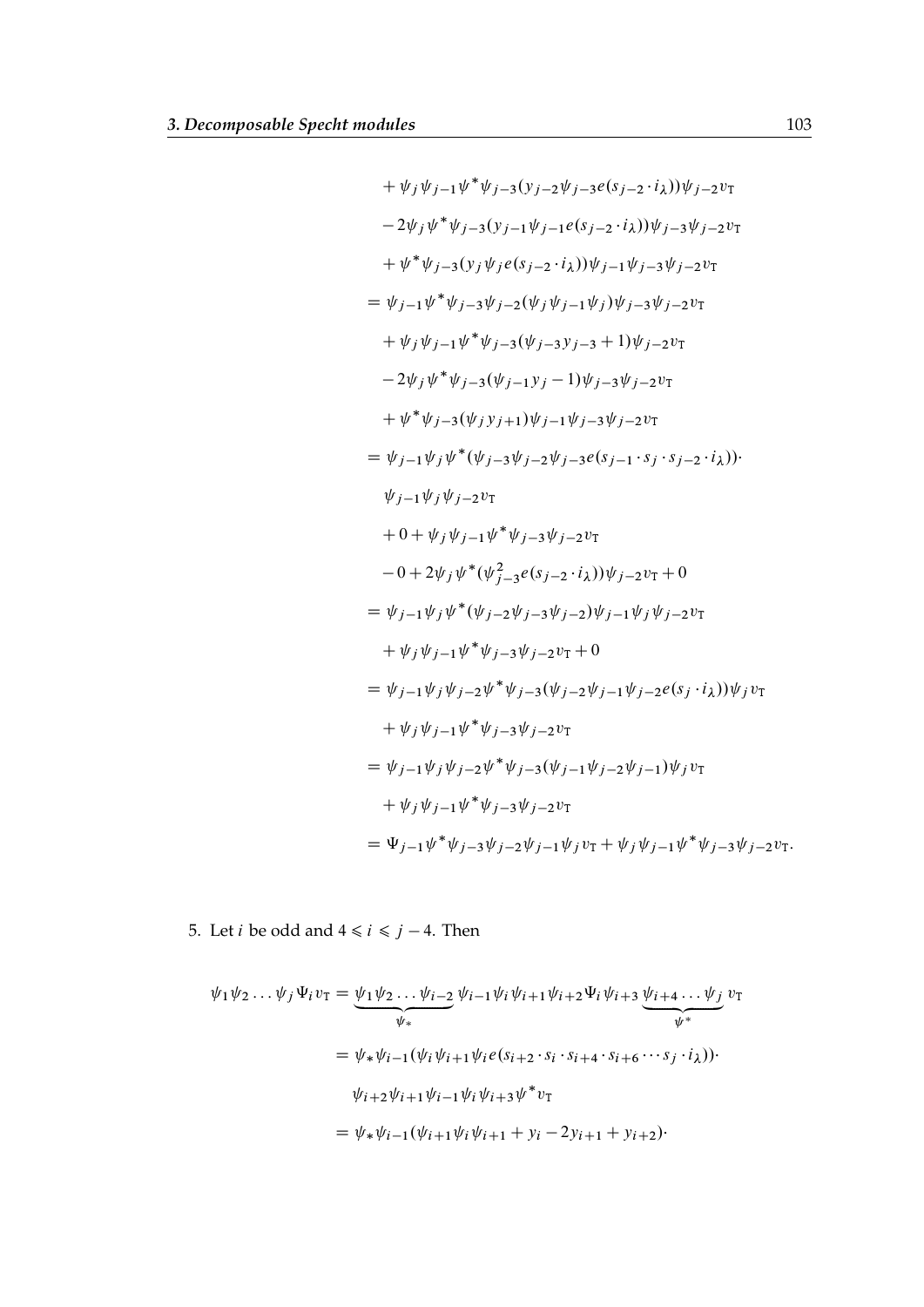$$
\begin{aligned}
&+\psi_j\psi_{j-1}\psi^*\psi_{j-3}(y_{j-2}\psi_{j-3}e(s_{j-2}\cdot i_\lambda))\psi_{j-2}v_{\mathrm{T}}\\
&-2\psi_j\psi^*\psi_{j-3}(y_{j-1}\psi_{j-1}e(s_{j-2}\cdot i_\lambda))\psi_{j-3}\psi_{j-2}v_{\mathrm{T}}\\
&+\psi^*\psi_{j-3}(y_j\psi_je(s_{j-2}\cdot i_\lambda))\psi_{j-1}\psi_{j-3}\psi_{j-2}v_{\mathrm{T}}\\
&=\psi_{j-1}\psi^*\psi_{j-3}\psi_{j-2}(\psi_j\psi_{j-1}\psi_j)\psi_{j-3}\psi_{j-2}v_{\mathrm{T}}\\
&+\psi_j\psi_{j-1}\psi^*\psi_{j-3}(\psi_{j-3}y_{j-3}+1)\psi_{j-2}v_{\mathrm{T}}\\
&-2\psi_j\psi^*\psi_{j-3}(\psi_{j-1}y_j-1)\psi_{j-3}\psi_{j-2}v_{\mathrm{T}}\\
&+\psi^*\psi_{j-3}(\psi_jy_{j+1})\psi_{j-1}\psi_{j-3}\psi_{j-2}v_{\mathrm{T}}\\
&=\psi_{j-1}\psi_j\psi^*(\psi_{j-3}\psi_{j-2}\psi_{j-3}e(s_{j-1}\cdot s_j\cdot s_{j-2}\cdot i_\lambda))\cdot\\
&\quad\psi_{j-1}\psi_j\psi_{j-2}v_{\mathrm{T}}\\
&+0+\psi_j\psi_{j-1}\psi^*\psi_{j-3}\psi_{j-2}v_{\mathrm{T}}\\
&-0+2\psi_j\psi^*(\psi_{j-3}^2e(s_{j-2}\cdot i_\lambda))\psi_{j-2}v_{\mathrm{T}}+0\\
&=\psi_{j-1}\psi_j\psi^*(\psi_{j-2}\psi_{j-3}\psi_{j-2})\psi_{j-1}\psi_j\psi_{j-2}v_{\mathrm{T}}\\
&+\psi_j\psi_{j-1}\psi^*\psi_{j-3}\psi_{j-2}v_{\mathrm{T}}+0\\
&=\psi_{j-1}\psi_j\psi_{j-2}\psi^*\psi_{j-3}(\psi_{j-2}\psi_{j-1}\psi_{j-2}e(s_j\cdot i_\lambda))\psi_jv_{\mathrm{T}}\\
&+\psi_j\psi_{j-1}\psi^*\psi_{j-3}\psi_{j-2}v_{\mathrm{T}}\\
&=\psi_{j-1}\psi_j\psi_{j-2}\psi^*\psi_{j-3}(\psi_{j-1}\psi_{j-2}\psi_{j-1})\psi_jv_{\mathrm{T}}\\
&+\psi_j\psi_{j-1}\psi^*\psi_{j-3}\psi_{j-2}v_{\mathrm{T}}\\
&=\Psi_{j-1}\psi^*\psi_{j-3}\psi_{j-2}\psi_{j-1}\psi_jv_{\mathrm{T}}+\psi_j\psi_{j-1}\psi^*\psi_{j-3}\psi_{j-2}v_{\mathrm{T}}.
\end{aligned}
$$

5. Let $i$ be odd and $4 \leqslant i \leqslant j-4$. Then

$$
\begin{aligned}
\psi_1\psi_2\dots\psi_j\Psi_iv_{\mathrm{T}}&=\underbrace{\psi_1\psi_2\dots\psi_{i-2}}_{\psi_*}\psi_{i-1}\psi_i\psi_{i+1}\psi_{i+2}\Psi_i\psi_{i+3}\underbrace{\psi_{i+4}\dots\psi_j}_{\psi^*}v_{\mathrm{T}}\\
&=\psi_*\psi_{i-1}(\psi_i\psi_{i+1}\psi_ie(s_{i+2}\cdot s_i\cdot s_{i+4}\cdot s_{i+6}\cdots s_j\cdot i_\lambda))\cdot\\
&\quad\psi_{i+2}\psi_{i+1}\psi_{i-1}\psi_i\psi_{i+3}\psi^*v_{\mathrm{T}}\\
&=\psi_*\psi_{i-1}(\psi_{i+1}\psi_i\psi_{i+1}+y_i-2y_{i+1}+y_{i+2})\cdot
\end{aligned}
$$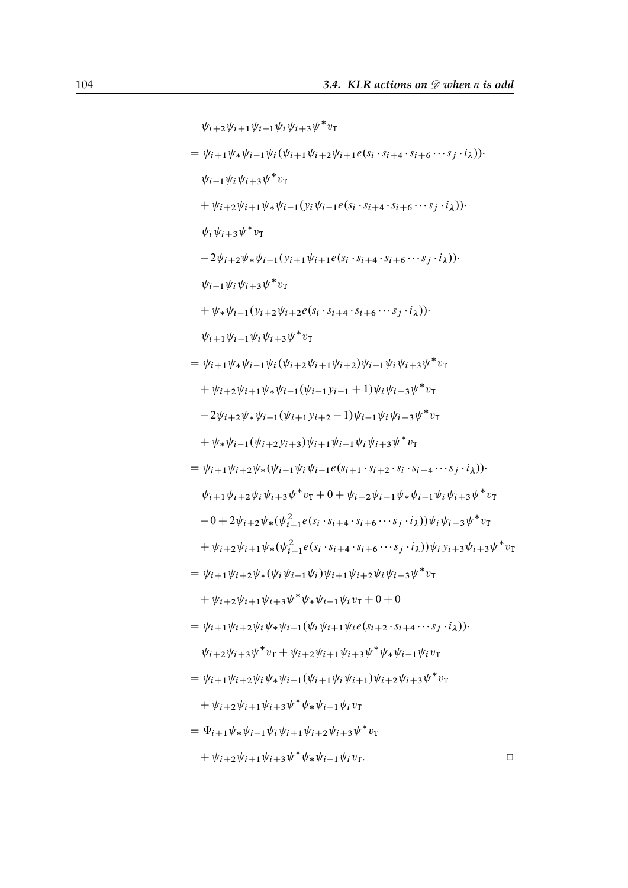$$
\begin{aligned}
&\psi_{i+2}\psi_{i+1}\psi_{i-1}\psi_i\psi_{i+3}\psi^* v_{\mathrm{T}} \\
&= \psi_{i+1}\psi_*\psi_{i-1}\psi_i(\psi_{i+1}\psi_{i+2}\psi_{i+1}e(s_i \cdot s_{i+4} \cdot s_{i+6} \cdots s_j \cdot i_\lambda))\cdot \\
&\quad \psi_{i-1}\psi_i\psi_{i+3}\psi^* v_{\mathrm{T}} \\
&\quad + \psi_{i+2}\psi_{i+1}\psi_*\psi_{i-1}(y_i\psi_{i-1}e(s_i \cdot s_{i+4} \cdot s_{i+6} \cdots s_j \cdot i_\lambda))\cdot \\
&\quad \psi_i\psi_{i+3}\psi^* v_{\mathrm{T}} \\
&\quad - 2\psi_{i+2}\psi_*\psi_{i-1}(y_{i+1}\psi_{i+1}e(s_i \cdot s_{i+4} \cdot s_{i+6} \cdots s_j \cdot i_\lambda))\cdot \\
&\quad \psi_{i-1}\psi_i\psi_{i+3}\psi^* v_{\mathrm{T}} \\
&\quad + \psi_*\psi_{i-1}(y_{i+2}\psi_{i+2}e(s_i \cdot s_{i+4} \cdot s_{i+6} \cdots s_j \cdot i_\lambda))\cdot \\
&\quad \psi_{i+1}\psi_{i-1}\psi_i\psi_{i+3}\psi^* v_{\mathrm{T}} \\
&= \psi_{i+1}\psi_*\psi_{i-1}\psi_i(\psi_{i+2}\psi_{i+1}\psi_{i+2})\psi_{i-1}\psi_i\psi_{i+3}\psi^* v_{\mathrm{T}} \\
&\quad + \psi_{i+2}\psi_{i+1}\psi_*\psi_{i-1}(\psi_{i-1}y_{i-1}+1)\psi_i\psi_{i+3}\psi^* v_{\mathrm{T}} \\
&\quad - 2\psi_{i+2}\psi_*\psi_{i-1}(\psi_{i+1}y_{i+2}-1)\psi_{i-1}\psi_i\psi_{i+3}\psi^* v_{\mathrm{T}} \\
&\quad + \psi_*\psi_{i-1}(\psi_{i+2}y_{i+3})\psi_{i+1}\psi_{i-1}\psi_i\psi_{i+3}\psi^* v_{\mathrm{T}} \\
&= \psi_{i+1}\psi_{i+2}\psi_*(\psi_{i-1}\psi_i\psi_{i-1}e(s_{i+1} \cdot s_{i+2} \cdot s_i \cdot s_{i+4} \cdots s_j \cdot i_\lambda))\cdot \\
&\quad \psi_{i+1}\psi_{i+2}\psi_i\psi_{i+3}\psi^* v_{\mathrm{T}} + 0 + \psi_{i+2}\psi_{i+1}\psi_*\psi_{i-1}\psi_i\psi_{i+3}\psi^* v_{\mathrm{T}} \\
&\quad - 0 + 2\psi_{i+2}\psi_*(\psi_{i-1}^2 e(s_i \cdot s_{i+4} \cdot s_{i+6} \cdots s_j \cdot i_\lambda))\psi_i\psi_{i+3}\psi^* v_{\mathrm{T}} \\
&\quad + \psi_{i+2}\psi_{i+1}\psi_*(\psi_{i-1}^2 e(s_i \cdot s_{i+4} \cdot s_{i+6} \cdots s_j \cdot i_\lambda))\psi_i y_{i+3}\psi_{i+3}\psi^* v_{\mathrm{T}} \\
&= \psi_{i+1}\psi_{i+2}\psi_*(\psi_i\psi_{i-1}\psi_i)\psi_{i+1}\psi_{i+2}\psi_i\psi_{i+3}\psi^* v_{\mathrm{T}} \\
&\quad + \psi_{i+2}\psi_{i+1}\psi_{i+3}\psi^*\psi_*\psi_{i-1}\psi_i v_{\mathrm{T}} + 0 + 0 \\
&= \psi_{i+1}\psi_{i+2}\psi_i\psi_*\psi_{i-1}(\psi_i\psi_{i+1}\psi_i e(s_{i+2} \cdot s_{i+4} \cdots s_j \cdot i_\lambda))\cdot \\
&\quad \psi_{i+2}\psi_{i+3}\psi^* v_{\mathrm{T}} + \psi_{i+2}\psi_{i+1}\psi_{i+3}\psi^*\psi_*\psi_{i-1}\psi_i v_{\mathrm{T}} \\
&= \psi_{i+1}\psi_{i+2}\psi_i\psi_*\psi_{i-1}(\psi_{i+1}\psi_i\psi_{i+1})\psi_{i+2}\psi_{i+3}\psi^* v_{\mathrm{T}} \\
&\quad + \psi_{i+2}\psi_{i+1}\psi_{i+3}\psi^*\psi_*\psi_{i-1}\psi_i v_{\mathrm{T}} \\
&= \Psi_{i+1}\psi_*\psi_{i-1}\psi_i\psi_{i+1}\psi_{i+2}\psi_{i+3}\psi^* v_{\mathrm{T}} \\
&\quad + \psi_{i+2}\psi_{i+1}\psi_{i+3}\psi^*\psi_*\psi_{i-1}\psi_i v_{\mathrm{T}}. \qquad \square
\end{aligned}
$$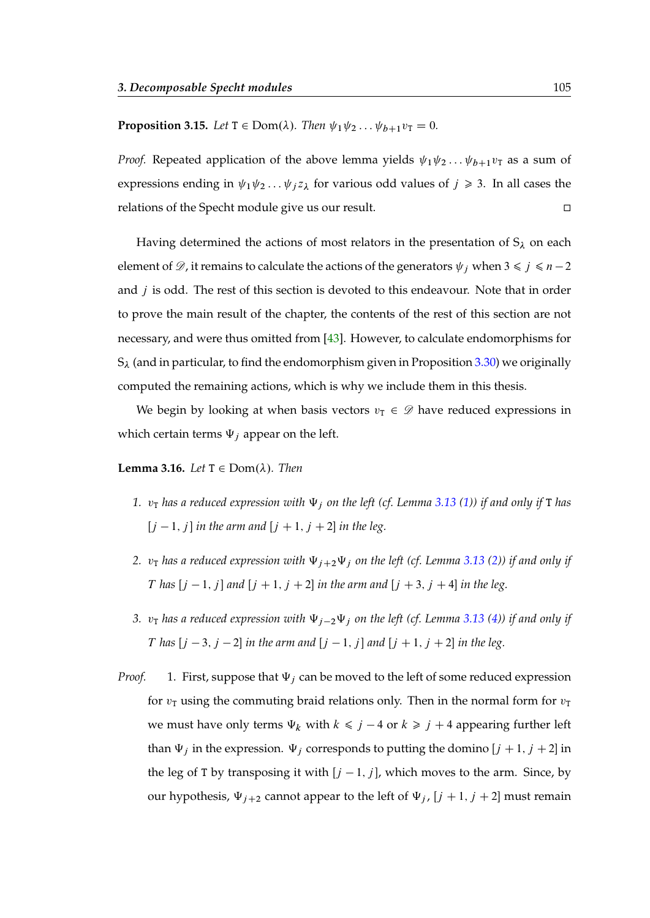**Proposition 3.15.** *Let* $\mathtt{T} \in \operatorname{Dom}(\lambda)$. *Then* $\psi_1\psi_2 \ldots \psi_{b+1} v_{\mathtt{T}} = 0$.

*Proof.* Repeated application of the above lemma yields $\psi_1\psi_2 \ldots \psi_{b+1} v_{\mathtt{T}}$ as a sum of expressions ending in $\psi_1\psi_2 \ldots \psi_j z_\lambda$ for various odd values of $j \geqslant 3$. In all cases the relations of the Specht module give us our result. □

Having determined the actions of most relators in the presentation of $S_\lambda$ on each element of $\mathscr{D}$, it remains to calculate the actions of the generators $\psi_j$ when $3 \leqslant j \leqslant n-2$ and $j$ is odd. The rest of this section is devoted to this endeavour. Note that in order to prove the main result of the chapter, the contents of the rest of this section are not necessary, and were thus omitted from [43]. However, to calculate endomorphisms for $S_\lambda$ (and in particular, to find the endomorphism given in Proposition 3.30) we originally computed the remaining actions, which is why we include them in this thesis.

We begin by looking at when basis vectors $v_{\mathtt{T}} \in \mathscr{D}$ have reduced expressions in which certain terms $\Psi_j$ appear on the left.

**Lemma 3.16.** *Let* $\mathtt{T} \in \operatorname{Dom}(\lambda)$. *Then*

1. *$v_{\mathtt{T}}$ has a reduced expression with $\Psi_j$ on the left (cf. Lemma 3.13 (1)) if and only if* $\mathtt{T}$ *has* $[j-1, j]$ *in the arm and* $[j+1, j+2]$ *in the leg.*
2. *$v_{\mathtt{T}}$ has a reduced expression with $\Psi_{j+2}\Psi_j$ on the left (cf. Lemma 3.13 (2)) if and only if $T$ has $[j-1, j]$ and $[j+1, j+2]$ in the arm and $[j+3, j+4]$ in the leg.*
3. *$v_{\mathtt{T}}$ has a reduced expression with $\Psi_{j-2}\Psi_j$ on the left (cf. Lemma 3.13 (4)) if and only if $T$ has $[j-3, j-2]$ in the arm and $[j-1, j]$ and $[j+1, j+2]$ in the leg.*

*Proof.* 1. First, suppose that $\Psi_j$ can be moved to the left of some reduced expression for $v_{\mathtt{T}}$ using the commuting braid relations only. Then in the normal form for $v_{\mathtt{T}}$ we must have only terms $\Psi_k$ with $k \leqslant j-4$ or $k \geqslant j+4$ appearing further left than $\Psi_j$ in the expression. $\Psi_j$ corresponds to putting the domino $[j+1, j+2]$ in the leg of $\mathtt{T}$ by transposing it with $[j-1, j]$, which moves to the arm. Since, by our hypothesis, $\Psi_{j+2}$ cannot appear to the left of $\Psi_j$, $[j+1, j+2]$ must remain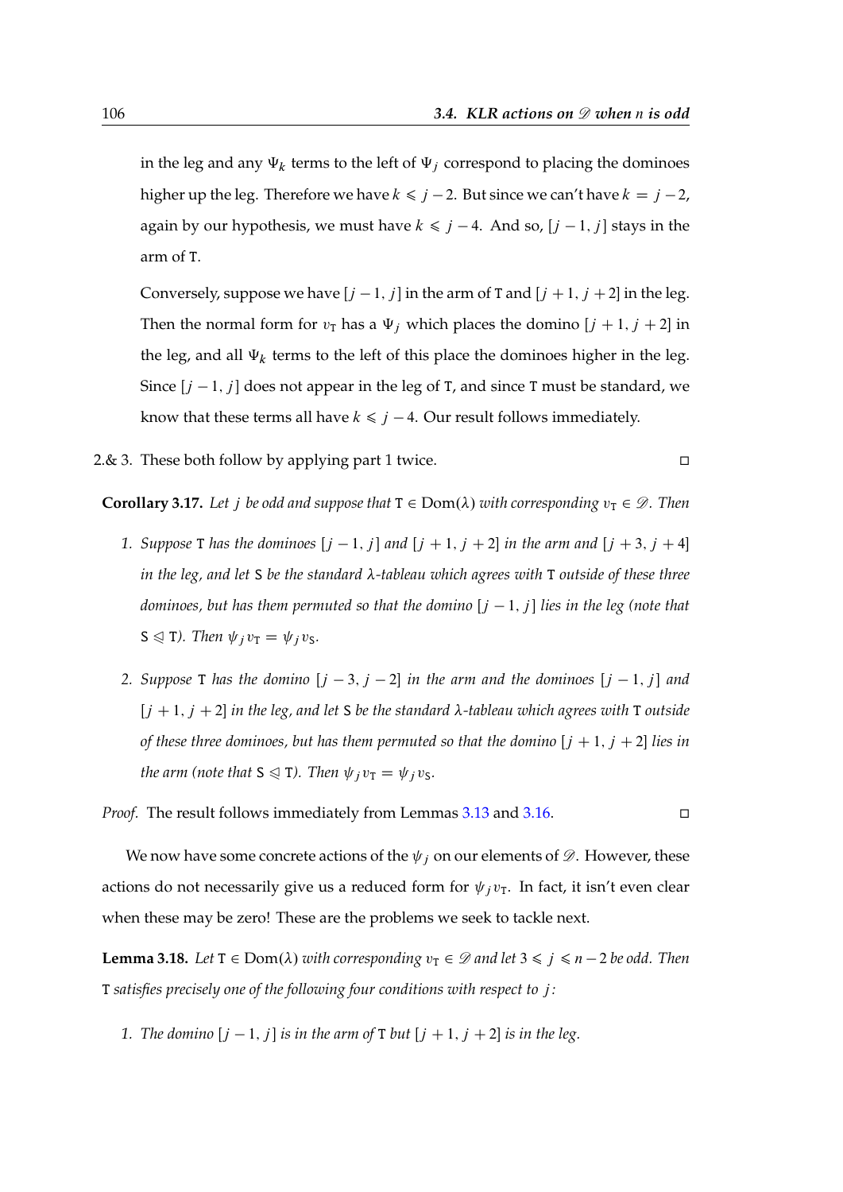in the leg and any $\Psi_k$ terms to the left of $\Psi_j$ correspond to placing the dominoes higher up the leg. Therefore we have $k \leqslant j-2$. But since we can't have $k = j-2$, again by our hypothesis, we must have $k \leqslant j-4$. And so, $[j-1, j]$ stays in the arm of $\mathtt{T}$.

Conversely, suppose we have $[j-1, j]$ in the arm of $\mathtt{T}$ and $[j+1, j+2]$ in the leg. Then the normal form for $v_{\mathtt{T}}$ has a $\Psi_j$ which places the domino $[j+1, j+2]$ in the leg, and all $\Psi_k$ terms to the left of this place the dominoes higher in the leg. Since $[j-1, j]$ does not appear in the leg of $\mathtt{T}$, and since $\mathtt{T}$ must be standard, we know that these terms all have $k \leqslant j-4$. Our result follows immediately.

2.& 3. These both follow by applying part 1 twice. □

**Corollary 3.17.** *Let $j$ be odd and suppose that $\mathtt{T} \in \mathrm{Dom}(\lambda)$ with corresponding $v_{\mathtt{T}} \in \mathscr{D}$. Then*

1. *Suppose $\mathtt{T}$ has the dominoes $[j-1, j]$ and $[j+1, j+2]$ in the arm and $[j+3, j+4]$ in the leg, and let $\mathtt{S}$ be the standard $\lambda$-tableau which agrees with $\mathtt{T}$ outside of these three dominoes, but has them permuted so that the domino $[j-1, j]$ lies in the leg (note that $\mathtt{S} \lhd \mathtt{T}$). Then $\psi_j v_{\mathtt{T}} = \psi_j v_{\mathtt{S}}$.*
2. *Suppose $\mathtt{T}$ has the domino $[j-3, j-2]$ in the arm and the dominoes $[j-1, j]$ and $[j+1, j+2]$ in the leg, and let $\mathtt{S}$ be the standard $\lambda$-tableau which agrees with $\mathtt{T}$ outside of these three dominoes, but has them permuted so that the domino $[j+1, j+2]$ lies in the arm (note that $\mathtt{S} \lhd \mathtt{T}$). Then $\psi_j v_{\mathtt{T}} = \psi_j v_{\mathtt{S}}$.*

*Proof.* The result follows immediately from Lemmas 3.13 and 3.16. □

We now have some concrete actions of the $\psi_j$ on our elements of $\mathscr{D}$. However, these actions do not necessarily give us a reduced form for $\psi_j v_{\mathtt{T}}$. In fact, it isn't even clear when these may be zero! These are the problems we seek to tackle next.

**Lemma 3.18.** *Let $\mathtt{T} \in \mathrm{Dom}(\lambda)$ with corresponding $v_{\mathtt{T}} \in \mathscr{D}$ and let $3 \leqslant j \leqslant n-2$ be odd. Then $\mathtt{T}$ satisfies precisely one of the following four conditions with respect to $j$:*

1. *The domino $[j-1, j]$ is in the arm of $\mathtt{T}$ but $[j+1, j+2]$ is in the leg.*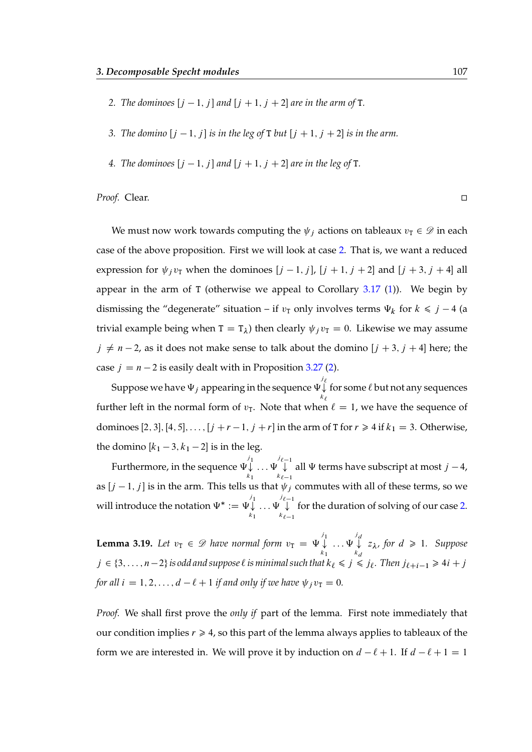2. *The dominoes* $[j-1, j]$ *and* $[j+1, j+2]$ *are in the arm of* $\mathtt{T}$.

3. *The domino* $[j-1, j]$ *is in the leg of* $\mathtt{T}$ *but* $[j+1, j+2]$ *is in the arm.*

4. *The dominoes* $[j-1, j]$ *and* $[j+1, j+2]$ *are in the leg of* $\mathtt{T}$.

*Proof.* Clear. $\square$

We must now work towards computing the $\psi_j$ actions on tableaux $v_{\mathtt{T}} \in \mathscr{D}$ in each case of the above proposition. First we will look at case 2. That is, we want a reduced expression for $\psi_j v_{\mathtt{T}}$ when the dominoes $[j-1, j]$, $[j+1, j+2]$ and $[j+3, j+4]$ all appear in the arm of $\mathtt{T}$ (otherwise we appeal to Corollary 3.17 (1)). We begin by dismissing the "degenerate" situation – if $v_{\mathtt{T}}$ only involves terms $\Psi_k$ for $k \leqslant j-4$ (a trivial example being when $\mathtt{T} = \mathtt{T}_\lambda$) then clearly $\psi_j v_{\mathtt{T}} = 0$. Likewise we may assume $j \neq n-2$, as it does not make sense to talk about the domino $[j+3, j+4]$ here; the case $j = n-2$ is easily dealt with in Proposition 3.27 (2).

Suppose we have $\Psi_j$ appearing in the sequence $\Psi\overset{j_\ell}{\underset{k_\ell}{\downarrow}}$ for some $\ell$ but not any sequences further left in the normal form of $v_{\mathtt{T}}$. Note that when $\ell = 1$, we have the sequence of dominoes $[2, 3], [4, 5], \dots, [j+r-1, j+r]$ in the arm of $\mathtt{T}$ for $r \geqslant 4$ if $k_1 = 3$. Otherwise, the domino $[k_1 - 3, k_1 - 2]$ is in the leg.

Furthermore, in the sequence $\Psi\overset{j_1}{\underset{k_1}{\downarrow}} \dots \Psi\overset{j_{\ell-1}}{\underset{k_{\ell-1}}{\downarrow}}$ all $\Psi$ terms have subscript at most $j-4$, as $[j-1, j]$ is in the arm. This tells us that $\psi_j$ commutes with all of these terms, so we will introduce the notation $\Psi^* := \Psi\overset{j_1}{\underset{k_1}{\downarrow}} \dots \Psi\overset{j_{\ell-1}}{\underset{k_{\ell-1}}{\downarrow}}$ for the duration of solving of our case 2.

**Lemma 3.19.** *Let* $v_{\mathtt{T}} \in \mathscr{D}$ *have normal form* $v_{\mathtt{T}} = \Psi\overset{j_1}{\underset{k_1}{\downarrow}} \dots \Psi\overset{j_d}{\underset{k_d}{\downarrow}} z_\lambda$, *for* $d \geqslant 1$. *Suppose* $j \in \{3, \dots, n-2\}$ *is odd and suppose* $\ell$ *is minimal such that* $k_\ell \leqslant j \leqslant j_\ell$. *Then* $j_{\ell+i-1} \geqslant 4i + j$ *for all* $i = 1, 2, \dots, d - \ell + 1$ *if and only if we have* $\psi_j v_{\mathtt{T}} = 0$.

*Proof.* We shall first prove the *only if* part of the lemma. First note immediately that our condition implies $r \geqslant 4$, so this part of the lemma always applies to tableaux of the form we are interested in. We will prove it by induction on $d - \ell + 1$. If $d - \ell + 1 = 1$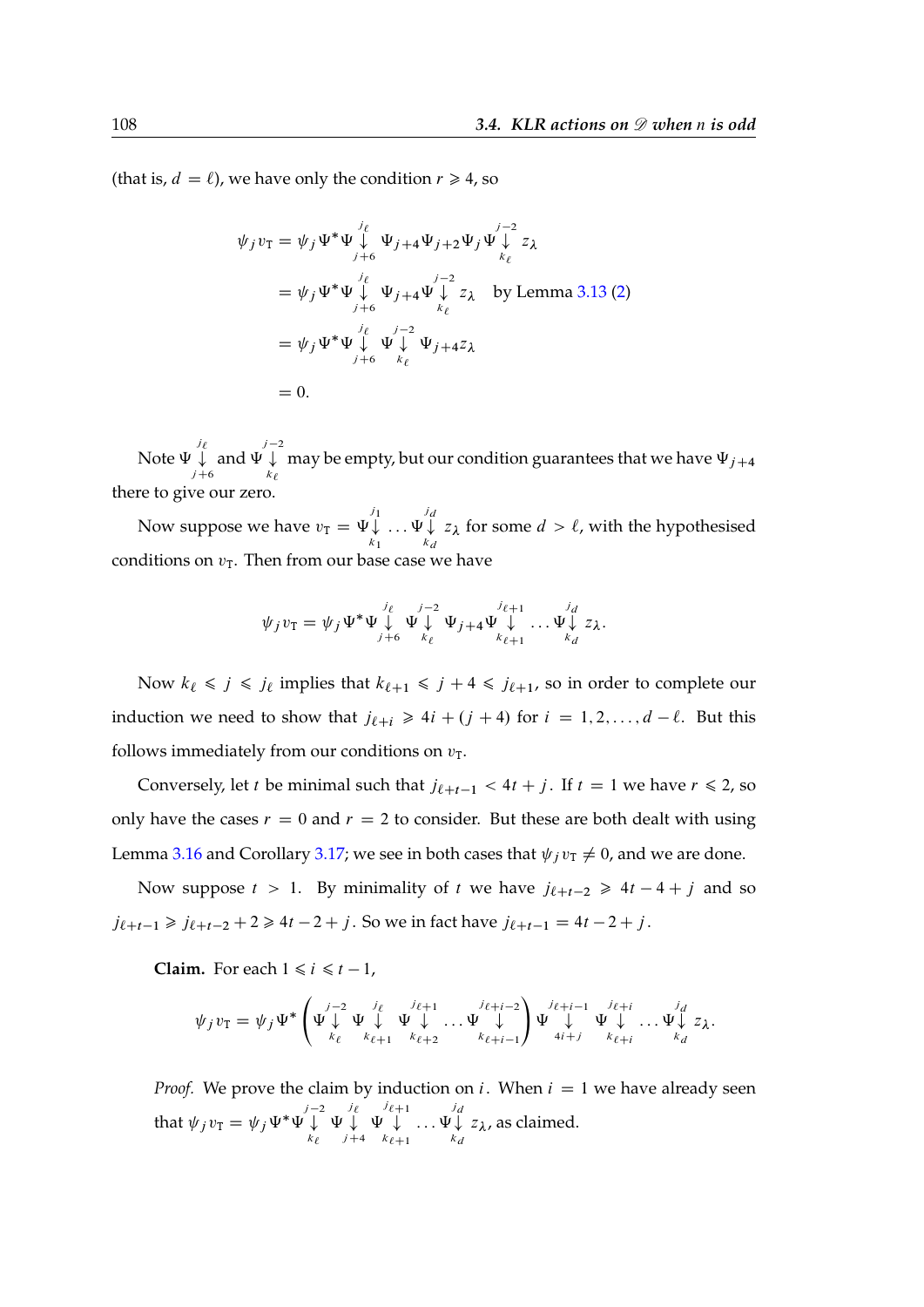(that is, $d = \ell$), we have only the condition $r \geqslant 4$, so

$$\begin{aligned}
\psi_j v_{\mathrm{T}} &= \psi_j \Psi^* \Psi \overset{j_\ell}{\underset{j+6}{\downarrow}} \Psi_{j+4} \Psi_{j+2} \Psi_j \Psi \overset{j-2}{\underset{k_\ell}{\downarrow}} z_\lambda \\
&= \psi_j \Psi^* \Psi \overset{j_\ell}{\underset{j+6}{\downarrow}} \Psi_{j+4} \Psi \overset{j-2}{\underset{k_\ell}{\downarrow}} z_\lambda \quad \text{by Lemma 3.13 (2)} \\
&= \psi_j \Psi^* \Psi \overset{j_\ell}{\underset{j+6}{\downarrow}} \Psi \overset{j-2}{\underset{k_\ell}{\downarrow}} \Psi_{j+4} z_\lambda \\
&= 0.
\end{aligned}$$

Note $\Psi \overset{j_\ell}{\underset{j+6}{\downarrow}}$ and $\Psi \overset{j-2}{\underset{k_\ell}{\downarrow}}$ may be empty, but our condition guarantees that we have $\Psi_{j+4}$ there to give our zero.

Now suppose we have $v_{\mathrm{T}} = \Psi \overset{j_1}{\underset{k_1}{\downarrow}} \dots \Psi \overset{j_d}{\underset{k_d}{\downarrow}} z_\lambda$ for some $d > \ell$, with the hypothesised conditions on $v_{\mathrm{T}}$. Then from our base case we have

$$\psi_j v_{\mathrm{T}} = \psi_j \Psi^* \Psi \overset{j_\ell}{\underset{j+6}{\downarrow}} \Psi \overset{j-2}{\underset{k_\ell}{\downarrow}} \Psi_{j+4} \Psi \overset{j_{\ell+1}}{\underset{k_{\ell+1}}{\downarrow}} \dots \Psi \overset{j_d}{\underset{k_d}{\downarrow}} z_\lambda.$$

Now $k_\ell \leqslant j \leqslant j_\ell$ implies that $k_{\ell+1} \leqslant j+4 \leqslant j_{\ell+1}$, so in order to complete our induction we need to show that $j_{\ell+i} \geqslant 4i + (j+4)$ for $i = 1, 2, \dots, d-\ell$. But this follows immediately from our conditions on $v_{\mathrm{T}}$.

Conversely, let $t$ be minimal such that $j_{\ell+t-1} < 4t + j$. If $t = 1$ we have $r \leqslant 2$, so only have the cases $r = 0$ and $r = 2$ to consider. But these are both dealt with using Lemma 3.16 and Corollary 3.17; we see in both cases that $\psi_j v_{\mathrm{T}} \neq 0$, and we are done.

Now suppose $t > 1$. By minimality of $t$ we have $j_{\ell+t-2} \geqslant 4t - 4 + j$ and so $j_{\ell+t-1} \geqslant j_{\ell+t-2} + 2 \geqslant 4t - 2 + j$. So we in fact have $j_{\ell+t-1} = 4t - 2 + j$.

**Claim.** For each $1 \leqslant i \leqslant t-1$,

$$\psi_j v_{\mathrm{T}} = \psi_j \Psi^* \left( \Psi \overset{j-2}{\underset{k_\ell}{\downarrow}} \Psi \overset{j_\ell}{\underset{k_{\ell+1}}{\downarrow}} \Psi \overset{j_{\ell+1}}{\underset{k_{\ell+2}}{\downarrow}} \dots \Psi \overset{j_{\ell+i-2}}{\underset{k_{\ell+i-1}}{\downarrow}} \right) \Psi \overset{j_{\ell+i-1}}{\underset{4i+j}{\downarrow}} \Psi \overset{j_{\ell+i}}{\underset{k_{\ell+i}}{\downarrow}} \dots \Psi \overset{j_d}{\underset{k_d}{\downarrow}} z_\lambda.$$

*Proof.* We prove the claim by induction on $i$. When $i = 1$ we have already seen that $\psi_j v_{\mathrm{T}} = \psi_j \Psi^* \Psi \overset{j-2}{\underset{k_\ell}{\downarrow}} \Psi \overset{j_\ell}{\underset{j+4}{\downarrow}} \Psi \overset{j_{\ell+1}}{\underset{k_{\ell+1}}{\downarrow}} \dots \Psi \overset{j_d}{\underset{k_d}{\downarrow}} z_\lambda$, as claimed.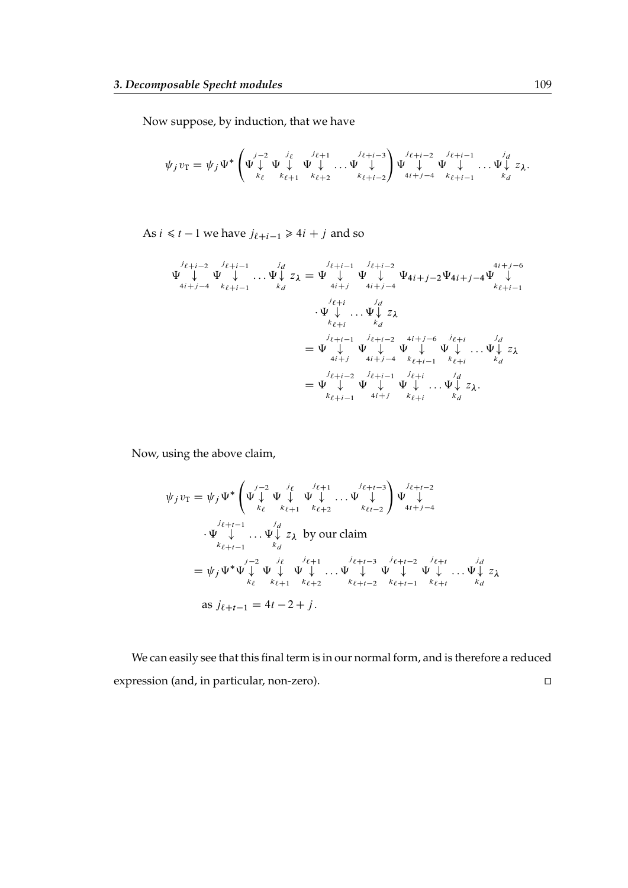Now suppose, by induction, that we have

$$\psi_j v_{\mathrm{T}} = \psi_j \Psi^* \left( \Psi\overset{j-2}{\underset{k_\ell}{\downarrow}} \Psi\overset{j_\ell}{\underset{k_{\ell+1}}{\downarrow}} \Psi\overset{j_{\ell+1}}{\underset{k_{\ell+2}}{\downarrow}} \dots \Psi\overset{j_{\ell+i-3}}{\underset{k_{\ell+i-2}}{\downarrow}} \right) \Psi\overset{j_{\ell+i-2}}{\underset{4i+j-4}{\downarrow}} \Psi\overset{j_{\ell+i-1}}{\underset{k_{\ell+i-1}}{\downarrow}} \dots \Psi\overset{j_d}{\underset{k_d}{\downarrow}} z_\lambda.$$

As $i \leqslant t-1$ we have $j_{\ell+i-1} \geqslant 4i+j$ and so

$$\begin{aligned}
\Psi\overset{j_{\ell+i-2}}{\underset{4i+j-4}{\downarrow}} \Psi\overset{j_{\ell+i-1}}{\underset{k_{\ell+i-1}}{\downarrow}} \dots \Psi\overset{j_d}{\underset{k_d}{\downarrow}} z_\lambda &= \Psi\overset{j_{\ell+i-1}}{\underset{4i+j}{\downarrow}} \Psi\overset{j_{\ell+i-2}}{\underset{4i+j-4}{\downarrow}} \Psi_{4i+j-2}\Psi_{4i+j-4}\Psi\overset{4i+j-6}{\underset{k_{\ell+i-1}}{\downarrow}} \\
&\quad \cdot \Psi\overset{j_{\ell+i}}{\underset{k_{\ell+i}}{\downarrow}} \dots \Psi\overset{j_d}{\underset{k_d}{\downarrow}} z_\lambda \\
&= \Psi\overset{j_{\ell+i-1}}{\underset{4i+j}{\downarrow}} \Psi\overset{j_{\ell+i-2}}{\underset{4i+j-4}{\downarrow}} \Psi\overset{4i+j-6}{\underset{k_{\ell+i-1}}{\downarrow}} \Psi\overset{j_{\ell+i}}{\underset{k_{\ell+i}}{\downarrow}} \dots \Psi\overset{j_d}{\underset{k_d}{\downarrow}} z_\lambda \\
&= \Psi\overset{j_{\ell+i-2}}{\underset{k_{\ell+i-1}}{\downarrow}} \Psi\overset{j_{\ell+i-1}}{\underset{4i+j}{\downarrow}} \Psi\overset{j_{\ell+i}}{\underset{k_{\ell+i}}{\downarrow}} \dots \Psi\overset{j_d}{\underset{k_d}{\downarrow}} z_\lambda.
\end{aligned}$$

Now, using the above claim,

$$\begin{aligned}
\psi_j v_{\mathrm{T}} &= \psi_j \Psi^* \left( \Psi\overset{j-2}{\underset{k_\ell}{\downarrow}} \Psi\overset{j_\ell}{\underset{k_{\ell+1}}{\downarrow}} \Psi\overset{j_{\ell+1}}{\underset{k_{\ell+2}}{\downarrow}} \dots \Psi\overset{j_{\ell+t-3}}{\underset{k_{\ell t-2}}{\downarrow}} \right) \Psi\overset{j_{\ell+t-2}}{\underset{4t+j-4}{\downarrow}} \\
&\quad \cdot \Psi\overset{j_{\ell+t-1}}{\underset{k_{\ell+t-1}}{\downarrow}} \dots \Psi\overset{j_d}{\underset{k_d}{\downarrow}} z_\lambda \ \text{ by our claim} \\
&= \psi_j \Psi^* \Psi\overset{j-2}{\underset{k_\ell}{\downarrow}} \Psi\overset{j_\ell}{\underset{k_{\ell+1}}{\downarrow}} \Psi\overset{j_{\ell+1}}{\underset{k_{\ell+2}}{\downarrow}} \dots \Psi\overset{j_{\ell+t-3}}{\underset{k_{\ell+t-2}}{\downarrow}} \Psi\overset{j_{\ell+t-2}}{\underset{k_{\ell+t-1}}{\downarrow}} \Psi\overset{j_{\ell+t}}{\underset{k_{\ell+t}}{\downarrow}} \dots \Psi\overset{j_d}{\underset{k_d}{\downarrow}} z_\lambda \\
&\quad \text{as } j_{\ell+t-1} = 4t-2+j.
\end{aligned}$$

We can easily see that this final term is in our normal form, and is therefore a reduced expression (and, in particular, non-zero). □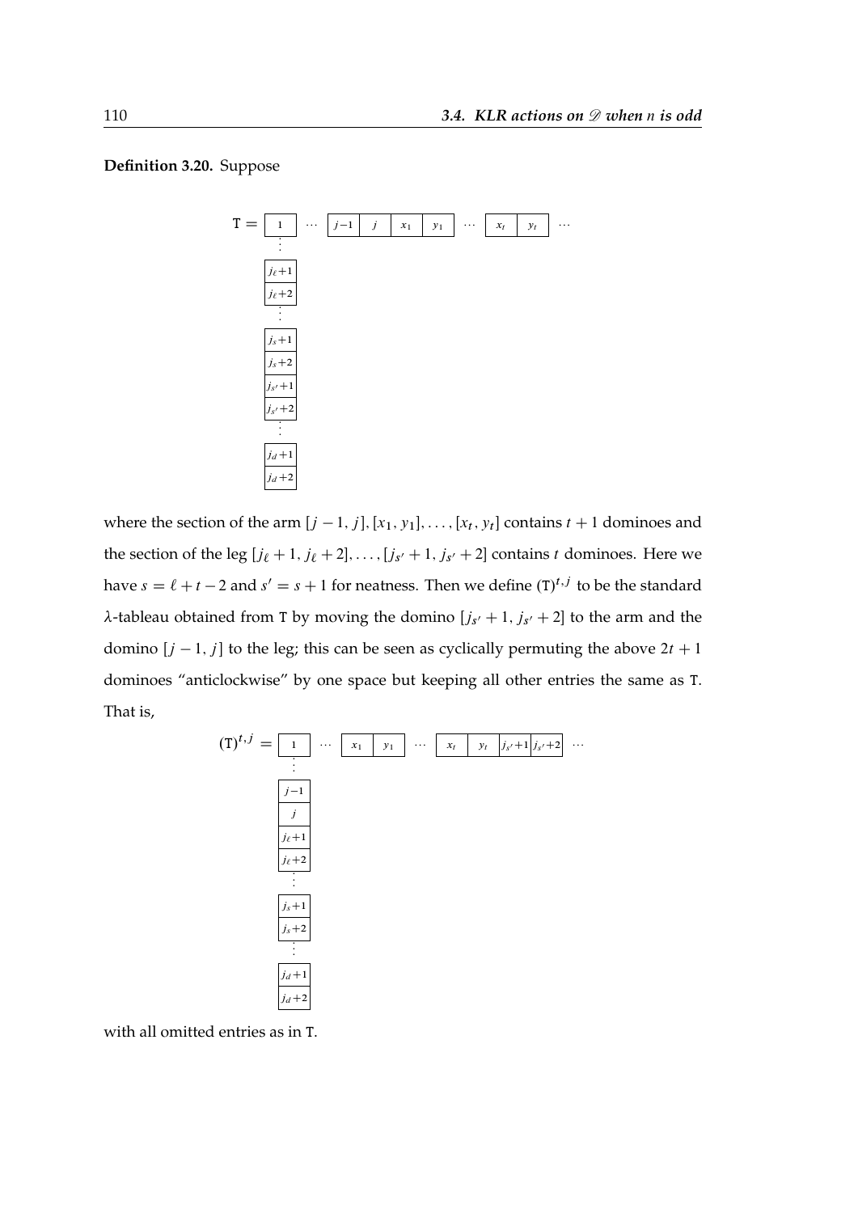**Definition 3.20.** Suppose

$$
\mathtt{T} = \begin{array}{l}
\boxed{1}\ \cdots\ \boxed{j-1}\boxed{j}\boxed{x_1}\boxed{y_1}\ \cdots\ \boxed{x_t}\boxed{y_t}\ \cdots \\
\vdots \\
\boxed{j_\ell+1} \\
\boxed{j_\ell+2} \\
\vdots \\
\boxed{j_s+1} \\
\boxed{j_s+2} \\
\boxed{j_{s'}+1} \\
\boxed{j_{s'}+2} \\
\vdots \\
\boxed{j_d+1} \\
\boxed{j_d+2}
\end{array}
$$

where the section of the arm $[j-1, j], [x_1, y_1], \ldots, [x_t, y_t]$ contains $t+1$ dominoes and the section of the leg $[j_\ell+1, j_\ell+2], \ldots, [j_{s'}+1, j_{s'}+2]$ contains $t$ dominoes. Here we have $s = \ell + t - 2$ and $s' = s+1$ for neatness. Then we define $(\mathtt{T})^{t,j}$ to be the standard $\lambda$-tableau obtained from $\mathtt{T}$ by moving the domino $[j_{s'}+1, j_{s'}+2]$ to the arm and the domino $[j-1, j]$ to the leg; this can be seen as cyclically permuting the above $2t+1$ dominoes "anticlockwise" by one space but keeping all other entries the same as $\mathtt{T}$. That is,

$$
(\mathtt{T})^{t,j} = \begin{array}{l}
\boxed{1}\ \cdots\ \boxed{x_1}\boxed{y_1}\ \cdots\ \boxed{x_t}\boxed{y_t}\boxed{j_{s'}+1}\boxed{j_{s'}+2}\ \cdots \\
\vdots \\
\boxed{j-1} \\
\boxed{j} \\
\boxed{j_\ell+1} \\
\boxed{j_\ell+2} \\
\vdots \\
\boxed{j_s+1} \\
\boxed{j_s+2} \\
\vdots \\
\boxed{j_d+1} \\
\boxed{j_d+2}
\end{array}
$$

with all omitted entries as in $\mathtt{T}$.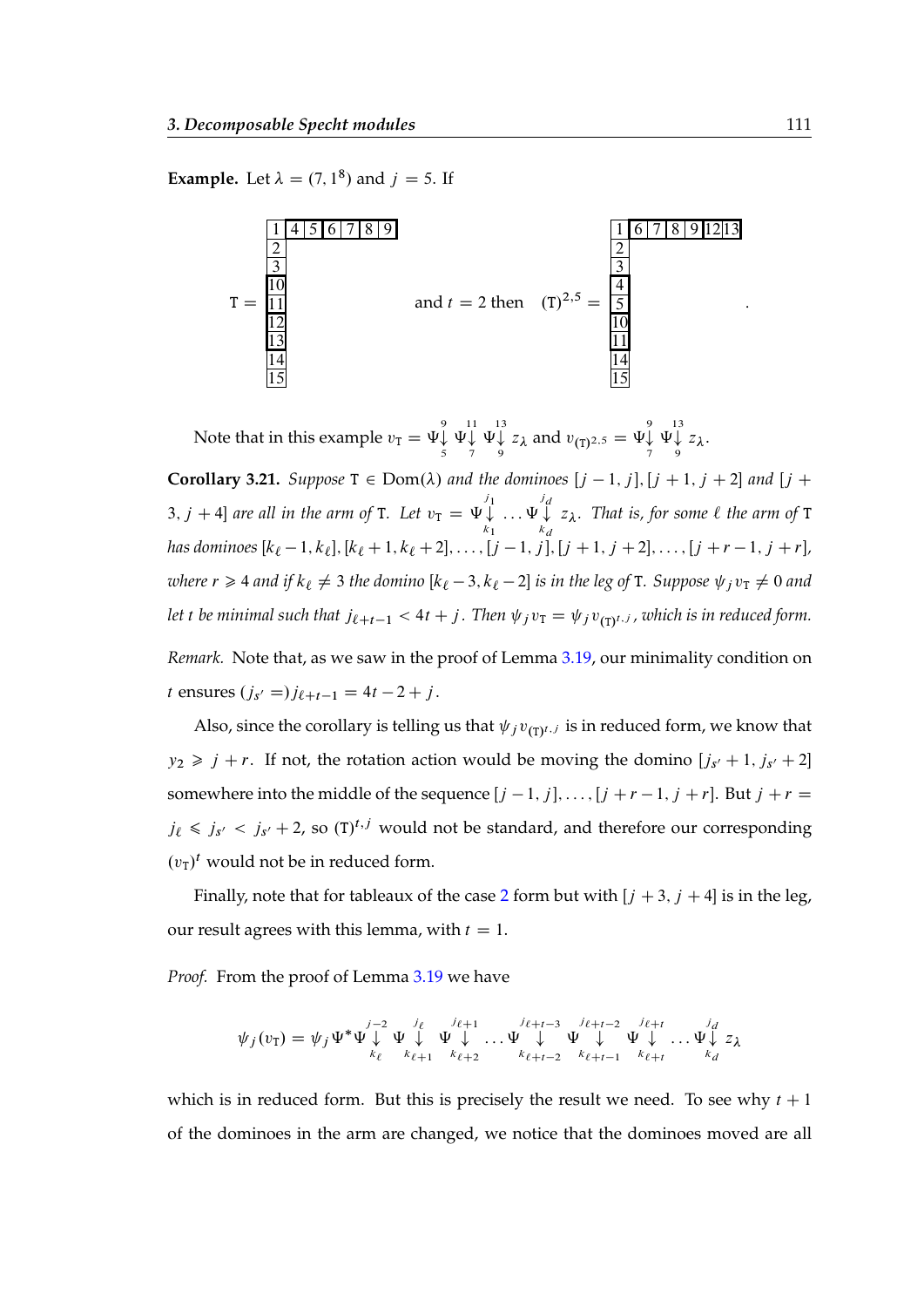**Example.** Let $\lambda = (7, 1^8)$ and $j = 5$. If

$$\mathtt{T} = \begin{array}{|c|c|c|c|c|c|c|} \hline 1 & 4 & 5 & 6 & 7 & 8 & 9 \\ \hline 2 \\ \cline{1-1} 3 \\ \cline{1-1} 10 \\ \cline{1-1} 11 \\ \cline{1-1} 12 \\ \cline{1-1} 13 \\ \cline{1-1} 14 \\ \cline{1-1} 15 \\ \cline{1-1} \end{array} \qquad \text{and } t = 2 \text{ then} \quad (\mathtt{T})^{2,5} = \begin{array}{|c|c|c|c|c|c|c|} \hline 1 & 6 & 7 & 8 & 9 & 12 & 13 \\ \hline 2 \\ \cline{1-1} 3 \\ \cline{1-1} 4 \\ \cline{1-1} 5 \\ \cline{1-1} 10 \\ \cline{1-1} 11 \\ \cline{1-1} 14 \\ \cline{1-1} 15 \\ \cline{1-1} \end{array}.$$

Note that in this example $v_{\mathtt{T}} = \Psi\overset{9}{\underset{5}{\downarrow}} \Psi\overset{11}{\underset{7}{\downarrow}} \Psi\overset{13}{\underset{9}{\downarrow}} z_\lambda$ and $v_{(\mathtt{T})^{2,5}} = \Psi\overset{9}{\underset{7}{\downarrow}} \Psi\overset{13}{\underset{9}{\downarrow}} z_\lambda$.

**Corollary 3.21.** *Suppose* $\mathtt{T} \in \mathrm{Dom}(\lambda)$ *and the dominoes* $[j-1, j], [j+1, j+2]$ *and* $[j+3, j+4]$ *are all in the arm of* $\mathtt{T}$*. Let* $v_{\mathtt{T}} = \Psi\overset{j_1}{\underset{k_1}{\downarrow}} \dots \Psi\overset{j_d}{\underset{k_d}{\downarrow}} z_\lambda$*. That is, for some* $\ell$ *the arm of* $\mathtt{T}$ *has dominoes* $[k_\ell - 1, k_\ell], [k_\ell + 1, k_\ell + 2], \dots, [j-1, j], [j+1, j+2], \dots, [j+r-1, j+r]$*, where* $r \geqslant 4$ *and if* $k_\ell \neq 3$ *the domino* $[k_\ell - 3, k_\ell - 2]$ *is in the leg of* $\mathtt{T}$*. Suppose* $\psi_j v_{\mathtt{T}} \neq 0$ *and let* $t$ *be minimal such that* $j_{\ell+t-1} < 4t + j$*. Then* $\psi_j v_{\mathtt{T}} = \psi_j v_{(\mathtt{T})^{t,j}}$*, which is in reduced form.*

*Remark.* Note that, as we saw in the proof of Lemma 3.19, our minimality condition on $t$ ensures $(j_{s'} =) j_{\ell+t-1} = 4t - 2 + j$.

Also, since the corollary is telling us that $\psi_j v_{(\mathtt{T})^{t,j}}$ is in reduced form, we know that $y_2 \geqslant j + r$. If not, the rotation action would be moving the domino $[j_{s'} + 1, j_{s'} + 2]$ somewhere into the middle of the sequence $[j-1, j], \dots, [j+r-1, j+r]$. But $j + r = j_\ell \leqslant j_{s'} < j_{s'} + 2$, so $(\mathtt{T})^{t,j}$ would not be standard, and therefore our corresponding $(v_{\mathtt{T}})^t$ would not be in reduced form.

Finally, note that for tableaux of the case 2 form but with $[j+3, j+4]$ is in the leg, our result agrees with this lemma, with $t = 1$.

*Proof.* From the proof of Lemma 3.19 we have

$$\psi_j(v_{\mathtt{T}}) = \psi_j \Psi^* \Psi\overset{j-2}{\underset{k_\ell}{\downarrow}} \Psi\overset{j_\ell}{\underset{k_{\ell+1}}{\downarrow}} \Psi\overset{j_{\ell+1}}{\underset{k_{\ell+2}}{\downarrow}} \dots \Psi\overset{j_{\ell+t-3}}{\underset{k_{\ell+t-2}}{\downarrow}} \Psi\overset{j_{\ell+t-2}}{\underset{k_{\ell+t-1}}{\downarrow}} \Psi\overset{j_{\ell+t}}{\underset{k_{\ell+t}}{\downarrow}} \dots \Psi\overset{j_d}{\underset{k_d}{\downarrow}} z_\lambda$$

which is in reduced form. But this is precisely the result we need. To see why $t+1$ of the dominoes in the arm are changed, we notice that the dominoes moved are all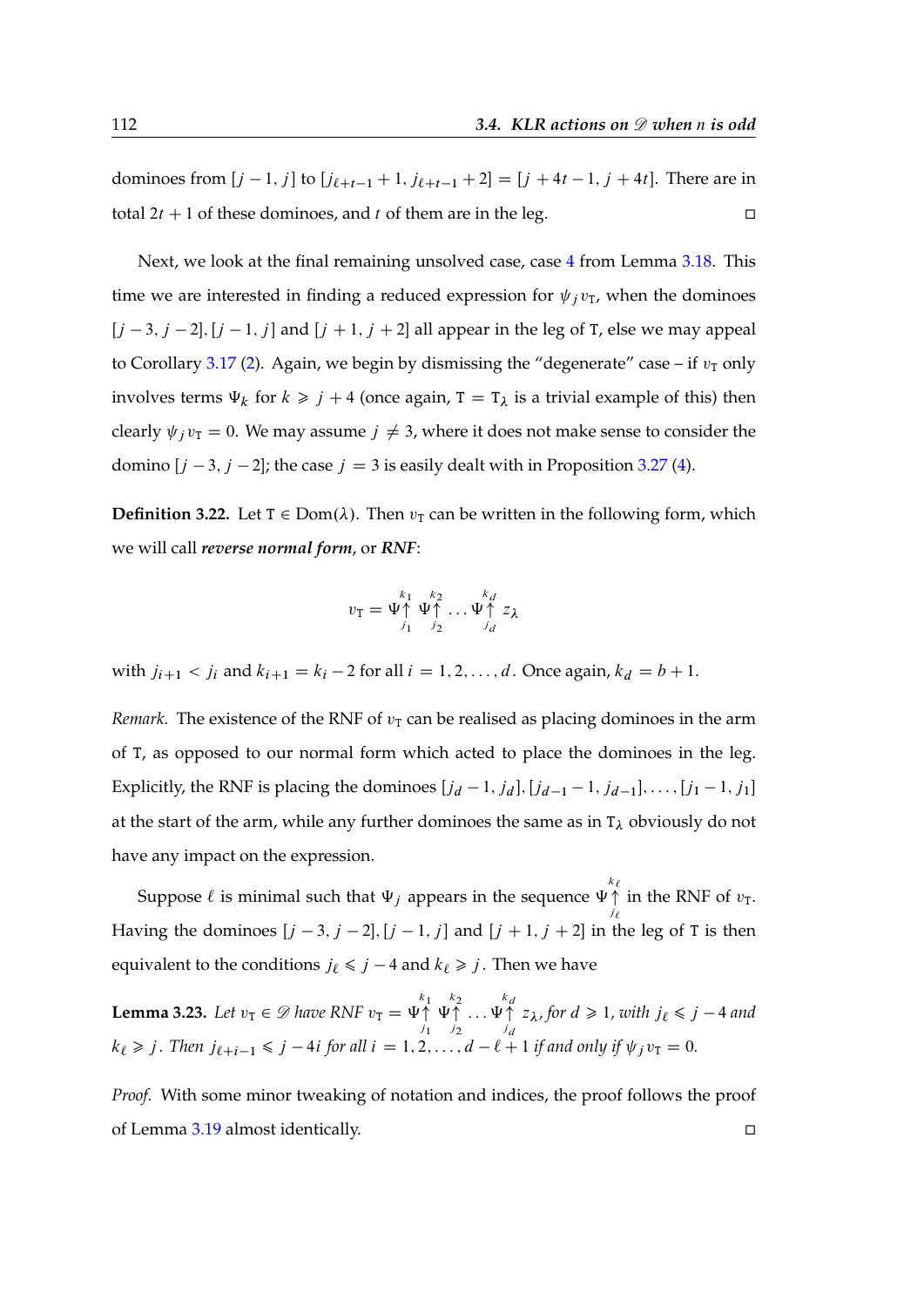dominoes from $[j-1, j]$ to $[j_{\ell+t-1}+1, j_{\ell+t-1}+2] = [j+4t-1, j+4t]$. There are in total $2t+1$ of these dominoes, and $t$ of them are in the leg. $\square$

Next, we look at the final remaining unsolved case, case 4 from Lemma 3.18. This time we are interested in finding a reduced expression for $\psi_j v_{\mathtt{T}}$, when the dominoes $[j-3, j-2], [j-1, j]$ and $[j+1, j+2]$ all appear in the leg of $\mathtt{T}$, else we may appeal to Corollary 3.17 (2). Again, we begin by dismissing the "degenerate" case – if $v_{\mathtt{T}}$ only involves terms $\Psi_k$ for $k \geqslant j+4$ (once again, $\mathtt{T} = \mathtt{T}_\lambda$ is a trivial example of this) then clearly $\psi_j v_{\mathtt{T}} = 0$. We may assume $j \neq 3$, where it does not make sense to consider the domino $[j-3, j-2]$; the case $j = 3$ is easily dealt with in Proposition 3.27 (4).

**Definition 3.22.** Let $\mathtt{T} \in \mathrm{Dom}(\lambda)$. Then $v_{\mathtt{T}}$ can be written in the following form, which we will call ***reverse normal form***, or ***RNF***:

$$v_{\mathtt{T}} = \Psi\overset{k_1}{\underset{j_1}{\uparrow}}\,\Psi\overset{k_2}{\underset{j_2}{\uparrow}}\ldots\Psi\overset{k_d}{\underset{j_d}{\uparrow}}\,z_\lambda$$

with $j_{i+1} < j_i$ and $k_{i+1} = k_i - 2$ for all $i = 1, 2, \ldots, d$. Once again, $k_d = b+1$.

*Remark.* The existence of the RNF of $v_{\mathtt{T}}$ can be realised as placing dominoes in the arm of $\mathtt{T}$, as opposed to our normal form which acted to place the dominoes in the leg. Explicitly, the RNF is placing the dominoes $[j_d - 1, j_d], [j_{d-1}-1, j_{d-1}], \ldots, [j_1 - 1, j_1]$ at the start of the arm, while any further dominoes the same as in $\mathtt{T}_\lambda$ obviously do not have any impact on the expression.

Suppose $\ell$ is minimal such that $\Psi_j$ appears in the sequence $\Psi\overset{k_\ell}{\underset{j_\ell}{\uparrow}}$ in the RNF of $v_{\mathtt{T}}$. Having the dominoes $[j-3, j-2], [j-1, j]$ and $[j+1, j+2]$ in the leg of $\mathtt{T}$ is then equivalent to the conditions $j_\ell \leqslant j-4$ and $k_\ell \geqslant j$. Then we have

**Lemma 3.23.** *Let $v_{\mathtt{T}} \in \mathscr{D}$ have RNF $v_{\mathtt{T}} = \Psi\overset{k_1}{\underset{j_1}{\uparrow}}\,\Psi\overset{k_2}{\underset{j_2}{\uparrow}}\ldots\Psi\overset{k_d}{\underset{j_d}{\uparrow}}\,z_\lambda$, for $d \geqslant 1$, with $j_\ell \leqslant j-4$ and $k_\ell \geqslant j$. Then $j_{\ell+i-1} \leqslant j - 4i$ for all $i = 1, 2, \ldots, d-\ell+1$ if and only if $\psi_j v_{\mathtt{T}} = 0$.*

*Proof.* With some minor tweaking of notation and indices, the proof follows the proof of Lemma 3.19 almost identically. $\square$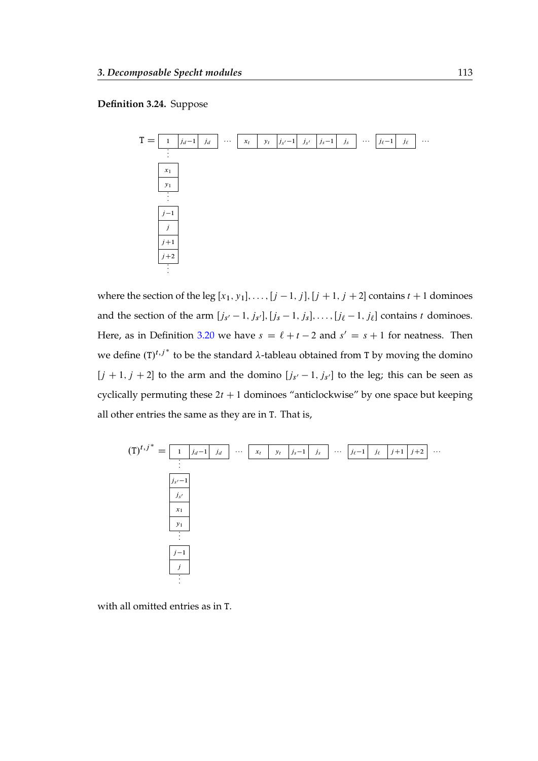**Definition 3.24.** Suppose

$$\mathtt{T} = \begin{array}{|c|c|c|}\hline 1 & j_d-1 & j_d \\ \hline \end{array} \cdots \begin{array}{|c|c|c|c|c|c|}\hline x_t & y_t & j_{s'}-1 & j_{s'} & j_s-1 & j_s \\ \hline \end{array} \cdots \begin{array}{|c|c|}\hline j_\ell-1 & j_\ell \\ \hline \end{array} \cdots$$

with first column (reading downwards) $1, \vdots, x_1, y_1, \vdots, j-1, j, j+1, j+2, \vdots$

where the section of the leg $[x_1, y_1], \ldots, [j-1, j], [j+1, j+2]$ contains $t+1$ dominoes and the section of the arm $[j_{s'}-1, j_{s'}], [j_s-1, j_s], \ldots, [j_\ell-1, j_\ell]$ contains $t$ dominoes. Here, as in Definition 3.20 we have $s = \ell + t - 2$ and $s' = s+1$ for neatness. Then we define $(\mathtt{T})^{t,j^*}$ to be the standard $\lambda$-tableau obtained from $\mathtt{T}$ by moving the domino $[j+1, j+2]$ to the arm and the domino $[j_{s'}-1, j_{s'}]$ to the leg; this can be seen as cyclically permuting these $2t+1$ dominoes "anticlockwise" by one space but keeping all other entries the same as they are in $\mathtt{T}$. That is,

$$(\mathtt{T})^{t,j^*} = \begin{array}{|c|c|c|}\hline 1 & j_d-1 & j_d \\ \hline \end{array} \cdots \begin{array}{|c|c|c|c|}\hline x_t & y_t & j_s-1 & j_s \\ \hline \end{array} \cdots \begin{array}{|c|c|c|c|}\hline j_\ell-1 & j_\ell & j+1 & j+2 \\ \hline \end{array} \cdots$$

with first column (reading downwards) $1, \vdots, j_{s'}-1, j_{s'}, x_1, y_1, \vdots, j-1, j, \vdots$

with all omitted entries as in $\mathtt{T}$.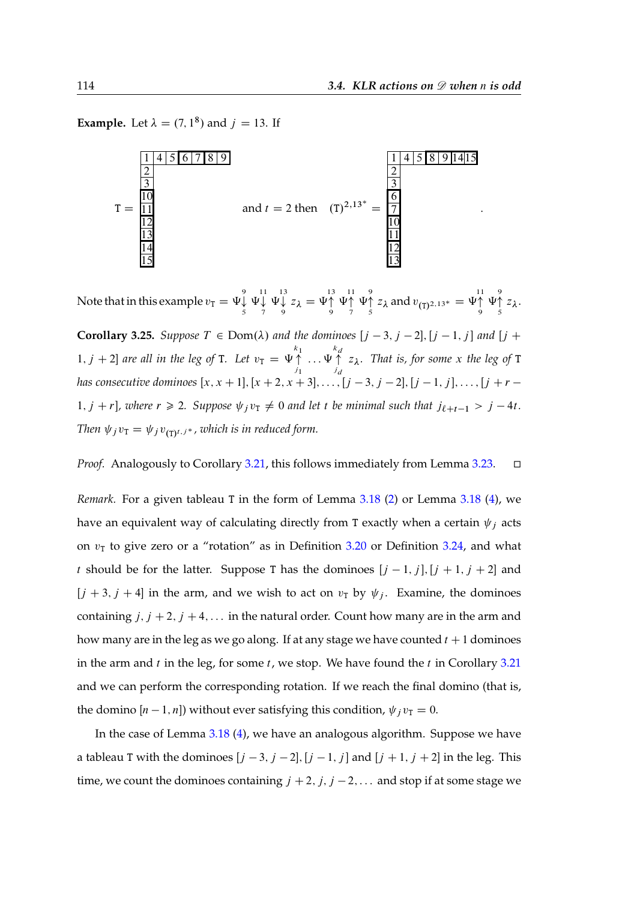**Example.** Let $\lambda = (7, 1^8)$ and $j = 13$. If

$$\mathtt{T} = \begin{array}{|c|c|c|c|c|c|c|}\hline 1 & 4 & 5 & 6 & 7 & 8 & 9 \\ \hline 2 \\ \cline{1-1} 3 \\ \cline{1-1} 10 \\ \cline{1-1} 11 \\ \cline{1-1} 12 \\ \cline{1-1} 13 \\ \cline{1-1} 14 \\ \cline{1-1} 15 \\ \cline{1-1} \end{array} \quad \text{and } t = 2 \text{ then} \quad (\mathtt{T})^{2,13^*} = \begin{array}{|c|c|c|c|c|c|c|}\hline 1 & 4 & 5 & 8 & 9 & 14 & 15 \\ \hline 2 \\ \cline{1-1} 3 \\ \cline{1-1} 6 \\ \cline{1-1} 7 \\ \cline{1-1} 10 \\ \cline{1-1} 11 \\ \cline{1-1} 12 \\ \cline{1-1} 13 \\ \cline{1-1} \end{array} .$$

Note that in this example $v_{\mathtt{T}} = \Psi\overset{9}{\underset{5}{\downarrow}} \Psi\overset{11}{\underset{7}{\downarrow}} \Psi\overset{13}{\underset{9}{\downarrow}} z_\lambda = \Psi\overset{13}{\underset{9}{\uparrow}} \Psi\overset{11}{\underset{7}{\uparrow}} \Psi\overset{9}{\underset{5}{\uparrow}} z_\lambda$ and $v_{(\mathtt{T})^{2,13^*}} = \Psi\overset{11}{\underset{9}{\uparrow}} \Psi\overset{9}{\underset{5}{\uparrow}} z_\lambda$.

**Corollary 3.25.** *Suppose $T \in \mathrm{Dom}(\lambda)$ and the dominoes $[j-3, j-2], [j-1, j]$ and $[j+1, j+2]$ are all in the leg of* $\mathtt{T}$*. Let $v_{\mathtt{T}} = \Psi\overset{k_1}{\underset{j_1}{\uparrow}} \dots \Psi\overset{k_d}{\underset{j_d}{\uparrow}} z_\lambda$. That is, for some $x$ the leg of* $\mathtt{T}$ *has consecutive dominoes $[x, x+1], [x+2, x+3], \dots, [j-3, j-2], [j-1, j], \dots, [j+r-1, j+r]$, where $r \geqslant 2$. Suppose $\psi_j v_{\mathtt{T}} \neq 0$ and let $t$ be minimal such that $j_{\ell+t-1} > j - 4t$. Then $\psi_j v_{\mathtt{T}} = \psi_j v_{(\mathtt{T})^{t,j^*}}$, which is in reduced form.*

*Proof.* Analogously to Corollary 3.21, this follows immediately from Lemma 3.23. $\square$

*Remark.* For a given tableau $\mathtt{T}$ in the form of Lemma 3.18 (2) or Lemma 3.18 (4), we have an equivalent way of calculating directly from $\mathtt{T}$ exactly when a certain $\psi_j$ acts on $v_{\mathtt{T}}$ to give zero or a "rotation" as in Definition 3.20 or Definition 3.24, and what $t$ should be for the latter. Suppose $\mathtt{T}$ has the dominoes $[j-1, j], [j+1, j+2]$ and $[j+3, j+4]$ in the arm, and we wish to act on $v_{\mathtt{T}}$ by $\psi_j$. Examine, the dominoes containing $j, j+2, j+4, \dots$ in the natural order. Count how many are in the arm and how many are in the leg as we go along. If at any stage we have counted $t+1$ dominoes in the arm and $t$ in the leg, for some $t$, we stop. We have found the $t$ in Corollary 3.21 and we can perform the corresponding rotation. If we reach the final domino (that is, the domino $[n-1, n]$) without ever satisfying this condition, $\psi_j v_{\mathtt{T}} = 0$.

In the case of Lemma 3.18 (4), we have an analogous algorithm. Suppose we have a tableau $\mathtt{T}$ with the dominoes $[j-3, j-2], [j-1, j]$ and $[j+1, j+2]$ in the leg. This time, we count the dominoes containing $j+2, j, j-2, \dots$ and stop if at some stage we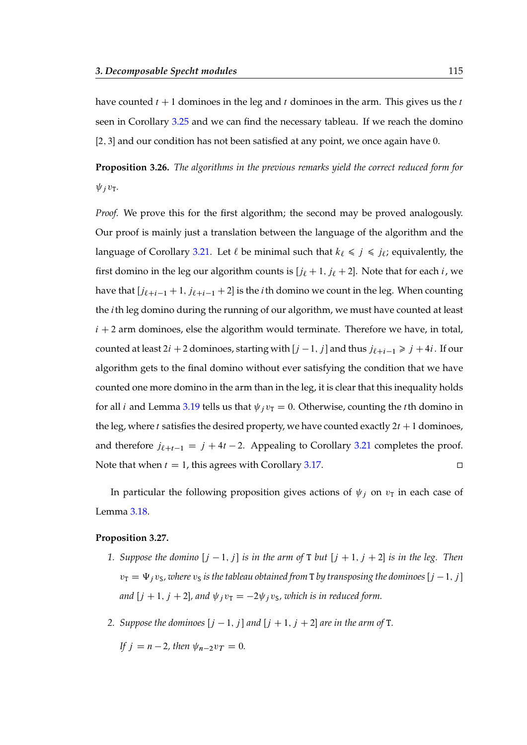have counted $t+1$ dominoes in the leg and $t$ dominoes in the arm. This gives us the $t$ seen in Corollary 3.25 and we can find the necessary tableau. If we reach the domino $[2,3]$ and our condition has not been satisfied at any point, we once again have 0.

**Proposition 3.26.** *The algorithms in the previous remarks yield the correct reduced form for $\psi_j v_{\mathrm{T}}$.*

*Proof.* We prove this for the first algorithm; the second may be proved analogously. Our proof is mainly just a translation between the language of the algorithm and the language of Corollary 3.21. Let $\ell$ be minimal such that $k_\ell \leqslant j \leqslant j_\ell$; equivalently, the first domino in the leg our algorithm counts is $[j_\ell+1, j_\ell+2]$. Note that for each $i$, we have that $[j_{\ell+i-1}+1, j_{\ell+i-1}+2]$ is the $i$th domino we count in the leg. When counting the $i$th leg domino during the running of our algorithm, we must have counted at least $i+2$ arm dominoes, else the algorithm would terminate. Therefore we have, in total, counted at least $2i+2$ dominoes, starting with $[j-1, j]$ and thus $j_{\ell+i-1} \geqslant j+4i$. If our algorithm gets to the final domino without ever satisfying the condition that we have counted one more domino in the arm than in the leg, it is clear that this inequality holds for all $i$ and Lemma 3.19 tells us that $\psi_j v_{\mathrm{T}} = 0$. Otherwise, counting the $t$th domino in the leg, where $t$ satisfies the desired property, we have counted exactly $2t+1$ dominoes, and therefore $j_{\ell+t-1} = j+4t-2$. Appealing to Corollary 3.21 completes the proof. Note that when $t=1$, this agrees with Corollary 3.17. ◻

In particular the following proposition gives actions of $\psi_j$ on $v_{\mathrm{T}}$ in each case of Lemma 3.18.

**Proposition 3.27.**

1. *Suppose the domino $[j-1, j]$ is in the arm of $\mathtt{T}$ but $[j+1, j+2]$ is in the leg. Then $v_{\mathrm{T}} = \Psi_j v_{\mathrm{S}}$, where $v_{\mathrm{S}}$ is the tableau obtained from $\mathtt{T}$ by transposing the dominoes $[j-1, j]$ and $[j+1, j+2]$, and $\psi_j v_{\mathrm{T}} = -2\psi_j v_{\mathrm{S}}$, which is in reduced form.*

2. *Suppose the dominoes $[j-1, j]$ and $[j+1, j+2]$ are in the arm of $\mathtt{T}$.*

   *If $j = n-2$, then $\psi_{n-2} v_T = 0$.*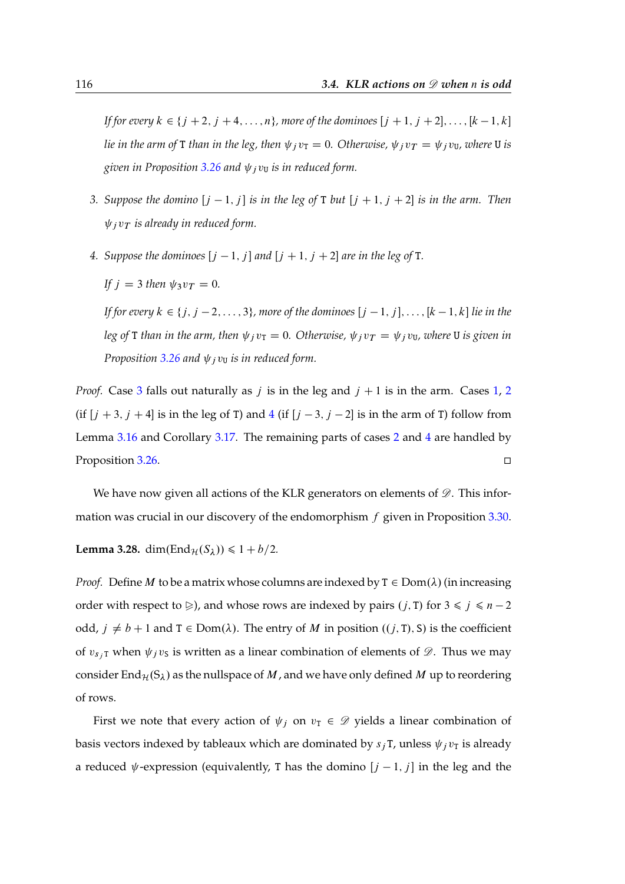*If for every $k \in \{j+2, j+4, \dots, n\}$, more of the dominoes $[j+1, j+2], \dots, [k-1, k]$ lie in the arm of* T *than in the leg, then $\psi_j v_{\mathtt{T}} = 0$. Otherwise, $\psi_j v_T = \psi_j v_{\mathtt{U}}$, where* U *is given in Proposition 3.26 and $\psi_j v_{\mathtt{U}}$ is in reduced form.*

3. *Suppose the domino $[j-1, j]$ is in the leg of* T *but $[j+1, j+2]$ is in the arm. Then $\psi_j v_T$ is already in reduced form.*

4. *Suppose the dominoes $[j-1, j]$ and $[j+1, j+2]$ are in the leg of* T*.*

   *If $j = 3$ then $\psi_3 v_T = 0$.*

   *If for every $k \in \{j, j-2, \dots, 3\}$, more of the dominoes $[j-1, j], \dots, [k-1, k]$ lie in the leg of* T *than in the arm, then $\psi_j v_{\mathtt{T}} = 0$. Otherwise, $\psi_j v_T = \psi_j v_{\mathtt{U}}$, where* U *is given in Proposition 3.26 and $\psi_j v_{\mathtt{U}}$ is in reduced form.*

*Proof.* Case 3 falls out naturally as $j$ is in the leg and $j+1$ is in the arm. Cases 1, 2 (if $[j+3, j+4]$ is in the leg of T) and 4 (if $[j-3, j-2]$ is in the arm of T) follow from Lemma 3.16 and Corollary 3.17. The remaining parts of cases 2 and 4 are handled by Proposition 3.26. □

We have now given all actions of the KLR generators on elements of $\mathscr{D}$. This information was crucial in our discovery of the endomorphism $f$ given in Proposition 3.30.

**Lemma 3.28.** $\dim(\mathrm{End}_{\mathcal{H}}(S_\lambda)) \leqslant 1 + b/2$.

*Proof.* Define $M$ to be a matrix whose columns are indexed by $\mathtt{T} \in \mathrm{Dom}(\lambda)$ (in increasing order with respect to $\trianglerighteq$), and whose rows are indexed by pairs $(j, \mathtt{T})$ for $3 \leqslant j \leqslant n-2$ odd, $j \neq b+1$ and $\mathtt{T} \in \mathrm{Dom}(\lambda)$. The entry of $M$ in position $((j, \mathtt{T}), \mathtt{S})$ is the coefficient of $v_{s_j \mathtt{T}}$ when $\psi_j v_{\mathtt{S}}$ is written as a linear combination of elements of $\mathscr{D}$. Thus we may consider $\mathrm{End}_{\mathcal{H}}(S_\lambda)$ as the nullspace of $M$, and we have only defined $M$ up to reordering of rows.

First we note that every action of $\psi_j$ on $v_{\mathtt{T}} \in \mathscr{D}$ yields a linear combination of basis vectors indexed by tableaux which are dominated by $s_j \mathtt{T}$, unless $\psi_j v_{\mathtt{T}}$ is already a reduced $\psi$-expression (equivalently, T has the domino $[j-1, j]$ in the leg and the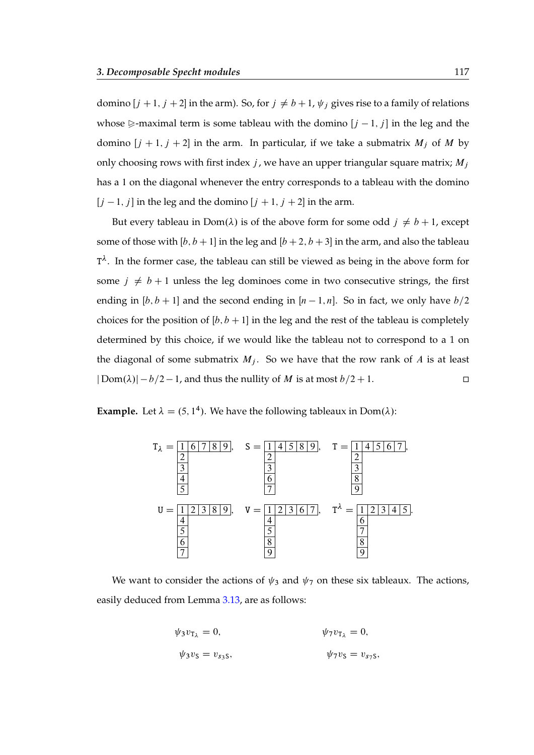domino $[j+1, j+2]$ in the arm). So, for $j \neq b+1$, $\psi_j$ gives rise to a family of relations whose $\trianglerighteq$-maximal term is some tableau with the domino $[j-1, j]$ in the leg and the domino $[j+1, j+2]$ in the arm. In particular, if we take a submatrix $M_j$ of $M$ by only choosing rows with first index $j$, we have an upper triangular square matrix; $M_j$ has a 1 on the diagonal whenever the entry corresponds to a tableau with the domino $[j-1, j]$ in the leg and the domino $[j+1, j+2]$ in the arm.

But every tableau in $\mathrm{Dom}(\lambda)$ is of the above form for some odd $j \neq b+1$, except some of those with $[b, b+1]$ in the leg and $[b+2, b+3]$ in the arm, and also the tableau $\mathtt{T}^\lambda$. In the former case, the tableau can still be viewed as being in the above form for some $j \neq b+1$ unless the leg dominoes come in two consecutive strings, the first ending in $[b, b+1]$ and the second ending in $[n-1, n]$. So in fact, we only have $b/2$ choices for the position of $[b, b+1]$ in the leg and the rest of the tableau is completely determined by this choice, if we would like the tableau not to correspond to a 1 on the diagonal of some submatrix $M_j$. So we have that the row rank of $A$ is at least $|\mathrm{Dom}(\lambda)| - b/2 - 1$, and thus the nullity of $M$ is at most $b/2 + 1$. □

**Example.** Let $\lambda = (5, 1^4)$. We have the following tableaux in $\mathrm{Dom}(\lambda)$:

$$\mathtt{T}_\lambda = \begin{array}{|c|c|c|c|c|}\hline 1&6&7&8&9\\\hline 2\\\cline{1-1} 3\\\cline{1-1} 4\\\cline{1-1} 5\\\cline{1-1}\end{array}, \quad \mathtt{S} = \begin{array}{|c|c|c|c|c|}\hline 1&4&5&8&9\\\hline 2\\\cline{1-1} 3\\\cline{1-1} 6\\\cline{1-1} 7\\\cline{1-1}\end{array}, \quad \mathtt{T} = \begin{array}{|c|c|c|c|c|}\hline 1&4&5&6&7\\\hline 2\\\cline{1-1} 3\\\cline{1-1} 8\\\cline{1-1} 9\\\cline{1-1}\end{array},$$

$$\mathtt{U} = \begin{array}{|c|c|c|c|c|}\hline 1&2&3&8&9\\\hline 4\\\cline{1-1} 5\\\cline{1-1} 6\\\cline{1-1} 7\\\cline{1-1}\end{array}, \quad \mathtt{V} = \begin{array}{|c|c|c|c|c|}\hline 1&2&3&6&7\\\hline 4\\\cline{1-1} 5\\\cline{1-1} 8\\\cline{1-1} 9\\\cline{1-1}\end{array}, \quad \mathtt{T}^\lambda = \begin{array}{|c|c|c|c|c|}\hline 1&2&3&4&5\\\hline 6\\\cline{1-1} 7\\\cline{1-1} 8\\\cline{1-1} 9\\\cline{1-1}\end{array}.$$

We want to consider the actions of $\psi_3$ and $\psi_7$ on these six tableaux. The actions, easily deduced from Lemma 3.13, are as follows:

$$\psi_3 v_{\mathtt{T}_\lambda} = 0, \qquad \psi_7 v_{\mathtt{T}_\lambda} = 0,$$

$$\psi_3 v_{\mathtt{S}} = v_{s_3\mathtt{S}}, \qquad \psi_7 v_{\mathtt{S}} = v_{s_7\mathtt{S}},$$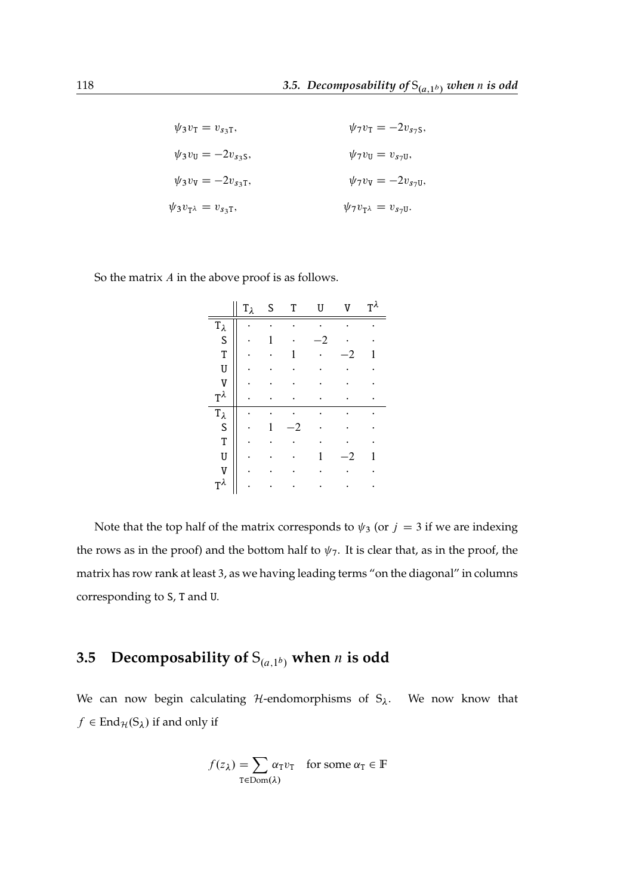$$\psi_3 v_{\mathtt{T}} = v_{s_3\mathtt{T}}, \qquad \psi_7 v_{\mathtt{T}} = -2v_{s_7\mathtt{S}},$$

$$\psi_3 v_{\mathtt{U}} = -2v_{s_3\mathtt{S}}, \qquad \psi_7 v_{\mathtt{U}} = v_{s_7\mathtt{U}},$$

$$\psi_3 v_{\mathtt{V}} = -2v_{s_3\mathtt{T}}, \qquad \psi_7 v_{\mathtt{V}} = -2v_{s_7\mathtt{U}},$$

$$\psi_3 v_{\mathtt{T}^\lambda} = v_{s_3\mathtt{T}}, \qquad \psi_7 v_{\mathtt{T}^\lambda} = v_{s_7\mathtt{U}}.$$

So the matrix $A$ in the above proof is as follows.

| | $\mathtt{T}_\lambda$ | $\mathtt{S}$ | $\mathtt{T}$ | $\mathtt{U}$ | $\mathtt{V}$ | $\mathtt{T}^\lambda$ |
|---|---|---|---|---|---|---|
| $\mathtt{T}_\lambda$ | · | · | · | · | · | · |
| $\mathtt{S}$ | · | 1 | · | $-2$ | · | · |
| $\mathtt{T}$ | · | · | 1 | · | $-2$ | 1 |
| $\mathtt{U}$ | · | · | · | · | · | · |
| $\mathtt{V}$ | · | · | · | · | · | · |
| $\mathtt{T}^\lambda$ | · | · | · | · | · | · |
| $\mathtt{T}_\lambda$ | · | · | · | · | · | · |
| $\mathtt{S}$ | · | 1 | $-2$ | · | · | · |
| $\mathtt{T}$ | · | · | · | · | · | · |
| $\mathtt{U}$ | · | · | · | 1 | $-2$ | 1 |
| $\mathtt{V}$ | · | · | · | · | · | · |
| $\mathtt{T}^\lambda$ | · | · | · | · | · | · |

Note that the top half of the matrix corresponds to $\psi_3$ (or $j = 3$ if we are indexing the rows as in the proof) and the bottom half to $\psi_7$. It is clear that, as in the proof, the matrix has row rank at least 3, as we having leading terms "on the diagonal" in columns corresponding to $\mathtt{S}$, $\mathtt{T}$ and $\mathtt{U}$.

## 3.5 Decomposability of $\mathrm{S}_{(a,1^b)}$ when $n$ is odd

We can now begin calculating $\mathcal{H}$-endomorphisms of $\mathrm{S}_\lambda$. We now know that $f \in \mathrm{End}_{\mathcal{H}}(\mathrm{S}_\lambda)$ if and only if

$$f(z_\lambda) = \sum_{\mathtt{T} \in \mathrm{Dom}(\lambda)} \alpha_{\mathtt{T}} v_{\mathtt{T}} \quad \text{for some } \alpha_{\mathtt{T}} \in \mathbb{F}$$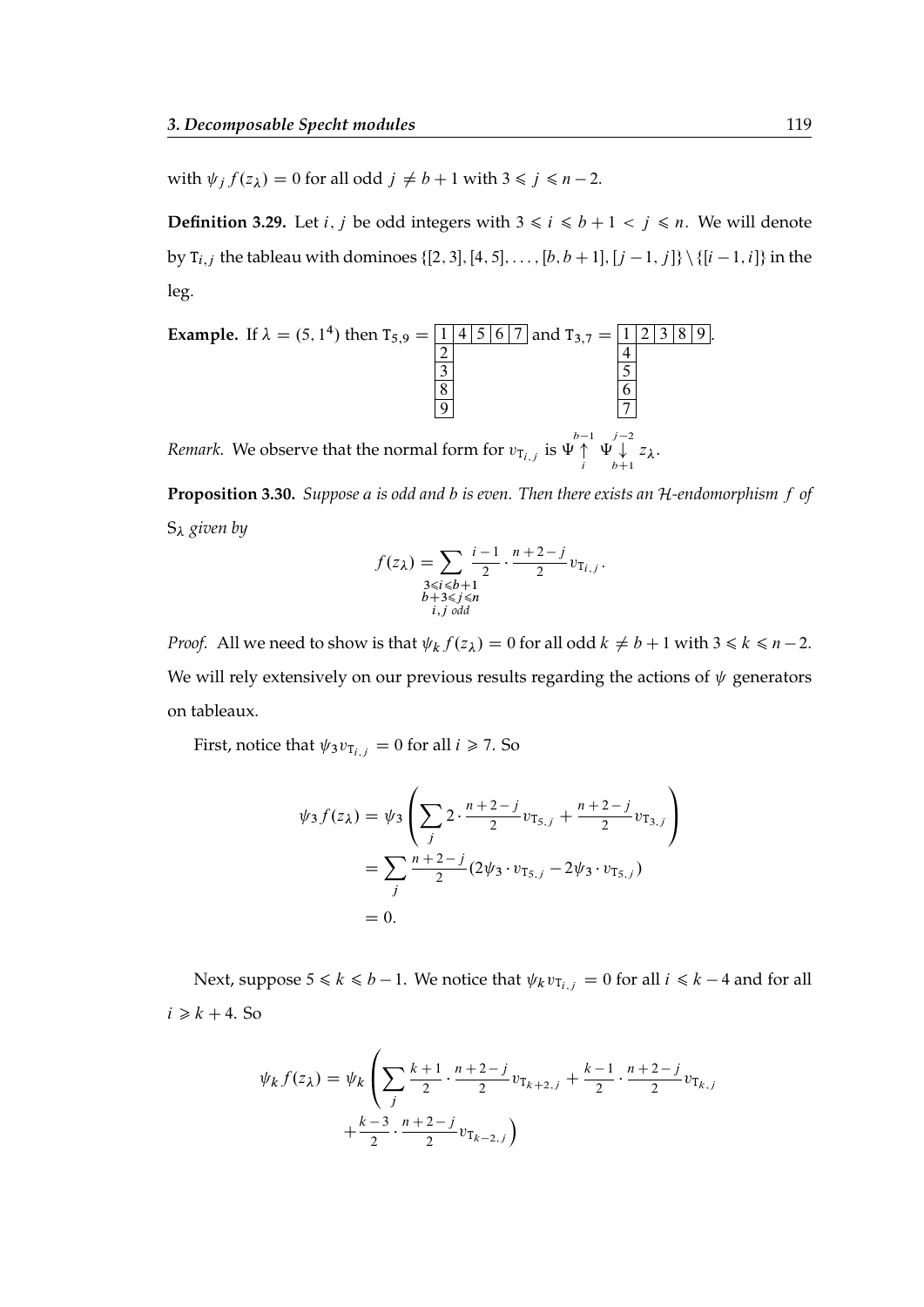with $\psi_j f(z_\lambda) = 0$ for all odd $j \neq b+1$ with $3 \leqslant j \leqslant n-2$.

**Definition 3.29.** Let $i, j$ be odd integers with $3 \leqslant i \leqslant b+1 < j \leqslant n$. We will denote by $\mathtt{T}_{i,j}$ the tableau with dominoes $\{[2,3],[4,5],\ldots,[b,b+1],[j-1,j]\} \setminus \{[i-1,i]\}$ in the leg.

**Example.** If $\lambda = (5, 1^4)$ then $\mathtt{T}_{5,9} = \begin{array}{|c|c|c|c|c|}\hline 1 & 4 & 5 & 6 & 7 \\ \hline 2 \\ \cline{1-1} 3 \\ \cline{1-1} 8 \\ \cline{1-1} 9 \\ \cline{1-1}\end{array}$ and $\mathtt{T}_{3,7} = \begin{array}{|c|c|c|c|c|}\hline 1 & 2 & 3 & 8 & 9 \\ \hline 4 \\ \cline{1-1} 5 \\ \cline{1-1} 6 \\ \cline{1-1} 7 \\ \cline{1-1}\end{array}$.

*Remark.* We observe that the normal form for $v_{\mathtt{T}_{i,j}}$ is $\Psi \overset{b-1}{\underset{i}{\uparrow}} \Psi \overset{j-2}{\underset{b+1}{\downarrow}} z_\lambda$.

**Proposition 3.30.** *Suppose $a$ is odd and $b$ is even. Then there exists an $\mathcal{H}$-endomorphism $f$ of $\mathrm{S}_\lambda$ given by*

$$f(z_\lambda) = \sum_{\substack{3 \leqslant i \leqslant b+1 \\ b+3 \leqslant j \leqslant n \\ i,j \text{ odd}}} \frac{i-1}{2} \cdot \frac{n+2-j}{2} v_{\mathtt{T}_{i,j}}.$$

*Proof.* All we need to show is that $\psi_k f(z_\lambda) = 0$ for all odd $k \neq b+1$ with $3 \leqslant k \leqslant n-2$. We will rely extensively on our previous results regarding the actions of $\psi$ generators on tableaux.

First, notice that $\psi_3 v_{\mathtt{T}_{i,j}} = 0$ for all $i \geqslant 7$. So

$$\begin{aligned}
\psi_3 f(z_\lambda) &= \psi_3 \left( \sum_j 2 \cdot \frac{n+2-j}{2} v_{\mathtt{T}_{5,j}} + \frac{n+2-j}{2} v_{\mathtt{T}_{3,j}} \right) \\
&= \sum_j \frac{n+2-j}{2} (2\psi_3 \cdot v_{\mathtt{T}_{5,j}} - 2\psi_3 \cdot v_{\mathtt{T}_{5,j}}) \\
&= 0.
\end{aligned}$$

Next, suppose $5 \leqslant k \leqslant b-1$. We notice that $\psi_k v_{\mathtt{T}_{i,j}} = 0$ for all $i \leqslant k-4$ and for all $i \geqslant k+4$. So

$$\begin{aligned}
\psi_k f(z_\lambda) = \psi_k \Bigg( &\sum_j \frac{k+1}{2} \cdot \frac{n+2-j}{2} v_{\mathtt{T}_{k+2,j}} + \frac{k-1}{2} \cdot \frac{n+2-j}{2} v_{\mathtt{T}_{k,j}} \\
&+ \frac{k-3}{2} \cdot \frac{n+2-j}{2} v_{\mathtt{T}_{k-2,j}} \Bigg)
\end{aligned}$$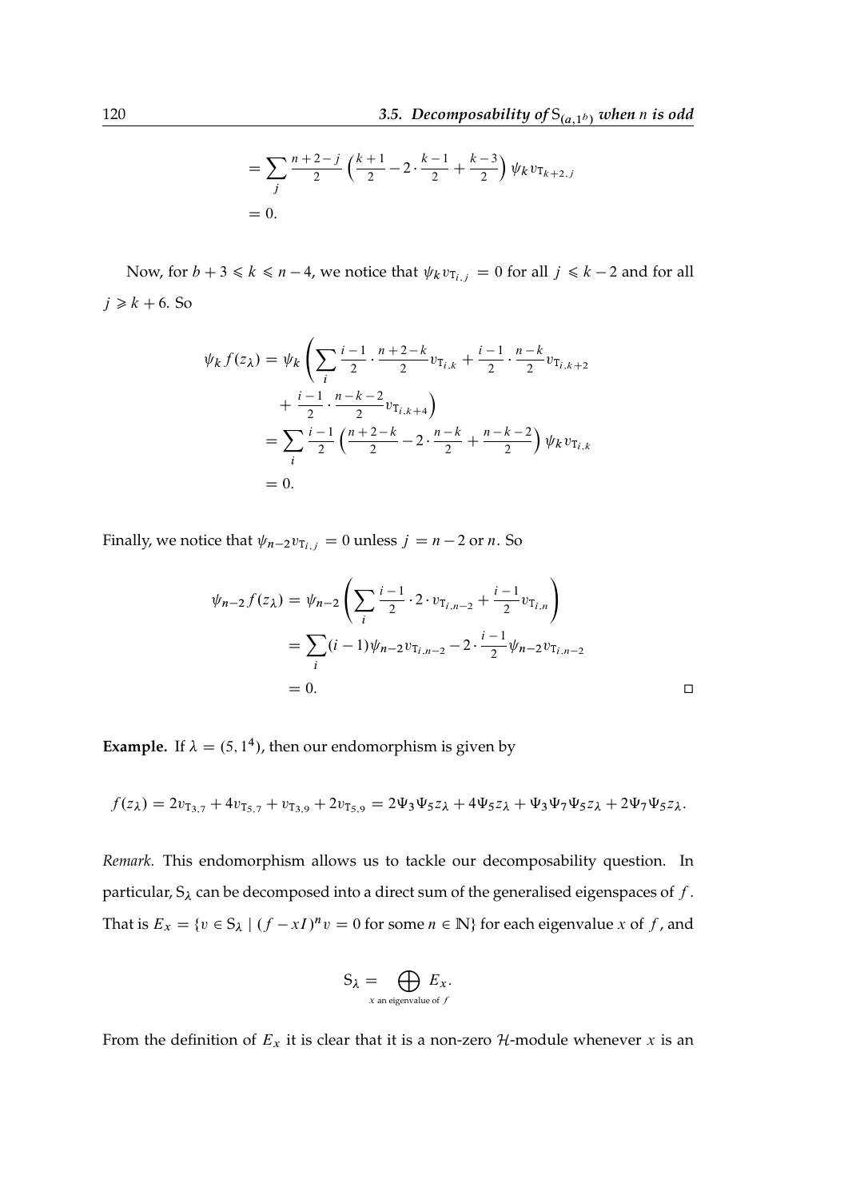$$= \sum_{j} \frac{n+2-j}{2} \left( \frac{k+1}{2} - 2 \cdot \frac{k-1}{2} + \frac{k-3}{2} \right) \psi_k v_{\mathrm{T}_{k+2,j}}$$
$$= 0.$$

Now, for $b+3 \leqslant k \leqslant n-4$, we notice that $\psi_k v_{\mathrm{T}_{i,j}} = 0$ for all $j \leqslant k-2$ and for all $j \geqslant k+6$. So

$$\begin{aligned}
\psi_k f(z_\lambda) &= \psi_k \left( \sum_i \frac{i-1}{2} \cdot \frac{n+2-k}{2} v_{\mathrm{T}_{i,k}} + \frac{i-1}{2} \cdot \frac{n-k}{2} v_{\mathrm{T}_{i,k+2}} \right. \\
&\quad \left. + \frac{i-1}{2} \cdot \frac{n-k-2}{2} v_{\mathrm{T}_{i,k+4}} \right) \\
&= \sum_i \frac{i-1}{2} \left( \frac{n+2-k}{2} - 2 \cdot \frac{n-k}{2} + \frac{n-k-2}{2} \right) \psi_k v_{\mathrm{T}_{i,k}} \\
&= 0.
\end{aligned}$$

Finally, we notice that $\psi_{n-2} v_{\mathrm{T}_{i,j}} = 0$ unless $j = n-2$ or $n$. So

$$\begin{aligned}
\psi_{n-2} f(z_\lambda) &= \psi_{n-2} \left( \sum_i \frac{i-1}{2} \cdot 2 \cdot v_{\mathrm{T}_{i,n-2}} + \frac{i-1}{2} v_{\mathrm{T}_{i,n}} \right) \\
&= \sum_i (i-1) \psi_{n-2} v_{\mathrm{T}_{i,n-2}} - 2 \cdot \frac{i-1}{2} \psi_{n-2} v_{\mathrm{T}_{i,n-2}} \\
&= 0.
\end{aligned}$$

□

**Example.** If $\lambda = (5, 1^4)$, then our endomorphism is given by

$$f(z_\lambda) = 2v_{\mathrm{T}_{3,7}} + 4v_{\mathrm{T}_{5,7}} + v_{\mathrm{T}_{3,9}} + 2v_{\mathrm{T}_{5,9}} = 2\Psi_3\Psi_5 z_\lambda + 4\Psi_5 z_\lambda + \Psi_3\Psi_7\Psi_5 z_\lambda + 2\Psi_7\Psi_5 z_\lambda.$$

*Remark.* This endomorphism allows us to tackle our decomposability question. In particular, $\mathrm{S}_\lambda$ can be decomposed into a direct sum of the generalised eigenspaces of $f$. That is $E_x = \{v \in \mathrm{S}_\lambda \mid (f - xI)^n v = 0 \text{ for some } n \in \mathbb{N}\}$ for each eigenvalue $x$ of $f$, and

$$\mathrm{S}_\lambda = \bigoplus_{x \text{ an eigenvalue of } f} E_x.$$

From the definition of $E_x$ it is clear that it is a non-zero $\mathcal{H}$-module whenever $x$ is an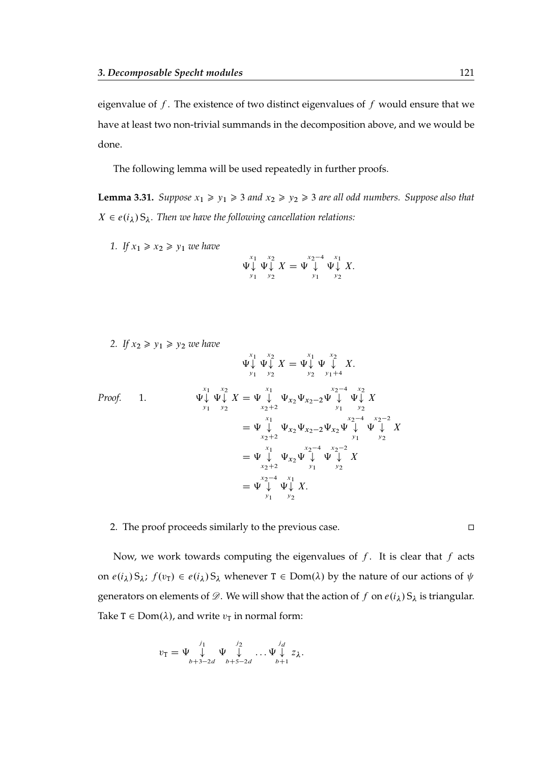eigenvalue of $f$. The existence of two distinct eigenvalues of $f$ would ensure that we have at least two non-trivial summands in the decomposition above, and we would be done.

The following lemma will be used repeatedly in further proofs.

**Lemma 3.31.** *Suppose $x_1 \geqslant y_1 \geqslant 3$ and $x_2 \geqslant y_2 \geqslant 3$ are all odd numbers. Suppose also that $X \in e(i_\lambda)\,\mathrm{S}_\lambda$. Then we have the following cancellation relations:*

1. *If $x_1 \geqslant x_2 \geqslant y_1$ we have*
$$\Psi\overset{x_1}{\underset{y_1}{\downarrow}}\Psi\overset{x_2}{\underset{y_2}{\downarrow}} X = \Psi\overset{x_2-4}{\underset{y_1}{\downarrow}}\Psi\overset{x_1}{\underset{y_2}{\downarrow}} X.$$

2. *If $x_2 \geqslant y_1 \geqslant y_2$ we have*
$$\Psi\overset{x_1}{\underset{y_1}{\downarrow}}\Psi\overset{x_2}{\underset{y_2}{\downarrow}} X = \Psi\overset{x_1}{\underset{y_2}{\downarrow}}\Psi\overset{x_2}{\underset{y_1+4}{\downarrow}} X.$$

*Proof.* 1.
$$\begin{aligned}
\Psi\overset{x_1}{\underset{y_1}{\downarrow}}\Psi\overset{x_2}{\underset{y_2}{\downarrow}} X &= \Psi\overset{x_1}{\underset{x_2+2}{\downarrow}}\Psi_{x_2}\Psi_{x_2-2}\Psi\overset{x_2-4}{\underset{y_1}{\downarrow}}\Psi\overset{x_2}{\underset{y_2}{\downarrow}} X\\
&= \Psi\overset{x_1}{\underset{x_2+2}{\downarrow}}\Psi_{x_2}\Psi_{x_2-2}\Psi_{x_2}\Psi\overset{x_2-4}{\underset{y_1}{\downarrow}}\Psi\overset{x_2-2}{\underset{y_2}{\downarrow}} X\\
&= \Psi\overset{x_1}{\underset{x_2+2}{\downarrow}}\Psi_{x_2}\Psi\overset{x_2-4}{\underset{y_1}{\downarrow}}\Psi\overset{x_2-2}{\underset{y_2}{\downarrow}} X\\
&= \Psi\overset{x_2-4}{\underset{y_1}{\downarrow}}\Psi\overset{x_1}{\underset{y_2}{\downarrow}} X.
\end{aligned}$$

2. The proof proceeds similarly to the previous case. ◻

Now, we work towards computing the eigenvalues of $f$. It is clear that $f$ acts on $e(i_\lambda)\,\mathrm{S}_\lambda$; $f(v_\mathtt{T}) \in e(i_\lambda)\,\mathrm{S}_\lambda$ whenever $\mathtt{T} \in \mathrm{Dom}(\lambda)$ by the nature of our actions of $\psi$ generators on elements of $\mathscr{D}$. We will show that the action of $f$ on $e(i_\lambda)\,\mathrm{S}_\lambda$ is triangular. Take $\mathtt{T} \in \mathrm{Dom}(\lambda)$, and write $v_\mathtt{T}$ in normal form:

$$v_\mathtt{T} = \Psi\overset{j_1}{\underset{b+3-2d}{\downarrow}}\Psi\overset{j_2}{\underset{b+5-2d}{\downarrow}}\dots\Psi\overset{j_d}{\underset{b+1}{\downarrow}} z_\lambda.$$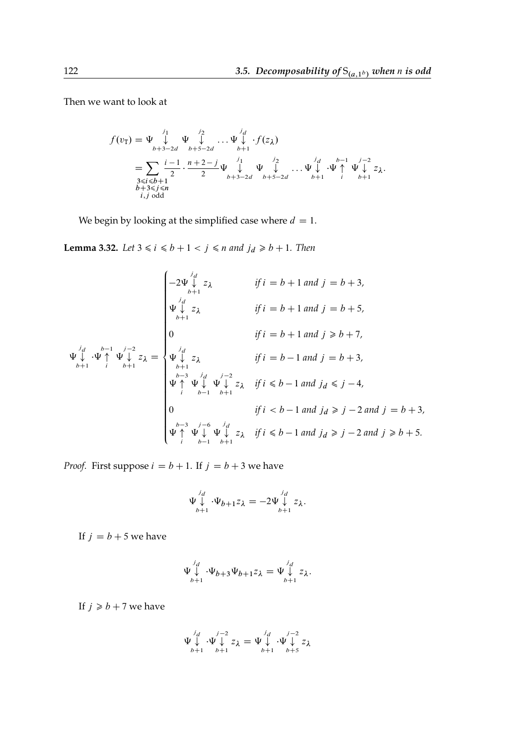Then we want to look at

$$
\begin{aligned}
f(v_{\mathrm{T}}) &= \Psi \underset{b+3-2d}{\overset{j_1}{\downarrow}} \Psi \underset{b+5-2d}{\overset{j_2}{\downarrow}} \dots \Psi \underset{b+1}{\overset{j_d}{\downarrow}} \cdot f(z_\lambda) \\
&= \sum_{\substack{3 \leqslant i \leqslant b+1 \\ b+3 \leqslant j \leqslant n \\ i,j \text{ odd}}} \frac{i-1}{2} \cdot \frac{n+2-j}{2} \Psi \underset{b+3-2d}{\overset{j_1}{\downarrow}} \Psi \underset{b+5-2d}{\overset{j_2}{\downarrow}} \dots \Psi \underset{b+1}{\overset{j_d}{\downarrow}} \cdot \Psi \underset{i}{\overset{b-1}{\uparrow}} \Psi \underset{b+1}{\overset{j-2}{\downarrow}} z_\lambda.
\end{aligned}
$$

We begin by looking at the simplified case where $d = 1$.

**Lemma 3.32.** *Let $3 \leqslant i \leqslant b+1 < j \leqslant n$ and $j_d \geqslant b+1$. Then*

$$
\Psi \underset{b+1}{\overset{j_d}{\downarrow}} \cdot \Psi \underset{i}{\overset{b-1}{\uparrow}} \Psi \underset{b+1}{\overset{j-2}{\downarrow}} z_\lambda =
\begin{cases}
-2\Psi \underset{b+1}{\overset{j_d}{\downarrow}} z_\lambda & \text{if } i = b+1 \text{ and } j = b+3, \\
\Psi \underset{b+1}{\overset{j_d}{\downarrow}} z_\lambda & \text{if } i = b+1 \text{ and } j = b+5, \\
0 & \text{if } i = b+1 \text{ and } j \geqslant b+7, \\
\Psi \underset{b+1}{\overset{j_d}{\downarrow}} z_\lambda & \text{if } i = b-1 \text{ and } j = b+3, \\
\Psi \underset{i}{\overset{b-3}{\uparrow}} \Psi \underset{b-1}{\overset{j_d}{\downarrow}} \Psi \underset{b+1}{\overset{j-2}{\downarrow}} z_\lambda & \text{if } i \leqslant b-1 \text{ and } j_d \leqslant j-4, \\
0 & \text{if } i < b-1 \text{ and } j_d \geqslant j-2 \text{ and } j = b+3, \\
\Psi \underset{i}{\overset{b-3}{\uparrow}} \Psi \underset{b-1}{\overset{j-6}{\downarrow}} \Psi \underset{b+1}{\overset{j_d}{\downarrow}} z_\lambda & \text{if } i \leqslant b-1 \text{ and } j_d \geqslant j-2 \text{ and } j \geqslant b+5.
\end{cases}
$$

*Proof.* First suppose $i = b+1$. If $j = b+3$ we have

$$
\Psi \underset{b+1}{\overset{j_d}{\downarrow}} \cdot \Psi_{b+1} z_\lambda = -2\Psi \underset{b+1}{\overset{j_d}{\downarrow}} z_\lambda.
$$

If $j = b+5$ we have

$$
\Psi \underset{b+1}{\overset{j_d}{\downarrow}} \cdot \Psi_{b+3}\Psi_{b+1} z_\lambda = \Psi \underset{b+1}{\overset{j_d}{\downarrow}} z_\lambda.
$$

If $j \geqslant b+7$ we have

$$
\Psi \underset{b+1}{\overset{j_d}{\downarrow}} \cdot \Psi \underset{b+1}{\overset{j-2}{\downarrow}} z_\lambda = \Psi \underset{b+1}{\overset{j_d}{\downarrow}} \cdot \Psi \underset{b+5}{\overset{j-2}{\downarrow}} z_\lambda
$$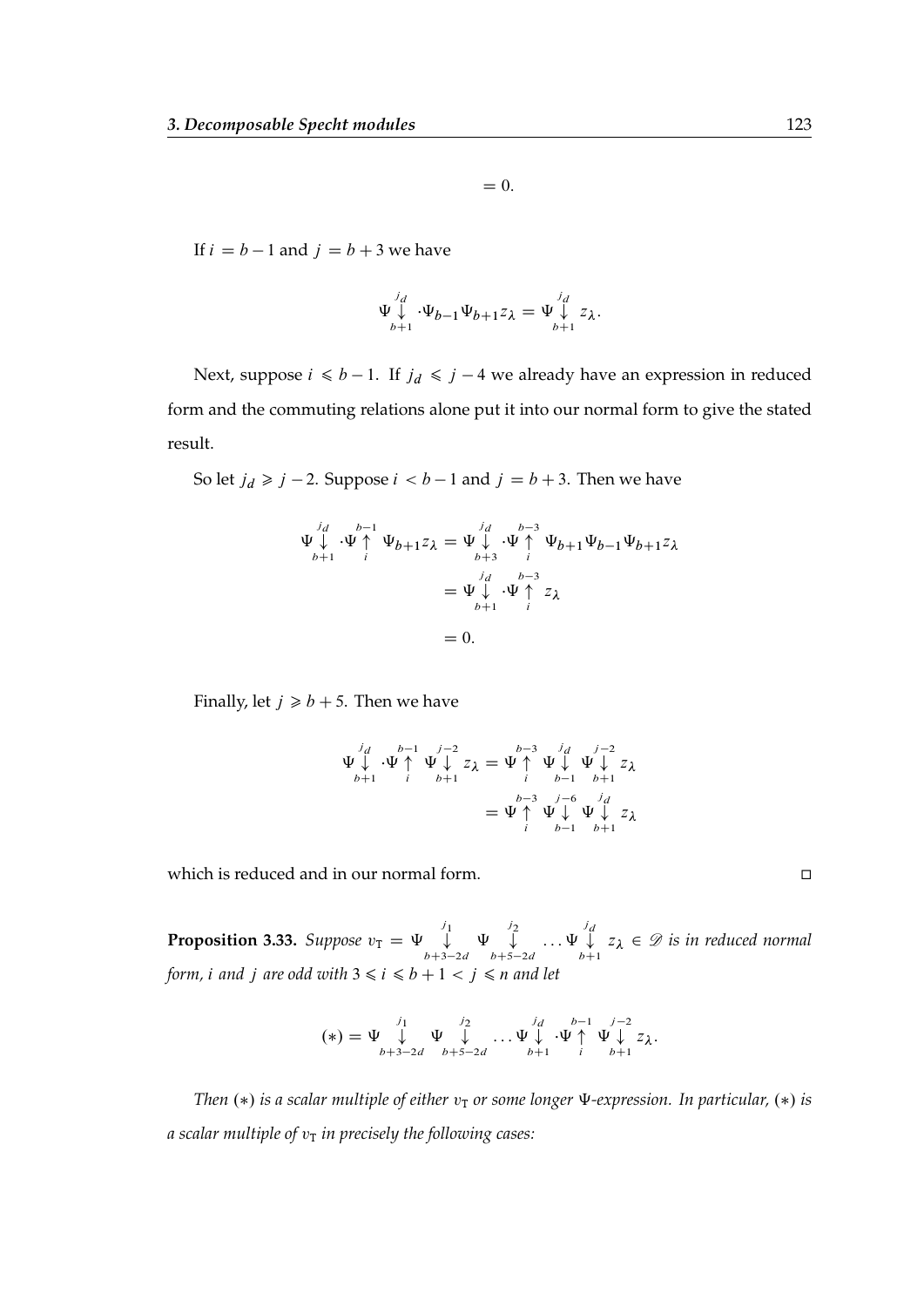$$= 0.$$

If $i = b-1$ and $j = b+3$ we have

$$\Psi \overset{j_d}{\underset{b+1}{\downarrow}} \cdot \Psi_{b-1}\Psi_{b+1} z_\lambda = \Psi \overset{j_d}{\underset{b+1}{\downarrow}} z_\lambda.$$

Next, suppose $i \leqslant b-1$. If $j_d \leqslant j-4$ we already have an expression in reduced form and the commuting relations alone put it into our normal form to give the stated result.

So let $j_d \geqslant j-2$. Suppose $i < b-1$ and $j = b+3$. Then we have

$$\begin{aligned}
\Psi \overset{j_d}{\underset{b+1}{\downarrow}} \cdot \Psi \overset{b-1}{\underset{i}{\uparrow}} \Psi_{b+1} z_\lambda &= \Psi \overset{j_d}{\underset{b+3}{\downarrow}} \cdot \Psi \overset{b-3}{\underset{i}{\uparrow}} \Psi_{b+1}\Psi_{b-1}\Psi_{b+1} z_\lambda \\
&= \Psi \overset{j_d}{\underset{b+1}{\downarrow}} \cdot \Psi \overset{b-3}{\underset{i}{\uparrow}} z_\lambda \\
&= 0.
\end{aligned}$$

Finally, let $j \geqslant b+5$. Then we have

$$\begin{aligned}
\Psi \overset{j_d}{\underset{b+1}{\downarrow}} \cdot \Psi \overset{b-1}{\underset{i}{\uparrow}} \Psi \overset{j-2}{\underset{b+1}{\downarrow}} z_\lambda &= \Psi \overset{b-3}{\underset{i}{\uparrow}} \Psi \overset{j_d}{\underset{b-1}{\downarrow}} \Psi \overset{j-2}{\underset{b+1}{\downarrow}} z_\lambda \\
&= \Psi \overset{b-3}{\underset{i}{\uparrow}} \Psi \overset{j-6}{\underset{b-1}{\downarrow}} \Psi \overset{j_d}{\underset{b+1}{\downarrow}} z_\lambda
\end{aligned}$$

which is reduced and in our normal form. □

**Proposition 3.33.** *Suppose* $v_\mathrm{T} = \Psi \overset{j_1}{\underset{b+3-2d}{\downarrow}} \Psi \overset{j_2}{\underset{b+5-2d}{\downarrow}} \ldots \Psi \overset{j_d}{\underset{b+1}{\downarrow}} z_\lambda \in \mathscr{D}$ *is in reduced normal form, $i$ and $j$ are odd with* $3 \leqslant i \leqslant b+1 < j \leqslant n$ *and let*

$$(*) = \Psi \overset{j_1}{\underset{b+3-2d}{\downarrow}} \Psi \overset{j_2}{\underset{b+5-2d}{\downarrow}} \ldots \Psi \overset{j_d}{\underset{b+1}{\downarrow}} \cdot \Psi \overset{b-1}{\underset{i}{\uparrow}} \Psi \overset{j-2}{\underset{b+1}{\downarrow}} z_\lambda.$$

*Then* $(*)$ *is a scalar multiple of either* $v_\mathrm{T}$ *or some longer* $\Psi$*-expression. In particular,* $(*)$ *is a scalar multiple of* $v_\mathrm{T}$ *in precisely the following cases:*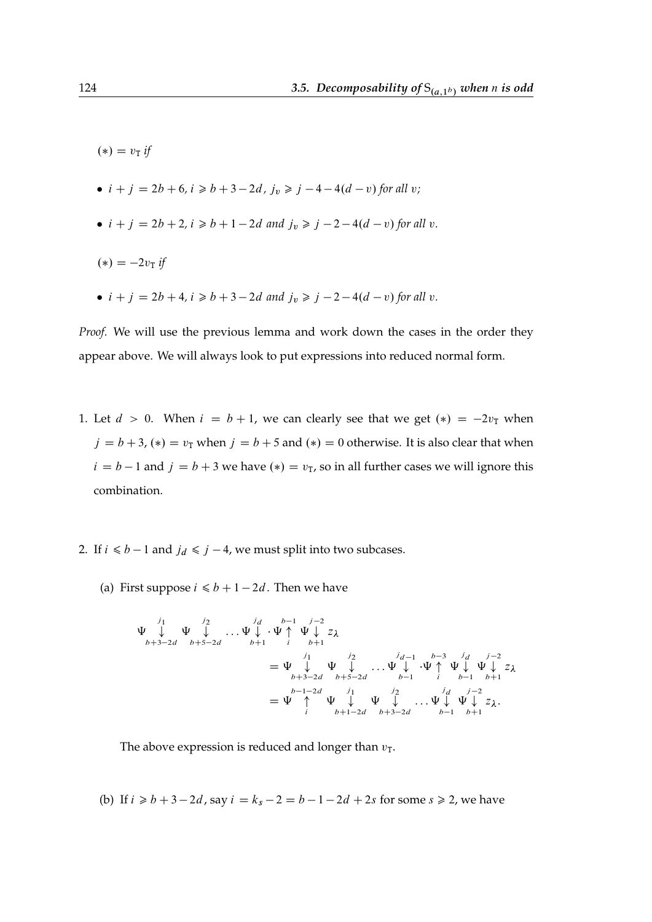$(*) = v_{\mathrm{T}}$ *if*

- $i + j = 2b + 6$, $i \geqslant b + 3 - 2d$, $j_v \geqslant j - 4 - 4(d - v)$ *for all* $v$;
- $i + j = 2b + 2$, $i \geqslant b + 1 - 2d$ *and* $j_v \geqslant j - 2 - 4(d - v)$ *for all* $v$.

$(*) = -2v_{\mathrm{T}}$ *if*

- $i + j = 2b + 4$, $i \geqslant b + 3 - 2d$ *and* $j_v \geqslant j - 2 - 4(d - v)$ *for all* $v$.

*Proof.* We will use the previous lemma and work down the cases in the order they appear above. We will always look to put expressions into reduced normal form.

1. Let $d > 0$. When $i = b + 1$, we can clearly see that we get $(*) = -2v_{\mathrm{T}}$ when $j = b + 3$, $(*) = v_{\mathrm{T}}$ when $j = b + 5$ and $(*) = 0$ otherwise. It is also clear that when $i = b - 1$ and $j = b + 3$ we have $(*) = v_{\mathrm{T}}$, so in all further cases we will ignore this combination.

2. If $i \leqslant b - 1$ and $j_d \leqslant j - 4$, we must split into two subcases.

   (a) First suppose $i \leqslant b + 1 - 2d$. Then we have

$$\Psi \underset{b+3-2d}{\overset{j_1}{\downarrow}} \Psi \underset{b+5-2d}{\overset{j_2}{\downarrow}} \dots \Psi \underset{b+1}{\overset{j_d}{\downarrow}} \cdot \Psi \underset{i}{\overset{b-1}{\uparrow}} \Psi \underset{b+1}{\overset{j-2}{\downarrow}} z_\lambda$$
$$= \Psi \underset{b+3-2d}{\overset{j_1}{\downarrow}} \Psi \underset{b+5-2d}{\overset{j_2}{\downarrow}} \dots \Psi \underset{b-1}{\overset{j_{d-1}}{\downarrow}} \cdot \Psi \underset{i}{\overset{b-3}{\uparrow}} \Psi \underset{b-1}{\overset{j_d}{\downarrow}} \Psi \underset{b+1}{\overset{j-2}{\downarrow}} z_\lambda$$
$$= \Psi \underset{i}{\overset{b-1-2d}{\uparrow}} \Psi \underset{b+1-2d}{\overset{j_1}{\downarrow}} \Psi \underset{b+3-2d}{\overset{j_2}{\downarrow}} \dots \Psi \underset{b-1}{\overset{j_d}{\downarrow}} \Psi \underset{b+1}{\overset{j-2}{\downarrow}} z_\lambda.$$

   The above expression is reduced and longer than $v_{\mathrm{T}}$.

   (b) If $i \geqslant b + 3 - 2d$, say $i = k_s - 2 = b - 1 - 2d + 2s$ for some $s \geqslant 2$, we have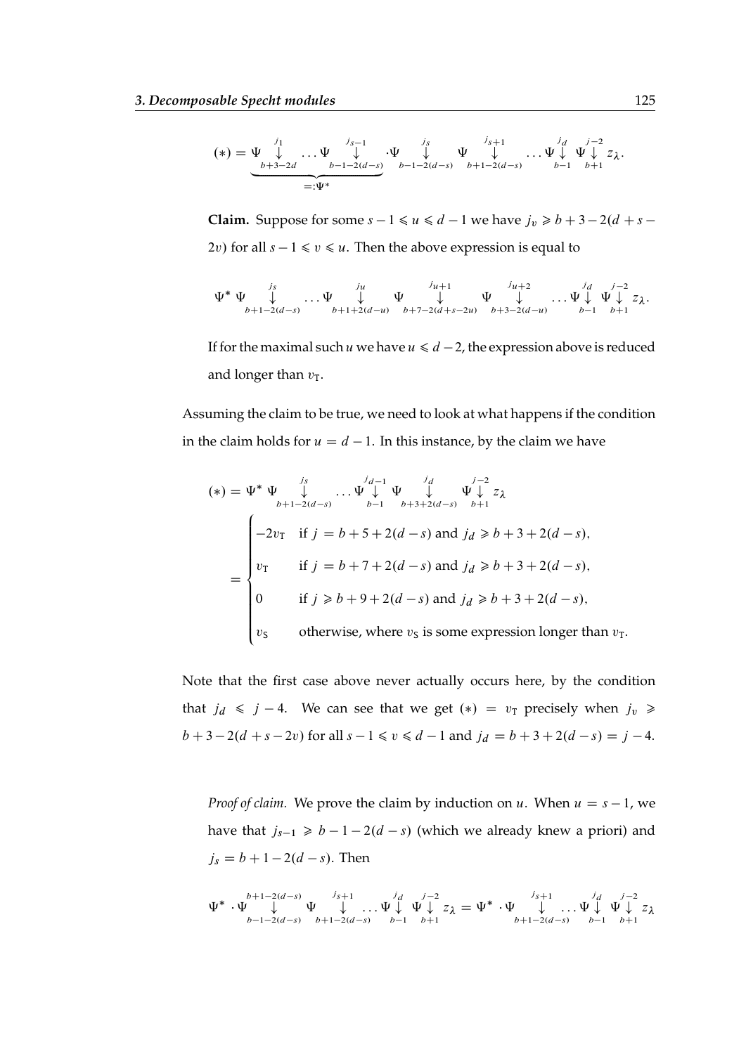$$(*) = \underbrace{\Psi \overset{j_1}{\underset{b+3-2d}{\downarrow}} \dots \Psi \overset{j_{s-1}}{\underset{b-1-2(d-s)}{\downarrow}}}_{=:\Psi^*} \cdot \Psi \overset{j_s}{\underset{b-1-2(d-s)}{\downarrow}} \ \Psi \overset{j_{s+1}}{\underset{b+1-2(d-s)}{\downarrow}} \dots \Psi \overset{j_d}{\underset{b-1}{\downarrow}} \ \Psi \overset{j-2}{\underset{b+1}{\downarrow}} z_\lambda.$$

**Claim.** Suppose for some $s-1 \leqslant u \leqslant d-1$ we have $j_v \geqslant b+3-2(d+s-2v)$ for all $s-1 \leqslant v \leqslant u$. Then the above expression is equal to

$$\Psi^* \ \Psi \overset{j_s}{\underset{b+1-2(d-s)}{\downarrow}} \dots \Psi \overset{j_u}{\underset{b+1+2(d-u)}{\downarrow}} \ \Psi \overset{j_{u+1}}{\underset{b+7-2(d+s-2u)}{\downarrow}} \ \Psi \overset{j_{u+2}}{\underset{b+3-2(d-u)}{\downarrow}} \dots \Psi \overset{j_d}{\underset{b-1}{\downarrow}} \ \Psi \overset{j-2}{\underset{b+1}{\downarrow}} z_\lambda.$$

If for the maximal such $u$ we have $u \leqslant d-2$, the expression above is reduced and longer than $v_\mathrm{T}$.

Assuming the claim to be true, we need to look at what happens if the condition in the claim holds for $u = d-1$. In this instance, by the claim we have

$$(*) = \Psi^* \ \Psi \overset{j_s}{\underset{b+1-2(d-s)}{\downarrow}} \dots \Psi \overset{j_{d-1}}{\underset{b-1}{\downarrow}} \ \Psi \overset{j_d}{\underset{b+3+2(d-s)}{\downarrow}} \ \Psi \overset{j-2}{\underset{b+1}{\downarrow}} z_\lambda$$

$$= \begin{cases} -2v_\mathrm{T} & \text{if } j = b+5+2(d-s) \text{ and } j_d \geqslant b+3+2(d-s), \\ v_\mathrm{T} & \text{if } j = b+7+2(d-s) \text{ and } j_d \geqslant b+3+2(d-s), \\ 0 & \text{if } j \geqslant b+9+2(d-s) \text{ and } j_d \geqslant b+3+2(d-s), \\ v_\mathrm{S} & \text{otherwise, where } v_\mathrm{S} \text{ is some expression longer than } v_\mathrm{T}. \end{cases}$$

Note that the first case above never actually occurs here, by the condition that $j_d \leqslant j-4$. We can see that we get $(*) = v_\mathrm{T}$ precisely when $j_v \geqslant b+3-2(d+s-2v)$ for all $s-1 \leqslant v \leqslant d-1$ and $j_d = b+3+2(d-s) = j-4$.

*Proof of claim.* We prove the claim by induction on $u$. When $u = s-1$, we have that $j_{s-1} \geqslant b-1-2(d-s)$ (which we already knew a priori) and $j_s = b+1-2(d-s)$. Then

$$\Psi^* \cdot \Psi \overset{b+1-2(d-s)}{\underset{b-1-2(d-s)}{\downarrow}} \ \Psi \overset{j_{s+1}}{\underset{b+1-2(d-s)}{\downarrow}} \dots \Psi \overset{j_d}{\underset{b-1}{\downarrow}} \ \Psi \overset{j-2}{\underset{b+1}{\downarrow}} z_\lambda = \Psi^* \cdot \Psi \overset{j_{s+1}}{\underset{b+1-2(d-s)}{\downarrow}} \dots \Psi \overset{j_d}{\underset{b-1}{\downarrow}} \ \Psi \overset{j-2}{\underset{b+1}{\downarrow}} z_\lambda$$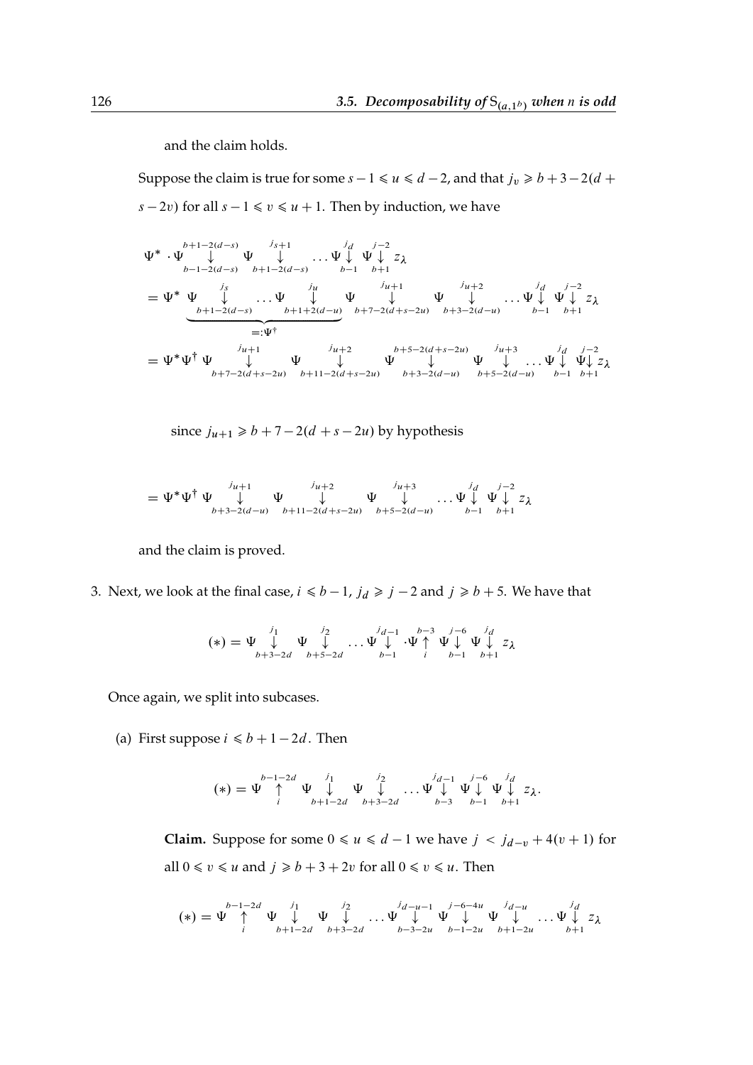and the claim holds.

Suppose the claim is true for some $s-1 \leqslant u \leqslant d-2$, and that $j_v \geqslant b+3-2(d+s-2v)$ for all $s-1 \leqslant v \leqslant u+1$. Then by induction, we have

$$\Psi^* \cdot \Psi \underset{b-1-2(d-s)}{\overset{b+1-2(d-s)}{\downarrow}} \Psi \underset{b+1-2(d-s)}{\overset{j_{s+1}}{\downarrow}} \ldots \Psi \underset{b-1}{\overset{j_d}{\downarrow}} \Psi \underset{b+1}{\overset{j-2}{\downarrow}} z_\lambda$$

$$= \Psi^* \underbrace{\Psi \underset{b+1-2(d-s)}{\overset{j_s}{\downarrow}} \ldots \Psi \underset{b+1+2(d-u)}{\overset{j_u}{\downarrow}}}_{=:\Psi^\dagger} \Psi \underset{b+7-2(d+s-2u)}{\overset{j_{u+1}}{\downarrow}} \Psi \underset{b+3-2(d-u)}{\overset{j_{u+2}}{\downarrow}} \ldots \Psi \underset{b-1}{\overset{j_d}{\downarrow}} \Psi \underset{b+1}{\overset{j-2}{\downarrow}} z_\lambda$$

$$= \Psi^* \Psi^\dagger \Psi \underset{b+7-2(d+s-2u)}{\overset{j_{u+1}}{\downarrow}} \Psi \underset{b+11-2(d+s-2u)}{\overset{j_{u+2}}{\downarrow}} \Psi \underset{b+3-2(d-u)}{\overset{b+5-2(d+s-2u)}{\downarrow}} \Psi \underset{b+5-2(d-u)}{\overset{j_{u+3}}{\downarrow}} \ldots \Psi \underset{b-1}{\overset{j_d}{\downarrow}} \Psi \underset{b+1}{\overset{j-2}{\downarrow}} z_\lambda$$

since $j_{u+1} \geqslant b+7-2(d+s-2u)$ by hypothesis

$$= \Psi^* \Psi^\dagger \Psi \underset{b+3-2(d-u)}{\overset{j_{u+1}}{\downarrow}} \Psi \underset{b+11-2(d+s-2u)}{\overset{j_{u+2}}{\downarrow}} \Psi \underset{b+5-2(d-u)}{\overset{j_{u+3}}{\downarrow}} \ldots \Psi \underset{b-1}{\overset{j_d}{\downarrow}} \Psi \underset{b+1}{\overset{j-2}{\downarrow}} z_\lambda$$

and the claim is proved.

3. Next, we look at the final case, $i \leqslant b-1$, $j_d \geqslant j-2$ and $j \geqslant b+5$. We have that

$$(*) = \Psi \underset{b+3-2d}{\overset{j_1}{\downarrow}} \Psi \underset{b+5-2d}{\overset{j_2}{\downarrow}} \ldots \Psi \underset{b-1}{\overset{j_{d-1}}{\downarrow}} \cdot \Psi \underset{i}{\overset{b-3}{\uparrow}} \Psi \underset{b-1}{\overset{j-6}{\downarrow}} \Psi \underset{b+1}{\overset{j_d}{\downarrow}} z_\lambda$$

Once again, we split into subcases.

(a) First suppose $i \leqslant b+1-2d$. Then

$$(*) = \Psi \underset{i}{\overset{b-1-2d}{\uparrow}} \Psi \underset{b+1-2d}{\overset{j_1}{\downarrow}} \Psi \underset{b+3-2d}{\overset{j_2}{\downarrow}} \ldots \Psi \underset{b-3}{\overset{j_{d-1}}{\downarrow}} \Psi \underset{b-1}{\overset{j-6}{\downarrow}} \Psi \underset{b+1}{\overset{j_d}{\downarrow}} z_\lambda.$$

**Claim.** Suppose for some $0 \leqslant u \leqslant d-1$ we have $j < j_{d-v} + 4(v+1)$ for all $0 \leqslant v \leqslant u$ and $j \geqslant b+3+2v$ for all $0 \leqslant v \leqslant u$. Then

$$(*) = \Psi \underset{i}{\overset{b-1-2d}{\uparrow}} \Psi \underset{b+1-2d}{\overset{j_1}{\downarrow}} \Psi \underset{b+3-2d}{\overset{j_2}{\downarrow}} \ldots \Psi \underset{b-3-2u}{\overset{j_{d-u-1}}{\downarrow}} \Psi \underset{b-1-2u}{\overset{j-6-4u}{\downarrow}} \Psi \underset{b+1-2u}{\overset{j_{d-u}}{\downarrow}} \ldots \Psi \underset{b+1}{\overset{j_d}{\downarrow}} z_\lambda$$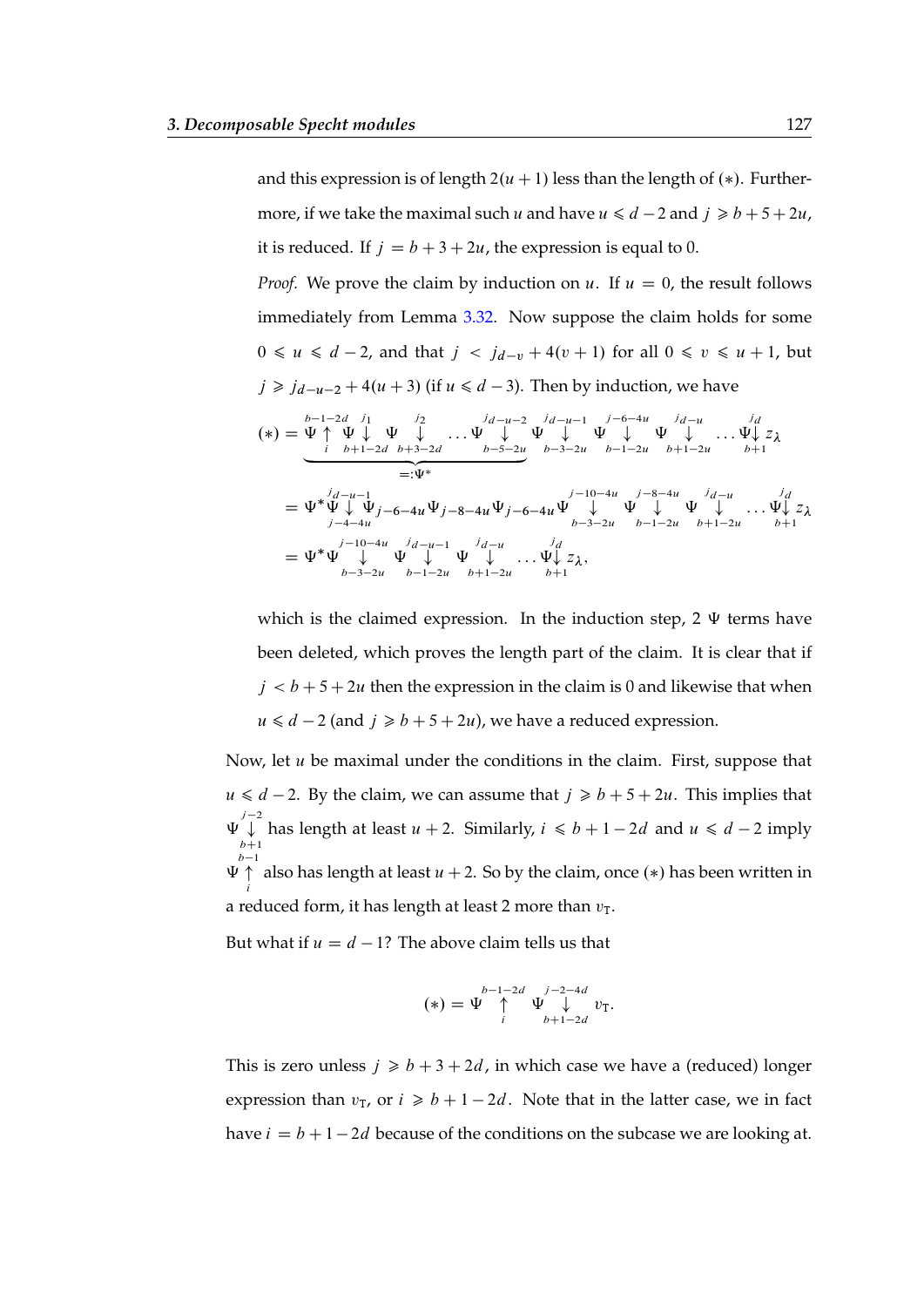and this expression is of length $2(u+1)$ less than the length of $(*)$. Furthermore, if we take the maximal such $u$ and have $u \leqslant d-2$ and $j \geqslant b+5+2u$, it is reduced. If $j = b+3+2u$, the expression is equal to 0.

*Proof.* We prove the claim by induction on $u$. If $u = 0$, the result follows immediately from Lemma 3.32. Now suppose the claim holds for some $0 \leqslant u \leqslant d-2$, and that $j < j_{d-v} + 4(v+1)$ for all $0 \leqslant v \leqslant u+1$, but $j \geqslant j_{d-u-2} + 4(u+3)$ (if $u \leqslant d-3$). Then by induction, we have

$$
\begin{aligned}
(*) &= \underbrace{\Psi \overset{b-1-2d}{\underset{i}{\uparrow}} \Psi \overset{j_1}{\underset{b+1-2d}{\downarrow}} \Psi \overset{j_2}{\underset{b+3-2d}{\downarrow}} \dots \Psi \overset{j_{d-u-2}}{\underset{b-5-2u}{\downarrow}}}_{=:\Psi^*} \Psi \overset{j_{d-u-1}}{\underset{b-3-2u}{\downarrow}} \Psi \overset{j-6-4u}{\underset{b-1-2u}{\downarrow}} \Psi \overset{j_{d-u}}{\underset{b+1-2u}{\downarrow}} \dots \Psi \overset{j_d}{\underset{b+1}{\downarrow}} z_\lambda \\
&= \Psi^* \Psi \overset{j_{d-u-1}}{\underset{j-4-4u}{\downarrow}} \Psi_{j-6-4u} \Psi_{j-8-4u} \Psi_{j-6-4u} \Psi \overset{j-10-4u}{\underset{b-3-2u}{\downarrow}} \Psi \overset{j-8-4u}{\underset{b-1-2u}{\downarrow}} \Psi \overset{j_{d-u}}{\underset{b+1-2u}{\downarrow}} \dots \Psi \overset{j_d}{\underset{b+1}{\downarrow}} z_\lambda \\
&= \Psi^* \Psi \overset{j-10-4u}{\underset{b-3-2u}{\downarrow}} \Psi \overset{j_{d-u-1}}{\underset{b-1-2u}{\downarrow}} \Psi \overset{j_{d-u}}{\underset{b+1-2u}{\downarrow}} \dots \Psi \overset{j_d}{\underset{b+1}{\downarrow}} z_\lambda,
\end{aligned}
$$

which is the claimed expression. In the induction step, 2 $\Psi$ terms have been deleted, which proves the length part of the claim. It is clear that if $j < b+5+2u$ then the expression in the claim is 0 and likewise that when $u \leqslant d-2$ (and $j \geqslant b+5+2u$), we have a reduced expression.

Now, let $u$ be maximal under the conditions in the claim. First, suppose that $u \leqslant d-2$. By the claim, we can assume that $j \geqslant b+5+2u$. This implies that $\Psi \overset{j-2}{\underset{b+1}{\downarrow}}$ has length at least $u+2$. Similarly, $i \leqslant b+1-2d$ and $u \leqslant d-2$ imply $\Psi \overset{b-1}{\underset{i}{\uparrow}}$ also has length at least $u+2$. So by the claim, once $(*)$ has been written in a reduced form, it has length at least 2 more than $v_T$.

But what if $u = d-1$? The above claim tells us that

$$
(*) = \Psi \overset{b-1-2d}{\underset{i}{\uparrow}} \Psi \overset{j-2-4d}{\underset{b+1-2d}{\downarrow}} v_T.
$$

This is zero unless $j \geqslant b+3+2d$, in which case we have a (reduced) longer expression than $v_T$, or $i \geqslant b+1-2d$. Note that in the latter case, we in fact have $i = b+1-2d$ because of the conditions on the subcase we are looking at.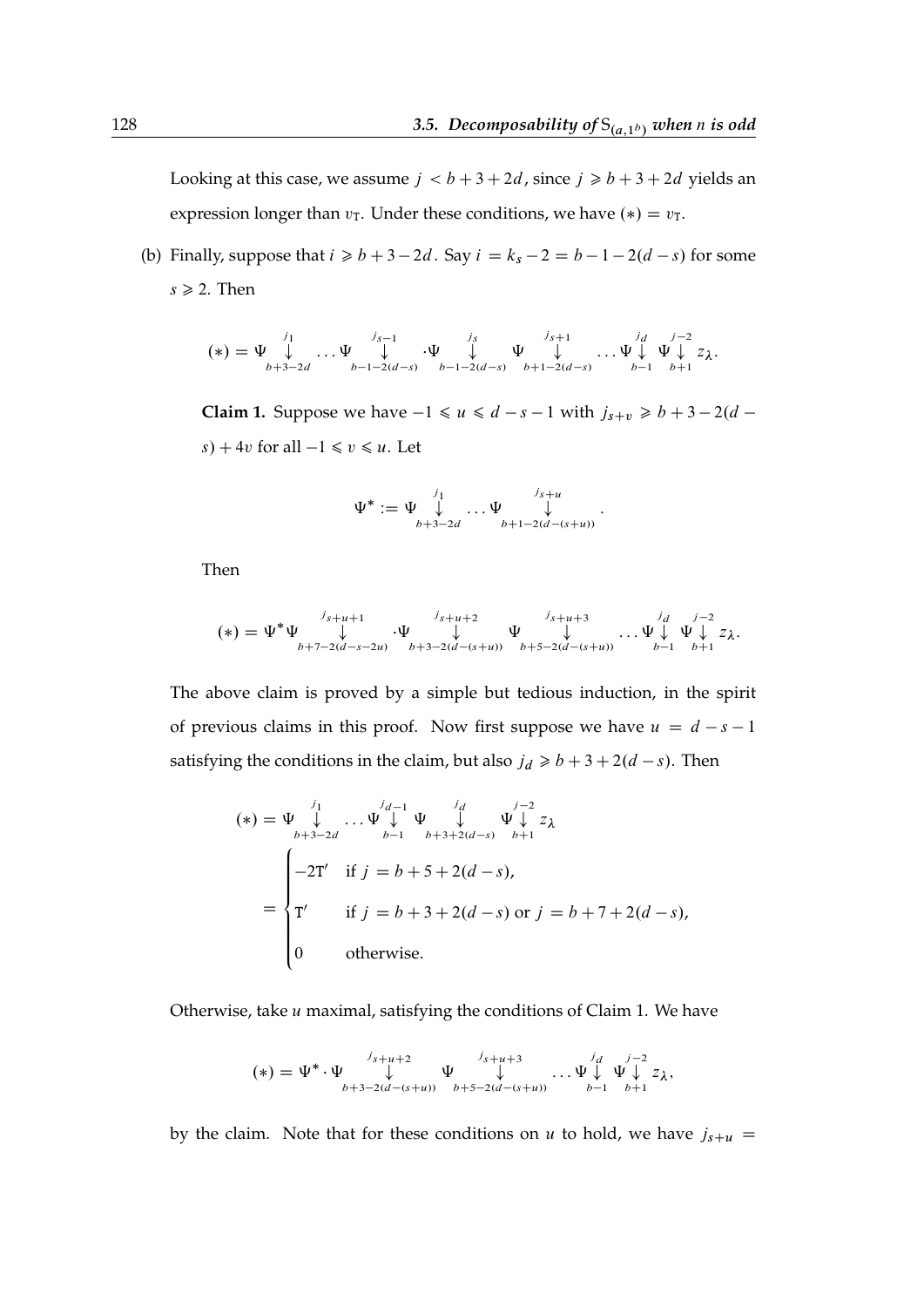Looking at this case, we assume $j < b+3+2d$, since $j \geqslant b+3+2d$ yields an expression longer than $v_{\mathrm{T}}$. Under these conditions, we have $(*) = v_{\mathrm{T}}$.

(b) Finally, suppose that $i \geqslant b+3-2d$. Say $i = k_s - 2 = b-1-2(d-s)$ for some $s \geqslant 2$. Then

$$(*) = \Psi \underset{b+3-2d}{\overset{j_1}{\downarrow}} \dots \Psi \underset{b-1-2(d-s)}{\overset{j_{s-1}}{\downarrow}} \cdot \Psi \underset{b-1-2(d-s)}{\overset{j_s}{\downarrow}} \Psi \underset{b+1-2(d-s)}{\overset{j_{s+1}}{\downarrow}} \dots \Psi \underset{b-1}{\overset{j_d}{\downarrow}} \Psi \underset{b+1}{\overset{j-2}{\downarrow}} z_\lambda.$$

**Claim 1.** Suppose we have $-1 \leqslant u \leqslant d-s-1$ with $j_{s+v} \geqslant b+3-2(d-s)+4v$ for all $-1 \leqslant v \leqslant u$. Let

$$\Psi^* := \Psi \underset{b+3-2d}{\overset{j_1}{\downarrow}} \dots \Psi \underset{b+1-2(d-(s+u))}{\overset{j_{s+u}}{\downarrow}}.$$

Then

$$(*) = \Psi^* \Psi \underset{b+7-2(d-s-2u)}{\overset{j_{s+u+1}}{\downarrow}} \cdot \Psi \underset{b+3-2(d-(s+u))}{\overset{j_{s+u+2}}{\downarrow}} \Psi \underset{b+5-2(d-(s+u))}{\overset{j_{s+u+3}}{\downarrow}} \dots \Psi \underset{b-1}{\overset{j_d}{\downarrow}} \Psi \underset{b+1}{\overset{j-2}{\downarrow}} z_\lambda.$$

The above claim is proved by a simple but tedious induction, in the spirit of previous claims in this proof. Now first suppose we have $u = d-s-1$ satisfying the conditions in the claim, but also $j_d \geqslant b+3+2(d-s)$. Then

$$\begin{aligned}
(*) &= \Psi \underset{b+3-2d}{\overset{j_1}{\downarrow}} \dots \Psi \underset{b-1}{\overset{j_{d-1}}{\downarrow}} \Psi \underset{b+3+2(d-s)}{\overset{j_d}{\downarrow}} \Psi \underset{b+1}{\overset{j-2}{\downarrow}} z_\lambda \\
&= \begin{cases} -2\mathrm{T}' & \text{if } j = b+5+2(d-s), \\ \mathrm{T}' & \text{if } j = b+3+2(d-s) \text{ or } j = b+7+2(d-s), \\ 0 & \text{otherwise.} \end{cases}
\end{aligned}$$

Otherwise, take $u$ maximal, satisfying the conditions of Claim 1. We have

$$(*) = \Psi^* \cdot \Psi \underset{b+3-2(d-(s+u))}{\overset{j_{s+u+2}}{\downarrow}} \Psi \underset{b+5-2(d-(s+u))}{\overset{j_{s+u+3}}{\downarrow}} \dots \Psi \underset{b-1}{\overset{j_d}{\downarrow}} \Psi \underset{b+1}{\overset{j-2}{\downarrow}} z_\lambda,$$

by the claim. Note that for these conditions on $u$ to hold, we have $j_{s+u} =$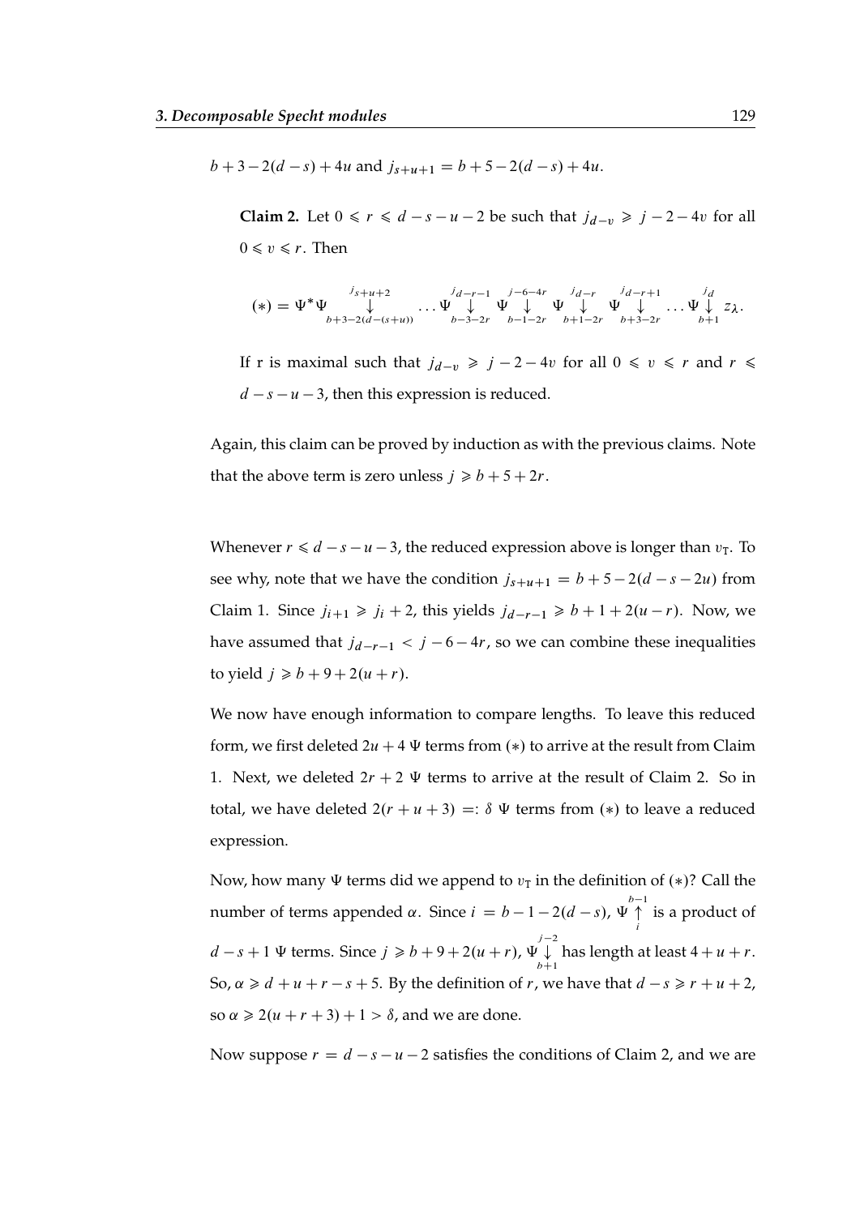$b+3-2(d-s)+4u$ and $j_{s+u+1} = b+5-2(d-s)+4u$.

> **Claim 2.** Let $0 \leqslant r \leqslant d-s-u-2$ be such that $j_{d-v} \geqslant j-2-4v$ for all $0 \leqslant v \leqslant r$. Then
>
> $$(*) = \Psi^*\Psi \overset{j_{s+u+2}}{\underset{b+3-2(d-(s+u))}{\downarrow}} \cdots \Psi \overset{j_{d-r-1}}{\underset{b-3-2r}{\downarrow}} \Psi \overset{j-6-4r}{\underset{b-1-2r}{\downarrow}} \Psi \overset{j_{d-r}}{\underset{b+1-2r}{\downarrow}} \Psi \overset{j_{d-r+1}}{\underset{b+3-2r}{\downarrow}} \cdots \Psi \overset{j_d}{\underset{b+1}{\downarrow}} z_\lambda.$$
>
> If r is maximal such that $j_{d-v} \geqslant j-2-4v$ for all $0 \leqslant v \leqslant r$ and $r \leqslant d-s-u-3$, then this expression is reduced.

Again, this claim can be proved by induction as with the previous claims. Note that the above term is zero unless $j \geqslant b+5+2r$.

Whenever $r \leqslant d-s-u-3$, the reduced expression above is longer than $v_\mathrm{T}$. To see why, note that we have the condition $j_{s+u+1} = b+5-2(d-s-2u)$ from Claim 1. Since $j_{i+1} \geqslant j_i + 2$, this yields $j_{d-r-1} \geqslant b+1+2(u-r)$. Now, we have assumed that $j_{d-r-1} < j-6-4r$, so we can combine these inequalities to yield $j \geqslant b+9+2(u+r)$.

We now have enough information to compare lengths. To leave this reduced form, we first deleted $2u+4$ $\Psi$ terms from $(*)$ to arrive at the result from Claim 1. Next, we deleted $2r+2$ $\Psi$ terms to arrive at the result of Claim 2. So in total, we have deleted $2(r+u+3) =: \delta$ $\Psi$ terms from $(*)$ to leave a reduced expression.

Now, how many $\Psi$ terms did we append to $v_\mathrm{T}$ in the definition of $(*)$? Call the number of terms appended $\alpha$. Since $i = b-1-2(d-s)$, $\Psi \overset{b-1}{\underset{i}{\uparrow}}$ is a product of $d-s+1$ $\Psi$ terms. Since $j \geqslant b+9+2(u+r)$, $\Psi \overset{j-2}{\underset{b+1}{\downarrow}}$ has length at least $4+u+r$. So, $\alpha \geqslant d+u+r-s+5$. By the definition of $r$, we have that $d-s \geqslant r+u+2$, so $\alpha \geqslant 2(u+r+3)+1 > \delta$, and we are done.

Now suppose $r = d-s-u-2$ satisfies the conditions of Claim 2, and we are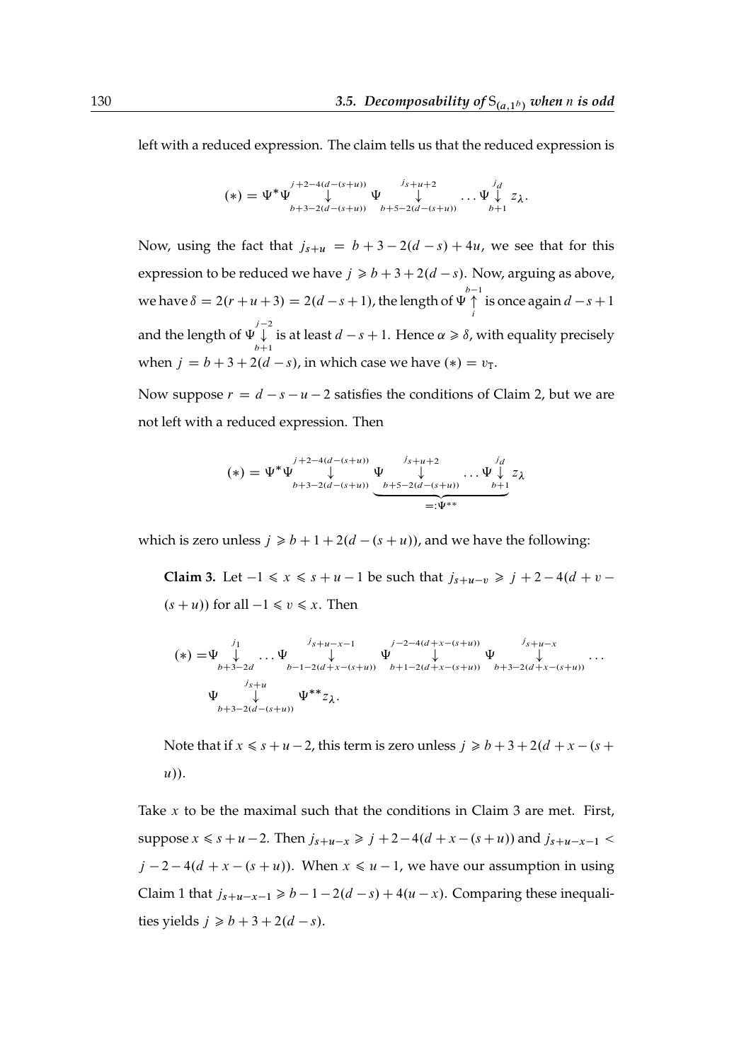left with a reduced expression. The claim tells us that the reduced expression is

$$(*) = \Psi^* \Psi \overset{j+2-4(d-(s+u))}{\underset{b+3-2(d-(s+u))}{\downarrow}} \Psi \overset{j_{s+u+2}}{\underset{b+5-2(d-(s+u))}{\downarrow}} \dots \Psi \overset{j_d}{\underset{b+1}{\downarrow}} z_\lambda.$$

Now, using the fact that $j_{s+u} = b+3-2(d-s)+4u$, we see that for this expression to be reduced we have $j \geqslant b+3+2(d-s)$. Now, arguing as above, we have $\delta = 2(r+u+3) = 2(d-s+1)$, the length of $\Psi \overset{b-1}{\underset{i}{\uparrow}}$ is once again $d-s+1$ and the length of $\Psi \overset{j-2}{\underset{b+1}{\downarrow}}$ is at least $d-s+1$. Hence $\alpha \geqslant \delta$, with equality precisely when $j = b+3+2(d-s)$, in which case we have $(*) = v_\mathrm{T}$.

Now suppose $r = d-s-u-2$ satisfies the conditions of Claim 2, but we are not left with a reduced expression. Then

$$(*) = \Psi^* \Psi \overset{j+2-4(d-(s+u))}{\underset{b+3-2(d-(s+u))}{\downarrow}} \underbrace{\Psi \overset{j_{s+u+2}}{\underset{b+5-2(d-(s+u))}{\downarrow}} \dots \Psi \overset{j_d}{\underset{b+1}{\downarrow}}}_{=:\Psi^{**}} z_\lambda$$

which is zero unless $j \geqslant b+1+2(d-(s+u))$, and we have the following:

**Claim 3.** Let $-1 \leqslant x \leqslant s+u-1$ be such that $j_{s+u-v} \geqslant j+2-4(d+v-(s+u))$ for all $-1 \leqslant v \leqslant x$. Then

$$\begin{aligned}(*) =& \Psi \overset{j_1}{\underset{b+3-2d}{\downarrow}} \dots \Psi \overset{j_{s+u-x-1}}{\underset{b-1-2(d+x-(s+u))}{\downarrow}} \Psi \overset{j-2-4(d+x-(s+u))}{\underset{b+1-2(d+x-(s+u))}{\downarrow}} \Psi \overset{j_{s+u-x}}{\underset{b+3-2(d+x-(s+u))}{\downarrow}} \dots \\ & \Psi \overset{j_{s+u}}{\underset{b+3-2(d-(s+u))}{\downarrow}} \Psi^{**} z_\lambda.\end{aligned}$$

Note that if $x \leqslant s+u-2$, this term is zero unless $j \geqslant b+3+2(d+x-(s+u))$.

Take $x$ to be the maximal such that the conditions in Claim 3 are met. First, suppose $x \leqslant s+u-2$. Then $j_{s+u-x} \geqslant j+2-4(d+x-(s+u))$ and $j_{s+u-x-1} < j-2-4(d+x-(s+u))$. When $x \leqslant u-1$, we have our assumption in using Claim 1 that $j_{s+u-x-1} \geqslant b-1-2(d-s)+4(u-x)$. Comparing these inequalities yields $j \geqslant b+3+2(d-s)$.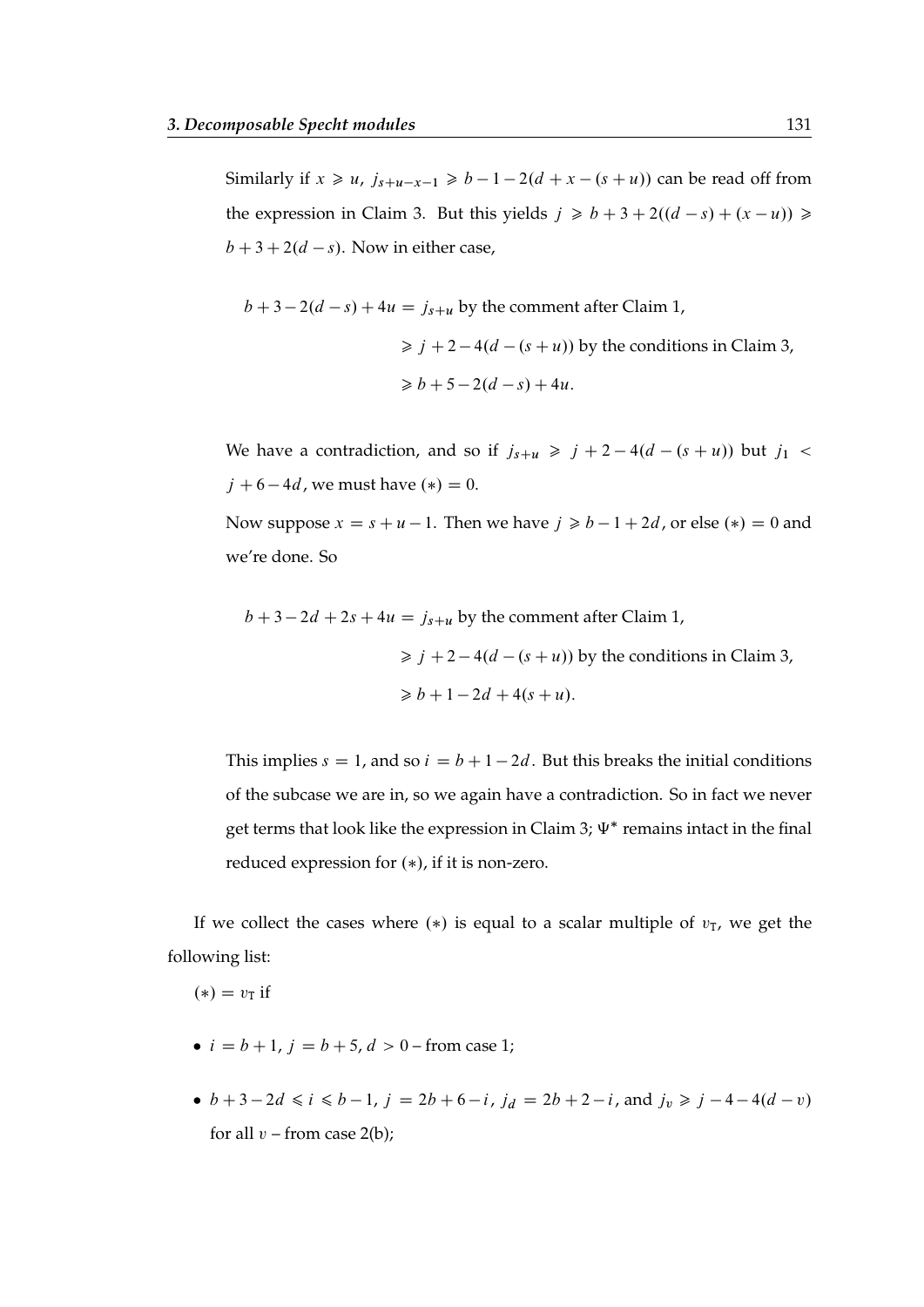Similarly if $x \geqslant u$, $j_{s+u-x-1} \geqslant b-1-2(d+x-(s+u))$ can be read off from the expression in Claim 3. But this yields $j \geqslant b+3+2((d-s)+(x-u)) \geqslant b+3+2(d-s)$. Now in either case,

$$
\begin{aligned}
b+3-2(d-s)+4u = j_{s+u} & \text{ by the comment after Claim 1,} \\
\geqslant j+2-4(d-(s+u)) & \text{ by the conditions in Claim 3,} \\
\geqslant b+5-2(d-s)+4u. &
\end{aligned}
$$

We have a contradiction, and so if $j_{s+u} \geqslant j+2-4(d-(s+u))$ but $j_1 < j+6-4d$, we must have $(*) = 0$.

Now suppose $x = s+u-1$. Then we have $j \geqslant b-1+2d$, or else $(*) = 0$ and we're done. So

$$
\begin{aligned}
b+3-2d+2s+4u = j_{s+u} & \text{ by the comment after Claim 1,} \\
\geqslant j+2-4(d-(s+u)) & \text{ by the conditions in Claim 3,} \\
\geqslant b+1-2d+4(s+u). &
\end{aligned}
$$

This implies $s = 1$, and so $i = b+1-2d$. But this breaks the initial conditions of the subcase we are in, so we again have a contradiction. So in fact we never get terms that look like the expression in Claim 3; $\Psi^*$ remains intact in the final reduced expression for $(*)$, if it is non-zero.

If we collect the cases where $(*)$ is equal to a scalar multiple of $v_T$, we get the following list:

$(*) = v_T$ if

- $i = b+1$, $j = b+5$, $d > 0$ – from case 1;
- $b+3-2d \leqslant i \leqslant b-1$, $j = 2b+6-i$, $j_d = 2b+2-i$, and $j_v \geqslant j-4-4(d-v)$ for all $v$ – from case 2(b);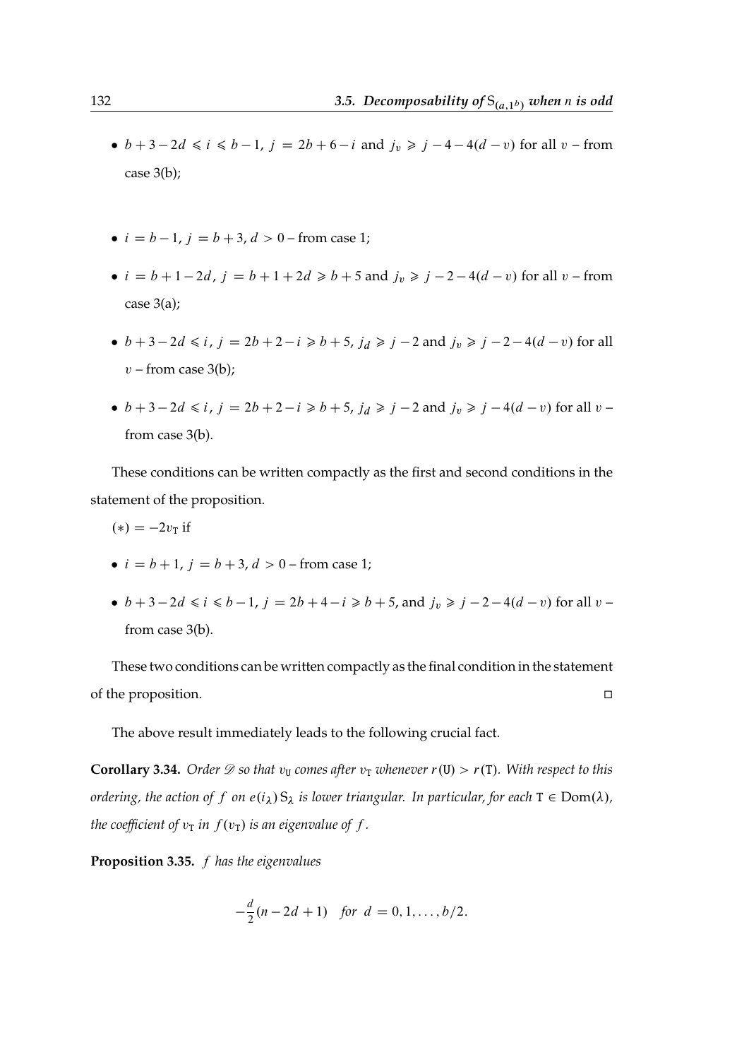- $b+3-2d \leqslant i \leqslant b-1$, $j = 2b+6-i$ and $j_v \geqslant j-4-4(d-v)$ for all $v$ – from case 3(b);

- $i = b-1$, $j = b+3$, $d > 0$ – from case 1;
- $i = b+1-2d$, $j = b+1+2d \geqslant b+5$ and $j_v \geqslant j-2-4(d-v)$ for all $v$ – from case 3(a);
- $b+3-2d \leqslant i$, $j = 2b+2-i \geqslant b+5$, $j_d \geqslant j-2$ and $j_v \geqslant j-2-4(d-v)$ for all $v$ – from case 3(b);
- $b+3-2d \leqslant i$, $j = 2b+2-i \geqslant b+5$, $j_d \geqslant j-2$ and $j_v \geqslant j-4(d-v)$ for all $v$ – from case 3(b).

These conditions can be written compactly as the first and second conditions in the statement of the proposition.

$(*) = -2v_{\mathtt{T}}$ if

- $i = b+1$, $j = b+3$, $d > 0$ – from case 1;
- $b+3-2d \leqslant i \leqslant b-1$, $j = 2b+4-i \geqslant b+5$, and $j_v \geqslant j-2-4(d-v)$ for all $v$ – from case 3(b).

These two conditions can be written compactly as the final condition in the statement of the proposition. □

The above result immediately leads to the following crucial fact.

**Corollary 3.34.** *Order $\mathscr{D}$ so that $v_{\mathtt{U}}$ comes after $v_{\mathtt{T}}$ whenever $r(\mathtt{U}) > r(\mathtt{T})$. With respect to this ordering, the action of $f$ on $e(i_\lambda)\,\mathrm{S}_\lambda$ is lower triangular. In particular, for each $\mathtt{T} \in \mathrm{Dom}(\lambda)$, the coefficient of $v_{\mathtt{T}}$ in $f(v_{\mathtt{T}})$ is an eigenvalue of $f$.*

**Proposition 3.35.** *$f$ has the eigenvalues*

$$-\frac{d}{2}(n-2d+1) \quad \textit{for } d = 0, 1, \ldots, b/2.$$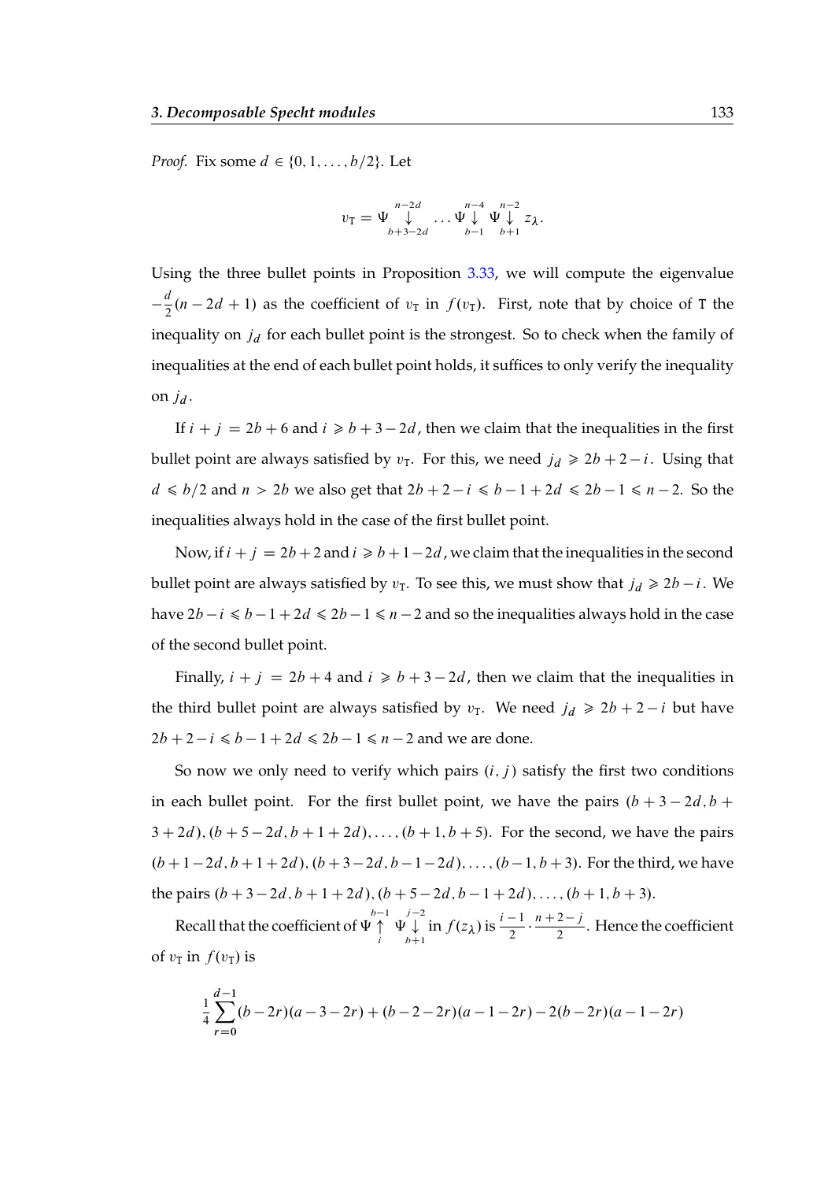*Proof.* Fix some $d \in \{0, 1, \ldots, b/2\}$. Let

$$v_{\mathtt{T}} = \Psi \overset{n-2d}{\underset{b+3-2d}{\downarrow}} \ldots \Psi \overset{n-4}{\underset{b-1}{\downarrow}} \Psi \overset{n-2}{\underset{b+1}{\downarrow}} z_\lambda.$$

Using the three bullet points in Proposition 3.33, we will compute the eigenvalue $-\frac{d}{2}(n-2d+1)$ as the coefficient of $v_{\mathtt{T}}$ in $f(v_{\mathtt{T}})$. First, note that by choice of $\mathtt{T}$ the inequality on $j_d$ for each bullet point is the strongest. So to check when the family of inequalities at the end of each bullet point holds, it suffices to only verify the inequality on $j_d$.

If $i + j = 2b + 6$ and $i \geqslant b + 3 - 2d$, then we claim that the inequalities in the first bullet point are always satisfied by $v_{\mathtt{T}}$. For this, we need $j_d \geqslant 2b + 2 - i$. Using that $d \leqslant b/2$ and $n > 2b$ we also get that $2b + 2 - i \leqslant b - 1 + 2d \leqslant 2b - 1 \leqslant n - 2$. So the inequalities always hold in the case of the first bullet point.

Now, if $i + j = 2b + 2$ and $i \geqslant b + 1 - 2d$, we claim that the inequalities in the second bullet point are always satisfied by $v_{\mathtt{T}}$. To see this, we must show that $j_d \geqslant 2b - i$. We have $2b - i \leqslant b - 1 + 2d \leqslant 2b - 1 \leqslant n - 2$ and so the inequalities always hold in the case of the second bullet point.

Finally, $i + j = 2b + 4$ and $i \geqslant b + 3 - 2d$, then we claim that the inequalities in the third bullet point are always satisfied by $v_{\mathtt{T}}$. We need $j_d \geqslant 2b + 2 - i$ but have $2b + 2 - i \leqslant b - 1 + 2d \leqslant 2b - 1 \leqslant n - 2$ and we are done.

So now we only need to verify which pairs $(i, j)$ satisfy the first two conditions in each bullet point. For the first bullet point, we have the pairs $(b + 3 - 2d, b + 3 + 2d), (b + 5 - 2d, b + 1 + 2d), \ldots, (b + 1, b + 5)$. For the second, we have the pairs $(b + 1 - 2d, b + 1 + 2d), (b + 3 - 2d, b - 1 - 2d), \ldots, (b - 1, b + 3)$. For the third, we have the pairs $(b + 3 - 2d, b + 1 + 2d), (b + 5 - 2d, b - 1 + 2d), \ldots, (b + 1, b + 3)$.

Recall that the coefficient of $\Psi \overset{b-1}{\underset{i}{\uparrow}} \Psi \overset{j-2}{\underset{b+1}{\downarrow}}$ in $f(z_\lambda)$ is $\frac{i-1}{2} \cdot \frac{n+2-j}{2}$. Hence the coefficient of $v_{\mathtt{T}}$ in $f(v_{\mathtt{T}})$ is

$$\frac{1}{4} \sum_{r=0}^{d-1} (b-2r)(a-3-2r) + (b-2-2r)(a-1-2r) - 2(b-2r)(a-1-2r)$$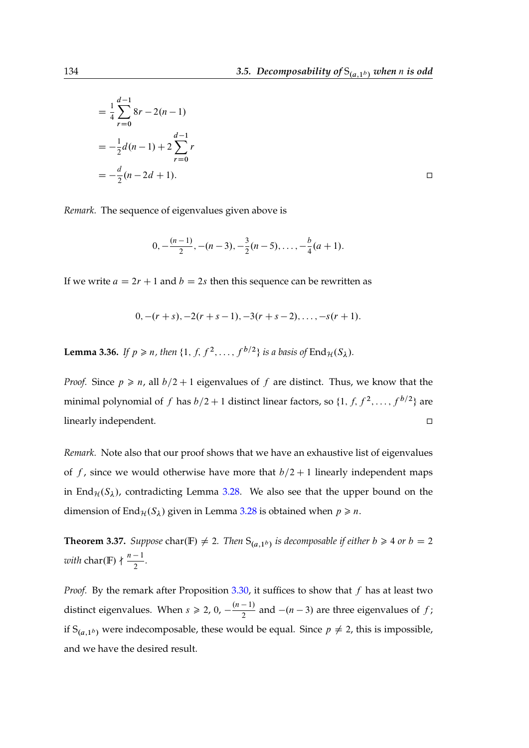$$
\begin{aligned}
&= \frac{1}{4}\sum_{r=0}^{d-1} 8r - 2(n-1) \\
&= -\frac{1}{2}d(n-1) + 2\sum_{r=0}^{d-1} r \\
&= -\frac{d}{2}(n-2d+1).
\end{aligned}
$$

□

*Remark.* The sequence of eigenvalues given above is

$$
0, -\tfrac{(n-1)}{2}, -(n-3), -\tfrac{3}{2}(n-5), \ldots, -\tfrac{b}{4}(a+1).
$$

If we write $a = 2r+1$ and $b = 2s$ then this sequence can be rewritten as

$$
0, -(r+s), -2(r+s-1), -3(r+s-2), \ldots, -s(r+1).
$$

**Lemma 3.36.** *If $p \geqslant n$, then $\{1, f, f^2, \ldots, f^{b/2}\}$ is a basis of $\mathrm{End}_{\mathcal{H}}(S_\lambda)$.*

*Proof.* Since $p \geqslant n$, all $b/2+1$ eigenvalues of $f$ are distinct. Thus, we know that the minimal polynomial of $f$ has $b/2+1$ distinct linear factors, so $\{1, f, f^2, \ldots, f^{b/2}\}$ are linearly independent. □

*Remark.* Note also that our proof shows that we have an exhaustive list of eigenvalues of $f$, since we would otherwise have more that $b/2+1$ linearly independent maps in $\mathrm{End}_{\mathcal{H}}(S_\lambda)$, contradicting Lemma 3.28. We also see that the upper bound on the dimension of $\mathrm{End}_{\mathcal{H}}(S_\lambda)$ given in Lemma 3.28 is obtained when $p \geqslant n$.

**Theorem 3.37.** *Suppose $\mathrm{char}(\mathbb{F}) \neq 2$. Then $\mathrm{S}_{(a,1^b)}$ is decomposable if either $b \geqslant 4$ or $b = 2$ with $\mathrm{char}(\mathbb{F}) \nmid \frac{n-1}{2}$.*

*Proof.* By the remark after Proposition 3.30, it suffices to show that $f$ has at least two distinct eigenvalues. When $s \geqslant 2$, $0$, $-\frac{(n-1)}{2}$ and $-(n-3)$ are three eigenvalues of $f$; if $\mathrm{S}_{(a,1^b)}$ were indecomposable, these would be equal. Since $p \neq 2$, this is impossible, and we have the desired result.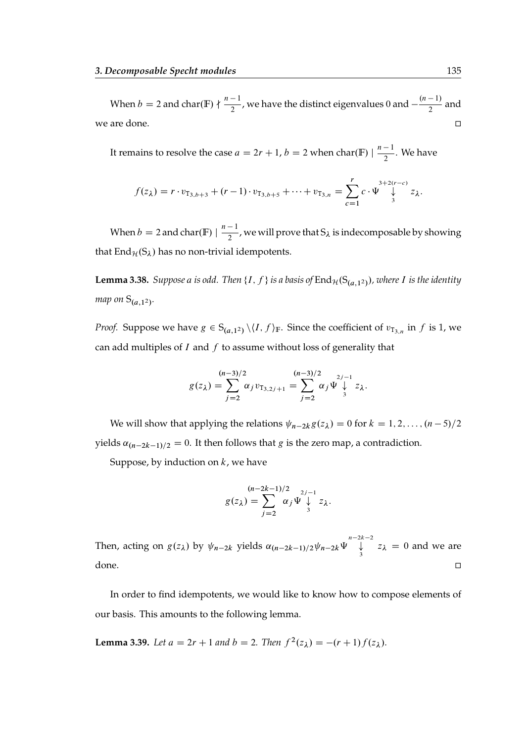When $b = 2$ and $\mathrm{char}(\mathbb{F}) \nmid \frac{n-1}{2}$, we have the distinct eigenvalues 0 and $-\frac{(n-1)}{2}$ and we are done. □

It remains to resolve the case $a = 2r+1$, $b = 2$ when $\mathrm{char}(\mathbb{F}) \mid \frac{n-1}{2}$. We have

$$f(z_\lambda) = r \cdot v_{\mathrm{T}_{3,b+3}} + (r-1) \cdot v_{\mathrm{T}_{3,b+5}} + \cdots + v_{\mathrm{T}_{3,n}} = \sum_{c=1}^{r} c \cdot \Psi \overset{3+2(r-c)}{\underset{3}{\downarrow}} z_\lambda.$$

When $b = 2$ and $\mathrm{char}(\mathbb{F}) \mid \frac{n-1}{2}$, we will prove that $\mathrm{S}_\lambda$ is indecomposable by showing that $\mathrm{End}_{\mathcal{H}}(\mathrm{S}_\lambda)$ has no non-trivial idempotents.

**Lemma 3.38.** *Suppose $a$ is odd. Then $\{I, f\}$ is a basis of $\mathrm{End}_{\mathcal{H}}(\mathrm{S}_{(a,1^2)})$, where $I$ is the identity map on $\mathrm{S}_{(a,1^2)}$.*

*Proof.* Suppose we have $g \in \mathrm{S}_{(a,1^2)} \setminus \langle I, f \rangle_{\mathbb{F}}$. Since the coefficient of $v_{\mathrm{T}_{3,n}}$ in $f$ is 1, we can add multiples of $I$ and $f$ to assume without loss of generality that

$$g(z_\lambda) = \sum_{j=2}^{(n-3)/2} \alpha_j v_{\mathrm{T}_{3,2j+1}} = \sum_{j=2}^{(n-3)/2} \alpha_j \Psi \overset{2j-1}{\underset{3}{\downarrow}} z_\lambda.$$

We will show that applying the relations $\psi_{n-2k} g(z_\lambda) = 0$ for $k = 1, 2, \ldots, (n-5)/2$ yields $\alpha_{(n-2k-1)/2} = 0$. It then follows that $g$ is the zero map, a contradiction.

Suppose, by induction on $k$, we have

$$g(z_\lambda) = \sum_{j=2}^{(n-2k-1)/2} \alpha_j \Psi \overset{2j-1}{\underset{3}{\downarrow}} z_\lambda.$$

Then, acting on $g(z_\lambda)$ by $\psi_{n-2k}$ yields $\alpha_{(n-2k-1)/2} \psi_{n-2k} \Psi \overset{n-2k-2}{\underset{3}{\downarrow}} z_\lambda = 0$ and we are done. □

In order to find idempotents, we would like to know how to compose elements of our basis. This amounts to the following lemma.

**Lemma 3.39.** *Let $a = 2r+1$ and $b = 2$. Then $f^2(z_\lambda) = -(r+1) f(z_\lambda)$.*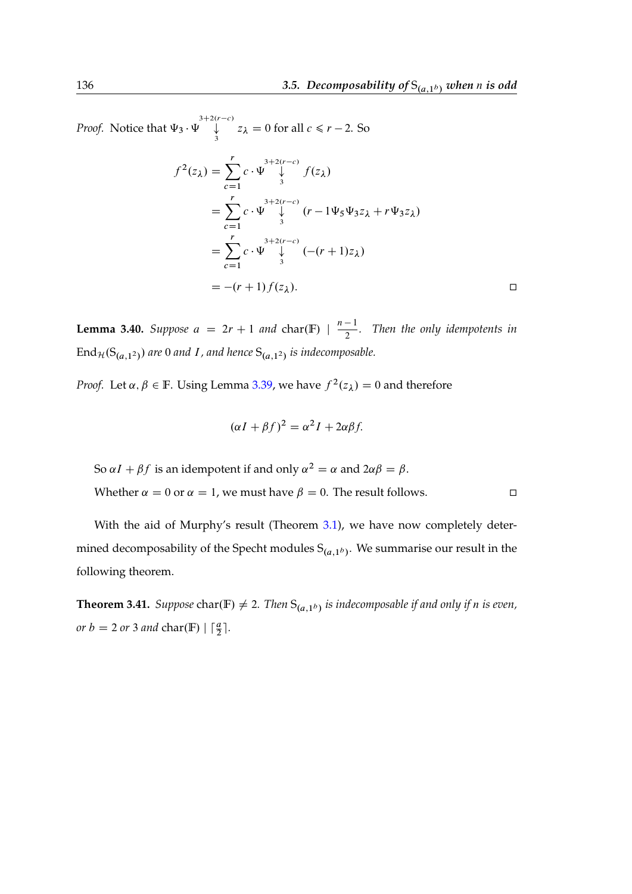*Proof.* Notice that $\Psi_3 \cdot \Psi \overset{3+2(r-c)}{\underset{3}{\downarrow}} z_\lambda = 0$ for all $c \leqslant r-2$. So

$$
\begin{aligned}
f^2(z_\lambda) &= \sum_{c=1}^{r} c \cdot \Psi \overset{3+2(r-c)}{\underset{3}{\downarrow}} f(z_\lambda) \\
&= \sum_{c=1}^{r} c \cdot \Psi \overset{3+2(r-c)}{\underset{3}{\downarrow}} (r-1\Psi_5\Psi_3 z_\lambda + r\Psi_3 z_\lambda) \\
&= \sum_{c=1}^{r} c \cdot \Psi \overset{3+2(r-c)}{\underset{3}{\downarrow}} (-(r+1)z_\lambda) \\
&= -(r+1)f(z_\lambda).
\end{aligned}
$$

□

**Lemma 3.40.** *Suppose $a = 2r+1$ and $\mathrm{char}(\mathbb{F}) \mid \frac{n-1}{2}$. Then the only idempotents in $\mathrm{End}_{\mathcal{H}}(\mathrm{S}_{(a,1^2)})$ are $0$ and $I$, and hence $\mathrm{S}_{(a,1^2)}$ is indecomposable.*

*Proof.* Let $\alpha, \beta \in \mathbb{F}$. Using Lemma 3.39, we have $f^2(z_\lambda) = 0$ and therefore

$$(\alpha I + \beta f)^2 = \alpha^2 I + 2\alpha\beta f.$$

So $\alpha I + \beta f$ is an idempotent if and only $\alpha^2 = \alpha$ and $2\alpha\beta = \beta$.

Whether $\alpha = 0$ or $\alpha = 1$, we must have $\beta = 0$. The result follows. □

With the aid of Murphy's result (Theorem 3.1), we have now completely determined decomposability of the Specht modules $\mathrm{S}_{(a,1^b)}$. We summarise our result in the following theorem.

**Theorem 3.41.** *Suppose $\mathrm{char}(\mathbb{F}) \neq 2$. Then $\mathrm{S}_{(a,1^b)}$ is indecomposable if and only if $n$ is even, or $b = 2$ or $3$ and $\mathrm{char}(\mathbb{F}) \mid \lceil \frac{a}{2} \rceil$.*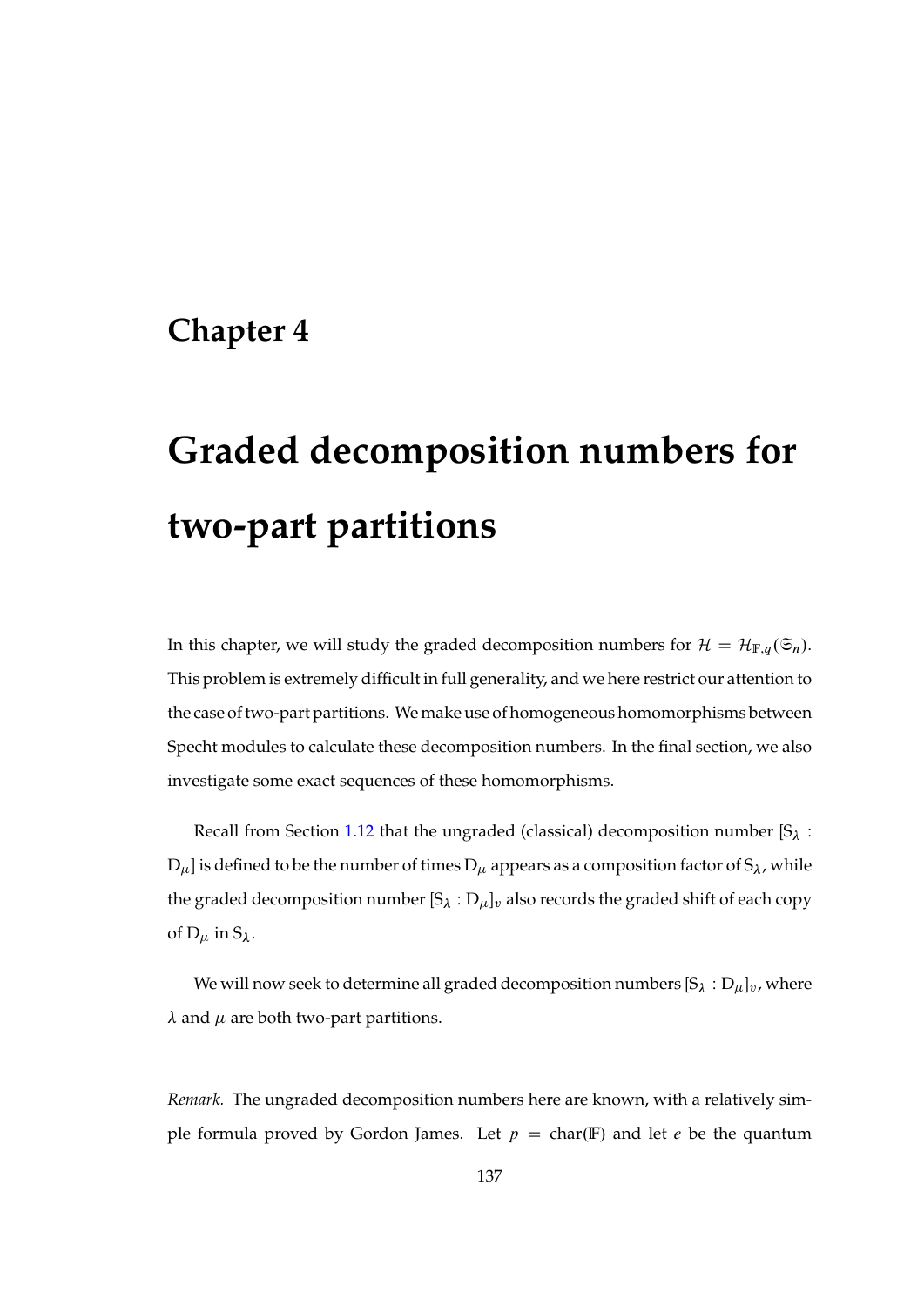# Chapter 4

# Graded decomposition numbers for two-part partitions

In this chapter, we will study the graded decomposition numbers for $\mathcal{H} = \mathcal{H}_{\mathbb{F},q}(\mathfrak{S}_n)$. This problem is extremely difficult in full generality, and we here restrict our attention to the case of two-part partitions. We make use of homogeneous homomorphisms between Specht modules to calculate these decomposition numbers. In the final section, we also investigate some exact sequences of these homomorphisms.

Recall from Section 1.12 that the ungraded (classical) decomposition number $[\mathrm{S}_\lambda : \mathrm{D}_\mu]$ is defined to be the number of times $\mathrm{D}_\mu$ appears as a composition factor of $\mathrm{S}_\lambda$, while the graded decomposition number $[\mathrm{S}_\lambda : \mathrm{D}_\mu]_v$ also records the graded shift of each copy of $\mathrm{D}_\mu$ in $\mathrm{S}_\lambda$.

We will now seek to determine all graded decomposition numbers $[\mathrm{S}_\lambda : \mathrm{D}_\mu]_v$, where $\lambda$ and $\mu$ are both two-part partitions.

*Remark.* The ungraded decomposition numbers here are known, with a relatively simple formula proved by Gordon James. Let $p = \mathrm{char}(\mathbb{F})$ and let $e$ be the quantum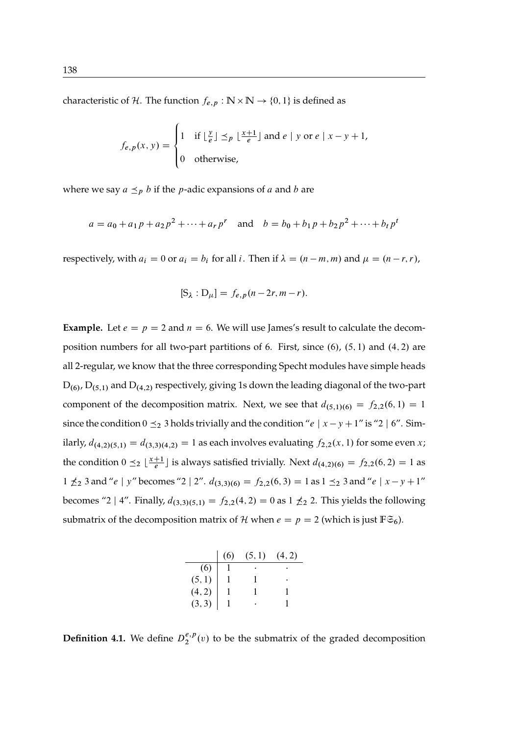characteristic of $\mathcal{H}$. The function $f_{e,p} : \mathbb{N} \times \mathbb{N} \to \{0, 1\}$ is defined as

$$f_{e,p}(x, y) = \begin{cases} 1 & \text{if } \lfloor \frac{y}{e} \rfloor \preceq_p \lfloor \frac{x+1}{e} \rfloor \text{ and } e \mid y \text{ or } e \mid x - y + 1, \\ 0 & \text{otherwise,} \end{cases}$$

where we say $a \preceq_p b$ if the $p$-adic expansions of $a$ and $b$ are

$$a = a_0 + a_1 p + a_2 p^2 + \cdots + a_r p^r \quad \text{and} \quad b = b_0 + b_1 p + b_2 p^2 + \cdots + b_t p^t$$

respectively, with $a_i = 0$ or $a_i = b_i$ for all $i$. Then if $\lambda = (n - m, m)$ and $\mu = (n - r, r)$,

$$[\mathrm{S}_\lambda : \mathrm{D}_\mu] = f_{e,p}(n - 2r, m - r).$$

**Example.** Let $e = p = 2$ and $n = 6$. We will use James's result to calculate the decomposition numbers for all two-part partitions of 6. First, since $(6)$, $(5, 1)$ and $(4, 2)$ are all 2-regular, we know that the three corresponding Specht modules have simple heads $\mathrm{D}_{(6)}$, $\mathrm{D}_{(5,1)}$ and $\mathrm{D}_{(4,2)}$ respectively, giving 1s down the leading diagonal of the two-part component of the decomposition matrix. Next, we see that $d_{(5,1)(6)} = f_{2,2}(6, 1) = 1$ since the condition $0 \preceq_2 3$ holds trivially and the condition "$e \mid x - y + 1$" is "$2 \mid 6$". Similarly, $d_{(4,2)(5,1)} = d_{(3,3)(4,2)} = 1$ as each involves evaluating $f_{2,2}(x, 1)$ for some even $x$; the condition $0 \preceq_2 \lfloor \frac{x+1}{e} \rfloor$ is always satisfied trivially. Next $d_{(4,2)(6)} = f_{2,2}(6, 2) = 1$ as $1 \not\preceq_2 3$ and "$e \mid y$" becomes "$2 \mid 2$". $d_{(3,3)(6)} = f_{2,2}(6, 3) = 1$ as $1 \preceq_2 3$ and "$e \mid x - y + 1$" becomes "$2 \mid 4$". Finally, $d_{(3,3)(5,1)} = f_{2,2}(4, 2) = 0$ as $1 \not\preceq_2 2$. This yields the following submatrix of the decomposition matrix of $\mathcal{H}$ when $e = p = 2$ (which is just $\mathbb{F}\mathfrak{S}_6$).

| | $(6)$ | $(5,1)$ | $(4,2)$ |
|---|---|---|---|
| $(6)$ | 1 | · | · |
| $(5,1)$ | 1 | 1 | · |
| $(4,2)$ | 1 | 1 | 1 |
| $(3,3)$ | 1 | · | 1 |

**Definition 4.1.** We define $D_2^{e,p}(v)$ to be the submatrix of the graded decomposition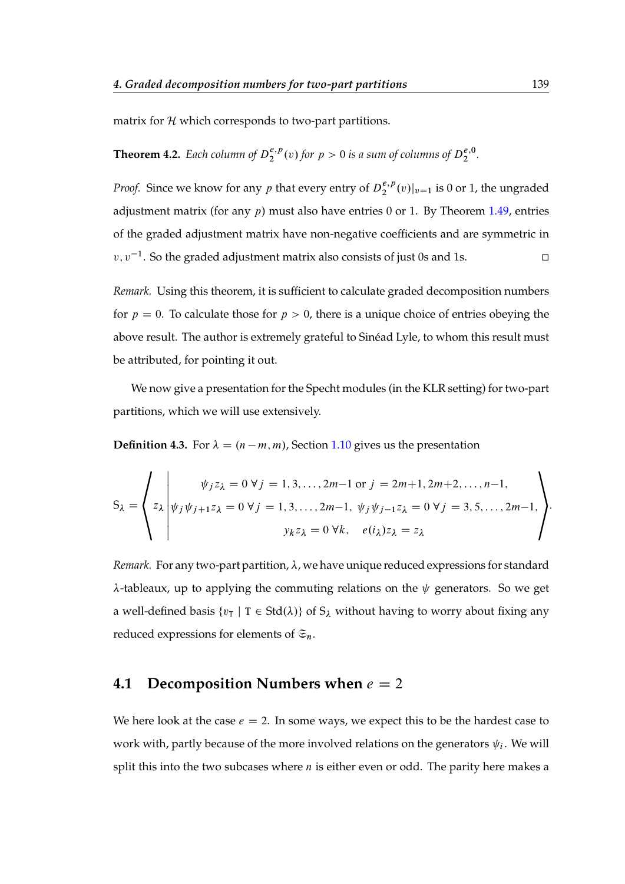matrix for $\mathcal{H}$ which corresponds to two-part partitions.

**Theorem 4.2.** *Each column of $D_2^{e,p}(v)$ for $p > 0$ is a sum of columns of $D_2^{e,0}$.*

*Proof.* Since we know for any $p$ that every entry of $D_2^{e,p}(v)|_{v=1}$ is 0 or 1, the ungraded adjustment matrix (for any $p$) must also have entries 0 or 1. By Theorem 1.49, entries of the graded adjustment matrix have non-negative coefficients and are symmetric in $v, v^{-1}$. So the graded adjustment matrix also consists of just 0s and 1s. □

*Remark.* Using this theorem, it is sufficient to calculate graded decomposition numbers for $p = 0$. To calculate those for $p > 0$, there is a unique choice of entries obeying the above result. The author is extremely grateful to Sinéad Lyle, to whom this result must be attributed, for pointing it out.

We now give a presentation for the Specht modules (in the KLR setting) for two-part partitions, which we will use extensively.

**Definition 4.3.** For $\lambda = (n-m, m)$, Section 1.10 gives us the presentation

$$\mathrm{S}_\lambda = \left\langle z_\lambda \;\middle|\; \begin{array}{c} \psi_j z_\lambda = 0 \;\forall\, j = 1, 3, \ldots, 2m{-}1 \text{ or } j = 2m{+}1, 2m{+}2, \ldots, n{-}1, \\ \psi_j \psi_{j+1} z_\lambda = 0 \;\forall\, j = 1, 3, \ldots, 2m{-}1, \;\; \psi_j \psi_{j-1} z_\lambda = 0 \;\forall\, j = 3, 5, \ldots, 2m{-}1, \\ y_k z_\lambda = 0 \;\forall k, \quad e(i_\lambda) z_\lambda = z_\lambda \end{array} \right\rangle.$$

*Remark.* For any two-part partition, $\lambda$, we have unique reduced expressions for standard $\lambda$-tableaux, up to applying the commuting relations on the $\psi$ generators. So we get a well-defined basis $\{v_{\mathtt{T}} \mid \mathtt{T} \in \mathrm{Std}(\lambda)\}$ of $\mathrm{S}_\lambda$ without having to worry about fixing any reduced expressions for elements of $\mathfrak{S}_n$.

## 4.1 Decomposition Numbers when $e = 2$

We here look at the case $e = 2$. In some ways, we expect this to be the hardest case to work with, partly because of the more involved relations on the generators $\psi_i$. We will split this into the two subcases where $n$ is either even or odd. The parity here makes a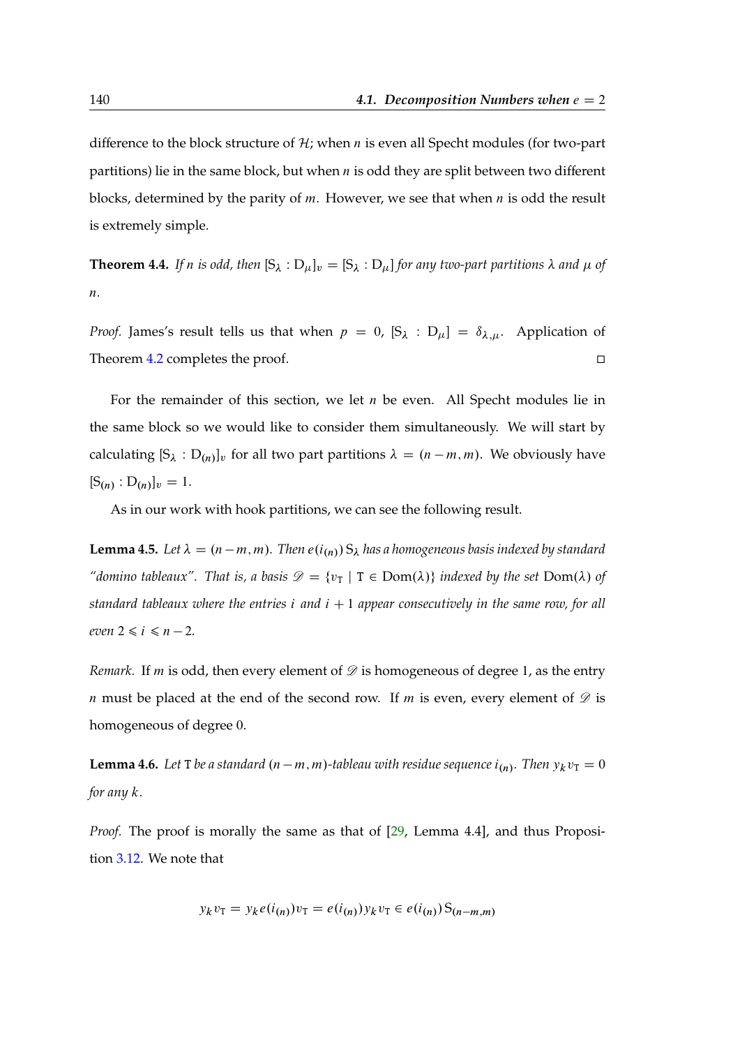difference to the block structure of $\mathcal{H}$; when $n$ is even all Specht modules (for two-part partitions) lie in the same block, but when $n$ is odd they are split between two different blocks, determined by the parity of $m$. However, we see that when $n$ is odd the result is extremely simple.

**Theorem 4.4.** *If $n$ is odd, then $[\mathrm{S}_\lambda : \mathrm{D}_\mu]_v = [\mathrm{S}_\lambda : \mathrm{D}_\mu]$ for any two-part partitions $\lambda$ and $\mu$ of $n$.*

*Proof.* James's result tells us that when $p = 0$, $[\mathrm{S}_\lambda : \mathrm{D}_\mu] = \delta_{\lambda,\mu}$. Application of Theorem 4.2 completes the proof. □

For the remainder of this section, we let $n$ be even. All Specht modules lie in the same block so we would like to consider them simultaneously. We will start by calculating $[\mathrm{S}_\lambda : \mathrm{D}_{(n)}]_v$ for all two part partitions $\lambda = (n-m, m)$. We obviously have $[\mathrm{S}_{(n)} : \mathrm{D}_{(n)}]_v = 1$.

As in our work with hook partitions, we can see the following result.

**Lemma 4.5.** *Let $\lambda = (n-m, m)$. Then $e(i_{(n)})\,\mathrm{S}_\lambda$ has a homogeneous basis indexed by standard "domino tableaux". That is, a basis $\mathscr{D} = \{v_{\mathtt{T}} \mid \mathtt{T} \in \mathrm{Dom}(\lambda)\}$ indexed by the set $\mathrm{Dom}(\lambda)$ of standard tableaux where the entries $i$ and $i+1$ appear consecutively in the same row, for all even $2 \leqslant i \leqslant n-2$.*

*Remark.* If $m$ is odd, then every element of $\mathscr{D}$ is homogeneous of degree 1, as the entry $n$ must be placed at the end of the second row. If $m$ is even, every element of $\mathscr{D}$ is homogeneous of degree 0.

**Lemma 4.6.** *Let $\mathtt{T}$ be a standard $(n-m, m)$-tableau with residue sequence $i_{(n)}$. Then $y_k v_{\mathtt{T}} = 0$ for any $k$.*

*Proof.* The proof is morally the same as that of [29, Lemma 4.4], and thus Proposition 3.12. We note that

$$y_k v_{\mathtt{T}} = y_k e(i_{(n)}) v_{\mathtt{T}} = e(i_{(n)}) y_k v_{\mathtt{T}} \in e(i_{(n)})\,\mathrm{S}_{(n-m,m)}$$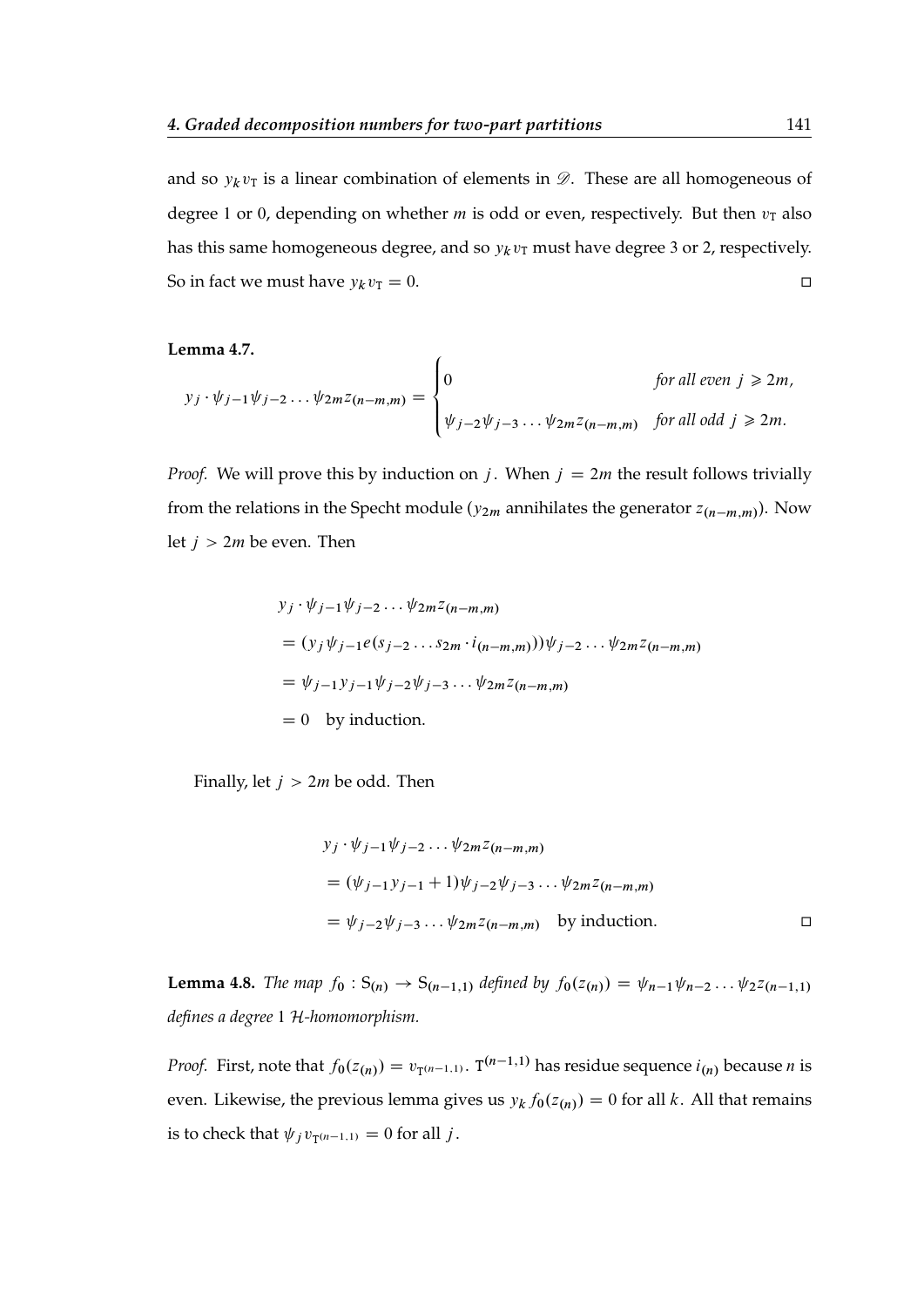and so $y_k v_{\mathrm{T}}$ is a linear combination of elements in $\mathscr{D}$. These are all homogeneous of degree 1 or 0, depending on whether $m$ is odd or even, respectively. But then $v_{\mathrm{T}}$ also has this same homogeneous degree, and so $y_k v_{\mathrm{T}}$ must have degree 3 or 2, respectively. So in fact we must have $y_k v_{\mathrm{T}} = 0$. □

**Lemma 4.7.**

$$y_j \cdot \psi_{j-1}\psi_{j-2}\dots\psi_{2m}z_{(n-m,m)} = \begin{cases} 0 & \textit{for all even } j \geqslant 2m, \\ \psi_{j-2}\psi_{j-3}\dots\psi_{2m}z_{(n-m,m)} & \textit{for all odd } j \geqslant 2m. \end{cases}$$

*Proof.* We will prove this by induction on $j$. When $j = 2m$ the result follows trivially from the relations in the Specht module ($y_{2m}$ annihilates the generator $z_{(n-m,m)}$). Now let $j > 2m$ be even. Then

$$\begin{aligned}
&y_j \cdot \psi_{j-1}\psi_{j-2}\dots\psi_{2m}z_{(n-m,m)} \\
&= (y_j\psi_{j-1}e(s_{j-2}\dots s_{2m}\cdot i_{(n-m,m)}))\psi_{j-2}\dots\psi_{2m}z_{(n-m,m)} \\
&= \psi_{j-1}y_{j-1}\psi_{j-2}\psi_{j-3}\dots\psi_{2m}z_{(n-m,m)} \\
&= 0 \quad \text{by induction.}
\end{aligned}$$

Finally, let $j > 2m$ be odd. Then

$$\begin{aligned}
&y_j \cdot \psi_{j-1}\psi_{j-2}\dots\psi_{2m}z_{(n-m,m)} \\
&= (\psi_{j-1}y_{j-1} + 1)\psi_{j-2}\psi_{j-3}\dots\psi_{2m}z_{(n-m,m)} \\
&= \psi_{j-2}\psi_{j-3}\dots\psi_{2m}z_{(n-m,m)} \quad \text{by induction.}
\end{aligned}$$

□

**Lemma 4.8.** *The map $f_0 : \mathrm{S}_{(n)} \to \mathrm{S}_{(n-1,1)}$ defined by $f_0(z_{(n)}) = \psi_{n-1}\psi_{n-2}\dots\psi_2 z_{(n-1,1)}$ defines a degree 1 $\mathcal{H}$-homomorphism.*

*Proof.* First, note that $f_0(z_{(n)}) = v_{\mathrm{T}^{(n-1,1)}}$. $\mathrm{T}^{(n-1,1)}$ has residue sequence $i_{(n)}$ because $n$ is even. Likewise, the previous lemma gives us $y_k f_0(z_{(n)}) = 0$ for all $k$. All that remains is to check that $\psi_j v_{\mathrm{T}^{(n-1,1)}} = 0$ for all $j$.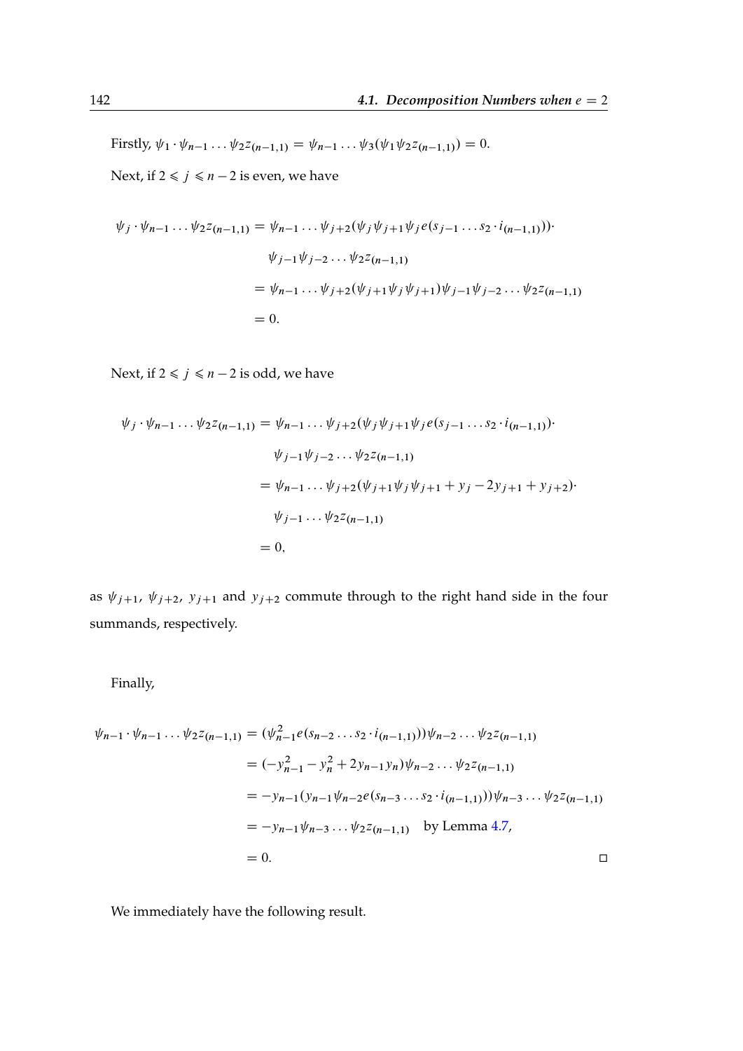Firstly, $\psi_1 \cdot \psi_{n-1} \dots \psi_2 z_{(n-1,1)} = \psi_{n-1} \dots \psi_3(\psi_1 \psi_2 z_{(n-1,1)}) = 0.$

Next, if $2 \leqslant j \leqslant n-2$ is even, we have

$$
\begin{aligned}
\psi_j \cdot \psi_{n-1} \dots \psi_2 z_{(n-1,1)} &= \psi_{n-1} \dots \psi_{j+2}(\psi_j \psi_{j+1} \psi_j e(s_{j-1} \dots s_2 \cdot i_{(n-1,1)})) \cdot \\
&\quad \psi_{j-1} \psi_{j-2} \dots \psi_2 z_{(n-1,1)} \\
&= \psi_{n-1} \dots \psi_{j+2}(\psi_{j+1} \psi_j \psi_{j+1}) \psi_{j-1} \psi_{j-2} \dots \psi_2 z_{(n-1,1)} \\
&= 0.
\end{aligned}
$$

Next, if $2 \leqslant j \leqslant n-2$ is odd, we have

$$
\begin{aligned}
\psi_j \cdot \psi_{n-1} \dots \psi_2 z_{(n-1,1)} &= \psi_{n-1} \dots \psi_{j+2}(\psi_j \psi_{j+1} \psi_j e(s_{j-1} \dots s_2 \cdot i_{(n-1,1)})) \cdot \\
&\quad \psi_{j-1} \psi_{j-2} \dots \psi_2 z_{(n-1,1)} \\
&= \psi_{n-1} \dots \psi_{j+2}(\psi_{j+1} \psi_j \psi_{j+1} + y_j - 2y_{j+1} + y_{j+2}) \cdot \\
&\quad \psi_{j-1} \dots \psi_2 z_{(n-1,1)} \\
&= 0,
\end{aligned}
$$

as $\psi_{j+1}$, $\psi_{j+2}$, $y_{j+1}$ and $y_{j+2}$ commute through to the right hand side in the four summands, respectively.

Finally,

$$
\begin{aligned}
\psi_{n-1} \cdot \psi_{n-1} \dots \psi_2 z_{(n-1,1)} &= (\psi_{n-1}^2 e(s_{n-2} \dots s_2 \cdot i_{(n-1,1)})) \psi_{n-2} \dots \psi_2 z_{(n-1,1)} \\
&= (-y_{n-1}^2 - y_n^2 + 2y_{n-1} y_n) \psi_{n-2} \dots \psi_2 z_{(n-1,1)} \\
&= -y_{n-1}(y_{n-1} \psi_{n-2} e(s_{n-3} \dots s_2 \cdot i_{(n-1,1)})) \psi_{n-3} \dots \psi_2 z_{(n-1,1)} \\
&= -y_{n-1} \psi_{n-3} \dots \psi_2 z_{(n-1,1)} \quad \text{by Lemma 4.7,} \\
&= 0.
\end{aligned}
$$

□

We immediately have the following result.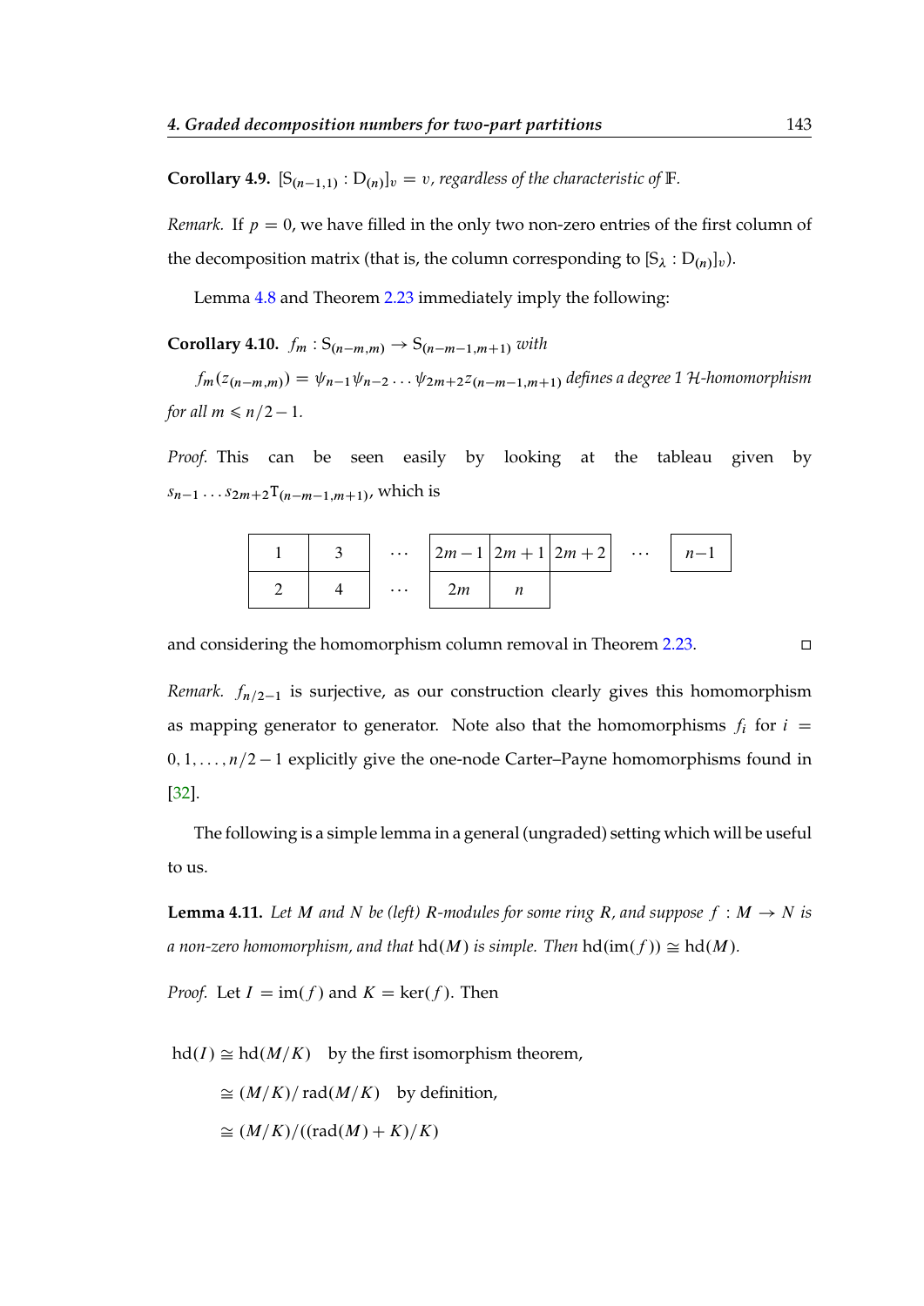**Corollary 4.9.** *$[S_{(n-1,1)} : D_{(n)}]_v = v$, regardless of the characteristic of $\mathbb{F}$.*

*Remark.* If $p = 0$, we have filled in the only two non-zero entries of the first column of the decomposition matrix (that is, the column corresponding to $[S_\lambda : D_{(n)}]_v$).

Lemma 4.8 and Theorem 2.23 immediately imply the following:

**Corollary 4.10.** *$f_m : S_{(n-m,m)} \to S_{(n-m-1,m+1)}$ with*

*$f_m(z_{(n-m,m)}) = \psi_{n-1}\psi_{n-2}\dots\psi_{2m+2}z_{(n-m-1,m+1)}$ defines a degree 1 $\mathcal{H}$-homomorphism for all $m \leqslant n/2 - 1$.*

*Proof.* This can be seen easily by looking at the tableau given by $s_{n-1}\dots s_{2m+2}T_{(n-m-1,m+1)}$, which is

| 1 | 3 | $\cdots$ | $2m-1$ | $2m+1$ | $2m+2$ | $\cdots$ | $n-1$ |
|---|---|---|---|---|---|---|---|
| 2 | 4 | $\cdots$ | $2m$ | $n$ | | | |

and considering the homomorphism column removal in Theorem 2.23. □

*Remark.* $f_{n/2-1}$ is surjective, as our construction clearly gives this homomorphism as mapping generator to generator. Note also that the homomorphisms $f_i$ for $i = 0, 1, \dots, n/2 - 1$ explicitly give the one-node Carter–Payne homomorphisms found in [32].

The following is a simple lemma in a general (ungraded) setting which will be useful to us.

**Lemma 4.11.** *Let $M$ and $N$ be (left) $R$-modules for some ring $R$, and suppose $f : M \to N$ is a non-zero homomorphism, and that $\mathrm{hd}(M)$ is simple. Then $\mathrm{hd}(\mathrm{im}(f)) \cong \mathrm{hd}(M)$.*

*Proof.* Let $I = \mathrm{im}(f)$ and $K = \ker(f)$. Then

$$\begin{aligned}
\mathrm{hd}(I) &\cong \mathrm{hd}(M/K) \quad \text{by the first isomorphism theorem,}\\
&\cong (M/K)/\mathrm{rad}(M/K) \quad \text{by definition,}\\
&\cong (M/K)/((\mathrm{rad}(M) + K)/K)
\end{aligned}$$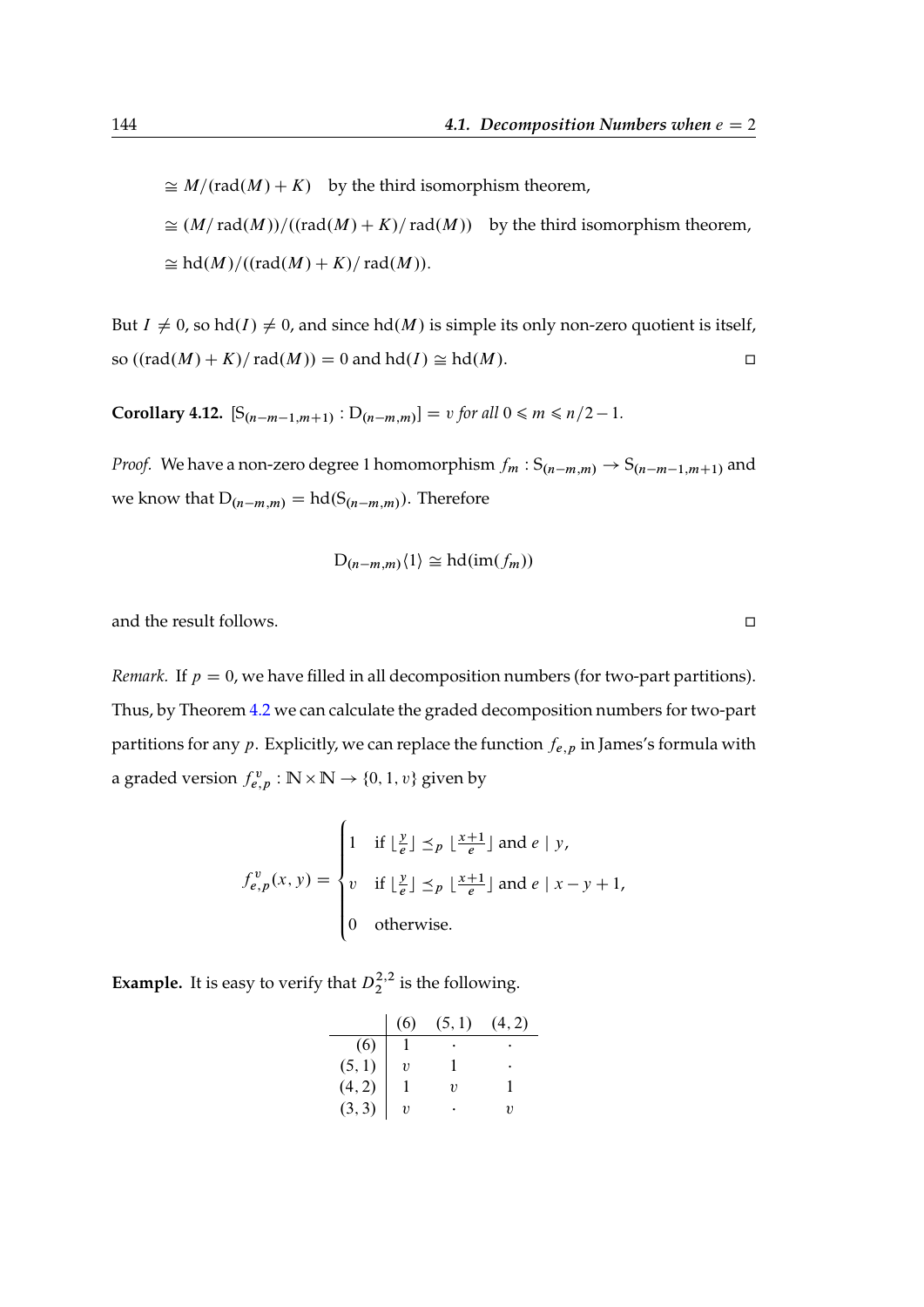$$\cong M/(\operatorname{rad}(M) + K) \quad \text{by the third isomorphism theorem,}$$

$$\cong (M/\operatorname{rad}(M))/((\operatorname{rad}(M) + K)/\operatorname{rad}(M)) \quad \text{by the third isomorphism theorem,}$$

$$\cong \operatorname{hd}(M)/((\operatorname{rad}(M) + K)/\operatorname{rad}(M)).$$

But $I \neq 0$, so $\operatorname{hd}(I) \neq 0$, and since $\operatorname{hd}(M)$ is simple its only non-zero quotient is itself, so $((\operatorname{rad}(M) + K)/\operatorname{rad}(M)) = 0$ and $\operatorname{hd}(I) \cong \operatorname{hd}(M)$. □

**Corollary 4.12.** *$[\mathrm{S}_{(n-m-1,m+1)} : \mathrm{D}_{(n-m,m)}] = v$ for all $0 \leqslant m \leqslant n/2 - 1$.*

*Proof.* We have a non-zero degree 1 homomorphism $f_m : \mathrm{S}_{(n-m,m)} \to \mathrm{S}_{(n-m-1,m+1)}$ and we know that $\mathrm{D}_{(n-m,m)} = \operatorname{hd}(\mathrm{S}_{(n-m,m)})$. Therefore

$$\mathrm{D}_{(n-m,m)}\langle 1 \rangle \cong \operatorname{hd}(\operatorname{im}(f_m))$$

and the result follows. □

*Remark.* If $p = 0$, we have filled in all decomposition numbers (for two-part partitions). Thus, by Theorem 4.2 we can calculate the graded decomposition numbers for two-part partitions for any $p$. Explicitly, we can replace the function $f_{e,p}$ in James's formula with a graded version $f^v_{e,p} : \mathbb{N} \times \mathbb{N} \to \{0, 1, v\}$ given by

$$f^v_{e,p}(x, y) = \begin{cases} 1 & \text{if } \lfloor \frac{y}{e} \rfloor \preceq_p \lfloor \frac{x+1}{e} \rfloor \text{ and } e \mid y, \\ v & \text{if } \lfloor \frac{y}{e} \rfloor \preceq_p \lfloor \frac{x+1}{e} \rfloor \text{ and } e \mid x - y + 1, \\ 0 & \text{otherwise.} \end{cases}$$

**Example.** It is easy to verify that $D^{2,2}_2$ is the following.

| | $(6)$ | $(5,1)$ | $(4,2)$ |
|---|---|---|---|
| $(6)$ | $1$ | $\cdot$ | $\cdot$ |
| $(5,1)$ | $v$ | $1$ | $\cdot$ |
| $(4,2)$ | $1$ | $v$ | $1$ |
| $(3,3)$ | $v$ | $\cdot$ | $v$ |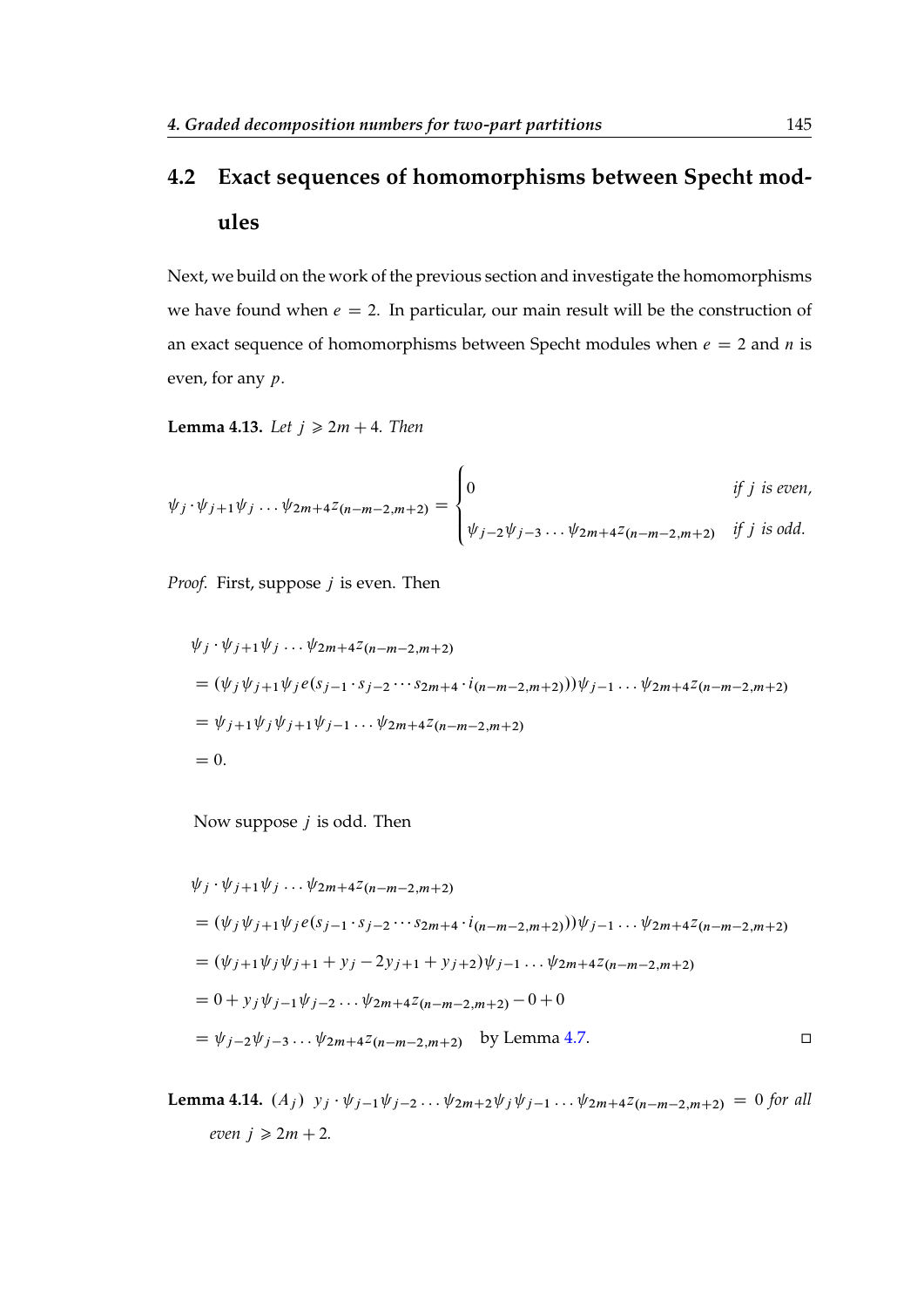## 4.2 Exact sequences of homomorphisms between Specht modules

Next, we build on the work of the previous section and investigate the homomorphisms we have found when $e = 2$. In particular, our main result will be the construction of an exact sequence of homomorphisms between Specht modules when $e = 2$ and $n$ is even, for any $p$.

**Lemma 4.13.** *Let $j \geqslant 2m+4$. Then*

$$\psi_j \cdot \psi_{j+1}\psi_j \ldots \psi_{2m+4} z_{(n-m-2,m+2)} = \begin{cases} 0 & \text{if } j \text{ is even,} \\ \psi_{j-2}\psi_{j-3} \ldots \psi_{2m+4} z_{(n-m-2,m+2)} & \text{if } j \text{ is odd.} \end{cases}$$

*Proof.* First, suppose $j$ is even. Then

$$\begin{aligned}
&\psi_j \cdot \psi_{j+1}\psi_j \ldots \psi_{2m+4} z_{(n-m-2,m+2)} \\
&= (\psi_j \psi_{j+1} \psi_j e(s_{j-1} \cdot s_{j-2} \cdots s_{2m+4} \cdot i_{(n-m-2,m+2)}))\psi_{j-1} \ldots \psi_{2m+4} z_{(n-m-2,m+2)} \\
&= \psi_{j+1}\psi_j\psi_{j+1}\psi_{j-1} \ldots \psi_{2m+4} z_{(n-m-2,m+2)} \\
&= 0.
\end{aligned}$$

Now suppose $j$ is odd. Then

$$\begin{aligned}
&\psi_j \cdot \psi_{j+1}\psi_j \ldots \psi_{2m+4} z_{(n-m-2,m+2)} \\
&= (\psi_j \psi_{j+1} \psi_j e(s_{j-1} \cdot s_{j-2} \cdots s_{2m+4} \cdot i_{(n-m-2,m+2)}))\psi_{j-1} \ldots \psi_{2m+4} z_{(n-m-2,m+2)} \\
&= (\psi_{j+1}\psi_j\psi_{j+1} + y_j - 2y_{j+1} + y_{j+2})\psi_{j-1} \ldots \psi_{2m+4} z_{(n-m-2,m+2)} \\
&= 0 + y_j \psi_{j-1}\psi_{j-2} \ldots \psi_{2m+4} z_{(n-m-2,m+2)} - 0 + 0 \\
&= \psi_{j-2}\psi_{j-3} \ldots \psi_{2m+4} z_{(n-m-2,m+2)} \quad \text{by Lemma 4.7.}
\end{aligned}$$

□

**Lemma 4.14.** $(A_j)$ *$y_j \cdot \psi_{j-1}\psi_{j-2} \ldots \psi_{2m+2}\psi_j\psi_{j-1} \ldots \psi_{2m+4} z_{(n-m-2,m+2)} = 0$ for all even $j \geqslant 2m+2$.*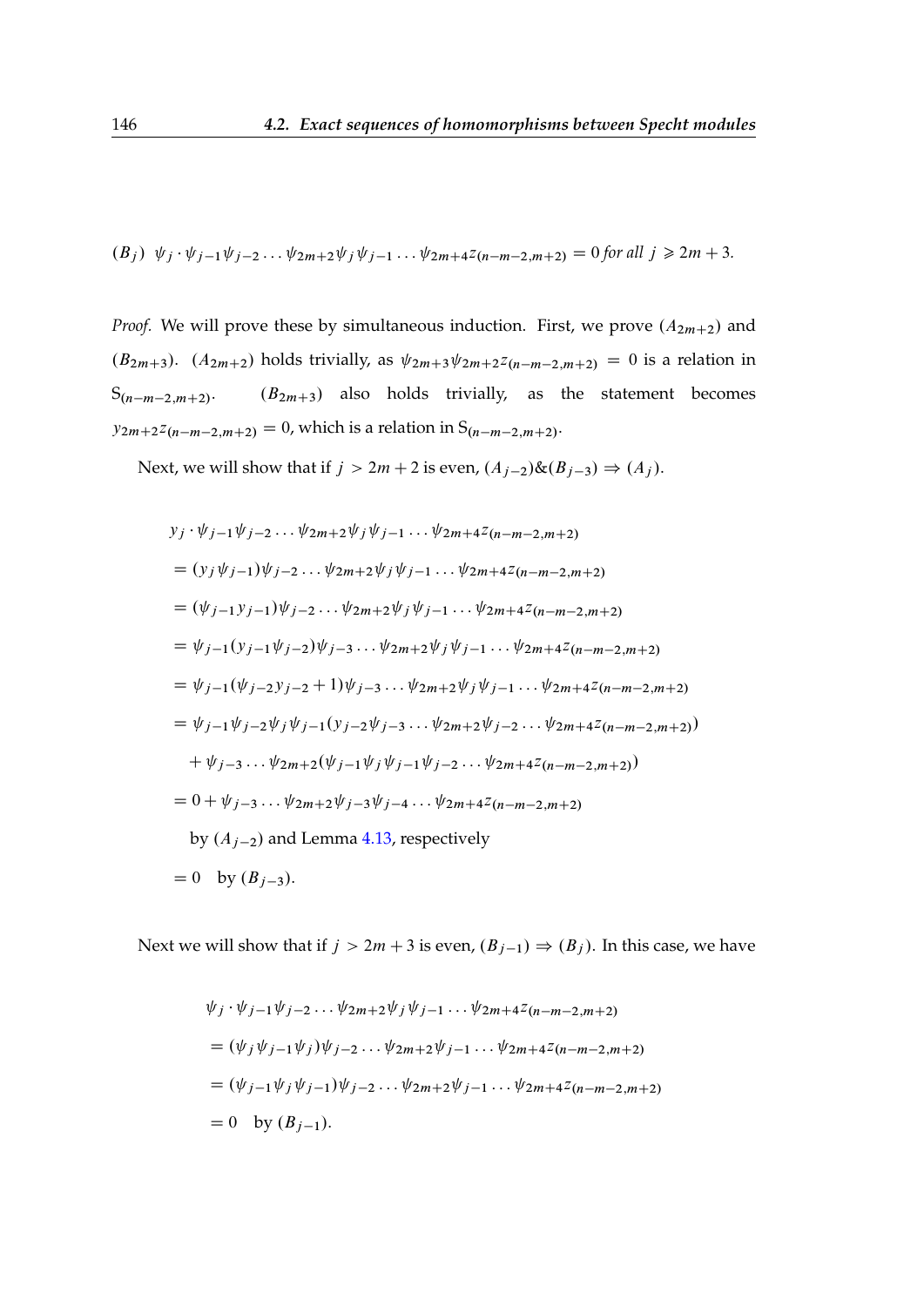$(B_j)$ $\psi_j \cdot \psi_{j-1}\psi_{j-2} \dots \psi_{2m+2}\psi_j\psi_{j-1} \dots \psi_{2m+4}z_{(n-m-2,m+2)} = 0$ *for all* $j \geqslant 2m+3$.

*Proof.* We will prove these by simultaneous induction. First, we prove $(A_{2m+2})$ and $(B_{2m+3})$. $(A_{2m+2})$ holds trivially, as $\psi_{2m+3}\psi_{2m+2}z_{(n-m-2,m+2)} = 0$ is a relation in $S_{(n-m-2,m+2)}$. $(B_{2m+3})$ also holds trivially, as the statement becomes $y_{2m+2}z_{(n-m-2,m+2)} = 0$, which is a relation in $S_{(n-m-2,m+2)}$.

Next, we will show that if $j > 2m+2$ is even, $(A_{j-2})\&(B_{j-3}) \Rightarrow (A_j)$.

$$
\begin{aligned}
& y_j \cdot \psi_{j-1}\psi_{j-2} \dots \psi_{2m+2}\psi_j\psi_{j-1} \dots \psi_{2m+4}z_{(n-m-2,m+2)} \\
&= (y_j\psi_{j-1})\psi_{j-2} \dots \psi_{2m+2}\psi_j\psi_{j-1} \dots \psi_{2m+4}z_{(n-m-2,m+2)} \\
&= (\psi_{j-1}y_{j-1})\psi_{j-2} \dots \psi_{2m+2}\psi_j\psi_{j-1} \dots \psi_{2m+4}z_{(n-m-2,m+2)} \\
&= \psi_{j-1}(y_{j-1}\psi_{j-2})\psi_{j-3} \dots \psi_{2m+2}\psi_j\psi_{j-1} \dots \psi_{2m+4}z_{(n-m-2,m+2)} \\
&= \psi_{j-1}(\psi_{j-2}y_{j-2}+1)\psi_{j-3} \dots \psi_{2m+2}\psi_j\psi_{j-1} \dots \psi_{2m+4}z_{(n-m-2,m+2)} \\
&= \psi_{j-1}\psi_{j-2}\psi_j\psi_{j-1}(y_{j-2}\psi_{j-3} \dots \psi_{2m+2}\psi_{j-2} \dots \psi_{2m+4}z_{(n-m-2,m+2)}) \\
&\quad + \psi_{j-3} \dots \psi_{2m+2}(\psi_{j-1}\psi_j\psi_{j-1}\psi_{j-2} \dots \psi_{2m+4}z_{(n-m-2,m+2)}) \\
&= 0 + \psi_{j-3} \dots \psi_{2m+2}\psi_{j-3}\psi_{j-4} \dots \psi_{2m+4}z_{(n-m-2,m+2)} \\
&\quad \text{by } (A_{j-2}) \text{ and Lemma 4.13, respectively} \\
&= 0 \quad \text{by } (B_{j-3}).
\end{aligned}
$$

Next we will show that if $j > 2m+3$ is even, $(B_{j-1}) \Rightarrow (B_j)$. In this case, we have

$$
\begin{aligned}
& \psi_j \cdot \psi_{j-1}\psi_{j-2} \dots \psi_{2m+2}\psi_j\psi_{j-1} \dots \psi_{2m+4}z_{(n-m-2,m+2)} \\
&= (\psi_j\psi_{j-1}\psi_j)\psi_{j-2} \dots \psi_{2m+2}\psi_{j-1} \dots \psi_{2m+4}z_{(n-m-2,m+2)} \\
&= (\psi_{j-1}\psi_j\psi_{j-1})\psi_{j-2} \dots \psi_{2m+2}\psi_{j-1} \dots \psi_{2m+4}z_{(n-m-2,m+2)} \\
&= 0 \quad \text{by } (B_{j-1}).
\end{aligned}
$$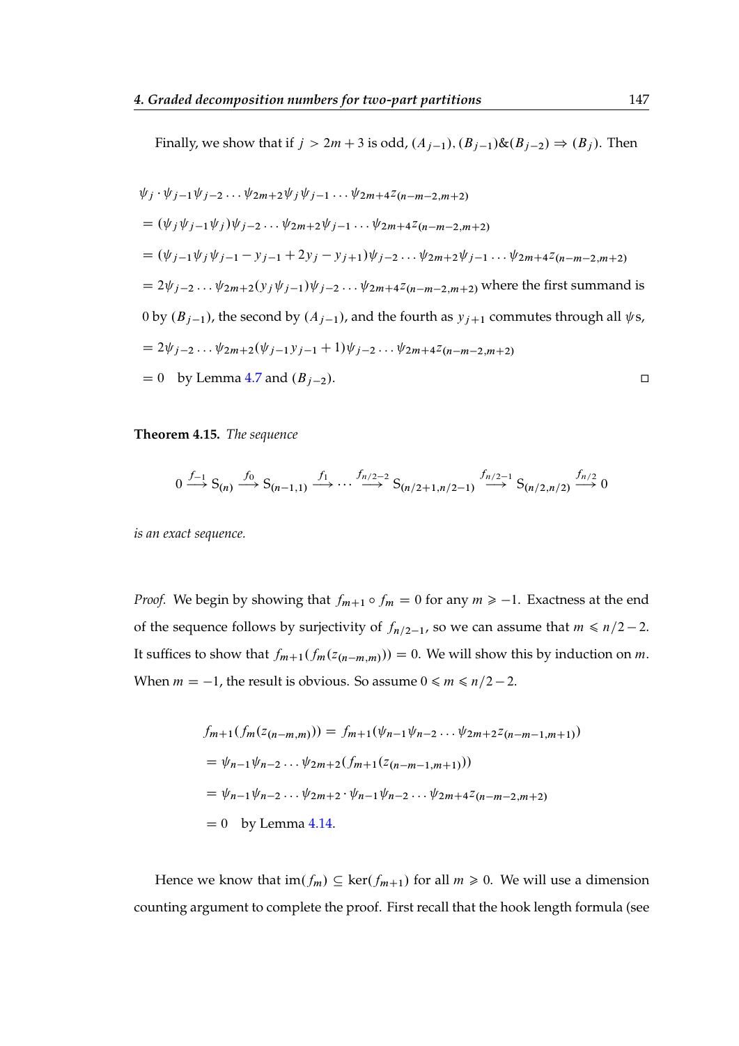Finally, we show that if $j > 2m+3$ is odd, $(A_{j-1}), (B_{j-1})\&(B_{j-2}) \Rightarrow (B_j)$. Then

$$\psi_j \cdot \psi_{j-1}\psi_{j-2}\ldots\psi_{2m+2}\psi_j\psi_{j-1}\ldots\psi_{2m+4}z_{(n-m-2,m+2)}$$

$= (\psi_j\psi_{j-1}\psi_j)\psi_{j-2}\ldots\psi_{2m+2}\psi_{j-1}\ldots\psi_{2m+4}z_{(n-m-2,m+2)}$

$= (\psi_{j-1}\psi_j\psi_{j-1} - y_{j-1} + 2y_j - y_{j+1})\psi_{j-2}\ldots\psi_{2m+2}\psi_{j-1}\ldots\psi_{2m+4}z_{(n-m-2,m+2)}$

$= 2\psi_{j-2}\ldots\psi_{2m+2}(y_j\psi_{j-1})\psi_{j-2}\ldots\psi_{2m+4}z_{(n-m-2,m+2)}$ where the first summand is 0 by $(B_{j-1})$, the second by $(A_{j-1})$, and the fourth as $y_{j+1}$ commutes through all $\psi$s,

$= 2\psi_{j-2}\ldots\psi_{2m+2}(\psi_{j-1}y_{j-1}+1)\psi_{j-2}\ldots\psi_{2m+4}z_{(n-m-2,m+2)}$

$= 0$ by Lemma 4.7 and $(B_{j-2})$. ◻

**Theorem 4.15.** *The sequence*

$$0 \xrightarrow{f_{-1}} S_{(n)} \xrightarrow{f_0} S_{(n-1,1)} \xrightarrow{f_1} \cdots \xrightarrow{f_{n/2-2}} S_{(n/2+1,n/2-1)} \xrightarrow{f_{n/2-1}} S_{(n/2,n/2)} \xrightarrow{f_{n/2}} 0$$

*is an exact sequence.*

*Proof.* We begin by showing that $f_{m+1} \circ f_m = 0$ for any $m \geqslant -1$. Exactness at the end of the sequence follows by surjectivity of $f_{n/2-1}$, so we can assume that $m \leqslant n/2-2$. It suffices to show that $f_{m+1}(f_m(z_{(n-m,m)})) = 0$. We will show this by induction on $m$. When $m = -1$, the result is obvious. So assume $0 \leqslant m \leqslant n/2-2$.

$$\begin{aligned}
f_{m+1}(f_m(z_{(n-m,m)})) &= f_{m+1}(\psi_{n-1}\psi_{n-2}\ldots\psi_{2m+2}z_{(n-m-1,m+1)}) \\
&= \psi_{n-1}\psi_{n-2}\ldots\psi_{2m+2}(f_{m+1}(z_{(n-m-1,m+1)})) \\
&= \psi_{n-1}\psi_{n-2}\ldots\psi_{2m+2}\cdot\psi_{n-1}\psi_{n-2}\ldots\psi_{2m+4}z_{(n-m-2,m+2)} \\
&= 0 \quad \text{by Lemma 4.14.}
\end{aligned}$$

Hence we know that $\mathrm{im}(f_m) \subseteq \ker(f_{m+1})$ for all $m \geqslant 0$. We will use a dimension counting argument to complete the proof. First recall that the hook length formula (see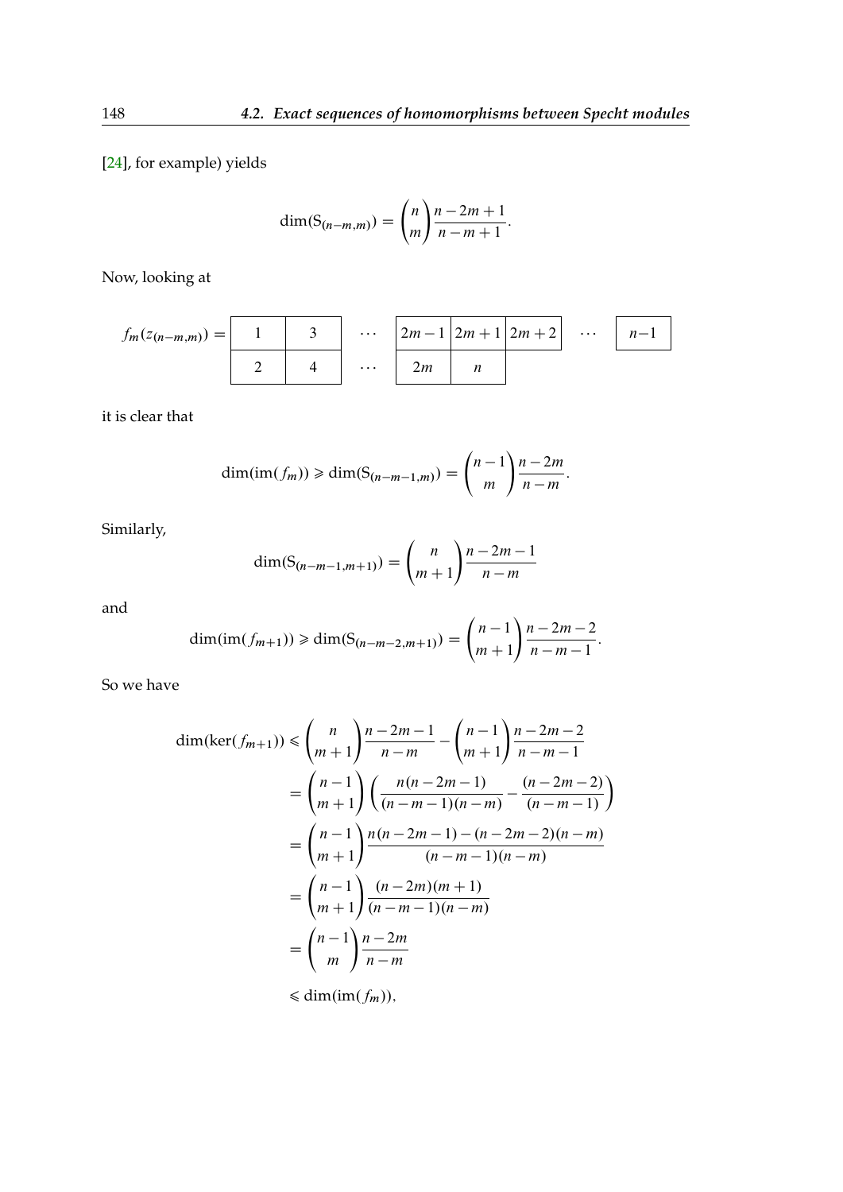[24], for example) yields

$$\dim(\mathrm{S}_{(n-m,m)}) = \binom{n}{m}\frac{n-2m+1}{n-m+1}.$$

Now, looking at

$$f_m(z_{(n-m,m)}) = \begin{array}{|c|c|c|c|c|c|c|c|}\hline 1 & 3 & \cdots & 2m-1 & 2m+1 & 2m+2 & \cdots & n-1 \\ \hline 2 & 4 & \cdots & 2m & n \\ \cline{1-5}\end{array}$$

it is clear that

$$\dim(\mathrm{im}(f_m)) \geqslant \dim(\mathrm{S}_{(n-m-1,m)}) = \binom{n-1}{m}\frac{n-2m}{n-m}.$$

Similarly,

$$\dim(\mathrm{S}_{(n-m-1,m+1)}) = \binom{n}{m+1}\frac{n-2m-1}{n-m}$$

and

$$\dim(\mathrm{im}(f_{m+1})) \geqslant \dim(\mathrm{S}_{(n-m-2,m+1)}) = \binom{n-1}{m+1}\frac{n-2m-2}{n-m-1}.$$

So we have

$$\begin{aligned}
\dim(\ker(f_{m+1})) &\leqslant \binom{n}{m+1}\frac{n-2m-1}{n-m} - \binom{n-1}{m+1}\frac{n-2m-2}{n-m-1} \\
&= \binom{n-1}{m+1}\left(\frac{n(n-2m-1)}{(n-m-1)(n-m)} - \frac{(n-2m-2)}{(n-m-1)}\right) \\
&= \binom{n-1}{m+1}\frac{n(n-2m-1)-(n-2m-2)(n-m)}{(n-m-1)(n-m)} \\
&= \binom{n-1}{m+1}\frac{(n-2m)(m+1)}{(n-m-1)(n-m)} \\
&= \binom{n-1}{m}\frac{n-2m}{n-m} \\
&\leqslant \dim(\mathrm{im}(f_m)),
\end{aligned}$$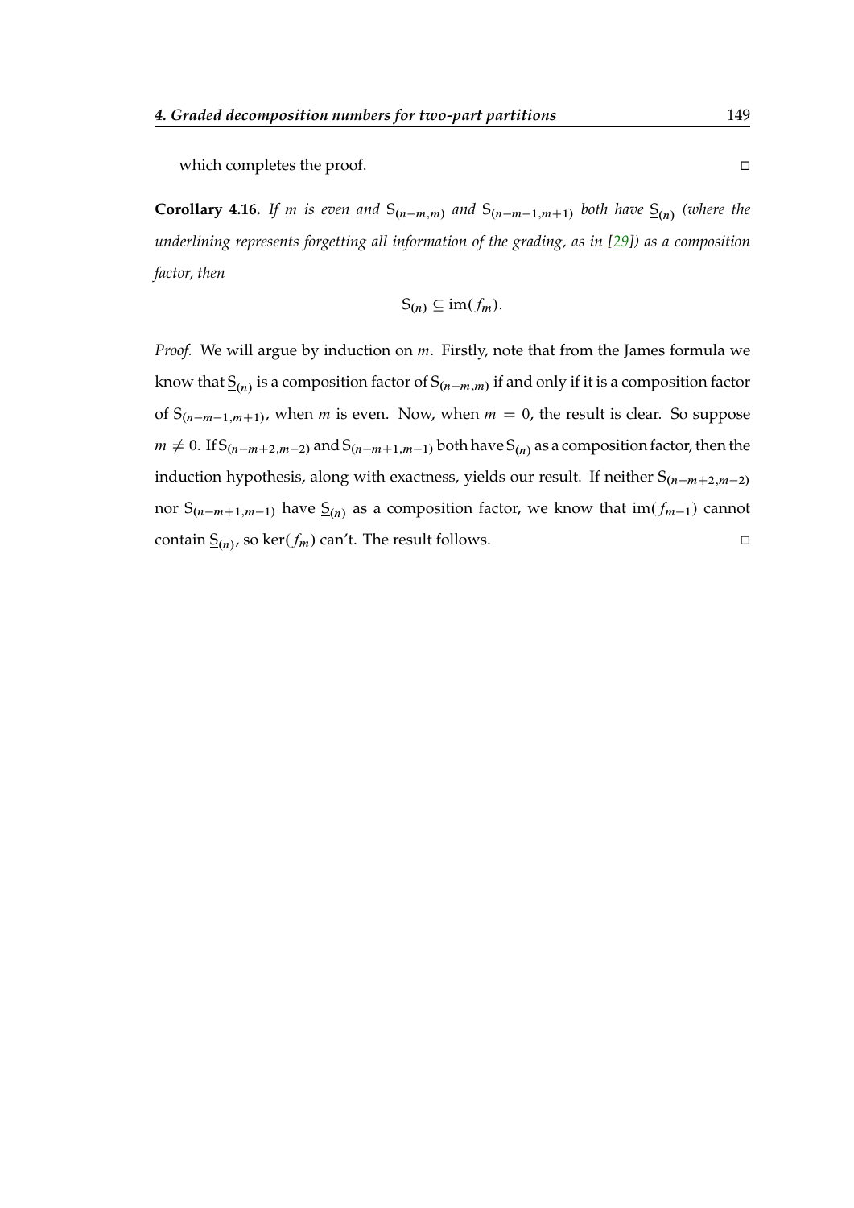which completes the proof. ◻

**Corollary 4.16.** *If $m$ is even and $\mathrm{S}_{(n-m,m)}$ and $\mathrm{S}_{(n-m-1,m+1)}$ both have $\underline{\mathrm{S}}_{(n)}$ (where the underlining represents forgetting all information of the grading, as in [29]) as a composition factor, then*

$$\mathrm{S}_{(n)} \subseteq \mathrm{im}(f_m).$$

*Proof.* We will argue by induction on $m$. Firstly, note that from the James formula we know that $\underline{\mathrm{S}}_{(n)}$ is a composition factor of $\mathrm{S}_{(n-m,m)}$ if and only if it is a composition factor of $\mathrm{S}_{(n-m-1,m+1)}$, when $m$ is even. Now, when $m = 0$, the result is clear. So suppose $m \neq 0$. If $\mathrm{S}_{(n-m+2,m-2)}$ and $\mathrm{S}_{(n-m+1,m-1)}$ both have $\underline{\mathrm{S}}_{(n)}$ as a composition factor, then the induction hypothesis, along with exactness, yields our result. If neither $\mathrm{S}_{(n-m+2,m-2)}$ nor $\mathrm{S}_{(n-m+1,m-1)}$ have $\underline{\mathrm{S}}_{(n)}$ as a composition factor, we know that $\mathrm{im}(f_{m-1})$ cannot contain $\underline{\mathrm{S}}_{(n)}$, so $\ker(f_m)$ can't. The result follows. ◻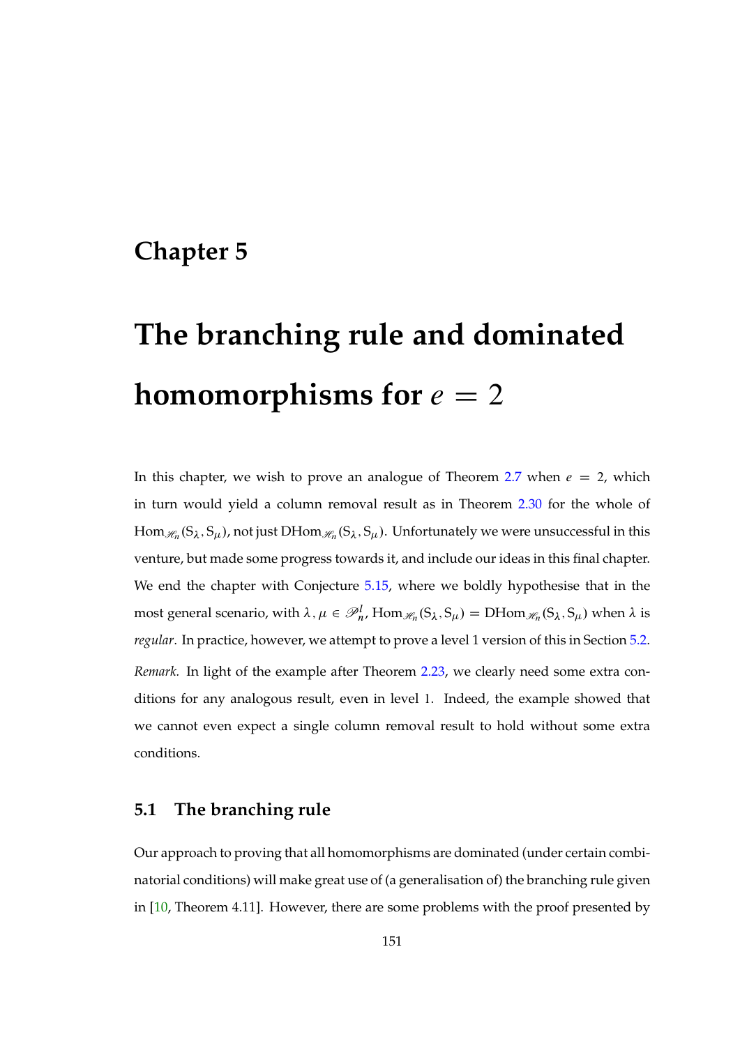# Chapter 5

# The branching rule and dominated homomorphisms for $e = 2$

In this chapter, we wish to prove an analogue of Theorem 2.7 when $e = 2$, which in turn would yield a column removal result as in Theorem 2.30 for the whole of $\mathrm{Hom}_{\mathscr{H}_n}(\mathrm{S}_\lambda, \mathrm{S}_\mu)$, not just $\mathrm{DHom}_{\mathscr{H}_n}(\mathrm{S}_\lambda, \mathrm{S}_\mu)$. Unfortunately we were unsuccessful in this venture, but made some progress towards it, and include our ideas in this final chapter. We end the chapter with Conjecture 5.15, where we boldly hypothesise that in the most general scenario, with $\lambda, \mu \in \mathscr{P}^l_n$, $\mathrm{Hom}_{\mathscr{H}_n}(\mathrm{S}_\lambda, \mathrm{S}_\mu) = \mathrm{DHom}_{\mathscr{H}_n}(\mathrm{S}_\lambda, \mathrm{S}_\mu)$ when $\lambda$ is *regular*. In practice, however, we attempt to prove a level 1 version of this in Section 5.2.

*Remark.* In light of the example after Theorem 2.23, we clearly need some extra conditions for any analogous result, even in level 1. Indeed, the example showed that we cannot even expect a single column removal result to hold without some extra conditions.

## 5.1 The branching rule

Our approach to proving that all homomorphisms are dominated (under certain combinatorial conditions) will make great use of (a generalisation of) the branching rule given in [10, Theorem 4.11]. However, there are some problems with the proof presented by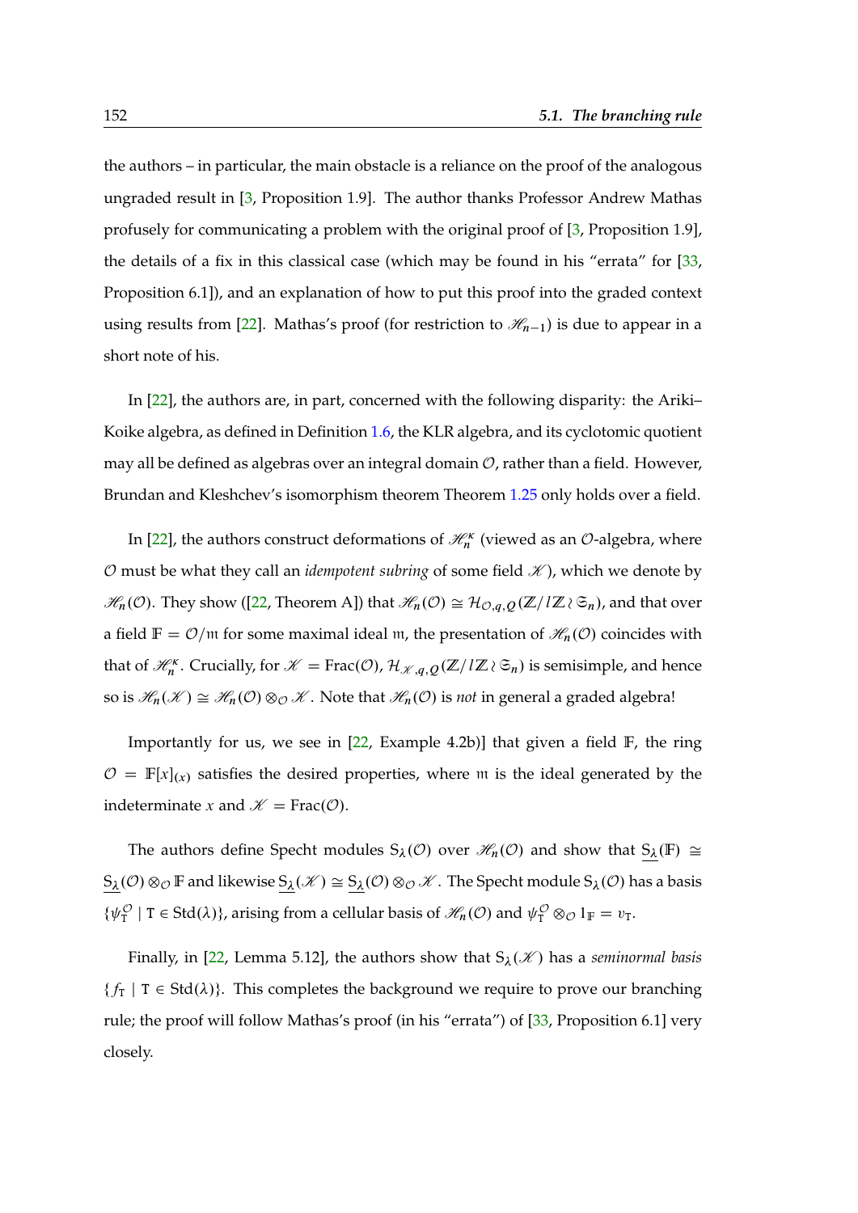the authors – in particular, the main obstacle is a reliance on the proof of the analogous ungraded result in [3, Proposition 1.9]. The author thanks Professor Andrew Mathas profusely for communicating a problem with the original proof of [3, Proposition 1.9], the details of a fix in this classical case (which may be found in his "errata" for [33, Proposition 6.1]), and an explanation of how to put this proof into the graded context using results from [22]. Mathas's proof (for restriction to $\mathscr{H}_{n-1}$) is due to appear in a short note of his.

In [22], the authors are, in part, concerned with the following disparity: the Ariki–Koike algebra, as defined in Definition 1.6, the KLR algebra, and its cyclotomic quotient may all be defined as algebras over an integral domain $\mathcal{O}$, rather than a field. However, Brundan and Kleshchev's isomorphism theorem Theorem 1.25 only holds over a field.

In [22], the authors construct deformations of $\mathscr{H}_n^\kappa$ (viewed as an $\mathcal{O}$-algebra, where $\mathcal{O}$ must be what they call an *idempotent subring* of some field $\mathscr{K}$), which we denote by $\mathscr{H}_n(\mathcal{O})$. They show ([22, Theorem A]) that $\mathscr{H}_n(\mathcal{O}) \cong \mathcal{H}_{\mathcal{O},q,Q}(\mathbb{Z}/l\mathbb{Z} \wr \mathfrak{S}_n)$, and that over a field $\mathbb{F} = \mathcal{O}/\mathfrak{m}$ for some maximal ideal $\mathfrak{m}$, the presentation of $\mathscr{H}_n(\mathcal{O})$ coincides with that of $\mathscr{H}_n^\kappa$. Crucially, for $\mathscr{K} = \mathrm{Frac}(\mathcal{O})$, $\mathcal{H}_{\mathscr{K},q,Q}(\mathbb{Z}/l\mathbb{Z} \wr \mathfrak{S}_n)$ is semisimple, and hence so is $\mathscr{H}_n(\mathscr{K}) \cong \mathscr{H}_n(\mathcal{O}) \otimes_{\mathcal{O}} \mathscr{K}$. Note that $\mathscr{H}_n(\mathcal{O})$ is *not* in general a graded algebra!

Importantly for us, we see in [22, Example 4.2b)] that given a field $\mathbb{F}$, the ring $\mathcal{O} = \mathbb{F}[x]_{(x)}$ satisfies the desired properties, where $\mathfrak{m}$ is the ideal generated by the indeterminate $x$ and $\mathscr{K} = \mathrm{Frac}(\mathcal{O})$.

The authors define Specht modules $\mathrm{S}_\lambda(\mathcal{O})$ over $\mathscr{H}_n(\mathcal{O})$ and show that $\underline{\mathrm{S}_\lambda}(\mathbb{F}) \cong \underline{\mathrm{S}_\lambda}(\mathcal{O}) \otimes_{\mathcal{O}} \mathbb{F}$ and likewise $\underline{\mathrm{S}_\lambda}(\mathscr{K}) \cong \underline{\mathrm{S}_\lambda}(\mathcal{O}) \otimes_{\mathcal{O}} \mathscr{K}$. The Specht module $\mathrm{S}_\lambda(\mathcal{O})$ has a basis $\{\psi_{\mathtt{T}}^{\mathcal{O}} \mid \mathtt{T} \in \mathrm{Std}(\lambda)\}$, arising from a cellular basis of $\mathscr{H}_n(\mathcal{O})$ and $\psi_{\mathtt{T}}^{\mathcal{O}} \otimes_{\mathcal{O}} 1_{\mathbb{F}} = v_{\mathtt{T}}$.

Finally, in [22, Lemma 5.12], the authors show that $\mathrm{S}_\lambda(\mathscr{K})$ has a *seminormal basis* $\{f_{\mathtt{T}} \mid \mathtt{T} \in \mathrm{Std}(\lambda)\}$. This completes the background we require to prove our branching rule; the proof will follow Mathas's proof (in his "errata") of [33, Proposition 6.1] very closely.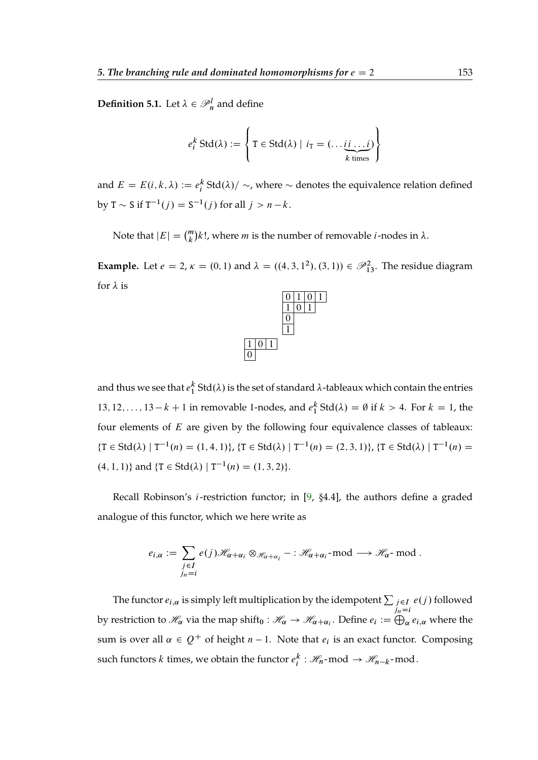**Definition 5.1.** Let $\lambda \in \mathscr{P}_n^l$ and define

$$e_i^k \operatorname{Std}(\lambda) := \left\{ \mathtt{T} \in \operatorname{Std}(\lambda) \mid i_{\mathtt{T}} = (\dots \underbrace{i\, i \dots i}_{k \text{ times}}) \right\}$$

and $E = E(i,k,\lambda) := e_i^k \operatorname{Std}(\lambda)/\sim$, where $\sim$ denotes the equivalence relation defined by $\mathtt{T} \sim \mathtt{S}$ if $\mathtt{T}^{-1}(j) = \mathtt{S}^{-1}(j)$ for all $j > n-k$.

Note that $|E| = \binom{m}{k}k!$, where $m$ is the number of removable $i$-nodes in $\lambda$.

**Example.** Let $e = 2$, $\kappa = (0,1)$ and $\lambda = ((4,3,1^2),(3,1)) \in \mathscr{P}_{13}^2$. The residue diagram for $\lambda$ is

| 0 | 1 | 0 | 1 |
|---|---|---|---|
| 1 | 0 | 1 | |
| 0 | | | |
| 1 | | | |

| 1 | 0 | 1 |
|---|---|---|
| 0 | | |

and thus we see that $e_1^k \operatorname{Std}(\lambda)$ is the set of standard $\lambda$-tableaux which contain the entries $13, 12, \dots, 13-k+1$ in removable 1-nodes, and $e_1^k \operatorname{Std}(\lambda) = \emptyset$ if $k > 4$. For $k = 1$, the four elements of $E$ are given by the following four equivalence classes of tableaux: $\{\mathtt{T} \in \operatorname{Std}(\lambda) \mid \mathtt{T}^{-1}(n) = (1,4,1)\}$, $\{\mathtt{T} \in \operatorname{Std}(\lambda) \mid \mathtt{T}^{-1}(n) = (2,3,1)\}$, $\{\mathtt{T} \in \operatorname{Std}(\lambda) \mid \mathtt{T}^{-1}(n) = (4,1,1)\}$ and $\{\mathtt{T} \in \operatorname{Std}(\lambda) \mid \mathtt{T}^{-1}(n) = (1,3,2)\}$.

Recall Robinson's $i$-restriction functor; in [9, §4.4], the authors define a graded analogue of this functor, which we here write as

$$e_{i,\alpha} := \sum_{\substack{j \in I \\ j_n = i}} e(j) \mathscr{H}_{\alpha+\alpha_i} \otimes_{\mathscr{H}_{\alpha+\alpha_i}} - : \mathscr{H}_{\alpha+\alpha_i}\text{-mod} \longrightarrow \mathscr{H}_\alpha\text{- mod}\,.$$

The functor $e_{i,\alpha}$ is simply left multiplication by the idempotent $\sum_{\substack{j \in I \\ j_n = i}} e(j)$ followed by restriction to $\mathscr{H}_\alpha$ via the map $\operatorname{shift}_0 : \mathscr{H}_\alpha \to \mathscr{H}_{\alpha+\alpha_i}$. Define $e_i := \bigoplus_\alpha e_{i,\alpha}$ where the sum is over all $\alpha \in Q^+$ of height $n-1$. Note that $e_i$ is an exact functor. Composing such functors $k$ times, we obtain the functor $e_i^k : \mathscr{H}_n\text{-mod} \to \mathscr{H}_{n-k}\text{-mod}$.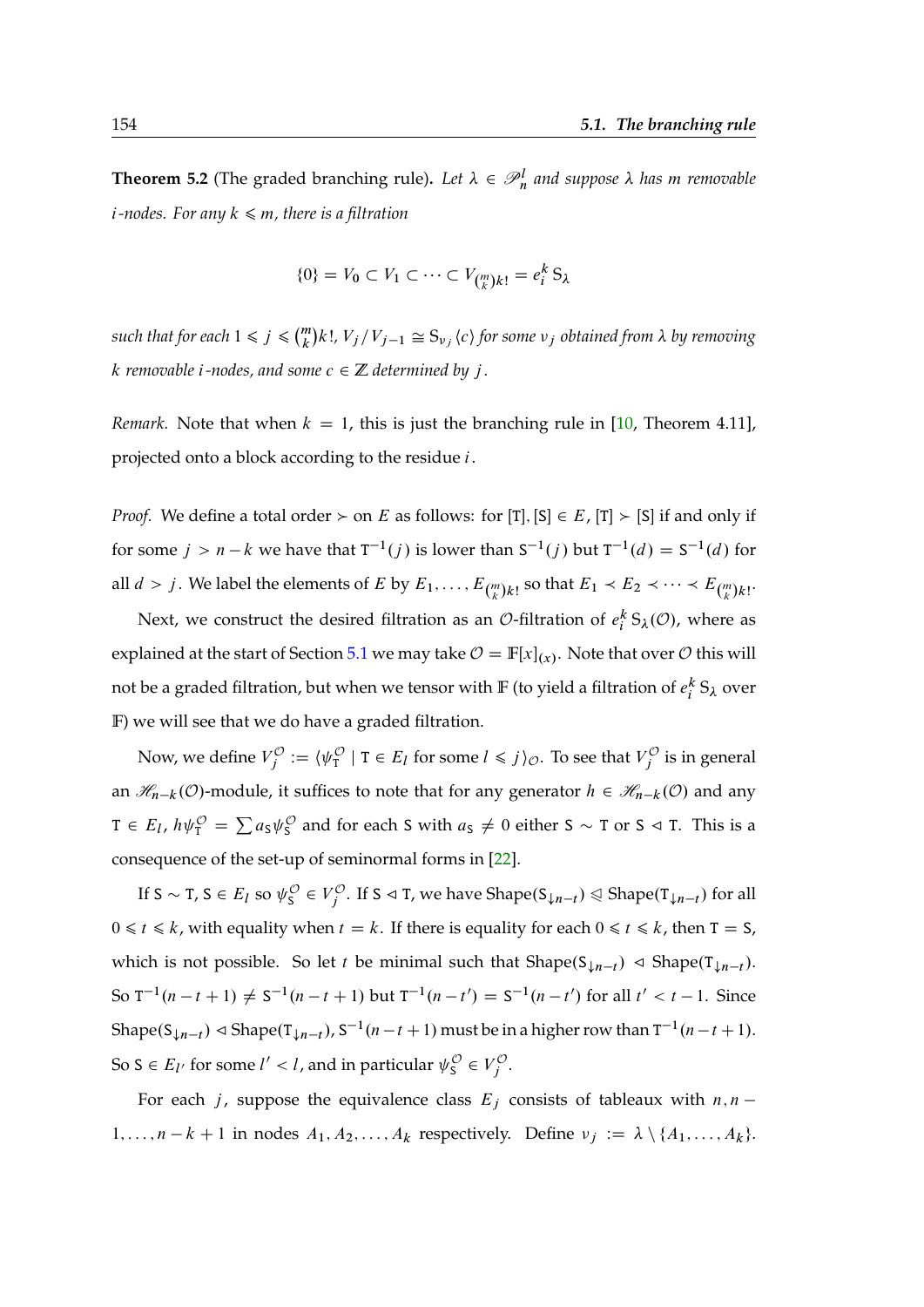**Theorem 5.2** (The graded branching rule)**.** *Let $\lambda \in \mathscr{P}^l_n$ and suppose $\lambda$ has $m$ removable $i$-nodes. For any $k \leqslant m$, there is a filtration*

$$\{0\} = V_0 \subset V_1 \subset \cdots \subset V_{\binom{m}{k}k!} = e_i^k \, \mathrm{S}_\lambda$$

*such that for each $1 \leqslant j \leqslant \binom{m}{k}k!$, $V_j / V_{j-1} \cong \mathrm{S}_{\nu_j}\langle c \rangle$ for some $\nu_j$ obtained from $\lambda$ by removing $k$ removable $i$-nodes, and some $c \in \mathbb{Z}$ determined by $j$.*

*Remark.* Note that when $k = 1$, this is just the branching rule in [10, Theorem 4.11], projected onto a block according to the residue $i$.

*Proof.* We define a total order $\succ$ on $E$ as follows: for $[\mathtt{T}], [\mathtt{S}] \in E$, $[\mathtt{T}] \succ [\mathtt{S}]$ if and only if for some $j > n-k$ we have that $\mathtt{T}^{-1}(j)$ is lower than $\mathtt{S}^{-1}(j)$ but $\mathtt{T}^{-1}(d) = \mathtt{S}^{-1}(d)$ for all $d > j$. We label the elements of $E$ by $E_1, \ldots, E_{\binom{m}{k}k!}$ so that $E_1 \prec E_2 \prec \cdots \prec E_{\binom{m}{k}k!}$.

Next, we construct the desired filtration as an $\mathcal{O}$-filtration of $e_i^k \, \mathrm{S}_\lambda(\mathcal{O})$, where as explained at the start of Section 5.1 we may take $\mathcal{O} = \mathbb{F}[x]_{(x)}$. Note that over $\mathcal{O}$ this will not be a graded filtration, but when we tensor with $\mathbb{F}$ (to yield a filtration of $e_i^k \, \mathrm{S}_\lambda$ over $\mathbb{F}$) we will see that we do have a graded filtration.

Now, we define $V_j^{\mathcal{O}} := \langle \psi_{\mathtt{T}}^{\mathcal{O}} \mid \mathtt{T} \in E_l \text{ for some } l \leqslant j \rangle_{\mathcal{O}}$. To see that $V_j^{\mathcal{O}}$ is in general an $\mathscr{H}_{n-k}(\mathcal{O})$-module, it suffices to note that for any generator $h \in \mathscr{H}_{n-k}(\mathcal{O})$ and any $\mathtt{T} \in E_l$, $h\psi_{\mathtt{T}}^{\mathcal{O}} = \sum a_{\mathtt{S}} \psi_{\mathtt{S}}^{\mathcal{O}}$ and for each $\mathtt{S}$ with $a_{\mathtt{S}} \neq 0$ either $\mathtt{S} \sim \mathtt{T}$ or $\mathtt{S} \lhd \mathtt{T}$. This is a consequence of the set-up of seminormal forms in [22].

If $\mathtt{S} \sim \mathtt{T}$, $\mathtt{S} \in E_l$ so $\psi_{\mathtt{S}}^{\mathcal{O}} \in V_j^{\mathcal{O}}$. If $\mathtt{S} \lhd \mathtt{T}$, we have $\mathrm{Shape}(\mathtt{S}_{\downarrow n-t}) \trianglelefteqslant \mathrm{Shape}(\mathtt{T}_{\downarrow n-t})$ for all $0 \leqslant t \leqslant k$, with equality when $t = k$. If there is equality for each $0 \leqslant t \leqslant k$, then $\mathtt{T} = \mathtt{S}$, which is not possible. So let $t$ be minimal such that $\mathrm{Shape}(\mathtt{S}_{\downarrow n-t}) \lhd \mathrm{Shape}(\mathtt{T}_{\downarrow n-t})$. So $\mathtt{T}^{-1}(n-t+1) \neq \mathtt{S}^{-1}(n-t+1)$ but $\mathtt{T}^{-1}(n-t') = \mathtt{S}^{-1}(n-t')$ for all $t' < t-1$. Since $\mathrm{Shape}(\mathtt{S}_{\downarrow n-t}) \lhd \mathrm{Shape}(\mathtt{T}_{\downarrow n-t})$, $\mathtt{S}^{-1}(n-t+1)$ must be in a higher row than $\mathtt{T}^{-1}(n-t+1)$. So $\mathtt{S} \in E_{l'}$ for some $l' < l$, and in particular $\psi_{\mathtt{S}}^{\mathcal{O}} \in V_j^{\mathcal{O}}$.

For each $j$, suppose the equivalence class $E_j$ consists of tableaux with $n, n-1, \ldots, n-k+1$ in nodes $A_1, A_2, \ldots, A_k$ respectively. Define $\nu_j := \lambda \setminus \{A_1, \ldots, A_k\}$.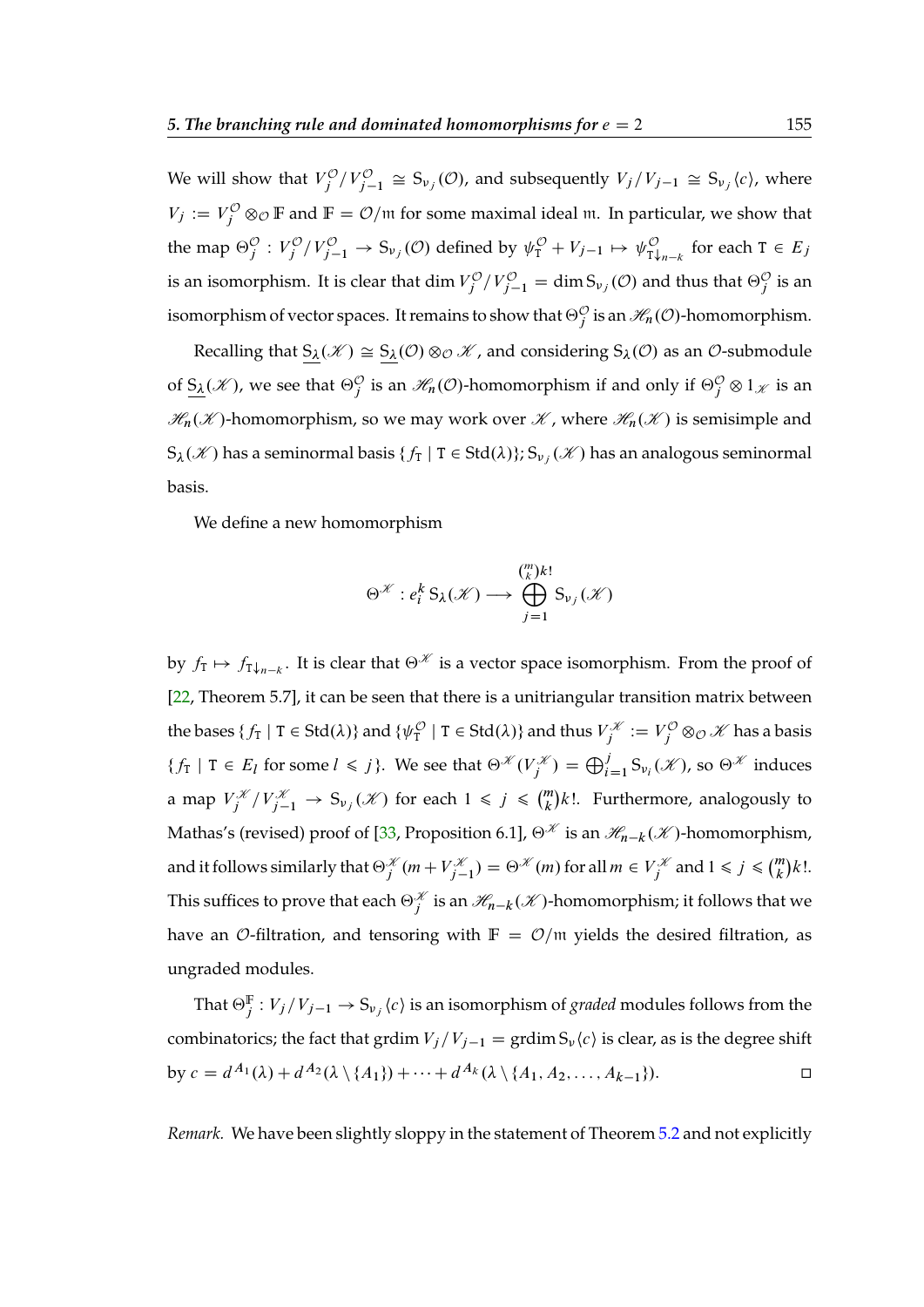We will show that $V_j^{\mathcal{O}}/V_{j-1}^{\mathcal{O}} \cong \mathrm{S}_{\nu_j}(\mathcal{O})$, and subsequently $V_j/V_{j-1} \cong \mathrm{S}_{\nu_j}\langle c\rangle$, where $V_j := V_j^{\mathcal{O}} \otimes_{\mathcal{O}} \mathbb{F}$ and $\mathbb{F} = \mathcal{O}/\mathfrak{m}$ for some maximal ideal $\mathfrak{m}$. In particular, we show that the map $\Theta_j^{\mathcal{O}} : V_j^{\mathcal{O}}/V_{j-1}^{\mathcal{O}} \to \mathrm{S}_{\nu_j}(\mathcal{O})$ defined by $\psi_{\mathtt{T}}^{\mathcal{O}} + V_{j-1} \mapsto \psi_{\mathtt{T}\downarrow_{n-k}}^{\mathcal{O}}$ for each $\mathtt{T} \in E_j$ is an isomorphism. It is clear that $\dim V_j^{\mathcal{O}}/V_{j-1}^{\mathcal{O}} = \dim \mathrm{S}_{\nu_j}(\mathcal{O})$ and thus that $\Theta_j^{\mathcal{O}}$ is an isomorphism of vector spaces. It remains to show that $\Theta_j^{\mathcal{O}}$ is an $\mathscr{H}_n(\mathcal{O})$-homomorphism.

Recalling that $\underline{\mathrm{S}_\lambda}(\mathscr{K}) \cong \underline{\mathrm{S}_\lambda}(\mathcal{O}) \otimes_{\mathcal{O}} \mathscr{K}$, and considering $\mathrm{S}_\lambda(\mathcal{O})$ as an $\mathcal{O}$-submodule of $\underline{\mathrm{S}_\lambda}(\mathscr{K})$, we see that $\Theta_j^{\mathcal{O}}$ is an $\mathscr{H}_n(\mathcal{O})$-homomorphism if and only if $\Theta_j^{\mathcal{O}} \otimes 1_{\mathscr{K}}$ is an $\mathscr{H}_n(\mathscr{K})$-homomorphism, so we may work over $\mathscr{K}$, where $\mathscr{H}_n(\mathscr{K})$ is semisimple and $\mathrm{S}_\lambda(\mathscr{K})$ has a seminormal basis $\{f_{\mathtt{T}} \mid \mathtt{T} \in \mathrm{Std}(\lambda)\}$; $\mathrm{S}_{\nu_j}(\mathscr{K})$ has an analogous seminormal basis.

We define a new homomorphism

$$\Theta^{\mathscr{K}} : e_i^k\, \mathrm{S}_\lambda(\mathscr{K}) \longrightarrow \bigoplus_{j=1}^{\binom{m}{k}k!} \mathrm{S}_{\nu_j}(\mathscr{K})$$

by $f_{\mathtt{T}} \mapsto f_{\mathtt{T}\downarrow_{n-k}}$. It is clear that $\Theta^{\mathscr{K}}$ is a vector space isomorphism. From the proof of [22, Theorem 5.7], it can be seen that there is a unitriangular transition matrix between the bases $\{f_{\mathtt{T}} \mid \mathtt{T} \in \mathrm{Std}(\lambda)\}$ and $\{\psi_{\mathtt{T}}^{\mathcal{O}} \mid \mathtt{T} \in \mathrm{Std}(\lambda)\}$ and thus $V_j^{\mathscr{K}} := V_j^{\mathcal{O}} \otimes_{\mathcal{O}} \mathscr{K}$ has a basis $\{f_{\mathtt{T}} \mid \mathtt{T} \in E_l \text{ for some } l \leqslant j\}$. We see that $\Theta^{\mathscr{K}}(V_j^{\mathscr{K}}) = \bigoplus_{i=1}^{j} \mathrm{S}_{\nu_i}(\mathscr{K})$, so $\Theta^{\mathscr{K}}$ induces a map $V_j^{\mathscr{K}}/V_{j-1}^{\mathscr{K}} \to \mathrm{S}_{\nu_j}(\mathscr{K})$ for each $1 \leqslant j \leqslant \binom{m}{k}k!$. Furthermore, analogously to Mathas's (revised) proof of [33, Proposition 6.1], $\Theta^{\mathscr{K}}$ is an $\mathscr{H}_{n-k}(\mathscr{K})$-homomorphism, and it follows similarly that $\Theta_j^{\mathscr{K}}(m + V_{j-1}^{\mathscr{K}}) = \Theta^{\mathscr{K}}(m)$ for all $m \in V_j^{\mathscr{K}}$ and $1 \leqslant j \leqslant \binom{m}{k}k!$. This suffices to prove that each $\Theta_j^{\mathscr{K}}$ is an $\mathscr{H}_{n-k}(\mathscr{K})$-homomorphism; it follows that we have an $\mathcal{O}$-filtration, and tensoring with $\mathbb{F} = \mathcal{O}/\mathfrak{m}$ yields the desired filtration, as ungraded modules.

That $\Theta_j^{\mathbb{F}} : V_j/V_{j-1} \to \mathrm{S}_{\nu_j}\langle c\rangle$ is an isomorphism of *graded* modules follows from the combinatorics; the fact that $\mathrm{grdim}\, V_j/V_{j-1} = \mathrm{grdim}\, \mathrm{S}_\nu\langle c\rangle$ is clear, as is the degree shift by $c = d^{A_1}(\lambda) + d^{A_2}(\lambda \setminus \{A_1\}) + \cdots + d^{A_k}(\lambda \setminus \{A_1, A_2, \ldots, A_{k-1}\})$. ◻

*Remark.* We have been slightly sloppy in the statement of Theorem 5.2 and not explicitly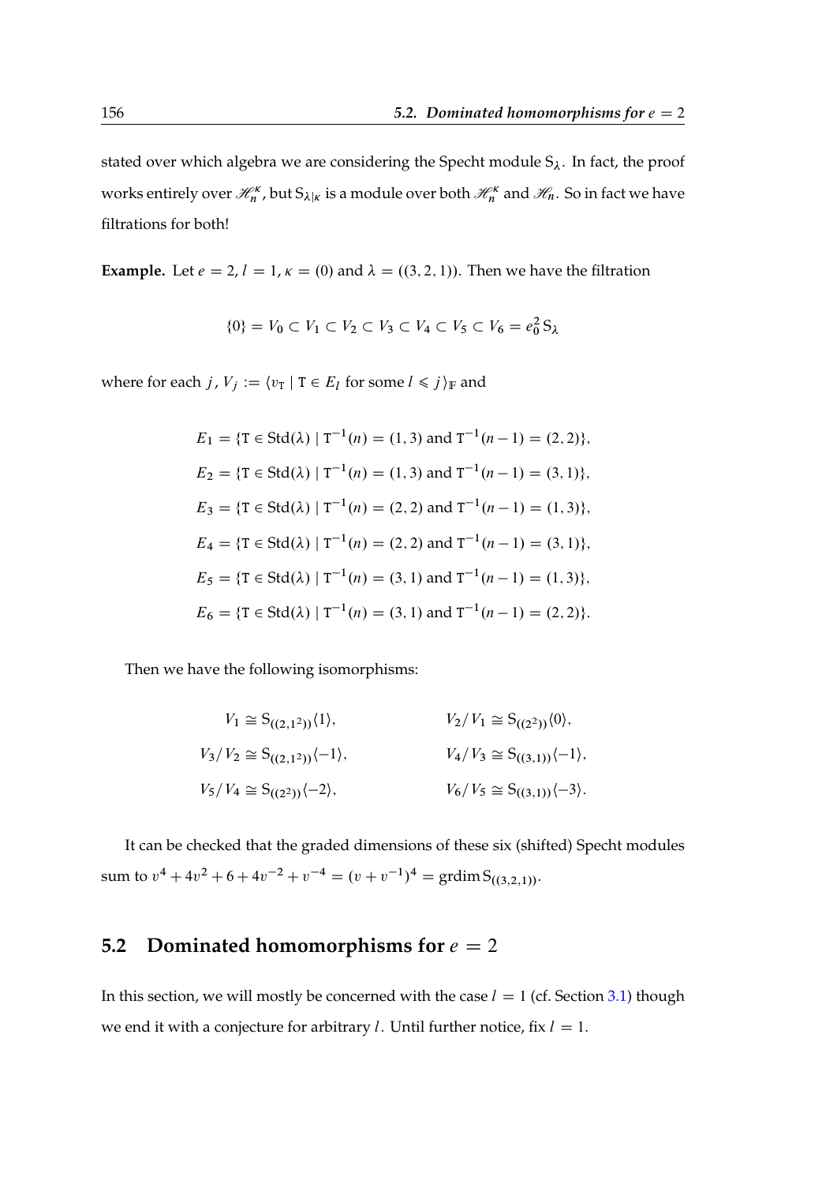stated over which algebra we are considering the Specht module $\mathrm{S}_\lambda$. In fact, the proof works entirely over $\mathscr{H}_n^\kappa$, but $\mathrm{S}_{\lambda|\kappa}$ is a module over both $\mathscr{H}_n^\kappa$ and $\mathscr{H}_n$. So in fact we have filtrations for both!

**Example.** Let $e = 2$, $l = 1$, $\kappa = (0)$ and $\lambda = ((3,2,1))$. Then we have the filtration

$$\{0\} = V_0 \subset V_1 \subset V_2 \subset V_3 \subset V_4 \subset V_5 \subset V_6 = e_0^2\,\mathrm{S}_\lambda$$

where for each $j$, $V_j := \langle v_{\mathrm{T}} \mid \mathrm{T} \in E_l \text{ for some } l \leqslant j \rangle_{\mathbb{F}}$ and

$$E_1 = \{\mathrm{T} \in \mathrm{Std}(\lambda) \mid \mathrm{T}^{-1}(n) = (1,3) \text{ and } \mathrm{T}^{-1}(n-1) = (2,2)\},$$
$$E_2 = \{\mathrm{T} \in \mathrm{Std}(\lambda) \mid \mathrm{T}^{-1}(n) = (1,3) \text{ and } \mathrm{T}^{-1}(n-1) = (3,1)\},$$
$$E_3 = \{\mathrm{T} \in \mathrm{Std}(\lambda) \mid \mathrm{T}^{-1}(n) = (2,2) \text{ and } \mathrm{T}^{-1}(n-1) = (1,3)\},$$
$$E_4 = \{\mathrm{T} \in \mathrm{Std}(\lambda) \mid \mathrm{T}^{-1}(n) = (2,2) \text{ and } \mathrm{T}^{-1}(n-1) = (3,1)\},$$
$$E_5 = \{\mathrm{T} \in \mathrm{Std}(\lambda) \mid \mathrm{T}^{-1}(n) = (3,1) \text{ and } \mathrm{T}^{-1}(n-1) = (1,3)\},$$
$$E_6 = \{\mathrm{T} \in \mathrm{Std}(\lambda) \mid \mathrm{T}^{-1}(n) = (3,1) \text{ and } \mathrm{T}^{-1}(n-1) = (2,2)\}.$$

Then we have the following isomorphisms:

$$V_1 \cong \mathrm{S}_{((2,1^2))}\langle 1 \rangle, \qquad V_2/V_1 \cong \mathrm{S}_{((2^2))}\langle 0 \rangle,$$
$$V_3/V_2 \cong \mathrm{S}_{((2,1^2))}\langle -1 \rangle, \qquad V_4/V_3 \cong \mathrm{S}_{((3,1))}\langle -1 \rangle,$$
$$V_5/V_4 \cong \mathrm{S}_{((2^2))}\langle -2 \rangle, \qquad V_6/V_5 \cong \mathrm{S}_{((3,1))}\langle -3 \rangle.$$

It can be checked that the graded dimensions of these six (shifted) Specht modules sum to $v^4 + 4v^2 + 6 + 4v^{-2} + v^{-4} = (v + v^{-1})^4 = \operatorname{grdim} \mathrm{S}_{((3,2,1))}$.

## 5.2 Dominated homomorphisms for $e = 2$

In this section, we will mostly be concerned with the case $l = 1$ (cf. Section 3.1) though we end it with a conjecture for arbitrary $l$. Until further notice, fix $l = 1$.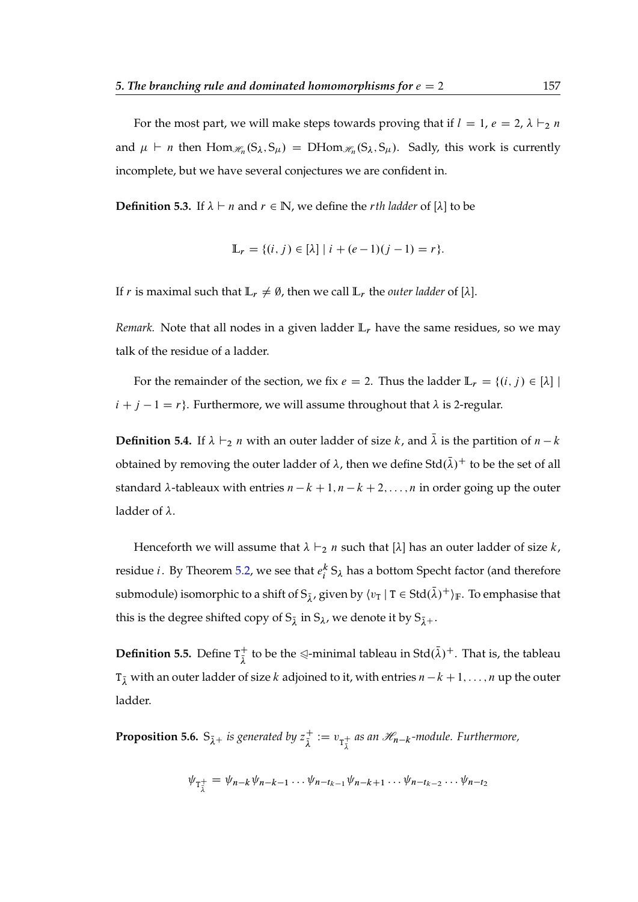For the most part, we will make steps towards proving that if $l = 1$, $e = 2$, $\lambda \vdash_2 n$ and $\mu \vdash n$ then $\mathrm{Hom}_{\mathscr{H}_n}(\mathrm{S}_\lambda, \mathrm{S}_\mu) = \mathrm{DHom}_{\mathscr{H}_n}(\mathrm{S}_\lambda, \mathrm{S}_\mu)$. Sadly, this work is currently incomplete, but we have several conjectures we are confident in.

**Definition 5.3.** If $\lambda \vdash n$ and $r \in \mathbb{N}$, we define the *rth ladder* of $[\lambda]$ to be

$$\mathbb{L}_r = \{(i, j) \in [\lambda] \mid i + (e-1)(j-1) = r\}.$$

If $r$ is maximal such that $\mathbb{L}_r \neq \emptyset$, then we call $\mathbb{L}_r$ the *outer ladder* of $[\lambda]$.

*Remark.* Note that all nodes in a given ladder $\mathbb{L}_r$ have the same residues, so we may talk of the residue of a ladder.

For the remainder of the section, we fix $e = 2$. Thus the ladder $\mathbb{L}_r = \{(i, j) \in [\lambda] \mid i + j - 1 = r\}$. Furthermore, we will assume throughout that $\lambda$ is 2-regular.

**Definition 5.4.** If $\lambda \vdash_2 n$ with an outer ladder of size $k$, and $\bar{\lambda}$ is the partition of $n - k$ obtained by removing the outer ladder of $\lambda$, then we define $\mathrm{Std}(\bar{\lambda})^+$ to be the set of all standard $\lambda$-tableaux with entries $n-k+1, n-k+2, \ldots, n$ in order going up the outer ladder of $\lambda$.

Henceforth we will assume that $\lambda \vdash_2 n$ such that $[\lambda]$ has an outer ladder of size $k$, residue $i$. By Theorem 5.2, we see that $e_i^k \mathrm{S}_\lambda$ has a bottom Specht factor (and therefore submodule) isomorphic to a shift of $\mathrm{S}_{\bar{\lambda}}$, given by $\langle v_{\mathtt{T}} \mid \mathtt{T} \in \mathrm{Std}(\bar{\lambda})^+ \rangle_{\mathbb{F}}$. To emphasise that this is the degree shifted copy of $\mathrm{S}_{\bar{\lambda}}$ in $\mathrm{S}_\lambda$, we denote it by $\mathrm{S}_{\bar{\lambda}^+}$.

**Definition 5.5.** Define $\mathtt{T}_{\bar{\lambda}}^+$ to be the $\trianglelefteq$-minimal tableau in $\mathrm{Std}(\bar{\lambda})^+$. That is, the tableau $\mathtt{T}_{\bar{\lambda}}$ with an outer ladder of size $k$ adjoined to it, with entries $n-k+1, \ldots, n$ up the outer ladder.

**Proposition 5.6.** *$\mathrm{S}_{\bar{\lambda}^+}$ is generated by $z_{\bar{\lambda}}^+ := v_{\mathtt{T}_{\bar{\lambda}}^+}$ as an $\mathscr{H}_{n-k}$-module. Furthermore,*

$$\psi_{\mathtt{T}_{\bar{\lambda}}^+} = \psi_{n-k}\psi_{n-k-1}\ldots\psi_{n-t_{k-1}}\psi_{n-k+1}\ldots\psi_{n-t_{k-2}}\ldots\psi_{n-t_2}$$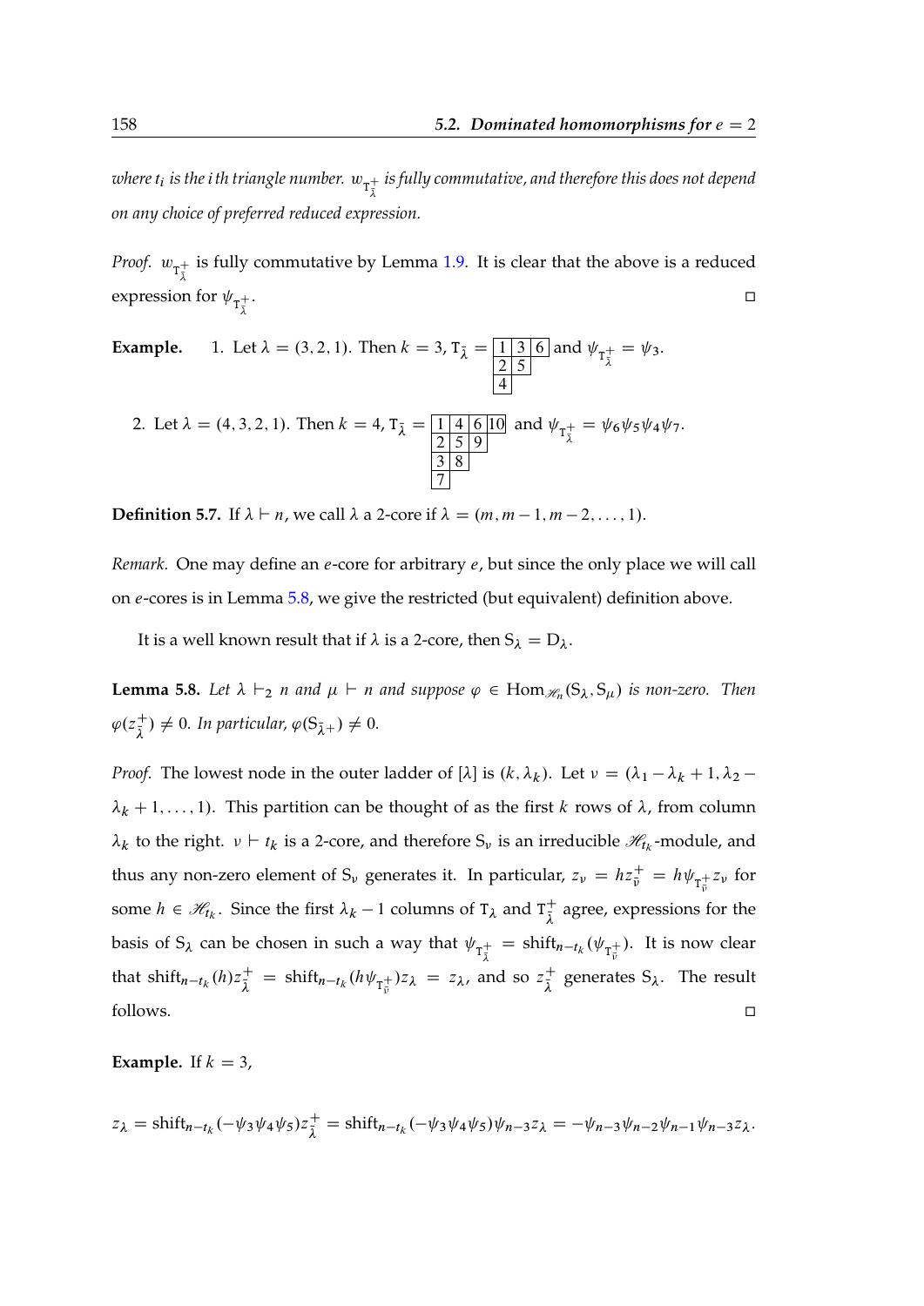*where $t_i$ is the ith triangle number. $w_{\mathtt{T}_{\bar{\lambda}}^+}$ is fully commutative, and therefore this does not depend on any choice of preferred reduced expression.*

*Proof.* $w_{\mathtt{T}_{\bar{\lambda}}^+}$ is fully commutative by Lemma 1.9. It is clear that the above is a reduced expression for $\psi_{\mathtt{T}_{\bar{\lambda}}^+}$. □

**Example.**

1. Let $\lambda = (3, 2, 1)$. Then $k = 3$, $\mathtt{T}_{\bar{\lambda}} = \begin{array}{|c|c|c|}\hline 1 & 3 & 6 \\ \hline 2 & 5 & \\ \cline{1-2} 4 & & \\ \cline{1-1}\end{array}$ and $\psi_{\mathtt{T}_{\bar{\lambda}}^+} = \psi_3$.

2. Let $\lambda = (4, 3, 2, 1)$. Then $k = 4$, $\mathtt{T}_{\bar{\lambda}} = \begin{array}{|c|c|c|c|}\hline 1 & 4 & 6 & 10 \\ \hline 2 & 5 & 9 & \\ \cline{1-3} 3 & 8 & & \\ \cline{1-2} 7 & & & \\ \cline{1-1}\end{array}$ and $\psi_{\mathtt{T}_{\bar{\lambda}}^+} = \psi_6\psi_5\psi_4\psi_7$.

**Definition 5.7.** If $\lambda \vdash n$, we call $\lambda$ a 2-core if $\lambda = (m, m-1, m-2, \ldots, 1)$.

*Remark.* One may define an $e$-core for arbitrary $e$, but since the only place we will call on $e$-cores is in Lemma 5.8, we give the restricted (but equivalent) definition above.

It is a well known result that if $\lambda$ is a 2-core, then $\mathrm{S}_\lambda = \mathrm{D}_\lambda$.

**Lemma 5.8.** *Let $\lambda \vdash_2 n$ and $\mu \vdash n$ and suppose $\varphi \in \mathrm{Hom}_{\mathscr{H}_n}(\mathrm{S}_\lambda, \mathrm{S}_\mu)$ is non-zero. Then $\varphi(z_{\bar{\lambda}}^+) \neq 0$. In particular, $\varphi(\mathrm{S}_{\bar{\lambda}^+}) \neq 0$.*

*Proof.* The lowest node in the outer ladder of $[\lambda]$ is $(k, \lambda_k)$. Let $\nu = (\lambda_1 - \lambda_k + 1, \lambda_2 - \lambda_k + 1, \ldots, 1)$. This partition can be thought of as the first $k$ rows of $\lambda$, from column $\lambda_k$ to the right. $\nu \vdash t_k$ is a 2-core, and therefore $\mathrm{S}_\nu$ is an irreducible $\mathscr{H}_{t_k}$-module, and thus any non-zero element of $\mathrm{S}_\nu$ generates it. In particular, $z_\nu = hz_{\bar{\nu}}^+ = h\psi_{\mathtt{T}_{\bar{\nu}}^+}z_\nu$ for some $h \in \mathscr{H}_{t_k}$. Since the first $\lambda_k - 1$ columns of $\mathtt{T}_\lambda$ and $\mathtt{T}_{\bar{\lambda}}^+$ agree, expressions for the basis of $\mathrm{S}_\lambda$ can be chosen in such a way that $\psi_{\mathtt{T}_{\bar{\lambda}}^+} = \mathrm{shift}_{n-t_k}(\psi_{\mathtt{T}_{\bar{\nu}}^+})$. It is now clear that $\mathrm{shift}_{n-t_k}(h)z_{\bar{\lambda}}^+ = \mathrm{shift}_{n-t_k}(h\psi_{\mathtt{T}_{\bar{\nu}}^+})z_\lambda = z_\lambda$, and so $z_{\bar{\lambda}}^+$ generates $\mathrm{S}_\lambda$. The result follows. □

**Example.** If $k = 3$,

$$z_\lambda = \mathrm{shift}_{n-t_k}(-\psi_3\psi_4\psi_5)z_{\bar{\lambda}}^+ = \mathrm{shift}_{n-t_k}(-\psi_3\psi_4\psi_5)\psi_{n-3}z_\lambda = -\psi_{n-3}\psi_{n-2}\psi_{n-1}\psi_{n-3}z_\lambda.$$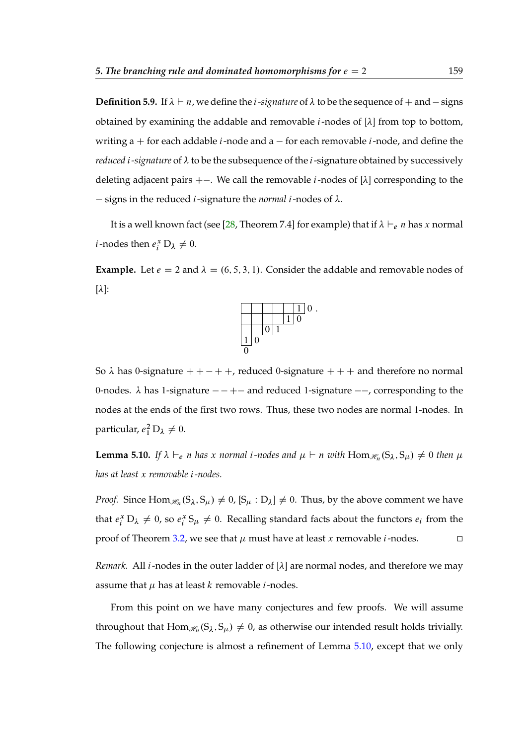**Definition 5.9.** If $\lambda \vdash n$, we define the *$i$-signature* of $\lambda$ to be the sequence of $+$ and $-$ signs obtained by examining the addable and removable $i$-nodes of $[\lambda]$ from top to bottom, writing a $+$ for each addable $i$-node and a $-$ for each removable $i$-node, and define the *reduced $i$-signature* of $\lambda$ to be the subsequence of the $i$-signature obtained by successively deleting adjacent pairs $+-$. We call the removable $i$-nodes of $[\lambda]$ corresponding to the $-$ signs in the reduced $i$-signature the *normal $i$-nodes* of $\lambda$.

It is a well known fact (see [28, Theorem 7.4] for example) that if $\lambda \vdash_e n$ has $x$ normal $i$-nodes then $e_i^x \, \mathrm{D}_\lambda \neq 0$.

**Example.** Let $e = 2$ and $\lambda = (6, 5, 3, 1)$. Consider the addable and removable nodes of $[\lambda]$:

| | | | | | | |
|---|---|---|---|---|---|---|
| | | | | | 1 | 0 . |
| | | | | 1 | 0 | |
| | | 0 | 1 | | | |
| 1 | 0 | | | | | |
| 0 | | | | | | |

So $\lambda$ has 0-signature $++-++$, reduced 0-signature $+++$ and therefore no normal 0-nodes. $\lambda$ has 1-signature $--+-$ and reduced 1-signature $--$, corresponding to the nodes at the ends of the first two rows. Thus, these two nodes are normal 1-nodes. In particular, $e_1^2 \, \mathrm{D}_\lambda \neq 0$.

**Lemma 5.10.** *If $\lambda \vdash_e n$ has $x$ normal $i$-nodes and $\mu \vdash n$ with $\mathrm{Hom}_{\mathscr{H}_n}(\mathrm{S}_\lambda, \mathrm{S}_\mu) \neq 0$ then $\mu$ has at least $x$ removable $i$-nodes.*

*Proof.* Since $\mathrm{Hom}_{\mathscr{H}_n}(\mathrm{S}_\lambda, \mathrm{S}_\mu) \neq 0$, $[\mathrm{S}_\mu : \mathrm{D}_\lambda] \neq 0$. Thus, by the above comment we have that $e_i^x \, \mathrm{D}_\lambda \neq 0$, so $e_i^x \, \mathrm{S}_\mu \neq 0$. Recalling standard facts about the functors $e_i$ from the proof of Theorem 3.2, we see that $\mu$ must have at least $x$ removable $i$-nodes. $\square$

*Remark.* All $i$-nodes in the outer ladder of $[\lambda]$ are normal nodes, and therefore we may assume that $\mu$ has at least $k$ removable $i$-nodes.

From this point on we have many conjectures and few proofs. We will assume throughout that $\mathrm{Hom}_{\mathscr{H}_n}(\mathrm{S}_\lambda, \mathrm{S}_\mu) \neq 0$, as otherwise our intended result holds trivially. The following conjecture is almost a refinement of Lemma 5.10, except that we only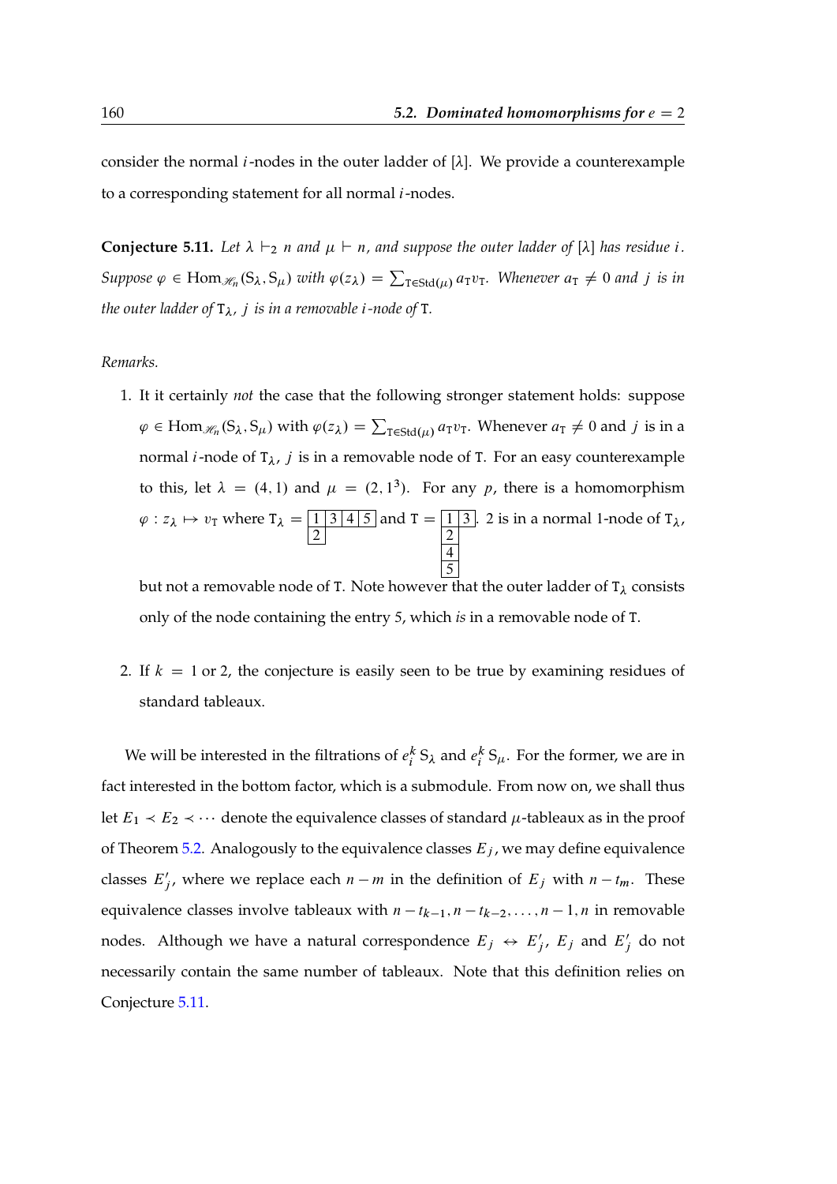consider the normal $i$-nodes in the outer ladder of $[\lambda]$. We provide a counterexample to a corresponding statement for all normal $i$-nodes.

**Conjecture 5.11.** *Let $\lambda \vdash_2 n$ and $\mu \vdash n$, and suppose the outer ladder of $[\lambda]$ has residue $i$. Suppose $\varphi \in \mathrm{Hom}_{\mathscr{H}_n}(\mathrm{S}_\lambda, \mathrm{S}_\mu)$ with $\varphi(z_\lambda) = \sum_{\mathtt{T} \in \mathrm{Std}(\mu)} a_\mathtt{T} v_\mathtt{T}$. Whenever $a_\mathtt{T} \neq 0$ and $j$ is in the outer ladder of $\mathtt{T}_\lambda$, $j$ is in a removable $i$-node of $\mathtt{T}$.*

*Remarks.*

1. It it certainly *not* the case that the following stronger statement holds: suppose $\varphi \in \mathrm{Hom}_{\mathscr{H}_n}(\mathrm{S}_\lambda, \mathrm{S}_\mu)$ with $\varphi(z_\lambda) = \sum_{\mathtt{T} \in \mathrm{Std}(\mu)} a_\mathtt{T} v_\mathtt{T}$. Whenever $a_\mathtt{T} \neq 0$ and $j$ is in a normal $i$-node of $\mathtt{T}_\lambda$, $j$ is in a removable node of $\mathtt{T}$. For an easy counterexample to this, let $\lambda = (4,1)$ and $\mu = (2,1^3)$. For any $p$, there is a homomorphism $\varphi : z_\lambda \mapsto v_\mathtt{T}$ where $\mathtt{T}_\lambda = \begin{array}{|c|c|c|c|}\hline 1 & 3 & 4 & 5 \\ \hline 2 \\ \cline{1-1}\end{array}$ and $\mathtt{T} = \begin{array}{|c|c|}\hline 1 & 3 \\ \hline 2 \\ \cline{1-1} 4 \\ \cline{1-1} 5 \\ \cline{1-1}\end{array}$. 2 is in a normal 1-node of $\mathtt{T}_\lambda$, but not a removable node of $\mathtt{T}$. Note however that the outer ladder of $\mathtt{T}_\lambda$ consists only of the node containing the entry 5, which *is* in a removable node of $\mathtt{T}$.

2. If $k = 1$ or 2, the conjecture is easily seen to be true by examining residues of standard tableaux.

We will be interested in the filtrations of $e_i^k \mathrm{S}_\lambda$ and $e_i^k \mathrm{S}_\mu$. For the former, we are in fact interested in the bottom factor, which is a submodule. From now on, we shall thus let $E_1 \prec E_2 \prec \cdots$ denote the equivalence classes of standard $\mu$-tableaux as in the proof of Theorem 5.2. Analogously to the equivalence classes $E_j$, we may define equivalence classes $E'_j$, where we replace each $n-m$ in the definition of $E_j$ with $n - t_m$. These equivalence classes involve tableaux with $n - t_{k-1}, n - t_{k-2}, \ldots, n-1, n$ in removable nodes. Although we have a natural correspondence $E_j \leftrightarrow E'_j$, $E_j$ and $E'_j$ do not necessarily contain the same number of tableaux. Note that this definition relies on Conjecture 5.11.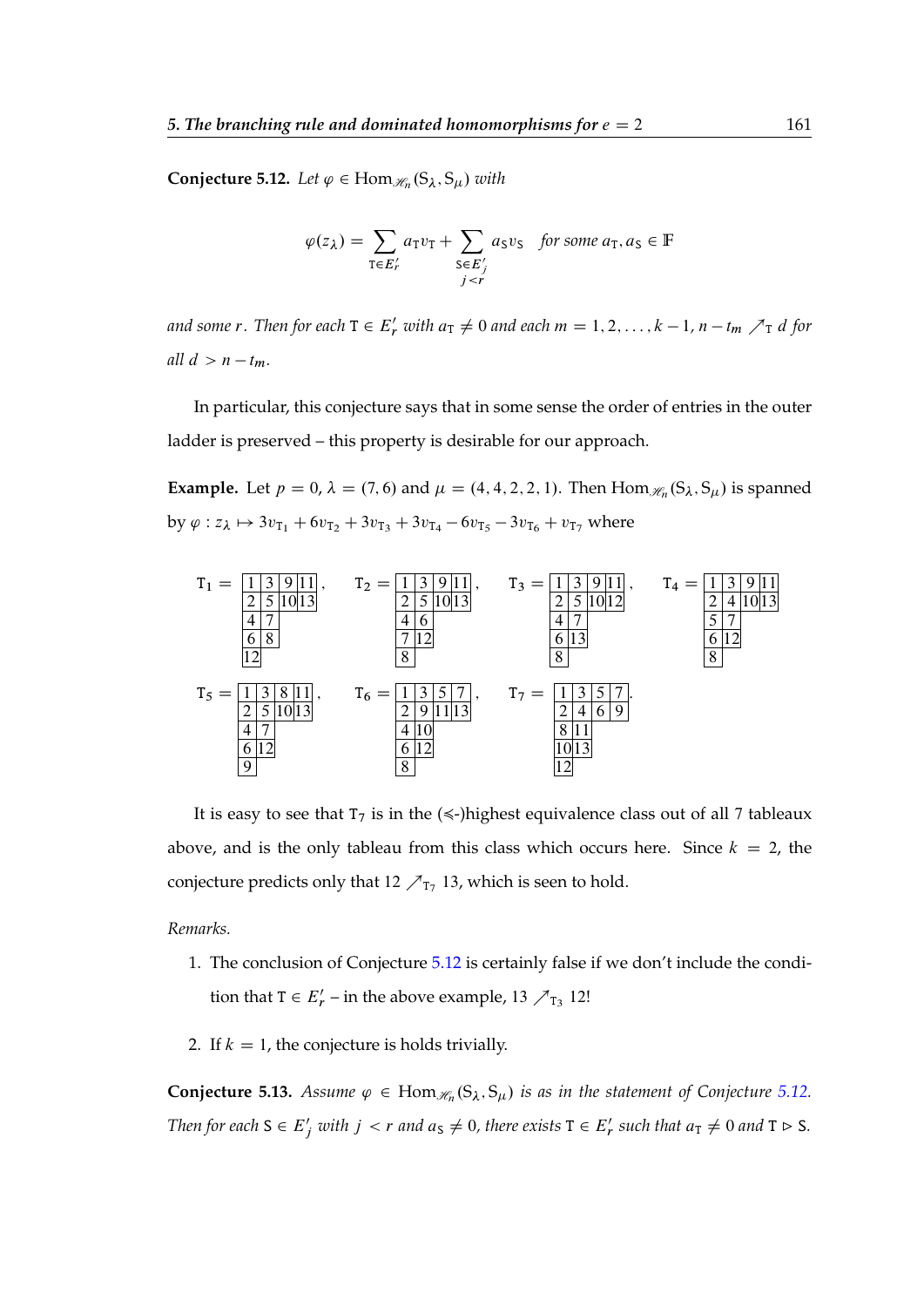**Conjecture 5.12.** *Let $\varphi \in \mathrm{Hom}_{\mathscr{H}_n}(\mathrm{S}_\lambda, \mathrm{S}_\mu)$ with*

$$\varphi(z_\lambda) = \sum_{\mathtt{T} \in E'_r} a_\mathtt{T} v_\mathtt{T} + \sum_{\substack{\mathtt{S} \in E'_j \\ j < r}} a_\mathtt{S} v_\mathtt{S} \quad \text{for some } a_\mathtt{T}, a_\mathtt{S} \in \mathbb{F}$$

*and some $r$. Then for each $\mathtt{T} \in E'_r$ with $a_\mathtt{T} \neq 0$ and each $m = 1, 2, \ldots, k-1$, $n - t_m \nearrow_\mathtt{T} d$ for all $d > n - t_m$.*

In particular, this conjecture says that in some sense the order of entries in the outer ladder is preserved – this property is desirable for our approach.

**Example.** Let $p = 0$, $\lambda = (7, 6)$ and $\mu = (4, 4, 2, 2, 1)$. Then $\mathrm{Hom}_{\mathscr{H}_n}(\mathrm{S}_\lambda, \mathrm{S}_\mu)$ is spanned by $\varphi : z_\lambda \mapsto 3v_{\mathtt{T}_1} + 6v_{\mathtt{T}_2} + 3v_{\mathtt{T}_3} + 3v_{\mathtt{T}_4} - 6v_{\mathtt{T}_5} - 3v_{\mathtt{T}_6} + v_{\mathtt{T}_7}$ where

$$\mathtt{T}_1 = \begin{array}{|c|c|c|c|}\hline 1&3&9&11\\\hline 2&5&10&13\\\hline 4&7\\\cline{1-2} 6&8\\\cline{1-2} 12\\\cline{1-1}\end{array}, \quad \mathtt{T}_2 = \begin{array}{|c|c|c|c|}\hline 1&3&9&11\\\hline 2&5&10&13\\\hline 4&6\\\cline{1-2} 7&12\\\cline{1-2} 8\\\cline{1-1}\end{array}, \quad \mathtt{T}_3 = \begin{array}{|c|c|c|c|}\hline 1&3&9&11\\\hline 2&5&10&12\\\hline 4&7\\\cline{1-2} 6&13\\\cline{1-2} 8\\\cline{1-1}\end{array}, \quad \mathtt{T}_4 = \begin{array}{|c|c|c|c|}\hline 1&3&9&11\\\hline 2&4&10&13\\\hline 5&7\\\cline{1-2} 6&12\\\cline{1-2} 8\\\cline{1-1}\end{array}$$

$$\mathtt{T}_5 = \begin{array}{|c|c|c|c|}\hline 1&3&8&11\\\hline 2&5&10&13\\\hline 4&7\\\cline{1-2} 6&12\\\cline{1-2} 9\\\cline{1-1}\end{array}, \quad \mathtt{T}_6 = \begin{array}{|c|c|c|c|}\hline 1&3&5&7\\\hline 2&9&11&13\\\hline 4&10\\\cline{1-2} 6&12\\\cline{1-2} 8\\\cline{1-1}\end{array}, \quad \mathtt{T}_7 = \begin{array}{|c|c|c|c|}\hline 1&3&5&7\\\hline 2&4&6&9\\\hline 8&11\\\cline{1-2} 10&13\\\cline{1-2} 12\\\cline{1-1}\end{array}.$$

It is easy to see that $\mathtt{T}_7$ is in the ($\preccurlyeq$-)highest equivalence class out of all 7 tableaux above, and is the only tableau from this class which occurs here. Since $k = 2$, the conjecture predicts only that $12 \nearrow_{\mathtt{T}_7} 13$, which is seen to hold.

*Remarks.*

1. The conclusion of Conjecture 5.12 is certainly false if we don't include the condition that $\mathtt{T} \in E'_r$ – in the above example, $13 \nearrow_{\mathtt{T}_3} 12$!

2. If $k = 1$, the conjecture is holds trivially.

**Conjecture 5.13.** *Assume $\varphi \in \mathrm{Hom}_{\mathscr{H}_n}(\mathrm{S}_\lambda, \mathrm{S}_\mu)$ is as in the statement of Conjecture 5.12. Then for each $\mathtt{S} \in E'_j$ with $j < r$ and $a_\mathtt{S} \neq 0$, there exists $\mathtt{T} \in E'_r$ such that $a_\mathtt{T} \neq 0$ and $\mathtt{T} \rhd \mathtt{S}$.*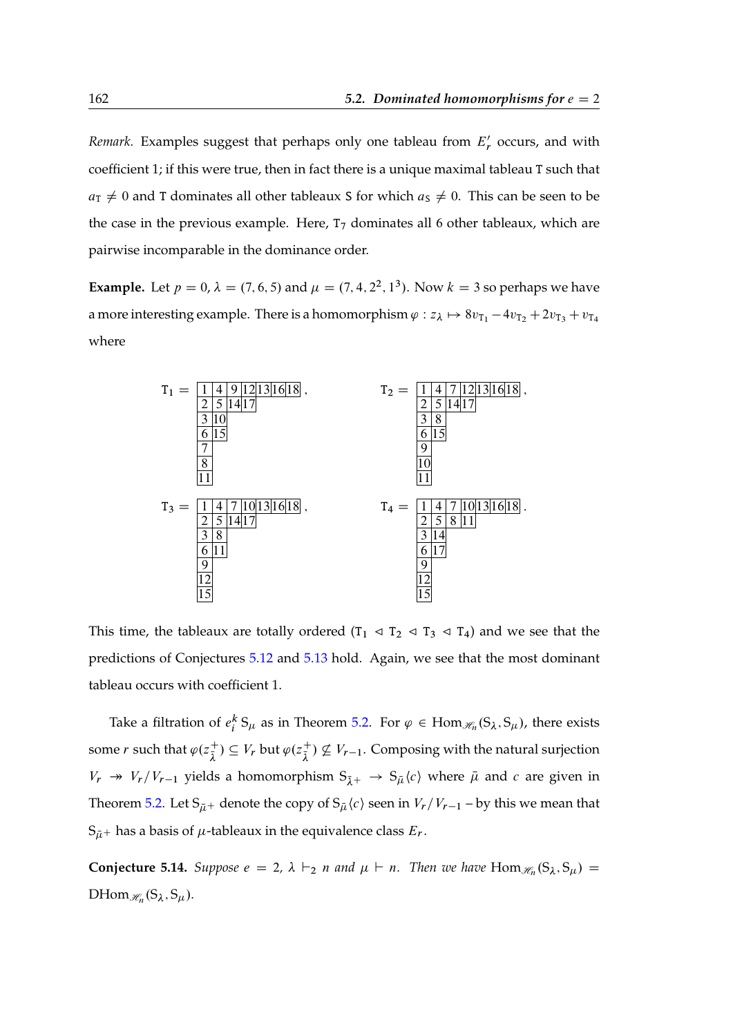*Remark.* Examples suggest that perhaps only one tableau from $E'_r$ occurs, and with coefficient 1; if this were true, then in fact there is a unique maximal tableau $\mathtt{T}$ such that $a_{\mathtt{T}} \neq 0$ and $\mathtt{T}$ dominates all other tableaux $\mathtt{S}$ for which $a_{\mathtt{S}} \neq 0$. This can be seen to be the case in the previous example. Here, $\mathtt{T}_7$ dominates all 6 other tableaux, which are pairwise incomparable in the dominance order.

**Example.** Let $p = 0$, $\lambda = (7,6,5)$ and $\mu = (7,4,2^2,1^3)$. Now $k = 3$ so perhaps we have a more interesting example. There is a homomorphism $\varphi : z_\lambda \mapsto 8v_{\mathtt{T}_1} - 4v_{\mathtt{T}_2} + 2v_{\mathtt{T}_3} + v_{\mathtt{T}_4}$ where

$$
\mathtt{T}_1 = \begin{array}{|c|c|c|c|c|c|c|}
\hline 1 & 4 & 9 & 12 & 13 & 16 & 18 \\
\hline 2 & 5 & 14 & 17 \\
\cline{1-4} 3 & 10 \\
\cline{1-2} 6 & 15 \\
\cline{1-2} 7 \\
\cline{1-1} 8 \\
\cline{1-1} 11 \\
\cline{1-1}
\end{array}\,, \qquad
\mathtt{T}_2 = \begin{array}{|c|c|c|c|c|c|c|}
\hline 1 & 4 & 7 & 12 & 13 & 16 & 18 \\
\hline 2 & 5 & 14 & 17 \\
\cline{1-4} 3 & 8 \\
\cline{1-2} 6 & 15 \\
\cline{1-2} 9 \\
\cline{1-1} 10 \\
\cline{1-1} 11 \\
\cline{1-1}
\end{array}\,,
$$

$$
\mathtt{T}_3 = \begin{array}{|c|c|c|c|c|c|c|}
\hline 1 & 4 & 7 & 10 & 13 & 16 & 18 \\
\hline 2 & 5 & 14 & 17 \\
\cline{1-4} 3 & 8 \\
\cline{1-2} 6 & 11 \\
\cline{1-2} 9 \\
\cline{1-1} 12 \\
\cline{1-1} 15 \\
\cline{1-1}
\end{array}\,, \qquad
\mathtt{T}_4 = \begin{array}{|c|c|c|c|c|c|c|}
\hline 1 & 4 & 7 & 10 & 13 & 16 & 18 \\
\hline 2 & 5 & 8 & 11 \\
\cline{1-4} 3 & 14 \\
\cline{1-2} 6 & 17 \\
\cline{1-2} 9 \\
\cline{1-1} 12 \\
\cline{1-1} 15 \\
\cline{1-1}
\end{array}\,.
$$

This time, the tableaux are totally ordered ($\mathtt{T}_1 \lhd \mathtt{T}_2 \lhd \mathtt{T}_3 \lhd \mathtt{T}_4$) and we see that the predictions of Conjectures 5.12 and 5.13 hold. Again, we see that the most dominant tableau occurs with coefficient 1.

Take a filtration of $e_i^k\, \mathrm{S}_\mu$ as in Theorem 5.2. For $\varphi \in \mathrm{Hom}_{\mathscr{H}_n}(\mathrm{S}_\lambda, \mathrm{S}_\mu)$, there exists some $r$ such that $\varphi(z^+_{\bar{\lambda}}) \subseteq V_r$ but $\varphi(z^+_{\bar{\lambda}}) \not\subseteq V_{r-1}$. Composing with the natural surjection $V_r \twoheadrightarrow V_r/V_{r-1}$ yields a homomorphism $\mathrm{S}_{\bar{\lambda}^+} \to \mathrm{S}_{\bar{\mu}}\langle c\rangle$ where $\bar{\mu}$ and $c$ are given in Theorem 5.2. Let $\mathrm{S}_{\bar{\mu}^+}$ denote the copy of $\mathrm{S}_{\bar{\mu}}\langle c\rangle$ seen in $V_r/V_{r-1}$ – by this we mean that $\mathrm{S}_{\bar{\mu}^+}$ has a basis of $\mu$-tableaux in the equivalence class $E_r$.

**Conjecture 5.14.** *Suppose $e = 2$, $\lambda \vdash_2 n$ and $\mu \vdash n$. Then we have* $\mathrm{Hom}_{\mathscr{H}_n}(\mathrm{S}_\lambda, \mathrm{S}_\mu) = \mathrm{DHom}_{\mathscr{H}_n}(\mathrm{S}_\lambda, \mathrm{S}_\mu)$.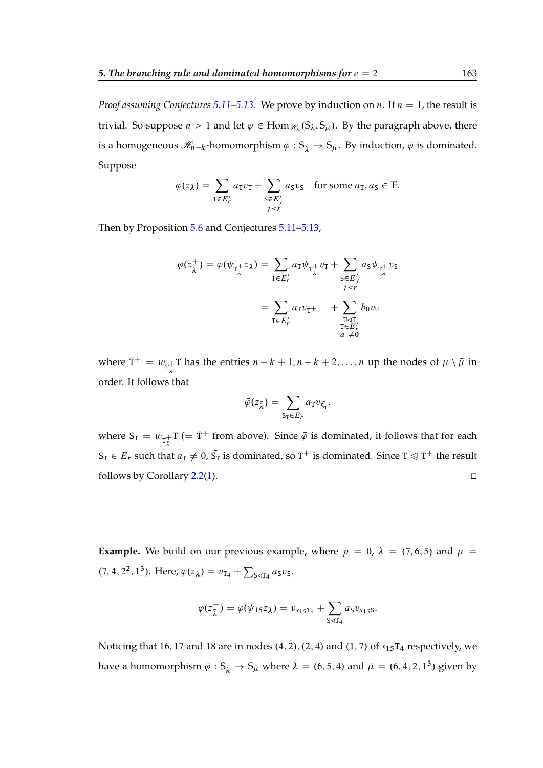*Proof assuming Conjectures 5.11–5.13.* We prove by induction on $n$. If $n = 1$, the result is trivial. So suppose $n > 1$ and let $\varphi \in \mathrm{Hom}_{\mathscr{H}_n}(\mathrm{S}_\lambda, \mathrm{S}_\mu)$. By the paragraph above, there is a homogeneous $\mathscr{H}_{n-k}$-homomorphism $\bar{\varphi} : \mathrm{S}_{\bar{\lambda}} \to \mathrm{S}_{\bar{\mu}}$. By induction, $\bar{\varphi}$ is dominated. Suppose

$$\varphi(z_\lambda) = \sum_{\mathrm{T} \in E'_r} a_\mathrm{T} v_\mathrm{T} + \sum_{\substack{\mathrm{S} \in E'_j \\ j < r}} a_\mathrm{S} v_\mathrm{S} \quad \text{for some } a_\mathrm{T}, a_\mathrm{S} \in \mathbb{F}.$$

Then by Proposition 5.6 and Conjectures 5.11–5.13,

$$\begin{aligned}
\varphi(z^+_{\bar{\lambda}}) = \varphi(\psi_{\mathrm{T}^+_{\bar{\lambda}}} z_\lambda) &= \sum_{\mathrm{T} \in E'_r} a_\mathrm{T} \psi_{\mathrm{T}^+_{\bar{\lambda}}} v_\mathrm{T} + \sum_{\substack{\mathrm{S} \in E'_j \\ j < r}} a_\mathrm{S} \psi_{\mathrm{T}^+_{\bar{\lambda}}} v_\mathrm{S} \\
&= \sum_{\mathrm{T} \in E'_r} a_\mathrm{T} v_{\bar{\mathrm{T}}^+} \quad + \sum_{\substack{\mathrm{U} \lhd \mathrm{T} \\ \mathrm{T} \in E'_r \\ a_\mathrm{T} \neq 0}} b_\mathrm{U} v_\mathrm{U}
\end{aligned}$$

where $\bar{\mathrm{T}}^+ = w_{\mathrm{T}^+_{\bar{\lambda}}} \mathrm{T}$ has the entries $n-k+1, n-k+2, \ldots, n$ up the nodes of $\mu \setminus \bar{\mu}$ in order. It follows that

$$\bar{\varphi}(z_{\bar{\lambda}}) = \sum_{\mathrm{S}_\mathrm{T} \in E_r} a_\mathrm{T} v_{\bar{\mathrm{S}}_\mathrm{T}},$$

where $\mathrm{S}_\mathrm{T} = w_{\mathrm{T}^+_{\bar{\lambda}}} \mathrm{T}$ ($= \bar{\mathrm{T}}^+$ from above). Since $\bar{\varphi}$ is dominated, it follows that for each $\mathrm{S}_\mathrm{T} \in E_r$ such that $a_\mathrm{T} \neq 0$, $\bar{\mathrm{S}}_\mathrm{T}$ is dominated, so $\bar{\mathrm{T}}^+$ is dominated. Since $\mathrm{T} \trianglelefteq \bar{\mathrm{T}}^+$ the result follows by Corollary 2.2(1). $\square$

**Example.** We build on our previous example, where $p = 0$, $\lambda = (7, 6, 5)$ and $\mu = (7, 4, 2^2, 1^3)$. Here, $\varphi(z_\lambda) = v_{\mathrm{T}_4} + \sum_{\mathrm{S} \lhd \mathrm{T}_4} a_\mathrm{S} v_\mathrm{S}$.

$$\varphi(z^+_{\bar{\lambda}}) = \varphi(\psi_{15} z_\lambda) = v_{s_{15}\mathrm{T}_4} + \sum_{\mathrm{S} \lhd \mathrm{T}_4} a_\mathrm{S} v_{s_{15}\mathrm{S}}.$$

Noticing that 16, 17 and 18 are in nodes $(4, 2)$, $(2, 4)$ and $(1, 7)$ of $s_{15}\mathrm{T}_4$ respectively, we have a homomorphism $\bar{\varphi} : \mathrm{S}_{\bar{\lambda}} \to \mathrm{S}_{\bar{\mu}}$ where $\bar{\lambda} = (6, 5, 4)$ and $\bar{\mu} = (6, 4, 2, 1^3)$ given by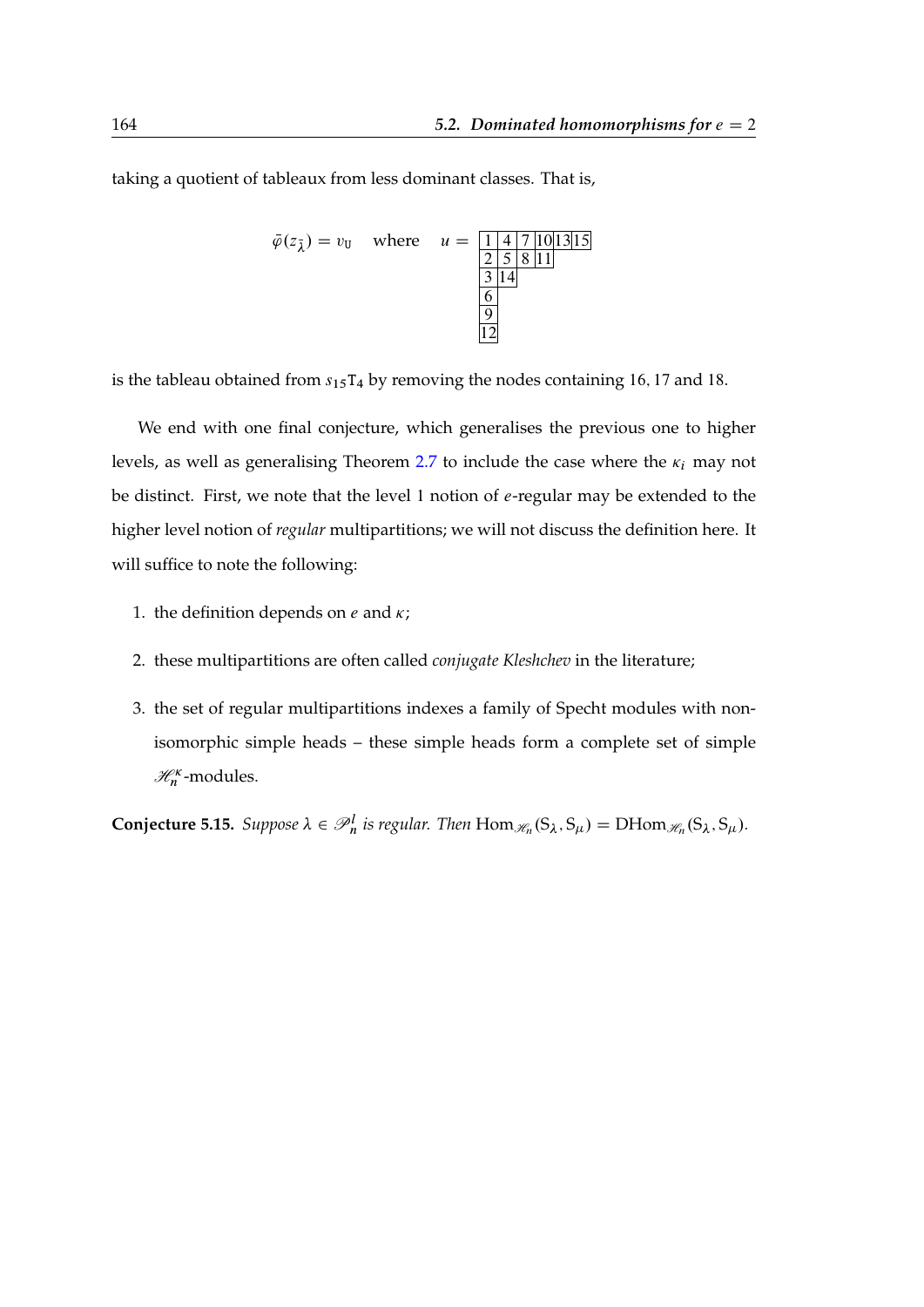taking a quotient of tableaux from less dominant classes. That is,

$$\bar{\varphi}(z_{\bar{\lambda}}) = v_{\mathrm{U}} \quad \text{where} \quad u = \begin{array}{|c|c|c|c|c|c|} \hline 1 & 4 & 7 & 10 & 13 & 15 \\ \hline 2 & 5 & 8 & 11 \\ \cline{1-4} 3 & 14 \\ \cline{1-2} 6 \\ \cline{1-1} 9 \\ \cline{1-1} 12 \\ \cline{1-1} \end{array}$$

is the tableau obtained from $s_{15}\mathrm{T}_4$ by removing the nodes containing 16, 17 and 18.

We end with one final conjecture, which generalises the previous one to higher levels, as well as generalising Theorem 2.7 to include the case where the $\kappa_i$ may not be distinct. First, we note that the level 1 notion of $e$-regular may be extended to the higher level notion of *regular* multipartitions; we will not discuss the definition here. It will suffice to note the following:

1. the definition depends on $e$ and $\kappa$;
2. these multipartitions are often called *conjugate Kleshchev* in the literature;
3. the set of regular multipartitions indexes a family of Specht modules with non-isomorphic simple heads – these simple heads form a complete set of simple $\mathscr{H}_n^\kappa$-modules.

**Conjecture 5.15.** *Suppose $\lambda \in \mathscr{P}_n^l$ is regular. Then* $\mathrm{Hom}_{\mathscr{H}_n}(\mathrm{S}_\lambda, \mathrm{S}_\mu) = \mathrm{DHom}_{\mathscr{H}_n}(\mathrm{S}_\lambda, \mathrm{S}_\mu)$.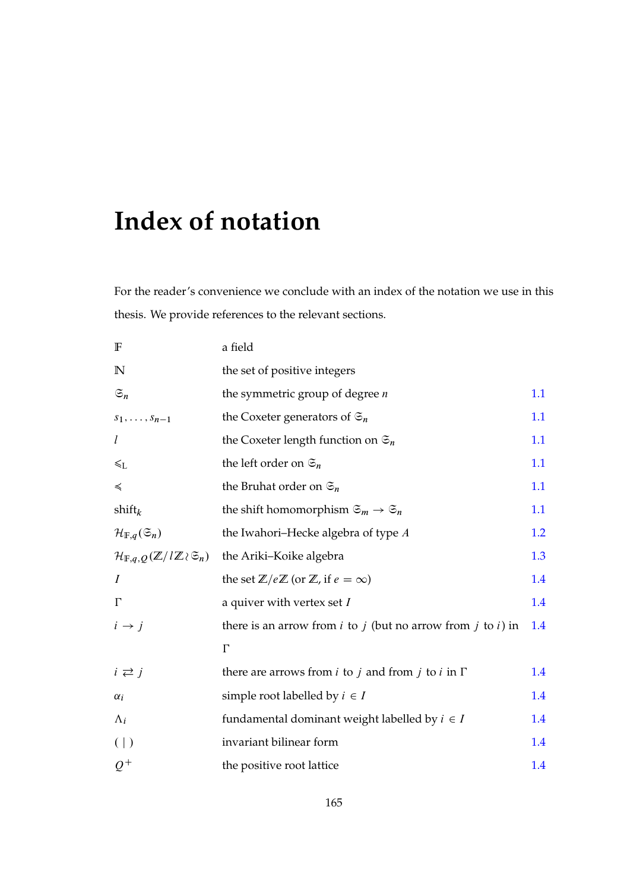# Index of notation

For the reader's convenience we conclude with an index of the notation we use in this thesis. We provide references to the relevant sections.

| | | |
|---|---|---|
| $\mathbb{F}$ | a field | |
| $\mathbb{N}$ | the set of positive integers | |
| $\mathfrak{S}_n$ | the symmetric group of degree $n$ | 1.1 |
| $s_1, \dots, s_{n-1}$ | the Coxeter generators of $\mathfrak{S}_n$ | 1.1 |
| $l$ | the Coxeter length function on $\mathfrak{S}_n$ | 1.1 |
| $\leqslant_{\mathrm{L}}$ | the left order on $\mathfrak{S}_n$ | 1.1 |
| $\leqslant$ | the Bruhat order on $\mathfrak{S}_n$ | 1.1 |
| $\mathrm{shift}_k$ | the shift homomorphism $\mathfrak{S}_m \to \mathfrak{S}_n$ | 1.1 |
| $\mathcal{H}_{\mathbb{F},q}(\mathfrak{S}_n)$ | the Iwahori–Hecke algebra of type $A$ | 1.2 |
| $\mathcal{H}_{\mathbb{F},q,Q}(\mathbb{Z}/l\mathbb{Z} \wr \mathfrak{S}_n)$ | the Ariki–Koike algebra | 1.3 |
| $I$ | the set $\mathbb{Z}/e\mathbb{Z}$ (or $\mathbb{Z}$, if $e = \infty$) | 1.4 |
| $\Gamma$ | a quiver with vertex set $I$ | 1.4 |
| $i \to j$ | there is an arrow from $i$ to $j$ (but no arrow from $j$ to $i$) in $\Gamma$ | 1.4 |
| $i \rightleftarrows j$ | there are arrows from $i$ to $j$ and from $j$ to $i$ in $\Gamma$ | 1.4 |
| $\alpha_i$ | simple root labelled by $i \in I$ | 1.4 |
| $\Lambda_i$ | fundamental dominant weight labelled by $i \in I$ | 1.4 |
| $( \mid )$ | invariant bilinear form | 1.4 |
| $Q^+$ | the positive root lattice | 1.4 |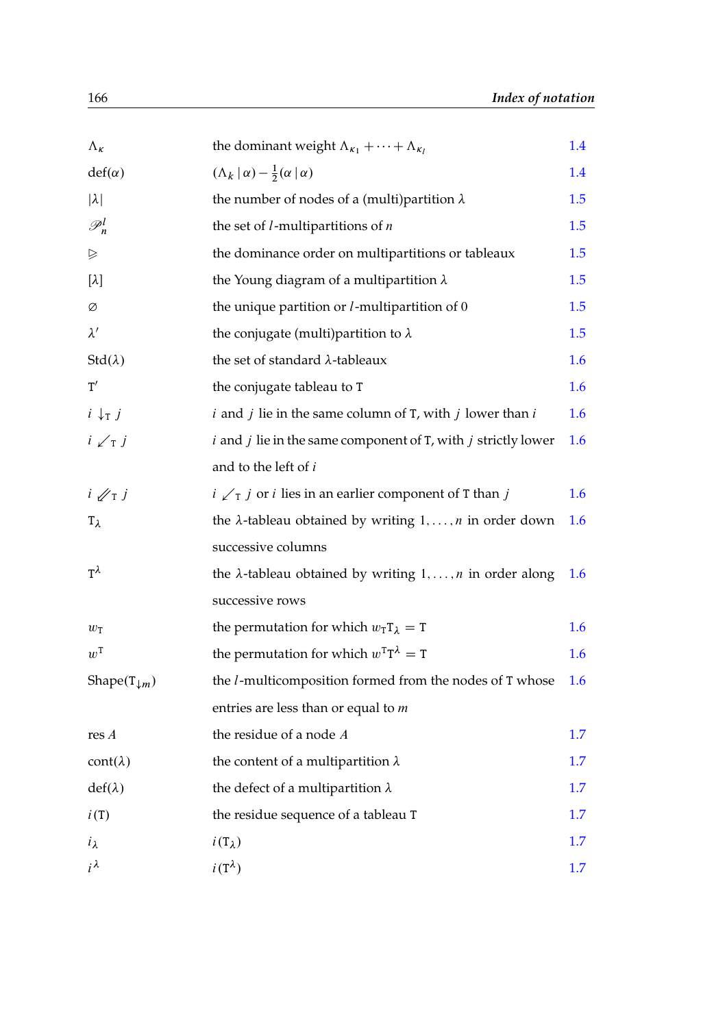| | | |
|---|---|---|
| $\Lambda_\kappa$ | the dominant weight $\Lambda_{\kappa_1} + \cdots + \Lambda_{\kappa_l}$ | 1.4 |
| $\operatorname{def}(\alpha)$ | $(\Lambda_k \mid \alpha) - \frac{1}{2}(\alpha \mid \alpha)$ | 1.4 |
| $\lvert\lambda\rvert$ | the number of nodes of a (multi)partition $\lambda$ | 1.5 |
| $\mathscr{P}^l_n$ | the set of $l$-multipartitions of $n$ | 1.5 |
| $\trianglerighteq$ | the dominance order on multipartitions or tableaux | 1.5 |
| $[\lambda]$ | the Young diagram of a multipartition $\lambda$ | 1.5 |
| $\varnothing$ | the unique partition or $l$-multipartition of 0 | 1.5 |
| $\lambda'$ | the conjugate (multi)partition to $\lambda$ | 1.5 |
| $\operatorname{Std}(\lambda)$ | the set of standard $\lambda$-tableaux | 1.6 |
| $\mathtt{T}'$ | the conjugate tableau to $\mathtt{T}$ | 1.6 |
| $i \downarrow_{\mathtt{T}} j$ | $i$ and $j$ lie in the same column of $\mathtt{T}$, with $j$ lower than $i$ | 1.6 |
| $i \swarrow_{\mathtt{T}} j$ | $i$ and $j$ lie in the same component of $\mathtt{T}$, with $j$ strictly lower and to the left of $i$ | 1.6 |
| $i \swarrow\!\!\swarrow_{\mathtt{T}} j$ | $i \swarrow_{\mathtt{T}} j$ or $i$ lies in an earlier component of $\mathtt{T}$ than $j$ | 1.6 |
| $\mathtt{T}_\lambda$ | the $\lambda$-tableau obtained by writing $1, \ldots, n$ in order down successive columns | 1.6 |
| $\mathtt{T}^\lambda$ | the $\lambda$-tableau obtained by writing $1, \ldots, n$ in order along successive rows | 1.6 |
| $w_{\mathtt{T}}$ | the permutation for which $w_{\mathtt{T}}\mathtt{T}_\lambda = \mathtt{T}$ | 1.6 |
| $w^{\mathtt{T}}$ | the permutation for which $w^{\mathtt{T}}\mathtt{T}^\lambda = \mathtt{T}$ | 1.6 |
| $\operatorname{Shape}(\mathtt{T}_{\downarrow m})$ | the $l$-multicomposition formed from the nodes of $\mathtt{T}$ whose entries are less than or equal to $m$ | 1.6 |
| $\operatorname{res} A$ | the residue of a node $A$ | 1.7 |
| $\operatorname{cont}(\lambda)$ | the content of a multipartition $\lambda$ | 1.7 |
| $\operatorname{def}(\lambda)$ | the defect of a multipartition $\lambda$ | 1.7 |
| $i(\mathtt{T})$ | the residue sequence of a tableau $\mathtt{T}$ | 1.7 |
| $i_\lambda$ | $i(\mathtt{T}_\lambda)$ | 1.7 |
| $i^\lambda$ | $i(\mathtt{T}^\lambda)$ | 1.7 |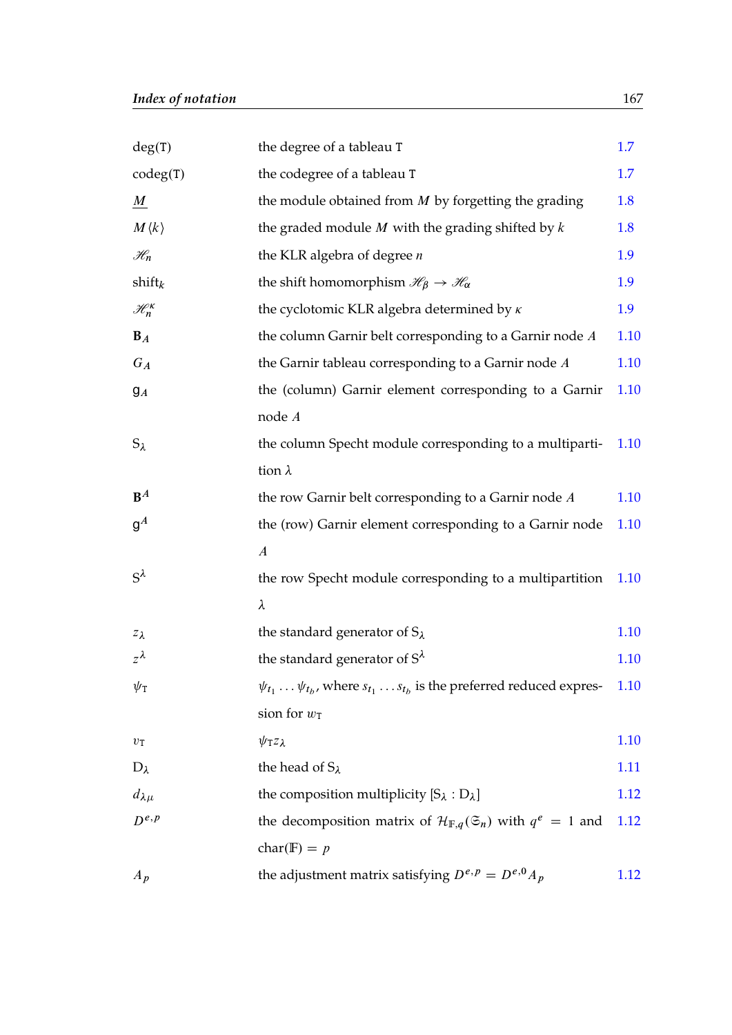| | | |
|---|---|---|
| $\deg(\mathtt{T})$ | the degree of a tableau $\mathtt{T}$ | 1.7 |
| $\operatorname{codeg}(\mathtt{T})$ | the codegree of a tableau $\mathtt{T}$ | 1.7 |
| $\underline{M}$ | the module obtained from $M$ by forgetting the grading | 1.8 |
| $M\langle k\rangle$ | the graded module $M$ with the grading shifted by $k$ | 1.8 |
| $\mathscr{H}_n$ | the KLR algebra of degree $n$ | 1.9 |
| $\operatorname{shift}_k$ | the shift homomorphism $\mathscr{H}_\beta \to \mathscr{H}_\alpha$ | 1.9 |
| $\mathscr{H}_n^\kappa$ | the cyclotomic KLR algebra determined by $\kappa$ | 1.9 |
| $\mathbf{B}_A$ | the column Garnir belt corresponding to a Garnir node $A$ | 1.10 |
| $G_A$ | the Garnir tableau corresponding to a Garnir node $A$ | 1.10 |
| $\mathsf{g}_A$ | the (column) Garnir element corresponding to a Garnir node $A$ | 1.10 |
| $\mathrm{S}_\lambda$ | the column Specht module corresponding to a multipartition $\lambda$ | 1.10 |
| $\mathbf{B}^A$ | the row Garnir belt corresponding to a Garnir node $A$ | 1.10 |
| $\mathsf{g}^A$ | the (row) Garnir element corresponding to a Garnir node $A$ | 1.10 |
| $\mathrm{S}^\lambda$ | the row Specht module corresponding to a multipartition $\lambda$ | 1.10 |
| $z_\lambda$ | the standard generator of $\mathrm{S}_\lambda$ | 1.10 |
| $z^\lambda$ | the standard generator of $\mathrm{S}^\lambda$ | 1.10 |
| $\psi_\mathtt{T}$ | $\psi_{t_1}\dots\psi_{t_b}$, where $s_{t_1}\dots s_{t_b}$ is the preferred reduced expression for $w_\mathtt{T}$ | 1.10 |
| $v_\mathtt{T}$ | $\psi_\mathtt{T} z_\lambda$ | 1.10 |
| $\mathrm{D}_\lambda$ | the head of $\mathrm{S}_\lambda$ | 1.11 |
| $d_{\lambda\mu}$ | the composition multiplicity $[\mathrm{S}_\lambda : \mathrm{D}_\lambda]$ | 1.12 |
| $D^{e,p}$ | the decomposition matrix of $\mathcal{H}_{\mathbb{F},q}(\mathfrak{S}_n)$ with $q^e = 1$ and $\operatorname{char}(\mathbb{F}) = p$ | 1.12 |
| $A_p$ | the adjustment matrix satisfying $D^{e,p} = D^{e,0}A_p$ | 1.12 |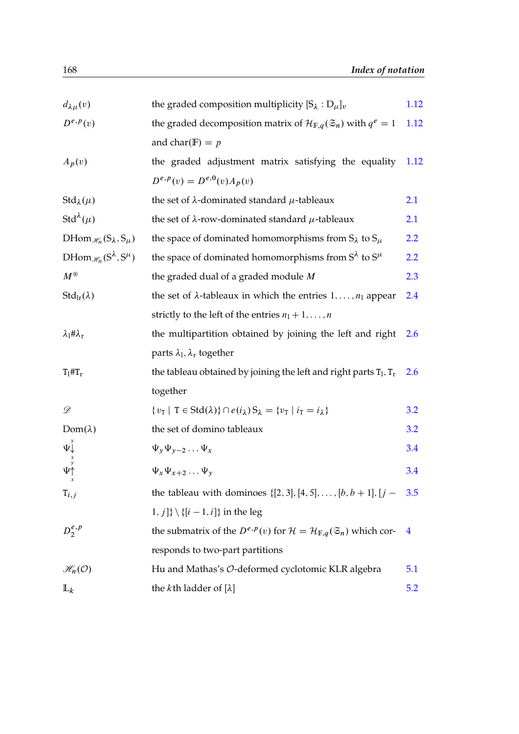| | | |
|---|---|---|
| $d_{\lambda\mu}(v)$ | the graded composition multiplicity $[\mathrm{S}_\lambda : \mathrm{D}_\mu]_v$ | 1.12 |
| $D^{e,p}(v)$ | the graded decomposition matrix of $\mathcal{H}_{\mathbb{F},q}(\mathfrak{S}_n)$ with $q^e = 1$ and $\mathrm{char}(\mathbb{F}) = p$ | 1.12 |
| $A_p(v)$ | the graded adjustment matrix satisfying the equality $D^{e,p}(v) = D^{e,0}(v)A_p(v)$ | 1.12 |
| $\mathrm{Std}_\lambda(\mu)$ | the set of $\lambda$-dominated standard $\mu$-tableaux | 2.1 |
| $\mathrm{Std}^\lambda(\mu)$ | the set of $\lambda$-row-dominated standard $\mu$-tableaux | 2.1 |
| $\mathrm{DHom}_{\mathscr{H}_n}(\mathrm{S}_\lambda, \mathrm{S}_\mu)$ | the space of dominated homomorphisms from $\mathrm{S}_\lambda$ to $\mathrm{S}_\mu$ | 2.2 |
| $\mathrm{DHom}_{\mathscr{H}_n}(\mathrm{S}^\lambda, \mathrm{S}^\mu)$ | the space of dominated homomorphisms from $\mathrm{S}^\lambda$ to $\mathrm{S}^\mu$ | 2.2 |
| $M^\circledast$ | the graded dual of a graded module $M$ | 2.3 |
| $\mathrm{Std}_{\mathrm{lr}}(\lambda)$ | the set of $\lambda$-tableaux in which the entries $1, \ldots, n_{\mathrm{l}}$ appear strictly to the left of the entries $n_{\mathrm{l}} + 1, \ldots, n$ | 2.4 |
| $\lambda_{\mathrm{l}}\#\lambda_{\mathrm{r}}$ | the multipartition obtained by joining the left and right parts $\lambda_{\mathrm{l}}, \lambda_{\mathrm{r}}$ together | 2.6 |
| $\mathtt{T}_{\mathrm{l}}\#\mathtt{T}_{\mathrm{r}}$ | the tableau obtained by joining the left and right parts $\mathtt{T}_{\mathrm{l}}, \mathtt{T}_{\mathrm{r}}$ together | 2.6 |
| $\mathscr{D}$ | $\{v_{\mathtt{T}} \mid \mathtt{T} \in \mathrm{Std}(\lambda)\} \cap e(i_\lambda)\,\mathrm{S}_\lambda = \{v_{\mathtt{T}} \mid i_{\mathtt{T}} = i_\lambda\}$ | 3.2 |
| $\mathrm{Dom}(\lambda)$ | the set of domino tableaux | 3.2 |
| $\Psi\overset{y}{\underset{x}{\downarrow}}$ | $\Psi_y \Psi_{y-2} \ldots \Psi_x$ | 3.4 |
| $\Psi\overset{y}{\underset{x}{\uparrow}}$ | $\Psi_x \Psi_{x+2} \ldots \Psi_y$ | 3.4 |
| $\mathtt{T}_{i,j}$ | the tableau with dominoes $\{[2,3],[4,5],\ldots,[b,b+1],[j-1,j]\} \setminus \{[i-1,i]\}$ in the leg | 3.5 |
| $D_2^{e,p}$ | the submatrix of the $D^{e,p}(v)$ for $\mathcal{H} = \mathcal{H}_{\mathbb{F},q}(\mathfrak{S}_n)$ which corresponds to two-part partitions | 4 |
| $\mathscr{H}_n(\mathcal{O})$ | Hu and Mathas's $\mathcal{O}$-deformed cyclotomic KLR algebra | 5.1 |
| $\mathbb{L}_k$ | the $k$th ladder of $[\lambda]$ | 5.2 |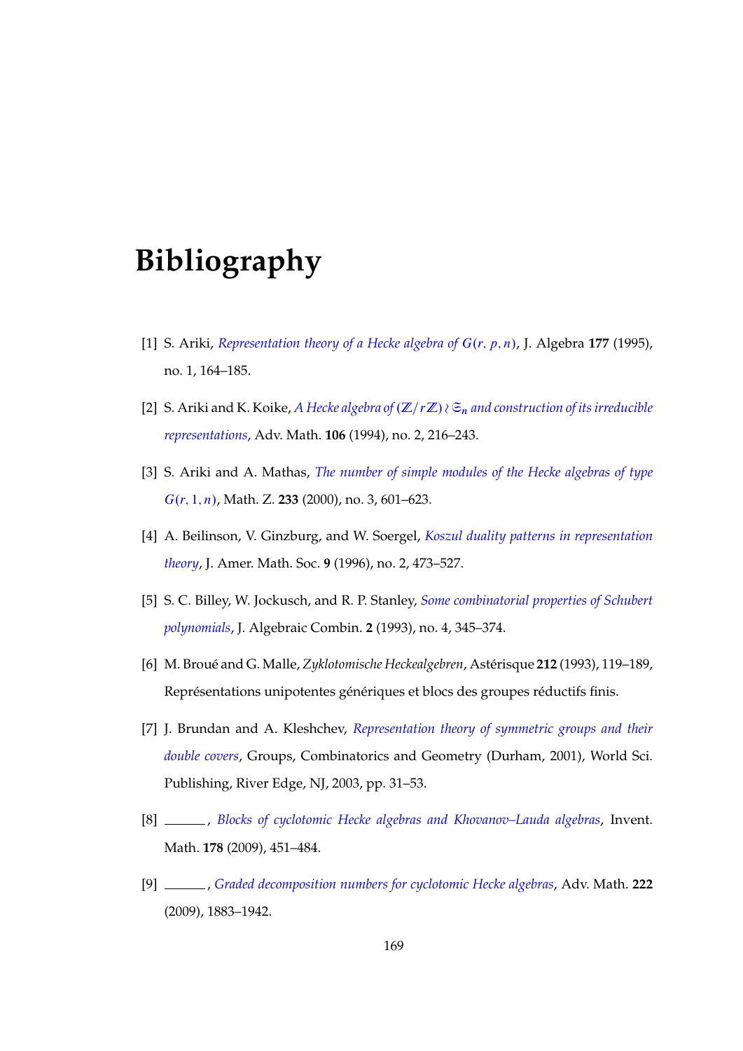# Bibliography

[1] S. Ariki, *Representation theory of a Hecke algebra of $G(r, p, n)$*, J. Algebra **177** (1995), no. 1, 164–185.

[2] S. Ariki and K. Koike, *A Hecke algebra of $(\mathbb{Z}/r\mathbb{Z}) \wr \mathfrak{S}_n$ and construction of its irreducible representations*, Adv. Math. **106** (1994), no. 2, 216–243.

[3] S. Ariki and A. Mathas, *The number of simple modules of the Hecke algebras of type $G(r, 1, n)$*, Math. Z. **233** (2000), no. 3, 601–623.

[4] A. Beilinson, V. Ginzburg, and W. Soergel, *Koszul duality patterns in representation theory*, J. Amer. Math. Soc. **9** (1996), no. 2, 473–527.

[5] S. C. Billey, W. Jockusch, and R. P. Stanley, *Some combinatorial properties of Schubert polynomials*, J. Algebraic Combin. **2** (1993), no. 4, 345–374.

[6] M. Broué and G. Malle, *Zyklotomische Heckealgebren*, Astérisque **212** (1993), 119–189, Représentations unipotentes génériques et blocs des groupes réductifs finis.

[7] J. Brundan and A. Kleshchev, *Representation theory of symmetric groups and their double covers*, Groups, Combinatorics and Geometry (Durham, 2001), World Sci. Publishing, River Edge, NJ, 2003, pp. 31–53.

[8] ______, *Blocks of cyclotomic Hecke algebras and Khovanov–Lauda algebras*, Invent. Math. **178** (2009), 451–484.

[9] ______, *Graded decomposition numbers for cyclotomic Hecke algebras*, Adv. Math. **222** (2009), 1883–1942.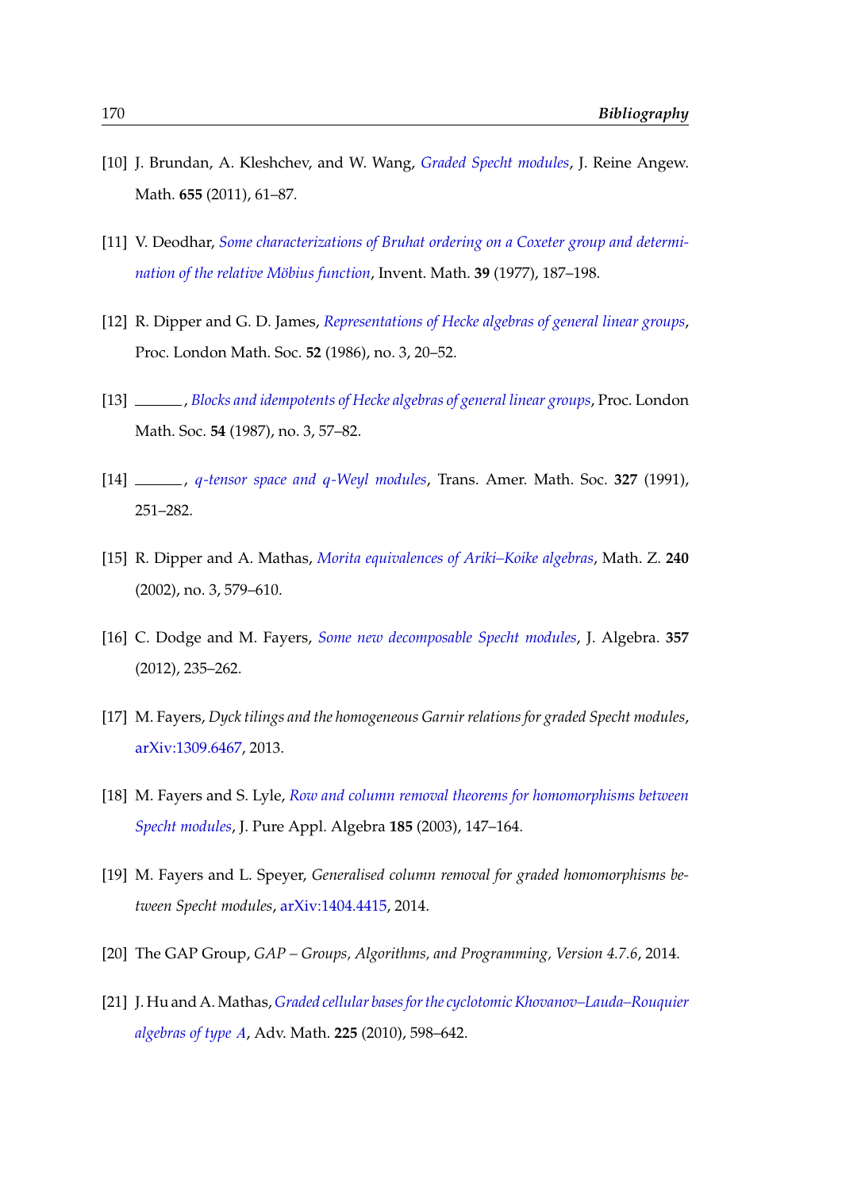[10] J. Brundan, A. Kleshchev, and W. Wang, *Graded Specht modules*, J. Reine Angew. Math. **655** (2011), 61–87.

[11] V. Deodhar, *Some characterizations of Bruhat ordering on a Coxeter group and determination of the relative Möbius function*, Invent. Math. **39** (1977), 187–198.

[12] R. Dipper and G. D. James, *Representations of Hecke algebras of general linear groups*, Proc. London Math. Soc. **52** (1986), no. 3, 20–52.

[13] ______, *Blocks and idempotents of Hecke algebras of general linear groups*, Proc. London Math. Soc. **54** (1987), no. 3, 57–82.

[14] ______, *$q$-tensor space and $q$-Weyl modules*, Trans. Amer. Math. Soc. **327** (1991), 251–282.

[15] R. Dipper and A. Mathas, *Morita equivalences of Ariki–Koike algebras*, Math. Z. **240** (2002), no. 3, 579–610.

[16] C. Dodge and M. Fayers, *Some new decomposable Specht modules*, J. Algebra. **357** (2012), 235–262.

[17] M. Fayers, *Dyck tilings and the homogeneous Garnir relations for graded Specht modules*, arXiv:1309.6467, 2013.

[18] M. Fayers and S. Lyle, *Row and column removal theorems for homomorphisms between Specht modules*, J. Pure Appl. Algebra **185** (2003), 147–164.

[19] M. Fayers and L. Speyer, *Generalised column removal for graded homomorphisms between Specht modules*, arXiv:1404.4415, 2014.

[20] The GAP Group, *GAP – Groups, Algorithms, and Programming, Version 4.7.6*, 2014.

[21] J. Hu and A. Mathas, *Graded cellular bases for the cyclotomic Khovanov–Lauda–Rouquier algebras of type A*, Adv. Math. **225** (2010), 598–642.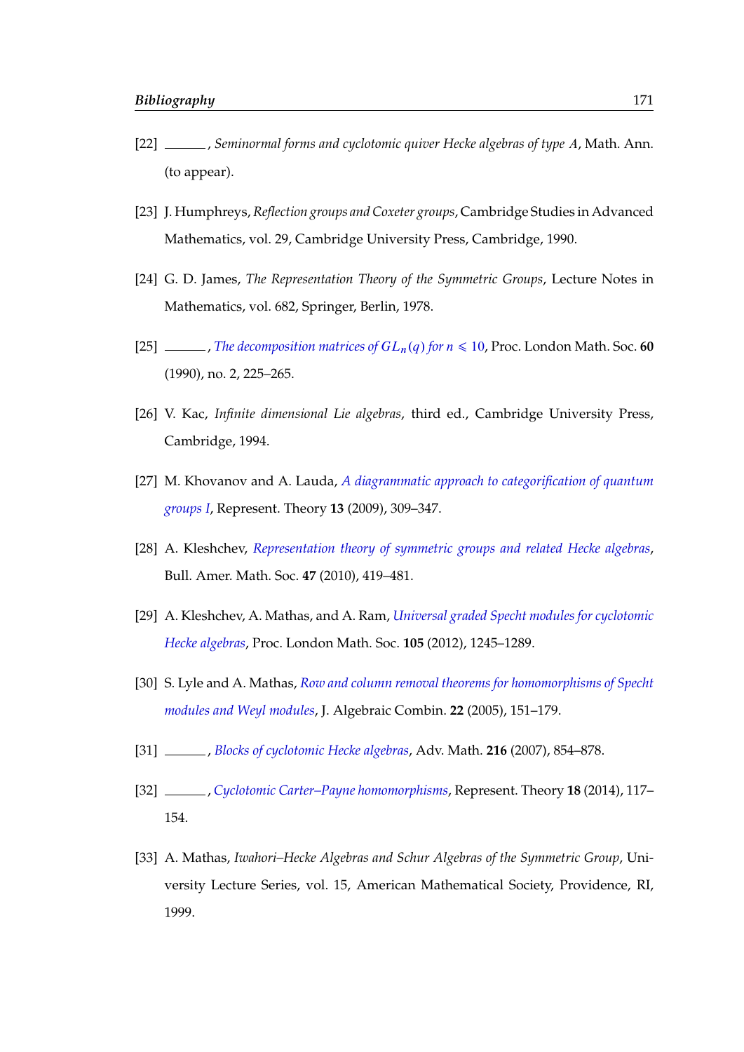[22] ______, *Seminormal forms and cyclotomic quiver Hecke algebras of type $A$*, Math. Ann. (to appear).

[23] J. Humphreys, *Reflection groups and Coxeter groups*, Cambridge Studies in Advanced Mathematics, vol. 29, Cambridge University Press, Cambridge, 1990.

[24] G. D. James, *The Representation Theory of the Symmetric Groups*, Lecture Notes in Mathematics, vol. 682, Springer, Berlin, 1978.

[25] ______, *The decomposition matrices of $GL_n(q)$ for $n \leqslant 10$*, Proc. London Math. Soc. **60** (1990), no. 2, 225–265.

[26] V. Kac, *Infinite dimensional Lie algebras*, third ed., Cambridge University Press, Cambridge, 1994.

[27] M. Khovanov and A. Lauda, *A diagrammatic approach to categorification of quantum groups I*, Represent. Theory **13** (2009), 309–347.

[28] A. Kleshchev, *Representation theory of symmetric groups and related Hecke algebras*, Bull. Amer. Math. Soc. **47** (2010), 419–481.

[29] A. Kleshchev, A. Mathas, and A. Ram, *Universal graded Specht modules for cyclotomic Hecke algebras*, Proc. London Math. Soc. **105** (2012), 1245–1289.

[30] S. Lyle and A. Mathas, *Row and column removal theorems for homomorphisms of Specht modules and Weyl modules*, J. Algebraic Combin. **22** (2005), 151–179.

[31] ______, *Blocks of cyclotomic Hecke algebras*, Adv. Math. **216** (2007), 854–878.

[32] ______, *Cyclotomic Carter–Payne homomorphisms*, Represent. Theory **18** (2014), 117–154.

[33] A. Mathas, *Iwahori–Hecke Algebras and Schur Algebras of the Symmetric Group*, University Lecture Series, vol. 15, American Mathematical Society, Providence, RI, 1999.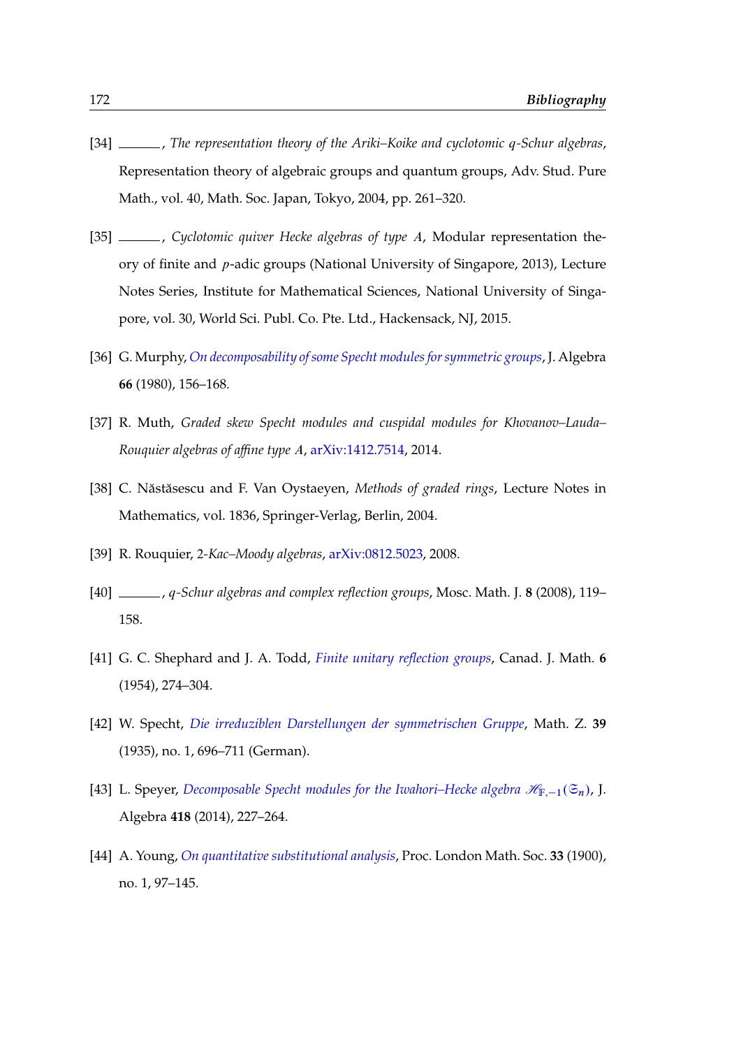[34] ——, *The representation theory of the Ariki–Koike and cyclotomic q-Schur algebras*, Representation theory of algebraic groups and quantum groups, Adv. Stud. Pure Math., vol. 40, Math. Soc. Japan, Tokyo, 2004, pp. 261–320.

[35] ——, *Cyclotomic quiver Hecke algebras of type A*, Modular representation theory of finite and $p$-adic groups (National University of Singapore, 2013), Lecture Notes Series, Institute for Mathematical Sciences, National University of Singapore, vol. 30, World Sci. Publ. Co. Pte. Ltd., Hackensack, NJ, 2015.

[36] G. Murphy, *On decomposability of some Specht modules for symmetric groups*, J. Algebra **66** (1980), 156–168.

[37] R. Muth, *Graded skew Specht modules and cuspidal modules for Khovanov–Lauda–Rouquier algebras of affine type A*, arXiv:1412.7514, 2014.

[38] C. Năstăsescu and F. Van Oystaeyen, *Methods of graded rings*, Lecture Notes in Mathematics, vol. 1836, Springer-Verlag, Berlin, 2004.

[39] R. Rouquier, *2-Kac–Moody algebras*, arXiv:0812.5023, 2008.

[40] ——, *q-Schur algebras and complex reflection groups*, Mosc. Math. J. **8** (2008), 119–158.

[41] G. C. Shephard and J. A. Todd, *Finite unitary reflection groups*, Canad. J. Math. **6** (1954), 274–304.

[42] W. Specht, *Die irreduziblen Darstellungen der symmetrischen Gruppe*, Math. Z. **39** (1935), no. 1, 696–711 (German).

[43] L. Speyer, *Decomposable Specht modules for the Iwahori–Hecke algebra $\mathscr{H}_{\mathbb{F},-1}(\mathfrak{S}_n)$*, J. Algebra **418** (2014), 227–264.

[44] A. Young, *On quantitative substitutional analysis*, Proc. London Math. Soc. **33** (1900), no. 1, 97–145.